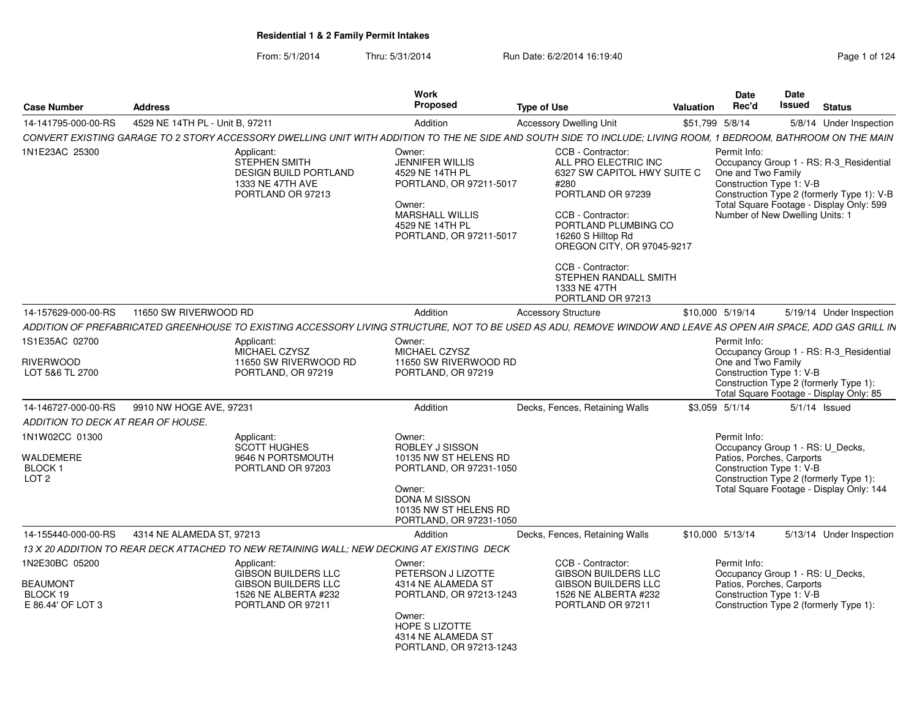# Residential 1 & 2 Family Permit Intakes

From: 5/1/2014 Thru: 5/31/2014 Run Date: 6/2/2014 16:19:40

| Case Number | Address | Work Proposed | Type of Use | Valuation | Date Rec'd | Date Issued | Status |
|---|---|---|---|---|---|---|---|
| 14-141795-000-00-RS | 4529 NE 14TH PL - Unit B, 97211 | Addition | Accessory Dwelling Unit | $51,799 | 5/8/14 | 5/8/14 | Under Inspection |

CONVERT EXISTING GARAGE TO 2 STORY ACCESSORY DWELLING UNIT WITH ADDITION TO THE NE SIDE AND SOUTH SIDE TO INCLUDE; LIVING ROOM, 1 BEDROOM, BATHROOM ON THE MAIN

1N1E23AC 25300

Applicant:
STEPHEN SMITH
DESIGN BUILD PORTLAND
1333 NE 47TH AVE
PORTLAND OR 97213

Owner:
JENNIFER WILLIS
4529 NE 14TH PL
PORTLAND, OR 97211-5017

Owner:
MARSHALL WILLIS
4529 NE 14TH PL
PORTLAND, OR 97211-5017

CCB - Contractor:
ALL PRO ELECTRIC INC
6327 SW CAPITOL HWY SUITE C #280
PORTLAND OR 97239

CCB - Contractor:
PORTLAND PLUMBING CO
16260 S Hilltop Rd
OREGON CITY, OR 97045-9217

CCB - Contractor:
STEPHEN RANDALL SMITH
1333 NE 47TH
PORTLAND OR 97213

Permit Info:
Occupancy Group 1 - RS: R-3_Residential One and Two Family
Construction Type 1: V-B
Construction Type 2 (formerly Type 1): V-B
Total Square Footage - Display Only: 599
Number of New Dwelling Units: 1

| Case Number | Address | Work Proposed | Type of Use | Valuation | Date Rec'd | Date Issued | Status |
|---|---|---|---|---|---|---|---|
| 14-157629-000-00-RS | 11650 SW RIVERWOOD RD | Addition | Accessory Structure | $10,000 | 5/19/14 | 5/19/14 | Under Inspection |

ADDITION OF PREFABRICATED GREENHOUSE TO EXISTING ACCESSORY LIVING STRUCTURE, NOT TO BE USED AS ADU, REMOVE WINDOW AND LEAVE AS OPEN AIR SPACE, ADD GAS GRILL IN

1S1E35AC 02700

RIVERWOOD
LOT 5&6 TL 2700

Applicant:
MICHAEL CZYSZ
11650 SW RIVERWOOD RD
PORTLAND, OR 97219

Owner:
MICHAEL CZYSZ
11650 SW RIVERWOOD RD
PORTLAND, OR 97219

Permit Info:
Occupancy Group 1 - RS: R-3_Residential One and Two Family
Construction Type 1: V-B
Construction Type 2 (formerly Type 1):
Total Square Footage - Display Only: 85

| Case Number | Address | Work Proposed | Type of Use | Valuation | Date Rec'd | Date Issued | Status |
|---|---|---|---|---|---|---|---|
| 14-146727-000-00-RS | 9910 NW HOGE AVE, 97231 | Addition | Decks, Fences, Retaining Walls | $3,059 | 5/1/14 | 5/1/14 | Issued |

ADDITION TO DECK AT REAR OF HOUSE.

1N1W02CC 01300

WALDEMERE
BLOCK 1
LOT 2

Applicant:
SCOTT HUGHES
9646 N PORTSMOUTH
PORTLAND OR 97203

Owner:
ROBLEY J SISSON
10135 NW ST HELENS RD
PORTLAND, OR 97231-1050

Owner:
DONA M SISSON
10135 NW ST HELENS RD
PORTLAND, OR 97231-1050

Permit Info:
Occupancy Group 1 - RS: U_Decks, Patios, Porches, Carports
Construction Type 1: V-B
Construction Type 2 (formerly Type 1):
Total Square Footage - Display Only: 144

| Case Number | Address | Work Proposed | Type of Use | Valuation | Date Rec'd | Date Issued | Status |
|---|---|---|---|---|---|---|---|
| 14-155440-000-00-RS | 4314 NE ALAMEDA ST, 97213 | Addition | Decks, Fences, Retaining Walls | $10,000 | 5/13/14 | 5/13/14 | Under Inspection |

13 X 20 ADDITION TO REAR DECK ATTACHED TO NEW RETAINING WALL; NEW DECKING AT EXISTING DECK

1N2E30BC 05200

BEAUMONT
BLOCK 19
E 86.44' OF LOT 3

Applicant:
GIBSON BUILDERS LLC
GIBSON BUILDERS LLC
1526 NE ALBERTA #232
PORTLAND OR 97211

Owner:
PETERSON J LIZOTTE
4314 NE ALAMEDA ST
PORTLAND, OR 97213-1243

Owner:
HOPE S LIZOTTE
4314 NE ALAMEDA ST
PORTLAND, OR 97213-1243

CCB - Contractor:
GIBSON BUILDERS LLC
GIBSON BUILDERS LLC
1526 NE ALBERTA #232
PORTLAND OR 97211

Permit Info:
Occupancy Group 1 - RS: U_Decks, Patios, Porches, Carports
Construction Type 1: V-B
Construction Type 2 (formerly Type 1):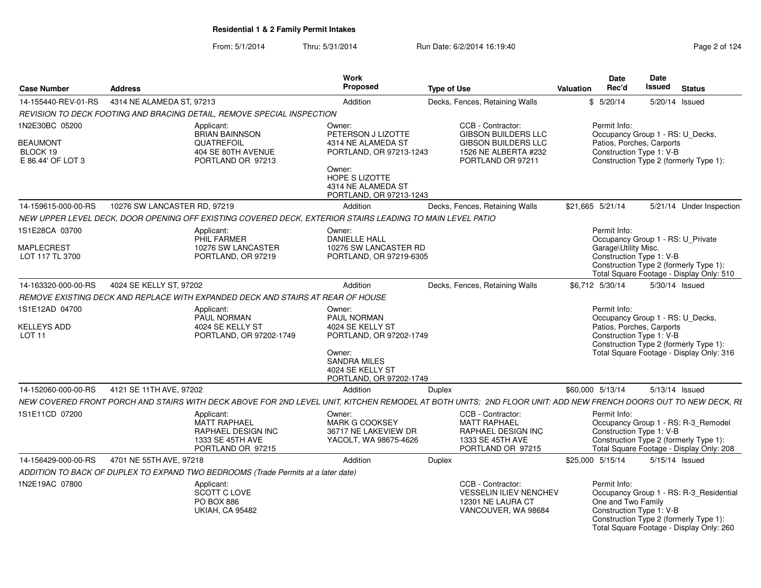# Residential 1 & 2 Family Permit Intakes

From: 5/1/2014 Thru: 5/31/2014 Run Date: 6/2/2014 16:19:40

| Case Number | Address | Work Proposed | Type of Use | Valuation | Date Rec'd | Date Issued | Status |
|---|---|---|---|---|---|---|---|
| 14-155440-REV-01-RS | 4314 NE ALAMEDA ST, 97213 | Addition | Decks, Fences, Retaining Walls | $ | 5/20/14 | 5/20/14 | Issued |

*REVISION TO DECK FOOTING AND BRACING DETAIL, REMOVE SPECIAL INSPECTION*

1N2E30BC 05200
BEAUMONT
BLOCK 19
E 86.44' OF LOT 3

Applicant:
BRIAN BAINNSON
QUATREFOIL
404 SE 80TH AVENUE
PORTLAND OR 97213

Owner:
PETERSON J LIZOTTE
4314 NE ALAMEDA ST
PORTLAND, OR 97213-1243

Owner:
HOPE S LIZOTTE
4314 NE ALAMEDA ST
PORTLAND, OR 97213-1243

CCB - Contractor:
GIBSON BUILDERS LLC
GIBSON BUILDERS LLC
1526 NE ALBERTA #232
PORTLAND OR 97211

Permit Info:
Occupancy Group 1 - RS: U_Decks, Patios, Porches, Carports
Construction Type 1: V-B
Construction Type 2 (formerly Type 1):

---

| Case Number | Address | Work Proposed | Type of Use | Valuation | Date Rec'd | Date Issued | Status |
|---|---|---|---|---|---|---|---|
| 14-159615-000-00-RS | 10276 SW LANCASTER RD, 97219 | Addition | Decks, Fences, Retaining Walls | $21,665 | 5/21/14 | 5/21/14 | Under Inspection |

*NEW UPPER LEVEL DECK, DOOR OPENING OFF EXISTING COVERED DECK, EXTERIOR STAIRS LEADING TO MAIN LEVEL PATIO*

1S1E28CA 03700
MAPLECREST
LOT 117 TL 3700

Applicant:
PHIL FARMER
10276 SW LANCASTER
PORTLAND, OR 97219

Owner:
DANIELLE HALL
10276 SW LANCASTER RD
PORTLAND, OR 97219-6305

Permit Info:
Occupancy Group 1 - RS: U_Private Garage\Utility Misc.
Construction Type 1: V-B
Construction Type 2 (formerly Type 1):
Total Square Footage - Display Only: 510

---

| Case Number | Address | Work Proposed | Type of Use | Valuation | Date Rec'd | Date Issued | Status |
|---|---|---|---|---|---|---|---|
| 14-163320-000-00-RS | 4024 SE KELLY ST, 97202 | Addition | Decks, Fences, Retaining Walls | $6,712 | 5/30/14 | 5/30/14 | Issued |

*REMOVE EXISTING DECK AND REPLACE WITH EXPANDED DECK AND STAIRS AT REAR OF HOUSE*

1S1E12AD 04700
KELLEYS ADD
LOT 11

Applicant:
PAUL NORMAN
4024 SE KELLY ST
PORTLAND, OR 97202-1749

Owner:
PAUL NORMAN
4024 SE KELLY ST
PORTLAND, OR 97202-1749

Owner:
SANDRA MILES
4024 SE KELLY ST
PORTLAND, OR 97202-1749

Permit Info:
Occupancy Group 1 - RS: U_Decks, Patios, Porches, Carports
Construction Type 1: V-B
Construction Type 2 (formerly Type 1):
Total Square Footage - Display Only: 316

---

| Case Number | Address | Work Proposed | Type of Use | Valuation | Date Rec'd | Date Issued | Status |
|---|---|---|---|---|---|---|---|
| 14-152060-000-00-RS | 4121 SE 11TH AVE, 97202 | Addition | Duplex | $60,000 | 5/13/14 | 5/13/14 | Issued |

*NEW COVERED FRONT PORCH AND STAIRS WITH DECK ABOVE FOR 2ND LEVEL UNIT, KITCHEN REMODEL AT BOTH UNITS; 2ND FLOOR UNIT: ADD NEW FRENCH DOORS OUT TO NEW DECK, RE*

1S1E11CD 07200

Applicant:
MATT RAPHAEL
RAPHAEL DESIGN INC
1333 SE 45TH AVE
PORTLAND OR 97215

Owner:
MARK G COOKSEY
36717 NE LAKEVIEW DR
YACOLT, WA 98675-4626

CCB - Contractor:
MATT RAPHAEL
RAPHAEL DESIGN INC
1333 SE 45TH AVE
PORTLAND OR 97215

Permit Info:
Occupancy Group 1 - RS: R-3_Remodel
Construction Type 1: V-B
Construction Type 2 (formerly Type 1):
Total Square Footage - Display Only: 208

---

| Case Number | Address | Work Proposed | Type of Use | Valuation | Date Rec'd | Date Issued | Status |
|---|---|---|---|---|---|---|---|
| 14-156429-000-00-RS | 4701 NE 55TH AVE, 97218 | Addition | Duplex | $25,000 | 5/15/14 | 5/15/14 | Issued |

*ADDITION TO BACK OF DUPLEX TO EXPAND TWO BEDROOMS (Trade Permits at a later date)*

1N2E19AC 07800

Applicant:
SCOTT C LOVE
PO BOX 886
UKIAH, CA 95482

CCB - Contractor:
VESSELIN ILIEV NENCHEV
12301 NE LAURA CT
VANCOUVER, WA 98684

Permit Info:
Occupancy Group 1 - RS: R-3_Residential One and Two Family
Construction Type 1: V-B
Construction Type 2 (formerly Type 1):
Total Square Footage - Display Only: 260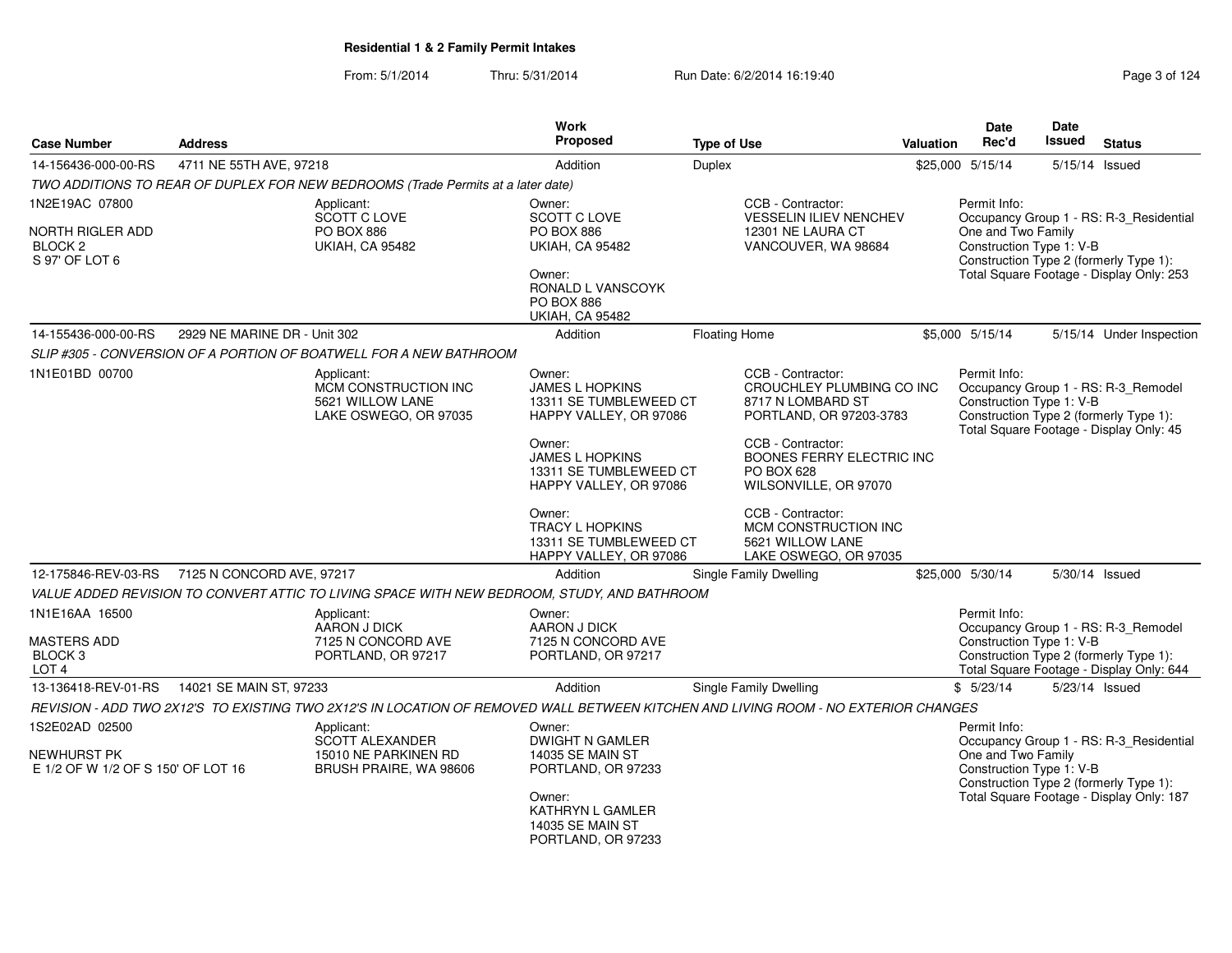## Residential 1 & 2 Family Permit Intakes

From: 5/1/2014 Thru: 5/31/2014 Run Date: 6/2/2014 16:19:40

| Case Number | Address | Work Proposed | Type of Use | Valuation | Date Rec'd | Date Issued | Status |
|---|---|---|---|---|---|---|---|
| 14-156436-000-00-RS | 4711 NE 55TH AVE, 97218 | Addition | Duplex | $25,000 | 5/15/14 | 5/15/14 | Issued |

*TWO ADDITIONS TO REAR OF DUPLEX FOR NEW BEDROOMS (Trade Permits at a later date)*

1N2E19AC 07800
NORTH RIGLER ADD
BLOCK 2
S 97' OF LOT 6

Applicant:
SCOTT C LOVE
PO BOX 886
UKIAH, CA 95482

Owner:
SCOTT C LOVE
PO BOX 886
UKIAH, CA 95482

Owner:
RONALD L VANSCOYK
PO BOX 886
UKIAH, CA 95482

CCB - Contractor:
VESSELIN ILIEV NENCHEV
12301 NE LAURA CT
VANCOUVER, WA 98684

Permit Info:
Occupancy Group 1 - RS: R-3_Residential One and Two Family
Construction Type 1: V-B
Construction Type 2 (formerly Type 1):
Total Square Footage - Display Only: 253

| Case Number | Address | Work Proposed | Type of Use | Valuation | Date Rec'd | Date Issued | Status |
|---|---|---|---|---|---|---|---|
| 14-155436-000-00-RS | 2929 NE MARINE DR - Unit 302 | Addition | Floating Home | $5,000 | 5/15/14 | 5/15/14 | Under Inspection |

*SLIP #305 - CONVERSION OF A PORTION OF BOATWELL FOR A NEW BATHROOM*

1N1E01BD 00700

Applicant:
MCM CONSTRUCTION INC
5621 WILLOW LANE
LAKE OSWEGO, OR 97035

Owner:
JAMES L HOPKINS
13311 SE TUMBLEWEED CT
HAPPY VALLEY, OR 97086

Owner:
JAMES L HOPKINS
13311 SE TUMBLEWEED CT
HAPPY VALLEY, OR 97086

Owner:
TRACY L HOPKINS
13311 SE TUMBLEWEED CT
HAPPY VALLEY, OR 97086

CCB - Contractor:
CROUCHLEY PLUMBING CO INC
8717 N LOMBARD ST
PORTLAND, OR 97203-3783

CCB - Contractor:
BOONES FERRY ELECTRIC INC
PO BOX 628
WILSONVILLE, OR 97070

CCB - Contractor:
MCM CONSTRUCTION INC
5621 WILLOW LANE
LAKE OSWEGO, OR 97035

Permit Info:
Occupancy Group 1 - RS: R-3_Remodel
Construction Type 1: V-B
Construction Type 2 (formerly Type 1):
Total Square Footage - Display Only: 45

| Case Number | Address | Work Proposed | Type of Use | Valuation | Date Rec'd | Date Issued | Status |
|---|---|---|---|---|---|---|---|
| 12-175846-REV-03-RS | 7125 N CONCORD AVE, 97217 | Addition | Single Family Dwelling | $25,000 | 5/30/14 | 5/30/14 | Issued |

*VALUE ADDED REVISION TO CONVERT ATTIC TO LIVING SPACE WITH NEW BEDROOM, STUDY, AND BATHROOM*

1N1E16AA 16500
MASTERS ADD
BLOCK 3
LOT 4

Applicant:
AARON J DICK
7125 N CONCORD AVE
PORTLAND, OR 97217

Owner:
AARON J DICK
7125 N CONCORD AVE
PORTLAND, OR 97217

Permit Info:
Occupancy Group 1 - RS: R-3_Remodel
Construction Type 1: V-B
Construction Type 2 (formerly Type 1):
Total Square Footage - Display Only: 644

| Case Number | Address | Work Proposed | Type of Use | Valuation | Date Rec'd | Date Issued | Status |
|---|---|---|---|---|---|---|---|
| 13-136418-REV-01-RS | 14021 SE MAIN ST, 97233 | Addition | Single Family Dwelling | $ | 5/23/14 | 5/23/14 | Issued |

*REVISION - ADD TWO 2X12'S TO EXISTING TWO 2X12'S IN LOCATION OF REMOVED WALL BETWEEN KITCHEN AND LIVING ROOM - NO EXTERIOR CHANGES*

1S2E02AD 02500
NEWHURST PK
E 1/2 OF W 1/2 OF S 150' OF LOT 16

Applicant:
SCOTT ALEXANDER
15010 NE PARKINEN RD
BRUSH PRAIRE, WA 98606

Owner:
DWIGHT N GAMLER
14035 SE MAIN ST
PORTLAND, OR 97233

Owner:
KATHRYN L GAMLER
14035 SE MAIN ST
PORTLAND, OR 97233

Permit Info:
Occupancy Group 1 - RS: R-3_Residential One and Two Family
Construction Type 1: V-B
Construction Type 2 (formerly Type 1):
Total Square Footage - Display Only: 187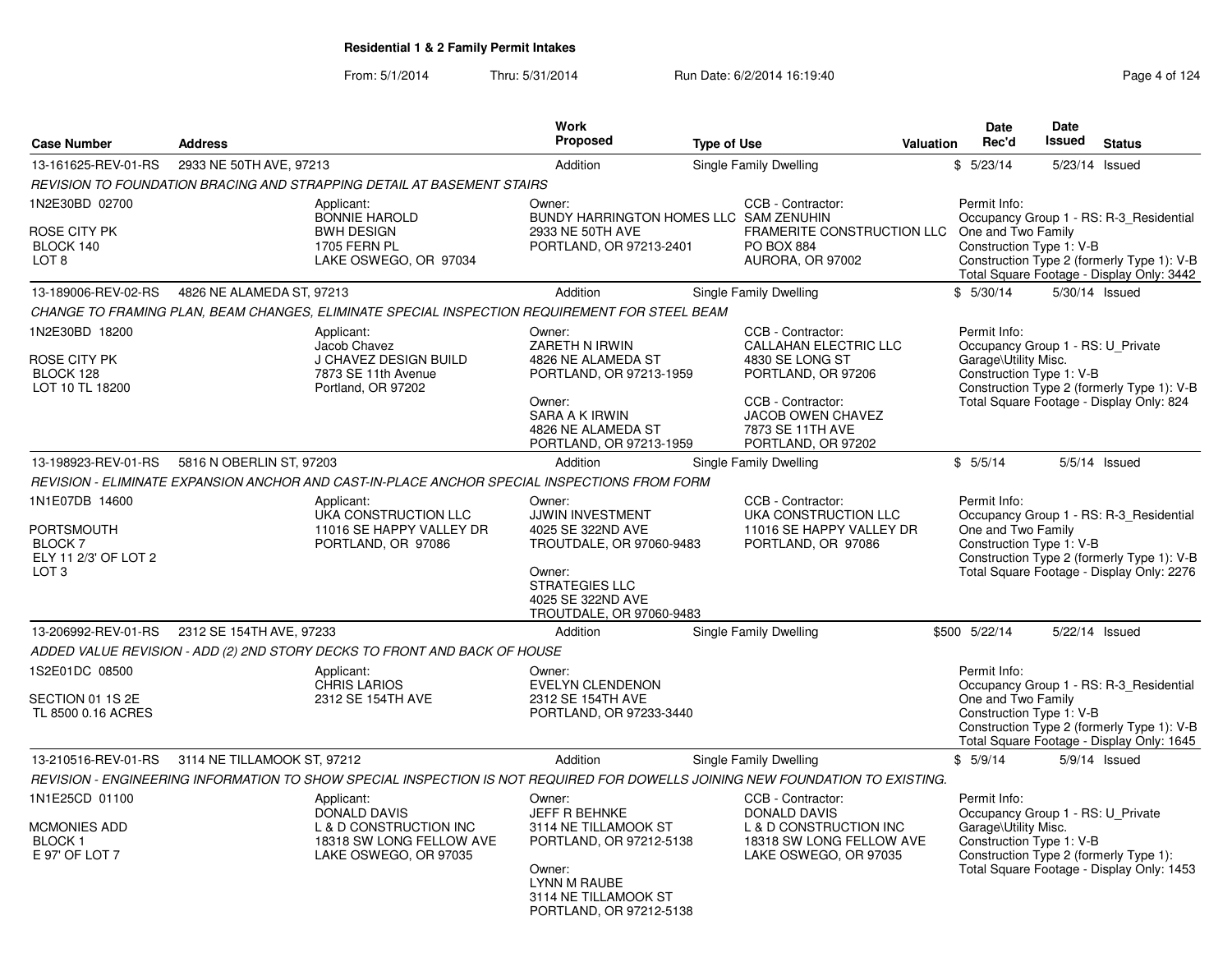**Residential 1 & 2 Family Permit Intakes**

From: 5/1/2014 Thru: 5/31/2014 Run Date: 6/2/2014 16:19:40

| Case Number | Address | Work Proposed | Type of Use | Valuation | Date Rec'd | Date Issued | Status |
|---|---|---|---|---|---|---|---|
| 13-161625-REV-01-RS | 2933 NE 50TH AVE, 97213 | Addition | Single Family Dwelling | $ | 5/23/14 | 5/23/14 | Issued |

*REVISION TO FOUNDATION BRACING AND STRAPPING DETAIL AT BASEMENT STAIRS*

1N2E30BD 02700
ROSE CITY PK
BLOCK 140
LOT 8

Applicant:
BONNIE HAROLD
BWH DESIGN
1705 FERN PL
LAKE OSWEGO, OR 97034

Owner:
BUNDY HARRINGTON HOMES LLC
2933 NE 50TH AVE
PORTLAND, OR 97213-2401

CCB - Contractor:
SAM ZENUHIN
FRAMERITE CONSTRUCTION LLC
PO BOX 884
AURORA, OR 97002

Permit Info:
Occupancy Group 1 - RS: R-3_Residential One and Two Family
Construction Type 1: V-B
Construction Type 2 (formerly Type 1): V-B
Total Square Footage - Display Only: 3442

| Case Number | Address | Work Proposed | Type of Use | Valuation | Date Rec'd | Date Issued | Status |
|---|---|---|---|---|---|---|---|
| 13-189006-REV-02-RS | 4826 NE ALAMEDA ST, 97213 | Addition | Single Family Dwelling | $ | 5/30/14 | 5/30/14 | Issued |

*CHANGE TO FRAMING PLAN, BEAM CHANGES, ELIMINATE SPECIAL INSPECTION REQUIREMENT FOR STEEL BEAM*

1N2E30BD 18200
ROSE CITY PK
BLOCK 128
LOT 10 TL 18200

Applicant:
Jacob Chavez
J CHAVEZ DESIGN BUILD
7873 SE 11th Avenue
Portland, OR 97202

Owner:
ZARETH N IRWIN
4826 NE ALAMEDA ST
PORTLAND, OR 97213-1959

Owner:
SARA A K IRWIN
4826 NE ALAMEDA ST
PORTLAND, OR 97213-1959

CCB - Contractor:
CALLAHAN ELECTRIC LLC
4830 SE LONG ST
PORTLAND, OR 97206

CCB - Contractor:
JACOB OWEN CHAVEZ
7873 SE 11TH AVE
PORTLAND, OR 97202

Permit Info:
Occupancy Group 1 - RS: U_Private Garage\Utility Misc.
Construction Type 1: V-B
Construction Type 2 (formerly Type 1): V-B
Total Square Footage - Display Only: 824

| Case Number | Address | Work Proposed | Type of Use | Valuation | Date Rec'd | Date Issued | Status |
|---|---|---|---|---|---|---|---|
| 13-198923-REV-01-RS | 5816 N OBERLIN ST, 97203 | Addition | Single Family Dwelling | $ | 5/5/14 | 5/5/14 | Issued |

*REVISION - ELIMINATE EXPANSION ANCHOR AND CAST-IN-PLACE ANCHOR SPECIAL INSPECTIONS FROM FORM*

1N1E07DB 14600
PORTSMOUTH
BLOCK 7
ELY 11 2/3' OF LOT 2
LOT 3

Applicant:
UKA CONSTRUCTION LLC
11016 SE HAPPY VALLEY DR
PORTLAND, OR 97086

Owner:
JJWIN INVESTMENT
4025 SE 322ND AVE
TROUTDALE, OR 97060-9483

Owner:
STRATEGIES LLC
4025 SE 322ND AVE
TROUTDALE, OR 97060-9483

CCB - Contractor:
UKA CONSTRUCTION LLC
11016 SE HAPPY VALLEY DR
PORTLAND, OR 97086

Permit Info:
Occupancy Group 1 - RS: R-3_Residential One and Two Family
Construction Type 1: V-B
Construction Type 2 (formerly Type 1): V-B
Total Square Footage - Display Only: 2276

| Case Number | Address | Work Proposed | Type of Use | Valuation | Date Rec'd | Date Issued | Status |
|---|---|---|---|---|---|---|---|
| 13-206992-REV-01-RS | 2312 SE 154TH AVE, 97233 | Addition | Single Family Dwelling | $500 | 5/22/14 | 5/22/14 | Issued |

*ADDED VALUE REVISION - ADD (2) 2ND STORY DECKS TO FRONT AND BACK OF HOUSE*

1S2E01DC 08500
SECTION 01 1S 2E
TL 8500 0.16 ACRES

Applicant:
CHRIS LARIOS
2312 SE 154TH AVE

Owner:
EVELYN CLENDENON
2312 SE 154TH AVE
PORTLAND, OR 97233-3440

Permit Info:
Occupancy Group 1 - RS: R-3_Residential One and Two Family
Construction Type 1: V-B
Construction Type 2 (formerly Type 1): V-B
Total Square Footage - Display Only: 1645

| Case Number | Address | Work Proposed | Type of Use | Valuation | Date Rec'd | Date Issued | Status |
|---|---|---|---|---|---|---|---|
| 13-210516-REV-01-RS | 3114 NE TILLAMOOK ST, 97212 | Addition | Single Family Dwelling | $ | 5/9/14 | 5/9/14 | Issued |

*REVISION - ENGINEERING INFORMATION TO SHOW SPECIAL INSPECTION IS NOT REQUIRED FOR DOWELLS JOINING NEW FOUNDATION TO EXISTING.*

1N1E25CD 01100
MCMONIES ADD
BLOCK 1
E 97' OF LOT 7

Applicant:
DONALD DAVIS
L & D CONSTRUCTION INC
18318 SW LONG FELLOW AVE
LAKE OSWEGO, OR 97035

Owner:
JEFF R BEHNKE
3114 NE TILLAMOOK ST
PORTLAND, OR 97212-5138

Owner:
LYNN M RAUBE
3114 NE TILLAMOOK ST
PORTLAND, OR 97212-5138

CCB - Contractor:
DONALD DAVIS
L & D CONSTRUCTION INC
18318 SW LONG FELLOW AVE
LAKE OSWEGO, OR 97035

Permit Info:
Occupancy Group 1 - RS: U_Private Garage\Utility Misc.
Construction Type 1: V-B
Construction Type 2 (formerly Type 1):
Total Square Footage - Display Only: 1453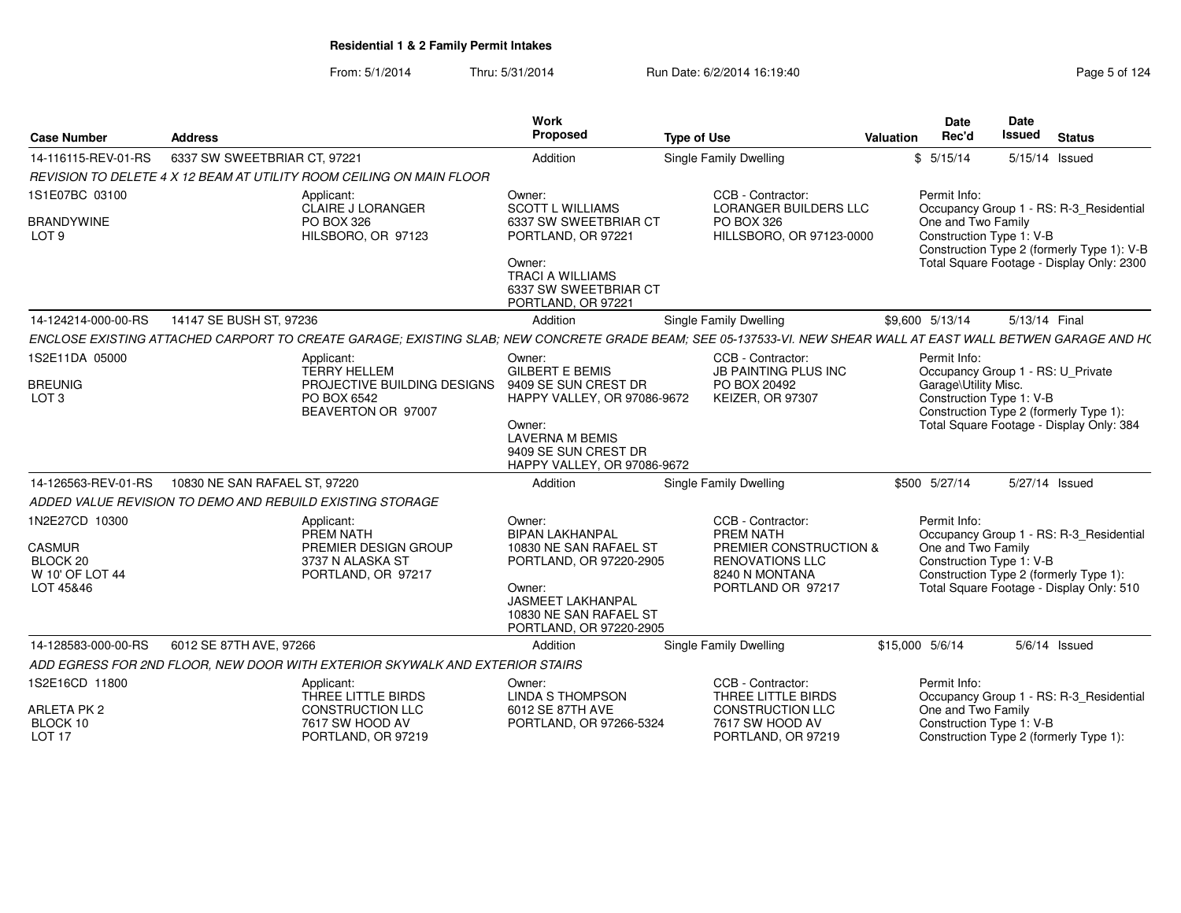# Residential 1 & 2 Family Permit Intakes

From: 5/1/2014 Thru: 5/31/2014 Run Date: 6/2/2014 16:19:40

| Case Number | Address | Work Proposed | Type of Use | Valuation | Date Rec'd | Date Issued | Status |
|---|---|---|---|---|---|---|---|
| 14-116115-REV-01-RS | 6337 SW SWEETBRIAR CT, 97221 | Addition | Single Family Dwelling | $ | 5/15/14 | 5/15/14 | Issued |
| *REVISION TO DELETE 4 X 12 BEAM AT UTILITY ROOM CEILING ON MAIN FLOOR* | | | | | | | |
| 1S1E07BC 03100<br>BRANDYWINE<br>LOT 9 | Applicant:<br>CLAIRE J LORANGER<br>PO BOX 326<br>HILSBORO, OR 97123 | Owner:<br>SCOTT L WILLIAMS<br>6337 SW SWEETBRIAR CT<br>PORTLAND, OR 97221<br>Owner:<br>TRACI A WILLIAMS<br>6337 SW SWEETBRIAR CT<br>PORTLAND, OR 97221 | CCB - Contractor:<br>LORANGER BUILDERS LLC<br>PO BOX 326<br>HILLSBORO, OR 97123-0000 | | Permit Info:<br>Occupancy Group 1 - RS: R-3_Residential One and Two Family<br>Construction Type 1: V-B<br>Construction Type 2 (formerly Type 1): V-B<br>Total Square Footage - Display Only: 2300 | | |
| 14-124214-000-00-RS | 14147 SE BUSH ST, 97236 | Addition | Single Family Dwelling | $9,600 | 5/13/14 | 5/13/14 | Final |
| *ENCLOSE EXISTING ATTACHED CARPORT TO CREATE GARAGE; EXISTING SLAB; NEW CONCRETE GRADE BEAM; SEE 05-137533-VI. NEW SHEAR WALL AT EAST WALL BETWEN GARAGE AND HC* | | | | | | | |
| 1S2E11DA 05000<br>BREUNIG<br>LOT 3 | Applicant:<br>TERRY HELLEM<br>PROJECTIVE BUILDING DESIGNS<br>PO BOX 6542<br>BEAVERTON OR 97007 | Owner:<br>GILBERT E BEMIS<br>9409 SE SUN CREST DR<br>HAPPY VALLEY, OR 97086-9672<br>Owner:<br>LAVERNA M BEMIS<br>9409 SE SUN CREST DR<br>HAPPY VALLEY, OR 97086-9672 | CCB - Contractor:<br>JB PAINTING PLUS INC<br>PO BOX 20492<br>KEIZER, OR 97307 | | Permit Info:<br>Occupancy Group 1 - RS: U_Private Garage\Utility Misc.<br>Construction Type 1: V-B<br>Construction Type 2 (formerly Type 1):<br>Total Square Footage - Display Only: 384 | | |
| 14-126563-REV-01-RS | 10830 NE SAN RAFAEL ST, 97220 | Addition | Single Family Dwelling | $500 | 5/27/14 | 5/27/14 | Issued |
| *ADDED VALUE REVISION TO DEMO AND REBUILD EXISTING STORAGE* | | | | | | | |
| 1N2E27CD 10300<br>CASMUR<br>BLOCK 20<br>W 10' OF LOT 44<br>LOT 45&46 | Applicant:<br>PREM NATH<br>PREMIER DESIGN GROUP<br>3737 N ALASKA ST<br>PORTLAND, OR 97217 | Owner:<br>BIPAN LAKHANPAL<br>10830 NE SAN RAFAEL ST<br>PORTLAND, OR 97220-2905<br>Owner:<br>JASMEET LAKHANPAL<br>10830 NE SAN RAFAEL ST<br>PORTLAND, OR 97220-2905 | CCB - Contractor:<br>PREM NATH<br>PREMIER CONSTRUCTION & RENOVATIONS LLC<br>8240 N MONTANA<br>PORTLAND OR 97217 | | Permit Info:<br>Occupancy Group 1 - RS: R-3_Residential One and Two Family<br>Construction Type 1: V-B<br>Construction Type 2 (formerly Type 1):<br>Total Square Footage - Display Only: 510 | | |
| 14-128583-000-00-RS | 6012 SE 87TH AVE, 97266 | Addition | Single Family Dwelling | $15,000 | 5/6/14 | 5/6/14 | Issued |
| *ADD EGRESS FOR 2ND FLOOR, NEW DOOR WITH EXTERIOR SKYWALK AND EXTERIOR STAIRS* | | | | | | | |
| 1S2E16CD 11800<br>ARLETA PK 2<br>BLOCK 10<br>LOT 17 | Applicant:<br>THREE LITTLE BIRDS CONSTRUCTION LLC<br>7617 SW HOOD AV<br>PORTLAND, OR 97219 | Owner:<br>LINDA S THOMPSON<br>6012 SE 87TH AVE<br>PORTLAND, OR 97266-5324 | CCB - Contractor:<br>THREE LITTLE BIRDS CONSTRUCTION LLC<br>7617 SW HOOD AV<br>PORTLAND, OR 97219 | | Permit Info:<br>Occupancy Group 1 - RS: R-3_Residential One and Two Family<br>Construction Type 1: V-B<br>Construction Type 2 (formerly Type 1): | | |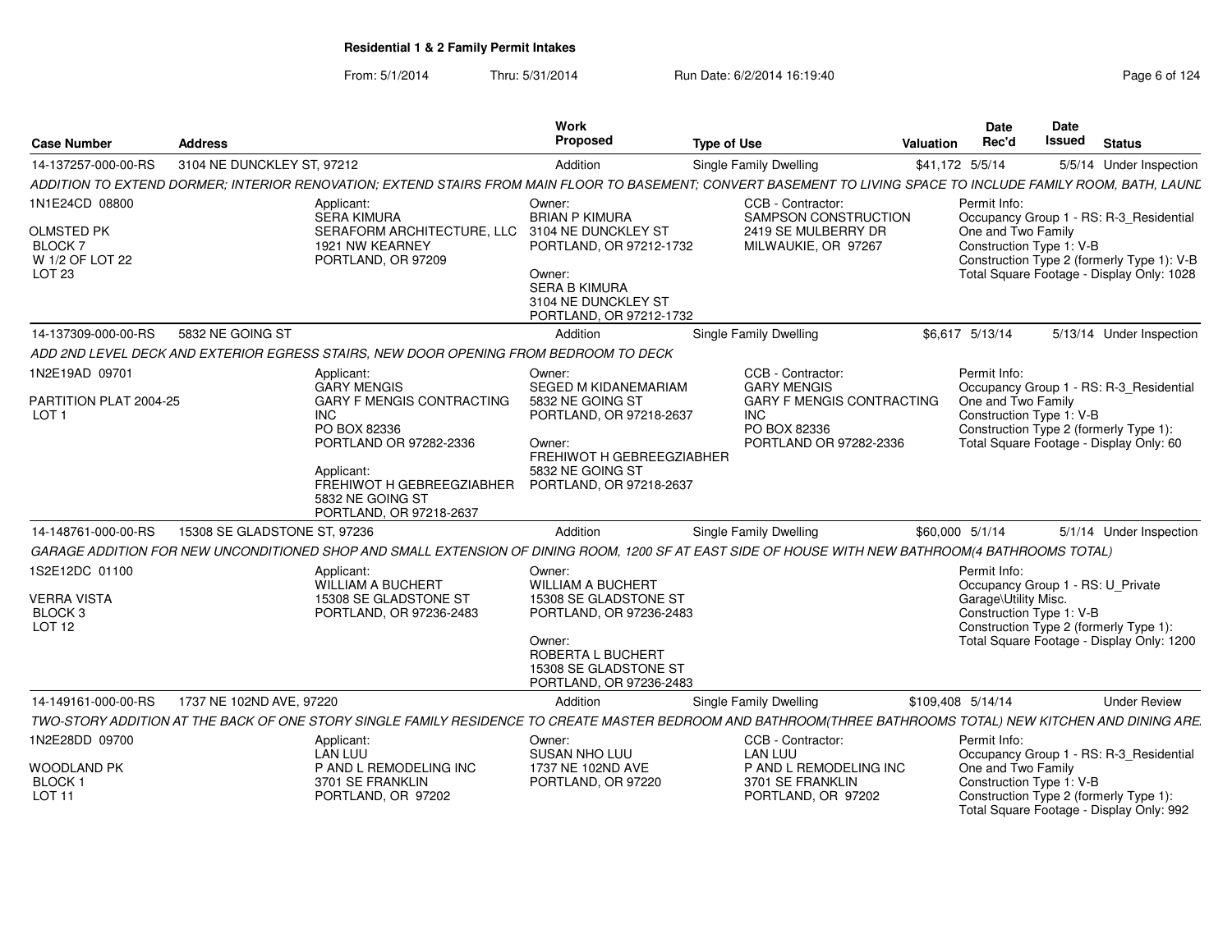**Residential 1 & 2 Family Permit Intakes**

From: 5/1/2014 Thru: 5/31/2014 Run Date: 6/2/2014 16:19:40

| Case Number | Address | Work Proposed | Type of Use | Valuation | Date Rec'd | Date Issued | Status |
|---|---|---|---|---|---|---|---|
| 14-137257-000-00-RS | 3104 NE DUNCKLEY ST, 97212 | Addition | Single Family Dwelling | $41,172 | 5/5/14 | 5/5/14 | Under Inspection |

ADDITION TO EXTEND DORMER; INTERIOR RENOVATION; EXTEND STAIRS FROM MAIN FLOOR TO BASEMENT; CONVERT BASEMENT TO LIVING SPACE TO INCLUDE FAMILY ROOM, BATH, LAUNL

1N1E24CD 08800
OLMSTED PK
BLOCK 7
W 1/2 OF LOT 22
LOT 23

Applicant:
SERA KIMURA
SERAFORM ARCHITECTURE, LLC
1921 NW KEARNEY
PORTLAND, OR 97209

Owner:
BRIAN P KIMURA
3104 NE DUNCKLEY ST
PORTLAND, OR 97212-1732

Owner:
SERA B KIMURA
3104 NE DUNCKLEY ST
PORTLAND, OR 97212-1732

CCB - Contractor:
SAMPSON CONSTRUCTION
2419 SE MULBERRY DR
MILWAUKIE, OR 97267

Permit Info:
Occupancy Group 1 - RS: R-3_Residential One and Two Family
Construction Type 1: V-B
Construction Type 2 (formerly Type 1): V-B
Total Square Footage - Display Only: 1028

| Case Number | Address | Work Proposed | Type of Use | Valuation | Date Rec'd | Date Issued | Status |
|---|---|---|---|---|---|---|---|
| 14-137309-000-00-RS | 5832 NE GOING ST | Addition | Single Family Dwelling | $6,617 | 5/13/14 | 5/13/14 | Under Inspection |

ADD 2ND LEVEL DECK AND EXTERIOR EGRESS STAIRS, NEW DOOR OPENING FROM BEDROOM TO DECK

1N2E19AD 09701
PARTITION PLAT 2004-25
LOT 1

Applicant:
GARY MENGIS
GARY F MENGIS CONTRACTING INC
PO BOX 82336
PORTLAND OR 97282-2336

Applicant:
FREHIWOT H GEBREEGZIABHER
5832 NE GOING ST
PORTLAND, OR 97218-2637

Owner:
SEGED M KIDANEMARIAM
5832 NE GOING ST
PORTLAND, OR 97218-2637

Owner:
FREHIWOT H GEBREEGZIABHER
5832 NE GOING ST
PORTLAND, OR 97218-2637

CCB - Contractor:
GARY MENGIS
GARY F MENGIS CONTRACTING INC
PO BOX 82336
PORTLAND OR 97282-2336

Permit Info:
Occupancy Group 1 - RS: R-3_Residential One and Two Family
Construction Type 1: V-B
Construction Type 2 (formerly Type 1):
Total Square Footage - Display Only: 60

| Case Number | Address | Work Proposed | Type of Use | Valuation | Date Rec'd | Date Issued | Status |
|---|---|---|---|---|---|---|---|
| 14-148761-000-00-RS | 15308 SE GLADSTONE ST, 97236 | Addition | Single Family Dwelling | $60,000 | 5/1/14 | 5/1/14 | Under Inspection |

GARAGE ADDITION FOR NEW UNCONDITIONED SHOP AND SMALL EXTENSION OF DINING ROOM, 1200 SF AT EAST SIDE OF HOUSE WITH NEW BATHROOM(4 BATHROOMS TOTAL)

1S2E12DC 01100
VERRA VISTA
BLOCK 3
LOT 12

Applicant:
WILLIAM A BUCHERT
15308 SE GLADSTONE ST
PORTLAND, OR 97236-2483

Owner:
WILLIAM A BUCHERT
15308 SE GLADSTONE ST
PORTLAND, OR 97236-2483

Owner:
ROBERTA L BUCHERT
15308 SE GLADSTONE ST
PORTLAND, OR 97236-2483

Permit Info:
Occupancy Group 1 - RS: U_Private Garage\Utility Misc.
Construction Type 1: V-B
Construction Type 2 (formerly Type 1):
Total Square Footage - Display Only: 1200

| Case Number | Address | Work Proposed | Type of Use | Valuation | Date Rec'd | Date Issued | Status |
|---|---|---|---|---|---|---|---|
| 14-149161-000-00-RS | 1737 NE 102ND AVE, 97220 | Addition | Single Family Dwelling | $109,408 | 5/14/14 | | Under Review |

TWO-STORY ADDITION AT THE BACK OF ONE STORY SINGLE FAMILY RESIDENCE TO CREATE MASTER BEDROOM AND BATHROOM(THREE BATHROOMS TOTAL) NEW KITCHEN AND DINING ARE

1N2E28DD 09700
WOODLAND PK
BLOCK 1
LOT 11

Applicant:
LAN LUU
P AND L REMODELING INC
3701 SE FRANKLIN
PORTLAND, OR 97202

Owner:
SUSAN NHO LUU
1737 NE 102ND AVE
PORTLAND, OR 97220

CCB - Contractor:
LAN LUU
P AND L REMODELING INC
3701 SE FRANKLIN
PORTLAND, OR 97202

Permit Info:
Occupancy Group 1 - RS: R-3_Residential One and Two Family
Construction Type 1: V-B
Construction Type 2 (formerly Type 1):
Total Square Footage - Display Only: 992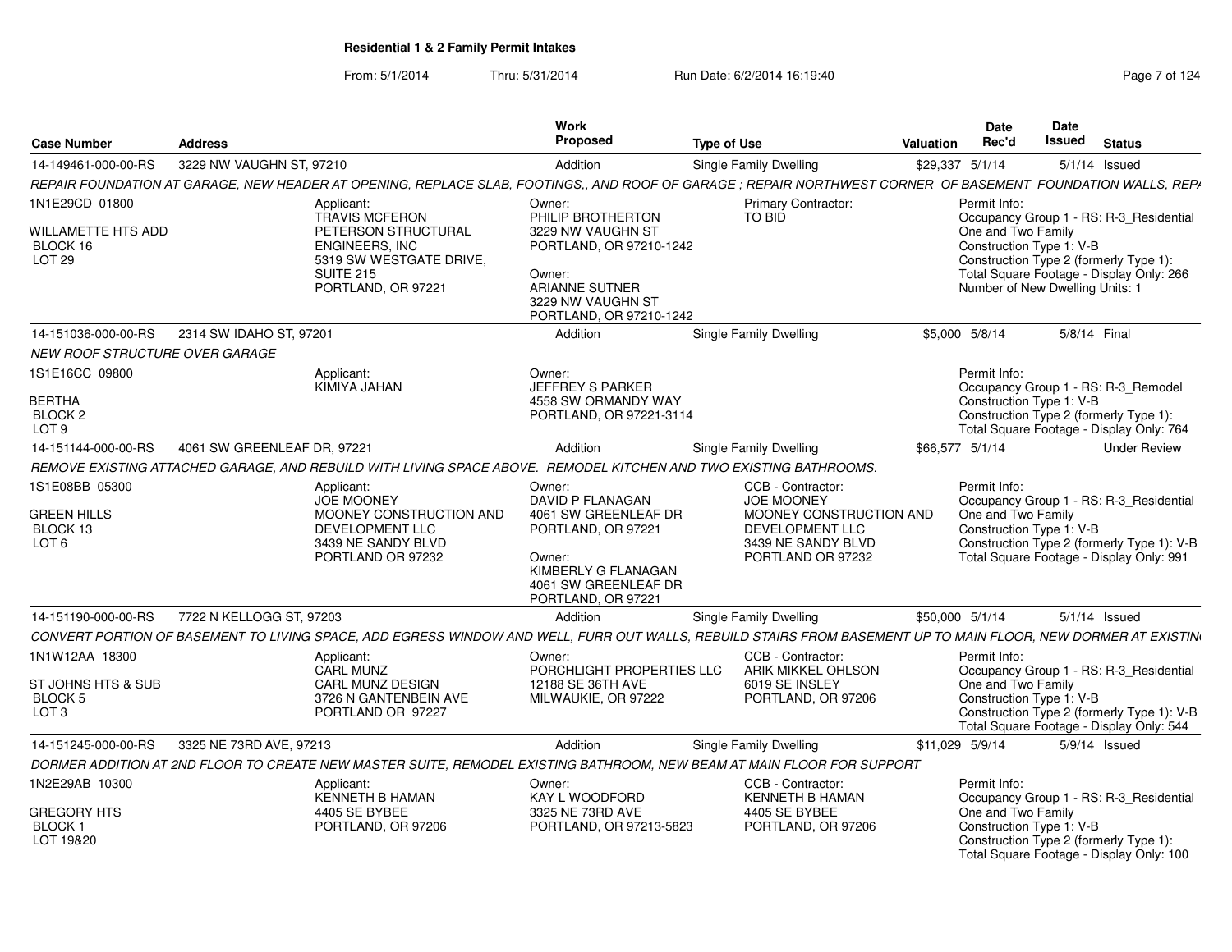**Residential 1 & 2 Family Permit Intakes**

From: 5/1/2014 Thru: 5/31/2014 Run Date: 6/2/2014 16:19:40

| Case Number | Address | Work Proposed | Type of Use | Valuation | Date Rec'd | Date Issued | Status |
|---|---|---|---|---|---|---|---|
| 14-149461-000-00-RS | 3229 NW VAUGHN ST, 97210 | Addition | Single Family Dwelling | $29,337 | 5/1/14 | 5/1/14 | Issued |

REPAIR FOUNDATION AT GARAGE, NEW HEADER AT OPENING, REPLACE SLAB, FOOTINGS,, AND ROOF OF GARAGE ; REPAIR NORTHWEST CORNER OF BASEMENT FOUNDATION WALLS, REPA

1N1E29CD 01800
WILLAMETTE HTS ADD
BLOCK 16
LOT 29

Applicant: TRAVIS MCFERON, PETERSON STRUCTURAL ENGINEERS, INC, 5319 SW WESTGATE DRIVE, SUITE 215, PORTLAND, OR 97221

Owner: PHILIP BROTHERTON, 3229 NW VAUGHN ST, PORTLAND, OR 97210-1242
Owner: ARIANNE SUTNER, 3229 NW VAUGHN ST, PORTLAND, OR 97210-1242

Primary Contractor: TO BID

Permit Info: Occupancy Group 1 - RS: R-3_Residential One and Two Family; Construction Type 1: V-B; Construction Type 2 (formerly Type 1):; Total Square Footage - Display Only: 266; Number of New Dwelling Units: 1

| Case Number | Address | Work Proposed | Type of Use | Valuation | Date Rec'd | Date Issued | Status |
|---|---|---|---|---|---|---|---|
| 14-151036-000-00-RS | 2314 SW IDAHO ST, 97201 | Addition | Single Family Dwelling | $5,000 | 5/8/14 | 5/8/14 | Final |

NEW ROOF STRUCTURE OVER GARAGE

1S1E16CC 09800
BERTHA
BLOCK 2
LOT 9

Applicant: KIMIYA JAHAN

Owner: JEFFREY S PARKER, 4558 SW ORMANDY WAY, PORTLAND, OR 97221-3114

Permit Info: Occupancy Group 1 - RS: R-3_Remodel; Construction Type 1: V-B; Construction Type 2 (formerly Type 1):; Total Square Footage - Display Only: 764

| Case Number | Address | Work Proposed | Type of Use | Valuation | Date Rec'd | Date Issued | Status |
|---|---|---|---|---|---|---|---|
| 14-151144-000-00-RS | 4061 SW GREENLEAF DR, 97221 | Addition | Single Family Dwelling | $66,577 | 5/1/14 | | Under Review |

REMOVE EXISTING ATTACHED GARAGE, AND REBUILD WITH LIVING SPACE ABOVE. REMODEL KITCHEN AND TWO EXISTING BATHROOMS.

1S1E08BB 05300
GREEN HILLS
BLOCK 13
LOT 6

Applicant: JOE MOONEY, MOONEY CONSTRUCTION AND DEVELOPMENT LLC, 3439 NE SANDY BLVD, PORTLAND OR 97232

Owner: DAVID P FLANAGAN, 4061 SW GREENLEAF DR, PORTLAND, OR 97221
Owner: KIMBERLY G FLANAGAN, 4061 SW GREENLEAF DR, PORTLAND, OR 97221

CCB - Contractor: JOE MOONEY, MOONEY CONSTRUCTION AND DEVELOPMENT LLC, 3439 NE SANDY BLVD, PORTLAND OR 97232

Permit Info: Occupancy Group 1 - RS: R-3_Residential One and Two Family; Construction Type 1: V-B; Construction Type 2 (formerly Type 1): V-B; Total Square Footage - Display Only: 991

| Case Number | Address | Work Proposed | Type of Use | Valuation | Date Rec'd | Date Issued | Status |
|---|---|---|---|---|---|---|---|
| 14-151190-000-00-RS | 7722 N KELLOGG ST, 97203 | Addition | Single Family Dwelling | $50,000 | 5/1/14 | 5/1/14 | Issued |

CONVERT PORTION OF BASEMENT TO LIVING SPACE, ADD EGRESS WINDOW AND WELL, FURR OUT WALLS, REBUILD STAIRS FROM BASEMENT UP TO MAIN FLOOR, NEW DORMER AT EXISTIN

1N1W12AA 18300
ST JOHNS HTS & SUB
BLOCK 5
LOT 3

Applicant: CARL MUNZ, CARL MUNZ DESIGN, 3726 N GANTENBEIN AVE, PORTLAND OR 97227

Owner: PORCHLIGHT PROPERTIES LLC, 12188 SE 36TH AVE, MILWAUKIE, OR 97222

CCB - Contractor: ARIK MIKKEL OHLSON, 6019 SE INSLEY, PORTLAND, OR 97206

Permit Info: Occupancy Group 1 - RS: R-3_Residential One and Two Family; Construction Type 1: V-B; Construction Type 2 (formerly Type 1): V-B; Total Square Footage - Display Only: 544

| Case Number | Address | Work Proposed | Type of Use | Valuation | Date Rec'd | Date Issued | Status |
|---|---|---|---|---|---|---|---|
| 14-151245-000-00-RS | 3325 NE 73RD AVE, 97213 | Addition | Single Family Dwelling | $11,029 | 5/9/14 | 5/9/14 | Issued |

DORMER ADDITION AT 2ND FLOOR TO CREATE NEW MASTER SUITE, REMODEL EXISTING BATHROOM, NEW BEAM AT MAIN FLOOR FOR SUPPORT

1N2E29AB 10300
GREGORY HTS
BLOCK 1
LOT 19&20

Applicant: KENNETH B HAMAN, 4405 SE BYBEE, PORTLAND, OR 97206

Owner: KAY L WOODFORD, 3325 NE 73RD AVE, PORTLAND, OR 97213-5823

CCB - Contractor: KENNETH B HAMAN, 4405 SE BYBEE, PORTLAND, OR 97206

Permit Info: Occupancy Group 1 - RS: R-3_Residential One and Two Family; Construction Type 1: V-B; Construction Type 2 (formerly Type 1):; Total Square Footage - Display Only: 100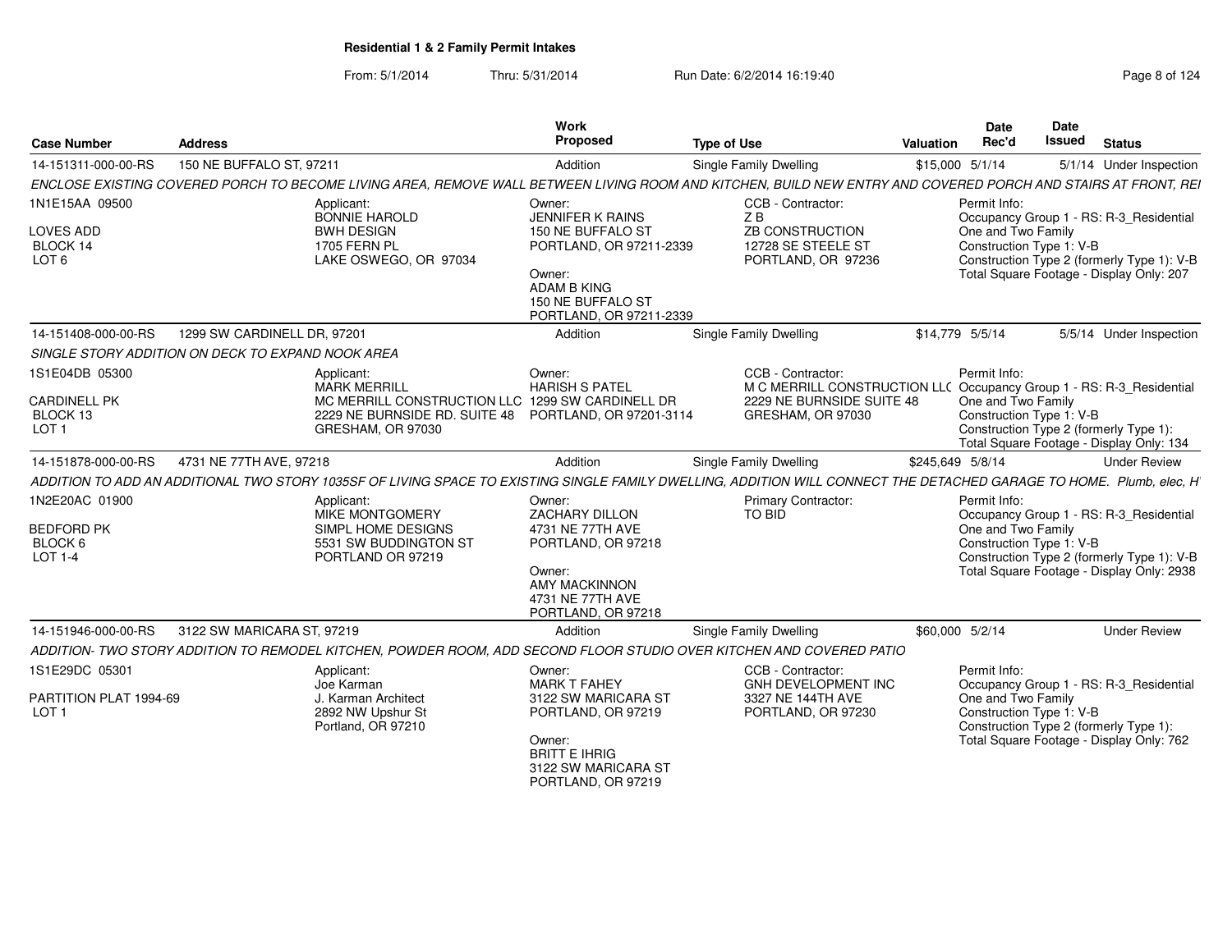**Residential 1 & 2 Family Permit Intakes**

From: 5/1/2014 Thru: 5/31/2014 Run Date: 6/2/2014 16:19:40

| Case Number | Address | Work Proposed | Type of Use | Valuation | Date Rec'd | Date Issued | Status |
|---|---|---|---|---|---|---|---|
| 14-151311-000-00-RS | 150 NE BUFFALO ST, 97211 | Addition | Single Family Dwelling | $15,000 | 5/1/14 | 5/1/14 | Under Inspection |

*ENCLOSE EXISTING COVERED PORCH TO BECOME LIVING AREA, REMOVE WALL BETWEEN LIVING ROOM AND KITCHEN, BUILD NEW ENTRY AND COVERED PORCH AND STAIRS AT FRONT, REI*

1N1E15AA 09500
LOVES ADD
BLOCK 14
LOT 6

Applicant:
BONNIE HAROLD
BWH DESIGN
1705 FERN PL
LAKE OSWEGO, OR 97034

Owner:
JENNIFER K RAINS
150 NE BUFFALO ST
PORTLAND, OR 97211-2339

Owner:
ADAM B KING
150 NE BUFFALO ST
PORTLAND, OR 97211-2339

CCB - Contractor:
Z B
ZB CONSTRUCTION
12728 SE STEELE ST
PORTLAND, OR 97236

Permit Info:
Occupancy Group 1 - RS: R-3_Residential One and Two Family
Construction Type 1: V-B
Construction Type 2 (formerly Type 1): V-B
Total Square Footage - Display Only: 207

| Case Number | Address | Work Proposed | Type of Use | Valuation | Date Rec'd | Date Issued | Status |
|---|---|---|---|---|---|---|---|
| 14-151408-000-00-RS | 1299 SW CARDINELL DR, 97201 | Addition | Single Family Dwelling | $14,779 | 5/5/14 | 5/5/14 | Under Inspection |

*SINGLE STORY ADDITION ON DECK TO EXPAND NOOK AREA*

1S1E04DB 05300
CARDINELL PK
BLOCK 13
LOT 1

Applicant:
MARK MERRILL
MC MERRILL CONSTRUCTION LLC
2229 NE BURNSIDE RD. SUITE 48
GRESHAM, OR 97030

Owner:
HARISH S PATEL
1299 SW CARDINELL DR
PORTLAND, OR 97201-3114

CCB - Contractor:
M C MERRILL CONSTRUCTION LLC
2229 NE BURNSIDE SUITE 48
GRESHAM, OR 97030

Permit Info:
Occupancy Group 1 - RS: R-3_Residential One and Two Family
Construction Type 1: V-B
Construction Type 2 (formerly Type 1):
Total Square Footage - Display Only: 134

| Case Number | Address | Work Proposed | Type of Use | Valuation | Date Rec'd | Date Issued | Status |
|---|---|---|---|---|---|---|---|
| 14-151878-000-00-RS | 4731 NE 77TH AVE, 97218 | Addition | Single Family Dwelling | $245,649 | 5/8/14 | | Under Review |

*ADDITION TO ADD AN ADDITIONAL TWO STORY 1035SF OF LIVING SPACE TO EXISTING SINGLE FAMILY DWELLING, ADDITION WILL CONNECT THE DETACHED GARAGE TO HOME. Plumb, elec, H*

1N2E20AC 01900
BEDFORD PK
BLOCK 6
LOT 1-4

Applicant:
MIKE MONTGOMERY
SIMPL HOME DESIGNS
5531 SW BUDDINGTON ST
PORTLAND OR 97219

Owner:
ZACHARY DILLON
4731 NE 77TH AVE
PORTLAND, OR 97218

Owner:
AMY MACKINNON
4731 NE 77TH AVE
PORTLAND, OR 97218

Primary Contractor:
TO BID

Permit Info:
Occupancy Group 1 - RS: R-3_Residential One and Two Family
Construction Type 1: V-B
Construction Type 2 (formerly Type 1): V-B
Total Square Footage - Display Only: 2938

| Case Number | Address | Work Proposed | Type of Use | Valuation | Date Rec'd | Date Issued | Status |
|---|---|---|---|---|---|---|---|
| 14-151946-000-00-RS | 3122 SW MARICARA ST, 97219 | Addition | Single Family Dwelling | $60,000 | 5/2/14 | | Under Review |

*ADDITION- TWO STORY ADDITION TO REMODEL KITCHEN, POWDER ROOM, ADD SECOND FLOOR STUDIO OVER KITCHEN AND COVERED PATIO*

1S1E29DC 05301
PARTITION PLAT 1994-69
LOT 1

Applicant:
Joe Karman
J. Karman Architect
2892 NW Upshur St
Portland, OR 97210

Owner:
MARK T FAHEY
3122 SW MARICARA ST
PORTLAND, OR 97219

Owner:
BRITT E IHRIG
3122 SW MARICARA ST
PORTLAND, OR 97219

CCB - Contractor:
GNH DEVELOPMENT INC
3327 NE 144TH AVE
PORTLAND, OR 97230

Permit Info:
Occupancy Group 1 - RS: R-3_Residential One and Two Family
Construction Type 1: V-B
Construction Type 2 (formerly Type 1):
Total Square Footage - Display Only: 762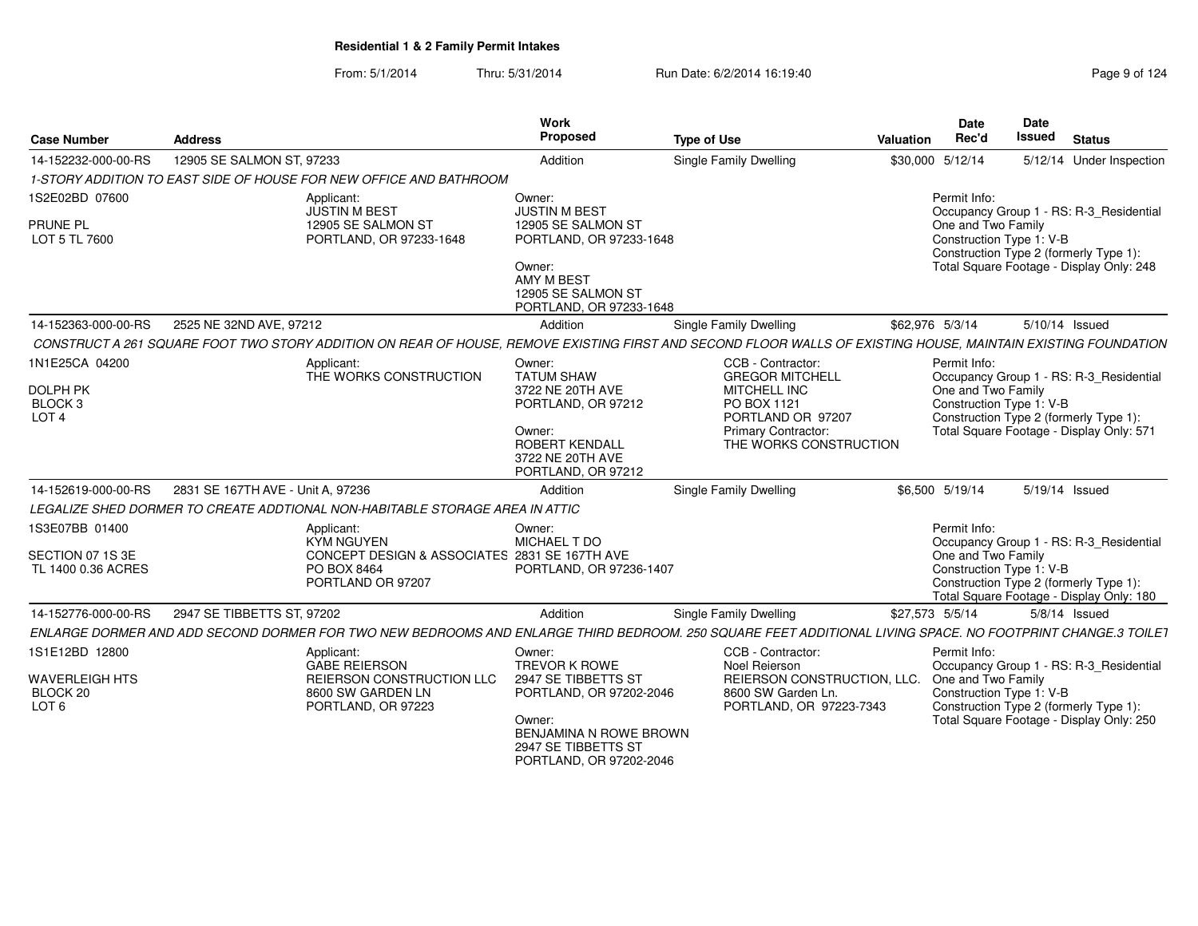**Residential 1 & 2 Family Permit Intakes**

From: 5/1/2014 Thru: 5/31/2014 Run Date: 6/2/2014 16:19:40

| Case Number | Address | Work Proposed | Type of Use | Valuation | Date Rec'd | Date Issued | Status |
|---|---|---|---|---|---|---|---|
| 14-152232-000-00-RS | 12905 SE SALMON ST, 97233 | Addition | Single Family Dwelling | $30,000 | 5/12/14 | 5/12/14 | Under Inspection |

*1-STORY ADDITION TO EAST SIDE OF HOUSE FOR NEW OFFICE AND BATHROOM*

1S2E02BD 07600
PRUNE PL
LOT 5 TL 7600

Applicant:
JUSTIN M BEST
12905 SE SALMON ST
PORTLAND, OR 97233-1648

Owner:
JUSTIN M BEST
12905 SE SALMON ST
PORTLAND, OR 97233-1648

Owner:
AMY M BEST
12905 SE SALMON ST
PORTLAND, OR 97233-1648

Permit Info:
Occupancy Group 1 - RS: R-3_Residential One and Two Family
Construction Type 1: V-B
Construction Type 2 (formerly Type 1):
Total Square Footage - Display Only: 248

| Case Number | Address | Work Proposed | Type of Use | Valuation | Date Rec'd | Date Issued | Status |
|---|---|---|---|---|---|---|---|
| 14-152363-000-00-RS | 2525 NE 32ND AVE, 97212 | Addition | Single Family Dwelling | $62,976 | 5/3/14 | 5/10/14 | Issued |

*CONSTRUCT A 261 SQUARE FOOT TWO STORY ADDITION ON REAR OF HOUSE, REMOVE EXISTING FIRST AND SECOND FLOOR WALLS OF EXISTING HOUSE, MAINTAIN EXISTING FOUNDATION*

1N1E25CA 04200
DOLPH PK
BLOCK 3
LOT 4

Applicant:
THE WORKS CONSTRUCTION

Owner:
TATUM SHAW
3722 NE 20TH AVE
PORTLAND, OR 97212

Owner:
ROBERT KENDALL
3722 NE 20TH AVE
PORTLAND, OR 97212

CCB - Contractor:
GREGOR MITCHELL
MITCHELL INC
PO BOX 1121
PORTLAND OR 97207
Primary Contractor:
THE WORKS CONSTRUCTION

Permit Info:
Occupancy Group 1 - RS: R-3_Residential One and Two Family
Construction Type 1: V-B
Construction Type 2 (formerly Type 1):
Total Square Footage - Display Only: 571

| Case Number | Address | Work Proposed | Type of Use | Valuation | Date Rec'd | Date Issued | Status |
|---|---|---|---|---|---|---|---|
| 14-152619-000-00-RS | 2831 SE 167TH AVE - Unit A, 97236 | Addition | Single Family Dwelling | $6,500 | 5/19/14 | 5/19/14 | Issued |

*LEGALIZE SHED DORMER TO CREATE ADDTIONAL NON-HABITABLE STORAGE AREA IN ATTIC*

1S3E07BB 01400
SECTION 07 1S 3E
TL 1400 0.36 ACRES

Applicant:
KYM NGUYEN
CONCEPT DESIGN & ASSOCIATES
PO BOX 8464
PORTLAND OR 97207

Owner:
MICHAEL T DO
2831 SE 167TH AVE
PORTLAND, OR 97236-1407

Permit Info:
Occupancy Group 1 - RS: R-3_Residential One and Two Family
Construction Type 1: V-B
Construction Type 2 (formerly Type 1):
Total Square Footage - Display Only: 180

| Case Number | Address | Work Proposed | Type of Use | Valuation | Date Rec'd | Date Issued | Status |
|---|---|---|---|---|---|---|---|
| 14-152776-000-00-RS | 2947 SE TIBBETTS ST, 97202 | Addition | Single Family Dwelling | $27,573 | 5/5/14 | 5/8/14 | Issued |

*ENLARGE DORMER AND ADD SECOND DORMER FOR TWO NEW BEDROOMS AND ENLARGE THIRD BEDROOM. 250 SQUARE FEET ADDITIONAL LIVING SPACE. NO FOOTPRINT CHANGE.3 TOILET*

1S1E12BD 12800
WAVERLEIGH HTS
BLOCK 20
LOT 6

Applicant:
GABE REIERSON
REIERSON CONSTRUCTION LLC
8600 SW GARDEN LN
PORTLAND, OR 97223

Owner:
TREVOR K ROWE
2947 SE TIBBETTS ST
PORTLAND, OR 97202-2046

Owner:
BENJAMINA N ROWE BROWN
2947 SE TIBBETTS ST
PORTLAND, OR 97202-2046

CCB - Contractor:
Noel Reierson
REIERSON CONSTRUCTION, LLC.
8600 SW Garden Ln.
PORTLAND, OR 97223-7343

Permit Info:
Occupancy Group 1 - RS: R-3_Residential One and Two Family
Construction Type 1: V-B
Construction Type 2 (formerly Type 1):
Total Square Footage - Display Only: 250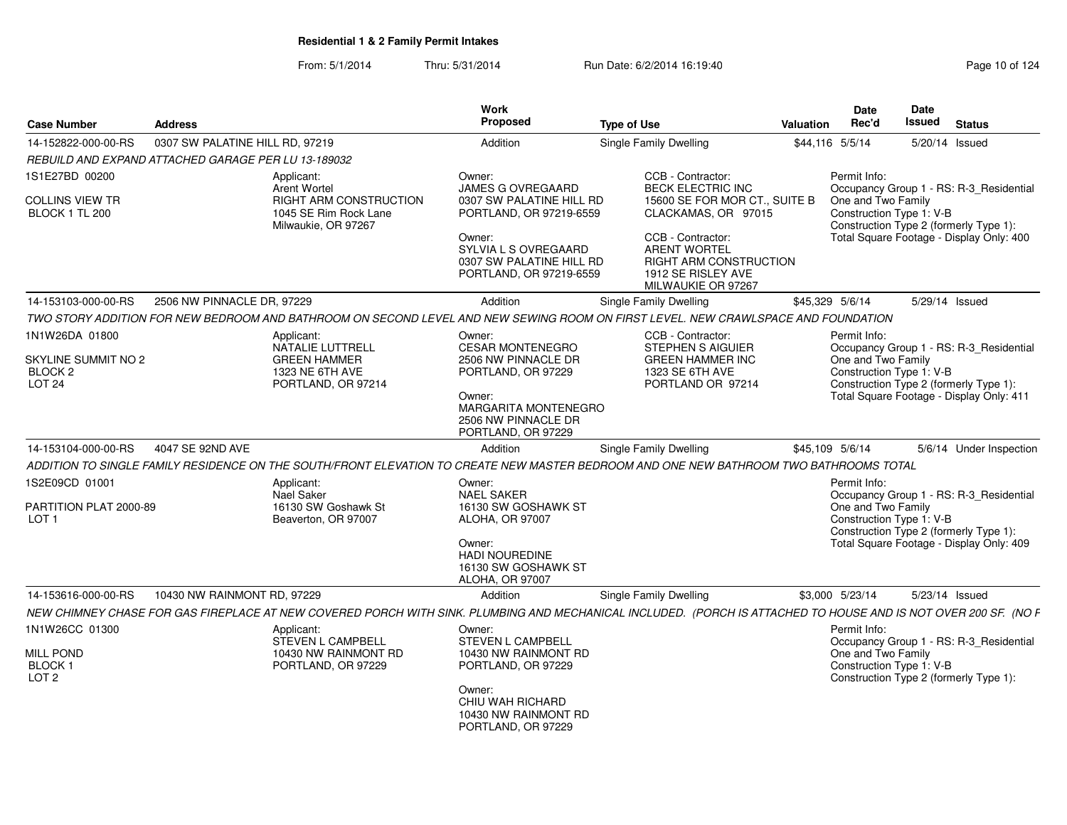**Residential 1 & 2 Family Permit Intakes**

From: 5/1/2014 Thru: 5/31/2014 Run Date: 6/2/2014 16:19:40

| Case Number | Address | Work Proposed | Type of Use | Valuation | Date Rec'd | Date Issued | Status |
|---|---|---|---|---|---|---|---|
| 14-152822-000-00-RS | 0307 SW PALATINE HILL RD, 97219 | Addition | Single Family Dwelling | $44,116 | 5/5/14 | 5/20/14 | Issued |

*REBUILD AND EXPAND ATTACHED GARAGE PER LU 13-189032*

1S1E27BD 00200
COLLINS VIEW TR
BLOCK 1 TL 200

Applicant:
Arent Wortel
RIGHT ARM CONSTRUCTION
1045 SE Rim Rock Lane
Milwaukie, OR 97267

Owner:
JAMES G OVREGAARD
0307 SW PALATINE HILL RD
PORTLAND, OR 97219-6559

Owner:
SYLVIA L S OVREGAARD
0307 SW PALATINE HILL RD
PORTLAND, OR 97219-6559

CCB - Contractor:
BECK ELECTRIC INC
15600 SE FOR MOR CT., SUITE B
CLACKAMAS, OR 97015

CCB - Contractor:
ARENT WORTEL
RIGHT ARM CONSTRUCTION
1912 SE RISLEY AVE
MILWAUKIE OR 97267

Permit Info:
Occupancy Group 1 - RS: R-3_Residential One and Two Family
Construction Type 1: V-B
Construction Type 2 (formerly Type 1):
Total Square Footage - Display Only: 400

| Case Number | Address | Work Proposed | Type of Use | Valuation | Date Rec'd | Date Issued | Status |
|---|---|---|---|---|---|---|---|
| 14-153103-000-00-RS | 2506 NW PINNACLE DR, 97229 | Addition | Single Family Dwelling | $45,329 | 5/6/14 | 5/29/14 | Issued |

*TWO STORY ADDITION FOR NEW BEDROOM AND BATHROOM ON SECOND LEVEL AND NEW SEWING ROOM ON FIRST LEVEL. NEW CRAWLSPACE AND FOUNDATION*

1N1W26DA 01800
SKYLINE SUMMIT NO 2
BLOCK 2
LOT 24

Applicant:
NATALIE LUTTRELL
GREEN HAMMER
1323 NE 6TH AVE
PORTLAND, OR 97214

Owner:
CESAR MONTENEGRO
2506 NW PINNACLE DR
PORTLAND, OR 97229

Owner:
MARGARITA MONTENEGRO
2506 NW PINNACLE DR
PORTLAND, OR 97229

CCB - Contractor:
STEPHEN S AIGUIER
GREEN HAMMER INC
1323 SE 6TH AVE
PORTLAND OR 97214

Permit Info:
Occupancy Group 1 - RS: R-3_Residential One and Two Family
Construction Type 1: V-B
Construction Type 2 (formerly Type 1):
Total Square Footage - Display Only: 411

| Case Number | Address | Work Proposed | Type of Use | Valuation | Date Rec'd | Date Issued | Status |
|---|---|---|---|---|---|---|---|
| 14-153104-000-00-RS | 4047 SE 92ND AVE | Addition | Single Family Dwelling | $45,109 | 5/6/14 | 5/6/14 | Under Inspection |

*ADDITION TO SINGLE FAMILY RESIDENCE ON THE SOUTH/FRONT ELEVATION TO CREATE NEW MASTER BEDROOM AND ONE NEW BATHROOM TWO BATHROOMS TOTAL*

1S2E09CD 01001
PARTITION PLAT 2000-89
LOT 1

Applicant:
Nael Saker
16130 SW Goshawk St
Beaverton, OR 97007

Owner:
NAEL SAKER
16130 SW GOSHAWK ST
ALOHA, OR 97007

Owner:
HADI NOUREDINE
16130 SW GOSHAWK ST
ALOHA, OR 97007

Permit Info:
Occupancy Group 1 - RS: R-3_Residential One and Two Family
Construction Type 1: V-B
Construction Type 2 (formerly Type 1):
Total Square Footage - Display Only: 409

| Case Number | Address | Work Proposed | Type of Use | Valuation | Date Rec'd | Date Issued | Status |
|---|---|---|---|---|---|---|---|
| 14-153616-000-00-RS | 10430 NW RAINMONT RD, 97229 | Addition | Single Family Dwelling | $3,000 | 5/23/14 | 5/23/14 | Issued |

*NEW CHIMNEY CHASE FOR GAS FIREPLACE AT NEW COVERED PORCH WITH SINK. PLUMBING AND MECHANICAL INCLUDED. (PORCH IS ATTACHED TO HOUSE AND IS NOT OVER 200 SF. (NO F*

1N1W26CC 01300
MILL POND
BLOCK 1
LOT 2

Applicant:
STEVEN L CAMPBELL
10430 NW RAINMONT RD
PORTLAND, OR 97229

Owner:
STEVEN L CAMPBELL
10430 NW RAINMONT RD
PORTLAND, OR 97229

Owner:
CHIU WAH RICHARD
10430 NW RAINMONT RD
PORTLAND, OR 97229

Permit Info:
Occupancy Group 1 - RS: R-3_Residential One and Two Family
Construction Type 1: V-B
Construction Type 2 (formerly Type 1):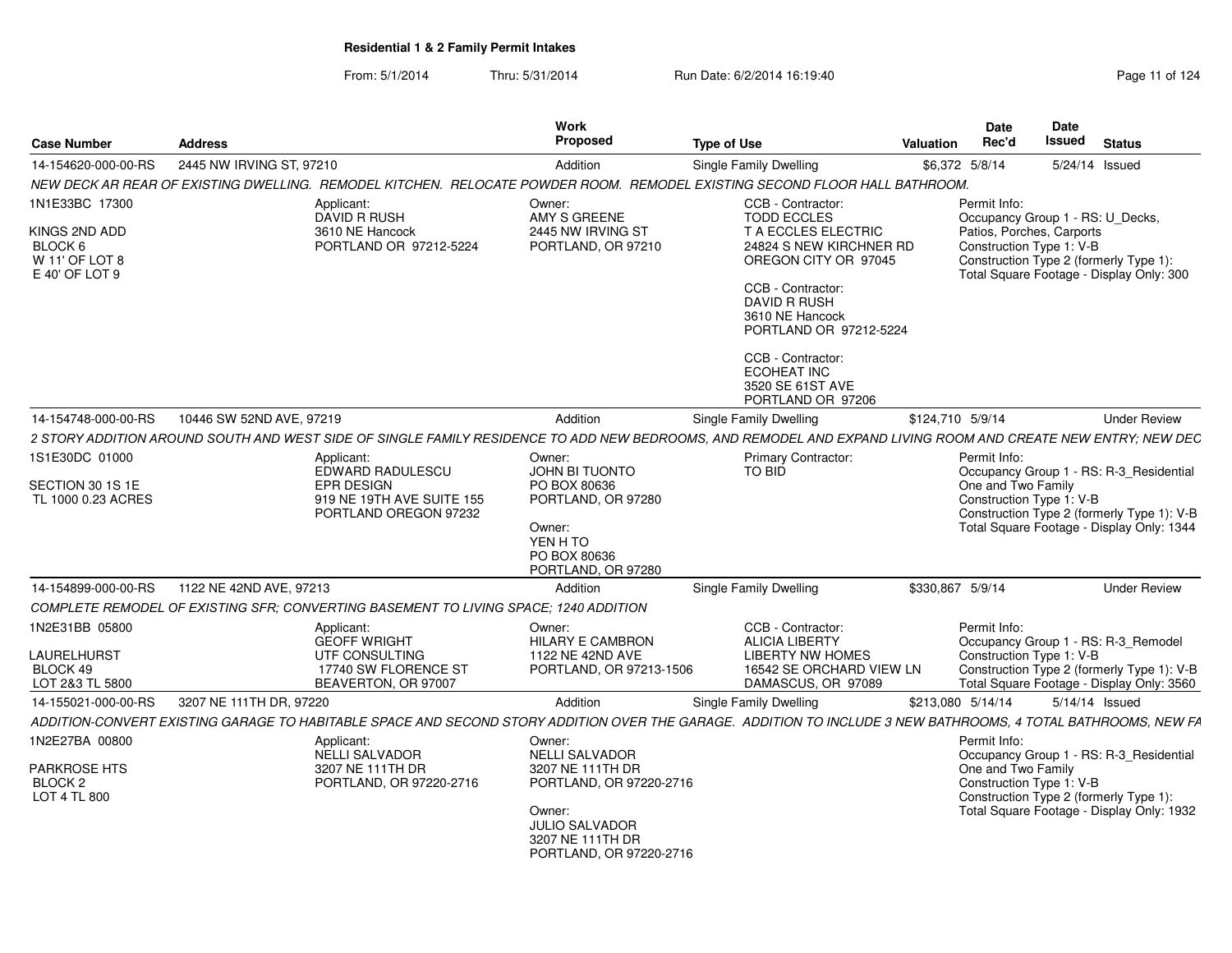**Residential 1 & 2 Family Permit Intakes**

From: 5/1/2014 Thru: 5/31/2014 Run Date: 6/2/2014 16:19:40

| Case Number | Address | Work Proposed | Type of Use | Valuation | Date Rec'd | Date Issued | Status |
|---|---|---|---|---|---|---|---|
| 14-154620-000-00-RS | 2445 NW IRVING ST, 97210 | Addition | Single Family Dwelling | $6,372 | 5/8/14 | 5/24/14 | Issued |
| 14-154748-000-00-RS | 10446 SW 52ND AVE, 97219 | Addition | Single Family Dwelling | $124,710 | 5/9/14 | | Under Review |
| 14-154899-000-00-RS | 1122 NE 42ND AVE, 97213 | Addition | Single Family Dwelling | $330,867 | 5/9/14 | | Under Review |
| 14-155021-000-00-RS | 3207 NE 111TH DR, 97220 | Addition | Single Family Dwelling | $213,080 | 5/14/14 | 5/14/14 | Issued |

**14-154620-000-00-RS** — 2445 NW IRVING ST, 97210

*NEW DECK AR REAR OF EXISTING DWELLING. REMODEL KITCHEN. RELOCATE POWDER ROOM. REMODEL EXISTING SECOND FLOOR HALL BATHROOM.*

1N1E33BC 17300
KINGS 2ND ADD
BLOCK 6
W 11' OF LOT 8
E 40' OF LOT 9

Applicant: DAVID R RUSH, 3610 NE Hancock, PORTLAND OR 97212-5224

Owner: AMY S GREENE, 2445 NW IRVING ST, PORTLAND, OR 97210

CCB - Contractor: TODD ECCLES, T A ECCLES ELECTRIC, 24824 S NEW KIRCHNER RD, OREGON CITY OR 97045

CCB - Contractor: DAVID R RUSH, 3610 NE Hancock, PORTLAND OR 97212-5224

CCB - Contractor: ECOHEAT INC, 3520 SE 61ST AVE, PORTLAND OR 97206

Permit Info:
Occupancy Group 1 - RS: U_Decks, Patios, Porches, Carports
Construction Type 1: V-B
Construction Type 2 (formerly Type 1):
Total Square Footage - Display Only: 300

**14-154748-000-00-RS** — 10446 SW 52ND AVE, 97219

*2 STORY ADDITION AROUND SOUTH AND WEST SIDE OF SINGLE FAMILY RESIDENCE TO ADD NEW BEDROOMS, AND REMODEL AND EXPAND LIVING ROOM AND CREATE NEW ENTRY; NEW DEC*

1S1E30DC 01000
SECTION 30 1S 1E
TL 1000 0.23 ACRES

Applicant: EDWARD RADULESCU, EPR DESIGN, 919 NE 19TH AVE SUITE 155, PORTLAND OREGON 97232

Owner: JOHN BI TUONTO, PO BOX 80636, PORTLAND, OR 97280

Owner: YEN H TO, PO BOX 80636, PORTLAND, OR 97280

Primary Contractor: TO BID

Permit Info:
Occupancy Group 1 - RS: R-3_Residential One and Two Family
Construction Type 1: V-B
Construction Type 2 (formerly Type 1): V-B
Total Square Footage - Display Only: 1344

**14-154899-000-00-RS** — 1122 NE 42ND AVE, 97213

*COMPLETE REMODEL OF EXISTING SFR; CONVERTING BASEMENT TO LIVING SPACE; 1240 ADDITION*

1N2E31BB 05800
LAURELHURST
BLOCK 49
LOT 2&3 TL 5800

Applicant: GEOFF WRIGHT, UTF CONSULTING, 17740 SW FLORENCE ST, BEAVERTON, OR 97007

Owner: HILARY E CAMBRON, 1122 NE 42ND AVE, PORTLAND, OR 97213-1506

CCB - Contractor: ALICIA LIBERTY, LIBERTY NW HOMES, 16542 SE ORCHARD VIEW LN, DAMASCUS, OR 97089

Permit Info:
Occupancy Group 1 - RS: R-3_Remodel
Construction Type 1: V-B
Construction Type 2 (formerly Type 1): V-B
Total Square Footage - Display Only: 3560

**14-155021-000-00-RS** — 3207 NE 111TH DR, 97220

*ADDITION-CONVERT EXISTING GARAGE TO HABITABLE SPACE AND SECOND STORY ADDITION OVER THE GARAGE. ADDITION TO INCLUDE 3 NEW BATHROOMS, 4 TOTAL BATHROOMS, NEW FA*

1N2E27BA 00800
PARKROSE HTS
BLOCK 2
LOT 4 TL 800

Applicant: NELLI SALVADOR, 3207 NE 111TH DR, PORTLAND, OR 97220-2716

Owner: NELLI SALVADOR, 3207 NE 111TH DR, PORTLAND, OR 97220-2716

Owner: JULIO SALVADOR, 3207 NE 111TH DR, PORTLAND, OR 97220-2716

Permit Info:
Occupancy Group 1 - RS: R-3_Residential One and Two Family
Construction Type 1: V-B
Construction Type 2 (formerly Type 1):
Total Square Footage - Display Only: 1932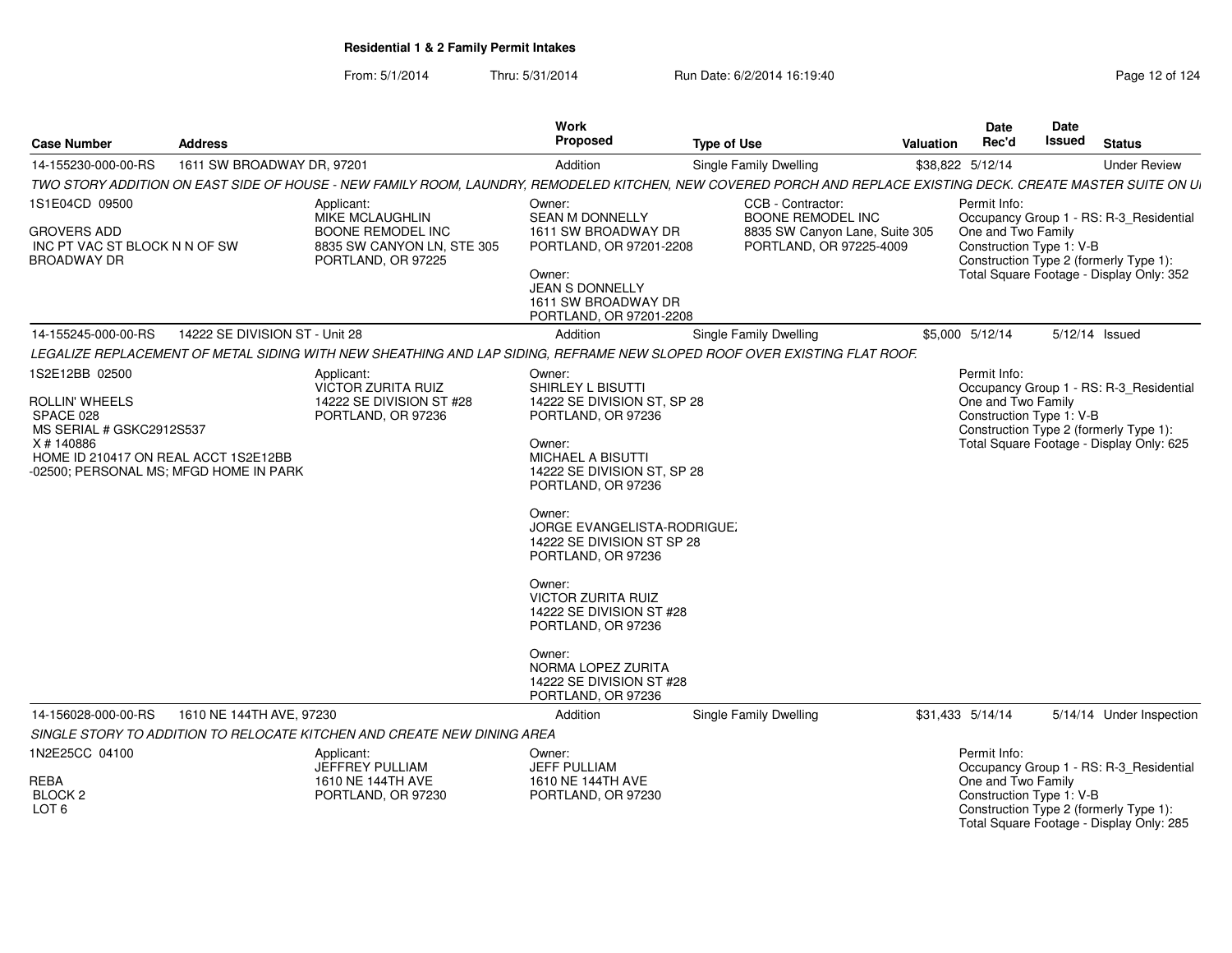## Residential 1 & 2 Family Permit Intakes

From: 5/1/2014 Thru: 5/31/2014 Run Date: 6/2/2014 16:19:40

| Case Number | Address | Work Proposed | Type of Use | Valuation | Date Rec'd | Date Issued | Status |
|---|---|---|---|---|---|---|---|
| 14-155230-000-00-RS | 1611 SW BROADWAY DR, 97201 | Addition | Single Family Dwelling | $38,822 | 5/12/14 | | Under Review |

*TWO STORY ADDITION ON EAST SIDE OF HOUSE - NEW FAMILY ROOM, LAUNDRY, REMODELED KITCHEN, NEW COVERED PORCH AND REPLACE EXISTING DECK. CREATE MASTER SUITE ON U*

1S1E04CD 09500

GROVERS ADD
INC PT VAC ST BLOCK N N OF SW BROADWAY DR

Applicant:
MIKE MCLAUGHLIN
BOONE REMODEL INC
8835 SW CANYON LN, STE 305
PORTLAND, OR 97225

Owner:
SEAN M DONNELLY
1611 SW BROADWAY DR
PORTLAND, OR 97201-2208

Owner:
JEAN S DONNELLY
1611 SW BROADWAY DR
PORTLAND, OR 97201-2208

CCB - Contractor:
BOONE REMODEL INC
8835 SW Canyon Lane, Suite 305
PORTLAND, OR 97225-4009

Permit Info:
Occupancy Group 1 - RS: R-3_Residential One and Two Family
Construction Type 1: V-B
Construction Type 2 (formerly Type 1):
Total Square Footage - Display Only: 352

| Case Number | Address | Work Proposed | Type of Use | Valuation | Date Rec'd | Date Issued | Status |
|---|---|---|---|---|---|---|---|
| 14-155245-000-00-RS | 14222 SE DIVISION ST - Unit 28 | Addition | Single Family Dwelling | $5,000 | 5/12/14 | 5/12/14 | Issued |

*LEGALIZE REPLACEMENT OF METAL SIDING WITH NEW SHEATHING AND LAP SIDING, REFRAME NEW SLOPED ROOF OVER EXISTING FLAT ROOF.*

1S2E12BB 02500

ROLLIN' WHEELS
SPACE 028
MS SERIAL # GSKC2912S537
X # 140886
HOME ID 210417 ON REAL ACCT 1S2E12BB -02500; PERSONAL MS; MFGD HOME IN PARK

Applicant:
VICTOR ZURITA RUIZ
14222 SE DIVISION ST #28
PORTLAND, OR 97236

Owner:
SHIRLEY L BISUTTI
14222 SE DIVISION ST, SP 28
PORTLAND, OR 97236

Owner:
MICHAEL A BISUTTI
14222 SE DIVISION ST, SP 28
PORTLAND, OR 97236

Owner:
JORGE EVANGELISTA-RODRIGUEZ
14222 SE DIVISION ST SP 28
PORTLAND, OR 97236

Owner:
VICTOR ZURITA RUIZ
14222 SE DIVISION ST #28
PORTLAND, OR 97236

Owner:
NORMA LOPEZ ZURITA
14222 SE DIVISION ST #28
PORTLAND, OR 97236

Permit Info:
Occupancy Group 1 - RS: R-3_Residential One and Two Family
Construction Type 1: V-B
Construction Type 2 (formerly Type 1):
Total Square Footage - Display Only: 625

| Case Number | Address | Work Proposed | Type of Use | Valuation | Date Rec'd | Date Issued | Status |
|---|---|---|---|---|---|---|---|
| 14-156028-000-00-RS | 1610 NE 144TH AVE, 97230 | Addition | Single Family Dwelling | $31,433 | 5/14/14 | 5/14/14 | Under Inspection |

*SINGLE STORY TO ADDITION TO RELOCATE KITCHEN AND CREATE NEW DINING AREA*

1N2E25CC 04100

REBA
BLOCK 2
LOT 6

Applicant:
JEFFREY PULLIAM
1610 NE 144TH AVE
PORTLAND, OR 97230

Owner:
JEFF PULLIAM
1610 NE 144TH AVE
PORTLAND, OR 97230

Permit Info:
Occupancy Group 1 - RS: R-3_Residential One and Two Family
Construction Type 1: V-B
Construction Type 2 (formerly Type 1):
Total Square Footage - Display Only: 285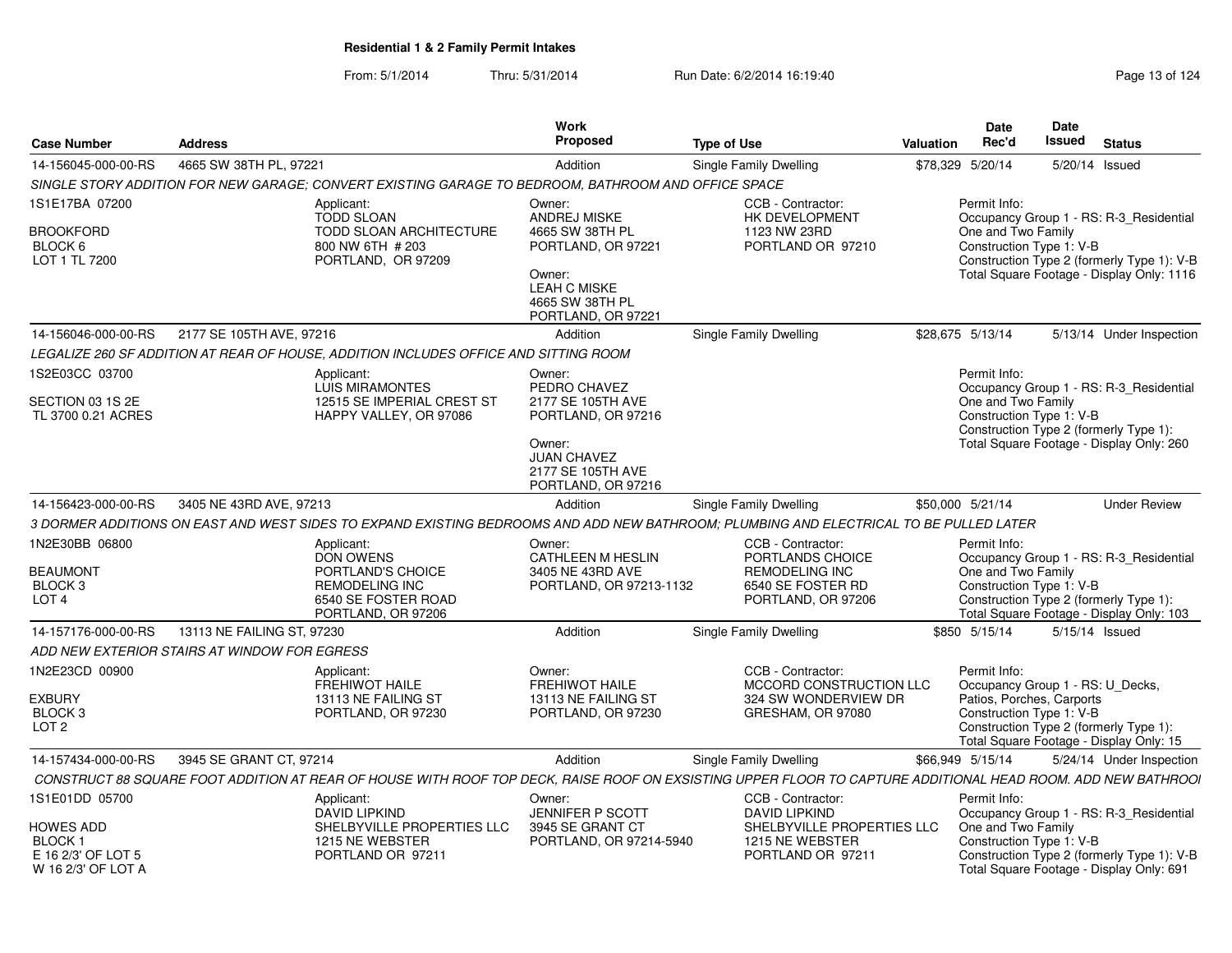**Residential 1 & 2 Family Permit Intakes**

From: 5/1/2014 Thru: 5/31/2014 Run Date: 6/2/2014 16:19:40

| Case Number | Address | Work Proposed | Type of Use | Valuation | Date Rec'd | Date Issued | Status |
|---|---|---|---|---|---|---|---|
| 14-156045-000-00-RS | 4665 SW 38TH PL, 97221 | Addition | Single Family Dwelling | $78,329 | 5/20/14 | 5/20/14 | Issued |

*SINGLE STORY ADDITION FOR NEW GARAGE; CONVERT EXISTING GARAGE TO BEDROOM, BATHROOM AND OFFICE SPACE*

1S1E17BA 07200
BROOKFORD
BLOCK 6
LOT 1 TL 7200

Applicant: TODD SLOAN, TODD SLOAN ARCHITECTURE, 800 NW 6TH # 203, PORTLAND, OR 97209

Owner: ANDREJ MISKE, 4665 SW 38TH PL, PORTLAND, OR 97221

Owner: LEAH C MISKE, 4665 SW 38TH PL, PORTLAND, OR 97221

CCB - Contractor: HK DEVELOPMENT, 1123 NW 23RD, PORTLAND OR 97210

Permit Info: Occupancy Group 1 - RS: R-3_Residential One and Two Family; Construction Type 1: V-B; Construction Type 2 (formerly Type 1): V-B; Total Square Footage - Display Only: 1116

| Case Number | Address | Work Proposed | Type of Use | Valuation | Date Rec'd | Date Issued | Status |
|---|---|---|---|---|---|---|---|
| 14-156046-000-00-RS | 2177 SE 105TH AVE, 97216 | Addition | Single Family Dwelling | $28,675 | 5/13/14 | 5/13/14 | Under Inspection |

*LEGALIZE 260 SF ADDITION AT REAR OF HOUSE, ADDITION INCLUDES OFFICE AND SITTING ROOM*

1S2E03CC 03700
SECTION 03 1S 2E
TL 3700 0.21 ACRES

Applicant: LUIS MIRAMONTES, 12515 SE IMPERIAL CREST ST, HAPPY VALLEY, OR 97086

Owner: PEDRO CHAVEZ, 2177 SE 105TH AVE, PORTLAND, OR 97216

Owner: JUAN CHAVEZ, 2177 SE 105TH AVE, PORTLAND, OR 97216

Permit Info: Occupancy Group 1 - RS: R-3_Residential One and Two Family; Construction Type 1: V-B; Construction Type 2 (formerly Type 1):; Total Square Footage - Display Only: 260

| Case Number | Address | Work Proposed | Type of Use | Valuation | Date Rec'd | Date Issued | Status |
|---|---|---|---|---|---|---|---|
| 14-156423-000-00-RS | 3405 NE 43RD AVE, 97213 | Addition | Single Family Dwelling | $50,000 | 5/21/14 | | Under Review |

*3 DORMER ADDITIONS ON EAST AND WEST SIDES TO EXPAND EXISTING BEDROOMS AND ADD NEW BATHROOM; PLUMBING AND ELECTRICAL TO BE PULLED LATER*

1N2E30BB 06800
BEAUMONT
BLOCK 3
LOT 4

Applicant: DON OWENS, PORTLAND'S CHOICE REMODELING INC, 6540 SE FOSTER ROAD, PORTLAND, OR 97206

Owner: CATHLEEN M HESLIN, 3405 NE 43RD AVE, PORTLAND, OR 97213-1132

CCB - Contractor: PORTLANDS CHOICE REMODELING INC, 6540 SE FOSTER RD, PORTLAND, OR 97206

Permit Info: Occupancy Group 1 - RS: R-3_Residential One and Two Family; Construction Type 1: V-B; Construction Type 2 (formerly Type 1):; Total Square Footage - Display Only: 103

| Case Number | Address | Work Proposed | Type of Use | Valuation | Date Rec'd | Date Issued | Status |
|---|---|---|---|---|---|---|---|
| 14-157176-000-00-RS | 13113 NE FAILING ST, 97230 | Addition | Single Family Dwelling | $850 | 5/15/14 | 5/15/14 | Issued |

*ADD NEW EXTERIOR STAIRS AT WINDOW FOR EGRESS*

1N2E23CD 00900
EXBURY
BLOCK 3
LOT 2

Applicant: FREHIWOT HAILE, 13113 NE FAILING ST, PORTLAND, OR 97230

Owner: FREHIWOT HAILE, 13113 NE FAILING ST, PORTLAND, OR 97230

CCB - Contractor: MCCORD CONSTRUCTION LLC, 324 SW WONDERVIEW DR, GRESHAM, OR 97080

Permit Info: Occupancy Group 1 - RS: U_Decks, Patios, Porches, Carports; Construction Type 1: V-B; Construction Type 2 (formerly Type 1):; Total Square Footage - Display Only: 15

| Case Number | Address | Work Proposed | Type of Use | Valuation | Date Rec'd | Date Issued | Status |
|---|---|---|---|---|---|---|---|
| 14-157434-000-00-RS | 3945 SE GRANT CT, 97214 | Addition | Single Family Dwelling | $66,949 | 5/15/14 | 5/24/14 | Under Inspection |

*CONSTRUCT 88 SQUARE FOOT ADDITION AT REAR OF HOUSE WITH ROOF TOP DECK, RAISE ROOF ON EXSISTING UPPER FLOOR TO CAPTURE ADDITIONAL HEAD ROOM. ADD NEW BATHROOI*

1S1E01DD 05700
HOWES ADD
BLOCK 1
E 16 2/3' OF LOT 5
W 16 2/3' OF LOT A

Applicant: DAVID LIPKIND, SHELBYVILLE PROPERTIES LLC, 1215 NE WEBSTER, PORTLAND OR 97211

Owner: JENNIFER P SCOTT, 3945 SE GRANT CT, PORTLAND, OR 97214-5940

CCB - Contractor: DAVID LIPKIND, SHELBYVILLE PROPERTIES LLC, 1215 NE WEBSTER, PORTLAND OR 97211

Permit Info: Occupancy Group 1 - RS: R-3_Residential One and Two Family; Construction Type 1: V-B; Construction Type 2 (formerly Type 1): V-B; Total Square Footage - Display Only: 691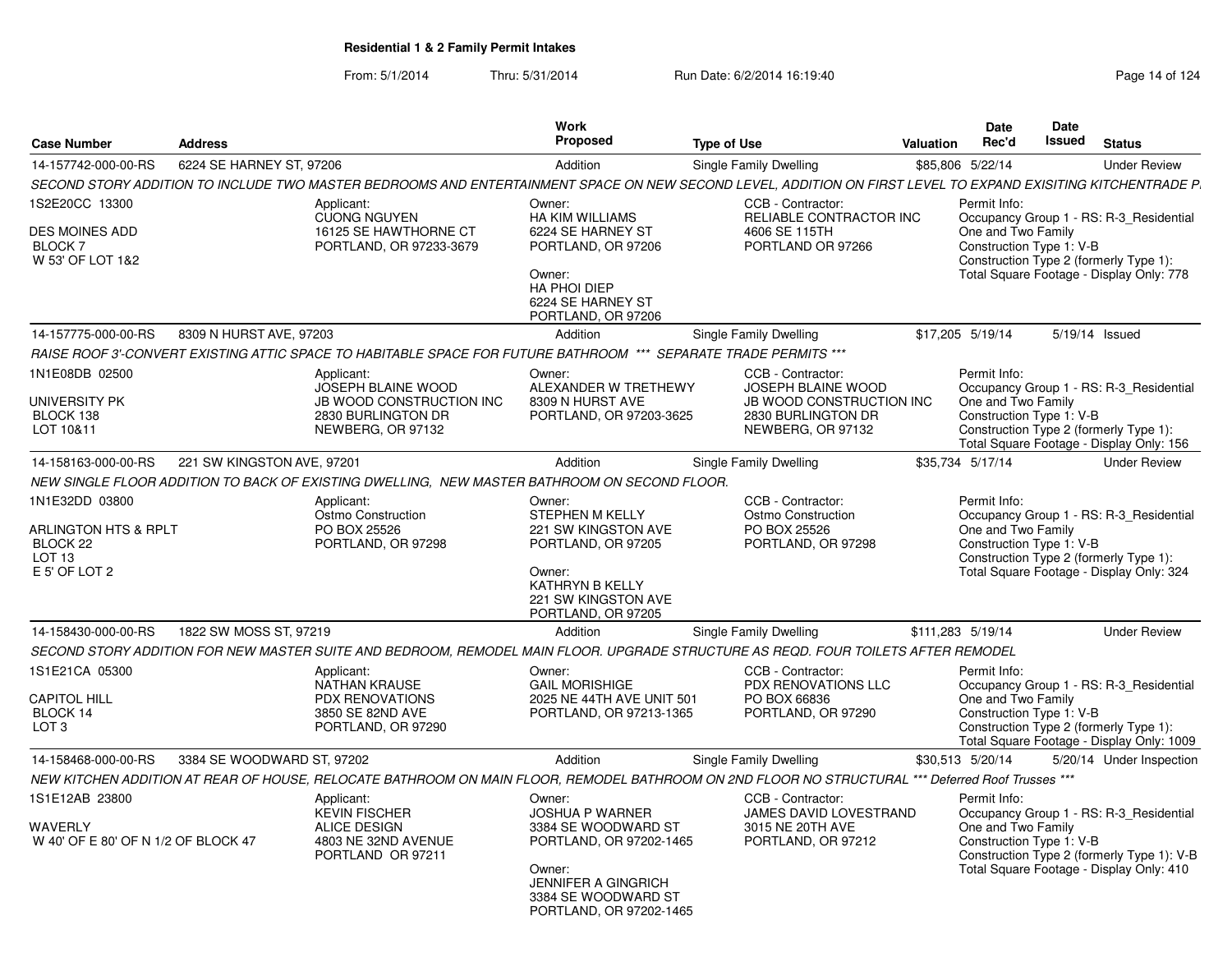**Residential 1 & 2 Family Permit Intakes**

From: 5/1/2014 Thru: 5/31/2014 Run Date: 6/2/2014 16:19:40

| Case Number | Address | Work Proposed | Type of Use | Valuation | Date Rec'd | Date Issued | Status |
|---|---|---|---|---|---|---|---|
| 14-157742-000-00-RS | 6224 SE HARNEY ST, 97206 | Addition | Single Family Dwelling | $85,806 | 5/22/14 | | Under Review |

*SECOND STORY ADDITION TO INCLUDE TWO MASTER BEDROOMS AND ENTERTAINMENT SPACE ON NEW SECOND LEVEL, ADDITION ON FIRST LEVEL TO EXPAND EXISITING KITCHENTRADE P.*

1S2E20CC 13300
DES MOINES ADD
BLOCK 7
W 53' OF LOT 1&2

Applicant:
CUONG NGUYEN
16125 SE HAWTHORNE CT
PORTLAND, OR 97233-3679

Owner:
HA KIM WILLIAMS
6224 SE HARNEY ST
PORTLAND, OR 97206

Owner:
HA PHOI DIEP
6224 SE HARNEY ST
PORTLAND, OR 97206

CCB - Contractor:
RELIABLE CONTRACTOR INC
4606 SE 115TH
PORTLAND OR 97266

Permit Info:
Occupancy Group 1 - RS: R-3_Residential One and Two Family
Construction Type 1: V-B
Construction Type 2 (formerly Type 1):
Total Square Footage - Display Only: 778

| Case Number | Address | Work Proposed | Type of Use | Valuation | Date Rec'd | Date Issued | Status |
|---|---|---|---|---|---|---|---|
| 14-157775-000-00-RS | 8309 N HURST AVE, 97203 | Addition | Single Family Dwelling | $17,205 | 5/19/14 | 5/19/14 | Issued |

*RAISE ROOF 3'-CONVERT EXISTING ATTIC SPACE TO HABITABLE SPACE FOR FUTURE BATHROOM \*\*\* SEPARATE TRADE PERMITS \*\*\**

1N1E08DB 02500
UNIVERSITY PK
BLOCK 138
LOT 10&11

Applicant:
JOSEPH BLAINE WOOD
JB WOOD CONSTRUCTION INC
2830 BURLINGTON DR
NEWBERG, OR 97132

Owner:
ALEXANDER W TRETHEWY
8309 N HURST AVE
PORTLAND, OR 97203-3625

CCB - Contractor:
JOSEPH BLAINE WOOD
JB WOOD CONSTRUCTION INC
2830 BURLINGTON DR
NEWBERG, OR 97132

Permit Info:
Occupancy Group 1 - RS: R-3_Residential One and Two Family
Construction Type 1: V-B
Construction Type 2 (formerly Type 1):
Total Square Footage - Display Only: 156

| Case Number | Address | Work Proposed | Type of Use | Valuation | Date Rec'd | Date Issued | Status |
|---|---|---|---|---|---|---|---|
| 14-158163-000-00-RS | 221 SW KINGSTON AVE, 97201 | Addition | Single Family Dwelling | $35,734 | 5/17/14 | | Under Review |

*NEW SINGLE FLOOR ADDITION TO BACK OF EXISTING DWELLING, NEW MASTER BATHROOM ON SECOND FLOOR.*

1N1E32DD 03800
ARLINGTON HTS & RPLT
BLOCK 22
LOT 13
E 5' OF LOT 2

Applicant:
Ostmo Construction
PO BOX 25526
PORTLAND, OR 97298

Owner:
STEPHEN M KELLY
221 SW KINGSTON AVE
PORTLAND, OR 97205

Owner:
KATHRYN B KELLY
221 SW KINGSTON AVE
PORTLAND, OR 97205

CCB - Contractor:
Ostmo Construction
PO BOX 25526
PORTLAND, OR 97298

Permit Info:
Occupancy Group 1 - RS: R-3_Residential One and Two Family
Construction Type 1: V-B
Construction Type 2 (formerly Type 1):
Total Square Footage - Display Only: 324

| Case Number | Address | Work Proposed | Type of Use | Valuation | Date Rec'd | Date Issued | Status |
|---|---|---|---|---|---|---|---|
| 14-158430-000-00-RS | 1822 SW MOSS ST, 97219 | Addition | Single Family Dwelling | $111,283 | 5/19/14 | | Under Review |

*SECOND STORY ADDITION FOR NEW MASTER SUITE AND BEDROOM, REMODEL MAIN FLOOR. UPGRADE STRUCTURE AS REQD. FOUR TOILETS AFTER REMODEL*

1S1E21CA 05300
CAPITOL HILL
BLOCK 14
LOT 3

Applicant:
NATHAN KRAUSE
PDX RENOVATIONS
3850 SE 82ND AVE
PORTLAND, OR 97290

Owner:
GAIL MORISHIGE
2025 NE 44TH AVE UNIT 501
PORTLAND, OR 97213-1365

CCB - Contractor:
PDX RENOVATIONS LLC
PO BOX 66836
PORTLAND, OR 97290

Permit Info:
Occupancy Group 1 - RS: R-3_Residential One and Two Family
Construction Type 1: V-B
Construction Type 2 (formerly Type 1):
Total Square Footage - Display Only: 1009

| Case Number | Address | Work Proposed | Type of Use | Valuation | Date Rec'd | Date Issued | Status |
|---|---|---|---|---|---|---|---|
| 14-158468-000-00-RS | 3384 SE WOODWARD ST, 97202 | Addition | Single Family Dwelling | $30,513 | 5/20/14 | 5/20/14 | Under Inspection |

*NEW KITCHEN ADDITION AT REAR OF HOUSE, RELOCATE BATHROOM ON MAIN FLOOR, REMODEL BATHROOM ON 2ND FLOOR NO STRUCTURAL \*\*\* Deferred Roof Trusses \*\*\**

1S1E12AB 23800
WAVERLY
W 40' OF E 80' OF N 1/2 OF BLOCK 47

Applicant:
KEVIN FISCHER
ALICE DESIGN
4803 NE 32ND AVENUE
PORTLAND OR 97211

Owner:
JOSHUA P WARNER
3384 SE WOODWARD ST
PORTLAND, OR 97202-1465

Owner:
JENNIFER A GINGRICH
3384 SE WOODWARD ST
PORTLAND, OR 97202-1465

CCB - Contractor:
JAMES DAVID LOVESTRAND
3015 NE 20TH AVE
PORTLAND, OR 97212

Permit Info:
Occupancy Group 1 - RS: R-3_Residential One and Two Family
Construction Type 1: V-B
Construction Type 2 (formerly Type 1): V-B
Total Square Footage - Display Only: 410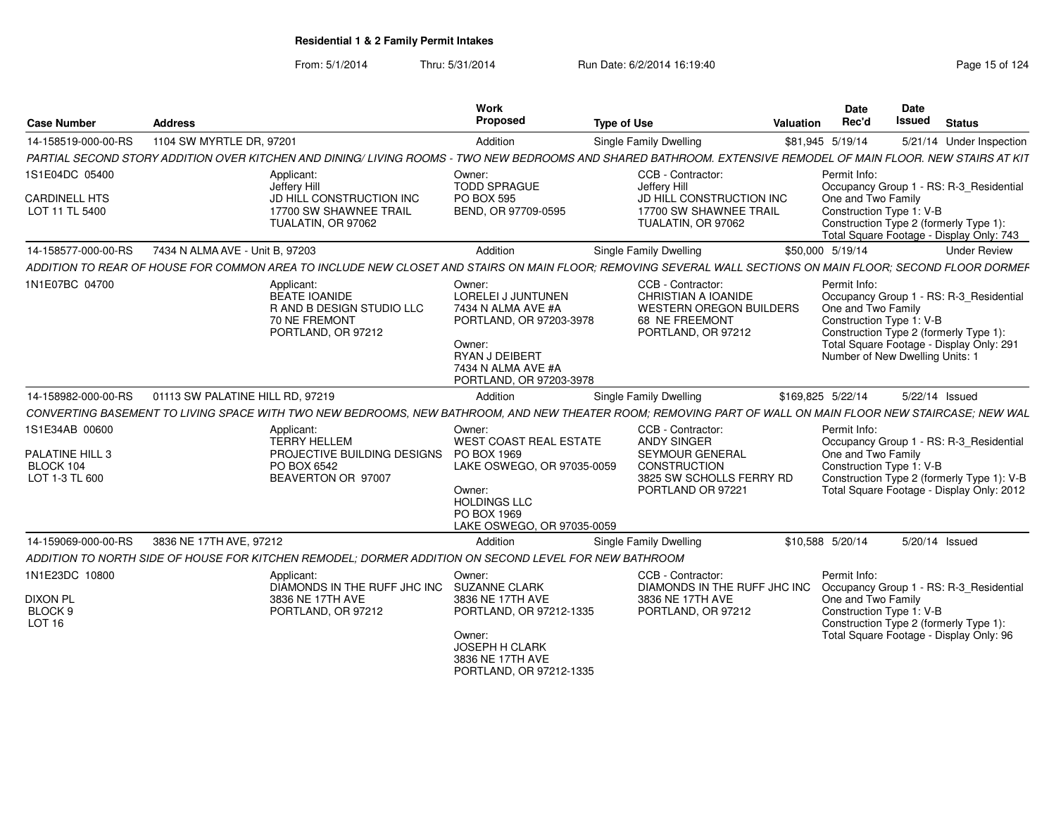**Residential 1 & 2 Family Permit Intakes**

From: 5/1/2014 Thru: 5/31/2014 Run Date: 6/2/2014 16:19:40

| Case Number | Address | Work Proposed | Type of Use | Valuation | Date Rec'd | Date Issued | Status |
|---|---|---|---|---|---|---|---|
| 14-158519-000-00-RS | 1104 SW MYRTLE DR, 97201 | Addition | Single Family Dwelling | $81,945 | 5/19/14 | 5/21/14 | Under Inspection |

PARTIAL SECOND STORY ADDITION OVER KITCHEN AND DINING/ LIVING ROOMS - TWO NEW BEDROOMS AND SHARED BATHROOM. EXTENSIVE REMODEL OF MAIN FLOOR. NEW STAIRS AT KIT

1S1E04DC 05400
CARDINELL HTS
LOT 11 TL 5400

Applicant:
Jeffery Hill
JD HILL CONSTRUCTION INC
17700 SW SHAWNEE TRAIL
TUALATIN, OR 97062

Owner:
TODD SPRAGUE
PO BOX 595
BEND, OR 97709-0595

CCB - Contractor:
Jeffery Hill
JD HILL CONSTRUCTION INC
17700 SW SHAWNEE TRAIL
TUALATIN, OR 97062

Permit Info:
Occupancy Group 1 - RS: R-3_Residential One and Two Family
Construction Type 1: V-B
Construction Type 2 (formerly Type 1):
Total Square Footage - Display Only: 743

| Case Number | Address | Work Proposed | Type of Use | Valuation | Date Rec'd | Date Issued | Status |
|---|---|---|---|---|---|---|---|
| 14-158577-000-00-RS | 7434 N ALMA AVE - Unit B, 97203 | Addition | Single Family Dwelling | $50,000 | 5/19/14 | | Under Review |

ADDITION TO REAR OF HOUSE FOR COMMON AREA TO INCLUDE NEW CLOSET AND STAIRS ON MAIN FLOOR; REMOVING SEVERAL WALL SECTIONS ON MAIN FLOOR; SECOND FLOOR DORMEF

1N1E07BC 04700

Applicant:
BEATE IOANIDE
R AND B DESIGN STUDIO LLC
70 NE FREMONT
PORTLAND, OR 97212

Owner:
LORELEI J JUNTUNEN
7434 N ALMA AVE #A
PORTLAND, OR 97203-3978

Owner:
RYAN J DEIBERT
7434 N ALMA AVE #A
PORTLAND, OR 97203-3978

CCB - Contractor:
CHRISTIAN A IOANIDE
WESTERN OREGON BUILDERS
68 NE FREEMONT
PORTLAND, OR 97212

Permit Info:
Occupancy Group 1 - RS: R-3_Residential One and Two Family
Construction Type 1: V-B
Construction Type 2 (formerly Type 1):
Total Square Footage - Display Only: 291
Number of New Dwelling Units: 1

| Case Number | Address | Work Proposed | Type of Use | Valuation | Date Rec'd | Date Issued | Status |
|---|---|---|---|---|---|---|---|
| 14-158982-000-00-RS | 01113 SW PALATINE HILL RD, 97219 | Addition | Single Family Dwelling | $169,825 | 5/22/14 | 5/22/14 | Issued |

CONVERTING BASEMENT TO LIVING SPACE WITH TWO NEW BEDROOMS, NEW BATHROOM, AND NEW THEATER ROOM; REMOVING PART OF WALL ON MAIN FLOOR NEW STAIRCASE; NEW WAL

1S1E34AB 00600
PALATINE HILL 3
BLOCK 104
LOT 1-3 TL 600

Applicant:
TERRY HELLEM
PROJECTIVE BUILDING DESIGNS
PO BOX 6542
BEAVERTON OR 97007

Owner:
WEST COAST REAL ESTATE
PO BOX 1969
LAKE OSWEGO, OR 97035-0059

Owner:
HOLDINGS LLC
PO BOX 1969
LAKE OSWEGO, OR 97035-0059

CCB - Contractor:
ANDY SINGER
SEYMOUR GENERAL CONSTRUCTION
3825 SW SCHOLLS FERRY RD
PORTLAND OR 97221

Permit Info:
Occupancy Group 1 - RS: R-3_Residential One and Two Family
Construction Type 1: V-B
Construction Type 2 (formerly Type 1): V-B
Total Square Footage - Display Only: 2012

| Case Number | Address | Work Proposed | Type of Use | Valuation | Date Rec'd | Date Issued | Status |
|---|---|---|---|---|---|---|---|
| 14-159069-000-00-RS | 3836 NE 17TH AVE, 97212 | Addition | Single Family Dwelling | $10,588 | 5/20/14 | 5/20/14 | Issued |

ADDITION TO NORTH SIDE OF HOUSE FOR KITCHEN REMODEL; DORMER ADDITION ON SECOND LEVEL FOR NEW BATHROOM

1N1E23DC 10800
DIXON PL
BLOCK 9
LOT 16

Applicant:
DIAMONDS IN THE RUFF JHC INC
3836 NE 17TH AVE
PORTLAND, OR 97212

Owner:
SUZANNE CLARK
3836 NE 17TH AVE
PORTLAND, OR 97212-1335

Owner:
JOSEPH H CLARK
3836 NE 17TH AVE
PORTLAND, OR 97212-1335

CCB - Contractor:
DIAMONDS IN THE RUFF JHC INC
3836 NE 17TH AVE
PORTLAND, OR 97212

Permit Info:
Occupancy Group 1 - RS: R-3_Residential One and Two Family
Construction Type 1: V-B
Construction Type 2 (formerly Type 1):
Total Square Footage - Display Only: 96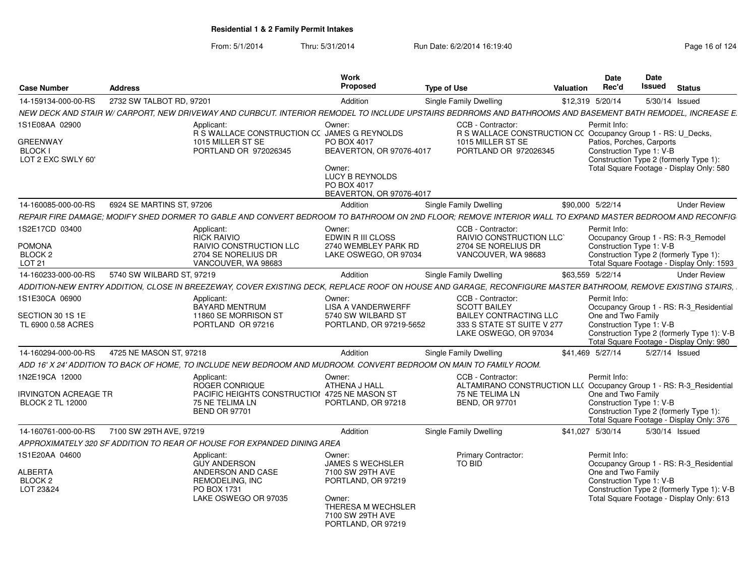# Residential 1 & 2 Family Permit Intakes

From: 5/1/2014 Thru: 5/31/2014 Run Date: 6/2/2014 16:19:40

| Case Number | Address | Work Proposed | Type of Use | Valuation | Date Rec'd | Date Issued | Status |
|---|---|---|---|---|---|---|---|
| 14-159134-000-00-RS | 2732 SW TALBOT RD, 97201 | Addition | Single Family Dwelling | $12,319 | 5/20/14 | 5/30/14 | Issued |

NEW DECK AND STAIR W/ CARPORT, NEW DRIVEWAY AND CURBCUT. INTERIOR REMODEL TO INCLUDE UPSTAIRS BEDRROMS AND BATHROOMS AND BASEMENT BATH REMODEL, INCREASE E

1S1E08AA 02900
GREENWAY
BLOCK I
LOT 2 EXC SWLY 60'

Applicant:
R S WALLACE CONSTRUCTION CC
1015 MILLER ST SE
PORTLAND OR 972026345

Owner:
JAMES G REYNOLDS
PO BOX 4017
BEAVERTON, OR 97076-4017

Owner:
LUCY B REYNOLDS
PO BOX 4017
BEAVERTON, OR 97076-4017

CCB - Contractor:
R S WALLACE CONSTRUCTION CC
1015 MILLER ST SE
PORTLAND OR 972026345

Permit Info:
Occupancy Group 1 - RS: U_Decks, Patios, Porches, Carports
Construction Type 1: V-B
Construction Type 2 (formerly Type 1):
Total Square Footage - Display Only: 580

| Case Number | Address | Work Proposed | Type of Use | Valuation | Date Rec'd | Date Issued | Status |
|---|---|---|---|---|---|---|---|
| 14-160085-000-00-RS | 6924 SE MARTINS ST, 97206 | Addition | Single Family Dwelling | $90,000 | 5/22/14 | | Under Review |

REPAIR FIRE DAMAGE; MODIFY SHED DORMER TO GABLE AND CONVERT BEDROOM TO BATHROOM ON 2ND FLOOR; REMOVE INTERIOR WALL TO EXPAND MASTER BEDROOM AND RECONFIG

1S2E17CD 03400
POMONA
BLOCK 2
LOT 21

Applicant:
RICK RAIVIO
RAIVIO CONSTRUCTION LLC
2704 SE NORELIUS DR
VANCOUVER, WA 98683

Owner:
EDWIN R III CLOSS
2740 WEMBLEY PARK RD
LAKE OSWEGO, OR 97034

CCB - Contractor:
RAIVIO CONSTRUCTION LLC`
2704 SE NORELIUS DR
VANCOUVER, WA 98683

Permit Info:
Occupancy Group 1 - RS: R-3_Remodel
Construction Type 1: V-B
Construction Type 2 (formerly Type 1):
Total Square Footage - Display Only: 1593

| Case Number | Address | Work Proposed | Type of Use | Valuation | Date Rec'd | Date Issued | Status |
|---|---|---|---|---|---|---|---|
| 14-160233-000-00-RS | 5740 SW WILBARD ST, 97219 | Addition | Single Family Dwelling | $63,559 | 5/22/14 | | Under Review |

ADDITION-NEW ENTRY ADDITION, CLOSE IN BREEZEWAY, COVER EXISTING DECK, REPLACE ROOF ON HOUSE AND GARAGE, RECONFIGURE MASTER BATHROOM, REMOVE EXISTING STAIRS,

1S1E30CA 06900
SECTION 30 1S 1E
TL 6900 0.58 ACRES

Applicant:
BAYARD MENTRUM
11860 SE MORRISON ST
PORTLAND OR 97216

Owner:
LISA A VANDERWERFF
5740 SW WILBARD ST
PORTLAND, OR 97219-5652

CCB - Contractor:
SCOTT BAILEY
BAILEY CONTRACTING LLC
333 S STATE ST SUITE V 277
LAKE OSWEGO, OR 97034

Permit Info:
Occupancy Group 1 - RS: R-3_Residential One and Two Family
Construction Type 1: V-B
Construction Type 2 (formerly Type 1): V-B
Total Square Footage - Display Only: 980

| Case Number | Address | Work Proposed | Type of Use | Valuation | Date Rec'd | Date Issued | Status |
|---|---|---|---|---|---|---|---|
| 14-160294-000-00-RS | 4725 NE MASON ST, 97218 | Addition | Single Family Dwelling | $41,469 | 5/27/14 | 5/27/14 | Issued |

ADD 16' X 24' ADDITION TO BACK OF HOME, TO INCLUDE NEW BEDROOM AND MUDROOM. CONVERT BEDROOM ON MAIN TO FAMILY ROOM.

1N2E19CA 12000
IRVINGTON ACREAGE TR
BLOCK 2 TL 12000

Applicant:
ROGER CONRIQUE
PACIFIC HEIGHTS CONSTRUCTIOI
75 NE TELIMA LN
BEND OR 97701

Owner:
ATHENA J HALL
4725 NE MASON ST
PORTLAND, OR 97218

CCB - Contractor:
ALTAMIRANO CONSTRUCTION LL(
75 NE TELIMA LN
BEND, OR 97701

Permit Info:
Occupancy Group 1 - RS: R-3_Residential One and Two Family
Construction Type 1: V-B
Construction Type 2 (formerly Type 1):
Total Square Footage - Display Only: 376

| Case Number | Address | Work Proposed | Type of Use | Valuation | Date Rec'd | Date Issued | Status |
|---|---|---|---|---|---|---|---|
| 14-160761-000-00-RS | 7100 SW 29TH AVE, 97219 | Addition | Single Family Dwelling | $41,027 | 5/30/14 | 5/30/14 | Issued |

APPROXIMATELY 320 SF ADDITION TO REAR OF HOUSE FOR EXPANDED DINING AREA

1S1E20AA 04600
ALBERTA
BLOCK 2
LOT 23&24

Applicant:
GUY ANDERSON
ANDERSON AND CASE REMODELING, INC
PO BOX 1731
LAKE OSWEGO OR 97035

Owner:
JAMES S WECHSLER
7100 SW 29TH AVE
PORTLAND, OR 97219

Owner:
THERESA M WECHSLER
7100 SW 29TH AVE
PORTLAND, OR 97219

Primary Contractor:
TO BID

Permit Info:
Occupancy Group 1 - RS: R-3_Residential One and Two Family
Construction Type 1: V-B
Construction Type 2 (formerly Type 1): V-B
Total Square Footage - Display Only: 613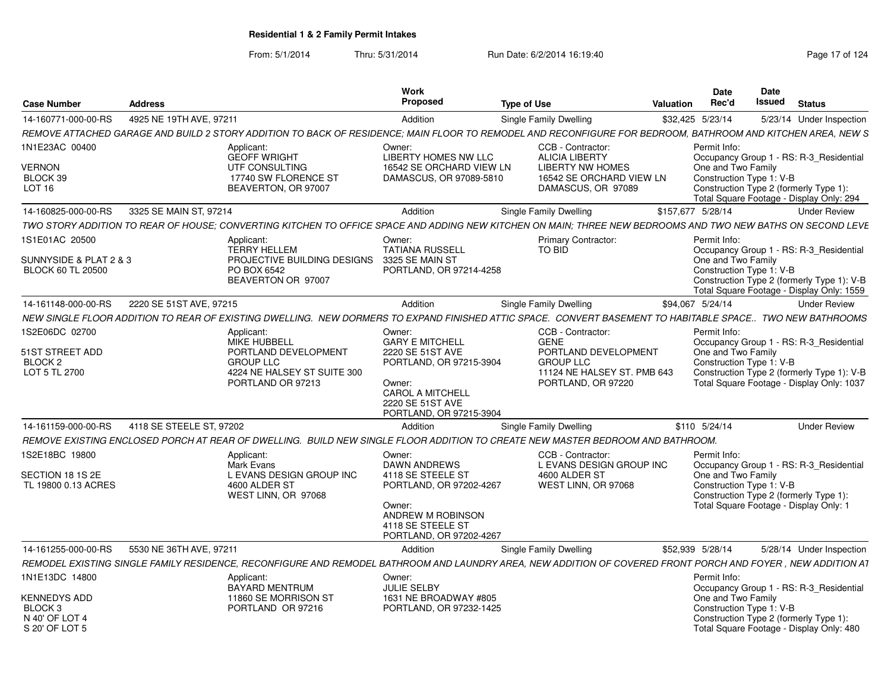**Residential 1 & 2 Family Permit Intakes**

From: 5/1/2014 Thru: 5/31/2014 Run Date: 6/2/2014 16:19:40

| Case Number | Address | Work Proposed | Type of Use | Valuation | Date Rec'd | Date Issued | Status |
|---|---|---|---|---|---|---|---|
| 14-160771-000-00-RS | 4925 NE 19TH AVE, 97211 | Addition | Single Family Dwelling | $32,425 | 5/23/14 | 5/23/14 | Under Inspection |

*REMOVE ATTACHED GARAGE AND BUILD 2 STORY ADDITION TO BACK OF RESIDENCE; MAIN FLOOR TO REMODEL AND RECONFIGURE FOR BEDROOM, BATHROOM AND KITCHEN AREA, NEW S*

1N1E23AC 00400
VERNON
BLOCK 39
LOT 16

Applicant: GEOFF WRIGHT, UTF CONSULTING, 17740 SW FLORENCE ST, BEAVERTON, OR 97007

Owner: LIBERTY HOMES NW LLC, 16542 SE ORCHARD VIEW LN, DAMASCUS, OR 97089-5810

CCB - Contractor: ALICIA LIBERTY, LIBERTY NW HOMES, 16542 SE ORCHARD VIEW LN, DAMASCUS, OR 97089

Permit Info: Occupancy Group 1 - RS: R-3_Residential One and Two Family; Construction Type 1: V-B; Construction Type 2 (formerly Type 1):; Total Square Footage - Display Only: 294

| Case Number | Address | Work Proposed | Type of Use | Valuation | Date Rec'd | Date Issued | Status |
|---|---|---|---|---|---|---|---|
| 14-160825-000-00-RS | 3325 SE MAIN ST, 97214 | Addition | Single Family Dwelling | $157,677 | 5/28/14 | | Under Review |

*TWO STORY ADDITION TO REAR OF HOUSE; CONVERTING KITCHEN TO OFFICE SPACE AND ADDING NEW KITCHEN ON MAIN; THREE NEW BEDROOMS AND TWO NEW BATHS ON SECOND LEVE*

1S1E01AC 20500
SUNNYSIDE & PLAT 2 & 3
BLOCK 60 TL 20500

Applicant: TERRY HELLEM, PROJECTIVE BUILDING DESIGNS, PO BOX 6542, BEAVERTON OR 97007

Owner: TATIANA RUSSELL, 3325 SE MAIN ST, PORTLAND, OR 97214-4258

Primary Contractor: TO BID

Permit Info: Occupancy Group 1 - RS: R-3_Residential One and Two Family; Construction Type 1: V-B; Construction Type 2 (formerly Type 1): V-B; Total Square Footage - Display Only: 1559

| Case Number | Address | Work Proposed | Type of Use | Valuation | Date Rec'd | Date Issued | Status |
|---|---|---|---|---|---|---|---|
| 14-161148-000-00-RS | 2220 SE 51ST AVE, 97215 | Addition | Single Family Dwelling | $94,067 | 5/24/14 | | Under Review |

*NEW SINGLE FLOOR ADDITION TO REAR OF EXISTING DWELLING. NEW DORMERS TO EXPAND FINISHED ATTIC SPACE. CONVERT BASEMENT TO HABITABLE SPACE.. TWO NEW BATHROOMS*

1S2E06DC 02700
51ST STREET ADD
BLOCK 2
LOT 5 TL 2700

Applicant: MIKE HUBBELL, PORTLAND DEVELOPMENT GROUP LLC, 4224 NE HALSEY ST SUITE 300, PORTLAND OR 97213

Owner: GARY E MITCHELL, 2220 SE 51ST AVE, PORTLAND, OR 97215-3904

Owner: CAROL A MITCHELL, 2220 SE 51ST AVE, PORTLAND, OR 97215-3904

CCB - Contractor: GENE, PORTLAND DEVELOPMENT GROUP LLC, 11124 NE HALSEY ST. PMB 643, PORTLAND, OR 97220

Permit Info: Occupancy Group 1 - RS: R-3_Residential One and Two Family; Construction Type 1: V-B; Construction Type 2 (formerly Type 1): V-B; Total Square Footage - Display Only: 1037

| Case Number | Address | Work Proposed | Type of Use | Valuation | Date Rec'd | Date Issued | Status |
|---|---|---|---|---|---|---|---|
| 14-161159-000-00-RS | 4118 SE STEELE ST, 97202 | Addition | Single Family Dwelling | $110 | 5/24/14 | | Under Review |

*REMOVE EXISTING ENCLOSED PORCH AT REAR OF DWELLING. BUILD NEW SINGLE FLOOR ADDITION TO CREATE NEW MASTER BEDROOM AND BATHROOM.*

1S2E18BC 19800
SECTION 18 1S 2E
TL 19800 0.13 ACRES

Applicant: Mark Evans, L EVANS DESIGN GROUP INC, 4600 ALDER ST, WEST LINN, OR 97068

Owner: DAWN ANDREWS, 4118 SE STEELE ST, PORTLAND, OR 97202-4267

Owner: ANDREW M ROBINSON, 4118 SE STEELE ST, PORTLAND, OR 97202-4267

CCB - Contractor: L EVANS DESIGN GROUP INC, 4600 ALDER ST, WEST LINN, OR 97068

Permit Info: Occupancy Group 1 - RS: R-3_Residential One and Two Family; Construction Type 1: V-B; Construction Type 2 (formerly Type 1):; Total Square Footage - Display Only: 1

| Case Number | Address | Work Proposed | Type of Use | Valuation | Date Rec'd | Date Issued | Status |
|---|---|---|---|---|---|---|---|
| 14-161255-000-00-RS | 5530 NE 36TH AVE, 97211 | Addition | Single Family Dwelling | $52,939 | 5/28/14 | 5/28/14 | Under Inspection |

*REMODEL EXISTING SINGLE FAMILY RESIDENCE, RECONFIGURE AND REMODEL BATHROOM AND LAUNDRY AREA, NEW ADDITION OF COVERED FRONT PORCH AND FOYER , NEW ADDITION AT*

1N1E13DC 14800
KENNEDYS ADD
BLOCK 3
N 40' OF LOT 4
S 20' OF LOT 5

Applicant: BAYARD MENTRUM, 11860 SE MORRISON ST, PORTLAND OR 97216

Owner: JULIE SELBY, 1631 NE BROADWAY #805, PORTLAND, OR 97232-1425

Permit Info: Occupancy Group 1 - RS: R-3_Residential One and Two Family; Construction Type 1: V-B; Construction Type 2 (formerly Type 1):; Total Square Footage - Display Only: 480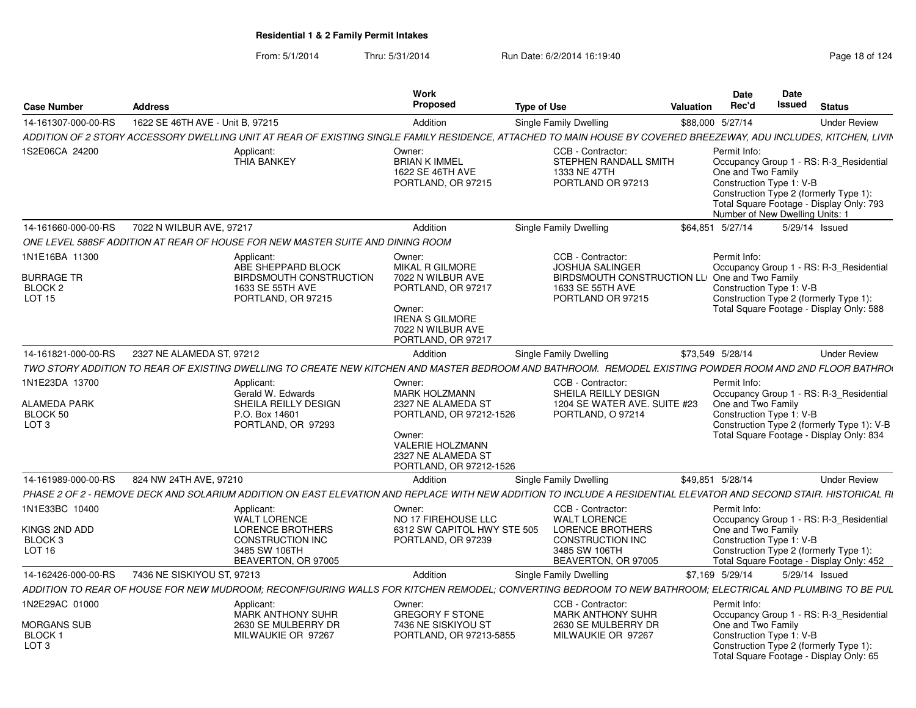**Residential 1 & 2 Family Permit Intakes**

From: 5/1/2014 Thru: 5/31/2014 Run Date: 6/2/2014 16:19:40

| Case Number | Address | Work Proposed | Type of Use | Valuation | Date Rec'd | Date Issued | Status |
|---|---|---|---|---|---|---|---|
| 14-161307-000-00-RS | 1622 SE 46TH AVE - Unit B, 97215 | Addition | Single Family Dwelling | $88,000 | 5/27/14 | | Under Review |

ADDITION OF 2 STORY ACCESSORY DWELLING UNIT AT REAR OF EXISTING SINGLE FAMILY RESIDENCE, ATTACHED TO MAIN HOUSE BY COVERED BREEZEWAY, ADU INCLUDES, KITCHEN, LIVIN

1S2E06CA 24200

Applicant: THIA BANKEY

Owner: BRIAN K IMMEL, 1622 SE 46TH AVE, PORTLAND, OR 97215

CCB - Contractor: STEPHEN RANDALL SMITH, 1333 NE 47TH, PORTLAND OR 97213

Permit Info: Occupancy Group 1 - RS: R-3_Residential One and Two Family; Construction Type 1: V-B; Construction Type 2 (formerly Type 1):; Total Square Footage - Display Only: 793; Number of New Dwelling Units: 1

| Case Number | Address | Work Proposed | Type of Use | Valuation | Date Rec'd | Date Issued | Status |
|---|---|---|---|---|---|---|---|
| 14-161660-000-00-RS | 7022 N WILBUR AVE, 97217 | Addition | Single Family Dwelling | $64,851 | 5/27/14 | 5/29/14 | Issued |

ONE LEVEL 588SF ADDITION AT REAR OF HOUSE FOR NEW MASTER SUITE AND DINING ROOM

1N1E16BA 11300, BURRAGE TR, BLOCK 2, LOT 15

Applicant: ABE SHEPPARD BLOCK, BIRDSMOUTH CONSTRUCTION, 1633 SE 55TH AVE, PORTLAND, OR 97215

Owner: MIKAL R GILMORE, 7022 N WILBUR AVE, PORTLAND, OR 97217

Owner: IRENA S GILMORE, 7022 N WILBUR AVE, PORTLAND, OR 97217

CCB - Contractor: JOSHUA SALINGER, BIRDSMOUTH CONSTRUCTION LL(, 1633 SE 55TH AVE, PORTLAND OR 97215

Permit Info: Occupancy Group 1 - RS: R-3_Residential One and Two Family; Construction Type 1: V-B; Construction Type 2 (formerly Type 1):; Total Square Footage - Display Only: 588

| Case Number | Address | Work Proposed | Type of Use | Valuation | Date Rec'd | Date Issued | Status |
|---|---|---|---|---|---|---|---|
| 14-161821-000-00-RS | 2327 NE ALAMEDA ST, 97212 | Addition | Single Family Dwelling | $73,549 | 5/28/14 | | Under Review |

TWO STORY ADDITION TO REAR OF EXISTING DWELLING TO CREATE NEW KITCHEN AND MASTER BEDROOM AND BATHROOM. REMODEL EXISTING POWDER ROOM AND 2ND FLOOR BATHRO

1N1E23DA 13700, ALAMEDA PARK, BLOCK 50, LOT 3

Applicant: Gerald W. Edwards, SHEILA REILLY DESIGN, P.O. Box 14601, PORTLAND, OR 97293

Owner: MARK HOLZMANN, 2327 NE ALAMEDA ST, PORTLAND, OR 97212-1526

Owner: VALERIE HOLZMANN, 2327 NE ALAMEDA ST, PORTLAND, OR 97212-1526

CCB - Contractor: SHEILA REILLY DESIGN, 1204 SE WATER AVE. SUITE #23, PORTLAND, O 97214

Permit Info: Occupancy Group 1 - RS: R-3_Residential One and Two Family; Construction Type 1: V-B; Construction Type 2 (formerly Type 1): V-B; Total Square Footage - Display Only: 834

| Case Number | Address | Work Proposed | Type of Use | Valuation | Date Rec'd | Date Issued | Status |
|---|---|---|---|---|---|---|---|
| 14-161989-000-00-RS | 824 NW 24TH AVE, 97210 | Addition | Single Family Dwelling | $49,851 | 5/28/14 | | Under Review |

PHASE 2 OF 2 - REMOVE DECK AND SOLARIUM ADDITION ON EAST ELEVATION AND REPLACE WITH NEW ADDITION TO INCLUDE A RESIDENTIAL ELEVATOR AND SECOND STAIR. HISTORICAL RI

1N1E33BC 10400, KINGS 2ND ADD, BLOCK 3, LOT 16

Applicant: WALT LORENCE, LORENCE BROTHERS CONSTRUCTION INC, 3485 SW 106TH, BEAVERTON, OR 97005

Owner: NO 17 FIREHOUSE LLC, 6312 SW CAPITOL HWY STE 505, PORTLAND, OR 97239

CCB - Contractor: WALT LORENCE, LORENCE BROTHERS CONSTRUCTION INC, 3485 SW 106TH, BEAVERTON, OR 97005

Permit Info: Occupancy Group 1 - RS: R-3_Residential One and Two Family; Construction Type 1: V-B; Construction Type 2 (formerly Type 1):; Total Square Footage - Display Only: 452

| Case Number | Address | Work Proposed | Type of Use | Valuation | Date Rec'd | Date Issued | Status |
|---|---|---|---|---|---|---|---|
| 14-162426-000-00-RS | 7436 NE SISKIYOU ST, 97213 | Addition | Single Family Dwelling | $7,169 | 5/29/14 | 5/29/14 | Issued |

ADDITION TO REAR OF HOUSE FOR NEW MUDROOM; RECONFIGURING WALLS FOR KITCHEN REMODEL; CONVERTING BEDROOM TO NEW BATHROOM; ELECTRICAL AND PLUMBING TO BE PUL

1N2E29AC 01000, MORGANS SUB, BLOCK 1, LOT 3

Applicant: MARK ANTHONY SUHR, 2630 SE MULBERRY DR, MILWAUKIE OR 97267

Owner: GREGORY F STONE, 7436 NE SISKIYOU ST, PORTLAND, OR 97213-5855

CCB - Contractor: MARK ANTHONY SUHR, 2630 SE MULBERRY DR, MILWAUKIE OR 97267

Permit Info: Occupancy Group 1 - RS: R-3_Residential One and Two Family; Construction Type 1: V-B; Construction Type 2 (formerly Type 1):; Total Square Footage - Display Only: 65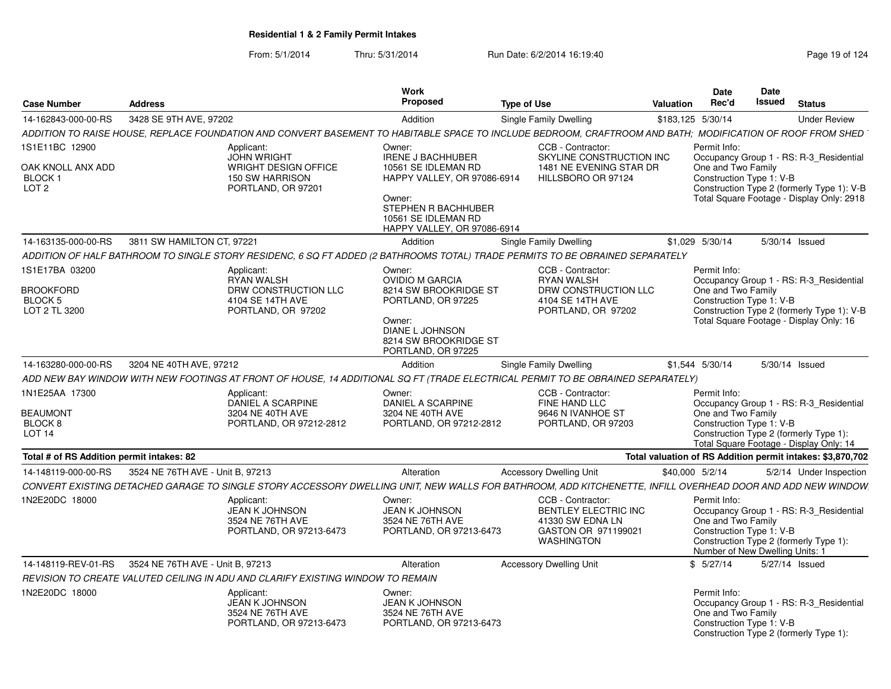**Residential 1 & 2 Family Permit Intakes**

From: 5/1/2014 Thru: 5/31/2014 Run Date: 6/2/2014 16:19:40

| Case Number | Address | Work Proposed | Type of Use | Valuation | Date Rec'd | Date Issued | Status |
|---|---|---|---|---|---|---|---|
| 14-162843-000-00-RS | 3428 SE 9TH AVE, 97202 | Addition | Single Family Dwelling | $183,125 | 5/30/14 | | Under Review |

*ADDITION TO RAISE HOUSE, REPLACE FOUNDATION AND CONVERT BASEMENT TO HABITABLE SPACE TO INCLUDE BEDROOM, CRAFTROOM AND BATH; MODIFICATION OF ROOF FROM SHED*

1S1E11BC 12900
OAK KNOLL ANX ADD
BLOCK 1
LOT 2

Applicant: JOHN WRIGHT, WRIGHT DESIGN OFFICE, 150 SW HARRISON, PORTLAND, OR 97201

Owner: IRENE J BACHHUBER, 10561 SE IDLEMAN RD, HAPPY VALLEY, OR 97086-6914

Owner: STEPHEN R BACHHUBER, 10561 SE IDLEMAN RD, HAPPY VALLEY, OR 97086-6914

CCB - Contractor: SKYLINE CONSTRUCTION INC, 1481 NE EVENING STAR DR, HILLSBORO OR 97124

Permit Info: Occupancy Group 1 - RS: R-3_Residential One and Two Family; Construction Type 1: V-B; Construction Type 2 (formerly Type 1): V-B; Total Square Footage - Display Only: 2918

---

| Case Number | Address | Work Proposed | Type of Use | Valuation | Date Rec'd | Date Issued | Status |
|---|---|---|---|---|---|---|---|
| 14-163135-000-00-RS | 3811 SW HAMILTON CT, 97221 | Addition | Single Family Dwelling | $1,029 | 5/30/14 | 5/30/14 | Issued |

*ADDITION OF HALF BATHROOM TO SINGLE STORY RESIDENC, 6 SQ FT ADDED (2 BATHROOMS TOTAL) TRADE PERMITS TO BE OBRAINED SEPARATELY*

1S1E17BA 03200
BROOKFORD
BLOCK 5
LOT 2 TL 3200

Applicant: RYAN WALSH, DRW CONSTRUCTION LLC, 4104 SE 14TH AVE, PORTLAND, OR 97202

Owner: OVIDIO M GARCIA, 8214 SW BROOKRIDGE ST, PORTLAND, OR 97225

Owner: DIANE L JOHNSON, 8214 SW BROOKRIDGE ST, PORTLAND, OR 97225

CCB - Contractor: RYAN WALSH, DRW CONSTRUCTION LLC, 4104 SE 14TH AVE, PORTLAND, OR 97202

Permit Info: Occupancy Group 1 - RS: R-3_Residential One and Two Family; Construction Type 1: V-B; Construction Type 2 (formerly Type 1): V-B; Total Square Footage - Display Only: 16

---

| Case Number | Address | Work Proposed | Type of Use | Valuation | Date Rec'd | Date Issued | Status |
|---|---|---|---|---|---|---|---|
| 14-163280-000-00-RS | 3204 NE 40TH AVE, 97212 | Addition | Single Family Dwelling | $1,544 | 5/30/14 | 5/30/14 | Issued |

*ADD NEW BAY WINDOW WITH NEW FOOTINGS AT FRONT OF HOUSE, 14 ADDITIONAL SQ FT (TRADE ELECTRICAL PERMIT TO BE OBRAINED SEPARATELY)*

1N1E25AA 17300
BEAUMONT
BLOCK 8
LOT 14

Applicant: DANIEL A SCARPINE, 3204 NE 40TH AVE, PORTLAND, OR 97212-2812

Owner: DANIEL A SCARPINE, 3204 NE 40TH AVE, PORTLAND, OR 97212-2812

CCB - Contractor: FINE HAND LLC, 9646 N IVANHOE ST, PORTLAND, OR 97203

Permit Info: Occupancy Group 1 - RS: R-3_Residential One and Two Family; Construction Type 1: V-B; Construction Type 2 (formerly Type 1):; Total Square Footage - Display Only: 14

**Total # of RS Addition permit intakes: 82** — **Total valuation of RS Addition permit intakes: $3,870,702**

---

| Case Number | Address | Work Proposed | Type of Use | Valuation | Date Rec'd | Date Issued | Status |
|---|---|---|---|---|---|---|---|
| 14-148119-000-00-RS | 3524 NE 76TH AVE - Unit B, 97213 | Alteration | Accessory Dwelling Unit | $40,000 | 5/2/14 | 5/2/14 | Under Inspection |

*CONVERT EXISTING DETACHED GARAGE TO SINGLE STORY ACCESSORY DWELLING UNIT, NEW WALLS FOR BATHROOM, ADD KITCHENETTE, INFILL OVERHEAD DOOR AND ADD NEW WINDOW,*

1N2E20DC 18000

Applicant: JEAN K JOHNSON, 3524 NE 76TH AVE, PORTLAND, OR 97213-6473

Owner: JEAN K JOHNSON, 3524 NE 76TH AVE, PORTLAND, OR 97213-6473

CCB - Contractor: BENTLEY ELECTRIC INC, 41330 SW EDNA LN, GASTON OR 971199021, WASHINGTON

Permit Info: Occupancy Group 1 - RS: R-3_Residential One and Two Family; Construction Type 1: V-B; Construction Type 2 (formerly Type 1):; Number of New Dwelling Units: 1

---

| Case Number | Address | Work Proposed | Type of Use | Valuation | Date Rec'd | Date Issued | Status |
|---|---|---|---|---|---|---|---|
| 14-148119-REV-01-RS | 3524 NE 76TH AVE - Unit B, 97213 | Alteration | Accessory Dwelling Unit | $ | 5/27/14 | 5/27/14 | Issued |

*REVISION TO CREATE VALUTED CEILING IN ADU AND CLARIFY EXISTING WINDOW TO REMAIN*

1N2E20DC 18000

Applicant: JEAN K JOHNSON, 3524 NE 76TH AVE, PORTLAND, OR 97213-6473

Owner: JEAN K JOHNSON, 3524 NE 76TH AVE, PORTLAND, OR 97213-6473

Permit Info: Occupancy Group 1 - RS: R-3_Residential One and Two Family; Construction Type 1: V-B; Construction Type 2 (formerly Type 1):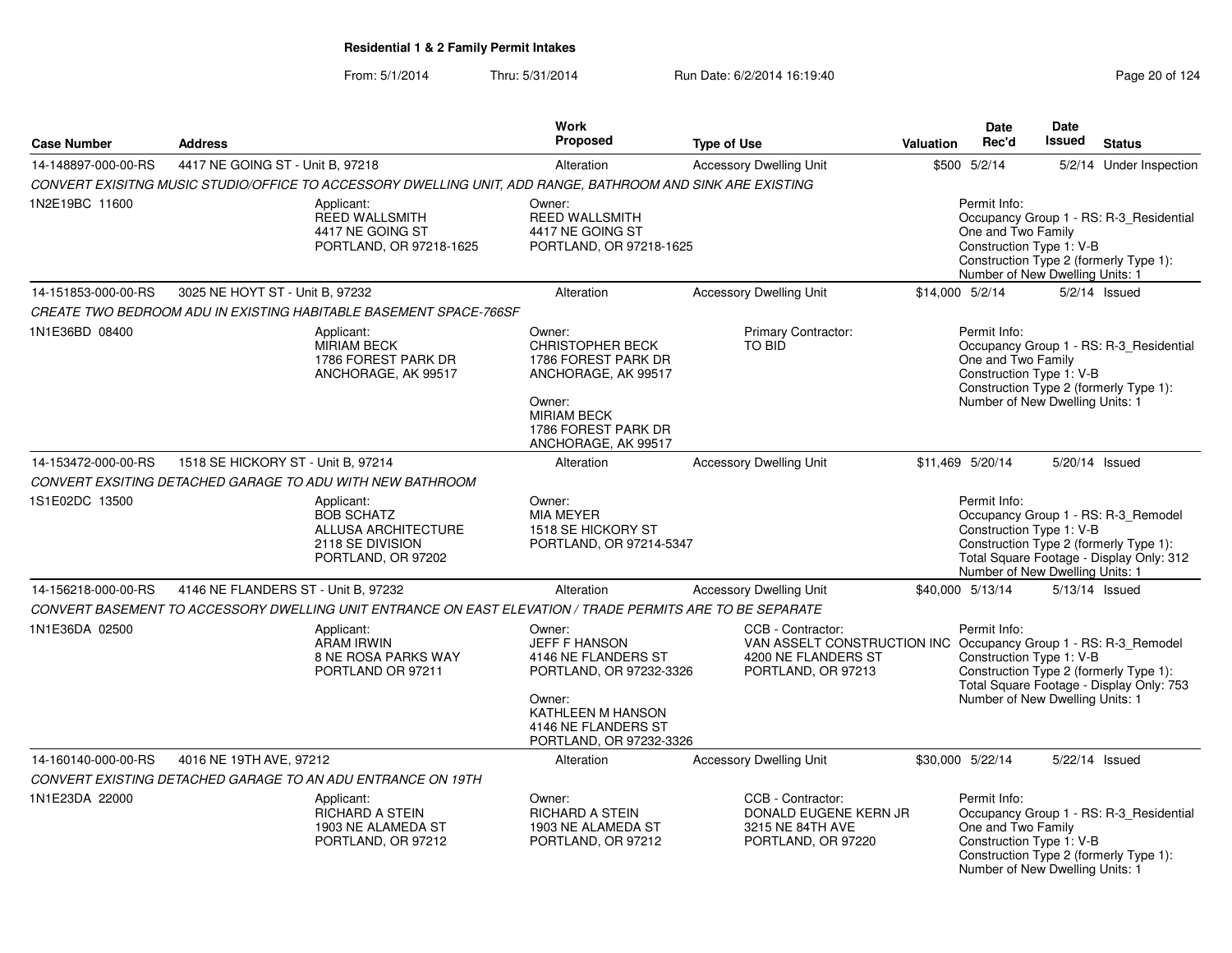**Residential 1 & 2 Family Permit Intakes**

From: 5/1/2014 Thru: 5/31/2014 Run Date: 6/2/2014 16:19:40

| Case Number | Address | Work Proposed | Type of Use | Valuation | Date Rec'd | Date Issued | Status |
|---|---|---|---|---|---|---|---|
| 14-148897-000-00-RS | 4417 NE GOING ST - Unit B, 97218 | Alteration | Accessory Dwelling Unit | $500 | 5/2/14 | 5/2/14 | Under Inspection |

*CONVERT EXISITNG MUSIC STUDIO/OFFICE TO ACCESSORY DWELLING UNIT, ADD RANGE, BATHROOM AND SINK ARE EXISTING*

1N2E19BC 11600

Applicant: REED WALLSMITH, 4417 NE GOING ST, PORTLAND, OR 97218-1625

Owner: REED WALLSMITH, 4417 NE GOING ST, PORTLAND, OR 97218-1625

Permit Info: Occupancy Group 1 - RS: R-3_Residential One and Two Family; Construction Type 1: V-B; Construction Type 2 (formerly Type 1):; Number of New Dwelling Units: 1

| Case Number | Address | Work Proposed | Type of Use | Valuation | Date Rec'd | Date Issued | Status |
|---|---|---|---|---|---|---|---|
| 14-151853-000-00-RS | 3025 NE HOYT ST - Unit B, 97232 | Alteration | Accessory Dwelling Unit | $14,000 | 5/2/14 | 5/2/14 | Issued |

*CREATE TWO BEDROOM ADU IN EXISTING HABITABLE BASEMENT SPACE-766SF*

1N1E36BD 08400

Applicant: MIRIAM BECK, 1786 FOREST PARK DR, ANCHORAGE, AK 99517

Owner: CHRISTOPHER BECK, 1786 FOREST PARK DR, ANCHORAGE, AK 99517

Owner: MIRIAM BECK, 1786 FOREST PARK DR, ANCHORAGE, AK 99517

Primary Contractor: TO BID

Permit Info: Occupancy Group 1 - RS: R-3_Residential One and Two Family; Construction Type 1: V-B; Construction Type 2 (formerly Type 1):; Number of New Dwelling Units: 1

| Case Number | Address | Work Proposed | Type of Use | Valuation | Date Rec'd | Date Issued | Status |
|---|---|---|---|---|---|---|---|
| 14-153472-000-00-RS | 1518 SE HICKORY ST - Unit B, 97214 | Alteration | Accessory Dwelling Unit | $11,469 | 5/20/14 | 5/20/14 | Issued |

*CONVERT EXSITING DETACHED GARAGE TO ADU WITH NEW BATHROOM*

1S1E02DC 13500

Applicant: BOB SCHATZ, ALLUSA ARCHITECTURE, 2118 SE DIVISION, PORTLAND, OR 97202

Owner: MIA MEYER, 1518 SE HICKORY ST, PORTLAND, OR 97214-5347

Permit Info: Occupancy Group 1 - RS: R-3_Remodel; Construction Type 1: V-B; Construction Type 2 (formerly Type 1):; Total Square Footage - Display Only: 312; Number of New Dwelling Units: 1

| Case Number | Address | Work Proposed | Type of Use | Valuation | Date Rec'd | Date Issued | Status |
|---|---|---|---|---|---|---|---|
| 14-156218-000-00-RS | 4146 NE FLANDERS ST - Unit B, 97232 | Alteration | Accessory Dwelling Unit | $40,000 | 5/13/14 | 5/13/14 | Issued |

*CONVERT BASEMENT TO ACCESSORY DWELLING UNIT ENTRANCE ON EAST ELEVATION / TRADE PERMITS ARE TO BE SEPARATE*

1N1E36DA 02500

Applicant: ARAM IRWIN, 8 NE ROSA PARKS WAY, PORTLAND OR 97211

Owner: JEFF F HANSON, 4146 NE FLANDERS ST, PORTLAND, OR 97232-3326

Owner: KATHLEEN M HANSON, 4146 NE FLANDERS ST, PORTLAND, OR 97232-3326

CCB - Contractor: VAN ASSELT CONSTRUCTION INC, 4200 NE FLANDERS ST, PORTLAND, OR 97213

Permit Info: Occupancy Group 1 - RS: R-3_Remodel; Construction Type 1: V-B; Construction Type 2 (formerly Type 1):; Total Square Footage - Display Only: 753; Number of New Dwelling Units: 1

| Case Number | Address | Work Proposed | Type of Use | Valuation | Date Rec'd | Date Issued | Status |
|---|---|---|---|---|---|---|---|
| 14-160140-000-00-RS | 4016 NE 19TH AVE, 97212 | Alteration | Accessory Dwelling Unit | $30,000 | 5/22/14 | 5/22/14 | Issued |

*CONVERT EXISTING DETACHED GARAGE TO AN ADU ENTRANCE ON 19TH*

1N1E23DA 22000

Applicant: RICHARD A STEIN, 1903 NE ALAMEDA ST, PORTLAND, OR 97212

Owner: RICHARD A STEIN, 1903 NE ALAMEDA ST, PORTLAND, OR 97212

CCB - Contractor: DONALD EUGENE KERN JR, 3215 NE 84TH AVE, PORTLAND, OR 97220

Permit Info: Occupancy Group 1 - RS: R-3_Residential One and Two Family; Construction Type 1: V-B; Construction Type 2 (formerly Type 1):; Number of New Dwelling Units: 1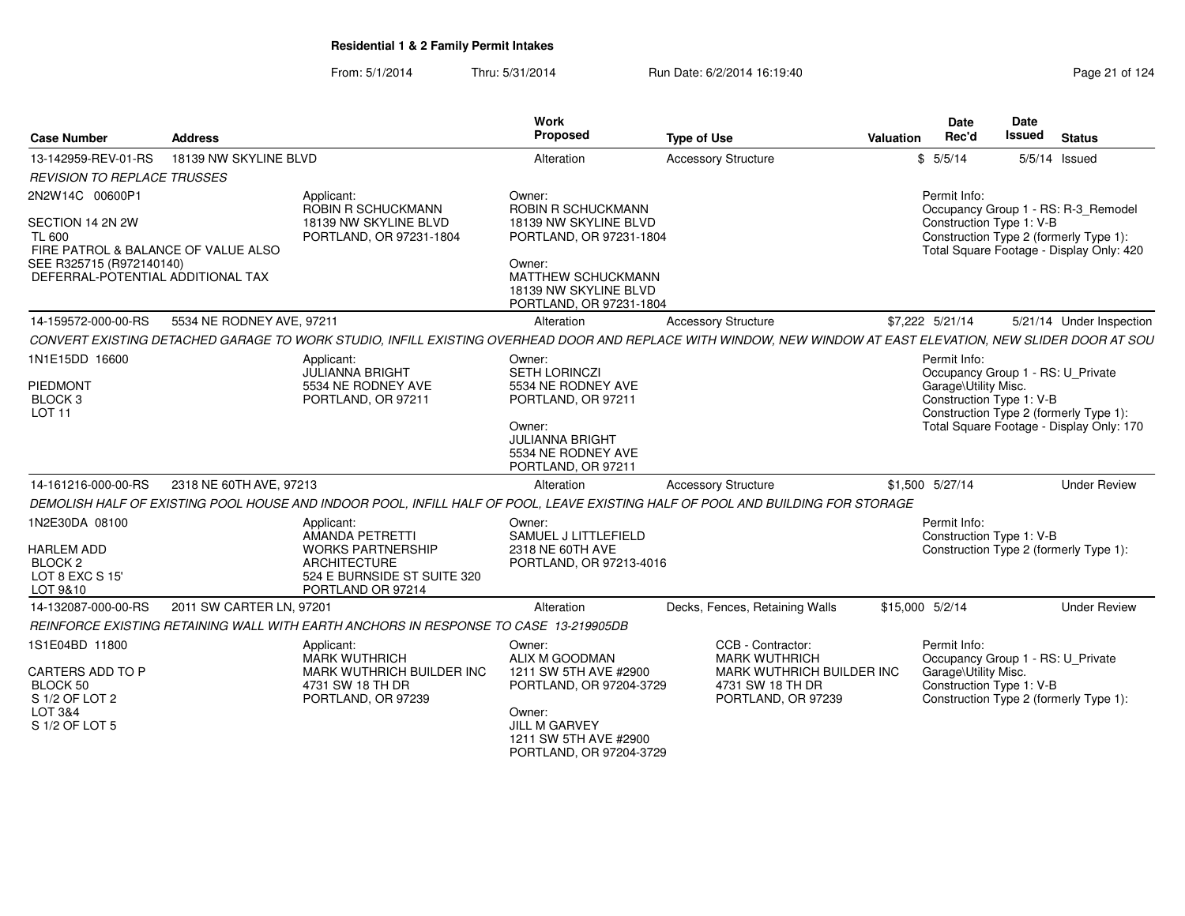**Residential 1 & 2 Family Permit Intakes**

From: 5/1/2014 Thru: 5/31/2014 Run Date: 6/2/2014 16:19:40

| Case Number | Address | Work Proposed | Type of Use | Valuation | Date Rec'd | Date Issued | Status |
|---|---|---|---|---|---|---|---|
| 13-142959-REV-01-RS | 18139 NW SKYLINE BLVD | Alteration | Accessory Structure | $ | 5/5/14 | 5/5/14 | Issued |

*REVISION TO REPLACE TRUSSES*

2N2W14C 00600P1
SECTION 14 2N 2W
TL 600
FIRE PATROL & BALANCE OF VALUE ALSO
SEE R325715 (R972140140)
DEFERRAL-POTENTIAL ADDITIONAL TAX

Applicant:
ROBIN R SCHUCKMANN
18139 NW SKYLINE BLVD
PORTLAND, OR 97231-1804

Owner:
ROBIN R SCHUCKMANN
18139 NW SKYLINE BLVD
PORTLAND, OR 97231-1804

Owner:
MATTHEW SCHUCKMANN
18139 NW SKYLINE BLVD
PORTLAND, OR 97231-1804

Permit Info:
Occupancy Group 1 - RS: R-3_Remodel
Construction Type 1: V-B
Construction Type 2 (formerly Type 1):
Total Square Footage - Display Only: 420

| Case Number | Address | Work Proposed | Type of Use | Valuation | Date Rec'd | Date Issued | Status |
|---|---|---|---|---|---|---|---|
| 14-159572-000-00-RS | 5534 NE RODNEY AVE, 97211 | Alteration | Accessory Structure | $7,222 | 5/21/14 | 5/21/14 | Under Inspection |

*CONVERT EXISTING DETACHED GARAGE TO WORK STUDIO, INFILL EXISTING OVERHEAD DOOR AND REPLACE WITH WINDOW, NEW WINDOW AT EAST ELEVATION, NEW SLIDER DOOR AT SOU*

1N1E15DD 16600
PIEDMONT
BLOCK 3
LOT 11

Applicant:
JULIANNA BRIGHT
5534 NE RODNEY AVE
PORTLAND, OR 97211

Owner:
SETH LORINCZI
5534 NE RODNEY AVE
PORTLAND, OR 97211

Owner:
JULIANNA BRIGHT
5534 NE RODNEY AVE
PORTLAND, OR 97211

Permit Info:
Occupancy Group 1 - RS: U_Private Garage\Utility Misc.
Construction Type 1: V-B
Construction Type 2 (formerly Type 1):
Total Square Footage - Display Only: 170

| Case Number | Address | Work Proposed | Type of Use | Valuation | Date Rec'd | Date Issued | Status |
|---|---|---|---|---|---|---|---|
| 14-161216-000-00-RS | 2318 NE 60TH AVE, 97213 | Alteration | Accessory Structure | $1,500 | 5/27/14 | | Under Review |

*DEMOLISH HALF OF EXISTING POOL HOUSE AND INDOOR POOL, INFILL HALF OF POOL, LEAVE EXISTING HALF OF POOL AND BUILDING FOR STORAGE*

1N2E30DA 08100
HARLEM ADD
BLOCK 2
LOT 8 EXC S 15'
LOT 9&10

Applicant:
AMANDA PETRETTI
WORKS PARTNERSHIP ARCHITECTURE
524 E BURNSIDE ST SUITE 320
PORTLAND OR 97214

Owner:
SAMUEL J LITTLEFIELD
2318 NE 60TH AVE
PORTLAND, OR 97213-4016

Permit Info:
Construction Type 1: V-B
Construction Type 2 (formerly Type 1):

| Case Number | Address | Work Proposed | Type of Use | Valuation | Date Rec'd | Date Issued | Status |
|---|---|---|---|---|---|---|---|
| 14-132087-000-00-RS | 2011 SW CARTER LN, 97201 | Alteration | Decks, Fences, Retaining Walls | $15,000 | 5/2/14 | | Under Review |

*REINFORCE EXISTING RETAINING WALL WITH EARTH ANCHORS IN RESPONSE TO CASE 13-219905DB*

1S1E04BD 11800
CARTERS ADD TO P
BLOCK 50
S 1/2 OF LOT 2
LOT 3&4
S 1/2 OF LOT 5

Applicant:
MARK WUTHRICH
MARK WUTHRICH BUILDER INC
4731 SW 18 TH DR
PORTLAND, OR 97239

Owner:
ALIX M GOODMAN
1211 SW 5TH AVE #2900
PORTLAND, OR 97204-3729

Owner:
JILL M GARVEY
1211 SW 5TH AVE #2900
PORTLAND, OR 97204-3729

CCB - Contractor:
MARK WUTHRICH
MARK WUTHRICH BUILDER INC
4731 SW 18 TH DR
PORTLAND, OR 97239

Permit Info:
Occupancy Group 1 - RS: U_Private Garage\Utility Misc.
Construction Type 1: V-B
Construction Type 2 (formerly Type 1):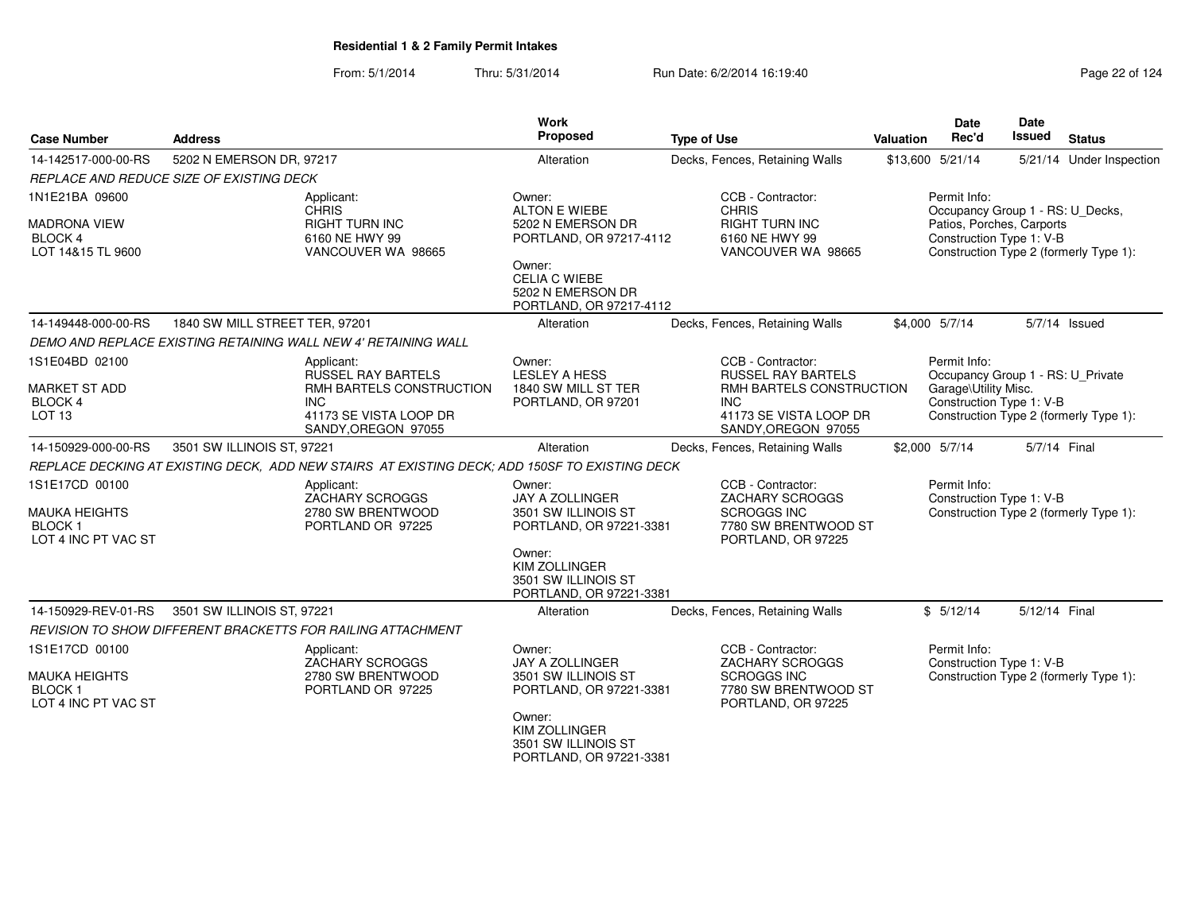## Residential 1 & 2 Family Permit Intakes

From: 5/1/2014 Thru: 5/31/2014 Run Date: 6/2/2014 16:19:40

| Case Number | Address | Work Proposed | Type of Use | Valuation | Date Rec'd | Date Issued | Status |
|---|---|---|---|---|---|---|---|
| 14-142517-000-00-RS | 5202 N EMERSON DR, 97217 | Alteration | Decks, Fences, Retaining Walls | $13,600 | 5/21/14 | 5/21/14 | Under Inspection |

*REPLACE AND REDUCE SIZE OF EXISTING DECK*

1N1E21BA 09600
MADRONA VIEW
BLOCK 4
LOT 14&15 TL 9600

Applicant:
CHRIS
RIGHT TURN INC
6160 NE HWY 99
VANCOUVER WA 98665

Owner:
ALTON E WIEBE
5202 N EMERSON DR
PORTLAND, OR 97217-4112

Owner:
CELIA C WIEBE
5202 N EMERSON DR
PORTLAND, OR 97217-4112

CCB - Contractor:
CHRIS
RIGHT TURN INC
6160 NE HWY 99
VANCOUVER WA 98665

Permit Info:
Occupancy Group 1 - RS: U_Decks, Patios, Porches, Carports
Construction Type 1: V-B
Construction Type 2 (formerly Type 1):

| Case Number | Address | Work Proposed | Type of Use | Valuation | Date Rec'd | Date Issued | Status |
|---|---|---|---|---|---|---|---|
| 14-149448-000-00-RS | 1840 SW MILL STREET TER, 97201 | Alteration | Decks, Fences, Retaining Walls | $4,000 | 5/7/14 | 5/7/14 | Issued |

*DEMO AND REPLACE EXISTING RETAINING WALL NEW 4' RETAINING WALL*

1S1E04BD 02100
MARKET ST ADD
BLOCK 4
LOT 13

Applicant:
RUSSEL RAY BARTELS
RMH BARTELS CONSTRUCTION INC
41173 SE VISTA LOOP DR
SANDY,OREGON 97055

Owner:
LESLEY A HESS
1840 SW MILL ST TER
PORTLAND, OR 97201

CCB - Contractor:
RUSSEL RAY BARTELS
RMH BARTELS CONSTRUCTION INC
41173 SE VISTA LOOP DR
SANDY,OREGON 97055

Permit Info:
Occupancy Group 1 - RS: U_Private Garage\Utility Misc.
Construction Type 1: V-B
Construction Type 2 (formerly Type 1):

| Case Number | Address | Work Proposed | Type of Use | Valuation | Date Rec'd | Date Issued | Status |
|---|---|---|---|---|---|---|---|
| 14-150929-000-00-RS | 3501 SW ILLINOIS ST, 97221 | Alteration | Decks, Fences, Retaining Walls | $2,000 | 5/7/14 | 5/7/14 | Final |

*REPLACE DECKING AT EXISTING DECK, ADD NEW STAIRS AT EXISTING DECK; ADD 150SF TO EXISTING DECK*

1S1E17CD 00100
MAUKA HEIGHTS
BLOCK 1
LOT 4 INC PT VAC ST

Applicant:
ZACHARY SCROGGS
2780 SW BRENTWOOD
PORTLAND OR 97225

Owner:
JAY A ZOLLINGER
3501 SW ILLINOIS ST
PORTLAND, OR 97221-3381

Owner:
KIM ZOLLINGER
3501 SW ILLINOIS ST
PORTLAND, OR 97221-3381

CCB - Contractor:
ZACHARY SCROGGS
SCROGGS INC
7780 SW BRENTWOOD ST
PORTLAND, OR 97225

Permit Info:
Construction Type 1: V-B
Construction Type 2 (formerly Type 1):

| Case Number | Address | Work Proposed | Type of Use | Valuation | Date Rec'd | Date Issued | Status |
|---|---|---|---|---|---|---|---|
| 14-150929-REV-01-RS | 3501 SW ILLINOIS ST, 97221 | Alteration | Decks, Fences, Retaining Walls | $ | 5/12/14 | 5/12/14 | Final |

*REVISION TO SHOW DIFFERENT BRACKETTS FOR RAILING ATTACHMENT*

1S1E17CD 00100
MAUKA HEIGHTS
BLOCK 1
LOT 4 INC PT VAC ST

Applicant:
ZACHARY SCROGGS
2780 SW BRENTWOOD
PORTLAND OR 97225

Owner:
JAY A ZOLLINGER
3501 SW ILLINOIS ST
PORTLAND, OR 97221-3381

Owner:
KIM ZOLLINGER
3501 SW ILLINOIS ST
PORTLAND, OR 97221-3381

CCB - Contractor:
ZACHARY SCROGGS
SCROGGS INC
7780 SW BRENTWOOD ST
PORTLAND, OR 97225

Permit Info:
Construction Type 1: V-B
Construction Type 2 (formerly Type 1):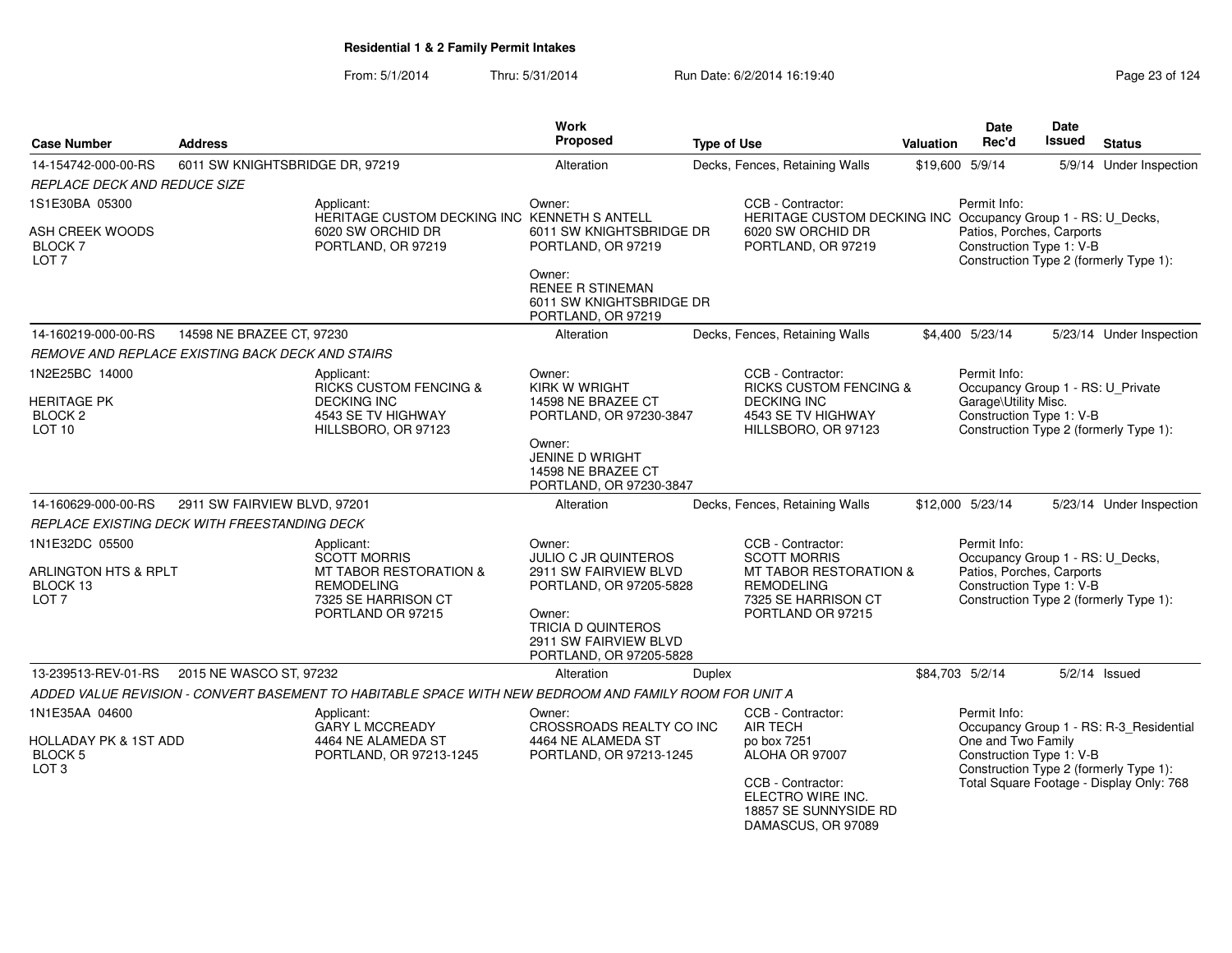**Residential 1 & 2 Family Permit Intakes**

From: 5/1/2014 Thru: 5/31/2014 Run Date: 6/2/2014 16:19:40

| Case Number | Address | Work Proposed | Type of Use | Valuation | Date Rec'd | Date Issued | Status |
|---|---|---|---|---|---|---|---|
| 14-154742-000-00-RS | 6011 SW KNIGHTSBRIDGE DR, 97219 | Alteration | Decks, Fences, Retaining Walls | $19,600 | 5/9/14 | 5/9/14 | Under Inspection |

*REPLACE DECK AND REDUCE SIZE*

1S1E30BA 05300
ASH CREEK WOODS
BLOCK 7
LOT 7

Applicant:
HERITAGE CUSTOM DECKING INC
6020 SW ORCHID DR
PORTLAND, OR 97219

Owner:
KENNETH S ANTELL
6011 SW KNIGHTSBRIDGE DR
PORTLAND, OR 97219

Owner:
RENEE R STINEMAN
6011 SW KNIGHTSBRIDGE DR
PORTLAND, OR 97219

CCB - Contractor:
HERITAGE CUSTOM DECKING INC
6020 SW ORCHID DR
PORTLAND, OR 97219

Permit Info:
Occupancy Group 1 - RS: U_Decks, Patios, Porches, Carports
Construction Type 1: V-B
Construction Type 2 (formerly Type 1):

| Case Number | Address | Work Proposed | Type of Use | Valuation | Date Rec'd | Date Issued | Status |
|---|---|---|---|---|---|---|---|
| 14-160219-000-00-RS | 14598 NE BRAZEE CT, 97230 | Alteration | Decks, Fences, Retaining Walls | $4,400 | 5/23/14 | 5/23/14 | Under Inspection |

*REMOVE AND REPLACE EXISTING BACK DECK AND STAIRS*

1N2E25BC 14000
HERITAGE PK
BLOCK 2
LOT 10

Applicant:
RICKS CUSTOM FENCING & DECKING INC
4543 SE TV HIGHWAY
HILLSBORO, OR 97123

Owner:
KIRK W WRIGHT
14598 NE BRAZEE CT
PORTLAND, OR 97230-3847

Owner:
JENINE D WRIGHT
14598 NE BRAZEE CT
PORTLAND, OR 97230-3847

CCB - Contractor:
RICKS CUSTOM FENCING & DECKING INC
4543 SE TV HIGHWAY
HILLSBORO, OR 97123

Permit Info:
Occupancy Group 1 - RS: U_Private Garage\Utility Misc.
Construction Type 1: V-B
Construction Type 2 (formerly Type 1):

| Case Number | Address | Work Proposed | Type of Use | Valuation | Date Rec'd | Date Issued | Status |
|---|---|---|---|---|---|---|---|
| 14-160629-000-00-RS | 2911 SW FAIRVIEW BLVD, 97201 | Alteration | Decks, Fences, Retaining Walls | $12,000 | 5/23/14 | 5/23/14 | Under Inspection |

*REPLACE EXISTING DECK WITH FREESTANDING DECK*

1N1E32DC 05500
ARLINGTON HTS & RPLT
BLOCK 13
LOT 7

Applicant:
SCOTT MORRIS
MT TABOR RESTORATION & REMODELING
7325 SE HARRISON CT
PORTLAND OR 97215

Owner:
JULIO C JR QUINTEROS
2911 SW FAIRVIEW BLVD
PORTLAND, OR 97205-5828

Owner:
TRICIA D QUINTEROS
2911 SW FAIRVIEW BLVD
PORTLAND, OR 97205-5828

CCB - Contractor:
SCOTT MORRIS
MT TABOR RESTORATION & REMODELING
7325 SE HARRISON CT
PORTLAND OR 97215

Permit Info:
Occupancy Group 1 - RS: U_Decks, Patios, Porches, Carports
Construction Type 1: V-B
Construction Type 2 (formerly Type 1):

| Case Number | Address | Work Proposed | Type of Use | Valuation | Date Rec'd | Date Issued | Status |
|---|---|---|---|---|---|---|---|
| 13-239513-REV-01-RS | 2015 NE WASCO ST, 97232 | Alteration | Duplex | $84,703 | 5/2/14 | 5/2/14 | Issued |

*ADDED VALUE REVISION - CONVERT BASEMENT TO HABITABLE SPACE WITH NEW BEDROOM AND FAMILY ROOM FOR UNIT A*

1N1E35AA 04600
HOLLADAY PK & 1ST ADD
BLOCK 5
LOT 3

Applicant:
GARY L MCCREADY
4464 NE ALAMEDA ST
PORTLAND, OR 97213-1245

Owner:
CROSSROADS REALTY CO INC
4464 NE ALAMEDA ST
PORTLAND, OR 97213-1245

CCB - Contractor:
AIR TECH
po box 7251
ALOHA OR 97007

CCB - Contractor:
ELECTRO WIRE INC.
18857 SE SUNNYSIDE RD
DAMASCUS, OR 97089

Permit Info:
Occupancy Group 1 - RS: R-3_Residential One and Two Family
Construction Type 1: V-B
Construction Type 2 (formerly Type 1):
Total Square Footage - Display Only: 768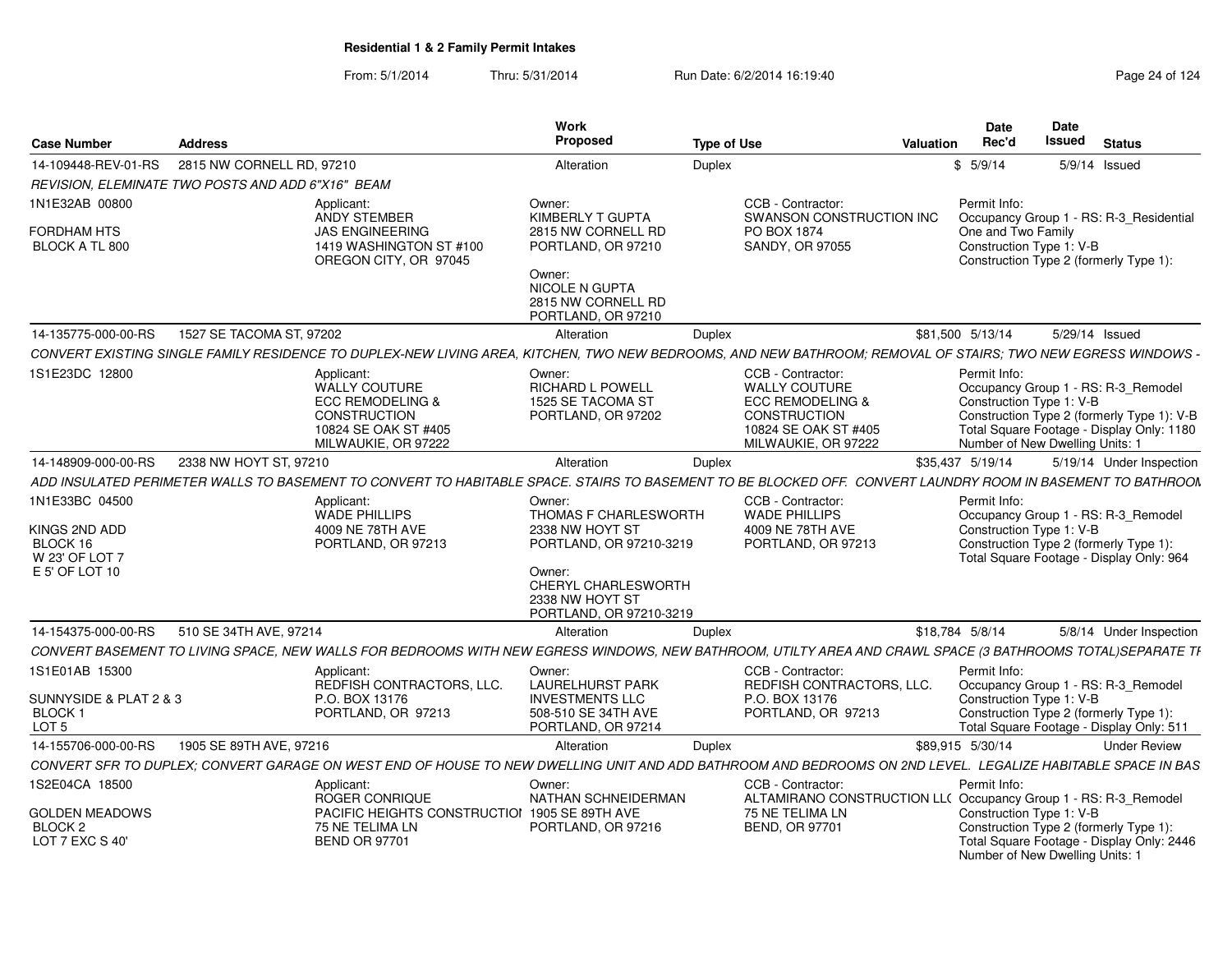**Residential 1 & 2 Family Permit Intakes**

From: 5/1/2014 Thru: 5/31/2014 Run Date: 6/2/2014 16:19:40

| Case Number | Address | Work Proposed | Type of Use | Valuation | Date Rec'd | Date Issued | Status |
|---|---|---|---|---|---|---|---|
| 14-109448-REV-01-RS | 2815 NW CORNELL RD, 97210 | Alteration | Duplex | $ | 5/9/14 | 5/9/14 | Issued |

REVISION, ELIMINATE TWO POSTS AND ADD 6"X16" BEAM

1N1E32AB 00800
FORDHAM HTS
BLOCK A TL 800

Applicant: ANDY STEMBER, JAS ENGINEERING, 1419 WASHINGTON ST #100, OREGON CITY, OR 97045

Owner: KIMBERLY T GUPTA, 2815 NW CORNELL RD, PORTLAND, OR 97210

Owner: NICOLE N GUPTA, 2815 NW CORNELL RD, PORTLAND, OR 97210

CCB - Contractor: SWANSON CONSTRUCTION INC, PO BOX 1874, SANDY, OR 97055

Permit Info: Occupancy Group 1 - RS: R-3_Residential One and Two Family; Construction Type 1: V-B; Construction Type 2 (formerly Type 1):

---

| Case Number | Address | Work Proposed | Type of Use | Valuation | Date Rec'd | Date Issued | Status |
|---|---|---|---|---|---|---|---|
| 14-135775-000-00-RS | 1527 SE TACOMA ST, 97202 | Alteration | Duplex | $81,500 | 5/13/14 | 5/29/14 | Issued |

CONVERT EXISTING SINGLE FAMILY RESIDENCE TO DUPLEX-NEW LIVING AREA, KITCHEN, TWO NEW BEDROOMS, AND NEW BATHROOM; REMOVAL OF STAIRS; TWO NEW EGRESS WINDOWS -

1S1E23DC 12800

Applicant: WALLY COUTURE, ECC REMODELING & CONSTRUCTION, 10824 SE OAK ST #405, MILWAUKIE, OR 97222

Owner: RICHARD L POWELL, 1525 SE TACOMA ST, PORTLAND, OR 97202

CCB - Contractor: WALLY COUTURE, ECC REMODELING & CONSTRUCTION, 10824 SE OAK ST #405, MILWAUKIE, OR 97222

Permit Info: Occupancy Group 1 - RS: R-3_Remodel; Construction Type 1: V-B; Construction Type 2 (formerly Type 1): V-B; Total Square Footage - Display Only: 1180; Number of New Dwelling Units: 1

---

| Case Number | Address | Work Proposed | Type of Use | Valuation | Date Rec'd | Date Issued | Status |
|---|---|---|---|---|---|---|---|
| 14-148909-000-00-RS | 2338 NW HOYT ST, 97210 | Alteration | Duplex | $35,437 | 5/19/14 | 5/19/14 | Under Inspection |

ADD INSULATED PERIMETER WALLS TO BASEMENT TO CONVERT TO HABITABLE SPACE. STAIRS TO BASEMENT TO BE BLOCKED OFF. CONVERT LAUNDRY ROOM IN BASEMENT TO BATHROOM

1N1E33BC 04500
KINGS 2ND ADD
BLOCK 16
W 23' OF LOT 7
E 5' OF LOT 10

Applicant: WADE PHILLIPS, 4009 NE 78TH AVE, PORTLAND, OR 97213

Owner: THOMAS F CHARLESWORTH, 2338 NW HOYT ST, PORTLAND, OR 97210-3219

Owner: CHERYL CHARLESWORTH, 2338 NW HOYT ST, PORTLAND, OR 97210-3219

CCB - Contractor: WADE PHILLIPS, 4009 NE 78TH AVE, PORTLAND, OR 97213

Permit Info: Occupancy Group 1 - RS: R-3_Remodel; Construction Type 1: V-B; Construction Type 2 (formerly Type 1):; Total Square Footage - Display Only: 964

---

| Case Number | Address | Work Proposed | Type of Use | Valuation | Date Rec'd | Date Issued | Status |
|---|---|---|---|---|---|---|---|
| 14-154375-000-00-RS | 510 SE 34TH AVE, 97214 | Alteration | Duplex | $18,784 | 5/8/14 | 5/8/14 | Under Inspection |

CONVERT BASEMENT TO LIVING SPACE, NEW WALLS FOR BEDROOMS WITH NEW EGRESS WINDOWS, NEW BATHROOM, UTILTY AREA AND CRAWL SPACE (3 BATHROOMS TOTAL)SEPARATE TI

1S1E01AB 15300
SUNNYSIDE & PLAT 2 & 3
BLOCK 1
LOT 5

Applicant: REDFISH CONTRACTORS, LLC., P.O. BOX 13176, PORTLAND, OR 97213

Owner: LAURELHURST PARK INVESTMENTS LLC, 508-510 SE 34TH AVE, PORTLAND, OR 97214

CCB - Contractor: REDFISH CONTRACTORS, LLC., P.O. BOX 13176, PORTLAND, OR 97213

Permit Info: Occupancy Group 1 - RS: R-3_Remodel; Construction Type 1: V-B; Construction Type 2 (formerly Type 1):; Total Square Footage - Display Only: 511

---

| Case Number | Address | Work Proposed | Type of Use | Valuation | Date Rec'd | Date Issued | Status |
|---|---|---|---|---|---|---|---|
| 14-155706-000-00-RS | 1905 SE 89TH AVE, 97216 | Alteration | Duplex | $89,915 | 5/30/14 | | Under Review |

CONVERT SFR TO DUPLEX; CONVERT GARAGE ON WEST END OF HOUSE TO NEW DWELLING UNIT AND ADD BATHROOM AND BEDROOMS ON 2ND LEVEL. LEGALIZE HABITABLE SPACE IN BAS

1S2E04CA 18500
GOLDEN MEADOWS
BLOCK 2
LOT 7 EXC S 40'

Applicant: ROGER CONRIQUE, PACIFIC HEIGHTS CONSTRUCTIOI, 75 NE TELIMA LN, BEND OR 97701

Owner: NATHAN SCHNEIDERMAN, 1905 SE 89TH AVE, PORTLAND, OR 97216

CCB - Contractor: ALTAMIRANO CONSTRUCTION LL(, 75 NE TELIMA LN, BEND, OR 97701

Permit Info: Occupancy Group 1 - RS: R-3_Remodel; Construction Type 1: V-B; Construction Type 2 (formerly Type 1):; Total Square Footage - Display Only: 2446; Number of New Dwelling Units: 1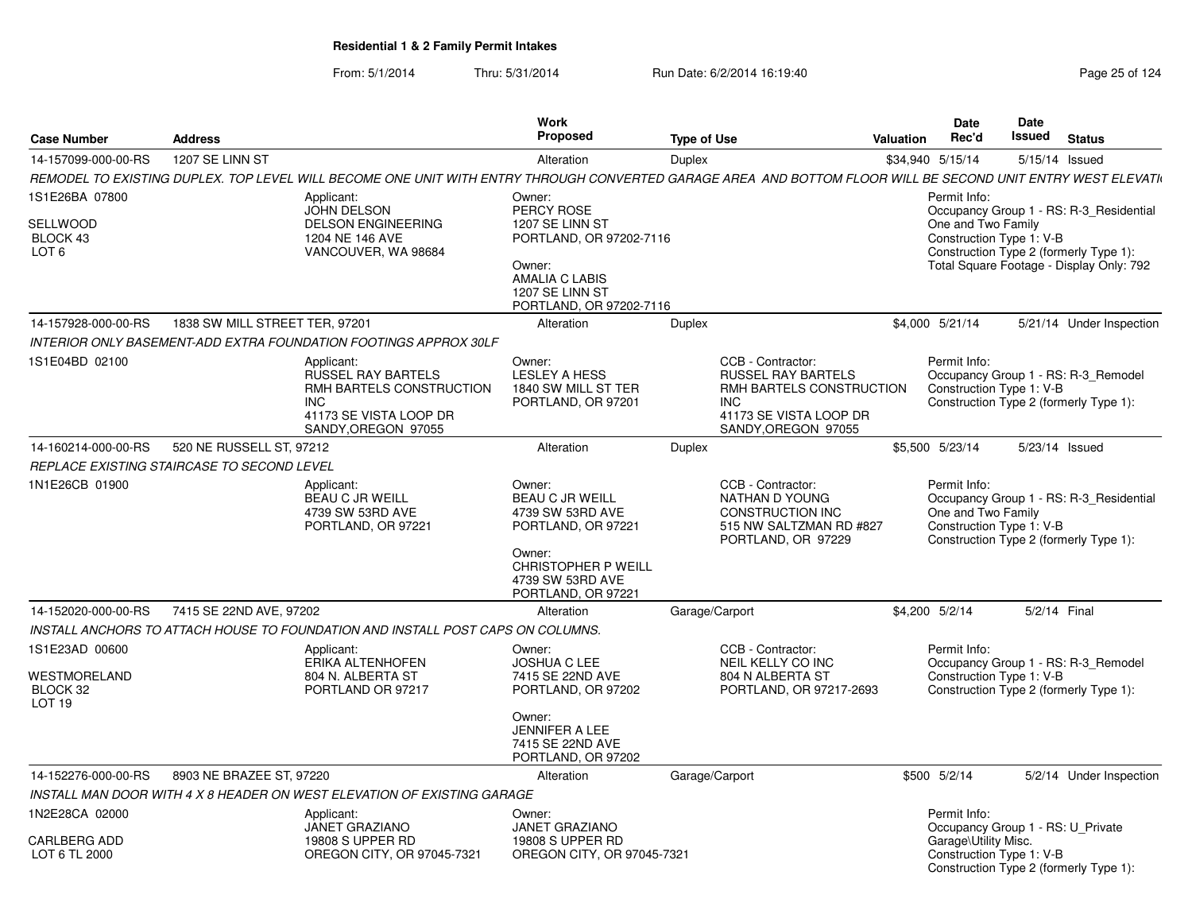**Residential 1 & 2 Family Permit Intakes**

From: 5/1/2014 Thru: 5/31/2014 Run Date: 6/2/2014 16:19:40

| Case Number | Address | Work Proposed | Type of Use | Valuation | Date Rec'd | Date Issued | Status |
|---|---|---|---|---|---|---|---|
| 14-157099-000-00-RS | 1207 SE LINN ST | Alteration | Duplex | $34,940 | 5/15/14 | 5/15/14 | Issued |

*REMODEL TO EXISTING DUPLEX. TOP LEVEL WILL BECOME ONE UNIT WITH ENTRY THROUGH CONVERTED GARAGE AREA AND BOTTOM FLOOR WILL BE SECOND UNIT ENTRY WEST ELEVATI*

1S1E26BA 07800
SELLWOOD
BLOCK 43
LOT 6

Applicant:
JOHN DELSON
DELSON ENGINEERING
1204 NE 146 AVE
VANCOUVER, WA 98684

Owner:
PERCY ROSE
1207 SE LINN ST
PORTLAND, OR 97202-7116

Owner:
AMALIA C LABIS
1207 SE LINN ST
PORTLAND, OR 97202-7116

Permit Info:
Occupancy Group 1 - RS: R-3_Residential One and Two Family
Construction Type 1: V-B
Construction Type 2 (formerly Type 1):
Total Square Footage - Display Only: 792

---

| Case Number | Address | Work Proposed | Type of Use | Valuation | Date Rec'd | Date Issued | Status |
|---|---|---|---|---|---|---|---|
| 14-157928-000-00-RS | 1838 SW MILL STREET TER, 97201 | Alteration | Duplex | $4,000 | 5/21/14 | 5/21/14 | Under Inspection |

*INTERIOR ONLY BASEMENT-ADD EXTRA FOUNDATION FOOTINGS APPROX 30LF*

1S1E04BD 02100

Applicant:
RUSSEL RAY BARTELS
RMH BARTELS CONSTRUCTION INC
41173 SE VISTA LOOP DR
SANDY,OREGON 97055

Owner:
LESLEY A HESS
1840 SW MILL ST TER
PORTLAND, OR 97201

CCB - Contractor:
RUSSEL RAY BARTELS
RMH BARTELS CONSTRUCTION INC
41173 SE VISTA LOOP DR
SANDY,OREGON 97055

Permit Info:
Occupancy Group 1 - RS: R-3_Remodel
Construction Type 1: V-B
Construction Type 2 (formerly Type 1):

---

| Case Number | Address | Work Proposed | Type of Use | Valuation | Date Rec'd | Date Issued | Status |
|---|---|---|---|---|---|---|---|
| 14-160214-000-00-RS | 520 NE RUSSELL ST, 97212 | Alteration | Duplex | $5,500 | 5/23/14 | 5/23/14 | Issued |

*REPLACE EXISTING STAIRCASE TO SECOND LEVEL*

1N1E26CB 01900

Applicant:
BEAU C JR WEILL
4739 SW 53RD AVE
PORTLAND, OR 97221

Owner:
BEAU C JR WEILL
4739 SW 53RD AVE
PORTLAND, OR 97221

Owner:
CHRISTOPHER P WEILL
4739 SW 53RD AVE
PORTLAND, OR 97221

CCB - Contractor:
NATHAN D YOUNG
CONSTRUCTION INC
515 NW SALTZMAN RD #827
PORTLAND, OR 97229

Permit Info:
Occupancy Group 1 - RS: R-3_Residential One and Two Family
Construction Type 1: V-B
Construction Type 2 (formerly Type 1):

---

| Case Number | Address | Work Proposed | Type of Use | Valuation | Date Rec'd | Date Issued | Status |
|---|---|---|---|---|---|---|---|
| 14-152020-000-00-RS | 7415 SE 22ND AVE, 97202 | Alteration | Garage/Carport | $4,200 | 5/2/14 | 5/2/14 | Final |

*INSTALL ANCHORS TO ATTACH HOUSE TO FOUNDATION AND INSTALL POST CAPS ON COLUMNS.*

1S1E23AD 00600
WESTMORELAND
BLOCK 32
LOT 19

Applicant:
ERIKA ALTENHOFEN
804 N. ALBERTA ST
PORTLAND OR 97217

Owner:
JOSHUA C LEE
7415 SE 22ND AVE
PORTLAND, OR 97202

Owner:
JENNIFER A LEE
7415 SE 22ND AVE
PORTLAND, OR 97202

CCB - Contractor:
NEIL KELLY CO INC
804 N ALBERTA ST
PORTLAND, OR 97217-2693

Permit Info:
Occupancy Group 1 - RS: R-3_Remodel
Construction Type 1: V-B
Construction Type 2 (formerly Type 1):

---

| Case Number | Address | Work Proposed | Type of Use | Valuation | Date Rec'd | Date Issued | Status |
|---|---|---|---|---|---|---|---|
| 14-152276-000-00-RS | 8903 NE BRAZEE ST, 97220 | Alteration | Garage/Carport | $500 | 5/2/14 | 5/2/14 | Under Inspection |

*INSTALL MAN DOOR WITH 4 X 8 HEADER ON WEST ELEVATION OF EXISTING GARAGE*

1N2E28CA 02000
CARLBERG ADD
LOT 6 TL 2000

Applicant:
JANET GRAZIANO
19808 S UPPER RD
OREGON CITY, OR 97045-7321

Owner:
JANET GRAZIANO
19808 S UPPER RD
OREGON CITY, OR 97045-7321

Permit Info:
Occupancy Group 1 - RS: U_Private Garage\Utility Misc.
Construction Type 1: V-B
Construction Type 2 (formerly Type 1):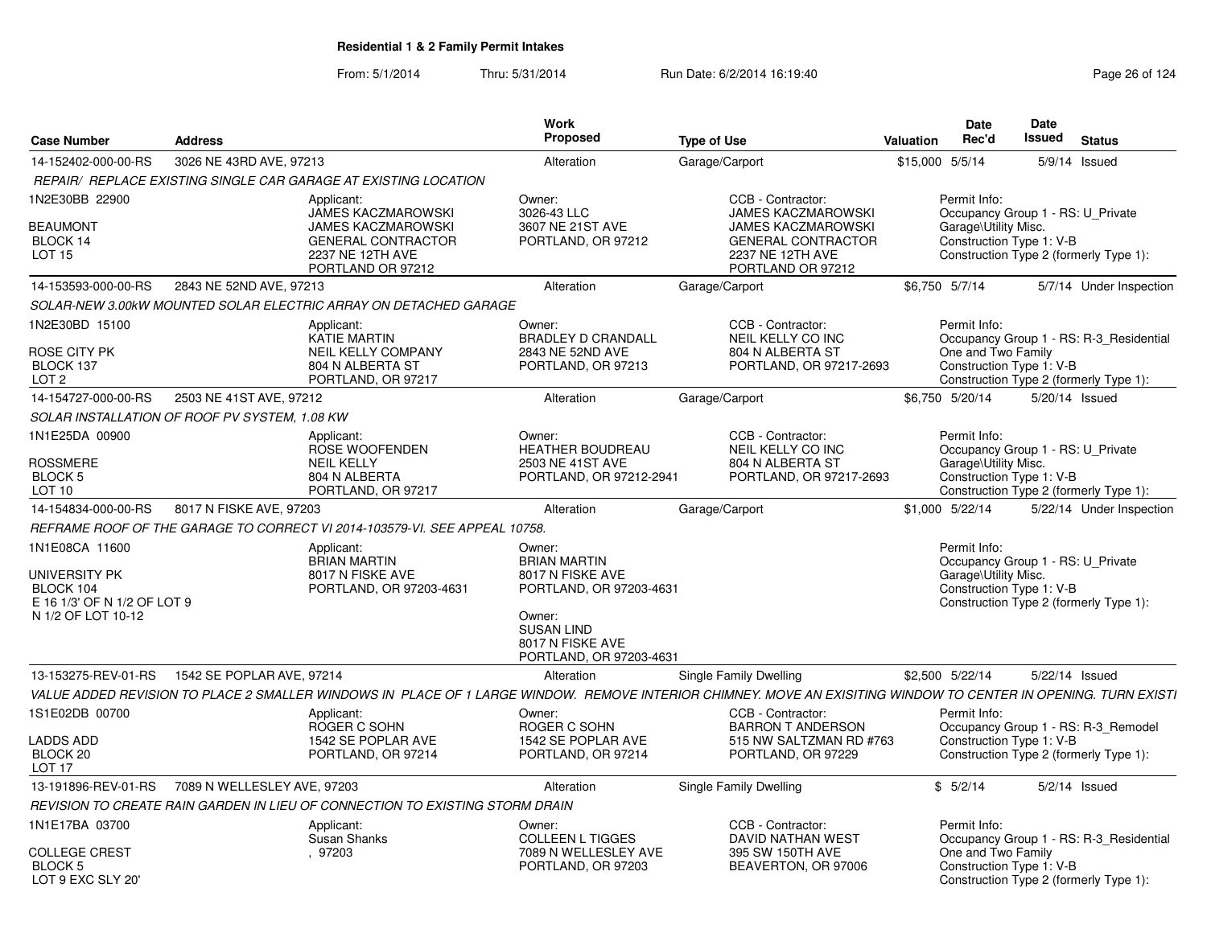**Residential 1 & 2 Family Permit Intakes**

From: 5/1/2014 Thru: 5/31/2014 Run Date: 6/2/2014 16:19:40

| Case Number | Address | Work Proposed | Type of Use | Valuation | Date Rec'd | Date Issued | Status |
|---|---|---|---|---|---|---|---|
| 14-152402-000-00-RS | 3026 NE 43RD AVE, 97213 | Alteration | Garage/Carport | $15,000 | 5/5/14 | 5/9/14 | Issued |

*REPAIR/ REPLACE EXISTING SINGLE CAR GARAGE AT EXISTING LOCATION*

1N2E30BB 22900
BEAUMONT
BLOCK 14
LOT 15

Applicant: JAMES KACZMAROWSKI, JAMES KACZMAROWSKI, GENERAL CONTRACTOR, 2237 NE 12TH AVE, PORTLAND OR 97212

Owner: 3026-43 LLC, 3607 NE 21ST AVE, PORTLAND, OR 97212

CCB - Contractor: JAMES KACZMAROWSKI, JAMES KACZMAROWSKI, GENERAL CONTRACTOR, 2237 NE 12TH AVE, PORTLAND OR 97212

Permit Info: Occupancy Group 1 - RS: U_Private Garage\Utility Misc. Construction Type 1: V-B Construction Type 2 (formerly Type 1):

| Case Number | Address | Work Proposed | Type of Use | Valuation | Date Rec'd | Date Issued | Status |
|---|---|---|---|---|---|---|---|
| 14-153593-000-00-RS | 2843 NE 52ND AVE, 97213 | Alteration | Garage/Carport | $6,750 | 5/7/14 | 5/7/14 | Under Inspection |

*SOLAR-NEW 3.00kW MOUNTED SOLAR ELECTRIC ARRAY ON DETACHED GARAGE*

1N2E30BD 15100
ROSE CITY PK
BLOCK 137
LOT 2

Applicant: KATIE MARTIN, NEIL KELLY COMPANY, 804 N ALBERTA ST, PORTLAND, OR 97217

Owner: BRADLEY D CRANDALL, 2843 NE 52ND AVE, PORTLAND, OR 97213

CCB - Contractor: NEIL KELLY CO INC, 804 N ALBERTA ST, PORTLAND, OR 97217-2693

Permit Info: Occupancy Group 1 - RS: R-3_Residential One and Two Family Construction Type 1: V-B Construction Type 2 (formerly Type 1):

| Case Number | Address | Work Proposed | Type of Use | Valuation | Date Rec'd | Date Issued | Status |
|---|---|---|---|---|---|---|---|
| 14-154727-000-00-RS | 2503 NE 41ST AVE, 97212 | Alteration | Garage/Carport | $6,750 | 5/20/14 | 5/20/14 | Issued |

*SOLAR INSTALLATION OF ROOF PV SYSTEM, 1.08 KW*

1N1E25DA 00900
ROSSMERE
BLOCK 5
LOT 10

Applicant: ROSE WOOFENDEN, NEIL KELLY, 804 N ALBERTA, PORTLAND, OR 97217

Owner: HEATHER BOUDREAU, 2503 NE 41ST AVE, PORTLAND, OR 97212-2941

CCB - Contractor: NEIL KELLY CO INC, 804 N ALBERTA ST, PORTLAND, OR 97217-2693

Permit Info: Occupancy Group 1 - RS: U_Private Garage\Utility Misc. Construction Type 1: V-B Construction Type 2 (formerly Type 1):

| Case Number | Address | Work Proposed | Type of Use | Valuation | Date Rec'd | Date Issued | Status |
|---|---|---|---|---|---|---|---|
| 14-154834-000-00-RS | 8017 N FISKE AVE, 97203 | Alteration | Garage/Carport | $1,000 | 5/22/14 | 5/22/14 | Under Inspection |

*REFRAME ROOF OF THE GARAGE TO CORRECT VI 2014-103579-VI. SEE APPEAL 10758.*

1N1E08CA 11600
UNIVERSITY PK
BLOCK 104
E 16 1/3' OF N 1/2 OF LOT 9
N 1/2 OF LOT 10-12

Applicant: BRIAN MARTIN, 8017 N FISKE AVE, PORTLAND, OR 97203-4631

Owner: BRIAN MARTIN, 8017 N FISKE AVE, PORTLAND, OR 97203-4631

Owner: SUSAN LIND, 8017 N FISKE AVE, PORTLAND, OR 97203-4631

Permit Info: Occupancy Group 1 - RS: U_Private Garage\Utility Misc. Construction Type 1: V-B Construction Type 2 (formerly Type 1):

| Case Number | Address | Work Proposed | Type of Use | Valuation | Date Rec'd | Date Issued | Status |
|---|---|---|---|---|---|---|---|
| 13-153275-REV-01-RS | 1542 SE POPLAR AVE, 97214 | Alteration | Single Family Dwelling | $2,500 | 5/22/14 | 5/22/14 | Issued |

*VALUE ADDED REVISION TO PLACE 2 SMALLER WINDOWS IN PLACE OF 1 LARGE WINDOW. REMOVE INTERIOR CHIMNEY. MOVE AN EXISITING WINDOW TO CENTER IN OPENING. TURN EXISTI*

1S1E02DB 00700
LADDS ADD
BLOCK 20
LOT 17

Applicant: ROGER C SOHN, 1542 SE POPLAR AVE, PORTLAND, OR 97214

Owner: ROGER C SOHN, 1542 SE POPLAR AVE, PORTLAND, OR 97214

CCB - Contractor: BARRON T ANDERSON, 515 NW SALTZMAN RD #763, PORTLAND, OR 97229

Permit Info: Occupancy Group 1 - RS: R-3_Remodel Construction Type 1: V-B Construction Type 2 (formerly Type 1):

| Case Number | Address | Work Proposed | Type of Use | Valuation | Date Rec'd | Date Issued | Status |
|---|---|---|---|---|---|---|---|
| 13-191896-REV-01-RS | 7089 N WELLESLEY AVE, 97203 | Alteration | Single Family Dwelling | $ | 5/2/14 | 5/2/14 | Issued |

*REVISION TO CREATE RAIN GARDEN IN LIEU OF CONNECTION TO EXISTING STORM DRAIN*

1N1E17BA 03700
COLLEGE CREST
BLOCK 5
LOT 9 EXC SLY 20'

Applicant: Susan Shanks, , 97203

Owner: COLLEEN L TIGGES, 7089 N WELLESLEY AVE, PORTLAND, OR 97203

CCB - Contractor: DAVID NATHAN WEST, 395 SW 150TH AVE, BEAVERTON, OR 97006

Permit Info: Occupancy Group 1 - RS: R-3_Residential One and Two Family Construction Type 1: V-B Construction Type 2 (formerly Type 1):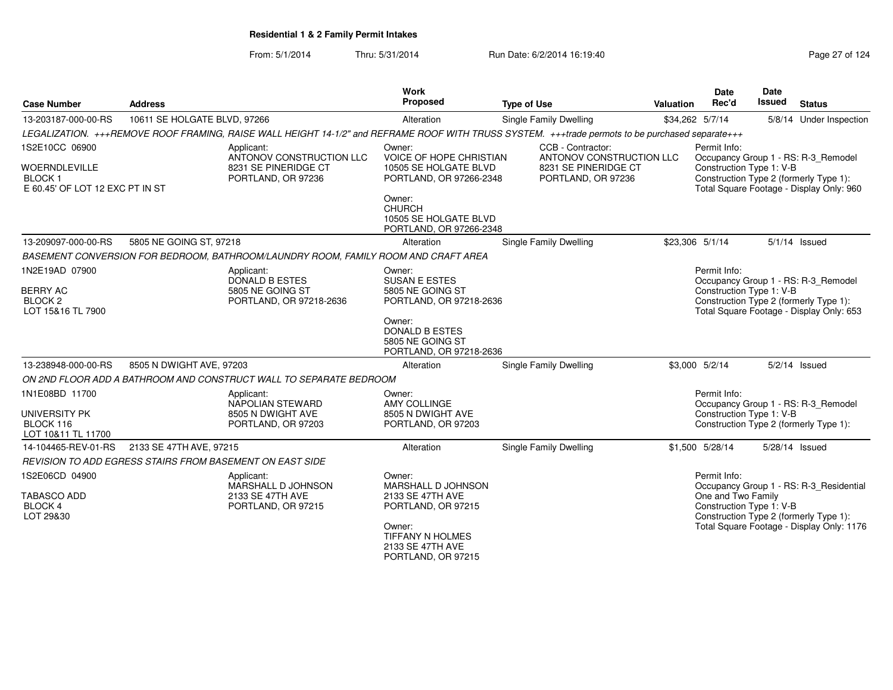**Residential 1 & 2 Family Permit Intakes**

From: 5/1/2014 Thru: 5/31/2014 Run Date: 6/2/2014 16:19:40

| Case Number | Address | Work Proposed | Type of Use | Valuation | Date Rec'd | Date Issued | Status |
|---|---|---|---|---|---|---|---|
| 13-203187-000-00-RS | 10611 SE HOLGATE BLVD, 97266 | Alteration | Single Family Dwelling | $34,262 | 5/7/14 | 5/8/14 | Under Inspection |
| 13-209097-000-00-RS | 5805 NE GOING ST, 97218 | Alteration | Single Family Dwelling | $23,306 | 5/1/14 | 5/1/14 | Issued |
| 13-238948-000-00-RS | 8505 N DWIGHT AVE, 97203 | Alteration | Single Family Dwelling | $3,000 | 5/2/14 | 5/2/14 | Issued |
| 14-104465-REV-01-RS | 2133 SE 47TH AVE, 97215 | Alteration | Single Family Dwelling | $1,500 | 5/28/14 | 5/28/14 | Issued |

**13-203187-000-00-RS** — 10611 SE HOLGATE BLVD, 97266

*LEGALIZATION. +++REMOVE ROOF FRAMING, RAISE WALL HEIGHT 14-1/2" and REFRAME ROOF WITH TRUSS SYSTEM. +++trade permots to be purchased separate+++*

1S2E10CC 06900
WOERNDLEVILLE
BLOCK 1
E 60.45' OF LOT 12 EXC PT IN ST

Applicant:
ANTONOV CONSTRUCTION LLC
8231 SE PINERIDGE CT
PORTLAND, OR 97236

Owner:
VOICE OF HOPE CHRISTIAN
10505 SE HOLGATE BLVD
PORTLAND, OR 97266-2348

Owner:
CHURCH
10505 SE HOLGATE BLVD
PORTLAND, OR 97266-2348

CCB - Contractor:
ANTONOV CONSTRUCTION LLC
8231 SE PINERIDGE CT
PORTLAND, OR 97236

Permit Info:
Occupancy Group 1 - RS: R-3_Remodel
Construction Type 1: V-B
Construction Type 2 (formerly Type 1):
Total Square Footage - Display Only: 960

**13-209097-000-00-RS** — 5805 NE GOING ST, 97218

*BASEMENT CONVERSION FOR BEDROOM, BATHROOM/LAUNDRY ROOM, FAMILY ROOM AND CRAFT AREA*

1N2E19AD 07900
BERRY AC
BLOCK 2
LOT 15&16 TL 7900

Applicant:
DONALD B ESTES
5805 NE GOING ST
PORTLAND, OR 97218-2636

Owner:
SUSAN E ESTES
5805 NE GOING ST
PORTLAND, OR 97218-2636

Owner:
DONALD B ESTES
5805 NE GOING ST
PORTLAND, OR 97218-2636

Permit Info:
Occupancy Group 1 - RS: R-3_Remodel
Construction Type 1: V-B
Construction Type 2 (formerly Type 1):
Total Square Footage - Display Only: 653

**13-238948-000-00-RS** — 8505 N DWIGHT AVE, 97203

*ON 2ND FLOOR ADD A BATHROOM AND CONSTRUCT WALL TO SEPARATE BEDROOM*

1N1E08BD 11700
UNIVERSITY PK
BLOCK 116
LOT 10&11 TL 11700

Applicant:
NAPOLIAN STEWARD
8505 N DWIGHT AVE
PORTLAND, OR 97203

Owner:
AMY COLLINGE
8505 N DWIGHT AVE
PORTLAND, OR 97203

Permit Info:
Occupancy Group 1 - RS: R-3_Remodel
Construction Type 1: V-B
Construction Type 2 (formerly Type 1):

**14-104465-REV-01-RS** — 2133 SE 47TH AVE, 97215

*REVISION TO ADD EGRESS STAIRS FROM BASEMENT ON EAST SIDE*

1S2E06CD 04900
TABASCO ADD
BLOCK 4
LOT 29&30

Applicant:
MARSHALL D JOHNSON
2133 SE 47TH AVE
PORTLAND, OR 97215

Owner:
MARSHALL D JOHNSON
2133 SE 47TH AVE
PORTLAND, OR 97215

Owner:
TIFFANY N HOLMES
2133 SE 47TH AVE
PORTLAND, OR 97215

Permit Info:
Occupancy Group 1 - RS: R-3_Residential One and Two Family
Construction Type 1: V-B
Construction Type 2 (formerly Type 1):
Total Square Footage - Display Only: 1176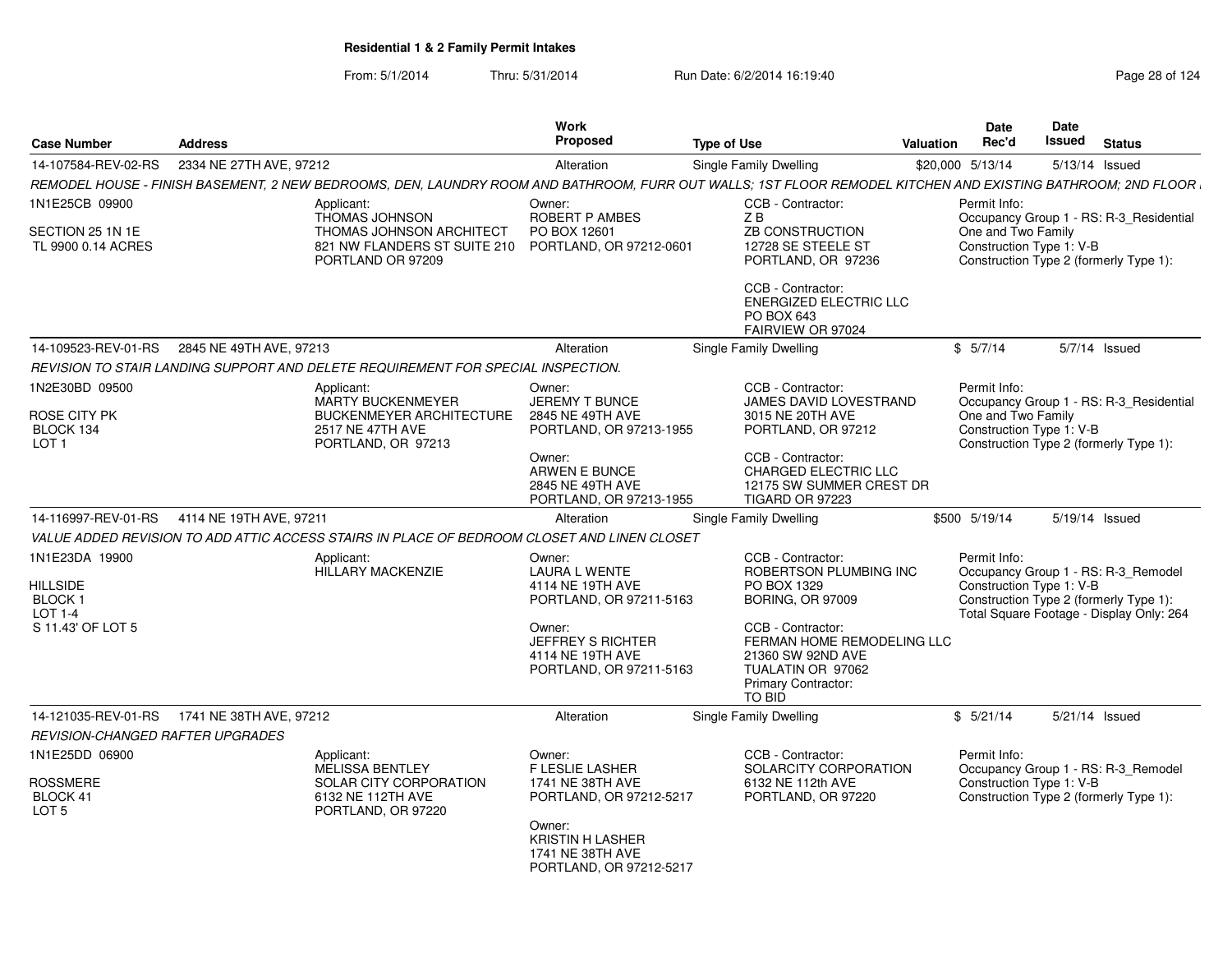**Residential 1 & 2 Family Permit Intakes**

From: 5/1/2014 Thru: 5/31/2014 Run Date: 6/2/2014 16:19:40

| Case Number | Address | Work Proposed | Type of Use | Valuation | Date Rec'd | Date Issued | Status |
|---|---|---|---|---|---|---|---|
| 14-107584-REV-02-RS | 2334 NE 27TH AVE, 97212 | Alteration | Single Family Dwelling | $20,000 | 5/13/14 | 5/13/14 | Issued |

*REMODEL HOUSE - FINISH BASEMENT, 2 NEW BEDROOMS, DEN, LAUNDRY ROOM AND BATHROOM, FURR OUT WALLS; 1ST FLOOR REMODEL KITCHEN AND EXISTING BATHROOM; 2ND FLOOR*

1N1E25CB 09900
SECTION 25 1N 1E
TL 9900 0.14 ACRES

Applicant:
THOMAS JOHNSON
THOMAS JOHNSON ARCHITECT
821 NW FLANDERS ST SUITE 210
PORTLAND OR 97209

Owner:
ROBERT P AMBES
PO BOX 12601
PORTLAND, OR 97212-0601

CCB - Contractor:
Z B
ZB CONSTRUCTION
12728 SE STEELE ST
PORTLAND, OR 97236

CCB - Contractor:
ENERGIZED ELECTRIC LLC
PO BOX 643
FAIRVIEW OR 97024

Permit Info:
Occupancy Group 1 - RS: R-3_Residential One and Two Family
Construction Type 1: V-B
Construction Type 2 (formerly Type 1):

---

| Case Number | Address | Work Proposed | Type of Use | Valuation | Date Rec'd | Date Issued | Status |
|---|---|---|---|---|---|---|---|
| 14-109523-REV-01-RS | 2845 NE 49TH AVE, 97213 | Alteration | Single Family Dwelling | $ | 5/7/14 | 5/7/14 | Issued |

*REVISION TO STAIR LANDING SUPPORT AND DELETE REQUIREMENT FOR SPECIAL INSPECTION.*

1N2E30BD 09500
ROSE CITY PK
BLOCK 134
LOT 1

Applicant:
MARTY BUCKENMEYER
BUCKENMEYER ARCHITECTURE
2517 NE 47TH AVE
PORTLAND, OR 97213

Owner:
JEREMY T BUNCE
2845 NE 49TH AVE
PORTLAND, OR 97213-1955

Owner:
ARWEN E BUNCE
2845 NE 49TH AVE
PORTLAND, OR 97213-1955

CCB - Contractor:
JAMES DAVID LOVESTRAND
3015 NE 20TH AVE
PORTLAND, OR 97212

CCB - Contractor:
CHARGED ELECTRIC LLC
12175 SW SUMMER CREST DR
TIGARD OR 97223

Permit Info:
Occupancy Group 1 - RS: R-3_Residential One and Two Family
Construction Type 1: V-B
Construction Type 2 (formerly Type 1):

---

| Case Number | Address | Work Proposed | Type of Use | Valuation | Date Rec'd | Date Issued | Status |
|---|---|---|---|---|---|---|---|
| 14-116997-REV-01-RS | 4114 NE 19TH AVE, 97211 | Alteration | Single Family Dwelling | $500 | 5/19/14 | 5/19/14 | Issued |

*VALUE ADDED REVISION TO ADD ATTIC ACCESS STAIRS IN PLACE OF BEDROOM CLOSET AND LINEN CLOSET*

1N1E23DA 19900
HILLSIDE
BLOCK 1
LOT 1-4
S 11.43' OF LOT 5

Applicant:
HILLARY MACKENZIE

Owner:
LAURA L WENTE
4114 NE 19TH AVE
PORTLAND, OR 97211-5163

Owner:
JEFFREY S RICHTER
4114 NE 19TH AVE
PORTLAND, OR 97211-5163

CCB - Contractor:
ROBERTSON PLUMBING INC
PO BOX 1329
BORING, OR 97009

CCB - Contractor:
FERMAN HOME REMODELING LLC
21360 SW 92ND AVE
TUALATIN OR 97062
Primary Contractor:
TO BID

Permit Info:
Occupancy Group 1 - RS: R-3_Remodel
Construction Type 1: V-B
Construction Type 2 (formerly Type 1):
Total Square Footage - Display Only: 264

---

| Case Number | Address | Work Proposed | Type of Use | Valuation | Date Rec'd | Date Issued | Status |
|---|---|---|---|---|---|---|---|
| 14-121035-REV-01-RS | 1741 NE 38TH AVE, 97212 | Alteration | Single Family Dwelling | $ | 5/21/14 | 5/21/14 | Issued |

*REVISION-CHANGED RAFTER UPGRADES*

1N1E25DD 06900
ROSSMERE
BLOCK 41
LOT 5

Applicant:
MELISSA BENTLEY
SOLAR CITY CORPORATION
6132 NE 112TH AVE
PORTLAND, OR 97220

Owner:
F LESLIE LASHER
1741 NE 38TH AVE
PORTLAND, OR 97212-5217

Owner:
KRISTIN H LASHER
1741 NE 38TH AVE
PORTLAND, OR 97212-5217

CCB - Contractor:
SOLARCITY CORPORATION
6132 NE 112th AVE
PORTLAND, OR 97220

Permit Info:
Occupancy Group 1 - RS: R-3_Remodel
Construction Type 1: V-B
Construction Type 2 (formerly Type 1):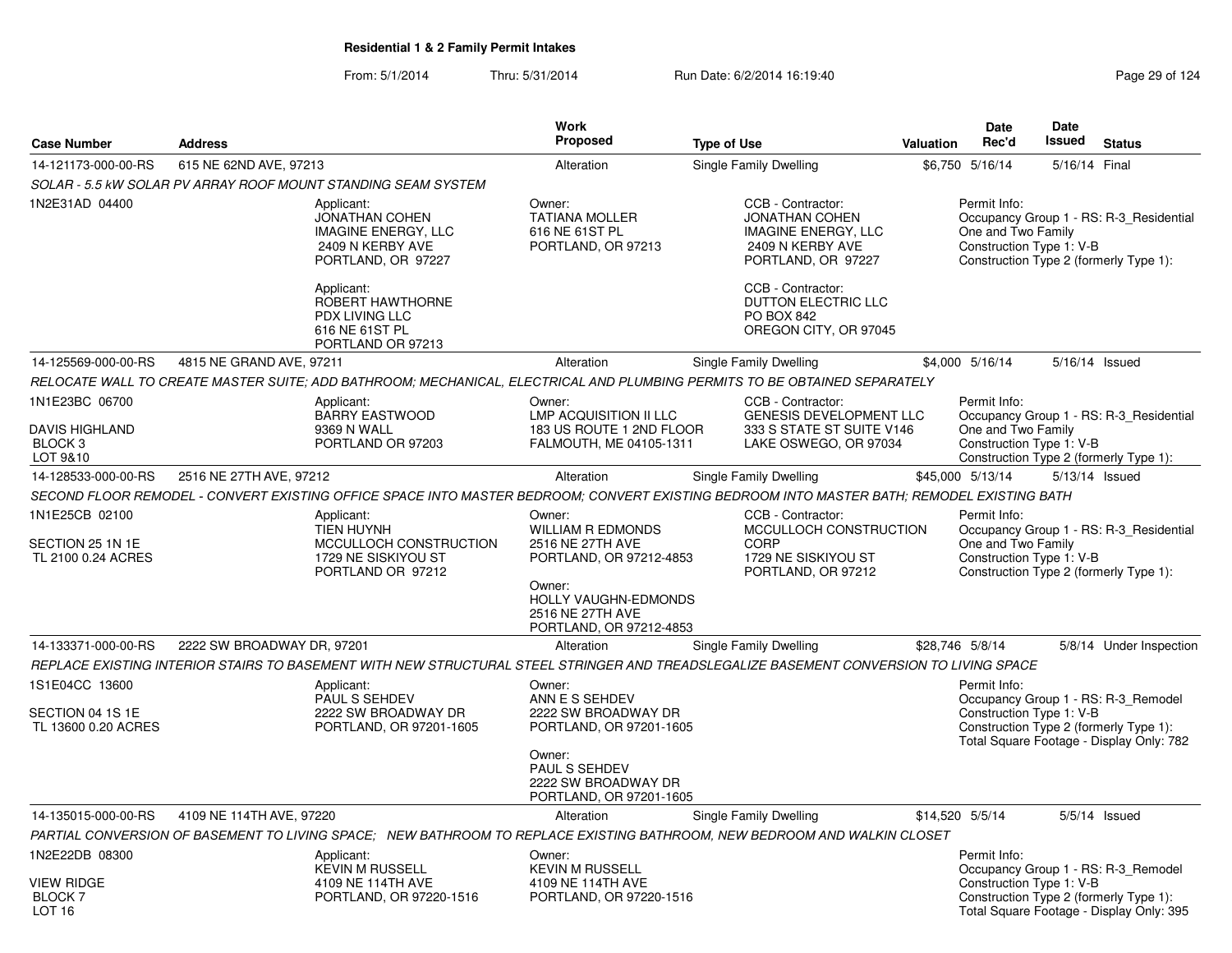**Residential 1 & 2 Family Permit Intakes**

From: 5/1/2014 Thru: 5/31/2014 Run Date: 6/2/2014 16:19:40

| Case Number | Address | Work Proposed | Type of Use | Valuation | Date Rec'd | Date Issued | Status |
|---|---|---|---|---|---|---|---|
| 14-121173-000-00-RS | 615 NE 62ND AVE, 97213 | Alteration | Single Family Dwelling | $6,750 | 5/16/14 | 5/16/14 | Final |

*SOLAR - 5.5 kW SOLAR PV ARRAY ROOF MOUNT STANDING SEAM SYSTEM*

1N2E31AD 04400

Applicant: JONATHAN COHEN, IMAGINE ENERGY, LLC, 2409 N KERBY AVE, PORTLAND, OR 97227

Applicant: ROBERT HAWTHORNE, PDX LIVING LLC, 616 NE 61ST PL, PORTLAND OR 97213

Owner: TATIANA MOLLER, 616 NE 61ST PL, PORTLAND, OR 97213

CCB - Contractor: JONATHAN COHEN, IMAGINE ENERGY, LLC, 2409 N KERBY AVE, PORTLAND, OR 97227

CCB - Contractor: DUTTON ELECTRIC LLC, PO BOX 842, OREGON CITY, OR 97045

Permit Info: Occupancy Group 1 - RS: R-3_Residential One and Two Family; Construction Type 1: V-B; Construction Type 2 (formerly Type 1):

| Case Number | Address | Work Proposed | Type of Use | Valuation | Date Rec'd | Date Issued | Status |
|---|---|---|---|---|---|---|---|
| 14-125569-000-00-RS | 4815 NE GRAND AVE, 97211 | Alteration | Single Family Dwelling | $4,000 | 5/16/14 | 5/16/14 | Issued |

*RELOCATE WALL TO CREATE MASTER SUITE; ADD BATHROOM; MECHANICAL, ELECTRICAL AND PLUMBING PERMITS TO BE OBTAINED SEPARATELY*

1N1E23BC 06700
DAVIS HIGHLAND
BLOCK 3
LOT 9&10

Applicant: BARRY EASTWOOD, 9369 N WALL, PORTLAND OR 97203

Owner: LMP ACQUISITION II LLC, 183 US ROUTE 1 2ND FLOOR, FALMOUTH, ME 04105-1311

CCB - Contractor: GENESIS DEVELOPMENT LLC, 333 S STATE ST SUITE V146, LAKE OSWEGO, OR 97034

Permit Info: Occupancy Group 1 - RS: R-3_Residential One and Two Family; Construction Type 1: V-B; Construction Type 2 (formerly Type 1):

| Case Number | Address | Work Proposed | Type of Use | Valuation | Date Rec'd | Date Issued | Status |
|---|---|---|---|---|---|---|---|
| 14-128533-000-00-RS | 2516 NE 27TH AVE, 97212 | Alteration | Single Family Dwelling | $45,000 | 5/13/14 | 5/13/14 | Issued |

*SECOND FLOOR REMODEL - CONVERT EXISTING OFFICE SPACE INTO MASTER BEDROOM; CONVERT EXISTING BEDROOM INTO MASTER BATH; REMODEL EXISTING BATH*

1N1E25CB 02100
SECTION 25 1N 1E
TL 2100 0.24 ACRES

Applicant: TIEN HUYNH, MCCULLOCH CONSTRUCTION, 1729 NE SISKIYOU ST, PORTLAND OR 97212

Owner: WILLIAM R EDMONDS, 2516 NE 27TH AVE, PORTLAND, OR 97212-4853

Owner: HOLLY VAUGHN-EDMONDS, 2516 NE 27TH AVE, PORTLAND, OR 97212-4853

CCB - Contractor: MCCULLOCH CONSTRUCTION CORP, 1729 NE SISKIYOU ST, PORTLAND, OR 97212

Permit Info: Occupancy Group 1 - RS: R-3_Residential One and Two Family; Construction Type 1: V-B; Construction Type 2 (formerly Type 1):

| Case Number | Address | Work Proposed | Type of Use | Valuation | Date Rec'd | Date Issued | Status |
|---|---|---|---|---|---|---|---|
| 14-133371-000-00-RS | 2222 SW BROADWAY DR, 97201 | Alteration | Single Family Dwelling | $28,746 | 5/8/14 | 5/8/14 | Under Inspection |

*REPLACE EXISTING INTERIOR STAIRS TO BASEMENT WITH NEW STRUCTURAL STEEL STRINGER AND TREADSLEGALIZE BASEMENT CONVERSION TO LIVING SPACE*

1S1E04CC 13600
SECTION 04 1S 1E
TL 13600 0.20 ACRES

Applicant: PAUL S SEHDEV, 2222 SW BROADWAY DR, PORTLAND, OR 97201-1605

Owner: ANN E S SEHDEV, 2222 SW BROADWAY DR, PORTLAND, OR 97201-1605

Owner: PAUL S SEHDEV, 2222 SW BROADWAY DR, PORTLAND, OR 97201-1605

Permit Info: Occupancy Group 1 - RS: R-3_Remodel; Construction Type 1: V-B; Construction Type 2 (formerly Type 1):; Total Square Footage - Display Only: 782

| Case Number | Address | Work Proposed | Type of Use | Valuation | Date Rec'd | Date Issued | Status |
|---|---|---|---|---|---|---|---|
| 14-135015-000-00-RS | 4109 NE 114TH AVE, 97220 | Alteration | Single Family Dwelling | $14,520 | 5/5/14 | 5/5/14 | Issued |

*PARTIAL CONVERSION OF BASEMENT TO LIVING SPACE; NEW BATHROOM TO REPLACE EXISTING BATHROOM, NEW BEDROOM AND WALKIN CLOSET*

1N2E22DB 08300
VIEW RIDGE
BLOCK 7
LOT 16

Applicant: KEVIN M RUSSELL, 4109 NE 114TH AVE, PORTLAND, OR 97220-1516

Owner: KEVIN M RUSSELL, 4109 NE 114TH AVE, PORTLAND, OR 97220-1516

Permit Info: Occupancy Group 1 - RS: R-3_Remodel; Construction Type 1: V-B; Construction Type 2 (formerly Type 1):; Total Square Footage - Display Only: 395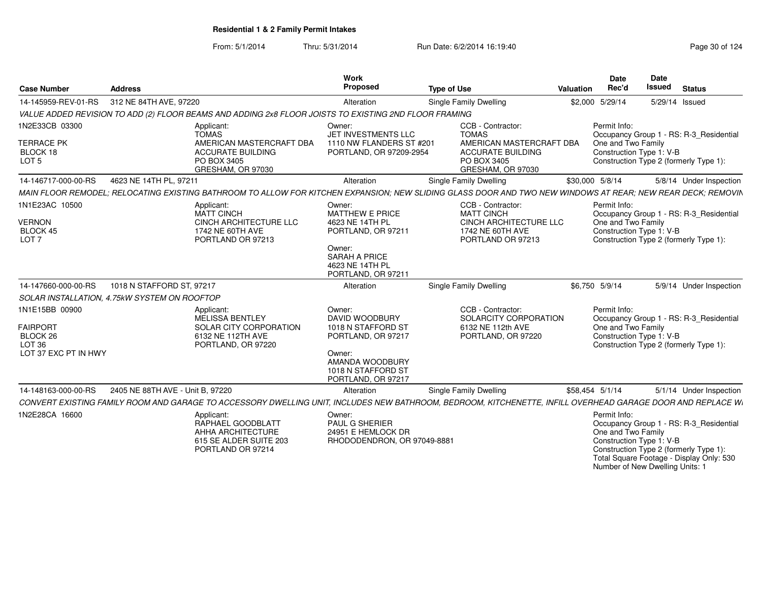**Residential 1 & 2 Family Permit Intakes**

From: 5/1/2014 Thru: 5/31/2014 Run Date: 6/2/2014 16:19:40

| Case Number | Address | Work Proposed | Type of Use | Valuation | Date Rec'd | Date Issued | Status |
|---|---|---|---|---|---|---|---|
| 14-145959-REV-01-RS | 312 NE 84TH AVE, 97220 | Alteration | Single Family Dwelling | $2,000 | 5/29/14 | 5/29/14 | Issued |

*VALUE ADDED REVISION TO ADD (2) FLOOR BEAMS AND ADDING 2x8 FLOOR JOISTS TO EXISTING 2ND FLOOR FRAMING*

1N2E33CB 03300
TERRACE PK
BLOCK 18
LOT 5

Applicant:
TOMAS
AMERICAN MASTERCRAFT DBA
ACCURATE BUILDING
PO BOX 3405
GRESHAM, OR 97030

Owner:
JET INVESTMENTS LLC
1110 NW FLANDERS ST #201
PORTLAND, OR 97209-2954

CCB - Contractor:
TOMAS
AMERICAN MASTERCRAFT DBA
ACCURATE BUILDING
PO BOX 3405
GRESHAM, OR 97030

Permit Info:
Occupancy Group 1 - RS: R-3_Residential One and Two Family
Construction Type 1: V-B
Construction Type 2 (formerly Type 1):

| Case Number | Address | Work Proposed | Type of Use | Valuation | Date Rec'd | Date Issued | Status |
|---|---|---|---|---|---|---|---|
| 14-146717-000-00-RS | 4623 NE 14TH PL, 97211 | Alteration | Single Family Dwelling | $30,000 | 5/8/14 | 5/8/14 | Under Inspection |

*MAIN FLOOR REMODEL; RELOCATING EXISTING BATHROOM TO ALLOW FOR KITCHEN EXPANSION; NEW SLIDING GLASS DOOR AND TWO NEW WINDOWS AT REAR; NEW REAR DECK; REMOVIN*

1N1E23AC 10500
VERNON
BLOCK 45
LOT 7

Applicant:
MATT CINCH
CINCH ARCHITECTURE LLC
1742 NE 60TH AVE
PORTLAND OR 97213

Owner:
MATTHEW E PRICE
4623 NE 14TH PL
PORTLAND, OR 97211

Owner:
SARAH A PRICE
4623 NE 14TH PL
PORTLAND, OR 97211

CCB - Contractor:
MATT CINCH
CINCH ARCHITECTURE LLC
1742 NE 60TH AVE
PORTLAND OR 97213

Permit Info:
Occupancy Group 1 - RS: R-3_Residential One and Two Family
Construction Type 1: V-B
Construction Type 2 (formerly Type 1):

| Case Number | Address | Work Proposed | Type of Use | Valuation | Date Rec'd | Date Issued | Status |
|---|---|---|---|---|---|---|---|
| 14-147660-000-00-RS | 1018 N STAFFORD ST, 97217 | Alteration | Single Family Dwelling | $6,750 | 5/9/14 | 5/9/14 | Under Inspection |

*SOLAR INSTALLATION, 4.75kW SYSTEM ON ROOFTOP*

1N1E15BB 00900
FAIRPORT
BLOCK 26
LOT 36
LOT 37 EXC PT IN HWY

Applicant:
MELISSA BENTLEY
SOLAR CITY CORPORATION
6132 NE 112TH AVE
PORTLAND, OR 97220

Owner:
DAVID WOODBURY
1018 N STAFFORD ST
PORTLAND, OR 97217

Owner:
AMANDA WOODBURY
1018 N STAFFORD ST
PORTLAND, OR 97217

CCB - Contractor:
SOLARCITY CORPORATION
6132 NE 112th AVE
PORTLAND, OR 97220

Permit Info:
Occupancy Group 1 - RS: R-3_Residential One and Two Family
Construction Type 1: V-B
Construction Type 2 (formerly Type 1):

| Case Number | Address | Work Proposed | Type of Use | Valuation | Date Rec'd | Date Issued | Status |
|---|---|---|---|---|---|---|---|
| 14-148163-000-00-RS | 2405 NE 88TH AVE - Unit B, 97220 | Alteration | Single Family Dwelling | $58,454 | 5/1/14 | 5/1/14 | Under Inspection |

*CONVERT EXISTING FAMILY ROOM AND GARAGE TO ACCESSORY DWELLING UNIT, INCLUDES NEW BATHROOM, BEDROOM, KITCHENETTE, INFILL OVERHEAD GARAGE DOOR AND REPLACE WI*

1N2E28CA 16600

Applicant:
RAPHAEL GOODBLATT
AHHA ARCHITECTURE
615 SE ALDER SUITE 203
PORTLAND OR 97214

Owner:
PAUL G SHERIER
24951 E HEMLOCK DR
RHODODENDRON, OR 97049-8881

Permit Info:
Occupancy Group 1 - RS: R-3_Residential One and Two Family
Construction Type 1: V-B
Construction Type 2 (formerly Type 1):
Total Square Footage - Display Only: 530
Number of New Dwelling Units: 1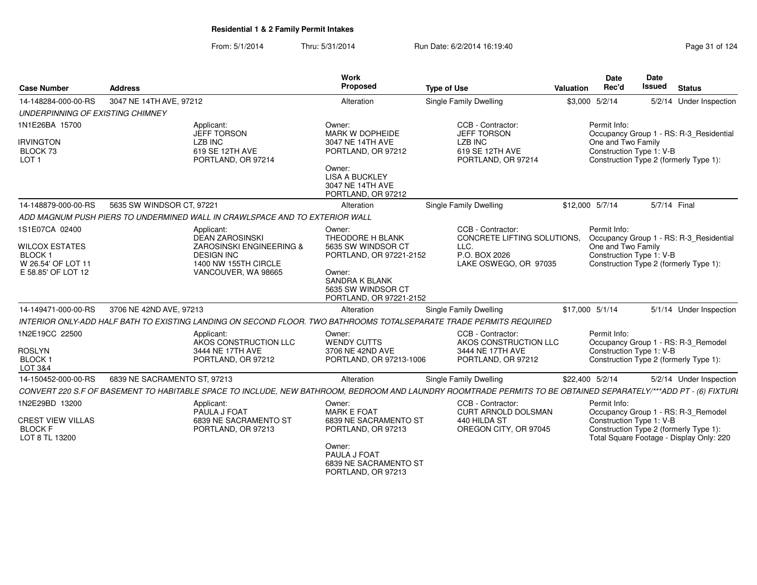**Residential 1 & 2 Family Permit Intakes**

From: 5/1/2014 Thru: 5/31/2014 Run Date: 6/2/2014 16:19:40

| Case Number | Address | Work Proposed | Type of Use | Valuation | Date Rec'd | Date Issued | Status |
|---|---|---|---|---|---|---|---|
| 14-148284-000-00-RS | 3047 NE 14TH AVE, 97212 | Alteration | Single Family Dwelling | $3,000 | 5/2/14 | 5/2/14 | Under Inspection |

UNDERPINNING OF EXISTING CHIMNEY

1N1E26BA 15700
IRVINGTON
BLOCK 73
LOT 1

Applicant:
JEFF TORSON
LZB INC
619 SE 12TH AVE
PORTLAND, OR 97214

Owner:
MARK W DOPHEIDE
3047 NE 14TH AVE
PORTLAND, OR 97212

Owner:
LISA A BUCKLEY
3047 NE 14TH AVE
PORTLAND, OR 97212

CCB - Contractor:
JEFF TORSON
LZB INC
619 SE 12TH AVE
PORTLAND, OR 97214

Permit Info:
Occupancy Group 1 - RS: R-3_Residential One and Two Family
Construction Type 1: V-B
Construction Type 2 (formerly Type 1):

---

| Case Number | Address | Work Proposed | Type of Use | Valuation | Date Rec'd | Date Issued | Status |
|---|---|---|---|---|---|---|---|
| 14-148879-000-00-RS | 5635 SW WINDSOR CT, 97221 | Alteration | Single Family Dwelling | $12,000 | 5/7/14 | 5/7/14 | Final |

ADD MAGNUM PUSH PIERS TO UNDERMINED WALL IN CRAWLSPACE AND TO EXTERIOR WALL

1S1E07CA 02400
WILCOX ESTATES
BLOCK 1
W 26.54' OF LOT 11
E 58.85' OF LOT 12

Applicant:
DEAN ZAROSINSKI
ZAROSINSKI ENGINEERING & DESIGN INC
1400 NW 155TH CIRCLE
VANCOUVER, WA 98665

Owner:
THEODORE H BLANK
5635 SW WINDSOR CT
PORTLAND, OR 97221-2152

Owner:
SANDRA K BLANK
5635 SW WINDSOR CT
PORTLAND, OR 97221-2152

CCB - Contractor:
CONCRETE LIFTING SOLUTIONS, LLC.
P.O. BOX 2026
LAKE OSWEGO, OR 97035

Permit Info:
Occupancy Group 1 - RS: R-3_Residential One and Two Family
Construction Type 1: V-B
Construction Type 2 (formerly Type 1):

---

| Case Number | Address | Work Proposed | Type of Use | Valuation | Date Rec'd | Date Issued | Status |
|---|---|---|---|---|---|---|---|
| 14-149471-000-00-RS | 3706 NE 42ND AVE, 97213 | Alteration | Single Family Dwelling | $17,000 | 5/1/14 | 5/1/14 | Under Inspection |

INTERIOR ONLY-ADD HALF BATH TO EXISTING LANDING ON SECOND FLOOR. TWO BATHROOMS TOTALSEPARATE TRADE PERMITS REQUIRED

1N2E19CC 22500
ROSLYN
BLOCK 1
LOT 3&4

Applicant:
AKOS CONSTRUCTION LLC
3444 NE 17TH AVE
PORTLAND, OR 97212

Owner:
WENDY CUTTS
3706 NE 42ND AVE
PORTLAND, OR 97213-1006

CCB - Contractor:
AKOS CONSTRUCTION LLC
3444 NE 17TH AVE
PORTLAND, OR 97212

Permit Info:
Occupancy Group 1 - RS: R-3_Remodel
Construction Type 1: V-B
Construction Type 2 (formerly Type 1):

---

| Case Number | Address | Work Proposed | Type of Use | Valuation | Date Rec'd | Date Issued | Status |
|---|---|---|---|---|---|---|---|
| 14-150452-000-00-RS | 6839 NE SACRAMENTO ST, 97213 | Alteration | Single Family Dwelling | $22,400 | 5/2/14 | 5/2/14 | Under Inspection |

CONVERT 220 S.F OF BASEMENT TO HABITABLE SPACE TO INCLUDE, NEW BATHROOM, BEDROOM AND LAUNDRY ROOMTRADE PERMITS TO BE OBTAINED SEPARATELY/***ADD PT - (6) FIXTURI

1N2E29BD 13200
CREST VIEW VILLAS
BLOCK F
LOT 8 TL 13200

Applicant:
PAULA J FOAT
6839 NE SACRAMENTO ST
PORTLAND, OR 97213

Owner:
MARK E FOAT
6839 NE SACRAMENTO ST
PORTLAND, OR 97213

Owner:
PAULA J FOAT
6839 NE SACRAMENTO ST
PORTLAND, OR 97213

CCB - Contractor:
CURT ARNOLD DOLSMAN
440 HILDA ST
OREGON CITY, OR 97045

Permit Info:
Occupancy Group 1 - RS: R-3_Remodel
Construction Type 1: V-B
Construction Type 2 (formerly Type 1):
Total Square Footage - Display Only: 220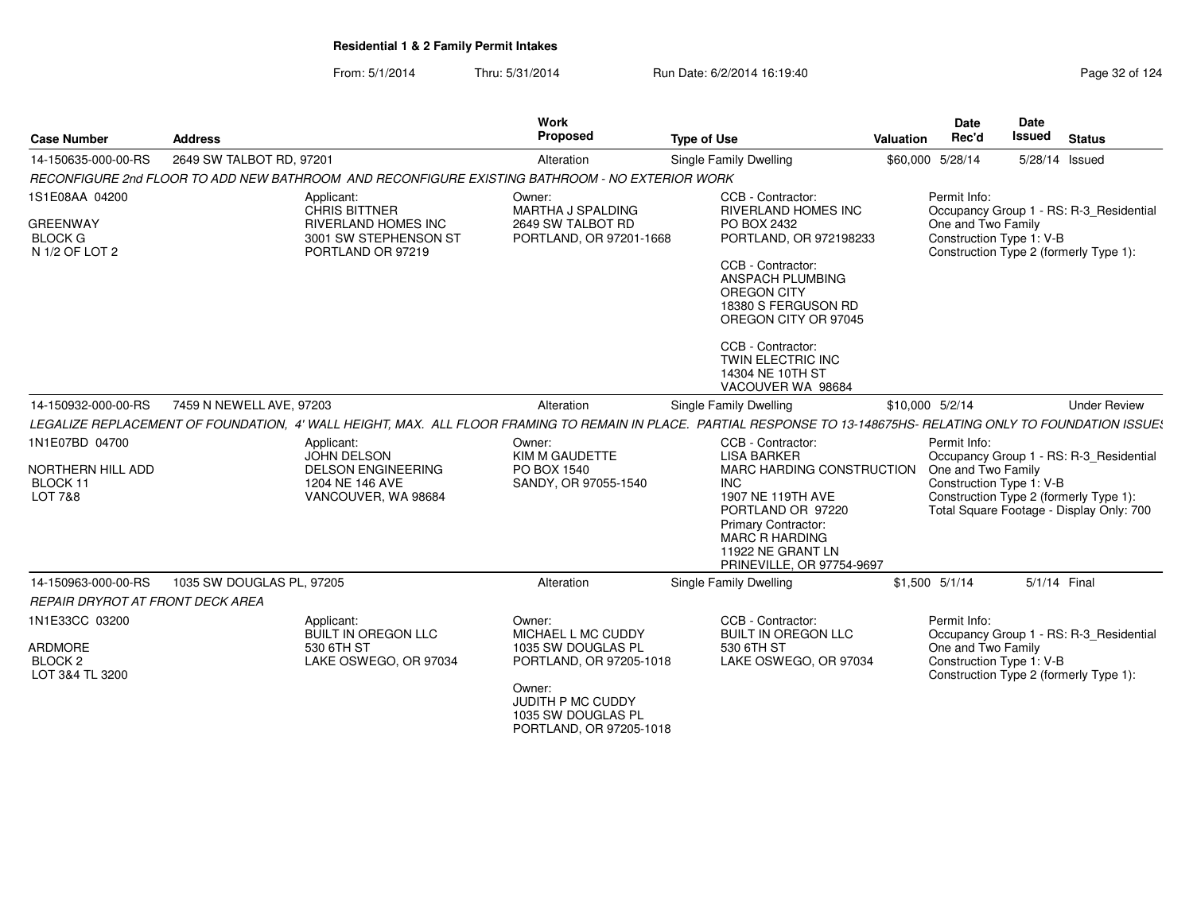**Residential 1 & 2 Family Permit Intakes**

From: 5/1/2014 Thru: 5/31/2014 Run Date: 6/2/2014 16:19:40

| Case Number | Address | Work Proposed | Type of Use | Valuation | Date Rec'd | Date Issued | Status |
|---|---|---|---|---|---|---|---|
| 14-150635-000-00-RS | 2649 SW TALBOT RD, 97201 | Alteration | Single Family Dwelling | $60,000 | 5/28/14 | 5/28/14 | Issued |

*RECONFIGURE 2nd FLOOR TO ADD NEW BATHROOM AND RECONFIGURE EXISTING BATHROOM - NO EXTERIOR WORK*

1S1E08AA 04200
GREENWAY
BLOCK G
N 1/2 OF LOT 2

Applicant:
CHRIS BITTNER
RIVERLAND HOMES INC
3001 SW STEPHENSON ST
PORTLAND OR 97219

Owner:
MARTHA J SPALDING
2649 SW TALBOT RD
PORTLAND, OR 97201-1668

CCB - Contractor:
RIVERLAND HOMES INC
PO BOX 2432
PORTLAND, OR 972198233

CCB - Contractor:
ANSPACH PLUMBING
OREGON CITY
18380 S FERGUSON RD
OREGON CITY OR 97045

CCB - Contractor:
TWIN ELECTRIC INC
14304 NE 10TH ST
VACOUVER WA 98684

Permit Info:
Occupancy Group 1 - RS: R-3_Residential One and Two Family
Construction Type 1: V-B
Construction Type 2 (formerly Type 1):

| Case Number | Address | Work Proposed | Type of Use | Valuation | Date Rec'd | Date Issued | Status |
|---|---|---|---|---|---|---|---|
| 14-150932-000-00-RS | 7459 N NEWELL AVE, 97203 | Alteration | Single Family Dwelling | $10,000 | 5/2/14 | | Under Review |

*LEGALIZE REPLACEMENT OF FOUNDATION, 4' WALL HEIGHT, MAX. ALL FLOOR FRAMING TO REMAIN IN PLACE. PARTIAL RESPONSE TO 13-148675HS- RELATING ONLY TO FOUNDATION ISSUES*

1N1E07BD 04700
NORTHERN HILL ADD
BLOCK 11
LOT 7&8

Applicant:
JOHN DELSON
DELSON ENGINEERING
1204 NE 146 AVE
VANCOUVER, WA 98684

Owner:
KIM M GAUDETTE
PO BOX 1540
SANDY, OR 97055-1540

CCB - Contractor:
LISA BARKER
MARC HARDING CONSTRUCTION INC
1907 NE 119TH AVE
PORTLAND OR 97220

Primary Contractor:
MARC R HARDING
11922 NE GRANT LN
PRINEVILLE, OR 97754-9697

Permit Info:
Occupancy Group 1 - RS: R-3_Residential One and Two Family
Construction Type 1: V-B
Construction Type 2 (formerly Type 1):
Total Square Footage - Display Only: 700

| Case Number | Address | Work Proposed | Type of Use | Valuation | Date Rec'd | Date Issued | Status |
|---|---|---|---|---|---|---|---|
| 14-150963-000-00-RS | 1035 SW DOUGLAS PL, 97205 | Alteration | Single Family Dwelling | $1,500 | 5/1/14 | 5/1/14 | Final |

*REPAIR DRYROT AT FRONT DECK AREA*

1N1E33CC 03200
ARDMORE
BLOCK 2
LOT 3&4 TL 3200

Applicant:
BUILT IN OREGON LLC
530 6TH ST
LAKE OSWEGO, OR 97034

Owner:
MICHAEL L MC CUDDY
1035 SW DOUGLAS PL
PORTLAND, OR 97205-1018

Owner:
JUDITH P MC CUDDY
1035 SW DOUGLAS PL
PORTLAND, OR 97205-1018

CCB - Contractor:
BUILT IN OREGON LLC
530 6TH ST
LAKE OSWEGO, OR 97034

Permit Info:
Occupancy Group 1 - RS: R-3_Residential One and Two Family
Construction Type 1: V-B
Construction Type 2 (formerly Type 1):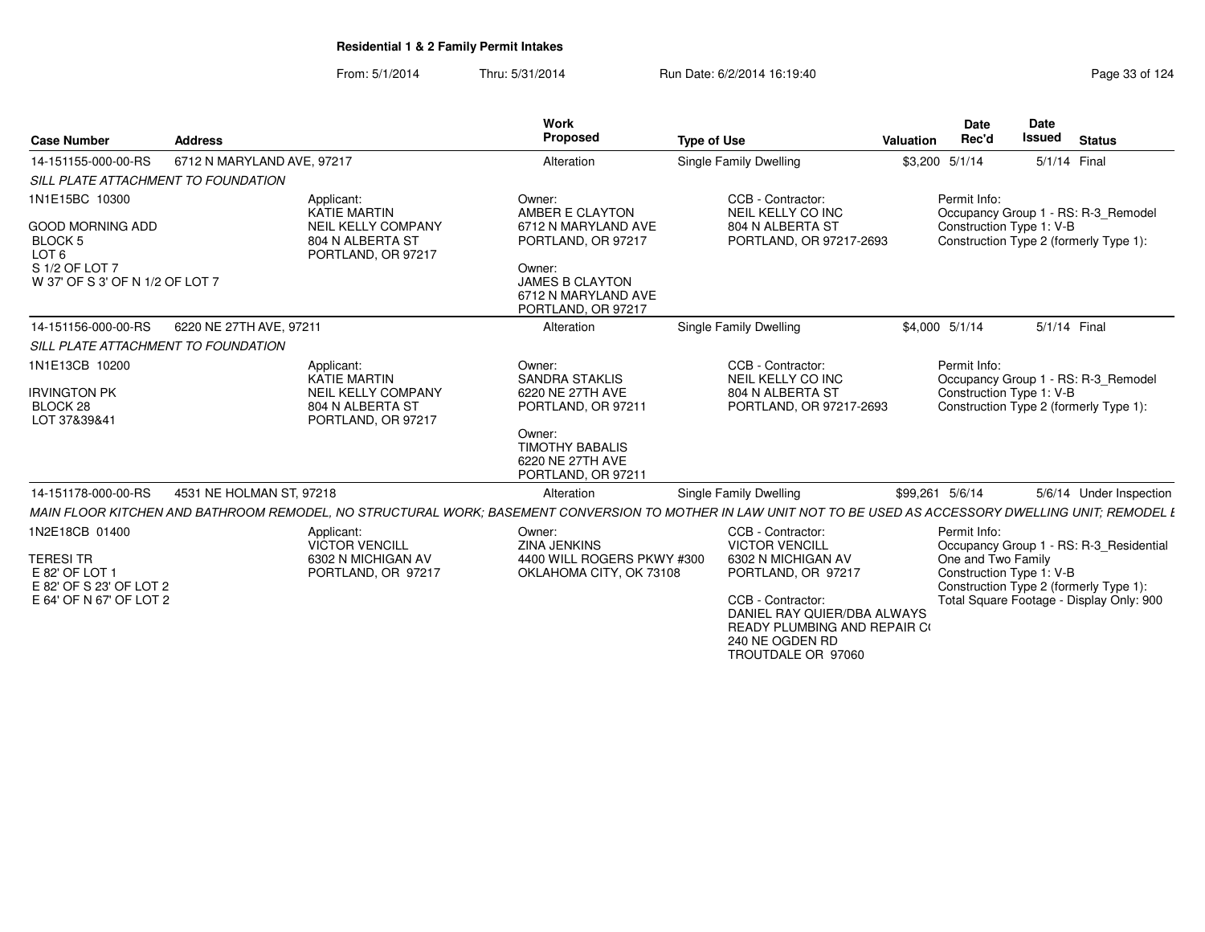**Residential 1 & 2 Family Permit Intakes**

From: 5/1/2014 Thru: 5/31/2014 Run Date: 6/2/2014 16:19:40

| Case Number | Address | Work Proposed | Type of Use | Valuation | Date Rec'd | Date Issued | Status |
|---|---|---|---|---|---|---|---|
| 14-151155-000-00-RS | 6712 N MARYLAND AVE, 97217 | Alteration | Single Family Dwelling | $3,200 | 5/1/14 | 5/1/14 | Final |

*SILL PLATE ATTACHMENT TO FOUNDATION*

1N1E15BC 10300

GOOD MORNING ADD
BLOCK 5
LOT 6
S 1/2 OF LOT 7
W 37' OF S 3' OF N 1/2 OF LOT 7

Applicant:
KATIE MARTIN
NEIL KELLY COMPANY
804 N ALBERTA ST
PORTLAND, OR 97217

Owner:
AMBER E CLAYTON
6712 N MARYLAND AVE
PORTLAND, OR 97217

Owner:
JAMES B CLAYTON
6712 N MARYLAND AVE
PORTLAND, OR 97217

CCB - Contractor:
NEIL KELLY CO INC
804 N ALBERTA ST
PORTLAND, OR 97217-2693

Permit Info:
Occupancy Group 1 - RS: R-3_Remodel
Construction Type 1: V-B
Construction Type 2 (formerly Type 1):

| Case Number | Address | Work Proposed | Type of Use | Valuation | Date Rec'd | Date Issued | Status |
|---|---|---|---|---|---|---|---|
| 14-151156-000-00-RS | 6220 NE 27TH AVE, 97211 | Alteration | Single Family Dwelling | $4,000 | 5/1/14 | 5/1/14 | Final |

*SILL PLATE ATTACHMENT TO FOUNDATION*

1N1E13CB 10200

IRVINGTON PK
BLOCK 28
LOT 37&39&41

Applicant:
KATIE MARTIN
NEIL KELLY COMPANY
804 N ALBERTA ST
PORTLAND, OR 97217

Owner:
SANDRA STAKLIS
6220 NE 27TH AVE
PORTLAND, OR 97211

Owner:
TIMOTHY BABALIS
6220 NE 27TH AVE
PORTLAND, OR 97211

CCB - Contractor:
NEIL KELLY CO INC
804 N ALBERTA ST
PORTLAND, OR 97217-2693

Permit Info:
Occupancy Group 1 - RS: R-3_Remodel
Construction Type 1: V-B
Construction Type 2 (formerly Type 1):

| Case Number | Address | Work Proposed | Type of Use | Valuation | Date Rec'd | Date Issued | Status |
|---|---|---|---|---|---|---|---|
| 14-151178-000-00-RS | 4531 NE HOLMAN ST, 97218 | Alteration | Single Family Dwelling | $99,261 | 5/6/14 | 5/6/14 | Under Inspection |

*MAIN FLOOR KITCHEN AND BATHROOM REMODEL, NO STRUCTURAL WORK; BASEMENT CONVERSION TO MOTHER IN LAW UNIT NOT TO BE USED AS ACCESSORY DWELLING UNIT; REMODEL E*

1N2E18CB 01400

TERESI TR
E 82' OF LOT 1
E 82' OF S 23' OF LOT 2
E 64' OF N 67' OF LOT 2

Applicant:
VICTOR VENCILL
6302 N MICHIGAN AV
PORTLAND, OR 97217

Owner:
ZINA JENKINS
4400 WILL ROGERS PKWY #300
OKLAHOMA CITY, OK 73108

CCB - Contractor:
VICTOR VENCILL
6302 N MICHIGAN AV
PORTLAND, OR 97217

CCB - Contractor:
DANIEL RAY QUIER/DBA ALWAYS
READY PLUMBING AND REPAIR C(
240 NE OGDEN RD
TROUTDALE OR 97060

Permit Info:
Occupancy Group 1 - RS: R-3_Residential
One and Two Family
Construction Type 1: V-B
Construction Type 2 (formerly Type 1):
Total Square Footage - Display Only: 900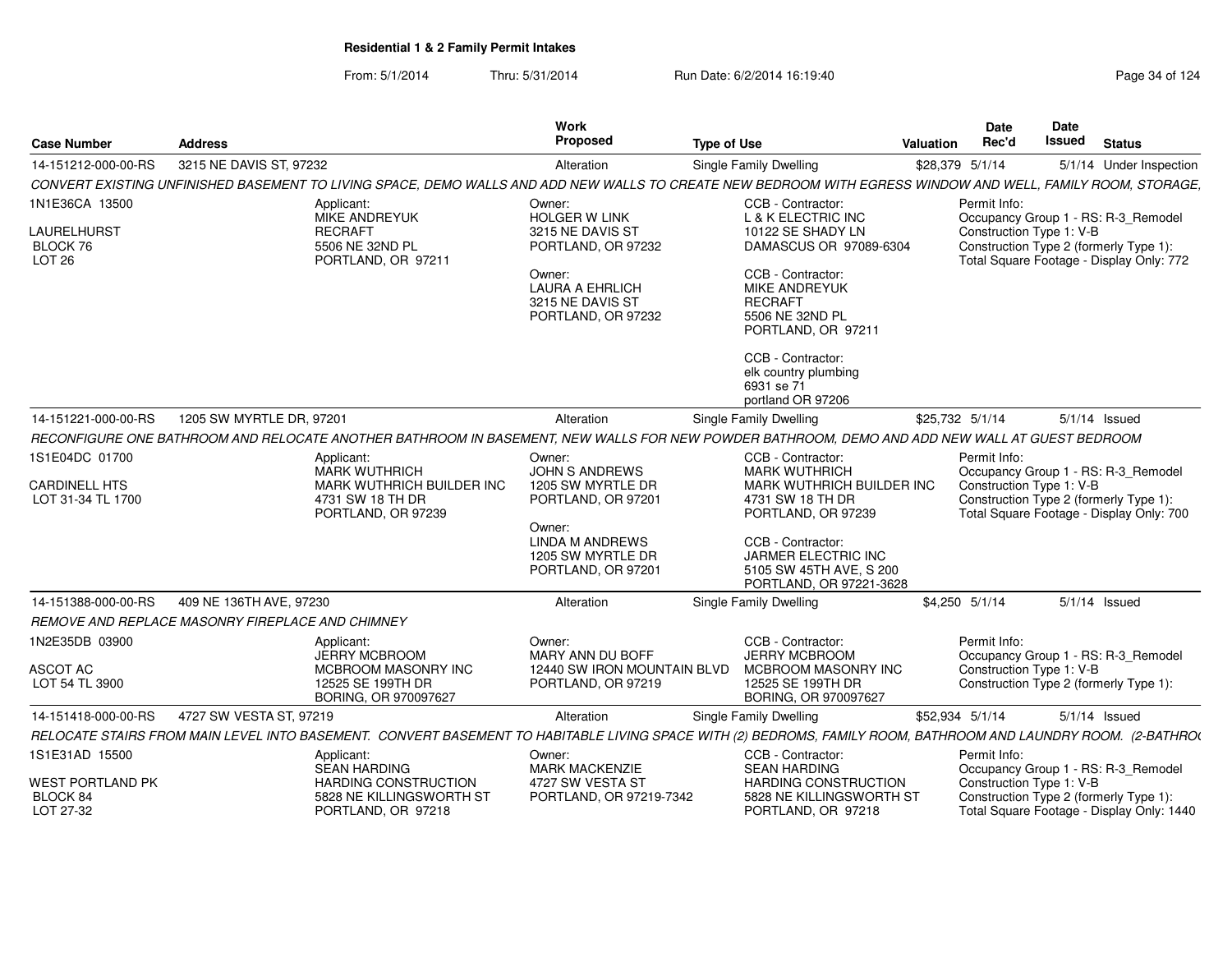**Residential 1 & 2 Family Permit Intakes**

From: 5/1/2014 Thru: 5/31/2014 Run Date: 6/2/2014 16:19:40

| Case Number | Address | Work Proposed | Type of Use | Valuation | Date Rec'd | Date Issued | Status |
|---|---|---|---|---|---|---|---|
| 14-151212-000-00-RS | 3215 NE DAVIS ST, 97232 | Alteration | Single Family Dwelling | $28,379 | 5/1/14 | 5/1/14 | Under Inspection |

*CONVERT EXISTING UNFINISHED BASEMENT TO LIVING SPACE, DEMO WALLS AND ADD NEW WALLS TO CREATE NEW BEDROOM WITH EGRESS WINDOW AND WELL, FAMILY ROOM, STORAGE,*

1N1E36CA 13500
LAURELHURST
BLOCK 76
LOT 26

Applicant:
MIKE ANDREYUK
RECRAFT
5506 NE 32ND PL
PORTLAND, OR 97211

Owner:
HOLGER W LINK
3215 NE DAVIS ST
PORTLAND, OR 97232

Owner:
LAURA A EHRLICH
3215 NE DAVIS ST
PORTLAND, OR 97232

CCB - Contractor:
L & K ELECTRIC INC
10122 SE SHADY LN
DAMASCUS OR 97089-6304

CCB - Contractor:
MIKE ANDREYUK
RECRAFT
5506 NE 32ND PL
PORTLAND, OR 97211

CCB - Contractor:
elk country plumbing
6931 se 71
portland OR 97206

Permit Info:
Occupancy Group 1 - RS: R-3_Remodel
Construction Type 1: V-B
Construction Type 2 (formerly Type 1):
Total Square Footage - Display Only: 772

| Case Number | Address | Work Proposed | Type of Use | Valuation | Date Rec'd | Date Issued | Status |
|---|---|---|---|---|---|---|---|
| 14-151221-000-00-RS | 1205 SW MYRTLE DR, 97201 | Alteration | Single Family Dwelling | $25,732 | 5/1/14 | 5/1/14 | Issued |

*RECONFIGURE ONE BATHROOM AND RELOCATE ANOTHER BATHROOM IN BASEMENT, NEW WALLS FOR NEW POWDER BATHROOM, DEMO AND ADD NEW WALL AT GUEST BEDROOM*

1S1E04DC 01700
CARDINELL HTS
LOT 31-34 TL 1700

Applicant:
MARK WUTHRICH
MARK WUTHRICH BUILDER INC
4731 SW 18 TH DR
PORTLAND, OR 97239

Owner:
JOHN S ANDREWS
1205 SW MYRTLE DR
PORTLAND, OR 97201

Owner:
LINDA M ANDREWS
1205 SW MYRTLE DR
PORTLAND, OR 97201

CCB - Contractor:
MARK WUTHRICH
MARK WUTHRICH BUILDER INC
4731 SW 18 TH DR
PORTLAND, OR 97239

CCB - Contractor:
JARMER ELECTRIC INC
5105 SW 45TH AVE, S 200
PORTLAND, OR 97221-3628

Permit Info:
Occupancy Group 1 - RS: R-3_Remodel
Construction Type 1: V-B
Construction Type 2 (formerly Type 1):
Total Square Footage - Display Only: 700

| Case Number | Address | Work Proposed | Type of Use | Valuation | Date Rec'd | Date Issued | Status |
|---|---|---|---|---|---|---|---|
| 14-151388-000-00-RS | 409 NE 136TH AVE, 97230 | Alteration | Single Family Dwelling | $4,250 | 5/1/14 | 5/1/14 | Issued |

*REMOVE AND REPLACE MASONRY FIREPLACE AND CHIMNEY*

1N2E35DB 03900
ASCOT AC
LOT 54 TL 3900

Applicant:
JERRY MCBROOM
MCBROOM MASONRY INC
12525 SE 199TH DR
BORING, OR 970097627

Owner:
MARY ANN DU BOFF
12440 SW IRON MOUNTAIN BLVD
PORTLAND, OR 97219

CCB - Contractor:
JERRY MCBROOM
MCBROOM MASONRY INC
12525 SE 199TH DR
BORING, OR 970097627

Permit Info:
Occupancy Group 1 - RS: R-3_Remodel
Construction Type 1: V-B
Construction Type 2 (formerly Type 1):

| Case Number | Address | Work Proposed | Type of Use | Valuation | Date Rec'd | Date Issued | Status |
|---|---|---|---|---|---|---|---|
| 14-151418-000-00-RS | 4727 SW VESTA ST, 97219 | Alteration | Single Family Dwelling | $52,934 | 5/1/14 | 5/1/14 | Issued |

*RELOCATE STAIRS FROM MAIN LEVEL INTO BASEMENT. CONVERT BASEMENT TO HABITABLE LIVING SPACE WITH (2) BEDROMS, FAMILY ROOM, BATHROOM AND LAUNDRY ROOM. (2-BATHRO(*

1S1E31AD 15500
WEST PORTLAND PK
BLOCK 84
LOT 27-32

Applicant:
SEAN HARDING
HARDING CONSTRUCTION
5828 NE KILLINGSWORTH ST
PORTLAND, OR 97218

Owner:
MARK MACKENZIE
4727 SW VESTA ST
PORTLAND, OR 97219-7342

CCB - Contractor:
SEAN HARDING
HARDING CONSTRUCTION
5828 NE KILLINGSWORTH ST
PORTLAND, OR 97218

Permit Info:
Occupancy Group 1 - RS: R-3_Remodel
Construction Type 1: V-B
Construction Type 2 (formerly Type 1):
Total Square Footage - Display Only: 1440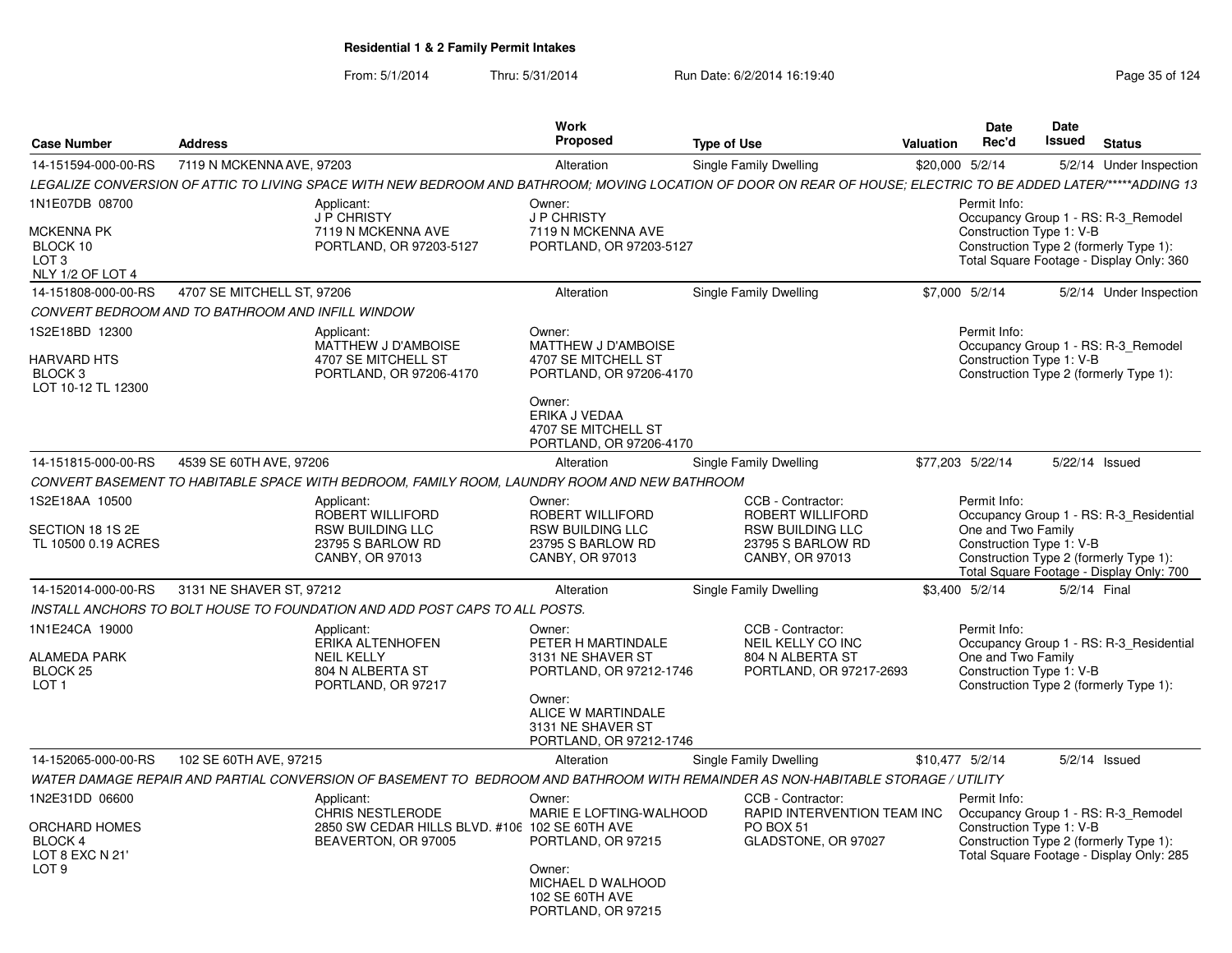**Residential 1 & 2 Family Permit Intakes**

From: 5/1/2014 Thru: 5/31/2014 Run Date: 6/2/2014 16:19:40

| Case Number | Address | Work Proposed | Type of Use | Valuation | Date Rec'd | Date Issued | Status |
|---|---|---|---|---|---|---|---|
| 14-151594-000-00-RS | 7119 N MCKENNA AVE, 97203 | Alteration | Single Family Dwelling | $20,000 | 5/2/14 | 5/2/14 | Under Inspection |

LEGALIZE CONVERSION OF ATTIC TO LIVING SPACE WITH NEW BEDROOM AND BATHROOM; MOVING LOCATION OF DOOR ON REAR OF HOUSE; ELECTRIC TO BE ADDED LATER/*****ADDING 13

1N1E07DB 08700
MCKENNA PK
BLOCK 10
LOT 3
NLY 1/2 OF LOT 4

Applicant:
J P CHRISTY
7119 N MCKENNA AVE
PORTLAND, OR 97203-5127

Owner:
J P CHRISTY
7119 N MCKENNA AVE
PORTLAND, OR 97203-5127

Permit Info:
Occupancy Group 1 - RS: R-3_Remodel
Construction Type 1: V-B
Construction Type 2 (formerly Type 1):
Total Square Footage - Display Only: 360

| Case Number | Address | Work Proposed | Type of Use | Valuation | Date Rec'd | Date Issued | Status |
|---|---|---|---|---|---|---|---|
| 14-151808-000-00-RS | 4707 SE MITCHELL ST, 97206 | Alteration | Single Family Dwelling | $7,000 | 5/2/14 | 5/2/14 | Under Inspection |

CONVERT BEDROOM AND TO BATHROOM AND INFILL WINDOW

1S2E18BD 12300
HARVARD HTS
BLOCK 3
LOT 10-12 TL 12300

Applicant:
MATTHEW J D'AMBOISE
4707 SE MITCHELL ST
PORTLAND, OR 97206-4170

Owner:
MATTHEW J D'AMBOISE
4707 SE MITCHELL ST
PORTLAND, OR 97206-4170

Owner:
ERIKA J VEDAA
4707 SE MITCHELL ST
PORTLAND, OR 97206-4170

Permit Info:
Occupancy Group 1 - RS: R-3_Remodel
Construction Type 1: V-B
Construction Type 2 (formerly Type 1):

| Case Number | Address | Work Proposed | Type of Use | Valuation | Date Rec'd | Date Issued | Status |
|---|---|---|---|---|---|---|---|
| 14-151815-000-00-RS | 4539 SE 60TH AVE, 97206 | Alteration | Single Family Dwelling | $77,203 | 5/22/14 | 5/22/14 | Issued |

CONVERT BASEMENT TO HABITABLE SPACE WITH BEDROOM, FAMILY ROOM, LAUNDRY ROOM AND NEW BATHROOM

1S2E18AA 10500
SECTION 18 1S 2E
TL 10500 0.19 ACRES

Applicant:
ROBERT WILLIFORD
RSW BUILDING LLC
23795 S BARLOW RD
CANBY, OR 97013

Owner:
ROBERT WILLIFORD
RSW BUILDING LLC
23795 S BARLOW RD
CANBY, OR 97013

CCB - Contractor:
ROBERT WILLIFORD
RSW BUILDING LLC
23795 S BARLOW RD
CANBY, OR 97013

Permit Info:
Occupancy Group 1 - RS: R-3_Residential One and Two Family
Construction Type 1: V-B
Construction Type 2 (formerly Type 1):
Total Square Footage - Display Only: 700

| Case Number | Address | Work Proposed | Type of Use | Valuation | Date Rec'd | Date Issued | Status |
|---|---|---|---|---|---|---|---|
| 14-152014-000-00-RS | 3131 NE SHAVER ST, 97212 | Alteration | Single Family Dwelling | $3,400 | 5/2/14 | 5/2/14 | Final |

INSTALL ANCHORS TO BOLT HOUSE TO FOUNDATION AND ADD POST CAPS TO ALL POSTS.

1N1E24CA 19000
ALAMEDA PARK
BLOCK 25
LOT 1

Applicant:
ERIKA ALTENHOFEN
NEIL KELLY
804 N ALBERTA ST
PORTLAND, OR 97217

Owner:
PETER H MARTINDALE
3131 NE SHAVER ST
PORTLAND, OR 97212-1746

Owner:
ALICE W MARTINDALE
3131 NE SHAVER ST
PORTLAND, OR 97212-1746

CCB - Contractor:
NEIL KELLY CO INC
804 N ALBERTA ST
PORTLAND, OR 97217-2693

Permit Info:
Occupancy Group 1 - RS: R-3_Residential One and Two Family
Construction Type 1: V-B
Construction Type 2 (formerly Type 1):

| Case Number | Address | Work Proposed | Type of Use | Valuation | Date Rec'd | Date Issued | Status |
|---|---|---|---|---|---|---|---|
| 14-152065-000-00-RS | 102 SE 60TH AVE, 97215 | Alteration | Single Family Dwelling | $10,477 | 5/2/14 | 5/2/14 | Issued |

WATER DAMAGE REPAIR AND PARTIAL CONVERSION OF BASEMENT TO BEDROOM AND BATHROOM WITH REMAINDER AS NON-HABITABLE STORAGE / UTILITY

1N2E31DD 06600
ORCHARD HOMES
BLOCK 4
LOT 8 EXC N 21'
LOT 9

Applicant:
CHRIS NESTLERODE
2850 SW CEDAR HILLS BLVD. #106
BEAVERTON, OR 97005

Owner:
MARIE E LOFTING-WALHOOD
102 SE 60TH AVE
PORTLAND, OR 97215

Owner:
MICHAEL D WALHOOD
102 SE 60TH AVE
PORTLAND, OR 97215

CCB - Contractor:
RAPID INTERVENTION TEAM INC
PO BOX 51
GLADSTONE, OR 97027

Permit Info:
Occupancy Group 1 - RS: R-3_Remodel
Construction Type 1: V-B
Construction Type 2 (formerly Type 1):
Total Square Footage - Display Only: 285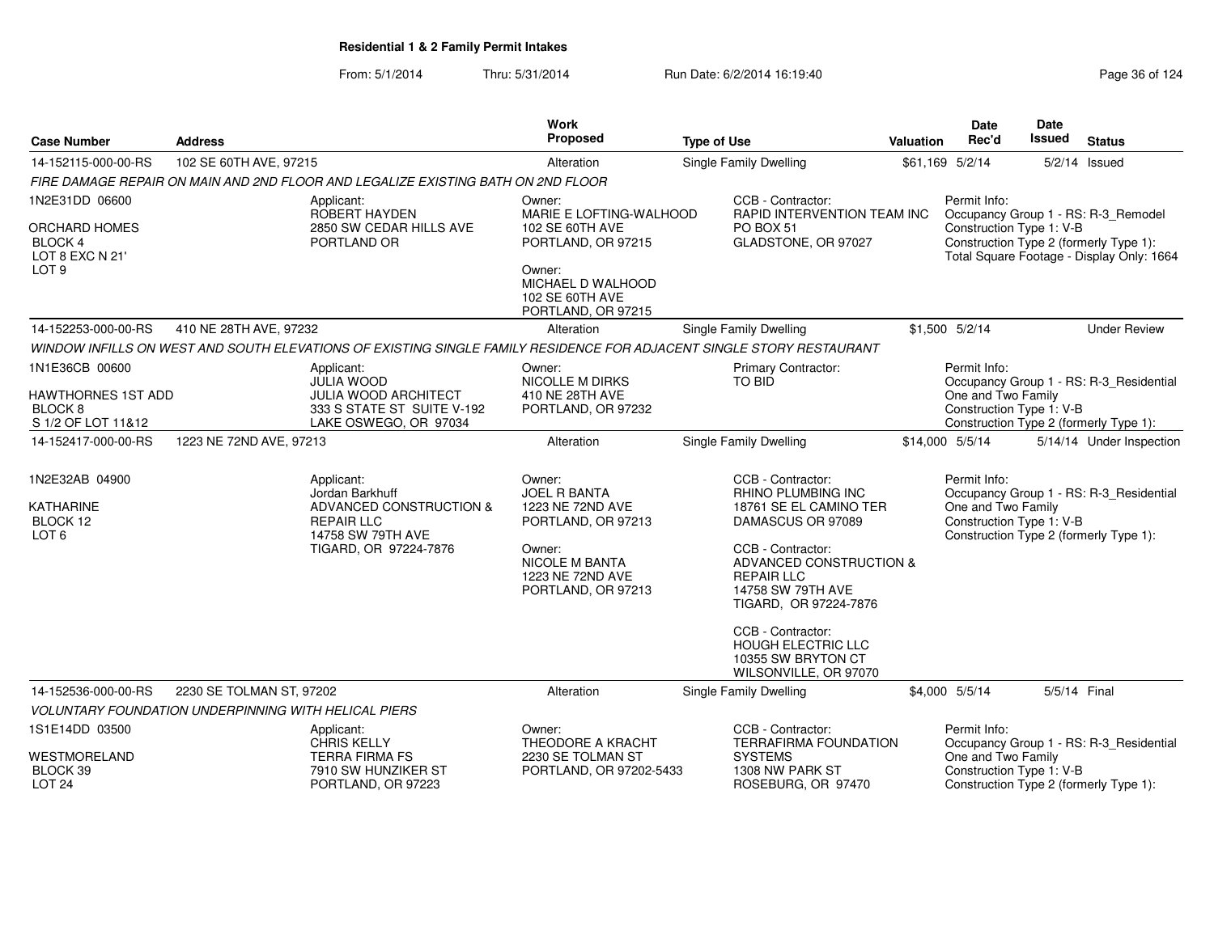## Residential 1 & 2 Family Permit Intakes

From: 5/1/2014 Thru: 5/31/2014 Run Date: 6/2/2014 16:19:40

| Case Number | Address | Work Proposed | Type of Use | Valuation | Date Rec'd | Date Issued | Status |
|---|---|---|---|---|---|---|---|
| 14-152115-000-00-RS | 102 SE 60TH AVE, 97215 | Alteration | Single Family Dwelling | $61,169 | 5/2/14 | 5/2/14 | Issued |

*FIRE DAMAGE REPAIR ON MAIN AND 2ND FLOOR AND LEGALIZE EXISTING BATH ON 2ND FLOOR*

1N2E31DD 06600

ORCHARD HOMES
BLOCK 4
LOT 8 EXC N 21'
LOT 9

Applicant:
ROBERT HAYDEN
2850 SW CEDAR HILLS AVE
PORTLAND OR

Owner:
MARIE E LOFTING-WALHOOD
102 SE 60TH AVE
PORTLAND, OR 97215

Owner:
MICHAEL D WALHOOD
102 SE 60TH AVE
PORTLAND, OR 97215

CCB - Contractor:
RAPID INTERVENTION TEAM INC
PO BOX 51
GLADSTONE, OR 97027

Permit Info:
Occupancy Group 1 - RS: R-3_Remodel
Construction Type 1: V-B
Construction Type 2 (formerly Type 1):
Total Square Footage - Display Only: 1664

| Case Number | Address | Work Proposed | Type of Use | Valuation | Date Rec'd | Date Issued | Status |
|---|---|---|---|---|---|---|---|
| 14-152253-000-00-RS | 410 NE 28TH AVE, 97232 | Alteration | Single Family Dwelling | $1,500 | 5/2/14 | | Under Review |

*WINDOW INFILLS ON WEST AND SOUTH ELEVATIONS OF EXISTING SINGLE FAMILY RESIDENCE FOR ADJACENT SINGLE STORY RESTAURANT*

1N1E36CB 00600

HAWTHORNES 1ST ADD
BLOCK 8
S 1/2 OF LOT 11&12

Applicant:
JULIA WOOD
JULIA WOOD ARCHITECT
333 S STATE ST SUITE V-192
LAKE OSWEGO, OR 97034

Owner:
NICOLLE M DIRKS
410 NE 28TH AVE
PORTLAND, OR 97232

Primary Contractor:
TO BID

Permit Info:
Occupancy Group 1 - RS: R-3_Residential One and Two Family
Construction Type 1: V-B
Construction Type 2 (formerly Type 1):

| Case Number | Address | Work Proposed | Type of Use | Valuation | Date Rec'd | Date Issued | Status |
|---|---|---|---|---|---|---|---|
| 14-152417-000-00-RS | 1223 NE 72ND AVE, 97213 | Alteration | Single Family Dwelling | $14,000 | 5/5/14 | 5/14/14 | Under Inspection |

1N2E32AB 04900

KATHARINE
BLOCK 12
LOT 6

Applicant:
Jordan Barkhuff
ADVANCED CONSTRUCTION & REPAIR LLC
14758 SW 79TH AVE
TIGARD, OR 97224-7876

Owner:
JOEL R BANTA
1223 NE 72ND AVE
PORTLAND, OR 97213

Owner:
NICOLE M BANTA
1223 NE 72ND AVE
PORTLAND, OR 97213

CCB - Contractor:
RHINO PLUMBING INC
18761 SE EL CAMINO TER
DAMASCUS OR 97089

CCB - Contractor:
ADVANCED CONSTRUCTION & REPAIR LLC
14758 SW 79TH AVE
TIGARD, OR 97224-7876

CCB - Contractor:
HOUGH ELECTRIC LLC
10355 SW BRYTON CT
WILSONVILLE, OR 97070

Permit Info:
Occupancy Group 1 - RS: R-3_Residential One and Two Family
Construction Type 1: V-B
Construction Type 2 (formerly Type 1):

| Case Number | Address | Work Proposed | Type of Use | Valuation | Date Rec'd | Date Issued | Status |
|---|---|---|---|---|---|---|---|
| 14-152536-000-00-RS | 2230 SE TOLMAN ST, 97202 | Alteration | Single Family Dwelling | $4,000 | 5/5/14 | 5/5/14 | Final |

*VOLUNTARY FOUNDATION UNDERPINNING WITH HELICAL PIERS*

1S1E14DD 03500

WESTMORELAND
BLOCK 39
LOT 24

Applicant:
CHRIS KELLY
TERRA FIRMA FS
7910 SW HUNZIKER ST
PORTLAND, OR 97223

Owner:
THEODORE A KRACHT
2230 SE TOLMAN ST
PORTLAND, OR 97202-5433

CCB - Contractor:
TERRAFIRMA FOUNDATION SYSTEMS
1308 NW PARK ST
ROSEBURG, OR 97470

Permit Info:
Occupancy Group 1 - RS: R-3_Residential One and Two Family
Construction Type 1: V-B
Construction Type 2 (formerly Type 1):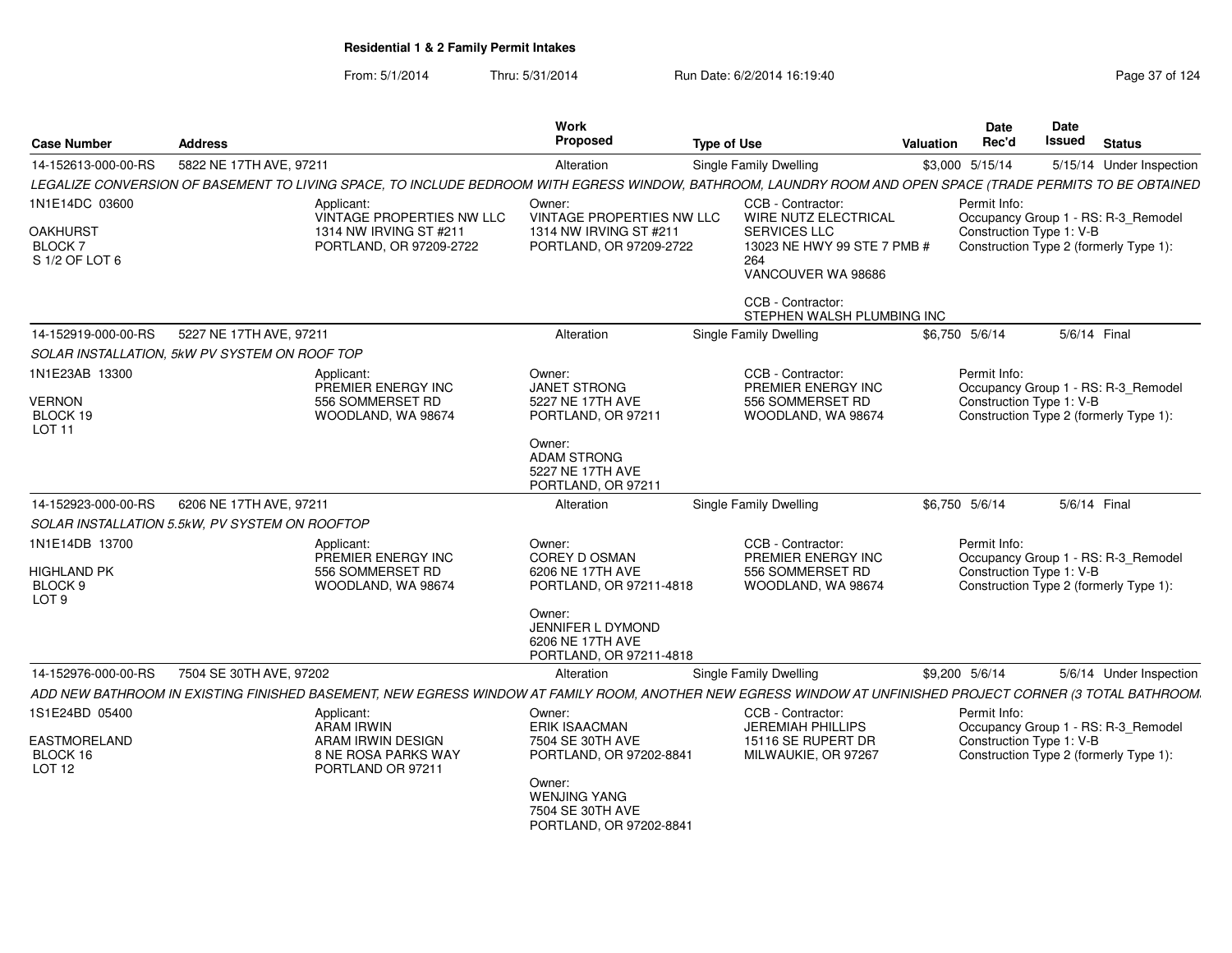## Residential 1 & 2 Family Permit Intakes

From: 5/1/2014 Thru: 5/31/2014 Run Date: 6/2/2014 16:19:40

| Case Number | Address | Work Proposed | Type of Use | Valuation | Date Rec'd | Date Issued | Status |
|---|---|---|---|---|---|---|---|
| 14-152613-000-00-RS | 5822 NE 17TH AVE, 97211 | Alteration | Single Family Dwelling | $3,000 | 5/15/14 | 5/15/14 | Under Inspection |

*LEGALIZE CONVERSION OF BASEMENT TO LIVING SPACE, TO INCLUDE BEDROOM WITH EGRESS WINDOW, BATHROOM, LAUNDRY ROOM AND OPEN SPACE (TRADE PERMITS TO BE OBTAINED*

1N1E14DC 03600
OAKHURST
BLOCK 7
S 1/2 OF LOT 6

Applicant:
VINTAGE PROPERTIES NW LLC
1314 NW IRVING ST #211
PORTLAND, OR 97209-2722

Owner:
VINTAGE PROPERTIES NW LLC
1314 NW IRVING ST #211
PORTLAND, OR 97209-2722

CCB - Contractor:
WIRE NUTZ ELECTRICAL SERVICES LLC
13023 NE HWY 99 STE 7 PMB # 264
VANCOUVER WA 98686

CCB - Contractor:
STEPHEN WALSH PLUMBING INC

Permit Info:
Occupancy Group 1 - RS: R-3_Remodel
Construction Type 1: V-B
Construction Type 2 (formerly Type 1):

| Case Number | Address | Work Proposed | Type of Use | Valuation | Date Rec'd | Date Issued | Status |
|---|---|---|---|---|---|---|---|
| 14-152919-000-00-RS | 5227 NE 17TH AVE, 97211 | Alteration | Single Family Dwelling | $6,750 | 5/6/14 | 5/6/14 | Final |

*SOLAR INSTALLATION, 5kW PV SYSTEM ON ROOF TOP*

1N1E23AB 13300
VERNON
BLOCK 19
LOT 11

Applicant:
PREMIER ENERGY INC
556 SOMMERSET RD
WOODLAND, WA 98674

Owner:
JANET STRONG
5227 NE 17TH AVE
PORTLAND, OR 97211

Owner:
ADAM STRONG
5227 NE 17TH AVE
PORTLAND, OR 97211

CCB - Contractor:
PREMIER ENERGY INC
556 SOMMERSET RD
WOODLAND, WA 98674

Permit Info:
Occupancy Group 1 - RS: R-3_Remodel
Construction Type 1: V-B
Construction Type 2 (formerly Type 1):

| Case Number | Address | Work Proposed | Type of Use | Valuation | Date Rec'd | Date Issued | Status |
|---|---|---|---|---|---|---|---|
| 14-152923-000-00-RS | 6206 NE 17TH AVE, 97211 | Alteration | Single Family Dwelling | $6,750 | 5/6/14 | 5/6/14 | Final |

*SOLAR INSTALLATION 5.5kW, PV SYSTEM ON ROOFTOP*

1N1E14DB 13700
HIGHLAND PK
BLOCK 9
LOT 9

Applicant:
PREMIER ENERGY INC
556 SOMMERSET RD
WOODLAND, WA 98674

Owner:
COREY D OSMAN
6206 NE 17TH AVE
PORTLAND, OR 97211-4818

Owner:
JENNIFER L DYMOND
6206 NE 17TH AVE
PORTLAND, OR 97211-4818

CCB - Contractor:
PREMIER ENERGY INC
556 SOMMERSET RD
WOODLAND, WA 98674

Permit Info:
Occupancy Group 1 - RS: R-3_Remodel
Construction Type 1: V-B
Construction Type 2 (formerly Type 1):

| Case Number | Address | Work Proposed | Type of Use | Valuation | Date Rec'd | Date Issued | Status |
|---|---|---|---|---|---|---|---|
| 14-152976-000-00-RS | 7504 SE 30TH AVE, 97202 | Alteration | Single Family Dwelling | $9,200 | 5/6/14 | 5/6/14 | Under Inspection |

*ADD NEW BATHROOM IN EXISTING FINISHED BASEMENT, NEW EGRESS WINDOW AT FAMILY ROOM, ANOTHER NEW EGRESS WINDOW AT UNFINISHED PROJECT CORNER (3 TOTAL BATHROOM*

1S1E24BD 05400
EASTMORELAND
BLOCK 16
LOT 12

Applicant:
ARAM IRWIN
ARAM IRWIN DESIGN
8 NE ROSA PARKS WAY
PORTLAND OR 97211

Owner:
ERIK ISAACMAN
7504 SE 30TH AVE
PORTLAND, OR 97202-8841

Owner:
WENJING YANG
7504 SE 30TH AVE
PORTLAND, OR 97202-8841

CCB - Contractor:
JEREMIAH PHILLIPS
15116 SE RUPERT DR
MILWAUKIE, OR 97267

Permit Info:
Occupancy Group 1 - RS: R-3_Remodel
Construction Type 1: V-B
Construction Type 2 (formerly Type 1):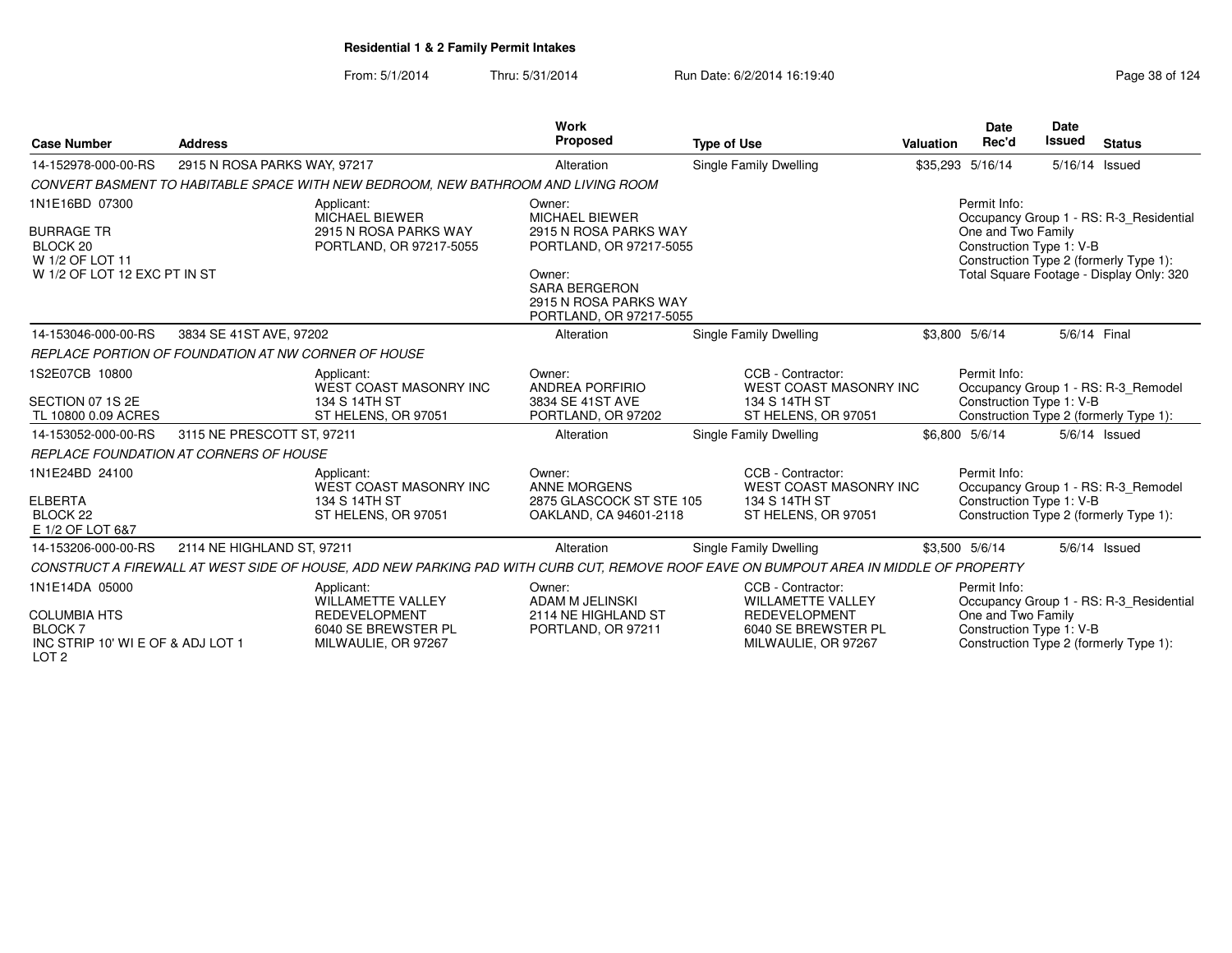**Residential 1 & 2 Family Permit Intakes**

From: 5/1/2014 Thru: 5/31/2014 Run Date: 6/2/2014 16:19:40

| Case Number | Address | Work Proposed | Type of Use | Valuation | Date Rec'd | Date Issued | Status |
|---|---|---|---|---|---|---|---|
| 14-152978-000-00-RS | 2915 N ROSA PARKS WAY, 97217 | Alteration | Single Family Dwelling | $35,293 | 5/16/14 | 5/16/14 | Issued |

*CONVERT BASMENT TO HABITABLE SPACE WITH NEW BEDROOM, NEW BATHROOM AND LIVING ROOM*

1N1E16BD 07300
BURRAGE TR
BLOCK 20
W 1/2 OF LOT 11
W 1/2 OF LOT 12 EXC PT IN ST

Applicant:
MICHAEL BIEWER
2915 N ROSA PARKS WAY
PORTLAND, OR 97217-5055

Owner:
MICHAEL BIEWER
2915 N ROSA PARKS WAY
PORTLAND, OR 97217-5055

Owner:
SARA BERGERON
2915 N ROSA PARKS WAY
PORTLAND, OR 97217-5055

Permit Info:
Occupancy Group 1 - RS: R-3_Residential One and Two Family
Construction Type 1: V-B
Construction Type 2 (formerly Type 1):
Total Square Footage - Display Only: 320

| Case Number | Address | Work Proposed | Type of Use | Valuation | Date Rec'd | Date Issued | Status |
|---|---|---|---|---|---|---|---|
| 14-153046-000-00-RS | 3834 SE 41ST AVE, 97202 | Alteration | Single Family Dwelling | $3,800 | 5/6/14 | 5/6/14 | Final |

*REPLACE PORTION OF FOUNDATION AT NW CORNER OF HOUSE*

1S2E07CB 10800
SECTION 07 1S 2E
TL 10800 0.09 ACRES

Applicant:
WEST COAST MASONRY INC
134 S 14TH ST
ST HELENS, OR 97051

Owner:
ANDREA PORFIRIO
3834 SE 41ST AVE
PORTLAND, OR 97202

CCB - Contractor:
WEST COAST MASONRY INC
134 S 14TH ST
ST HELENS, OR 97051

Permit Info:
Occupancy Group 1 - RS: R-3_Remodel
Construction Type 1: V-B
Construction Type 2 (formerly Type 1):

| Case Number | Address | Work Proposed | Type of Use | Valuation | Date Rec'd | Date Issued | Status |
|---|---|---|---|---|---|---|---|
| 14-153052-000-00-RS | 3115 NE PRESCOTT ST, 97211 | Alteration | Single Family Dwelling | $6,800 | 5/6/14 | 5/6/14 | Issued |

*REPLACE FOUNDATION AT CORNERS OF HOUSE*

1N1E24BD 24100
ELBERTA
BLOCK 22
E 1/2 OF LOT 6&7

Applicant:
WEST COAST MASONRY INC
134 S 14TH ST
ST HELENS, OR 97051

Owner:
ANNE MORGENS
2875 GLASCOCK ST STE 105
OAKLAND, CA 94601-2118

CCB - Contractor:
WEST COAST MASONRY INC
134 S 14TH ST
ST HELENS, OR 97051

Permit Info:
Occupancy Group 1 - RS: R-3_Remodel
Construction Type 1: V-B
Construction Type 2 (formerly Type 1):

| Case Number | Address | Work Proposed | Type of Use | Valuation | Date Rec'd | Date Issued | Status |
|---|---|---|---|---|---|---|---|
| 14-153206-000-00-RS | 2114 NE HIGHLAND ST, 97211 | Alteration | Single Family Dwelling | $3,500 | 5/6/14 | 5/6/14 | Issued |

*CONSTRUCT A FIREWALL AT WEST SIDE OF HOUSE, ADD NEW PARKING PAD WITH CURB CUT, REMOVE ROOF EAVE ON BUMPOUT AREA IN MIDDLE OF PROPERTY*

1N1E14DA 05000
COLUMBIA HTS
BLOCK 7
INC STRIP 10' WI E OF & ADJ LOT 1
LOT 2

Applicant:
WILLAMETTE VALLEY
REDEVELOPMENT
6040 SE BREWSTER PL
MILWAULIE, OR 97267

Owner:
ADAM M JELINSKI
2114 NE HIGHLAND ST
PORTLAND, OR 97211

CCB - Contractor:
WILLAMETTE VALLEY
REDEVELOPMENT
6040 SE BREWSTER PL
MILWAULIE, OR 97267

Permit Info:
Occupancy Group 1 - RS: R-3_Residential One and Two Family
Construction Type 1: V-B
Construction Type 2 (formerly Type 1):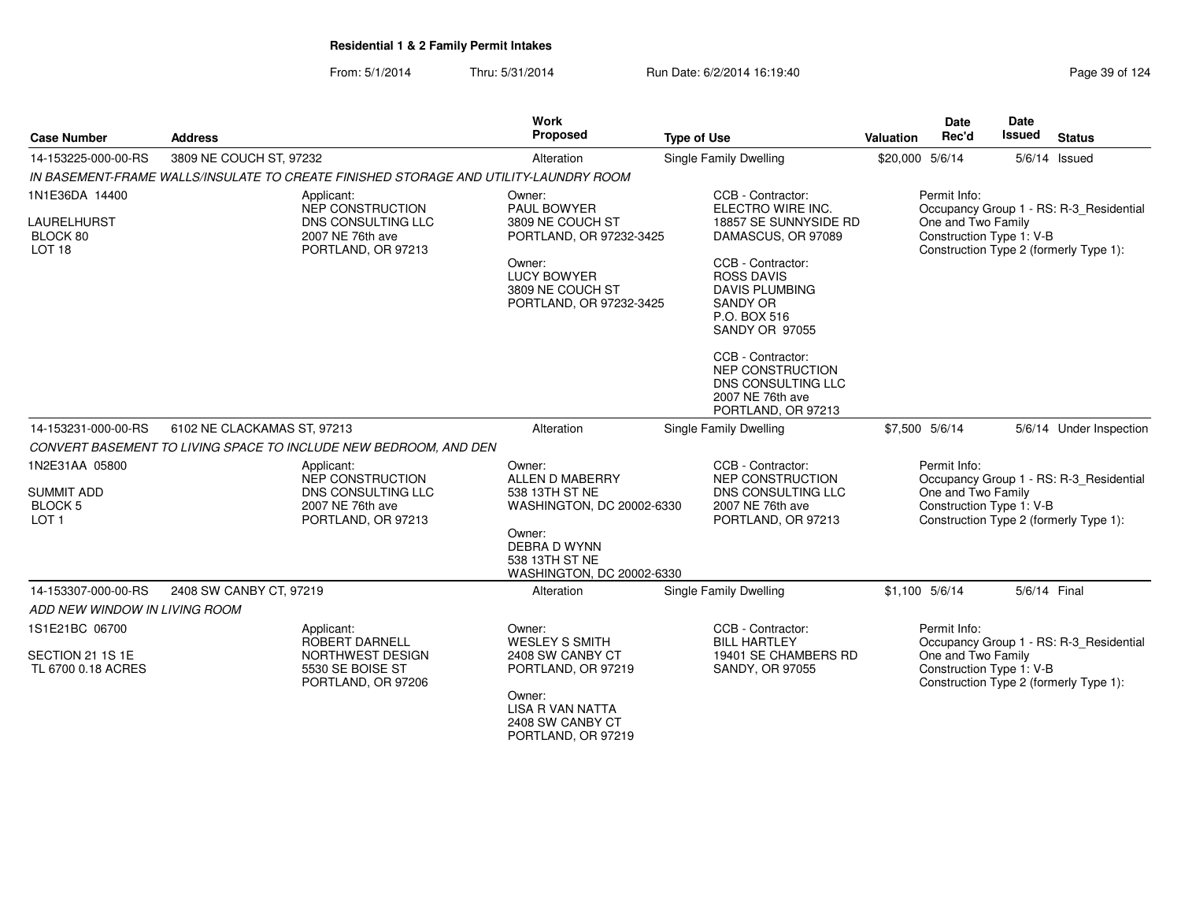## Residential 1 & 2 Family Permit Intakes

From: 5/1/2014 Thru: 5/31/2014 Run Date: 6/2/2014 16:19:40

| Case Number | Address | Work Proposed | Type of Use | Valuation | Date Rec'd | Date Issued | Status |
|---|---|---|---|---|---|---|---|
| 14-153225-000-00-RS | 3809 NE COUCH ST, 97232 | Alteration | Single Family Dwelling | $20,000 | 5/6/14 | 5/6/14 | Issued |

*IN BASEMENT-FRAME WALLS/INSULATE TO CREATE FINISHED STORAGE AND UTILITY-LAUNDRY ROOM*

1N1E36DA 14400
LAURELHURST
BLOCK 80
LOT 18

Applicant:
NEP CONSTRUCTION
DNS CONSULTING LLC
2007 NE 76th ave
PORTLAND, OR 97213

Owner:
PAUL BOWYER
3809 NE COUCH ST
PORTLAND, OR 97232-3425

Owner:
LUCY BOWYER
3809 NE COUCH ST
PORTLAND, OR 97232-3425

CCB - Contractor:
ELECTRO WIRE INC.
18857 SE SUNNYSIDE RD
DAMASCUS, OR 97089

CCB - Contractor:
ROSS DAVIS
DAVIS PLUMBING
SANDY OR
P.O. BOX 516
SANDY OR 97055

CCB - Contractor:
NEP CONSTRUCTION
DNS CONSULTING LLC
2007 NE 76th ave
PORTLAND, OR 97213

Permit Info:
Occupancy Group 1 - RS: R-3_Residential One and Two Family
Construction Type 1: V-B
Construction Type 2 (formerly Type 1):

| Case Number | Address | Work Proposed | Type of Use | Valuation | Date Rec'd | Date Issued | Status |
|---|---|---|---|---|---|---|---|
| 14-153231-000-00-RS | 6102 NE CLACKAMAS ST, 97213 | Alteration | Single Family Dwelling | $7,500 | 5/6/14 | 5/6/14 | Under Inspection |

*CONVERT BASEMENT TO LIVING SPACE TO INCLUDE NEW BEDROOM, AND DEN*

1N2E31AA 05800
SUMMIT ADD
BLOCK 5
LOT 1

Applicant:
NEP CONSTRUCTION
DNS CONSULTING LLC
2007 NE 76th ave
PORTLAND, OR 97213

Owner:
ALLEN D MABERRY
538 13TH ST NE
WASHINGTON, DC 20002-6330

Owner:
DEBRA D WYNN
538 13TH ST NE
WASHINGTON, DC 20002-6330

CCB - Contractor:
NEP CONSTRUCTION
DNS CONSULTING LLC
2007 NE 76th ave
PORTLAND, OR 97213

Permit Info:
Occupancy Group 1 - RS: R-3_Residential One and Two Family
Construction Type 1: V-B
Construction Type 2 (formerly Type 1):

| Case Number | Address | Work Proposed | Type of Use | Valuation | Date Rec'd | Date Issued | Status |
|---|---|---|---|---|---|---|---|
| 14-153307-000-00-RS | 2408 SW CANBY CT, 97219 | Alteration | Single Family Dwelling | $1,100 | 5/6/14 | 5/6/14 | Final |

*ADD NEW WINDOW IN LIVING ROOM*

1S1E21BC 06700
SECTION 21 1S 1E
TL 6700 0.18 ACRES

Applicant:
ROBERT DARNELL
NORTHWEST DESIGN
5530 SE BOISE ST
PORTLAND, OR 97206

Owner:
WESLEY S SMITH
2408 SW CANBY CT
PORTLAND, OR 97219

Owner:
LISA R VAN NATTA
2408 SW CANBY CT
PORTLAND, OR 97219

CCB - Contractor:
BILL HARTLEY
19401 SE CHAMBERS RD
SANDY, OR 97055

Permit Info:
Occupancy Group 1 - RS: R-3_Residential One and Two Family
Construction Type 1: V-B
Construction Type 2 (formerly Type 1):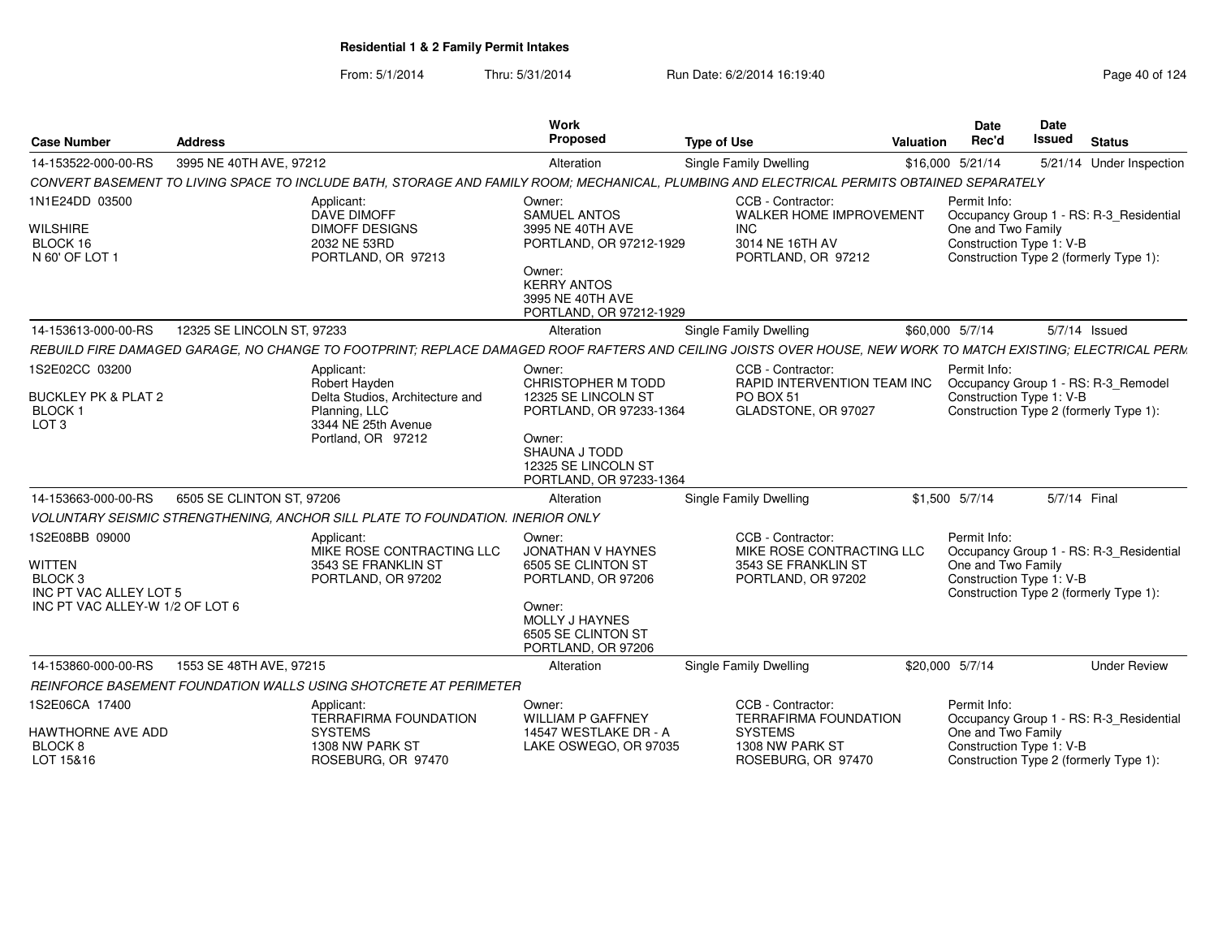**Residential 1 & 2 Family Permit Intakes**

From: 5/1/2014 Thru: 5/31/2014 Run Date: 6/2/2014 16:19:40

| Case Number | Address | Work Proposed | Type of Use | Valuation | Date Rec'd | Date Issued | Status |
|---|---|---|---|---|---|---|---|
| 14-153522-000-00-RS | 3995 NE 40TH AVE, 97212 | Alteration | Single Family Dwelling | $16,000 | 5/21/14 | 5/21/14 | Under Inspection |

*CONVERT BASEMENT TO LIVING SPACE TO INCLUDE BATH, STORAGE AND FAMILY ROOM; MECHANICAL, PLUMBING AND ELECTRICAL PERMITS OBTAINED SEPARATELY*

1N1E24DD 03500
WILSHIRE
BLOCK 16
N 60' OF LOT 1

Applicant: DAVE DIMOFF, DIMOFF DESIGNS, 2032 NE 53RD, PORTLAND, OR 97213

Owner: SAMUEL ANTOS, 3995 NE 40TH AVE, PORTLAND, OR 97212-1929

Owner: KERRY ANTOS, 3995 NE 40TH AVE, PORTLAND, OR 97212-1929

CCB - Contractor: WALKER HOME IMPROVEMENT INC, 3014 NE 16TH AV, PORTLAND, OR 97212

Permit Info: Occupancy Group 1 - RS: R-3_Residential One and Two Family; Construction Type 1: V-B; Construction Type 2 (formerly Type 1):

| Case Number | Address | Work Proposed | Type of Use | Valuation | Date Rec'd | Date Issued | Status |
|---|---|---|---|---|---|---|---|
| 14-153613-000-00-RS | 12325 SE LINCOLN ST, 97233 | Alteration | Single Family Dwelling | $60,000 | 5/7/14 | 5/7/14 | Issued |

*REBUILD FIRE DAMAGED GARAGE, NO CHANGE TO FOOTPRINT; REPLACE DAMAGED ROOF RAFTERS AND CEILING JOISTS OVER HOUSE, NEW WORK TO MATCH EXISTING; ELECTRICAL PERM*

1S2E02CC 03200
BUCKLEY PK & PLAT 2
BLOCK 1
LOT 3

Applicant: Robert Hayden, Delta Studios, Architecture and Planning, LLC, 3344 NE 25th Avenue, Portland, OR 97212

Owner: CHRISTOPHER M TODD, 12325 SE LINCOLN ST, PORTLAND, OR 97233-1364

Owner: SHAUNA J TODD, 12325 SE LINCOLN ST, PORTLAND, OR 97233-1364

CCB - Contractor: RAPID INTERVENTION TEAM INC, PO BOX 51, GLADSTONE, OR 97027

Permit Info: Occupancy Group 1 - RS: R-3_Remodel; Construction Type 1: V-B; Construction Type 2 (formerly Type 1):

| Case Number | Address | Work Proposed | Type of Use | Valuation | Date Rec'd | Date Issued | Status |
|---|---|---|---|---|---|---|---|
| 14-153663-000-00-RS | 6505 SE CLINTON ST, 97206 | Alteration | Single Family Dwelling | $1,500 | 5/7/14 | 5/7/14 | Final |

*VOLUNTARY SEISMIC STRENGTHENING, ANCHOR SILL PLATE TO FOUNDATION. INERIOR ONLY*

1S2E08BB 09000
WITTEN
BLOCK 3
INC PT VAC ALLEY LOT 5
INC PT VAC ALLEY-W 1/2 OF LOT 6

Applicant: MIKE ROSE CONTRACTING LLC, 3543 SE FRANKLIN ST, PORTLAND, OR 97202

Owner: JONATHAN V HAYNES, 6505 SE CLINTON ST, PORTLAND, OR 97206

Owner: MOLLY J HAYNES, 6505 SE CLINTON ST, PORTLAND, OR 97206

CCB - Contractor: MIKE ROSE CONTRACTING LLC, 3543 SE FRANKLIN ST, PORTLAND, OR 97202

Permit Info: Occupancy Group 1 - RS: R-3_Residential One and Two Family; Construction Type 1: V-B; Construction Type 2 (formerly Type 1):

| Case Number | Address | Work Proposed | Type of Use | Valuation | Date Rec'd | Date Issued | Status |
|---|---|---|---|---|---|---|---|
| 14-153860-000-00-RS | 1553 SE 48TH AVE, 97215 | Alteration | Single Family Dwelling | $20,000 | 5/7/14 | | Under Review |

*REINFORCE BASEMENT FOUNDATION WALLS USING SHOTCRETE AT PERIMETER*

1S2E06CA 17400
HAWTHORNE AVE ADD
BLOCK 8
LOT 15&16

Applicant: TERRAFIRMA FOUNDATION SYSTEMS, 1308 NW PARK ST, ROSEBURG, OR 97470

Owner: WILLIAM P GAFFNEY, 14547 WESTLAKE DR - A, LAKE OSWEGO, OR 97035

CCB - Contractor: TERRAFIRMA FOUNDATION SYSTEMS, 1308 NW PARK ST, ROSEBURG, OR 97470

Permit Info: Occupancy Group 1 - RS: R-3_Residential One and Two Family; Construction Type 1: V-B; Construction Type 2 (formerly Type 1):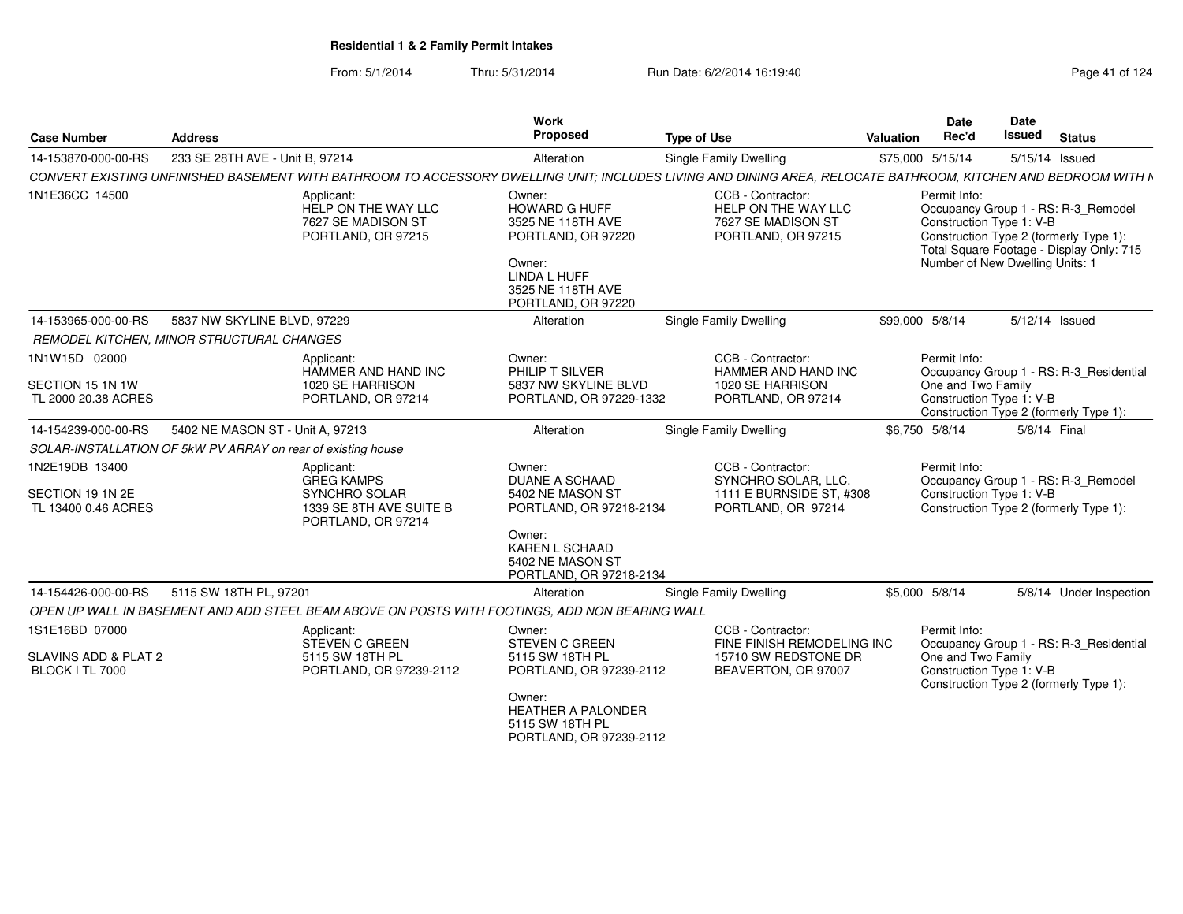**Residential 1 & 2 Family Permit Intakes**

From: 5/1/2014 Thru: 5/31/2014 Run Date: 6/2/2014 16:19:40

| Case Number | Address | Work Proposed | Type of Use | Valuation | Date Rec'd | Date Issued | Status |
|---|---|---|---|---|---|---|---|
| 14-153870-000-00-RS | 233 SE 28TH AVE - Unit B, 97214 | Alteration | Single Family Dwelling | $75,000 | 5/15/14 | 5/15/14 | Issued |

*CONVERT EXISTING UNFINISHED BASEMENT WITH BATHROOM TO ACCESSORY DWELLING UNIT; INCLUDES LIVING AND DINING AREA, RELOCATE BATHROOM, KITCHEN AND BEDROOM WITH N*

1N1E36CC 14500

Applicant: HELP ON THE WAY LLC, 7627 SE MADISON ST, PORTLAND, OR 97215

Owner: HOWARD G HUFF, 3525 NE 118TH AVE, PORTLAND, OR 97220

Owner: LINDA L HUFF, 3525 NE 118TH AVE, PORTLAND, OR 97220

CCB - Contractor: HELP ON THE WAY LLC, 7627 SE MADISON ST, PORTLAND, OR 97215

Permit Info: Occupancy Group 1 - RS: R-3_Remodel; Construction Type 1: V-B; Construction Type 2 (formerly Type 1):; Total Square Footage - Display Only: 715; Number of New Dwelling Units: 1

| Case Number | Address | Work Proposed | Type of Use | Valuation | Date Rec'd | Date Issued | Status |
|---|---|---|---|---|---|---|---|
| 14-153965-000-00-RS | 5837 NW SKYLINE BLVD, 97229 | Alteration | Single Family Dwelling | $99,000 | 5/8/14 | 5/12/14 | Issued |

*REMODEL KITCHEN, MINOR STRUCTURAL CHANGES*

1N1W15D 02000

SECTION 15 1N 1W
TL 2000 20.38 ACRES

Applicant: HAMMER AND HAND INC, 1020 SE HARRISON, PORTLAND, OR 97214

Owner: PHILIP T SILVER, 5837 NW SKYLINE BLVD, PORTLAND, OR 97229-1332

CCB - Contractor: HAMMER AND HAND INC, 1020 SE HARRISON, PORTLAND, OR 97214

Permit Info: Occupancy Group 1 - RS: R-3_Residential One and Two Family; Construction Type 1: V-B; Construction Type 2 (formerly Type 1):

| Case Number | Address | Work Proposed | Type of Use | Valuation | Date Rec'd | Date Issued | Status |
|---|---|---|---|---|---|---|---|
| 14-154239-000-00-RS | 5402 NE MASON ST - Unit A, 97213 | Alteration | Single Family Dwelling | $6,750 | 5/8/14 | 5/8/14 | Final |

*SOLAR-INSTALLATION OF 5kW PV ARRAY on rear of existing house*

1N2E19DB 13400

SECTION 19 1N 2E
TL 13400 0.46 ACRES

Applicant: GREG KAMPS, SYNCHRO SOLAR, 1339 SE 8TH AVE SUITE B, PORTLAND, OR 97214

Owner: DUANE A SCHAAD, 5402 NE MASON ST, PORTLAND, OR 97218-2134

Owner: KAREN L SCHAAD, 5402 NE MASON ST, PORTLAND, OR 97218-2134

CCB - Contractor: SYNCHRO SOLAR, LLC., 1111 E BURNSIDE ST, #308, PORTLAND, OR 97214

Permit Info: Occupancy Group 1 - RS: R-3_Remodel; Construction Type 1: V-B; Construction Type 2 (formerly Type 1):

| Case Number | Address | Work Proposed | Type of Use | Valuation | Date Rec'd | Date Issued | Status |
|---|---|---|---|---|---|---|---|
| 14-154426-000-00-RS | 5115 SW 18TH PL, 97201 | Alteration | Single Family Dwelling | $5,000 | 5/8/14 | 5/8/14 | Under Inspection |

*OPEN UP WALL IN BASEMENT AND ADD STEEL BEAM ABOVE ON POSTS WITH FOOTINGS, ADD NON BEARING WALL*

1S1E16BD 07000

SLAVINS ADD & PLAT 2
BLOCK I TL 7000

Applicant: STEVEN C GREEN, 5115 SW 18TH PL, PORTLAND, OR 97239-2112

Owner: STEVEN C GREEN, 5115 SW 18TH PL, PORTLAND, OR 97239-2112

Owner: HEATHER A PALONDER, 5115 SW 18TH PL, PORTLAND, OR 97239-2112

CCB - Contractor: FINE FINISH REMODELING INC, 15710 SW REDSTONE DR, BEAVERTON, OR 97007

Permit Info: Occupancy Group 1 - RS: R-3_Residential One and Two Family; Construction Type 1: V-B; Construction Type 2 (formerly Type 1):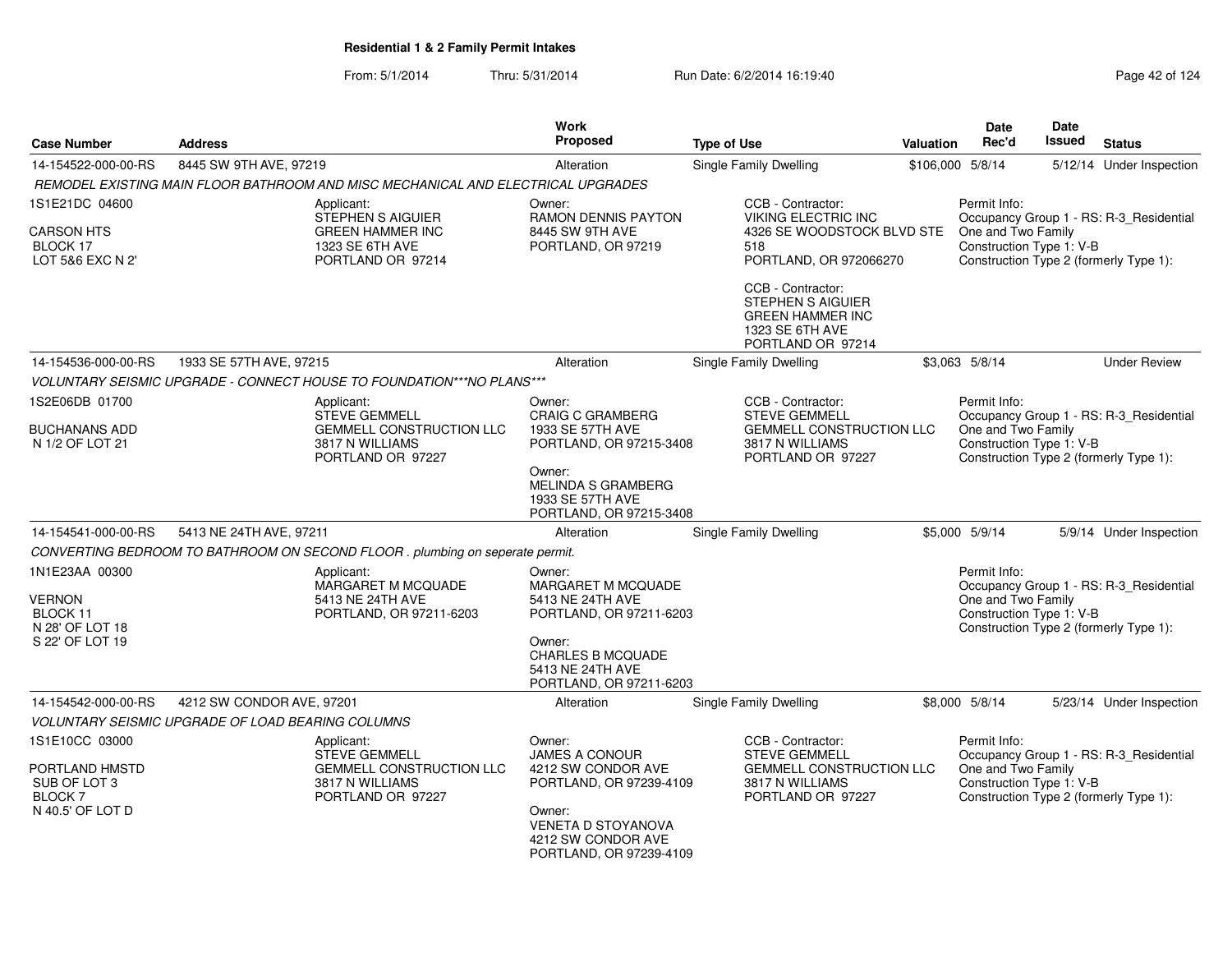## Residential 1 & 2 Family Permit Intakes

From: 5/1/2014 Thru: 5/31/2014 Run Date: 6/2/2014 16:19:40

| Case Number | Address | Work Proposed | Type of Use | Valuation | Date Rec'd | Date Issued | Status |
|---|---|---|---|---|---|---|---|
| 14-154522-000-00-RS | 8445 SW 9TH AVE, 97219 | Alteration | Single Family Dwelling | $106,000 | 5/8/14 | 5/12/14 | Under Inspection |

*REMODEL EXISTING MAIN FLOOR BATHROOM AND MISC MECHANICAL AND ELECTRICAL UPGRADES*

1S1E21DC 04600
CARSON HTS
BLOCK 17
LOT 5&6 EXC N 2'

Applicant:
STEPHEN S AIGUIER
GREEN HAMMER INC
1323 SE 6TH AVE
PORTLAND OR 97214

Owner:
RAMON DENNIS PAYTON
8445 SW 9TH AVE
PORTLAND, OR 97219

CCB - Contractor:
VIKING ELECTRIC INC
4326 SE WOODSTOCK BLVD STE 518
PORTLAND, OR 972066270

CCB - Contractor:
STEPHEN S AIGUIER
GREEN HAMMER INC
1323 SE 6TH AVE
PORTLAND OR 97214

Permit Info:
Occupancy Group 1 - RS: R-3_Residential One and Two Family
Construction Type 1: V-B
Construction Type 2 (formerly Type 1):

---

| Case Number | Address | Work Proposed | Type of Use | Valuation | Date Rec'd | Date Issued | Status |
|---|---|---|---|---|---|---|---|
| 14-154536-000-00-RS | 1933 SE 57TH AVE, 97215 | Alteration | Single Family Dwelling | $3,063 | 5/8/14 | | Under Review |

*VOLUNTARY SEISMIC UPGRADE - CONNECT HOUSE TO FOUNDATION***NO PLANS****

1S2E06DB 01700
BUCHANANS ADD
N 1/2 OF LOT 21

Applicant:
STEVE GEMMELL
GEMMELL CONSTRUCTION LLC
3817 N WILLIAMS
PORTLAND OR 97227

Owner:
CRAIG C GRAMBERG
1933 SE 57TH AVE
PORTLAND, OR 97215-3408

Owner:
MELINDA S GRAMBERG
1933 SE 57TH AVE
PORTLAND, OR 97215-3408

CCB - Contractor:
STEVE GEMMELL
GEMMELL CONSTRUCTION LLC
3817 N WILLIAMS
PORTLAND OR 97227

Permit Info:
Occupancy Group 1 - RS: R-3_Residential One and Two Family
Construction Type 1: V-B
Construction Type 2 (formerly Type 1):

---

| Case Number | Address | Work Proposed | Type of Use | Valuation | Date Rec'd | Date Issued | Status |
|---|---|---|---|---|---|---|---|
| 14-154541-000-00-RS | 5413 NE 24TH AVE, 97211 | Alteration | Single Family Dwelling | $5,000 | 5/9/14 | 5/9/14 | Under Inspection |

*CONVERTING BEDROOM TO BATHROOM ON SECOND FLOOR . plumbing on seperate permit.*

1N1E23AA 00300
VERNON
BLOCK 11
N 28' OF LOT 18
S 22' OF LOT 19

Applicant:
MARGARET M MCQUADE
5413 NE 24TH AVE
PORTLAND, OR 97211-6203

Owner:
MARGARET M MCQUADE
5413 NE 24TH AVE
PORTLAND, OR 97211-6203

Owner:
CHARLES B MCQUADE
5413 NE 24TH AVE
PORTLAND, OR 97211-6203

Permit Info:
Occupancy Group 1 - RS: R-3_Residential One and Two Family
Construction Type 1: V-B
Construction Type 2 (formerly Type 1):

---

| Case Number | Address | Work Proposed | Type of Use | Valuation | Date Rec'd | Date Issued | Status |
|---|---|---|---|---|---|---|---|
| 14-154542-000-00-RS | 4212 SW CONDOR AVE, 97201 | Alteration | Single Family Dwelling | $8,000 | 5/8/14 | 5/23/14 | Under Inspection |

*VOLUNTARY SEISMIC UPGRADE OF LOAD BEARING COLUMNS*

1S1E10CC 03000
PORTLAND HMSTD
SUB OF LOT 3
BLOCK 7
N 40.5' OF LOT D

Applicant:
STEVE GEMMELL
GEMMELL CONSTRUCTION LLC
3817 N WILLIAMS
PORTLAND OR 97227

Owner:
JAMES A CONOUR
4212 SW CONDOR AVE
PORTLAND, OR 97239-4109

Owner:
VENETA D STOYANOVA
4212 SW CONDOR AVE
PORTLAND, OR 97239-4109

CCB - Contractor:
STEVE GEMMELL
GEMMELL CONSTRUCTION LLC
3817 N WILLIAMS
PORTLAND OR 97227

Permit Info:
Occupancy Group 1 - RS: R-3_Residential One and Two Family
Construction Type 1: V-B
Construction Type 2 (formerly Type 1):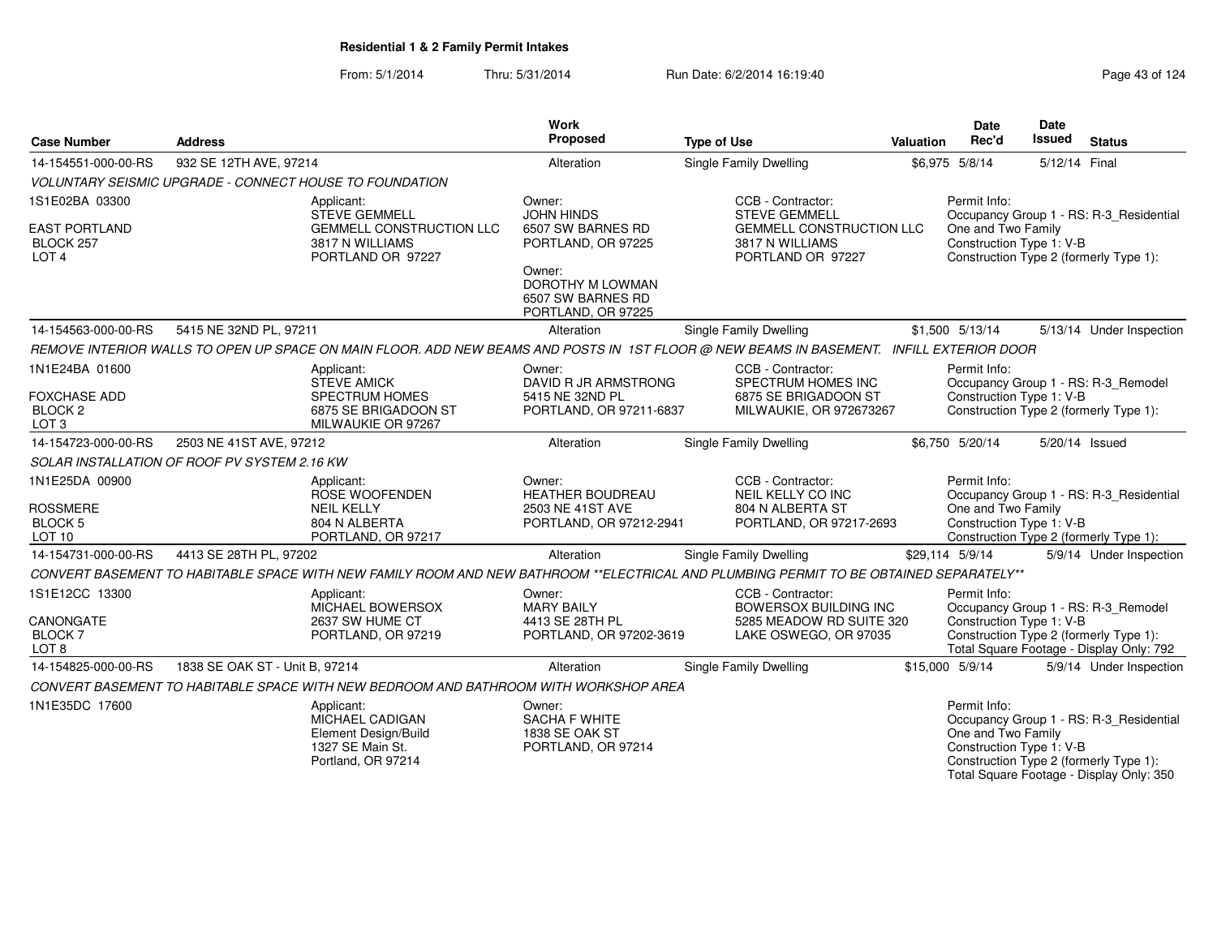## Residential 1 & 2 Family Permit Intakes

From: 5/1/2014 Thru: 5/31/2014 Run Date: 6/2/2014 16:19:40

| Case Number | Address | Work Proposed | Type of Use | Valuation | Date Rec'd | Date Issued | Status |
|---|---|---|---|---|---|---|---|
| 14-154551-000-00-RS | 932 SE 12TH AVE, 97214 | Alteration | Single Family Dwelling | $6,975 | 5/8/14 | 5/12/14 | Final |

VOLUNTARY SEISMIC UPGRADE - CONNECT HOUSE TO FOUNDATION

1S1E02BA 03300
EAST PORTLAND
BLOCK 257
LOT 4

Applicant:
STEVE GEMMELL
GEMMELL CONSTRUCTION LLC
3817 N WILLIAMS
PORTLAND OR 97227

Owner:
JOHN HINDS
6507 SW BARNES RD
PORTLAND, OR 97225

Owner:
DOROTHY M LOWMAN
6507 SW BARNES RD
PORTLAND, OR 97225

CCB - Contractor:
STEVE GEMMELL
GEMMELL CONSTRUCTION LLC
3817 N WILLIAMS
PORTLAND OR 97227

Permit Info:
Occupancy Group 1 - RS: R-3_Residential One and Two Family
Construction Type 1: V-B
Construction Type 2 (formerly Type 1):

---

| Case Number | Address | Work Proposed | Type of Use | Valuation | Date Rec'd | Date Issued | Status |
|---|---|---|---|---|---|---|---|
| 14-154563-000-00-RS | 5415 NE 32ND PL, 97211 | Alteration | Single Family Dwelling | $1,500 | 5/13/14 | 5/13/14 | Under Inspection |

REMOVE INTERIOR WALLS TO OPEN UP SPACE ON MAIN FLOOR. ADD NEW BEAMS AND POSTS IN 1ST FLOOR @ NEW BEAMS IN BASEMENT. INFILL EXTERIOR DOOR

1N1E24BA 01600
FOXCHASE ADD
BLOCK 2
LOT 3

Applicant:
STEVE AMICK
SPECTRUM HOMES
6875 SE BRIGADOON ST
MILWAUKIE OR 97267

Owner:
DAVID R JR ARMSTRONG
5415 NE 32ND PL
PORTLAND, OR 97211-6837

CCB - Contractor:
SPECTRUM HOMES INC
6875 SE BRIGADOON ST
MILWAUKIE, OR 972673267

Permit Info:
Occupancy Group 1 - RS: R-3_Remodel
Construction Type 1: V-B
Construction Type 2 (formerly Type 1):

---

| Case Number | Address | Work Proposed | Type of Use | Valuation | Date Rec'd | Date Issued | Status |
|---|---|---|---|---|---|---|---|
| 14-154723-000-00-RS | 2503 NE 41ST AVE, 97212 | Alteration | Single Family Dwelling | $6,750 | 5/20/14 | 5/20/14 | Issued |

SOLAR INSTALLATION OF ROOF PV SYSTEM 2.16 KW

1N1E25DA 00900
ROSSMERE
BLOCK 5
LOT 10

Applicant:
ROSE WOOFENDEN
NEIL KELLY
804 N ALBERTA
PORTLAND, OR 97217

Owner:
HEATHER BOUDREAU
2503 NE 41ST AVE
PORTLAND, OR 97212-2941

CCB - Contractor:
NEIL KELLY CO INC
804 N ALBERTA ST
PORTLAND, OR 97217-2693

Permit Info:
Occupancy Group 1 - RS: R-3_Residential One and Two Family
Construction Type 1: V-B
Construction Type 2 (formerly Type 1):

---

| Case Number | Address | Work Proposed | Type of Use | Valuation | Date Rec'd | Date Issued | Status |
|---|---|---|---|---|---|---|---|
| 14-154731-000-00-RS | 4413 SE 28TH PL, 97202 | Alteration | Single Family Dwelling | $29,114 | 5/9/14 | 5/9/14 | Under Inspection |

CONVERT BASEMENT TO HABITABLE SPACE WITH NEW FAMILY ROOM AND NEW BATHROOM **ELECTRICAL AND PLUMBING PERMIT TO BE OBTAINED SEPARATELY**

1S1E12CC 13300
CANONGATE
BLOCK 7
LOT 8

Applicant:
MICHAEL BOWERSOX
2637 SW HUME CT
PORTLAND, OR 97219

Owner:
MARY BAILY
4413 SE 28TH PL
PORTLAND, OR 97202-3619

CCB - Contractor:
BOWERSOX BUILDING INC
5285 MEADOW RD SUITE 320
LAKE OSWEGO, OR 97035

Permit Info:
Occupancy Group 1 - RS: R-3_Remodel
Construction Type 1: V-B
Construction Type 2 (formerly Type 1):
Total Square Footage - Display Only: 792

---

| Case Number | Address | Work Proposed | Type of Use | Valuation | Date Rec'd | Date Issued | Status |
|---|---|---|---|---|---|---|---|
| 14-154825-000-00-RS | 1838 SE OAK ST - Unit B, 97214 | Alteration | Single Family Dwelling | $15,000 | 5/9/14 | 5/9/14 | Under Inspection |

CONVERT BASEMENT TO HABITABLE SPACE WITH NEW BEDROOM AND BATHROOM WITH WORKSHOP AREA

1N1E35DC 17600

Applicant:
MICHAEL CADIGAN
Element Design/Build
1327 SE Main St.
Portland, OR 97214

Owner:
SACHA F WHITE
1838 SE OAK ST
PORTLAND, OR 97214

Permit Info:
Occupancy Group 1 - RS: R-3_Residential One and Two Family
Construction Type 1: V-B
Construction Type 2 (formerly Type 1):
Total Square Footage - Display Only: 350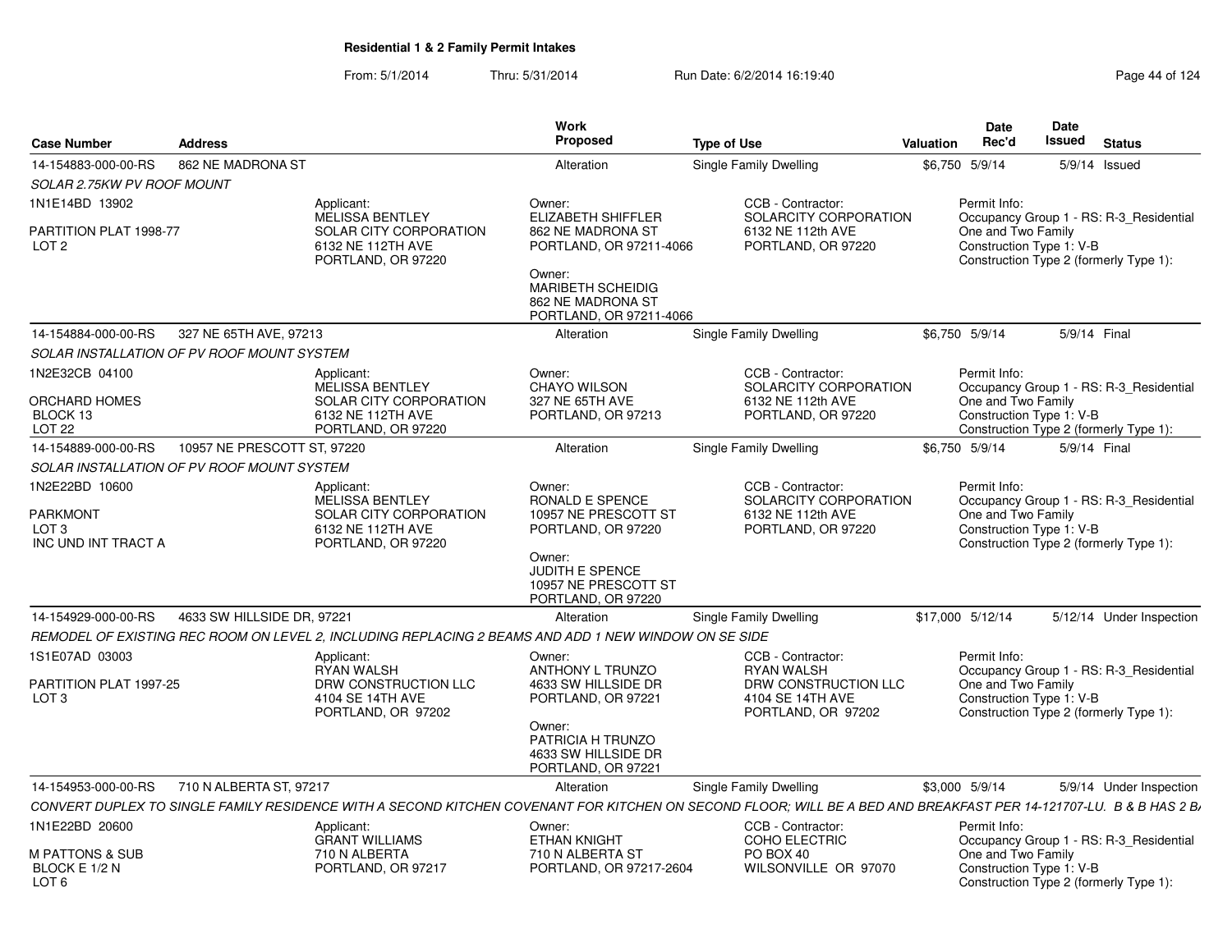## Residential 1 & 2 Family Permit Intakes

From: 5/1/2014 Thru: 5/31/2014 Run Date: 6/2/2014 16:19:40

| Case Number | Address | Work Proposed | Type of Use | Valuation | Date Rec'd | Date Issued | Status |
|---|---|---|---|---|---|---|---|
| 14-154883-000-00-RS | 862 NE MADRONA ST | Alteration | Single Family Dwelling | $6,750 | 5/9/14 | 5/9/14 | Issued |

SOLAR 2.75KW PV ROOF MOUNT

1N1E14BD 13902
PARTITION PLAT 1998-77
LOT 2

Applicant:
MELISSA BENTLEY
SOLAR CITY CORPORATION
6132 NE 112TH AVE
PORTLAND, OR 97220

Owner:
ELIZABETH SHIFFLER
862 NE MADRONA ST
PORTLAND, OR 97211-4066

Owner:
MARIBETH SCHEIDIG
862 NE MADRONA ST
PORTLAND, OR 97211-4066

CCB - Contractor:
SOLARCITY CORPORATION
6132 NE 112th AVE
PORTLAND, OR 97220

Permit Info:
Occupancy Group 1 - RS: R-3_Residential One and Two Family
Construction Type 1: V-B
Construction Type 2 (formerly Type 1):

---

| Case Number | Address | Work Proposed | Type of Use | Valuation | Date Rec'd | Date Issued | Status |
|---|---|---|---|---|---|---|---|
| 14-154884-000-00-RS | 327 NE 65TH AVE, 97213 | Alteration | Single Family Dwelling | $6,750 | 5/9/14 | 5/9/14 | Final |

SOLAR INSTALLATION OF PV ROOF MOUNT SYSTEM

1N2E32CB 04100
ORCHARD HOMES
BLOCK 13
LOT 22

Applicant:
MELISSA BENTLEY
SOLAR CITY CORPORATION
6132 NE 112TH AVE
PORTLAND, OR 97220

Owner:
CHAYO WILSON
327 NE 65TH AVE
PORTLAND, OR 97213

CCB - Contractor:
SOLARCITY CORPORATION
6132 NE 112th AVE
PORTLAND, OR 97220

Permit Info:
Occupancy Group 1 - RS: R-3_Residential One and Two Family
Construction Type 1: V-B
Construction Type 2 (formerly Type 1):

---

| Case Number | Address | Work Proposed | Type of Use | Valuation | Date Rec'd | Date Issued | Status |
|---|---|---|---|---|---|---|---|
| 14-154889-000-00-RS | 10957 NE PRESCOTT ST, 97220 | Alteration | Single Family Dwelling | $6,750 | 5/9/14 | 5/9/14 | Final |

SOLAR INSTALLATION OF PV ROOF MOUNT SYSTEM

1N2E22BD 10600
PARKMONT
LOT 3
INC UND INT TRACT A

Applicant:
MELISSA BENTLEY
SOLAR CITY CORPORATION
6132 NE 112TH AVE
PORTLAND, OR 97220

Owner:
RONALD E SPENCE
10957 NE PRESCOTT ST
PORTLAND, OR 97220

Owner:
JUDITH E SPENCE
10957 NE PRESCOTT ST
PORTLAND, OR 97220

CCB - Contractor:
SOLARCITY CORPORATION
6132 NE 112th AVE
PORTLAND, OR 97220

Permit Info:
Occupancy Group 1 - RS: R-3_Residential One and Two Family
Construction Type 1: V-B
Construction Type 2 (formerly Type 1):

---

| Case Number | Address | Work Proposed | Type of Use | Valuation | Date Rec'd | Date Issued | Status |
|---|---|---|---|---|---|---|---|
| 14-154929-000-00-RS | 4633 SW HILLSIDE DR, 97221 | Alteration | Single Family Dwelling | $17,000 | 5/12/14 | 5/12/14 | Under Inspection |

REMODEL OF EXISTING REC ROOM ON LEVEL 2, INCLUDING REPLACING 2 BEAMS AND ADD 1 NEW WINDOW ON SE SIDE

1S1E07AD 03003
PARTITION PLAT 1997-25
LOT 3

Applicant:
RYAN WALSH
DRW CONSTRUCTION LLC
4104 SE 14TH AVE
PORTLAND, OR 97202

Owner:
ANTHONY L TRUNZO
4633 SW HILLSIDE DR
PORTLAND, OR 97221

Owner:
PATRICIA H TRUNZO
4633 SW HILLSIDE DR
PORTLAND, OR 97221

CCB - Contractor:
RYAN WALSH
DRW CONSTRUCTION LLC
4104 SE 14TH AVE
PORTLAND, OR 97202

Permit Info:
Occupancy Group 1 - RS: R-3_Residential One and Two Family
Construction Type 1: V-B
Construction Type 2 (formerly Type 1):

---

| Case Number | Address | Work Proposed | Type of Use | Valuation | Date Rec'd | Date Issued | Status |
|---|---|---|---|---|---|---|---|
| 14-154953-000-00-RS | 710 N ALBERTA ST, 97217 | Alteration | Single Family Dwelling | $3,000 | 5/9/14 | 5/9/14 | Under Inspection |

CONVERT DUPLEX TO SINGLE FAMILY RESIDENCE WITH A SECOND KITCHEN COVENANT FOR KITCHEN ON SECOND FLOOR; WILL BE A BED AND BREAKFAST PER 14-121707-LU. B & B HAS 2 B/

1N1E22BD 20600
M PATTONS & SUB
BLOCK E 1/2 N
LOT 6

Applicant:
GRANT WILLIAMS
710 N ALBERTA
PORTLAND, OR 97217

Owner:
ETHAN KNIGHT
710 N ALBERTA ST
PORTLAND, OR 97217-2604

CCB - Contractor:
COHO ELECTRIC
PO BOX 40
WILSONVILLE OR 97070

Permit Info:
Occupancy Group 1 - RS: R-3_Residential One and Two Family
Construction Type 1: V-B
Construction Type 2 (formerly Type 1):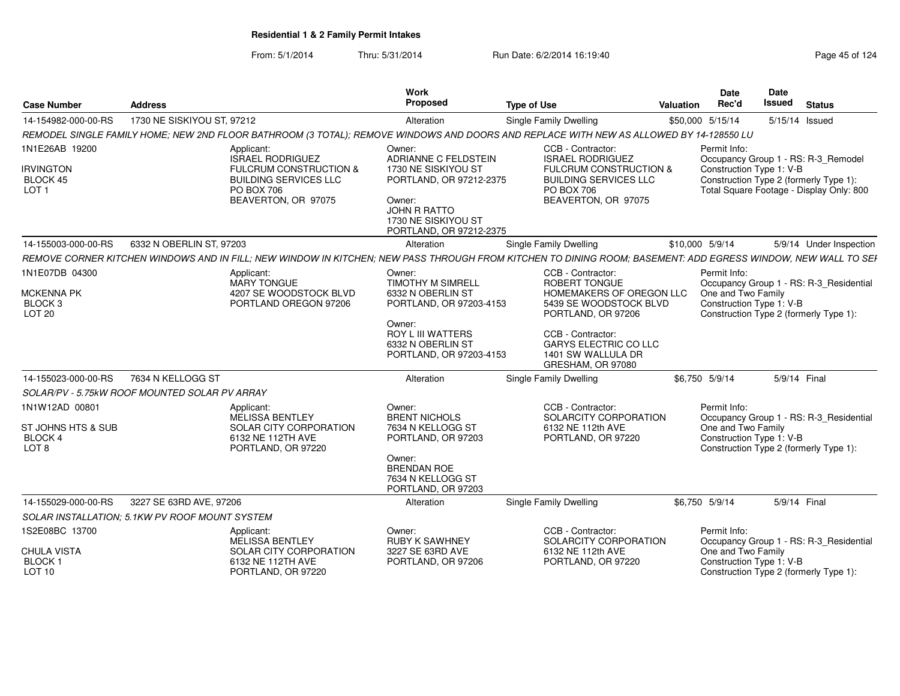**Residential 1 & 2 Family Permit Intakes**

From: 5/1/2014 Thru: 5/31/2014 Run Date: 6/2/2014 16:19:40

| Case Number | Address | Work Proposed | Type of Use | Valuation | Date Rec'd | Date Issued | Status |
|---|---|---|---|---|---|---|---|
| 14-154982-000-00-RS | 1730 NE SISKIYOU ST, 97212 | Alteration | Single Family Dwelling | $50,000 | 5/15/14 | 5/15/14 | Issued |

REMODEL SINGLE FAMILY HOME; NEW 2ND FLOOR BATHROOM (3 TOTAL); REMOVE WINDOWS AND DOORS AND REPLACE WITH NEW AS ALLOWED BY 14-128550 LU

1N1E26AB 19200
IRVINGTON
BLOCK 45
LOT 1

Applicant:
ISRAEL RODRIGUEZ
FULCRUM CONSTRUCTION & BUILDING SERVICES LLC
PO BOX 706
BEAVERTON, OR 97075

Owner:
ADRIANNE C FELDSTEIN
1730 NE SISKIYOU ST
PORTLAND, OR 97212-2375

Owner:
JOHN R RATTO
1730 NE SISKIYOU ST
PORTLAND, OR 97212-2375

CCB - Contractor:
ISRAEL RODRIGUEZ
FULCRUM CONSTRUCTION & BUILDING SERVICES LLC
PO BOX 706
BEAVERTON, OR 97075

Permit Info:
Occupancy Group 1 - RS: R-3_Remodel
Construction Type 1: V-B
Construction Type 2 (formerly Type 1):
Total Square Footage - Display Only: 800

---

| Case Number | Address | Work Proposed | Type of Use | Valuation | Date Rec'd | Date Issued | Status |
|---|---|---|---|---|---|---|---|
| 14-155003-000-00-RS | 6332 N OBERLIN ST, 97203 | Alteration | Single Family Dwelling | $10,000 | 5/9/14 | 5/9/14 | Under Inspection |

REMOVE CORNER KITCHEN WINDOWS AND IN FILL; NEW WINDOW IN KITCHEN; NEW PASS THROUGH FROM KITCHEN TO DINING ROOM; BASEMENT: ADD EGRESS WINDOW, NEW WALL TO SEI

1N1E07DB 04300
MCKENNA PK
BLOCK 3
LOT 20

Applicant:
MARY TONGUE
4207 SE WOODSTOCK BLVD
PORTLAND OREGON 97206

Owner:
TIMOTHY M SIMRELL
6332 N OBERLIN ST
PORTLAND, OR 97203-4153

Owner:
ROY L III WATTERS
6332 N OBERLIN ST
PORTLAND, OR 97203-4153

CCB - Contractor:
ROBERT TONGUE
HOMEMAKERS OF OREGON LLC
5439 SE WOODSTOCK BLVD
PORTLAND, OR 97206

CCB - Contractor:
GARYS ELECTRIC CO LLC
1401 SW WALLULA DR
GRESHAM, OR 97080

Permit Info:
Occupancy Group 1 - RS: R-3_Residential One and Two Family
Construction Type 1: V-B
Construction Type 2 (formerly Type 1):

---

| Case Number | Address | Work Proposed | Type of Use | Valuation | Date Rec'd | Date Issued | Status |
|---|---|---|---|---|---|---|---|
| 14-155023-000-00-RS | 7634 N KELLOGG ST | Alteration | Single Family Dwelling | $6,750 | 5/9/14 | 5/9/14 | Final |

SOLAR/PV - 5.75kW ROOF MOUNTED SOLAR PV ARRAY

1N1W12AD 00801
ST JOHNS HTS & SUB
BLOCK 4
LOT 8

Applicant:
MELISSA BENTLEY
SOLAR CITY CORPORATION
6132 NE 112TH AVE
PORTLAND, OR 97220

Owner:
BRENT NICHOLS
7634 N KELLOGG ST
PORTLAND, OR 97203

Owner:
BRENDAN ROE
7634 N KELLOGG ST
PORTLAND, OR 97203

CCB - Contractor:
SOLARCITY CORPORATION
6132 NE 112th AVE
PORTLAND, OR 97220

Permit Info:
Occupancy Group 1 - RS: R-3_Residential One and Two Family
Construction Type 1: V-B
Construction Type 2 (formerly Type 1):

---

| Case Number | Address | Work Proposed | Type of Use | Valuation | Date Rec'd | Date Issued | Status |
|---|---|---|---|---|---|---|---|
| 14-155029-000-00-RS | 3227 SE 63RD AVE, 97206 | Alteration | Single Family Dwelling | $6,750 | 5/9/14 | 5/9/14 | Final |

SOLAR INSTALLATION; 5.1KW PV ROOF MOUNT SYSTEM

1S2E08BC 13700
CHULA VISTA
BLOCK 1
LOT 10

Applicant:
MELISSA BENTLEY
SOLAR CITY CORPORATION
6132 NE 112TH AVE
PORTLAND, OR 97220

Owner:
RUBY K SAWHNEY
3227 SE 63RD AVE
PORTLAND, OR 97206

CCB - Contractor:
SOLARCITY CORPORATION
6132 NE 112th AVE
PORTLAND, OR 97220

Permit Info:
Occupancy Group 1 - RS: R-3_Residential One and Two Family
Construction Type 1: V-B
Construction Type 2 (formerly Type 1):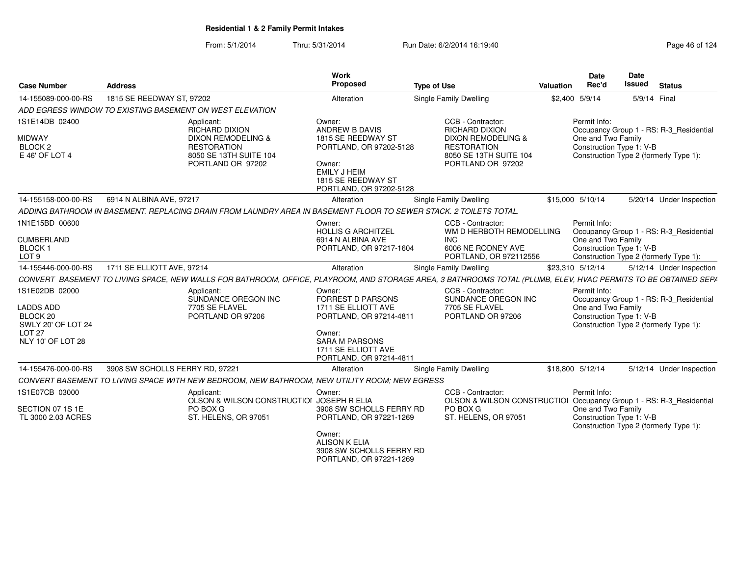## Residential 1 & 2 Family Permit Intakes

From: 5/1/2014 Thru: 5/31/2014 Run Date: 6/2/2014 16:19:40

| Case Number | Address | Work Proposed | Type of Use | Valuation | Date Rec'd | Date Issued | Status |
|---|---|---|---|---|---|---|---|
| 14-155089-000-00-RS | 1815 SE REEDWAY ST, 97202 | Alteration | Single Family Dwelling | $2,400 | 5/9/14 | 5/9/14 | Final |

ADD EGRESS WINDOW TO EXISTING BASEMENT ON WEST ELEVATION

1S1E14DB 02400
MIDWAY
BLOCK 2
E 46' OF LOT 4

Applicant:
RICHARD DIXION
DIXON REMODELING & RESTORATION
8050 SE 13TH SUITE 104
PORTLAND OR 97202

Owner:
ANDREW B DAVIS
1815 SE REEDWAY ST
PORTLAND, OR 97202-5128

Owner:
EMILY J HEIM
1815 SE REEDWAY ST
PORTLAND, OR 97202-5128

CCB - Contractor:
RICHARD DIXION
DIXON REMODELING & RESTORATION
8050 SE 13TH SUITE 104
PORTLAND OR 97202

Permit Info:
Occupancy Group 1 - RS: R-3_Residential One and Two Family
Construction Type 1: V-B
Construction Type 2 (formerly Type 1):

| Case Number | Address | Work Proposed | Type of Use | Valuation | Date Rec'd | Date Issued | Status |
|---|---|---|---|---|---|---|---|
| 14-155158-000-00-RS | 6914 N ALBINA AVE, 97217 | Alteration | Single Family Dwelling | $15,000 | 5/10/14 | 5/20/14 | Under Inspection |

ADDING BATHROOM IN BASEMENT. REPLACING DRAIN FROM LAUNDRY AREA IN BASEMENT FLOOR TO SEWER STACK. 2 TOILETS TOTAL.

1N1E15BD 00600
CUMBERLAND
BLOCK 1
LOT 9

Owner:
HOLLIS G ARCHITZEL
6914 N ALBINA AVE
PORTLAND, OR 97217-1604

CCB - Contractor:
WM D HERBOTH REMODELLING INC
6006 NE RODNEY AVE
PORTLAND, OR 972112556

Permit Info:
Occupancy Group 1 - RS: R-3_Residential One and Two Family
Construction Type 1: V-B
Construction Type 2 (formerly Type 1):

| Case Number | Address | Work Proposed | Type of Use | Valuation | Date Rec'd | Date Issued | Status |
|---|---|---|---|---|---|---|---|
| 14-155446-000-00-RS | 1711 SE ELLIOTT AVE, 97214 | Alteration | Single Family Dwelling | $23,310 | 5/12/14 | 5/12/14 | Under Inspection |

CONVERT BASEMENT TO LIVING SPACE, NEW WALLS FOR BATHROOM, OFFICE, PLAYROOM, AND STORAGE AREA, 3 BATHROOMS TOTAL (PLUMB, ELEV, HVAC PERMITS TO BE OBTAINED SEPA

1S1E02DB 02000
LADDS ADD
BLOCK 20
SWLY 20' OF LOT 24
LOT 27
NLY 10' OF LOT 28

Applicant:
SUNDANCE OREGON INC
7705 SE FLAVEL
PORTLAND OR 97206

Owner:
FORREST D PARSONS
1711 SE ELLIOTT AVE
PORTLAND, OR 97214-4811

Owner:
SARA M PARSONS
1711 SE ELLIOTT AVE
PORTLAND, OR 97214-4811

CCB - Contractor:
SUNDANCE OREGON INC
7705 SE FLAVEL
PORTLAND OR 97206

Permit Info:
Occupancy Group 1 - RS: R-3_Residential One and Two Family
Construction Type 1: V-B
Construction Type 2 (formerly Type 1):

| Case Number | Address | Work Proposed | Type of Use | Valuation | Date Rec'd | Date Issued | Status |
|---|---|---|---|---|---|---|---|
| 14-155476-000-00-RS | 3908 SW SCHOLLS FERRY RD, 97221 | Alteration | Single Family Dwelling | $18,800 | 5/12/14 | 5/12/14 | Under Inspection |

CONVERT BASEMENT TO LIVING SPACE WITH NEW BEDROOM, NEW BATHROOM, NEW UTILITY ROOM; NEW EGRESS

1S1E07CB 03000
SECTION 07 1S 1E
TL 3000 2.03 ACRES

Applicant:
OLSON & WILSON CONSTRUCTIOI
PO BOX G
ST. HELENS, OR 97051

Owner:
JOSEPH R ELIA
3908 SW SCHOLLS FERRY RD
PORTLAND, OR 97221-1269

Owner:
ALISON K ELIA
3908 SW SCHOLLS FERRY RD
PORTLAND, OR 97221-1269

CCB - Contractor:
OLSON & WILSON CONSTRUCTIOI
PO BOX G
ST. HELENS, OR 97051

Permit Info:
Occupancy Group 1 - RS: R-3_Residential One and Two Family
Construction Type 1: V-B
Construction Type 2 (formerly Type 1):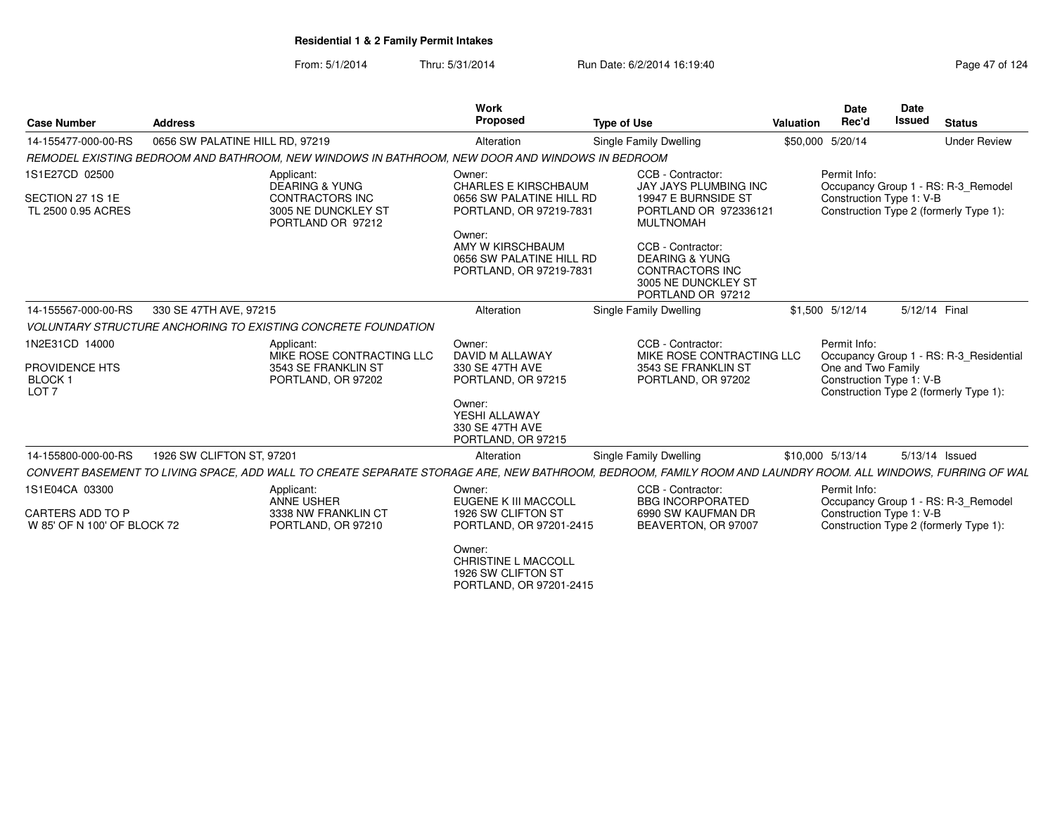**Residential 1 & 2 Family Permit Intakes**

From: 5/1/2014 Thru: 5/31/2014 Run Date: 6/2/2014 16:19:40

| Case Number | Address | Work Proposed | Type of Use | Valuation | Date Rec'd | Date Issued | Status |
|---|---|---|---|---|---|---|---|
| 14-155477-000-00-RS | 0656 SW PALATINE HILL RD, 97219 | Alteration | Single Family Dwelling | $50,000 | 5/20/14 | | Under Review |

*REMODEL EXISTING BEDROOM AND BATHROOM, NEW WINDOWS IN BATHROOM, NEW DOOR AND WINDOWS IN BEDROOM*

1S1E27CD 02500

SECTION 27 1S 1E
TL 2500 0.95 ACRES

Applicant:
DEARING & YUNG CONTRACTORS INC
3005 NE DUNCKLEY ST
PORTLAND OR 97212

Owner:
CHARLES E KIRSCHBAUM
0656 SW PALATINE HILL RD
PORTLAND, OR 97219-7831

Owner:
AMY W KIRSCHBAUM
0656 SW PALATINE HILL RD
PORTLAND, OR 97219-7831

CCB - Contractor:
JAY JAYS PLUMBING INC
19947 E BURNSIDE ST
PORTLAND OR 972336121
MULTNOMAH

CCB - Contractor:
DEARING & YUNG CONTRACTORS INC
3005 NE DUNCKLEY ST
PORTLAND OR 97212

Permit Info:
Occupancy Group 1 - RS: R-3_Remodel
Construction Type 1: V-B
Construction Type 2 (formerly Type 1):

| Case Number | Address | Work Proposed | Type of Use | Valuation | Date Rec'd | Date Issued | Status |
|---|---|---|---|---|---|---|---|
| 14-155567-000-00-RS | 330 SE 47TH AVE, 97215 | Alteration | Single Family Dwelling | $1,500 | 5/12/14 | 5/12/14 | Final |

*VOLUNTARY STRUCTURE ANCHORING TO EXISTING CONCRETE FOUNDATION*

1N2E31CD 14000

PROVIDENCE HTS
BLOCK 1
LOT 7

Applicant:
MIKE ROSE CONTRACTING LLC
3543 SE FRANKLIN ST
PORTLAND, OR 97202

Owner:
DAVID M ALLAWAY
330 SE 47TH AVE
PORTLAND, OR 97215

Owner:
YESHI ALLAWAY
330 SE 47TH AVE
PORTLAND, OR 97215

CCB - Contractor:
MIKE ROSE CONTRACTING LLC
3543 SE FRANKLIN ST
PORTLAND, OR 97202

Permit Info:
Occupancy Group 1 - RS: R-3_Residential One and Two Family
Construction Type 1: V-B
Construction Type 2 (formerly Type 1):

| Case Number | Address | Work Proposed | Type of Use | Valuation | Date Rec'd | Date Issued | Status |
|---|---|---|---|---|---|---|---|
| 14-155800-000-00-RS | 1926 SW CLIFTON ST, 97201 | Alteration | Single Family Dwelling | $10,000 | 5/13/14 | 5/13/14 | Issued |

*CONVERT BASEMENT TO LIVING SPACE, ADD WALL TO CREATE SEPARATE STORAGE ARE, NEW BATHROOM, BEDROOM, FAMILY ROOM AND LAUNDRY ROOM. ALL WINDOWS, FURRING OF WAL*

1S1E04CA 03300

CARTERS ADD TO P
W 85' OF N 100' OF BLOCK 72

Applicant:
ANNE USHER
3338 NW FRANKLIN CT
PORTLAND, OR 97210

Owner:
EUGENE K III MACCOLL
1926 SW CLIFTON ST
PORTLAND, OR 97201-2415

Owner:
CHRISTINE L MACCOLL
1926 SW CLIFTON ST
PORTLAND, OR 97201-2415

CCB - Contractor:
BBG INCORPORATED
6990 SW KAUFMAN DR
BEAVERTON, OR 97007

Permit Info:
Occupancy Group 1 - RS: R-3_Remodel
Construction Type 1: V-B
Construction Type 2 (formerly Type 1):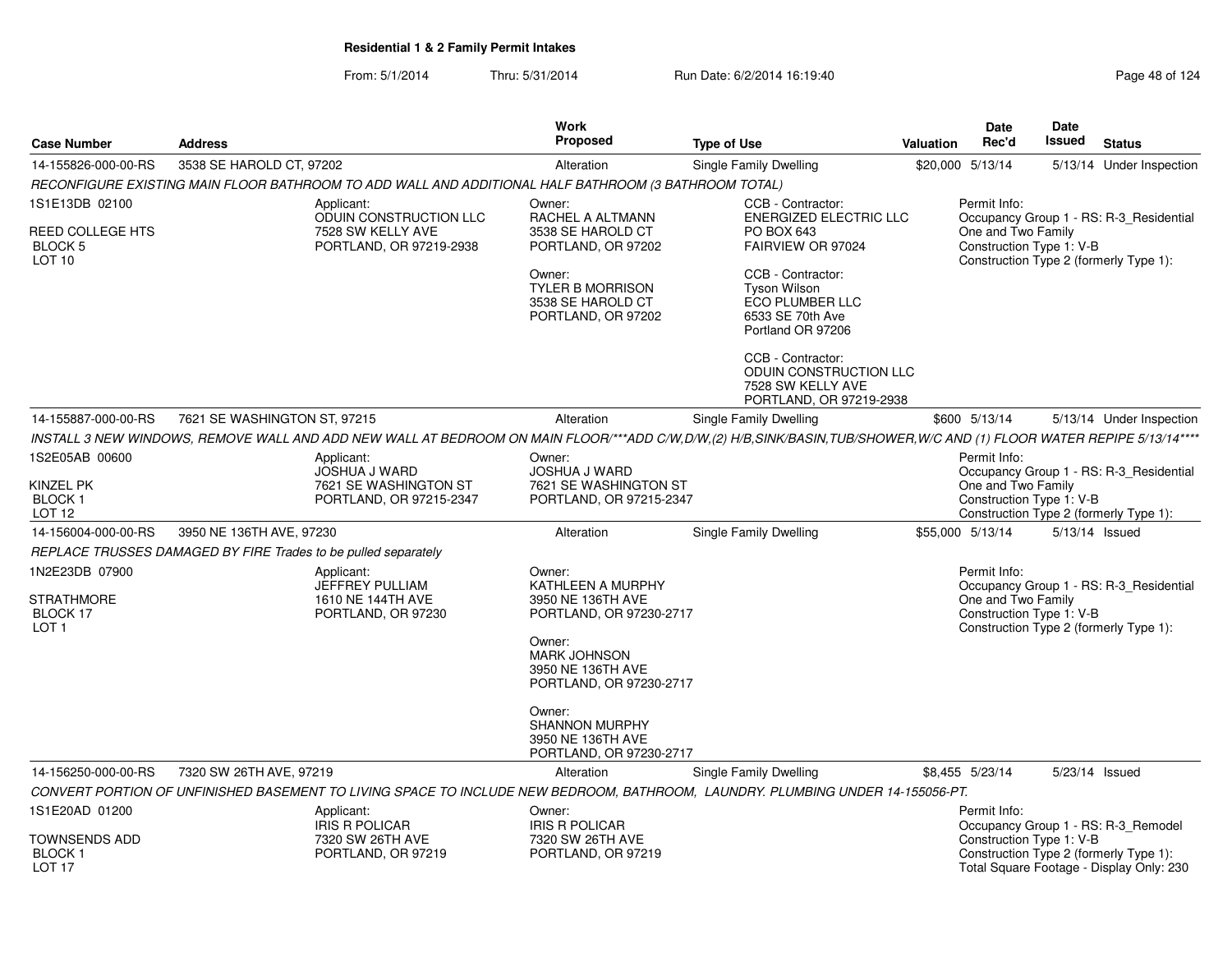**Residential 1 & 2 Family Permit Intakes**

From: 5/1/2014 Thru: 5/31/2014 Run Date: 6/2/2014 16:19:40

| Case Number | Address | Work Proposed | Type of Use | Valuation | Date Rec'd | Date Issued | Status |
|---|---|---|---|---|---|---|---|
| 14-155826-000-00-RS | 3538 SE HAROLD CT, 97202 | Alteration | Single Family Dwelling | $20,000 | 5/13/14 | 5/13/14 | Under Inspection |

*RECONFIGURE EXISTING MAIN FLOOR BATHROOM TO ADD WALL AND ADDITIONAL HALF BATHROOM (3 BATHROOM TOTAL)*

1S1E13DB 02100
REED COLLEGE HTS
BLOCK 5
LOT 10

Applicant:
ODUIN CONSTRUCTION LLC
7528 SW KELLY AVE
PORTLAND, OR 97219-2938

Owner:
RACHEL A ALTMANN
3538 SE HAROLD CT
PORTLAND, OR 97202

Owner:
TYLER B MORRISON
3538 SE HAROLD CT
PORTLAND, OR 97202

CCB - Contractor:
ENERGIZED ELECTRIC LLC
PO BOX 643
FAIRVIEW OR 97024

CCB - Contractor:
Tyson Wilson
ECO PLUMBER LLC
6533 SE 70th Ave
Portland OR 97206

CCB - Contractor:
ODUIN CONSTRUCTION LLC
7528 SW KELLY AVE
PORTLAND, OR 97219-2938

Permit Info:
Occupancy Group 1 - RS: R-3_Residential One and Two Family
Construction Type 1: V-B
Construction Type 2 (formerly Type 1):

| Case Number | Address | Work Proposed | Type of Use | Valuation | Date Rec'd | Date Issued | Status |
|---|---|---|---|---|---|---|---|
| 14-155887-000-00-RS | 7621 SE WASHINGTON ST, 97215 | Alteration | Single Family Dwelling | $600 | 5/13/14 | 5/13/14 | Under Inspection |

*INSTALL 3 NEW WINDOWS, REMOVE WALL AND ADD NEW WALL AT BEDROOM ON MAIN FLOOR/***ADD C/W,D/W,(2) H/B,SINK/BASIN,TUB/SHOWER,W/C AND (1) FLOOR WATER REPIPE 5/13/14*****

1S2E05AB 00600
KINZEL PK
BLOCK 1
LOT 12

Applicant:
JOSHUA J WARD
7621 SE WASHINGTON ST
PORTLAND, OR 97215-2347

Owner:
JOSHUA J WARD
7621 SE WASHINGTON ST
PORTLAND, OR 97215-2347

Permit Info:
Occupancy Group 1 - RS: R-3_Residential One and Two Family
Construction Type 1: V-B
Construction Type 2 (formerly Type 1):

| Case Number | Address | Work Proposed | Type of Use | Valuation | Date Rec'd | Date Issued | Status |
|---|---|---|---|---|---|---|---|
| 14-156004-000-00-RS | 3950 NE 136TH AVE, 97230 | Alteration | Single Family Dwelling | $55,000 | 5/13/14 | 5/13/14 | Issued |

*REPLACE TRUSSES DAMAGED BY FIRE Trades to be pulled separately*

1N2E23DB 07900
STRATHMORE
BLOCK 17
LOT 1

Applicant:
JEFFREY PULLIAM
1610 NE 144TH AVE
PORTLAND, OR 97230

Owner:
KATHLEEN A MURPHY
3950 NE 136TH AVE
PORTLAND, OR 97230-2717

Owner:
MARK JOHNSON
3950 NE 136TH AVE
PORTLAND, OR 97230-2717

Owner:
SHANNON MURPHY
3950 NE 136TH AVE
PORTLAND, OR 97230-2717

Permit Info:
Occupancy Group 1 - RS: R-3_Residential One and Two Family
Construction Type 1: V-B
Construction Type 2 (formerly Type 1):

| Case Number | Address | Work Proposed | Type of Use | Valuation | Date Rec'd | Date Issued | Status |
|---|---|---|---|---|---|---|---|
| 14-156250-000-00-RS | 7320 SW 26TH AVE, 97219 | Alteration | Single Family Dwelling | $8,455 | 5/23/14 | 5/23/14 | Issued |

*CONVERT PORTION OF UNFINISHED BASEMENT TO LIVING SPACE TO INCLUDE NEW BEDROOM, BATHROOM, LAUNDRY. PLUMBING UNDER 14-155056-PT.*

1S1E20AD 01200
TOWNSENDS ADD
BLOCK 1
LOT 17

Applicant:
IRIS R POLICAR
7320 SW 26TH AVE
PORTLAND, OR 97219

Owner:
IRIS R POLICAR
7320 SW 26TH AVE
PORTLAND, OR 97219

Permit Info:
Occupancy Group 1 - RS: R-3_Remodel
Construction Type 1: V-B
Construction Type 2 (formerly Type 1):
Total Square Footage - Display Only: 230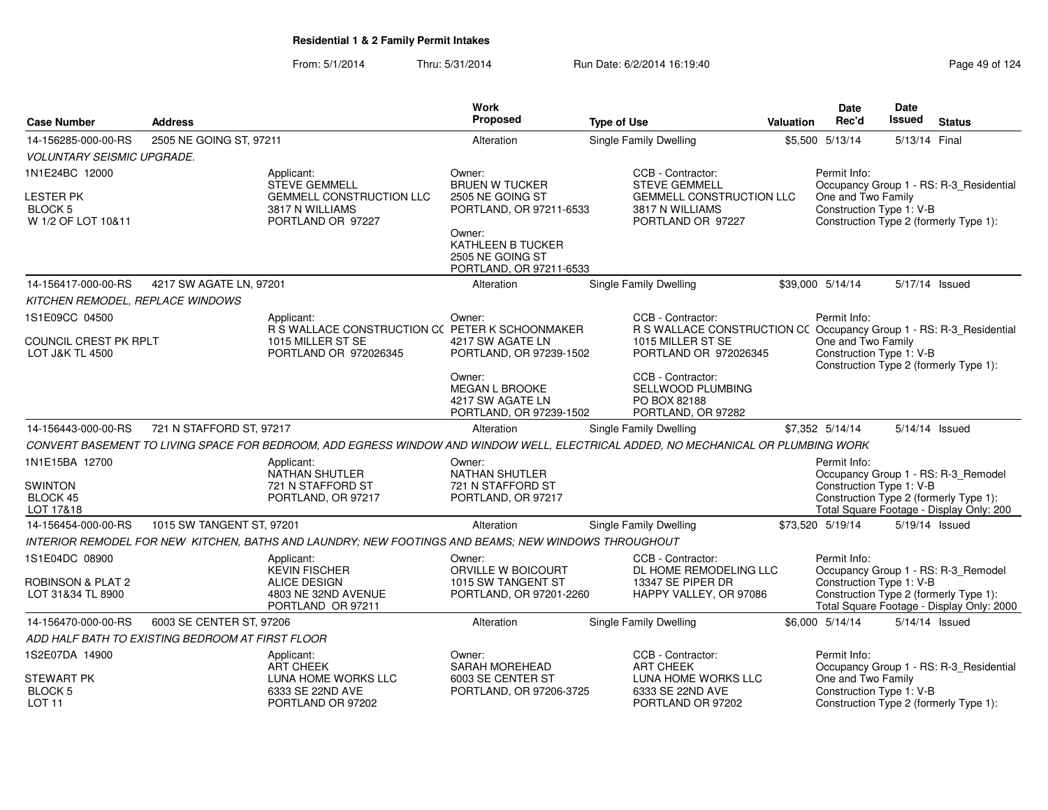## Residential 1 & 2 Family Permit Intakes

From: 5/1/2014 Thru: 5/31/2014 Run Date: 6/2/2014 16:19:40

| Case Number | Address | Work Proposed | Type of Use | Valuation | Date Rec'd | Date Issued | Status |
|---|---|---|---|---|---|---|---|
| 14-156285-000-00-RS | 2505 NE GOING ST, 97211 | Alteration | Single Family Dwelling | $5,500 | 5/13/14 | 5/13/14 | Final |

*VOLUNTARY SEISMIC UPGRADE.*

1N1E24BC 12000
LESTER PK
BLOCK 5
W 1/2 OF LOT 10&11

Applicant: STEVE GEMMELL, GEMMELL CONSTRUCTION LLC, 3817 N WILLIAMS, PORTLAND OR 97227

Owner: BRUEN W TUCKER, 2505 NE GOING ST, PORTLAND, OR 97211-6533

Owner: KATHLEEN B TUCKER, 2505 NE GOING ST, PORTLAND, OR 97211-6533

CCB - Contractor: STEVE GEMMELL, GEMMELL CONSTRUCTION LLC, 3817 N WILLIAMS, PORTLAND OR 97227

Permit Info: Occupancy Group 1 - RS: R-3_Residential One and Two Family; Construction Type 1: V-B; Construction Type 2 (formerly Type 1):

| Case Number | Address | Work Proposed | Type of Use | Valuation | Date Rec'd | Date Issued | Status |
|---|---|---|---|---|---|---|---|
| 14-156417-000-00-RS | 4217 SW AGATE LN, 97201 | Alteration | Single Family Dwelling | $39,000 | 5/14/14 | 5/17/14 | Issued |

*KITCHEN REMODEL, REPLACE WINDOWS*

1S1E09CC 04500
COUNCIL CREST PK RPLT
LOT J&K TL 4500

Applicant: R S WALLACE CONSTRUCTION CC, 1015 MILLER ST SE, PORTLAND OR 972026345

Owner: PETER K SCHOONMAKER, 4217 SW AGATE LN, PORTLAND, OR 97239-1502

Owner: MEGAN L BROOKE, 4217 SW AGATE LN, PORTLAND, OR 97239-1502

CCB - Contractor: R S WALLACE CONSTRUCTION CC, 1015 MILLER ST SE, PORTLAND OR 972026345

CCB - Contractor: SELLWOOD PLUMBING, PO BOX 82188, PORTLAND, OR 97282

Permit Info: Occupancy Group 1 - RS: R-3_Residential One and Two Family; Construction Type 1: V-B; Construction Type 2 (formerly Type 1):

| Case Number | Address | Work Proposed | Type of Use | Valuation | Date Rec'd | Date Issued | Status |
|---|---|---|---|---|---|---|---|
| 14-156443-000-00-RS | 721 N STAFFORD ST, 97217 | Alteration | Single Family Dwelling | $7,352 | 5/14/14 | 5/14/14 | Issued |

*CONVERT BASEMENT TO LIVING SPACE FOR BEDROOM, ADD EGRESS WINDOW AND WINDOW WELL, ELECTRICAL ADDED, NO MECHANICAL OR PLUMBING WORK*

1N1E15BA 12700
SWINTON
BLOCK 45
LOT 17&18

Applicant: NATHAN SHUTLER, 721 N STAFFORD ST, PORTLAND, OR 97217

Owner: NATHAN SHUTLER, 721 N STAFFORD ST, PORTLAND, OR 97217

Permit Info: Occupancy Group 1 - RS: R-3_Remodel; Construction Type 1: V-B; Construction Type 2 (formerly Type 1):; Total Square Footage - Display Only: 200

| Case Number | Address | Work Proposed | Type of Use | Valuation | Date Rec'd | Date Issued | Status |
|---|---|---|---|---|---|---|---|
| 14-156454-000-00-RS | 1015 SW TANGENT ST, 97201 | Alteration | Single Family Dwelling | $73,520 | 5/19/14 | 5/19/14 | Issued |

*INTERIOR REMODEL FOR NEW KITCHEN, BATHS AND LAUNDRY; NEW FOOTINGS AND BEAMS; NEW WINDOWS THROUGHOUT*

1S1E04DC 08900
ROBINSON & PLAT 2
LOT 31&34 TL 8900

Applicant: KEVIN FISCHER, ALICE DESIGN, 4803 NE 32ND AVENUE, PORTLAND OR 97211

Owner: ORVILLE W BOICOURT, 1015 SW TANGENT ST, PORTLAND, OR 97201-2260

CCB - Contractor: DL HOME REMODELING LLC, 13347 SE PIPER DR, HAPPY VALLEY, OR 97086

Permit Info: Occupancy Group 1 - RS: R-3_Remodel; Construction Type 1: V-B; Construction Type 2 (formerly Type 1):; Total Square Footage - Display Only: 2000

| Case Number | Address | Work Proposed | Type of Use | Valuation | Date Rec'd | Date Issued | Status |
|---|---|---|---|---|---|---|---|
| 14-156470-000-00-RS | 6003 SE CENTER ST, 97206 | Alteration | Single Family Dwelling | $6,000 | 5/14/14 | 5/14/14 | Issued |

*ADD HALF BATH TO EXISTING BEDROOM AT FIRST FLOOR*

1S2E07DA 14900
STEWART PK
BLOCK 5
LOT 11

Applicant: ART CHEEK, LUNA HOME WORKS LLC, 6333 SE 22ND AVE, PORTLAND OR 97202

Owner: SARAH MOREHEAD, 6003 SE CENTER ST, PORTLAND, OR 97206-3725

CCB - Contractor: ART CHEEK, LUNA HOME WORKS LLC, 6333 SE 22ND AVE, PORTLAND OR 97202

Permit Info: Occupancy Group 1 - RS: R-3_Residential One and Two Family; Construction Type 1: V-B; Construction Type 2 (formerly Type 1):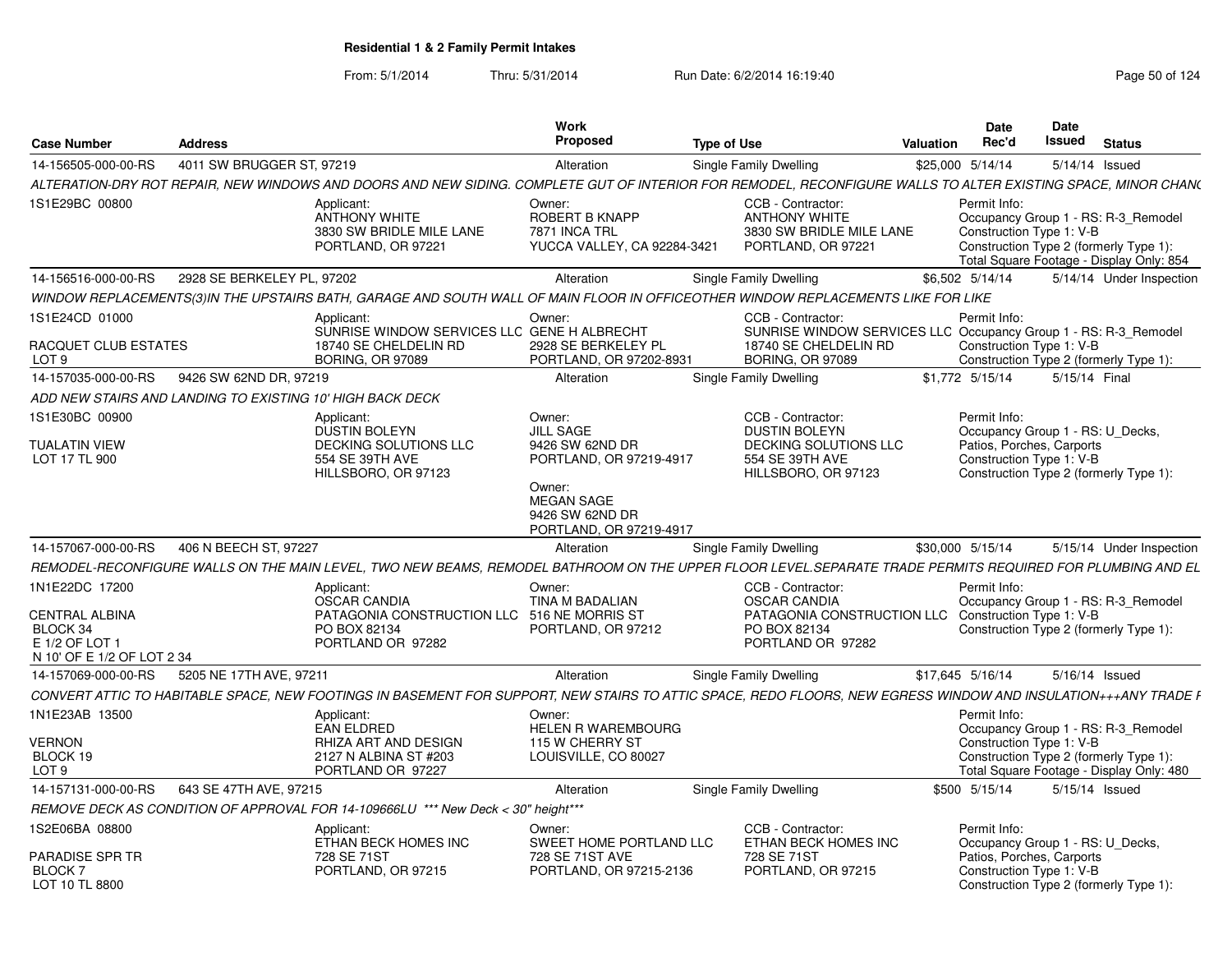## Residential 1 & 2 Family Permit Intakes

From: 5/1/2014 Thru: 5/31/2014 Run Date: 6/2/2014 16:19:40

| Case Number | Address | Work Proposed | Type of Use | Valuation | Date Rec'd | Date Issued | Status |
|---|---|---|---|---|---|---|---|
| 14-156505-000-00-RS | 4011 SW BRUGGER ST, 97219 | Alteration | Single Family Dwelling | $25,000 | 5/14/14 | 5/14/14 | Issued |

ALTERATION-DRY ROT REPAIR, NEW WINDOWS AND DOORS AND NEW SIDING. COMPLETE GUT OF INTERIOR FOR REMODEL, RECONFIGURE WALLS TO ALTER EXISTING SPACE, MINOR CHANG

1S1E29BC 00800

Applicant: ANTHONY WHITE, 3830 SW BRIDLE MILE LANE, PORTLAND, OR 97221

Owner: ROBERT B KNAPP, 7871 INCA TRL, YUCCA VALLEY, CA 92284-3421

CCB - Contractor: ANTHONY WHITE, 3830 SW BRIDLE MILE LANE, PORTLAND, OR 97221

Permit Info: Occupancy Group 1 - RS: R-3_Remodel; Construction Type 1: V-B; Construction Type 2 (formerly Type 1):; Total Square Footage - Display Only: 854

| Case Number | Address | Work Proposed | Type of Use | Valuation | Date Rec'd | Date Issued | Status |
|---|---|---|---|---|---|---|---|
| 14-156516-000-00-RS | 2928 SE BERKELEY PL, 97202 | Alteration | Single Family Dwelling | $6,502 | 5/14/14 | 5/14/14 | Under Inspection |

WINDOW REPLACEMENTS(3)IN THE UPSTAIRS BATH, GARAGE AND SOUTH WALL OF MAIN FLOOR IN OFFICEOTHER WINDOW REPLACEMENTS LIKE FOR LIKE

1S1E24CD 01000
RACQUET CLUB ESTATES
LOT 9

Applicant: SUNRISE WINDOW SERVICES LLC, 18740 SE CHELDELIN RD, BORING, OR 97089

Owner: GENE H ALBRECHT, 2928 SE BERKELEY PL, PORTLAND, OR 97202-8931

CCB - Contractor: SUNRISE WINDOW SERVICES LLC, 18740 SE CHELDELIN RD, BORING, OR 97089

Permit Info: Occupancy Group 1 - RS: R-3_Remodel; Construction Type 1: V-B; Construction Type 2 (formerly Type 1):

| Case Number | Address | Work Proposed | Type of Use | Valuation | Date Rec'd | Date Issued | Status |
|---|---|---|---|---|---|---|---|
| 14-157035-000-00-RS | 9426 SW 62ND DR, 97219 | Alteration | Single Family Dwelling | $1,772 | 5/15/14 | 5/15/14 | Final |

ADD NEW STAIRS AND LANDING TO EXISTING 10' HIGH BACK DECK

1S1E30BC 00900
TUALATIN VIEW
LOT 17 TL 900

Applicant: DUSTIN BOLEYN, DECKING SOLUTIONS LLC, 554 SE 39TH AVE, HILLSBORO, OR 97123

Owner: JILL SAGE, 9426 SW 62ND DR, PORTLAND, OR 97219-4917

Owner: MEGAN SAGE, 9426 SW 62ND DR, PORTLAND, OR 97219-4917

CCB - Contractor: DUSTIN BOLEYN, DECKING SOLUTIONS LLC, 554 SE 39TH AVE, HILLSBORO, OR 97123

Permit Info: Occupancy Group 1 - RS: U_Decks, Patios, Porches, Carports; Construction Type 1: V-B; Construction Type 2 (formerly Type 1):

| Case Number | Address | Work Proposed | Type of Use | Valuation | Date Rec'd | Date Issued | Status |
|---|---|---|---|---|---|---|---|
| 14-157067-000-00-RS | 406 N BEECH ST, 97227 | Alteration | Single Family Dwelling | $30,000 | 5/15/14 | 5/15/14 | Under Inspection |

REMODEL-RECONFIGURE WALLS ON THE MAIN LEVEL, TWO NEW BEAMS, REMODEL BATHROOM ON THE UPPER FLOOR LEVEL.SEPARATE TRADE PERMITS REQUIRED FOR PLUMBING AND EL

1N1E22DC 17200
CENTRAL ALBINA
BLOCK 34
E 1/2 OF LOT 1
N 10' OF E 1/2 OF LOT 2 34

Applicant: OSCAR CANDIA, PATAGONIA CONSTRUCTION LLC, PO BOX 82134, PORTLAND OR 97282

Owner: TINA M BADALIAN, 516 NE MORRIS ST, PORTLAND, OR 97212

CCB - Contractor: OSCAR CANDIA, PATAGONIA CONSTRUCTION LLC, PO BOX 82134, PORTLAND OR 97282

Permit Info: Occupancy Group 1 - RS: R-3_Remodel; Construction Type 1: V-B; Construction Type 2 (formerly Type 1):

| Case Number | Address | Work Proposed | Type of Use | Valuation | Date Rec'd | Date Issued | Status |
|---|---|---|---|---|---|---|---|
| 14-157069-000-00-RS | 5205 NE 17TH AVE, 97211 | Alteration | Single Family Dwelling | $17,645 | 5/16/14 | 5/16/14 | Issued |

CONVERT ATTIC TO HABITABLE SPACE, NEW FOOTINGS IN BASEMENT FOR SUPPORT, NEW STAIRS TO ATTIC SPACE, REDO FLOORS, NEW EGRESS WINDOW AND INSULATION+++ANY TRADE F

1N1E23AB 13500
VERNON
BLOCK 19
LOT 9

Applicant: EAN ELDRED, RHIZA ART AND DESIGN, 2127 N ALBINA ST #203, PORTLAND OR 97227

Owner: HELEN R WAREMBOURG, 115 W CHERRY ST, LOUISVILLE, CO 80027

Permit Info: Occupancy Group 1 - RS: R-3_Remodel; Construction Type 1: V-B; Construction Type 2 (formerly Type 1):; Total Square Footage - Display Only: 480

| Case Number | Address | Work Proposed | Type of Use | Valuation | Date Rec'd | Date Issued | Status |
|---|---|---|---|---|---|---|---|
| 14-157131-000-00-RS | 643 SE 47TH AVE, 97215 | Alteration | Single Family Dwelling | $500 | 5/15/14 | 5/15/14 | Issued |

REMOVE DECK AS CONDITION OF APPROVAL FOR 14-109666LU *** New Deck < 30" height***

1S2E06BA 08800
PARADISE SPR TR
BLOCK 7
LOT 10 TL 8800

Applicant: ETHAN BECK HOMES INC, 728 SE 71ST, PORTLAND, OR 97215

Owner: SWEET HOME PORTLAND LLC, 728 SE 71ST AVE, PORTLAND, OR 97215-2136

CCB - Contractor: ETHAN BECK HOMES INC, 728 SE 71ST, PORTLAND, OR 97215

Permit Info: Occupancy Group 1 - RS: U_Decks, Patios, Porches, Carports; Construction Type 1: V-B; Construction Type 2 (formerly Type 1):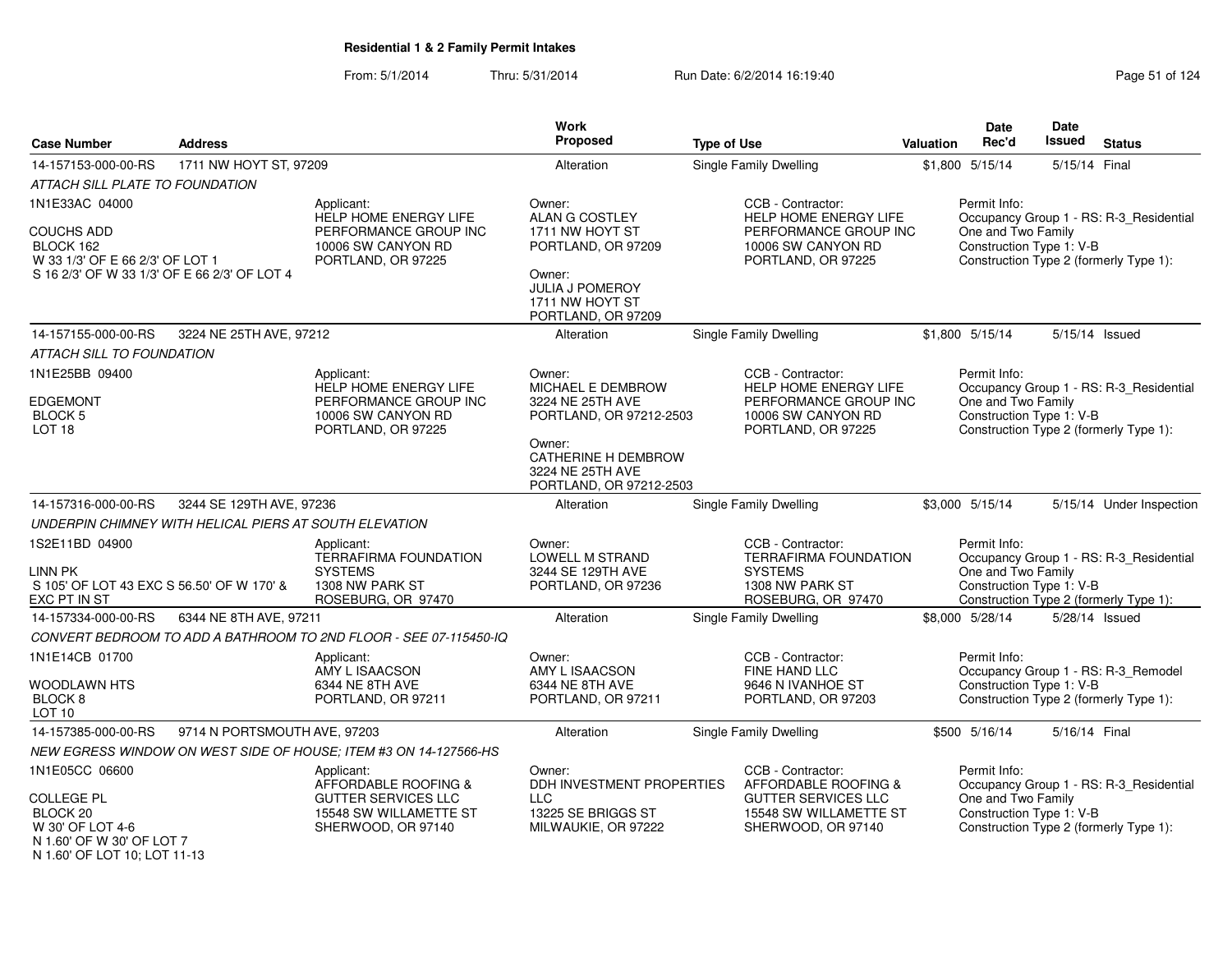**Residential 1 & 2 Family Permit Intakes**

From: 5/1/2014 Thru: 5/31/2014 Run Date: 6/2/2014 16:19:40

| Case Number | Address | Work Proposed | Type of Use | Valuation | Date Rec'd | Date Issued | Status |
|---|---|---|---|---|---|---|---|
| 14-157153-000-00-RS | 1711 NW HOYT ST, 97209 | Alteration | Single Family Dwelling | $1,800 | 5/15/14 | 5/15/14 | Final |

*ATTACH SILL PLATE TO FOUNDATION*

1N1E33AC 04000
COUCHS ADD
BLOCK 162
W 33 1/3' OF E 66 2/3' OF LOT 1
S 16 2/3' OF W 33 1/3' OF E 66 2/3' OF LOT 4

Applicant: HELP HOME ENERGY LIFE PERFORMANCE GROUP INC, 10006 SW CANYON RD, PORTLAND, OR 97225

Owner: ALAN G COSTLEY, 1711 NW HOYT ST, PORTLAND, OR 97209

Owner: JULIA J POMEROY, 1711 NW HOYT ST, PORTLAND, OR 97209

CCB - Contractor: HELP HOME ENERGY LIFE PERFORMANCE GROUP INC, 10006 SW CANYON RD, PORTLAND, OR 97225

Permit Info: Occupancy Group 1 - RS: R-3_Residential One and Two Family; Construction Type 1: V-B; Construction Type 2 (formerly Type 1):

| Case Number | Address | Work Proposed | Type of Use | Valuation | Date Rec'd | Date Issued | Status |
|---|---|---|---|---|---|---|---|
| 14-157155-000-00-RS | 3224 NE 25TH AVE, 97212 | Alteration | Single Family Dwelling | $1,800 | 5/15/14 | 5/15/14 | Issued |

*ATTACH SILL TO FOUNDATION*

1N1E25BB 09400
EDGEMONT
BLOCK 5
LOT 18

Applicant: HELP HOME ENERGY LIFE PERFORMANCE GROUP INC, 10006 SW CANYON RD, PORTLAND, OR 97225

Owner: MICHAEL E DEMBROW, 3224 NE 25TH AVE, PORTLAND, OR 97212-2503

Owner: CATHERINE H DEMBROW, 3224 NE 25TH AVE, PORTLAND, OR 97212-2503

CCB - Contractor: HELP HOME ENERGY LIFE PERFORMANCE GROUP INC, 10006 SW CANYON RD, PORTLAND, OR 97225

Permit Info: Occupancy Group 1 - RS: R-3_Residential One and Two Family; Construction Type 1: V-B; Construction Type 2 (formerly Type 1):

| Case Number | Address | Work Proposed | Type of Use | Valuation | Date Rec'd | Date Issued | Status |
|---|---|---|---|---|---|---|---|
| 14-157316-000-00-RS | 3244 SE 129TH AVE, 97236 | Alteration | Single Family Dwelling | $3,000 | 5/15/14 | 5/15/14 | Under Inspection |

*UNDERPIN CHIMNEY WITH HELICAL PIERS AT SOUTH ELEVATION*

1S2E11BD 04900
LINN PK
S 105' OF LOT 43 EXC S 56.50' OF W 170' & EXC PT IN ST

Applicant: TERRAFIRMA FOUNDATION SYSTEMS, 1308 NW PARK ST, ROSEBURG, OR 97470

Owner: LOWELL M STRAND, 3244 SE 129TH AVE, PORTLAND, OR 97236

CCB - Contractor: TERRAFIRMA FOUNDATION SYSTEMS, 1308 NW PARK ST, ROSEBURG, OR 97470

Permit Info: Occupancy Group 1 - RS: R-3_Residential One and Two Family; Construction Type 1: V-B; Construction Type 2 (formerly Type 1):

| Case Number | Address | Work Proposed | Type of Use | Valuation | Date Rec'd | Date Issued | Status |
|---|---|---|---|---|---|---|---|
| 14-157334-000-00-RS | 6344 NE 8TH AVE, 97211 | Alteration | Single Family Dwelling | $8,000 | 5/28/14 | 5/28/14 | Issued |

*CONVERT BEDROOM TO ADD A BATHROOM TO 2ND FLOOR - SEE 07-115450-IQ*

1N1E14CB 01700
WOODLAWN HTS
BLOCK 8
LOT 10

Applicant: AMY L ISAACSON, 6344 NE 8TH AVE, PORTLAND, OR 97211

Owner: AMY L ISAACSON, 6344 NE 8TH AVE, PORTLAND, OR 97211

CCB - Contractor: FINE HAND LLC, 9646 N IVANHOE ST, PORTLAND, OR 97203

Permit Info: Occupancy Group 1 - RS: R-3_Remodel; Construction Type 1: V-B; Construction Type 2 (formerly Type 1):

| Case Number | Address | Work Proposed | Type of Use | Valuation | Date Rec'd | Date Issued | Status |
|---|---|---|---|---|---|---|---|
| 14-157385-000-00-RS | 9714 N PORTSMOUTH AVE, 97203 | Alteration | Single Family Dwelling | $500 | 5/16/14 | 5/16/14 | Final |

*NEW EGRESS WINDOW ON WEST SIDE OF HOUSE; ITEM #3 ON 14-127566-HS*

1N1E05CC 06600
COLLEGE PL
BLOCK 20
W 30' OF LOT 4-6
N 1.60' OF W 30' OF LOT 7
N 1.60' OF LOT 10; LOT 11-13

Applicant: AFFORDABLE ROOFING & GUTTER SERVICES LLC, 15548 SW WILLAMETTE ST, SHERWOOD, OR 97140

Owner: DDH INVESTMENT PROPERTIES LLC, 13225 SE BRIGGS ST, MILWAUKIE, OR 97222

CCB - Contractor: AFFORDABLE ROOFING & GUTTER SERVICES LLC, 15548 SW WILLAMETTE ST, SHERWOOD, OR 97140

Permit Info: Occupancy Group 1 - RS: R-3_Residential One and Two Family; Construction Type 1: V-B; Construction Type 2 (formerly Type 1):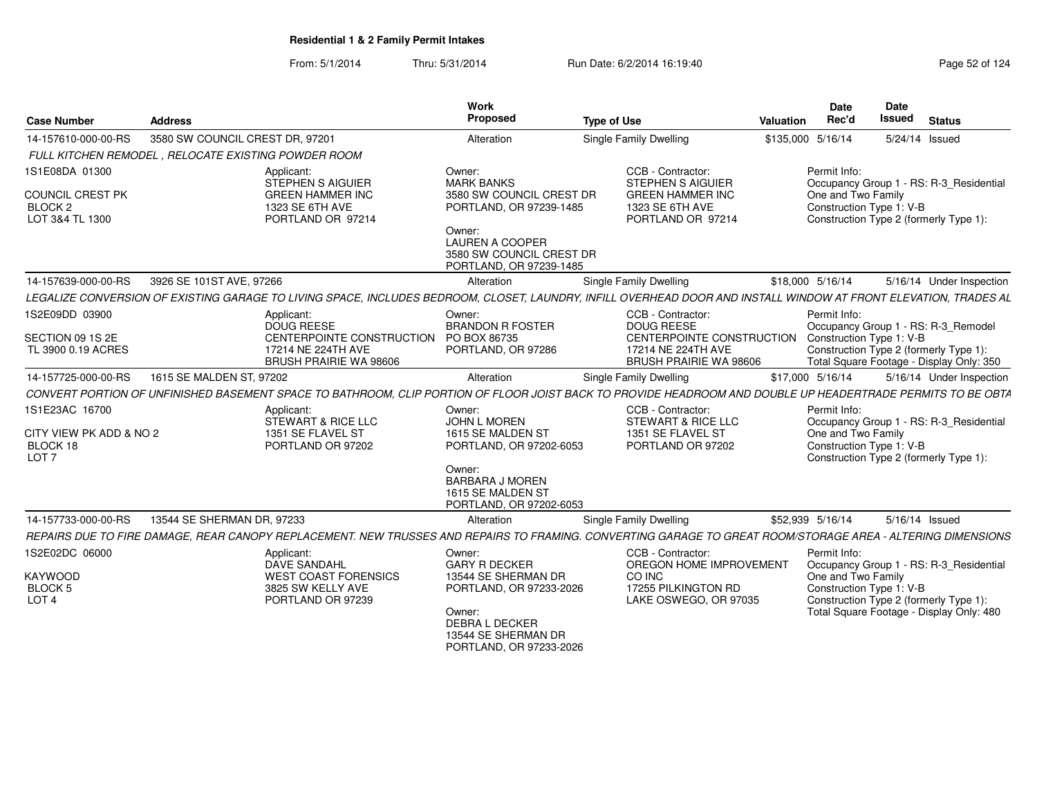## Residential 1 & 2 Family Permit Intakes

From: 5/1/2014 Thru: 5/31/2014 Run Date: 6/2/2014 16:19:40

| Case Number | Address | Work Proposed | Type of Use | Valuation | Date Rec'd | Date Issued | Status |
|---|---|---|---|---|---|---|---|
| 14-157610-000-00-RS | 3580 SW COUNCIL CREST DR, 97201 | Alteration | Single Family Dwelling | $135,000 | 5/16/14 | 5/24/14 | Issued |

*FULL KITCHEN REMODEL , RELOCATE EXISTING POWDER ROOM*

1S1E08DA 01300
COUNCIL CREST PK
BLOCK 2
LOT 3&4 TL 1300

Applicant:
STEPHEN S AIGUIER
GREEN HAMMER INC
1323 SE 6TH AVE
PORTLAND OR 97214

Owner:
MARK BANKS
3580 SW COUNCIL CREST DR
PORTLAND, OR 97239-1485

Owner:
LAUREN A COOPER
3580 SW COUNCIL CREST DR
PORTLAND, OR 97239-1485

CCB - Contractor:
STEPHEN S AIGUIER
GREEN HAMMER INC
1323 SE 6TH AVE
PORTLAND OR 97214

Permit Info:
Occupancy Group 1 - RS: R-3_Residential One and Two Family
Construction Type 1: V-B
Construction Type 2 (formerly Type 1):

| Case Number | Address | Work Proposed | Type of Use | Valuation | Date Rec'd | Date Issued | Status |
|---|---|---|---|---|---|---|---|
| 14-157639-000-00-RS | 3926 SE 101ST AVE, 97266 | Alteration | Single Family Dwelling | $18,000 | 5/16/14 | 5/16/14 | Under Inspection |

*LEGALIZE CONVERSION OF EXISTING GARAGE TO LIVING SPACE, INCLUDES BEDROOM, CLOSET, LAUNDRY, INFILL OVERHEAD DOOR AND INSTALL WINDOW AT FRONT ELEVATION, TRADES AL*

1S2E09DD 03900
SECTION 09 1S 2E
TL 3900 0.19 ACRES

Applicant:
DOUG REESE
CENTERPOINTE CONSTRUCTION
17214 NE 224TH AVE
BRUSH PRAIRIE WA 98606

Owner:
BRANDON R FOSTER
PO BOX 86735
PORTLAND, OR 97286

CCB - Contractor:
DOUG REESE
CENTERPOINTE CONSTRUCTION
17214 NE 224TH AVE
BRUSH PRAIRIE WA 98606

Permit Info:
Occupancy Group 1 - RS: R-3_Remodel
Construction Type 1: V-B
Construction Type 2 (formerly Type 1):
Total Square Footage - Display Only: 350

| Case Number | Address | Work Proposed | Type of Use | Valuation | Date Rec'd | Date Issued | Status |
|---|---|---|---|---|---|---|---|
| 14-157725-000-00-RS | 1615 SE MALDEN ST, 97202 | Alteration | Single Family Dwelling | $17,000 | 5/16/14 | 5/16/14 | Under Inspection |

*CONVERT PORTION OF UNFINISHED BASEMENT SPACE TO BATHROOM, CLIP PORTION OF FLOOR JOIST BACK TO PROVIDE HEADROOM AND DOUBLE UP HEADERTRADE PERMITS TO BE OBTA*

1S1E23AC 16700
CITY VIEW PK ADD & NO 2
BLOCK 18
LOT 7

Applicant:
STEWART & RICE LLC
1351 SE FLAVEL ST
PORTLAND OR 97202

Owner:
JOHN L MOREN
1615 SE MALDEN ST
PORTLAND, OR 97202-6053

Owner:
BARBARA J MOREN
1615 SE MALDEN ST
PORTLAND, OR 97202-6053

CCB - Contractor:
STEWART & RICE LLC
1351 SE FLAVEL ST
PORTLAND OR 97202

Permit Info:
Occupancy Group 1 - RS: R-3_Residential One and Two Family
Construction Type 1: V-B
Construction Type 2 (formerly Type 1):

| Case Number | Address | Work Proposed | Type of Use | Valuation | Date Rec'd | Date Issued | Status |
|---|---|---|---|---|---|---|---|
| 14-157733-000-00-RS | 13544 SE SHERMAN DR, 97233 | Alteration | Single Family Dwelling | $52,939 | 5/16/14 | 5/16/14 | Issued |

*REPAIRS DUE TO FIRE DAMAGE, REAR CANOPY REPLACEMENT. NEW TRUSSES AND REPAIRS TO FRAMING. CONVERTING GARAGE TO GREAT ROOM/STORAGE AREA - ALTERING DIMENSIONS*

1S2E02DC 06000
KAYWOOD
BLOCK 5
LOT 4

Applicant:
DAVE SANDAHL
WEST COAST FORENSICS
3825 SW KELLY AVE
PORTLAND OR 97239

Owner:
GARY R DECKER
13544 SE SHERMAN DR
PORTLAND, OR 97233-2026

Owner:
DEBRA L DECKER
13544 SE SHERMAN DR
PORTLAND, OR 97233-2026

CCB - Contractor:
OREGON HOME IMPROVEMENT CO INC
17255 PILKINGTON RD
LAKE OSWEGO, OR 97035

Permit Info:
Occupancy Group 1 - RS: R-3_Residential One and Two Family
Construction Type 1: V-B
Construction Type 2 (formerly Type 1):
Total Square Footage - Display Only: 480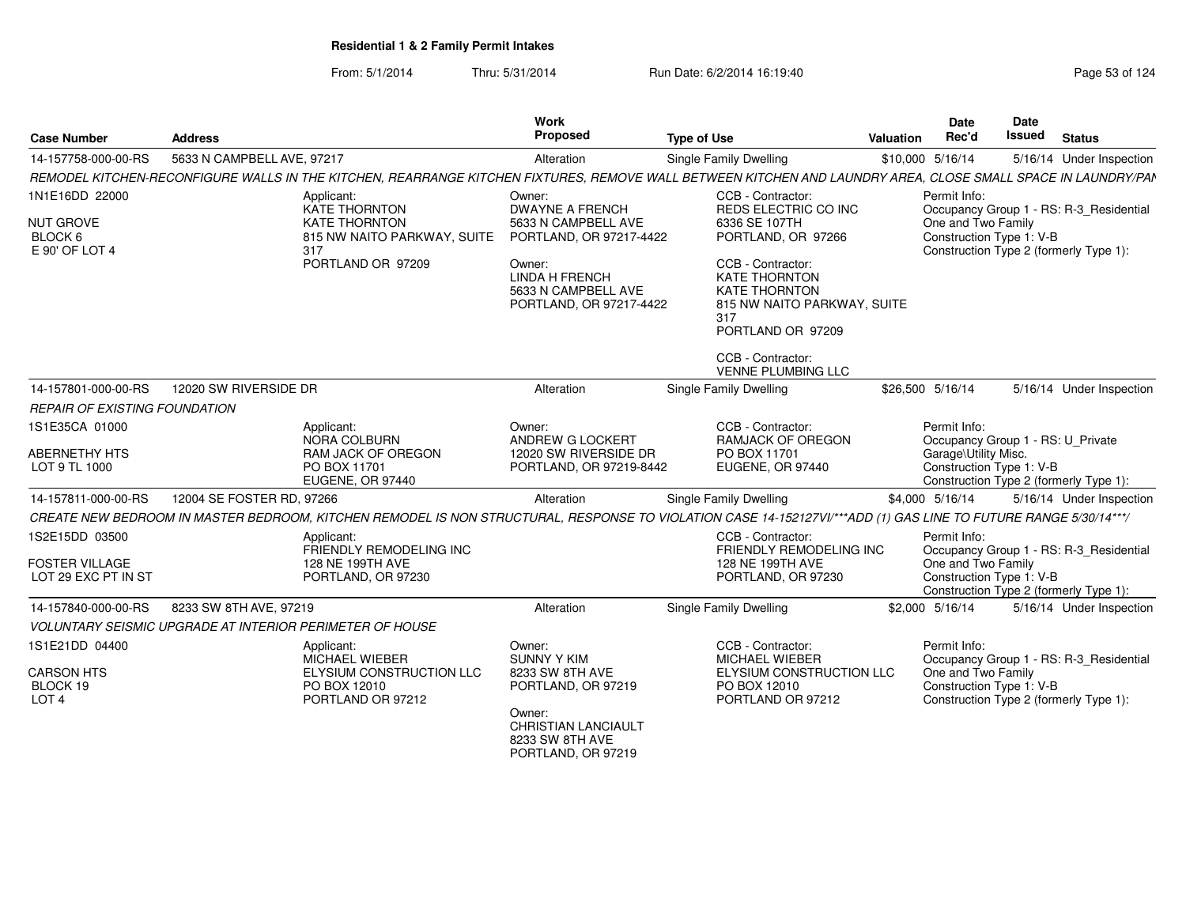**Residential 1 & 2 Family Permit Intakes**

From: 5/1/2014 Thru: 5/31/2014 Run Date: 6/2/2014 16:19:40

| Case Number | Address | Work Proposed | Type of Use | Valuation | Date Rec'd | Date Issued | Status |
|---|---|---|---|---|---|---|---|
| 14-157758-000-00-RS | 5633 N CAMPBELL AVE, 97217 | Alteration | Single Family Dwelling | $10,000 | 5/16/14 | 5/16/14 | Under Inspection |

*REMODEL KITCHEN-RECONFIGURE WALLS IN THE KITCHEN, REARRANGE KITCHEN FIXTURES, REMOVE WALL BETWEEN KITCHEN AND LAUNDRY AREA, CLOSE SMALL SPACE IN LAUNDRY/PAN*

1N1E16DD 22000
NUT GROVE
BLOCK 6
E 90' OF LOT 4

Applicant:
KATE THORNTON
KATE THORNTON
815 NW NAITO PARKWAY, SUITE 317
PORTLAND OR 97209

Owner:
DWAYNE A FRENCH
5633 N CAMPBELL AVE
PORTLAND, OR 97217-4422

Owner:
LINDA H FRENCH
5633 N CAMPBELL AVE
PORTLAND, OR 97217-4422

CCB - Contractor:
REDS ELECTRIC CO INC
6336 SE 107TH
PORTLAND, OR 97266

CCB - Contractor:
KATE THORNTON
KATE THORNTON
815 NW NAITO PARKWAY, SUITE 317
PORTLAND OR 97209

CCB - Contractor:
VENNE PLUMBING LLC

Permit Info:
Occupancy Group 1 - RS: R-3_Residential One and Two Family
Construction Type 1: V-B
Construction Type 2 (formerly Type 1):

| Case Number | Address | Work Proposed | Type of Use | Valuation | Date Rec'd | Date Issued | Status |
|---|---|---|---|---|---|---|---|
| 14-157801-000-00-RS | 12020 SW RIVERSIDE DR | Alteration | Single Family Dwelling | $26,500 | 5/16/14 | 5/16/14 | Under Inspection |

*REPAIR OF EXISTING FOUNDATION*

1S1E35CA 01000
ABERNETHY HTS
LOT 9 TL 1000

Applicant:
NORA COLBURN
RAM JACK OF OREGON
PO BOX 11701
EUGENE, OR 97440

Owner:
ANDREW G LOCKERT
12020 SW RIVERSIDE DR
PORTLAND, OR 97219-8442

CCB - Contractor:
RAMJACK OF OREGON
PO BOX 11701
EUGENE, OR 97440

Permit Info:
Occupancy Group 1 - RS: U_Private Garage\Utility Misc.
Construction Type 1: V-B
Construction Type 2 (formerly Type 1):

| Case Number | Address | Work Proposed | Type of Use | Valuation | Date Rec'd | Date Issued | Status |
|---|---|---|---|---|---|---|---|
| 14-157811-000-00-RS | 12004 SE FOSTER RD, 97266 | Alteration | Single Family Dwelling | $4,000 | 5/16/14 | 5/16/14 | Under Inspection |

*CREATE NEW BEDROOM IN MASTER BEDROOM, KITCHEN REMODEL IS NON STRUCTURAL, RESPONSE TO VIOLATION CASE 14-152127VI/***ADD (1) GAS LINE TO FUTURE RANGE 5/30/14***/*

1S2E15DD 03500
FOSTER VILLAGE
LOT 29 EXC PT IN ST

Applicant:
FRIENDLY REMODELING INC
128 NE 199TH AVE
PORTLAND, OR 97230

CCB - Contractor:
FRIENDLY REMODELING INC
128 NE 199TH AVE
PORTLAND, OR 97230

Permit Info:
Occupancy Group 1 - RS: R-3_Residential One and Two Family
Construction Type 1: V-B
Construction Type 2 (formerly Type 1):

| Case Number | Address | Work Proposed | Type of Use | Valuation | Date Rec'd | Date Issued | Status |
|---|---|---|---|---|---|---|---|
| 14-157840-000-00-RS | 8233 SW 8TH AVE, 97219 | Alteration | Single Family Dwelling | $2,000 | 5/16/14 | 5/16/14 | Under Inspection |

*VOLUNTARY SEISMIC UPGRADE AT INTERIOR PERIMETER OF HOUSE*

1S1E21DD 04400
CARSON HTS
BLOCK 19
LOT 4

Applicant:
MICHAEL WIEBER
ELYSIUM CONSTRUCTION LLC
PO BOX 12010
PORTLAND OR 97212

Owner:
SUNNY Y KIM
8233 SW 8TH AVE
PORTLAND, OR 97219

Owner:
CHRISTIAN LANCIAULT
8233 SW 8TH AVE
PORTLAND, OR 97219

CCB - Contractor:
MICHAEL WIEBER
ELYSIUM CONSTRUCTION LLC
PO BOX 12010
PORTLAND OR 97212

Permit Info:
Occupancy Group 1 - RS: R-3_Residential One and Two Family
Construction Type 1: V-B
Construction Type 2 (formerly Type 1):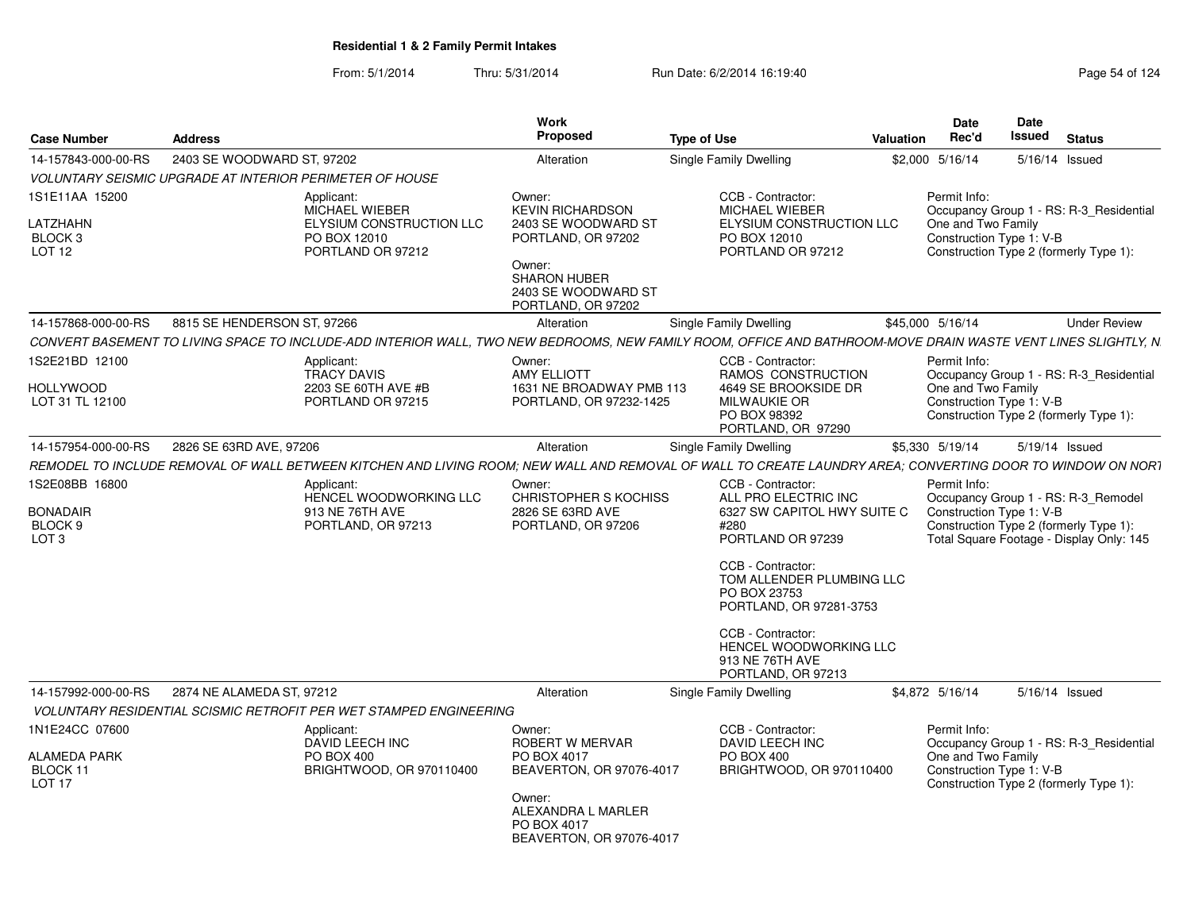## Residential 1 & 2 Family Permit Intakes

From: 5/1/2014 Thru: 5/31/2014 Run Date: 6/2/2014 16:19:40

| Case Number | Address | Work Proposed | Type of Use | Valuation | Date Rec'd | Date Issued | Status |
|---|---|---|---|---|---|---|---|
| 14-157843-000-00-RS | 2403 SE WOODWARD ST, 97202 | Alteration | Single Family Dwelling | $2,000 | 5/16/14 | 5/16/14 | Issued |

*VOLUNTARY SEISMIC UPGRADE AT INTERIOR PERIMETER OF HOUSE*

1S1E11AA 15200
LATZHAHN
BLOCK 3
LOT 12

Applicant:
MICHAEL WIEBER
ELYSIUM CONSTRUCTION LLC
PO BOX 12010
PORTLAND OR 97212

Owner:
KEVIN RICHARDSON
2403 SE WOODWARD ST
PORTLAND, OR 97202

Owner:
SHARON HUBER
2403 SE WOODWARD ST
PORTLAND, OR 97202

CCB - Contractor:
MICHAEL WIEBER
ELYSIUM CONSTRUCTION LLC
PO BOX 12010
PORTLAND OR 97212

Permit Info:
Occupancy Group 1 - RS: R-3_Residential One and Two Family
Construction Type 1: V-B
Construction Type 2 (formerly Type 1):

| Case Number | Address | Work Proposed | Type of Use | Valuation | Date Rec'd | Date Issued | Status |
|---|---|---|---|---|---|---|---|
| 14-157868-000-00-RS | 8815 SE HENDERSON ST, 97266 | Alteration | Single Family Dwelling | $45,000 | 5/16/14 | | Under Review |

*CONVERT BASEMENT TO LIVING SPACE TO INCLUDE-ADD INTERIOR WALL, TWO NEW BEDROOMS, NEW FAMILY ROOM, OFFICE AND BATHROOM-MOVE DRAIN WASTE VENT LINES SLIGHTLY, N*

1S2E21BD 12100
HOLLYWOOD
LOT 31 TL 12100

Applicant:
TRACY DAVIS
2203 SE 60TH AVE #B
PORTLAND OR 97215

Owner:
AMY ELLIOTT
1631 NE BROADWAY PMB 113
PORTLAND, OR 97232-1425

CCB - Contractor:
RAMOS CONSTRUCTION
4649 SE BROOKSIDE DR
MILWAUKIE OR
PO BOX 98392
PORTLAND, OR 97290

Permit Info:
Occupancy Group 1 - RS: R-3_Residential One and Two Family
Construction Type 1: V-B
Construction Type 2 (formerly Type 1):

| Case Number | Address | Work Proposed | Type of Use | Valuation | Date Rec'd | Date Issued | Status |
|---|---|---|---|---|---|---|---|
| 14-157954-000-00-RS | 2826 SE 63RD AVE, 97206 | Alteration | Single Family Dwelling | $5,330 | 5/19/14 | 5/19/14 | Issued |

*REMODEL TO INCLUDE REMOVAL OF WALL BETWEEN KITCHEN AND LIVING ROOM; NEW WALL AND REMOVAL OF WALL TO CREATE LAUNDRY AREA; CONVERTING DOOR TO WINDOW ON NORT*

1S2E08BB 16800
BONADAIR
BLOCK 9
LOT 3

Applicant:
HENCEL WOODWORKING LLC
913 NE 76TH AVE
PORTLAND, OR 97213

Owner:
CHRISTOPHER S KOCHISS
2826 SE 63RD AVE
PORTLAND, OR 97206

CCB - Contractor:
ALL PRO ELECTRIC INC
6327 SW CAPITOL HWY SUITE C #280
PORTLAND OR 97239

CCB - Contractor:
TOM ALLENDER PLUMBING LLC
PO BOX 23753
PORTLAND, OR 97281-3753

CCB - Contractor:
HENCEL WOODWORKING LLC
913 NE 76TH AVE
PORTLAND, OR 97213

Permit Info:
Occupancy Group 1 - RS: R-3_Remodel
Construction Type 1: V-B
Construction Type 2 (formerly Type 1):
Total Square Footage - Display Only: 145

| Case Number | Address | Work Proposed | Type of Use | Valuation | Date Rec'd | Date Issued | Status |
|---|---|---|---|---|---|---|---|
| 14-157992-000-00-RS | 2874 NE ALAMEDA ST, 97212 | Alteration | Single Family Dwelling | $4,872 | 5/16/14 | 5/16/14 | Issued |

*VOLUNTARY RESIDENTIAL SCISMIC RETROFIT PER WET STAMPED ENGINEERING*

1N1E24CC 07600
ALAMEDA PARK
BLOCK 11
LOT 17

Applicant:
DAVID LEECH INC
PO BOX 400
BRIGHTWOOD, OR 970110400

Owner:
ROBERT W MERVAR
PO BOX 4017
BEAVERTON, OR 97076-4017

Owner:
ALEXANDRA L MARLER
PO BOX 4017
BEAVERTON, OR 97076-4017

CCB - Contractor:
DAVID LEECH INC
PO BOX 400
BRIGHTWOOD, OR 970110400

Permit Info:
Occupancy Group 1 - RS: R-3_Residential One and Two Family
Construction Type 1: V-B
Construction Type 2 (formerly Type 1):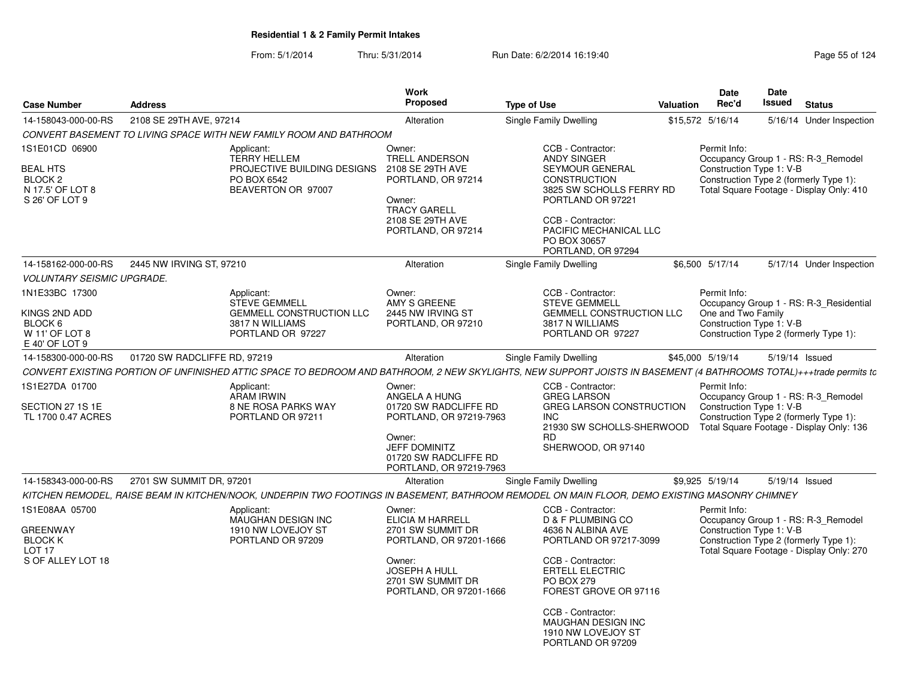**Residential 1 & 2 Family Permit Intakes**

From: 5/1/2014 Thru: 5/31/2014 Run Date: 6/2/2014 16:19:40

| Case Number | Address | Work Proposed | Type of Use | Valuation | Date Rec'd | Date Issued | Status |
|---|---|---|---|---|---|---|---|
| 14-158043-000-00-RS | 2108 SE 29TH AVE, 97214 | Alteration | Single Family Dwelling | $15,572 | 5/16/14 | 5/16/14 | Under Inspection |

*CONVERT BASEMENT TO LIVING SPACE WITH NEW FAMILY ROOM AND BATHROOM*

1S1E01CD 06900

BEAL HTS
BLOCK 2
N 17.5' OF LOT 8
S 26' OF LOT 9

Applicant:
TERRY HELLEM
PROJECTIVE BUILDING DESIGNS
PO BOX 6542
BEAVERTON OR 97007

Owner:
TRELL ANDERSON
2108 SE 29TH AVE
PORTLAND, OR 97214

Owner:
TRACY GARELL
2108 SE 29TH AVE
PORTLAND, OR 97214

CCB - Contractor:
ANDY SINGER
SEYMOUR GENERAL CONSTRUCTION
3825 SW SCHOLLS FERRY RD
PORTLAND OR 97221

CCB - Contractor:
PACIFIC MECHANICAL LLC
PO BOX 30657
PORTLAND, OR 97294

Permit Info:
Occupancy Group 1 - RS: R-3_Remodel
Construction Type 1: V-B
Construction Type 2 (formerly Type 1):
Total Square Footage - Display Only: 410

| Case Number | Address | Work Proposed | Type of Use | Valuation | Date Rec'd | Date Issued | Status |
|---|---|---|---|---|---|---|---|
| 14-158162-000-00-RS | 2445 NW IRVING ST, 97210 | Alteration | Single Family Dwelling | $6,500 | 5/17/14 | 5/17/14 | Under Inspection |

*VOLUNTARY SEISMIC UPGRADE.*

1N1E33BC 17300

KINGS 2ND ADD
BLOCK 6
W 11' OF LOT 8
E 40' OF LOT 9

Applicant:
STEVE GEMMELL
GEMMELL CONSTRUCTION LLC
3817 N WILLIAMS
PORTLAND OR 97227

Owner:
AMY S GREENE
2445 NW IRVING ST
PORTLAND, OR 97210

CCB - Contractor:
STEVE GEMMELL
GEMMELL CONSTRUCTION LLC
3817 N WILLIAMS
PORTLAND OR 97227

Permit Info:
Occupancy Group 1 - RS: R-3_Residential One and Two Family
Construction Type 1: V-B
Construction Type 2 (formerly Type 1):

| Case Number | Address | Work Proposed | Type of Use | Valuation | Date Rec'd | Date Issued | Status |
|---|---|---|---|---|---|---|---|
| 14-158300-000-00-RS | 01720 SW RADCLIFFE RD, 97219 | Alteration | Single Family Dwelling | $45,000 | 5/19/14 | 5/19/14 | Issued |

*CONVERT EXISTING PORTION OF UNFINISHED ATTIC SPACE TO BEDROOM AND BATHROOM, 2 NEW SKYLIGHTS, NEW SUPPORT JOISTS IN BASEMENT (4 BATHROOMS TOTAL)+++trade permits to*

1S1E27DA 01700

SECTION 27 1S 1E
TL 1700 0.47 ACRES

Applicant:
ARAM IRWIN
8 NE ROSA PARKS WAY
PORTLAND OR 97211

Owner:
ANGELA A HUNG
01720 SW RADCLIFFE RD
PORTLAND, OR 97219-7963

Owner:
JEFF DOMINITZ
01720 SW RADCLIFFE RD
PORTLAND, OR 97219-7963

CCB - Contractor:
GREG LARSON
GREG LARSON CONSTRUCTION INC
21930 SW SCHOLLS-SHERWOOD RD
SHERWOOD, OR 97140

Permit Info:
Occupancy Group 1 - RS: R-3_Remodel
Construction Type 1: V-B
Construction Type 2 (formerly Type 1):
Total Square Footage - Display Only: 136

| Case Number | Address | Work Proposed | Type of Use | Valuation | Date Rec'd | Date Issued | Status |
|---|---|---|---|---|---|---|---|
| 14-158343-000-00-RS | 2701 SW SUMMIT DR, 97201 | Alteration | Single Family Dwelling | $9,925 | 5/19/14 | 5/19/14 | Issued |

*KITCHEN REMODEL, RAISE BEAM IN KITCHEN/NOOK, UNDERPIN TWO FOOTINGS IN BASEMENT, BATHROOM REMODEL ON MAIN FLOOR, DEMO EXISTING MASONRY CHIMNEY*

1S1E08AA 05700

GREENWAY
BLOCK K
LOT 17
S OF ALLEY LOT 18

Applicant:
MAUGHAN DESIGN INC
1910 NW LOVEJOY ST
PORTLAND OR 97209

Owner:
ELICIA M HARRELL
2701 SW SUMMIT DR
PORTLAND, OR 97201-1666

Owner:
JOSEPH A HULL
2701 SW SUMMIT DR
PORTLAND, OR 97201-1666

CCB - Contractor:
D & F PLUMBING CO
4636 N ALBINA AVE
PORTLAND OR 97217-3099

CCB - Contractor:
ERTELL ELECTRIC
PO BOX 279
FOREST GROVE OR 97116

CCB - Contractor:
MAUGHAN DESIGN INC
1910 NW LOVEJOY ST
PORTLAND OR 97209

Permit Info:
Occupancy Group 1 - RS: R-3_Remodel
Construction Type 1: V-B
Construction Type 2 (formerly Type 1):
Total Square Footage - Display Only: 270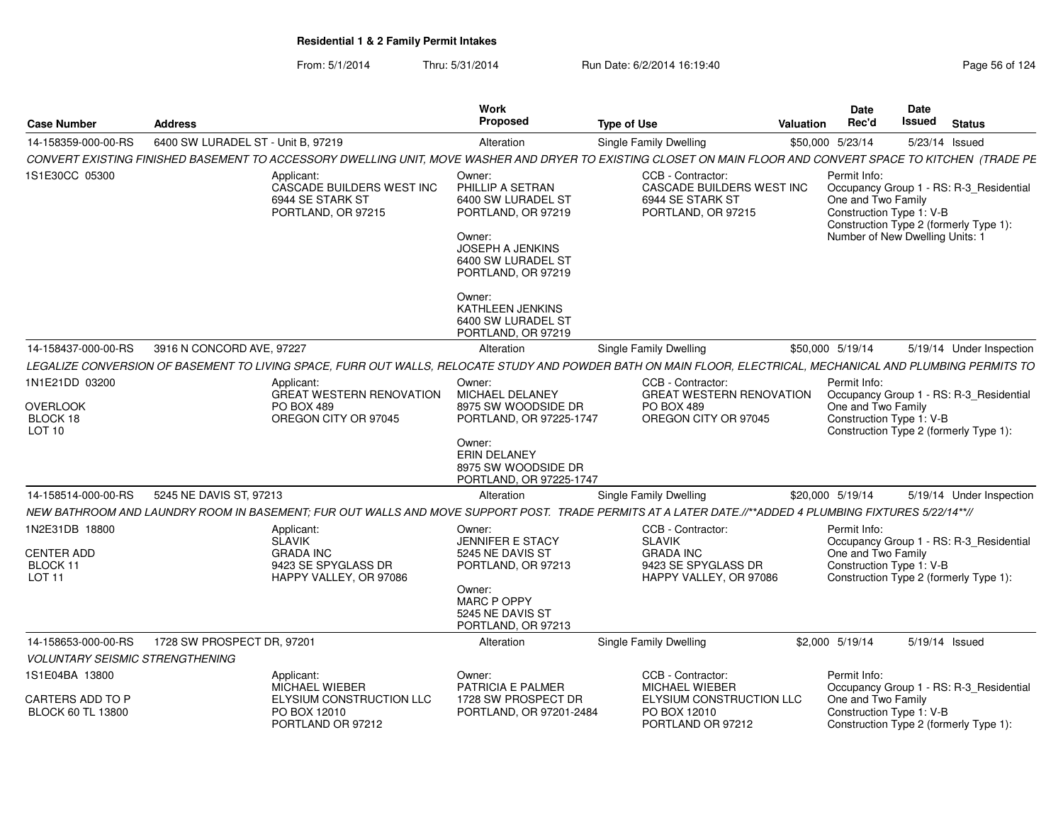**Residential 1 & 2 Family Permit Intakes**

From: 5/1/2014 Thru: 5/31/2014 Run Date: 6/2/2014 16:19:40

| Case Number | Address | Work Proposed | Type of Use | Valuation | Date Rec'd | Date Issued | Status |
|---|---|---|---|---|---|---|---|
| 14-158359-000-00-RS | 6400 SW LURADEL ST - Unit B, 97219 | Alteration | Single Family Dwelling | $50,000 | 5/23/14 | 5/23/14 | Issued |

*CONVERT EXISTING FINISHED BASEMENT TO ACCESSORY DWELLING UNIT, MOVE WASHER AND DRYER TO EXISTING CLOSET ON MAIN FLOOR AND CONVERT SPACE TO KITCHEN (TRADE PE*

1S1E30CC 05300

Applicant: CASCADE BUILDERS WEST INC, 6944 SE STARK ST, PORTLAND, OR 97215

Owner: PHILLIP A SETRAN, 6400 SW LURADEL ST, PORTLAND, OR 97219
Owner: JOSEPH A JENKINS, 6400 SW LURADEL ST, PORTLAND, OR 97219
Owner: KATHLEEN JENKINS, 6400 SW LURADEL ST, PORTLAND, OR 97219

CCB - Contractor: CASCADE BUILDERS WEST INC, 6944 SE STARK ST, PORTLAND, OR 97215

Permit Info: Occupancy Group 1 - RS: R-3_Residential One and Two Family; Construction Type 1: V-B; Construction Type 2 (formerly Type 1):; Number of New Dwelling Units: 1

| Case Number | Address | Work Proposed | Type of Use | Valuation | Date Rec'd | Date Issued | Status |
|---|---|---|---|---|---|---|---|
| 14-158437-000-00-RS | 3916 N CONCORD AVE, 97227 | Alteration | Single Family Dwelling | $50,000 | 5/19/14 | 5/19/14 | Under Inspection |

*LEGALIZE CONVERSION OF BASEMENT TO LIVING SPACE, FURR OUT WALLS, RELOCATE STUDY AND POWDER BATH ON MAIN FLOOR, ELECTRICAL, MECHANICAL AND PLUMBING PERMITS TO*

1N1E21DD 03200
OVERLOOK
BLOCK 18
LOT 10

Applicant: GREAT WESTERN RENOVATION, PO BOX 489, OREGON CITY OR 97045

Owner: MICHAEL DELANEY, 8975 SW WOODSIDE DR, PORTLAND, OR 97225-1747
Owner: ERIN DELANEY, 8975 SW WOODSIDE DR, PORTLAND, OR 97225-1747

CCB - Contractor: GREAT WESTERN RENOVATION, PO BOX 489, OREGON CITY OR 97045

Permit Info: Occupancy Group 1 - RS: R-3_Residential One and Two Family; Construction Type 1: V-B; Construction Type 2 (formerly Type 1):

| Case Number | Address | Work Proposed | Type of Use | Valuation | Date Rec'd | Date Issued | Status |
|---|---|---|---|---|---|---|---|
| 14-158514-000-00-RS | 5245 NE DAVIS ST, 97213 | Alteration | Single Family Dwelling | $20,000 | 5/19/14 | 5/19/14 | Under Inspection |

*NEW BATHROOM AND LAUNDRY ROOM IN BASEMENT; FUR OUT WALLS AND MOVE SUPPORT POST. TRADE PERMITS AT A LATER DATE.//**ADDED 4 PLUMBING FIXTURES 5/22/14**//*

1N2E31DB 18800
CENTER ADD
BLOCK 11
LOT 11

Applicant: SLAVIK, GRADA INC, 9423 SE SPYGLASS DR, HAPPY VALLEY, OR 97086

Owner: JENNIFER E STACY, 5245 NE DAVIS ST, PORTLAND, OR 97213
Owner: MARC P OPPY, 5245 NE DAVIS ST, PORTLAND, OR 97213

CCB - Contractor: SLAVIK, GRADA INC, 9423 SE SPYGLASS DR, HAPPY VALLEY, OR 97086

Permit Info: Occupancy Group 1 - RS: R-3_Residential One and Two Family; Construction Type 1: V-B; Construction Type 2 (formerly Type 1):

| Case Number | Address | Work Proposed | Type of Use | Valuation | Date Rec'd | Date Issued | Status |
|---|---|---|---|---|---|---|---|
| 14-158653-000-00-RS | 1728 SW PROSPECT DR, 97201 | Alteration | Single Family Dwelling | $2,000 | 5/19/14 | 5/19/14 | Issued |

*VOLUNTARY SEISMIC STRENGTHENING*

1S1E04BA 13800
CARTERS ADD TO P
BLOCK 60 TL 13800

Applicant: MICHAEL WIEBER, ELYSIUM CONSTRUCTION LLC, PO BOX 12010, PORTLAND OR 97212

Owner: PATRICIA E PALMER, 1728 SW PROSPECT DR, PORTLAND, OR 97201-2484

CCB - Contractor: MICHAEL WIEBER, ELYSIUM CONSTRUCTION LLC, PO BOX 12010, PORTLAND OR 97212

Permit Info: Occupancy Group 1 - RS: R-3_Residential One and Two Family; Construction Type 1: V-B; Construction Type 2 (formerly Type 1):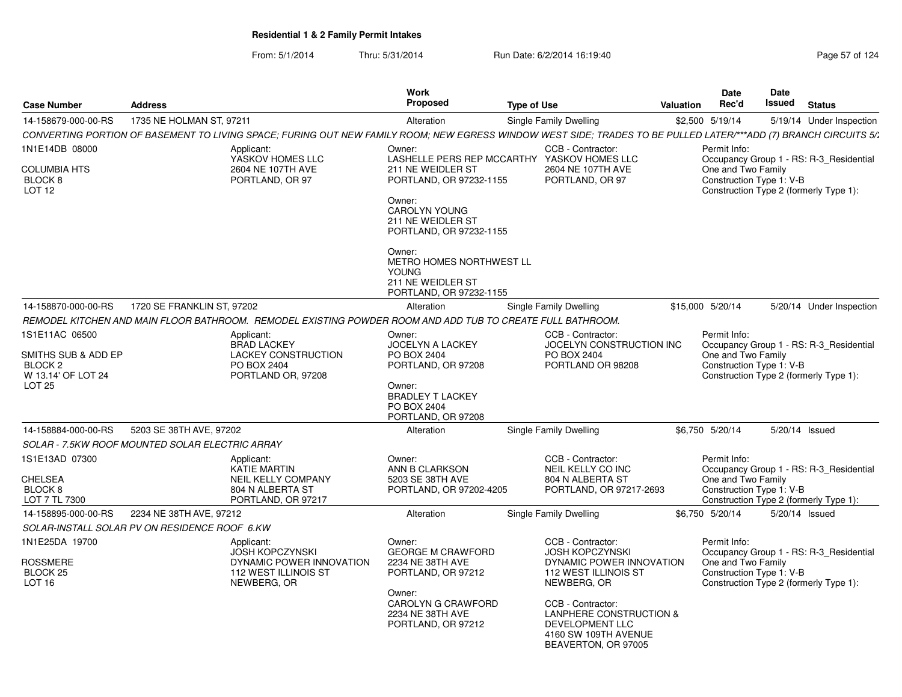**Residential 1 & 2 Family Permit Intakes**

From: 5/1/2014 Thru: 5/31/2014 Run Date: 6/2/2014 16:19:40

| Case Number | Address | Work Proposed | Type of Use | Valuation | Date Rec'd | Date Issued | Status |
|---|---|---|---|---|---|---|---|
| 14-158679-000-00-RS | 1735 NE HOLMAN ST, 97211 | Alteration | Single Family Dwelling | $2,500 | 5/19/14 | 5/19/14 | Under Inspection |

CONVERTING PORTION OF BASEMENT TO LIVING SPACE; FURING OUT NEW FAMILY ROOM; NEW EGRESS WINDOW WEST SIDE; TRADES TO BE PULLED LATER/***ADD (7) BRANCH CIRCUITS 5/2

1N1E14DB 08000
COLUMBIA HTS
BLOCK 8
LOT 12

Applicant:
YASKOV HOMES LLC
2604 NE 107TH AVE
PORTLAND, OR 97

Owner:
LASHELLE PERS REP MCCARTHY
211 NE WEIDLER ST
PORTLAND, OR 97232-1155

Owner:
CAROLYN YOUNG
211 NE WEIDLER ST
PORTLAND, OR 97232-1155

Owner:
METRO HOMES NORTHWEST LL
YOUNG
211 NE WEIDLER ST
PORTLAND, OR 97232-1155

CCB - Contractor:
YASKOV HOMES LLC
2604 NE 107TH AVE
PORTLAND, OR 97

Permit Info:
Occupancy Group 1 - RS: R-3_Residential One and Two Family
Construction Type 1: V-B
Construction Type 2 (formerly Type 1):

| Case Number | Address | Work Proposed | Type of Use | Valuation | Date Rec'd | Date Issued | Status |
|---|---|---|---|---|---|---|---|
| 14-158870-000-00-RS | 1720 SE FRANKLIN ST, 97202 | Alteration | Single Family Dwelling | $15,000 | 5/20/14 | 5/20/14 | Under Inspection |

REMODEL KITCHEN AND MAIN FLOOR BATHROOM. REMODEL EXISTING POWDER ROOM AND ADD TUB TO CREATE FULL BATHROOM.

1S1E11AC 06500
SMITHS SUB & ADD EP
BLOCK 2
W 13.14' OF LOT 24
LOT 25

Applicant:
BRAD LACKEY
LACKEY CONSTRUCTION
PO BOX 2404
PORTLAND OR, 97208

Owner:
JOCELYN A LACKEY
PO BOX 2404
PORTLAND, OR 97208

Owner:
BRADLEY T LACKEY
PO BOX 2404
PORTLAND, OR 97208

CCB - Contractor:
JOCELYN CONSTRUCTION INC
PO BOX 2404
PORTLAND OR 98208

Permit Info:
Occupancy Group 1 - RS: R-3_Residential One and Two Family
Construction Type 1: V-B
Construction Type 2 (formerly Type 1):

| Case Number | Address | Work Proposed | Type of Use | Valuation | Date Rec'd | Date Issued | Status |
|---|---|---|---|---|---|---|---|
| 14-158884-000-00-RS | 5203 SE 38TH AVE, 97202 | Alteration | Single Family Dwelling | $6,750 | 5/20/14 | 5/20/14 | Issued |

SOLAR - 7.5KW ROOF MOUNTED SOLAR ELECTRIC ARRAY

1S1E13AD 07300
CHELSEA
BLOCK 8
LOT 7 TL 7300

Applicant:
KATIE MARTIN
NEIL KELLY COMPANY
804 N ALBERTA ST
PORTLAND, OR 97217

Owner:
ANN B CLARKSON
5203 SE 38TH AVE
PORTLAND, OR 97202-4205

CCB - Contractor:
NEIL KELLY CO INC
804 N ALBERTA ST
PORTLAND, OR 97217-2693

Permit Info:
Occupancy Group 1 - RS: R-3_Residential One and Two Family
Construction Type 1: V-B
Construction Type 2 (formerly Type 1):

| Case Number | Address | Work Proposed | Type of Use | Valuation | Date Rec'd | Date Issued | Status |
|---|---|---|---|---|---|---|---|
| 14-158895-000-00-RS | 2234 NE 38TH AVE, 97212 | Alteration | Single Family Dwelling | $6,750 | 5/20/14 | 5/20/14 | Issued |

SOLAR-INSTALL SOLAR PV ON RESIDENCE ROOF 6.KW

1N1E25DA 19700
ROSSMERE
BLOCK 25
LOT 16

Applicant:
JOSH KOPCZYNSKI
DYNAMIC POWER INNOVATION
112 WEST ILLINOIS ST
NEWBERG, OR

Owner:
GEORGE M CRAWFORD
2234 NE 38TH AVE
PORTLAND, OR 97212

Owner:
CAROLYN G CRAWFORD
2234 NE 38TH AVE
PORTLAND, OR 97212

CCB - Contractor:
JOSH KOPCZYNSKI
DYNAMIC POWER INNOVATION
112 WEST ILLINOIS ST
NEWBERG, OR

CCB - Contractor:
LANPHERE CONSTRUCTION & DEVELOPMENT LLC
4160 SW 109TH AVENUE
BEAVERTON, OR 97005

Permit Info:
Occupancy Group 1 - RS: R-3_Residential One and Two Family
Construction Type 1: V-B
Construction Type 2 (formerly Type 1):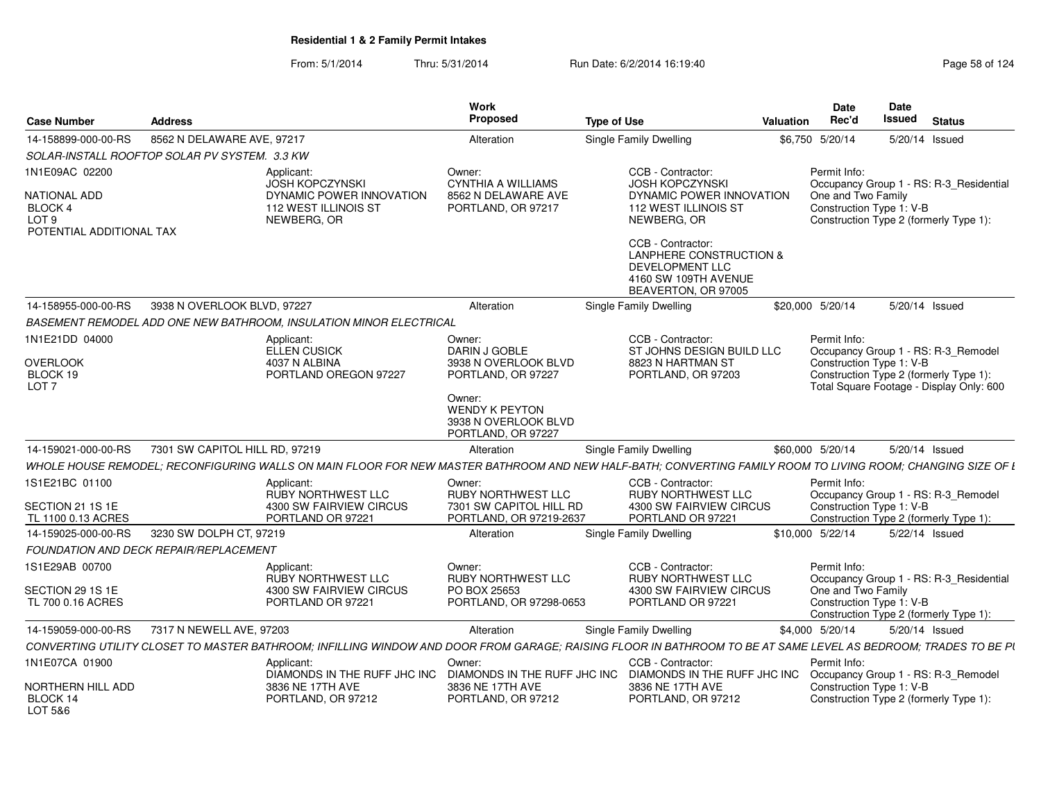**Residential 1 & 2 Family Permit Intakes**

From: 5/1/2014 Thru: 5/31/2014 Run Date: 6/2/2014 16:19:40

| Case Number | Address | Work Proposed | Type of Use | Valuation | Date Rec'd | Date Issued | Status |
|---|---|---|---|---|---|---|---|
| 14-158899-000-00-RS | 8562 N DELAWARE AVE, 97217 | Alteration | Single Family Dwelling | $6,750 | 5/20/14 | 5/20/14 | Issued |

*SOLAR-INSTALL ROOFTOP SOLAR PV SYSTEM. 3.3 KW*

1N1E09AC 02200
NATIONAL ADD
BLOCK 4
LOT 9
POTENTIAL ADDITIONAL TAX

Applicant: JOSH KOPCZYNSKI, DYNAMIC POWER INNOVATION, 112 WEST ILLINOIS ST, NEWBERG, OR

Owner: CYNTHIA A WILLIAMS, 8562 N DELAWARE AVE, PORTLAND, OR 97217

CCB - Contractor: JOSH KOPCZYNSKI, DYNAMIC POWER INNOVATION, 112 WEST ILLINOIS ST, NEWBERG, OR

CCB - Contractor: LANPHERE CONSTRUCTION & DEVELOPMENT LLC, 4160 SW 109TH AVENUE, BEAVERTON, OR 97005

Permit Info: Occupancy Group 1 - RS: R-3_Residential One and Two Family; Construction Type 1: V-B; Construction Type 2 (formerly Type 1):

| Case Number | Address | Work Proposed | Type of Use | Valuation | Date Rec'd | Date Issued | Status |
|---|---|---|---|---|---|---|---|
| 14-158955-000-00-RS | 3938 N OVERLOOK BLVD, 97227 | Alteration | Single Family Dwelling | $20,000 | 5/20/14 | 5/20/14 | Issued |

*BASEMENT REMODEL ADD ONE NEW BATHROOM, INSULATION MINOR ELECTRICAL*

1N1E21DD 04000
OVERLOOK
BLOCK 19
LOT 7

Applicant: ELLEN CUSICK, 4037 N ALBINA, PORTLAND OREGON 97227

Owner: DARIN J GOBLE, 3938 N OVERLOOK BLVD, PORTLAND, OR 97227

Owner: WENDY K PEYTON, 3938 N OVERLOOK BLVD, PORTLAND, OR 97227

CCB - Contractor: ST JOHNS DESIGN BUILD LLC, 8823 N HARTMAN ST, PORTLAND, OR 97203

Permit Info: Occupancy Group 1 - RS: R-3_Remodel; Construction Type 1: V-B; Construction Type 2 (formerly Type 1):; Total Square Footage - Display Only: 600

| Case Number | Address | Work Proposed | Type of Use | Valuation | Date Rec'd | Date Issued | Status |
|---|---|---|---|---|---|---|---|
| 14-159021-000-00-RS | 7301 SW CAPITOL HILL RD, 97219 | Alteration | Single Family Dwelling | $60,000 | 5/20/14 | 5/20/14 | Issued |

*WHOLE HOUSE REMODEL; RECONFIGURING WALLS ON MAIN FLOOR FOR NEW MASTER BATHROOM AND NEW HALF-BATH; CONVERTING FAMILY ROOM TO LIVING ROOM; CHANGING SIZE OF E*

1S1E21BC 01100
SECTION 21 1S 1E
TL 1100 0.13 ACRES

Applicant: RUBY NORTHWEST LLC, 4300 SW FAIRVIEW CIRCUS, PORTLAND OR 97221

Owner: RUBY NORTHWEST LLC, 7301 SW CAPITOL HILL RD, PORTLAND, OR 97219-2637

CCB - Contractor: RUBY NORTHWEST LLC, 4300 SW FAIRVIEW CIRCUS, PORTLAND OR 97221

Permit Info: Occupancy Group 1 - RS: R-3_Remodel; Construction Type 1: V-B; Construction Type 2 (formerly Type 1):

| Case Number | Address | Work Proposed | Type of Use | Valuation | Date Rec'd | Date Issued | Status |
|---|---|---|---|---|---|---|---|
| 14-159025-000-00-RS | 3230 SW DOLPH CT, 97219 | Alteration | Single Family Dwelling | $10,000 | 5/22/14 | 5/22/14 | Issued |

*FOUNDATION AND DECK REPAIR/REPLACEMENT*

1S1E29AB 00700
SECTION 29 1S 1E
TL 700 0.16 ACRES

Applicant: RUBY NORTHWEST LLC, 4300 SW FAIRVIEW CIRCUS, PORTLAND OR 97221

Owner: RUBY NORTHWEST LLC, PO BOX 25653, PORTLAND, OR 97298-0653

CCB - Contractor: RUBY NORTHWEST LLC, 4300 SW FAIRVIEW CIRCUS, PORTLAND OR 97221

Permit Info: Occupancy Group 1 - RS: R-3_Residential One and Two Family; Construction Type 1: V-B; Construction Type 2 (formerly Type 1):

| Case Number | Address | Work Proposed | Type of Use | Valuation | Date Rec'd | Date Issued | Status |
|---|---|---|---|---|---|---|---|
| 14-159059-000-00-RS | 7317 N NEWELL AVE, 97203 | Alteration | Single Family Dwelling | $4,000 | 5/20/14 | 5/20/14 | Issued |

*CONVERTING UTILITY CLOSET TO MASTER BATHROOM; INFILLING WINDOW AND DOOR FROM GARAGE; RAISING FLOOR IN BATHROOM TO BE AT SAME LEVEL AS BEDROOM; TRADES TO BE PU*

1N1E07CA 01900
NORTHERN HILL ADD
BLOCK 14
LOT 5&6

Applicant: DIAMONDS IN THE RUFF JHC INC, 3836 NE 17TH AVE, PORTLAND, OR 97212

Owner: DIAMONDS IN THE RUFF JHC INC, 3836 NE 17TH AVE, PORTLAND, OR 97212

CCB - Contractor: DIAMONDS IN THE RUFF JHC INC, 3836 NE 17TH AVE, PORTLAND, OR 97212

Permit Info: Occupancy Group 1 - RS: R-3_Remodel; Construction Type 1: V-B; Construction Type 2 (formerly Type 1):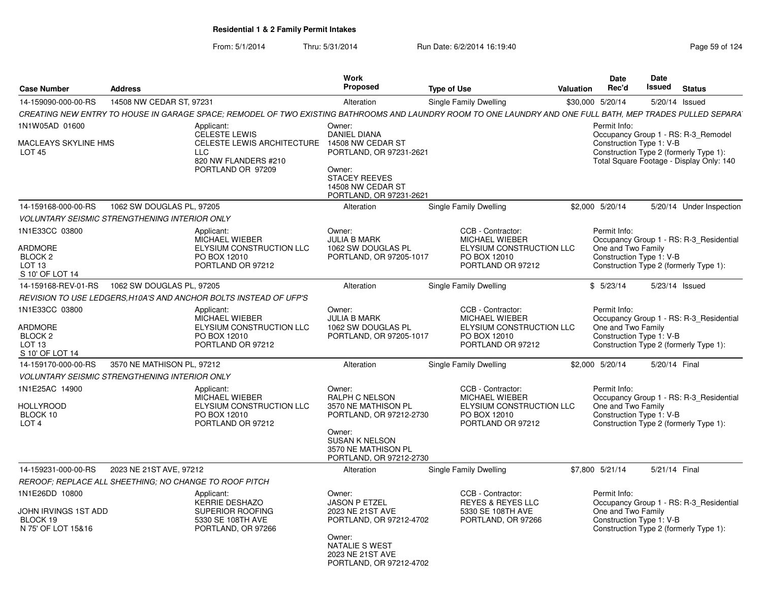## Residential 1 & 2 Family Permit Intakes

From: 5/1/2014 Thru: 5/31/2014 Run Date: 6/2/2014 16:19:40

| Case Number | Address | Work Proposed | Type of Use | Valuation | Date Rec'd | Date Issued | Status |
|---|---|---|---|---|---|---|---|
| 14-159090-000-00-RS | 14508 NW CEDAR ST, 97231 | Alteration | Single Family Dwelling | $30,000 | 5/20/14 | 5/20/14 | Issued |

CREATING NEW ENTRY TO HOUSE IN GARAGE SPACE; REMODEL OF TWO EXISTING BATHROOMS AND LAUNDRY ROOM TO ONE LAUNDRY AND ONE FULL BATH, MEP TRADES PULLED SEPARA

1N1W05AD 01600
MACLEAYS SKYLINE HMS
LOT 45

Applicant:
CELESTE LEWIS
CELESTE LEWIS ARCHITECTURE LLC
820 NW FLANDERS #210
PORTLAND OR 97209

Owner:
DANIEL DIANA
14508 NW CEDAR ST
PORTLAND, OR 97231-2621

Owner:
STACEY REEVES
14508 NW CEDAR ST
PORTLAND, OR 97231-2621

Permit Info:
Occupancy Group 1 - RS: R-3_Remodel
Construction Type 1: V-B
Construction Type 2 (formerly Type 1):
Total Square Footage - Display Only: 140

| Case Number | Address | Work Proposed | Type of Use | Valuation | Date Rec'd | Date Issued | Status |
|---|---|---|---|---|---|---|---|
| 14-159168-000-00-RS | 1062 SW DOUGLAS PL, 97205 | Alteration | Single Family Dwelling | $2,000 | 5/20/14 | 5/20/14 | Under Inspection |

*VOLUNTARY SEISMIC STRENGTHENING INTERIOR ONLY*

1N1E33CC 03800
ARDMORE
BLOCK 2
LOT 13
S 10' OF LOT 14

Applicant:
MICHAEL WIEBER
ELYSIUM CONSTRUCTION LLC
PO BOX 12010
PORTLAND OR 97212

Owner:
JULIA B MARK
1062 SW DOUGLAS PL
PORTLAND, OR 97205-1017

CCB - Contractor:
MICHAEL WIEBER
ELYSIUM CONSTRUCTION LLC
PO BOX 12010
PORTLAND OR 97212

Permit Info:
Occupancy Group 1 - RS: R-3_Residential One and Two Family
Construction Type 1: V-B
Construction Type 2 (formerly Type 1):

| Case Number | Address | Work Proposed | Type of Use | Valuation | Date Rec'd | Date Issued | Status |
|---|---|---|---|---|---|---|---|
| 14-159168-REV-01-RS | 1062 SW DOUGLAS PL, 97205 | Alteration | Single Family Dwelling | $ | 5/23/14 | 5/23/14 | Issued |

*REVISION TO USE LEDGERS,H10A'S AND ANCHOR BOLTS INSTEAD OF UFP'S*

1N1E33CC 03800
ARDMORE
BLOCK 2
LOT 13
S 10' OF LOT 14

Applicant:
MICHAEL WIEBER
ELYSIUM CONSTRUCTION LLC
PO BOX 12010
PORTLAND OR 97212

Owner:
JULIA B MARK
1062 SW DOUGLAS PL
PORTLAND, OR 97205-1017

CCB - Contractor:
MICHAEL WIEBER
ELYSIUM CONSTRUCTION LLC
PO BOX 12010
PORTLAND OR 97212

Permit Info:
Occupancy Group 1 - RS: R-3_Residential One and Two Family
Construction Type 1: V-B
Construction Type 2 (formerly Type 1):

| Case Number | Address | Work Proposed | Type of Use | Valuation | Date Rec'd | Date Issued | Status |
|---|---|---|---|---|---|---|---|
| 14-159170-000-00-RS | 3570 NE MATHISON PL, 97212 | Alteration | Single Family Dwelling | $2,000 | 5/20/14 | 5/20/14 | Final |

*VOLUNTARY SEISMIC STRENGTHENING INTERIOR ONLY*

1N1E25AC 14900
HOLLYROOD
BLOCK 10
LOT 4

Applicant:
MICHAEL WIEBER
ELYSIUM CONSTRUCTION LLC
PO BOX 12010
PORTLAND OR 97212

Owner:
RALPH C NELSON
3570 NE MATHISON PL
PORTLAND, OR 97212-2730

Owner:
SUSAN K NELSON
3570 NE MATHISON PL
PORTLAND, OR 97212-2730

CCB - Contractor:
MICHAEL WIEBER
ELYSIUM CONSTRUCTION LLC
PO BOX 12010
PORTLAND OR 97212

Permit Info:
Occupancy Group 1 - RS: R-3_Residential One and Two Family
Construction Type 1: V-B
Construction Type 2 (formerly Type 1):

| Case Number | Address | Work Proposed | Type of Use | Valuation | Date Rec'd | Date Issued | Status |
|---|---|---|---|---|---|---|---|
| 14-159231-000-00-RS | 2023 NE 21ST AVE, 97212 | Alteration | Single Family Dwelling | $7,800 | 5/21/14 | 5/21/14 | Final |

*REROOF; REPLACE ALL SHEETHING; NO CHANGE TO ROOF PITCH*

1N1E26DD 10800
JOHN IRVINGS 1ST ADD
BLOCK 19
N 75' OF LOT 15&16

Applicant:
KERRIE DESHAZO
SUPERIOR ROOFING
5330 SE 108TH AVE
PORTLAND, OR 97266

Owner:
JASON P ETZEL
2023 NE 21ST AVE
PORTLAND, OR 97212-4702

Owner:
NATALIE S WEST
2023 NE 21ST AVE
PORTLAND, OR 97212-4702

CCB - Contractor:
REYES & REYES LLC
5330 SE 108TH AVE
PORTLAND, OR 97266

Permit Info:
Occupancy Group 1 - RS: R-3_Residential One and Two Family
Construction Type 1: V-B
Construction Type 2 (formerly Type 1):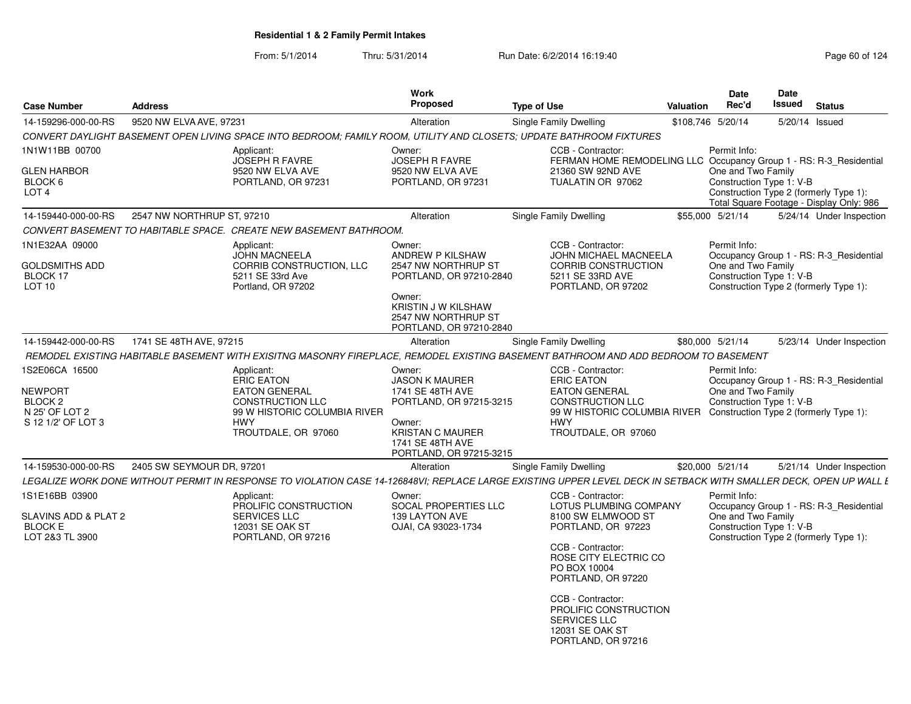**Residential 1 & 2 Family Permit Intakes**

From: 5/1/2014 Thru: 5/31/2014 Run Date: 6/2/2014 16:19:40

| Case Number | Address | Work Proposed | Type of Use | Valuation | Date Rec'd | Date Issued | Status |
|---|---|---|---|---|---|---|---|
| 14-159296-000-00-RS | 9520 NW ELVA AVE, 97231 | Alteration | Single Family Dwelling | $108,746 | 5/20/14 | 5/20/14 | Issued |

CONVERT DAYLIGHT BASEMENT OPEN LIVING SPACE INTO BEDROOM; FAMILY ROOM, UTILITY AND CLOSETS; UPDATE BATHROOM FIXTURES

1N1W11BB 00700
GLEN HARBOR
BLOCK 6
LOT 4

Applicant:
JOSEPH R FAVRE
9520 NW ELVA AVE
PORTLAND, OR 97231

Owner:
JOSEPH R FAVRE
9520 NW ELVA AVE
PORTLAND, OR 97231

CCB - Contractor:
FERMAN HOME REMODELING LLC
21360 SW 92ND AVE
TUALATIN OR 97062

Permit Info:
Occupancy Group 1 - RS: R-3_Residential One and Two Family
Construction Type 1: V-B
Construction Type 2 (formerly Type 1):
Total Square Footage - Display Only: 986

| Case Number | Address | Work Proposed | Type of Use | Valuation | Date Rec'd | Date Issued | Status |
|---|---|---|---|---|---|---|---|
| 14-159440-000-00-RS | 2547 NW NORTHRUP ST, 97210 | Alteration | Single Family Dwelling | $55,000 | 5/21/14 | 5/24/14 | Under Inspection |

CONVERT BASEMENT TO HABITABLE SPACE. CREATE NEW BASEMENT BATHROOM.

1N1E32AA 09000
GOLDSMITHS ADD
BLOCK 17
LOT 10

Applicant:
JOHN MACNEELA
CORRIB CONSTRUCTION, LLC
5211 SE 33rd Ave
Portland, OR 97202

Owner:
ANDREW P KILSHAW
2547 NW NORTHRUP ST
PORTLAND, OR 97210-2840

Owner:
KRISTIN J W KILSHAW
2547 NW NORTHRUP ST
PORTLAND, OR 97210-2840

CCB - Contractor:
JOHN MICHAEL MACNEELA
CORRIB CONSTRUCTION
5211 SE 33RD AVE
PORTLAND, OR 97202

Permit Info:
Occupancy Group 1 - RS: R-3_Residential One and Two Family
Construction Type 1: V-B
Construction Type 2 (formerly Type 1):

| Case Number | Address | Work Proposed | Type of Use | Valuation | Date Rec'd | Date Issued | Status |
|---|---|---|---|---|---|---|---|
| 14-159442-000-00-RS | 1741 SE 48TH AVE, 97215 | Alteration | Single Family Dwelling | $80,000 | 5/21/14 | 5/23/14 | Under Inspection |

REMODEL EXISTING HABITABLE BASEMENT WITH EXISITNG MASONRY FIREPLACE, REMODEL EXISTING BASEMENT BATHROOM AND ADD BEDROOM TO BASEMENT

1S2E06CA 16500
NEWPORT
BLOCK 2
N 25' OF LOT 2
S 12 1/2' OF LOT 3

Applicant:
ERIC EATON
EATON GENERAL CONSTRUCTION LLC
99 W HISTORIC COLUMBIA RIVER HWY
TROUTDALE, OR 97060

Owner:
JASON K MAURER
1741 SE 48TH AVE
PORTLAND, OR 97215-3215

Owner:
KRISTAN C MAURER
1741 SE 48TH AVE
PORTLAND, OR 97215-3215

CCB - Contractor:
ERIC EATON
EATON GENERAL CONSTRUCTION LLC
99 W HISTORIC COLUMBIA RIVER HWY
TROUTDALE, OR 97060

Permit Info:
Occupancy Group 1 - RS: R-3_Residential One and Two Family
Construction Type 1: V-B
Construction Type 2 (formerly Type 1):

| Case Number | Address | Work Proposed | Type of Use | Valuation | Date Rec'd | Date Issued | Status |
|---|---|---|---|---|---|---|---|
| 14-159530-000-00-RS | 2405 SW SEYMOUR DR, 97201 | Alteration | Single Family Dwelling | $20,000 | 5/21/14 | 5/21/14 | Under Inspection |

LEGALIZE WORK DONE WITHOUT PERMIT IN RESPONSE TO VIOLATION CASE 14-126848VI; REPLACE LARGE EXISTING UPPER LEVEL DECK IN SETBACK WITH SMALLER DECK, OPEN UP WALL E

1S1E16BB 03900
SLAVINS ADD & PLAT 2
BLOCK E
LOT 2&3 TL 3900

Applicant:
PROLIFIC CONSTRUCTION SERVICES LLC
12031 SE OAK ST
PORTLAND, OR 97216

Owner:
SOCAL PROPERTIES LLC
139 LAYTON AVE
OJAI, CA 93023-1734

CCB - Contractor:
LOTUS PLUMBING COMPANY
8100 SW ELMWOOD ST
PORTLAND, OR 97223

CCB - Contractor:
ROSE CITY ELECTRIC CO
PO BOX 10004
PORTLAND, OR 97220

CCB - Contractor:
PROLIFIC CONSTRUCTION SERVICES LLC
12031 SE OAK ST
PORTLAND, OR 97216

Permit Info:
Occupancy Group 1 - RS: R-3_Residential One and Two Family
Construction Type 1: V-B
Construction Type 2 (formerly Type 1):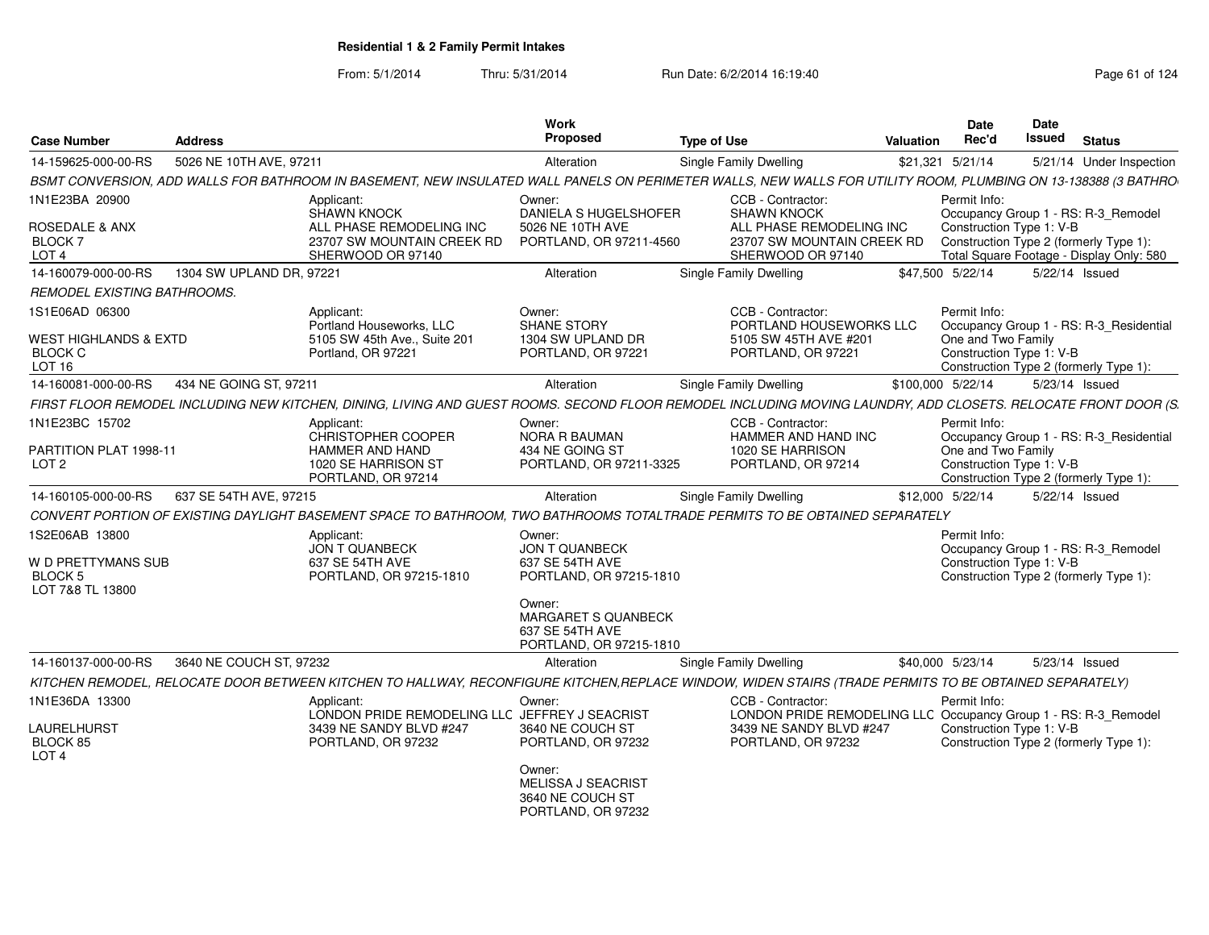# Residential 1 & 2 Family Permit Intakes

From: 5/1/2014 Thru: 5/31/2014 Run Date: 6/2/2014 16:19:40

| Case Number | Address | Work Proposed | Type of Use | Valuation | Date Rec'd | Date Issued | Status |
|---|---|---|---|---|---|---|---|
| 14-159625-000-00-RS | 5026 NE 10TH AVE, 97211 | Alteration | Single Family Dwelling | $21,321 | 5/21/14 | 5/21/14 | Under Inspection |

*BSMT CONVERSION, ADD WALLS FOR BATHROOM IN BASEMENT, NEW INSULATED WALL PANELS ON PERIMETER WALLS, NEW WALLS FOR UTILITY ROOM, PLUMBING ON 13-138388 (3 BATHRO*

1N1E23BA 20900
ROSEDALE & ANX
BLOCK 7
LOT 4

Applicant:
SHAWN KNOCK
ALL PHASE REMODELING INC
23707 SW MOUNTAIN CREEK RD
SHERWOOD OR 97140

Owner:
DANIELA S HUGELSHOFER
5026 NE 10TH AVE
PORTLAND, OR 97211-4560

CCB - Contractor:
SHAWN KNOCK
ALL PHASE REMODELING INC
23707 SW MOUNTAIN CREEK RD
SHERWOOD OR 97140

Permit Info:
Occupancy Group 1 - RS: R-3_Remodel
Construction Type 1: V-B
Construction Type 2 (formerly Type 1):
Total Square Footage - Display Only: 580

| Case Number | Address | Work Proposed | Type of Use | Valuation | Date Rec'd | Date Issued | Status |
|---|---|---|---|---|---|---|---|
| 14-160079-000-00-RS | 1304 SW UPLAND DR, 97221 | Alteration | Single Family Dwelling | $47,500 | 5/22/14 | 5/22/14 | Issued |

*REMODEL EXISTING BATHROOMS.*

1S1E06AD 06300
WEST HIGHLANDS & EXTD
BLOCK C
LOT 16

Applicant:
Portland Houseworks, LLC
5105 SW 45th Ave., Suite 201
Portland, OR 97221

Owner:
SHANE STORY
1304 SW UPLAND DR
PORTLAND, OR 97221

CCB - Contractor:
PORTLAND HOUSEWORKS LLC
5105 SW 45TH AVE #201
PORTLAND, OR 97221

Permit Info:
Occupancy Group 1 - RS: R-3_Residential One and Two Family
Construction Type 1: V-B
Construction Type 2 (formerly Type 1):

| Case Number | Address | Work Proposed | Type of Use | Valuation | Date Rec'd | Date Issued | Status |
|---|---|---|---|---|---|---|---|
| 14-160081-000-00-RS | 434 NE GOING ST, 97211 | Alteration | Single Family Dwelling | $100,000 | 5/22/14 | 5/23/14 | Issued |

*FIRST FLOOR REMODEL INCLUDING NEW KITCHEN, DINING, LIVING AND GUEST ROOMS. SECOND FLOOR REMODEL INCLUDING MOVING LAUNDRY, ADD CLOSETS. RELOCATE FRONT DOOR (S.*

1N1E23BC 15702
PARTITION PLAT 1998-11
LOT 2

Applicant:
CHRISTOPHER COOPER
HAMMER AND HAND
1020 SE HARRISON ST
PORTLAND, OR 97214

Owner:
NORA R BAUMAN
434 NE GOING ST
PORTLAND, OR 97211-3325

CCB - Contractor:
HAMMER AND HAND INC
1020 SE HARRISON
PORTLAND, OR 97214

Permit Info:
Occupancy Group 1 - RS: R-3_Residential One and Two Family
Construction Type 1: V-B
Construction Type 2 (formerly Type 1):

| Case Number | Address | Work Proposed | Type of Use | Valuation | Date Rec'd | Date Issued | Status |
|---|---|---|---|---|---|---|---|
| 14-160105-000-00-RS | 637 SE 54TH AVE, 97215 | Alteration | Single Family Dwelling | $12,000 | 5/22/14 | 5/22/14 | Issued |

*CONVERT PORTION OF EXISTING DAYLIGHT BASEMENT SPACE TO BATHROOM, TWO BATHROOMS TOTALTRADE PERMITS TO BE OBTAINED SEPARATELY*

1S2E06AB 13800
W D PRETTYMANS SUB
BLOCK 5
LOT 7&8 TL 13800

Applicant:
JON T QUANBECK
637 SE 54TH AVE
PORTLAND, OR 97215-1810

Owner:
JON T QUANBECK
637 SE 54TH AVE
PORTLAND, OR 97215-1810

Owner:
MARGARET S QUANBECK
637 SE 54TH AVE
PORTLAND, OR 97215-1810

Permit Info:
Occupancy Group 1 - RS: R-3_Remodel
Construction Type 1: V-B
Construction Type 2 (formerly Type 1):

| Case Number | Address | Work Proposed | Type of Use | Valuation | Date Rec'd | Date Issued | Status |
|---|---|---|---|---|---|---|---|
| 14-160137-000-00-RS | 3640 NE COUCH ST, 97232 | Alteration | Single Family Dwelling | $40,000 | 5/23/14 | 5/23/14 | Issued |

*KITCHEN REMODEL, RELOCATE DOOR BETWEEN KITCHEN TO HALLWAY, RECONFIGURE KITCHEN,REPLACE WINDOW, WIDEN STAIRS (TRADE PERMITS TO BE OBTAINED SEPARATELY)*

1N1E36DA 13300
LAURELHURST
BLOCK 85
LOT 4

Applicant:
LONDON PRIDE REMODELING LLC
3439 NE SANDY BLVD #247
PORTLAND, OR 97232

Owner:
JEFFREY J SEACRIST
3640 NE COUCH ST
PORTLAND, OR 97232

Owner:
MELISSA J SEACRIST
3640 NE COUCH ST
PORTLAND, OR 97232

CCB - Contractor:
LONDON PRIDE REMODELING LLC
3439 NE SANDY BLVD #247
PORTLAND, OR 97232

Permit Info:
Occupancy Group 1 - RS: R-3_Remodel
Construction Type 1: V-B
Construction Type 2 (formerly Type 1):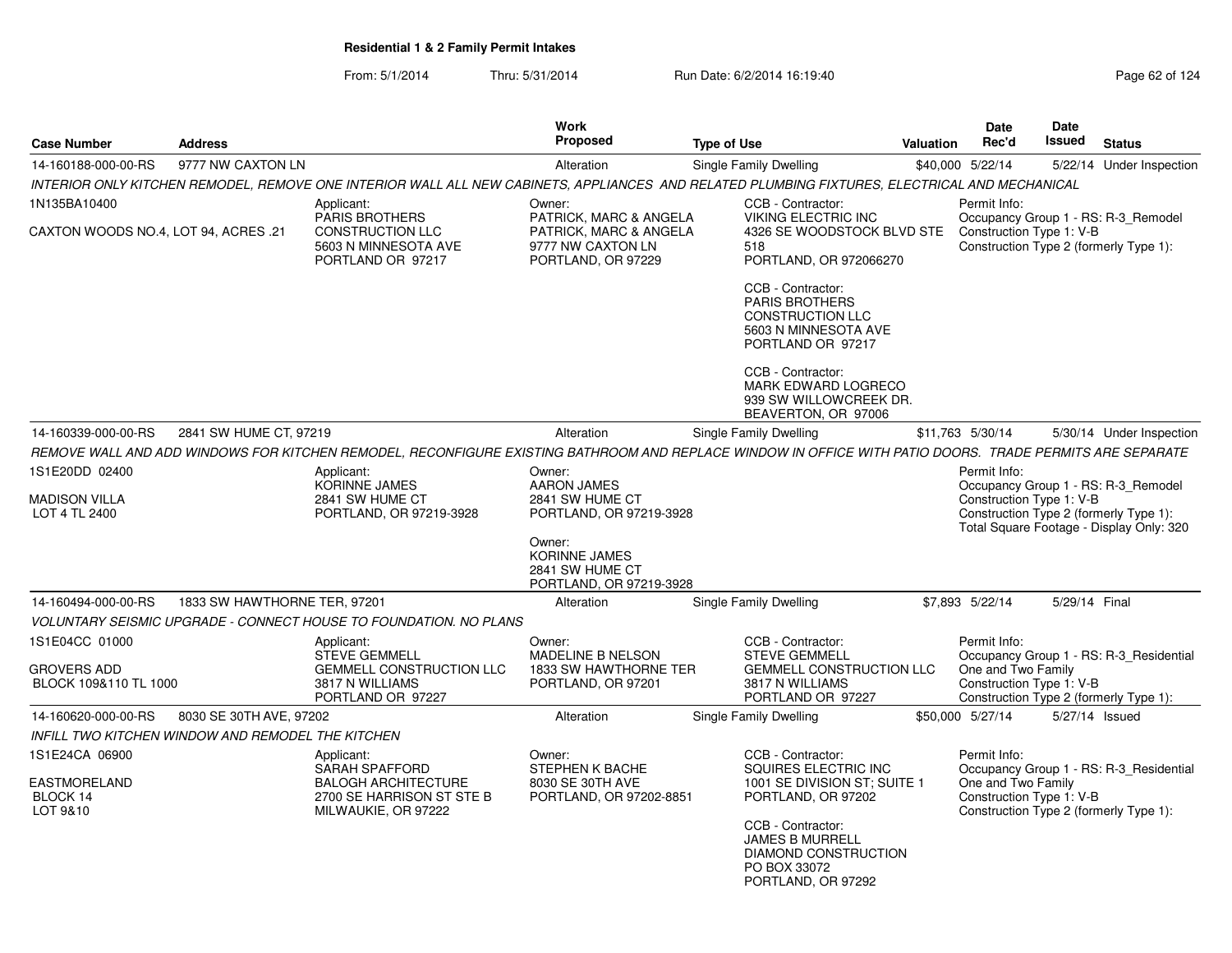## Residential 1 & 2 Family Permit Intakes

From: 5/1/2014 Thru: 5/31/2014 Run Date: 6/2/2014 16:19:40

| Case Number | Address | Work Proposed | Type of Use | Valuation | Date Rec'd | Date Issued | Status |
|---|---|---|---|---|---|---|---|
| 14-160188-000-00-RS | 9777 NW CAXTON LN | Alteration | Single Family Dwelling | $40,000 | 5/22/14 | 5/22/14 | Under Inspection |

INTERIOR ONLY KITCHEN REMODEL, REMOVE ONE INTERIOR WALL ALL NEW CABINETS, APPLIANCES AND RELATED PLUMBING FIXTURES, ELECTRICAL AND MECHANICAL

1N135BA10400

CAXTON WOODS NO.4, LOT 94, ACRES .21

Applicant:
PARIS BROTHERS
CONSTRUCTION LLC
5603 N MINNESOTA AVE
PORTLAND OR 97217

Owner:
PATRICK, MARC & ANGELA
PATRICK, MARC & ANGELA
9777 NW CAXTON LN
PORTLAND, OR 97229

CCB - Contractor:
VIKING ELECTRIC INC
4326 SE WOODSTOCK BLVD STE 518
PORTLAND, OR 972066270

CCB - Contractor:
PARIS BROTHERS
CONSTRUCTION LLC
5603 N MINNESOTA AVE
PORTLAND OR 97217

CCB - Contractor:
MARK EDWARD LOGRECO
939 SW WILLOWCREEK DR.
BEAVERTON, OR 97006

Permit Info:
Occupancy Group 1 - RS: R-3_Remodel
Construction Type 1: V-B
Construction Type 2 (formerly Type 1):

| Case Number | Address | Work Proposed | Type of Use | Valuation | Date Rec'd | Date Issued | Status |
|---|---|---|---|---|---|---|---|
| 14-160339-000-00-RS | 2841 SW HUME CT, 97219 | Alteration | Single Family Dwelling | $11,763 | 5/30/14 | 5/30/14 | Under Inspection |

REMOVE WALL AND ADD WINDOWS FOR KITCHEN REMODEL, RECONFIGURE EXISTING BATHROOM AND REPLACE WINDOW IN OFFICE WITH PATIO DOORS. TRADE PERMITS ARE SEPARATE

1S1E20DD 02400

MADISON VILLA
LOT 4 TL 2400

Applicant:
KORINNE JAMES
2841 SW HUME CT
PORTLAND, OR 97219-3928

Owner:
AARON JAMES
2841 SW HUME CT
PORTLAND, OR 97219-3928

Owner:
KORINNE JAMES
2841 SW HUME CT
PORTLAND, OR 97219-3928

Permit Info:
Occupancy Group 1 - RS: R-3_Remodel
Construction Type 1: V-B
Construction Type 2 (formerly Type 1):
Total Square Footage - Display Only: 320

| Case Number | Address | Work Proposed | Type of Use | Valuation | Date Rec'd | Date Issued | Status |
|---|---|---|---|---|---|---|---|
| 14-160494-000-00-RS | 1833 SW HAWTHORNE TER, 97201 | Alteration | Single Family Dwelling | $7,893 | 5/22/14 | 5/29/14 | Final |

VOLUNTARY SEISMIC UPGRADE - CONNECT HOUSE TO FOUNDATION. NO PLANS

1S1E04CC 01000

GROVERS ADD
BLOCK 109&110 TL 1000

Applicant:
STEVE GEMMELL
GEMMELL CONSTRUCTION LLC
3817 N WILLIAMS
PORTLAND OR 97227

Owner:
MADELINE B NELSON
1833 SW HAWTHORNE TER
PORTLAND, OR 97201

CCB - Contractor:
STEVE GEMMELL
GEMMELL CONSTRUCTION LLC
3817 N WILLIAMS
PORTLAND OR 97227

Permit Info:
Occupancy Group 1 - RS: R-3_Residential
One and Two Family
Construction Type 1: V-B
Construction Type 2 (formerly Type 1):

| Case Number | Address | Work Proposed | Type of Use | Valuation | Date Rec'd | Date Issued | Status |
|---|---|---|---|---|---|---|---|
| 14-160620-000-00-RS | 8030 SE 30TH AVE, 97202 | Alteration | Single Family Dwelling | $50,000 | 5/27/14 | 5/27/14 | Issued |

INFILL TWO KITCHEN WINDOW AND REMODEL THE KITCHEN

1S1E24CA 06900

EASTMORELAND
BLOCK 14
LOT 9&10

Applicant:
SARAH SPAFFORD
BALOGH ARCHITECTURE
2700 SE HARRISON ST STE B
MILWAUKIE, OR 97222

Owner:
STEPHEN K BACHE
8030 SE 30TH AVE
PORTLAND, OR 97202-8851

CCB - Contractor:
SQUIRES ELECTRIC INC
1001 SE DIVISION ST; SUITE 1
PORTLAND, OR 97202

CCB - Contractor:
JAMES B MURRELL
DIAMOND CONSTRUCTION
PO BOX 33072
PORTLAND, OR 97292

Permit Info:
Occupancy Group 1 - RS: R-3_Residential
One and Two Family
Construction Type 1: V-B
Construction Type 2 (formerly Type 1):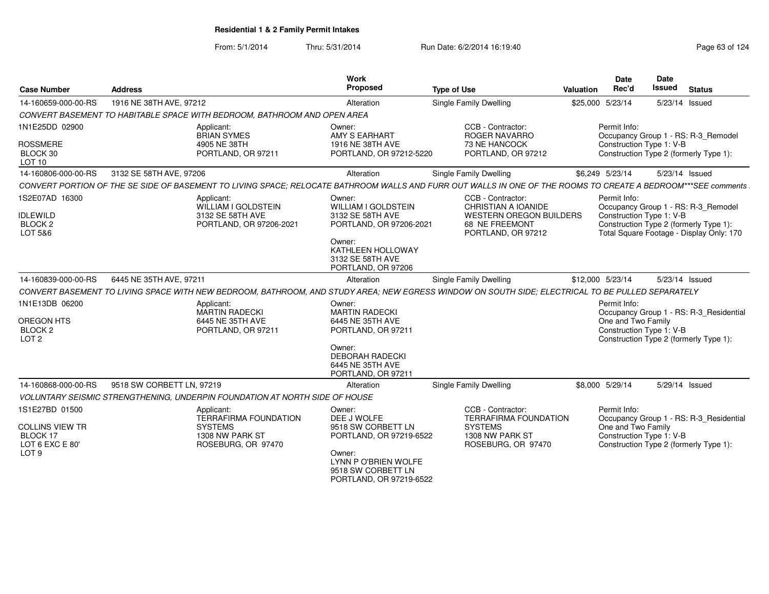**Residential 1 & 2 Family Permit Intakes**

From: 5/1/2014 Thru: 5/31/2014 Run Date: 6/2/2014 16:19:40

| Case Number | Address | Work Proposed | Type of Use | Valuation | Date Rec'd | Date Issued | Status |
|---|---|---|---|---|---|---|---|
| 14-160659-000-00-RS | 1916 NE 38TH AVE, 97212 | Alteration | Single Family Dwelling | $25,000 | 5/23/14 | 5/23/14 | Issued |

*CONVERT BASEMENT TO HABITABLE SPACE WITH BEDROOM, BATHROOM AND OPEN AREA*

1N1E25DD 02900
ROSSMERE
BLOCK 30
LOT 10

Applicant: BRIAN SYMES, 4905 NE 38TH, PORTLAND, OR 97211

Owner: AMY S EARHART, 1916 NE 38TH AVE, PORTLAND, OR 97212-5220

CCB - Contractor: ROGER NAVARRO, 73 NE HANCOCK, PORTLAND, OR 97212

Permit Info:
Occupancy Group 1 - RS: R-3_Remodel
Construction Type 1: V-B
Construction Type 2 (formerly Type 1):

| Case Number | Address | Work Proposed | Type of Use | Valuation | Date Rec'd | Date Issued | Status |
|---|---|---|---|---|---|---|---|
| 14-160806-000-00-RS | 3132 SE 58TH AVE, 97206 | Alteration | Single Family Dwelling | $6,249 | 5/23/14 | 5/23/14 | Issued |

*CONVERT PORTION OF THE SE SIDE OF BASEMENT TO LIVING SPACE; RELOCATE BATHROOM WALLS AND FURR OUT WALLS IN ONE OF THE ROOMS TO CREATE A BEDROOM***SEE comments*

1S2E07AD 16300
IDLEWILD
BLOCK 2
LOT 5&6

Applicant: WILLIAM I GOLDSTEIN, 3132 SE 58TH AVE, PORTLAND, OR 97206-2021

Owner: WILLIAM I GOLDSTEIN, 3132 SE 58TH AVE, PORTLAND, OR 97206-2021

Owner: KATHLEEN HOLLOWAY, 3132 SE 58TH AVE, PORTLAND, OR 97206

CCB - Contractor: CHRISTIAN A IOANIDE, WESTERN OREGON BUILDERS, 68 NE FREEMONT, PORTLAND, OR 97212

Permit Info:
Occupancy Group 1 - RS: R-3_Remodel
Construction Type 1: V-B
Construction Type 2 (formerly Type 1):
Total Square Footage - Display Only: 170

| Case Number | Address | Work Proposed | Type of Use | Valuation | Date Rec'd | Date Issued | Status |
|---|---|---|---|---|---|---|---|
| 14-160839-000-00-RS | 6445 NE 35TH AVE, 97211 | Alteration | Single Family Dwelling | $12,000 | 5/23/14 | 5/23/14 | Issued |

*CONVERT BASEMENT TO LIVING SPACE WITH NEW BEDROOM, BATHROOM, AND STUDY AREA; NEW EGRESS WINDOW ON SOUTH SIDE; ELECTRICAL TO BE PULLED SEPARATELY*

1N1E13DB 06200
OREGON HTS
BLOCK 2
LOT 2

Applicant: MARTIN RADECKI, 6445 NE 35TH AVE, PORTLAND, OR 97211

Owner: MARTIN RADECKI, 6445 NE 35TH AVE, PORTLAND, OR 97211

Owner: DEBORAH RADECKI, 6445 NE 35TH AVE, PORTLAND, OR 97211

Permit Info:
Occupancy Group 1 - RS: R-3_Residential One and Two Family
Construction Type 1: V-B
Construction Type 2 (formerly Type 1):

| Case Number | Address | Work Proposed | Type of Use | Valuation | Date Rec'd | Date Issued | Status |
|---|---|---|---|---|---|---|---|
| 14-160868-000-00-RS | 9518 SW CORBETT LN, 97219 | Alteration | Single Family Dwelling | $8,000 | 5/29/14 | 5/29/14 | Issued |

*VOLUNTARY SEISMIC STRENGTHENING, UNDERPIN FOUNDATION AT NORTH SIDE OF HOUSE*

1S1E27BD 01500
COLLINS VIEW TR
BLOCK 17
LOT 6 EXC E 80'
LOT 9

Applicant: TERRAFIRMA FOUNDATION SYSTEMS, 1308 NW PARK ST, ROSEBURG, OR 97470

Owner: DEE J WOLFE, 9518 SW CORBETT LN, PORTLAND, OR 97219-6522

Owner: LYNN P O'BRIEN WOLFE, 9518 SW CORBETT LN, PORTLAND, OR 97219-6522

CCB - Contractor: TERRAFIRMA FOUNDATION SYSTEMS, 1308 NW PARK ST, ROSEBURG, OR 97470

Permit Info:
Occupancy Group 1 - RS: R-3_Residential One and Two Family
Construction Type 1: V-B
Construction Type 2 (formerly Type 1):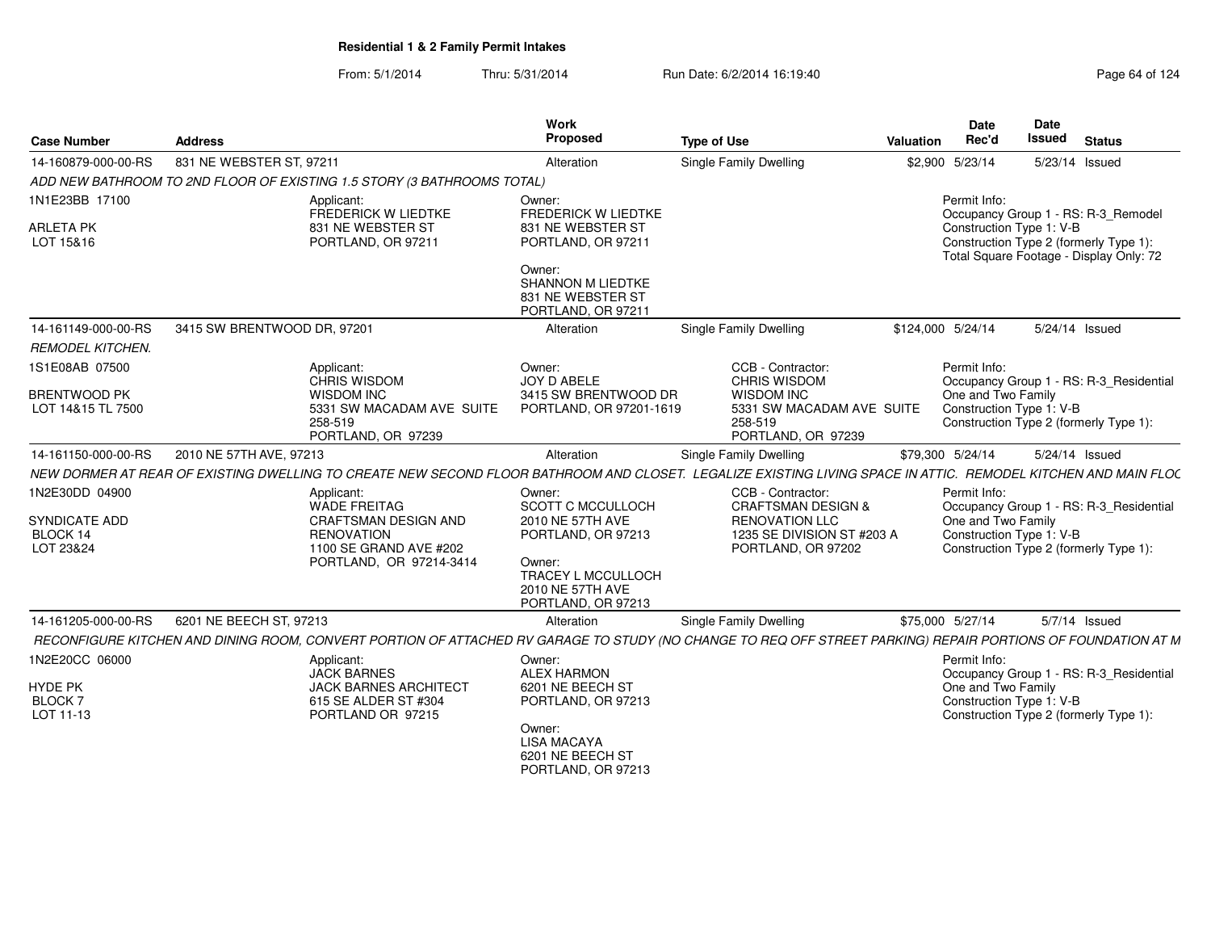## Residential 1 & 2 Family Permit Intakes

From: 5/1/2014 Thru: 5/31/2014 Run Date: 6/2/2014 16:19:40

| Case Number | Address | Work Proposed | Type of Use | Valuation | Date Rec'd | Date Issued | Status |
|---|---|---|---|---|---|---|---|
| 14-160879-000-00-RS | 831 NE WEBSTER ST, 97211 | Alteration | Single Family Dwelling | $2,900 | 5/23/14 | 5/23/14 | Issued |

*ADD NEW BATHROOM TO 2ND FLOOR OF EXISTING 1.5 STORY (3 BATHROOMS TOTAL)*

1N1E23BB 17100
ARLETA PK
LOT 15&16

Applicant:
FREDERICK W LIEDTKE
831 NE WEBSTER ST
PORTLAND, OR 97211

Owner:
FREDERICK W LIEDTKE
831 NE WEBSTER ST
PORTLAND, OR 97211

Owner:
SHANNON M LIEDTKE
831 NE WEBSTER ST
PORTLAND, OR 97211

Permit Info:
Occupancy Group 1 - RS: R-3_Remodel
Construction Type 1: V-B
Construction Type 2 (formerly Type 1):
Total Square Footage - Display Only: 72

---

| Case Number | Address | Work Proposed | Type of Use | Valuation | Date Rec'd | Date Issued | Status |
|---|---|---|---|---|---|---|---|
| 14-161149-000-00-RS | 3415 SW BRENTWOOD DR, 97201 | Alteration | Single Family Dwelling | $124,000 | 5/24/14 | 5/24/14 | Issued |

*REMODEL KITCHEN.*

1S1E08AB 07500
BRENTWOOD PK
LOT 14&15 TL 7500

Applicant:
CHRIS WISDOM
WISDOM INC
5331 SW MACADAM AVE SUITE 258-519
PORTLAND, OR 97239

Owner:
JOY D ABELE
3415 SW BRENTWOOD DR
PORTLAND, OR 97201-1619

CCB - Contractor:
CHRIS WISDOM
WISDOM INC
5331 SW MACADAM AVE SUITE 258-519
PORTLAND, OR 97239

Permit Info:
Occupancy Group 1 - RS: R-3_Residential One and Two Family
Construction Type 1: V-B
Construction Type 2 (formerly Type 1):

---

| Case Number | Address | Work Proposed | Type of Use | Valuation | Date Rec'd | Date Issued | Status |
|---|---|---|---|---|---|---|---|
| 14-161150-000-00-RS | 2010 NE 57TH AVE, 97213 | Alteration | Single Family Dwelling | $79,300 | 5/24/14 | 5/24/14 | Issued |

*NEW DORMER AT REAR OF EXISTING DWELLING TO CREATE NEW SECOND FLOOR BATHROOM AND CLOSET. LEGALIZE EXISTING LIVING SPACE IN ATTIC. REMODEL KITCHEN AND MAIN FLOC*

1N2E30DD 04900
SYNDICATE ADD
BLOCK 14
LOT 23&24

Applicant:
WADE FREITAG
CRAFTSMAN DESIGN AND RENOVATION
1100 SE GRAND AVE #202
PORTLAND, OR 97214-3414

Owner:
SCOTT C MCCULLOCH
2010 NE 57TH AVE
PORTLAND, OR 97213

Owner:
TRACEY L MCCULLOCH
2010 NE 57TH AVE
PORTLAND, OR 97213

CCB - Contractor:
CRAFTSMAN DESIGN & RENOVATION LLC
1235 SE DIVISION ST #203 A
PORTLAND, OR 97202

Permit Info:
Occupancy Group 1 - RS: R-3_Residential One and Two Family
Construction Type 1: V-B
Construction Type 2 (formerly Type 1):

---

| Case Number | Address | Work Proposed | Type of Use | Valuation | Date Rec'd | Date Issued | Status |
|---|---|---|---|---|---|---|---|
| 14-161205-000-00-RS | 6201 NE BEECH ST, 97213 | Alteration | Single Family Dwelling | $75,000 | 5/27/14 | 5/7/14 | Issued |

*RECONFIGURE KITCHEN AND DINING ROOM, CONVERT PORTION OF ATTACHED RV GARAGE TO STUDY (NO CHANGE TO REQ OFF STREET PARKING) REPAIR PORTIONS OF FOUNDATION AT M*

1N2E20CC 06000
HYDE PK
BLOCK 7
LOT 11-13

Applicant:
JACK BARNES
JACK BARNES ARCHITECT
615 SE ALDER ST #304
PORTLAND OR 97215

Owner:
ALEX HARMON
6201 NE BEECH ST
PORTLAND, OR 97213

Owner:
LISA MACAYA
6201 NE BEECH ST
PORTLAND, OR 97213

Permit Info:
Occupancy Group 1 - RS: R-3_Residential One and Two Family
Construction Type 1: V-B
Construction Type 2 (formerly Type 1):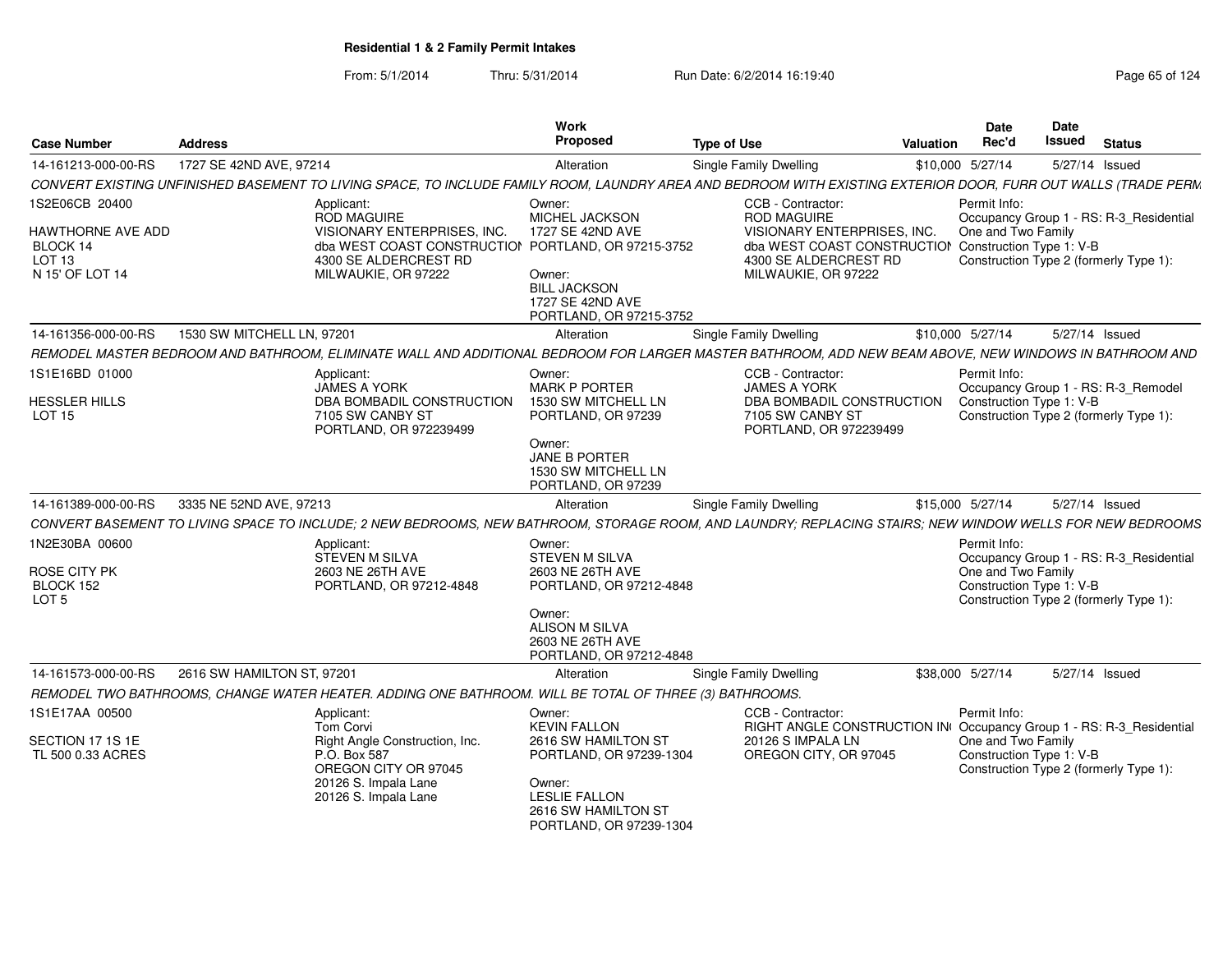**Residential 1 & 2 Family Permit Intakes**

From: 5/1/2014 Thru: 5/31/2014 Run Date: 6/2/2014 16:19:40

| Case Number | Address | Work Proposed | Type of Use | Valuation | Date Rec'd | Date Issued | Status |
|---|---|---|---|---|---|---|---|
| 14-161213-000-00-RS | 1727 SE 42ND AVE, 97214 | Alteration | Single Family Dwelling | $10,000 | 5/27/14 | 5/27/14 | Issued |

CONVERT EXISTING UNFINISHED BASEMENT TO LIVING SPACE, TO INCLUDE FAMILY ROOM, LAUNDRY AREA AND BEDROOM WITH EXISTING EXTERIOR DOOR, FURR OUT WALLS (TRADE PERM

1S2E06CB 20400
HAWTHORNE AVE ADD
BLOCK 14
LOT 13
N 15' OF LOT 14

Applicant:
ROD MAGUIRE
VISIONARY ENTERPRISES, INC.
dba WEST COAST CONSTRUCTION
4300 SE ALDERCREST RD
MILWAUKIE, OR 97222

Owner:
MICHEL JACKSON
1727 SE 42ND AVE
PORTLAND, OR 97215-3752

Owner:
BILL JACKSON
1727 SE 42ND AVE
PORTLAND, OR 97215-3752

CCB - Contractor:
ROD MAGUIRE
VISIONARY ENTERPRISES, INC.
dba WEST COAST CONSTRUCTION
4300 SE ALDERCREST RD
MILWAUKIE, OR 97222

Permit Info:
Occupancy Group 1 - RS: R-3_Residential One and Two Family
Construction Type 1: V-B
Construction Type 2 (formerly Type 1):

| Case Number | Address | Work Proposed | Type of Use | Valuation | Date Rec'd | Date Issued | Status |
|---|---|---|---|---|---|---|---|
| 14-161356-000-00-RS | 1530 SW MITCHELL LN, 97201 | Alteration | Single Family Dwelling | $10,000 | 5/27/14 | 5/27/14 | Issued |

REMODEL MASTER BEDROOM AND BATHROOM, ELIMINATE WALL AND ADDITIONAL BEDROOM FOR LARGER MASTER BATHROOM, ADD NEW BEAM ABOVE, NEW WINDOWS IN BATHROOM AND

1S1E16BD 01000
HESSLER HILLS
LOT 15

Applicant:
JAMES A YORK
DBA BOMBADIL CONSTRUCTION
7105 SW CANBY ST
PORTLAND, OR 972239499

Owner:
MARK P PORTER
1530 SW MITCHELL LN
PORTLAND, OR 97239

Owner:
JANE B PORTER
1530 SW MITCHELL LN
PORTLAND, OR 97239

CCB - Contractor:
JAMES A YORK
DBA BOMBADIL CONSTRUCTION
7105 SW CANBY ST
PORTLAND, OR 972239499

Permit Info:
Occupancy Group 1 - RS: R-3_Remodel
Construction Type 1: V-B
Construction Type 2 (formerly Type 1):

| Case Number | Address | Work Proposed | Type of Use | Valuation | Date Rec'd | Date Issued | Status |
|---|---|---|---|---|---|---|---|
| 14-161389-000-00-RS | 3335 NE 52ND AVE, 97213 | Alteration | Single Family Dwelling | $15,000 | 5/27/14 | 5/27/14 | Issued |

CONVERT BASEMENT TO LIVING SPACE TO INCLUDE; 2 NEW BEDROOMS, NEW BATHROOM, STORAGE ROOM, AND LAUNDRY; REPLACING STAIRS; NEW WINDOW WELLS FOR NEW BEDROOMS

1N2E30BA 00600
ROSE CITY PK
BLOCK 152
LOT 5

Applicant:
STEVEN M SILVA
2603 NE 26TH AVE
PORTLAND, OR 97212-4848

Owner:
STEVEN M SILVA
2603 NE 26TH AVE
PORTLAND, OR 97212-4848

Owner:
ALISON M SILVA
2603 NE 26TH AVE
PORTLAND, OR 97212-4848

Permit Info:
Occupancy Group 1 - RS: R-3_Residential One and Two Family
Construction Type 1: V-B
Construction Type 2 (formerly Type 1):

| Case Number | Address | Work Proposed | Type of Use | Valuation | Date Rec'd | Date Issued | Status |
|---|---|---|---|---|---|---|---|
| 14-161573-000-00-RS | 2616 SW HAMILTON ST, 97201 | Alteration | Single Family Dwelling | $38,000 | 5/27/14 | 5/27/14 | Issued |

REMODEL TWO BATHROOMS, CHANGE WATER HEATER. ADDING ONE BATHROOM. WILL BE TOTAL OF THREE (3) BATHROOMS.

1S1E17AA 00500
SECTION 17 1S 1E
TL 500 0.33 ACRES

Applicant:
Tom Corvi
Right Angle Construction, Inc.
P.O. Box 587
OREGON CITY OR 97045
20126 S. Impala Lane
20126 S. Impala Lane

Owner:
KEVIN FALLON
2616 SW HAMILTON ST
PORTLAND, OR 97239-1304

Owner:
LESLIE FALLON
2616 SW HAMILTON ST
PORTLAND, OR 97239-1304

CCB - Contractor:
RIGHT ANGLE CONSTRUCTION IN
20126 S IMPALA LN
OREGON CITY, OR 97045

Permit Info:
Occupancy Group 1 - RS: R-3_Residential One and Two Family
Construction Type 1: V-B
Construction Type 2 (formerly Type 1):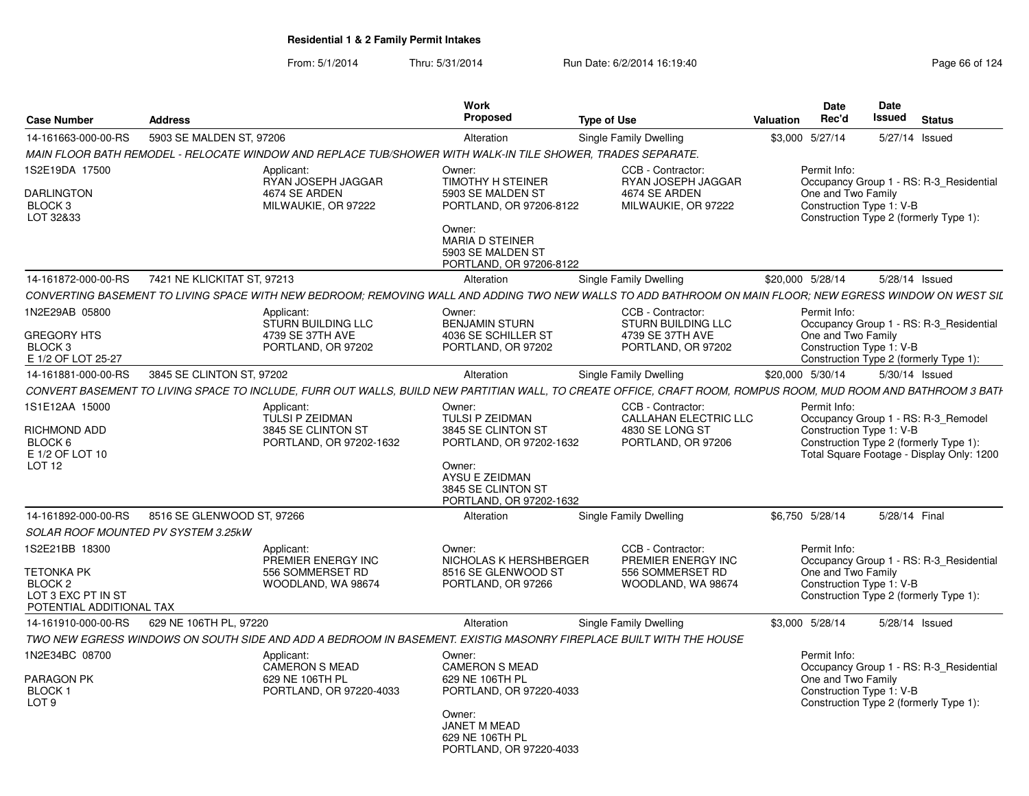**Residential 1 & 2 Family Permit Intakes**

From: 5/1/2014 Thru: 5/31/2014 Run Date: 6/2/2014 16:19:40

| Case Number | Address | Work Proposed | Type of Use | Valuation | Date Rec'd | Date Issued | Status |
|---|---|---|---|---|---|---|---|
| 14-161663-000-00-RS | 5903 SE MALDEN ST, 97206 | Alteration | Single Family Dwelling | $3,000 | 5/27/14 | 5/27/14 | Issued |

*MAIN FLOOR BATH REMODEL - RELOCATE WINDOW AND REPLACE TUB/SHOWER WITH WALK-IN TILE SHOWER, TRADES SEPARATE.*

1S2E19DA 17500
DARLINGTON
BLOCK 3
LOT 32&33

Applicant: RYAN JOSEPH JAGGAR, 4674 SE ARDEN, MILWAUKIE, OR 97222

Owner: TIMOTHY H STEINER, 5903 SE MALDEN ST, PORTLAND, OR 97206-8122

Owner: MARIA D STEINER, 5903 SE MALDEN ST, PORTLAND, OR 97206-8122

CCB - Contractor: RYAN JOSEPH JAGGAR, 4674 SE ARDEN, MILWAUKIE, OR 97222

Permit Info:
Occupancy Group 1 - RS: R-3_Residential One and Two Family
Construction Type 1: V-B
Construction Type 2 (formerly Type 1):

| Case Number | Address | Work Proposed | Type of Use | Valuation | Date Rec'd | Date Issued | Status |
|---|---|---|---|---|---|---|---|
| 14-161872-000-00-RS | 7421 NE KLICKITAT ST, 97213 | Alteration | Single Family Dwelling | $20,000 | 5/28/14 | 5/28/14 | Issued |

*CONVERTING BASEMENT TO LIVING SPACE WITH NEW BEDROOM; REMOVING WALL AND ADDING TWO NEW WALLS TO ADD BATHROOM ON MAIN FLOOR; NEW EGRESS WINDOW ON WEST SIL*

1N2E29AB 05800
GREGORY HTS
BLOCK 3
E 1/2 OF LOT 25-27

Applicant: STURN BUILDING LLC, 4739 SE 37TH AVE, PORTLAND, OR 97202

Owner: BENJAMIN STURN, 4036 SE SCHILLER ST, PORTLAND, OR 97202

CCB - Contractor: STURN BUILDING LLC, 4739 SE 37TH AVE, PORTLAND, OR 97202

Permit Info:
Occupancy Group 1 - RS: R-3_Residential One and Two Family
Construction Type 1: V-B
Construction Type 2 (formerly Type 1):

| Case Number | Address | Work Proposed | Type of Use | Valuation | Date Rec'd | Date Issued | Status |
|---|---|---|---|---|---|---|---|
| 14-161881-000-00-RS | 3845 SE CLINTON ST, 97202 | Alteration | Single Family Dwelling | $20,000 | 5/30/14 | 5/30/14 | Issued |

*CONVERT BASEMENT TO LIVING SPACE TO INCLUDE, FURR OUT WALLS, BUILD NEW PARTITIAN WALL, TO CREATE OFFICE, CRAFT ROOM, ROMPUS ROOM, MUD ROOM AND BATHROOM 3 BATH*

1S1E12AA 15000
RICHMOND ADD
BLOCK 6
E 1/2 OF LOT 10
LOT 12

Applicant: TULSI P ZEIDMAN, 3845 SE CLINTON ST, PORTLAND, OR 97202-1632

Owner: TULSI P ZEIDMAN, 3845 SE CLINTON ST, PORTLAND, OR 97202-1632

Owner: AYSU E ZEIDMAN, 3845 SE CLINTON ST, PORTLAND, OR 97202-1632

CCB - Contractor: CALLAHAN ELECTRIC LLC, 4830 SE LONG ST, PORTLAND, OR 97206

Permit Info:
Occupancy Group 1 - RS: R-3_Remodel
Construction Type 1: V-B
Construction Type 2 (formerly Type 1):
Total Square Footage - Display Only: 1200

| Case Number | Address | Work Proposed | Type of Use | Valuation | Date Rec'd | Date Issued | Status |
|---|---|---|---|---|---|---|---|
| 14-161892-000-00-RS | 8516 SE GLENWOOD ST, 97266 | Alteration | Single Family Dwelling | $6,750 | 5/28/14 | 5/28/14 | Final |

*SOLAR ROOF MOUNTED PV SYSTEM 3.25kW*

1S2E21BB 18300
TETONKA PK
BLOCK 2
LOT 3 EXC PT IN ST
POTENTIAL ADDITIONAL TAX

Applicant: PREMIER ENERGY INC, 556 SOMMERSET RD, WOODLAND, WA 98674

Owner: NICHOLAS K HERSHBERGER, 8516 SE GLENWOOD ST, PORTLAND, OR 97266

CCB - Contractor: PREMIER ENERGY INC, 556 SOMMERSET RD, WOODLAND, WA 98674

Permit Info:
Occupancy Group 1 - RS: R-3_Residential One and Two Family
Construction Type 1: V-B
Construction Type 2 (formerly Type 1):

| Case Number | Address | Work Proposed | Type of Use | Valuation | Date Rec'd | Date Issued | Status |
|---|---|---|---|---|---|---|---|
| 14-161910-000-00-RS | 629 NE 106TH PL, 97220 | Alteration | Single Family Dwelling | $3,000 | 5/28/14 | 5/28/14 | Issued |

*TWO NEW EGRESS WINDOWS ON SOUTH SIDE AND ADD A BEDROOM IN BASEMENT. EXISTIG MASONRY FIREPLACE BUILT WITH THE HOUSE*

1N2E34BC 08700
PARAGON PK
BLOCK 1
LOT 9

Applicant: CAMERON S MEAD, 629 NE 106TH PL, PORTLAND, OR 97220-4033

Owner: CAMERON S MEAD, 629 NE 106TH PL, PORTLAND, OR 97220-4033

Owner: JANET M MEAD, 629 NE 106TH PL, PORTLAND, OR 97220-4033

Permit Info:
Occupancy Group 1 - RS: R-3_Residential One and Two Family
Construction Type 1: V-B
Construction Type 2 (formerly Type 1):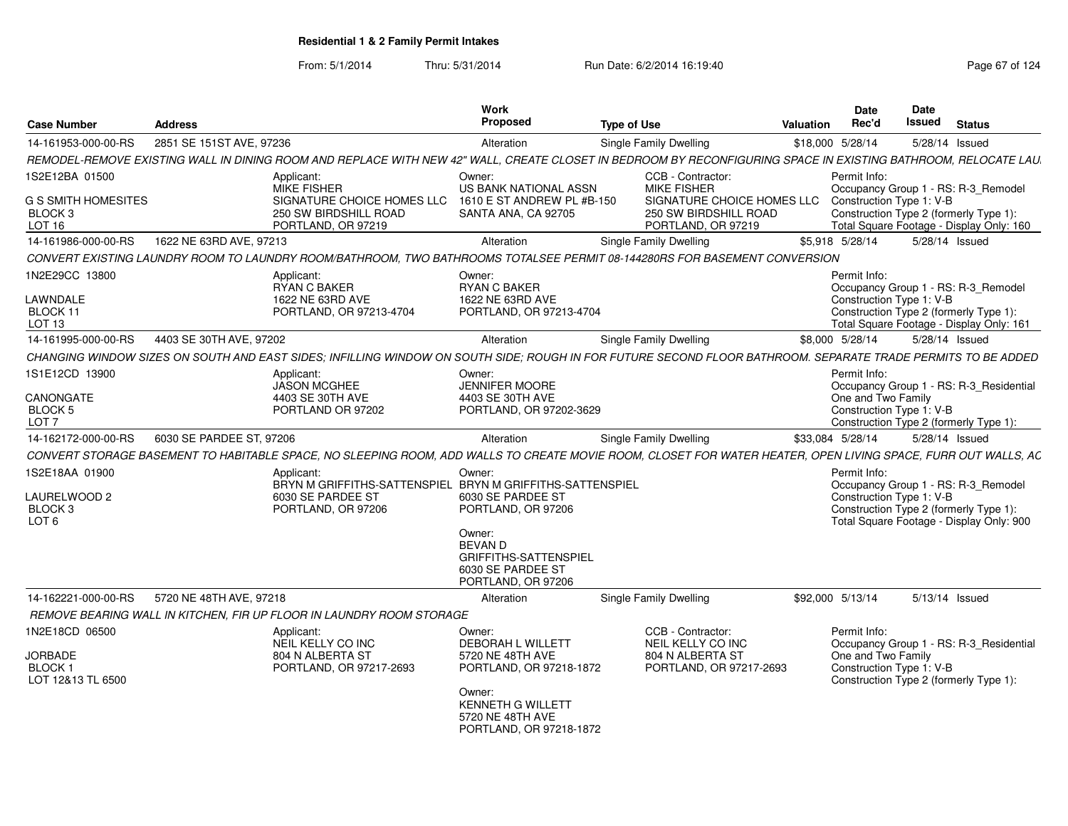**Residential 1 & 2 Family Permit Intakes**

From: 5/1/2014 Thru: 5/31/2014 Run Date: 6/2/2014 16:19:40

| Case Number | Address | Work Proposed | Type of Use | Valuation | Date Rec'd | Date Issued | Status |
|---|---|---|---|---|---|---|---|
| 14-161953-000-00-RS | 2851 SE 151ST AVE, 97236 | Alteration | Single Family Dwelling | $18,000 | 5/28/14 | 5/28/14 | Issued |

REMODEL-REMOVE EXISTING WALL IN DINING ROOM AND REPLACE WITH NEW 42" WALL, CREATE CLOSET IN BEDROOM BY RECONFIGURING SPACE IN EXISTING BATHROOM, RELOCATE LAU

1S2E12BA 01500
G S SMITH HOMESITES
BLOCK 3
LOT 16

Applicant: MIKE FISHER, SIGNATURE CHOICE HOMES LLC, 250 SW BIRDSHILL ROAD, PORTLAND, OR 97219

Owner: US BANK NATIONAL ASSN, 1610 E ST ANDREW PL #B-150, SANTA ANA, CA 92705

CCB - Contractor: MIKE FISHER, SIGNATURE CHOICE HOMES LLC, 250 SW BIRDSHILL ROAD, PORTLAND, OR 97219

Permit Info: Occupancy Group 1 - RS: R-3_Remodel; Construction Type 1: V-B; Construction Type 2 (formerly Type 1):; Total Square Footage - Display Only: 160

| Case Number | Address | Work Proposed | Type of Use | Valuation | Date Rec'd | Date Issued | Status |
|---|---|---|---|---|---|---|---|
| 14-161986-000-00-RS | 1622 NE 63RD AVE, 97213 | Alteration | Single Family Dwelling | $5,918 | 5/28/14 | 5/28/14 | Issued |

CONVERT EXISTING LAUNDRY ROOM TO LAUNDRY ROOM/BATHROOM, TWO BATHROOMS TOTALSEE PERMIT 08-144280RS FOR BASEMENT CONVERSION

1N2E29CC 13800
LAWNDALE
BLOCK 11
LOT 13

Applicant: RYAN C BAKER, 1622 NE 63RD AVE, PORTLAND, OR 97213-4704

Owner: RYAN C BAKER, 1622 NE 63RD AVE, PORTLAND, OR 97213-4704

Permit Info: Occupancy Group 1 - RS: R-3_Remodel; Construction Type 1: V-B; Construction Type 2 (formerly Type 1):; Total Square Footage - Display Only: 161

| Case Number | Address | Work Proposed | Type of Use | Valuation | Date Rec'd | Date Issued | Status |
|---|---|---|---|---|---|---|---|
| 14-161995-000-00-RS | 4403 SE 30TH AVE, 97202 | Alteration | Single Family Dwelling | $8,000 | 5/28/14 | 5/28/14 | Issued |

CHANGING WINDOW SIZES ON SOUTH AND EAST SIDES; INFILLING WINDOW ON SOUTH SIDE; ROUGH IN FOR FUTURE SECOND FLOOR BATHROOM. SEPARATE TRADE PERMITS TO BE ADDED

1S1E12CD 13900
CANONGATE
BLOCK 5
LOT 7

Applicant: JASON MCGHEE, 4403 SE 30TH AVE, PORTLAND OR 97202

Owner: JENNIFER MOORE, 4403 SE 30TH AVE, PORTLAND, OR 97202-3629

Permit Info: Occupancy Group 1 - RS: R-3_Residential One and Two Family; Construction Type 1: V-B; Construction Type 2 (formerly Type 1):

| Case Number | Address | Work Proposed | Type of Use | Valuation | Date Rec'd | Date Issued | Status |
|---|---|---|---|---|---|---|---|
| 14-162172-000-00-RS | 6030 SE PARDEE ST, 97206 | Alteration | Single Family Dwelling | $33,084 | 5/28/14 | 5/28/14 | Issued |

CONVERT STORAGE BASEMENT TO HABITABLE SPACE, NO SLEEPING ROOM, ADD WALLS TO CREATE MOVIE ROOM, CLOSET FOR WATER HEATER, OPEN LIVING SPACE, FURR OUT WALLS, AC

1S2E18AA 01900
LAURELWOOD 2
BLOCK 3
LOT 6

Applicant: BRYN M GRIFFITHS-SATTENSPIEL, 6030 SE PARDEE ST, PORTLAND, OR 97206

Owner: BRYN M GRIFFITHS-SATTENSPIEL, 6030 SE PARDEE ST, PORTLAND, OR 97206

Owner: BEVAN D GRIFFITHS-SATTENSPIEL, 6030 SE PARDEE ST, PORTLAND, OR 97206

Permit Info: Occupancy Group 1 - RS: R-3_Remodel; Construction Type 1: V-B; Construction Type 2 (formerly Type 1):; Total Square Footage - Display Only: 900

| Case Number | Address | Work Proposed | Type of Use | Valuation | Date Rec'd | Date Issued | Status |
|---|---|---|---|---|---|---|---|
| 14-162221-000-00-RS | 5720 NE 48TH AVE, 97218 | Alteration | Single Family Dwelling | $92,000 | 5/13/14 | 5/13/14 | Issued |

REMOVE BEARING WALL IN KITCHEN, FIR UP FLOOR IN LAUNDRY ROOM STORAGE

1N2E18CD 06500
JORBADE
BLOCK 1
LOT 12&13 TL 6500

Applicant: NEIL KELLY CO INC, 804 N ALBERTA ST, PORTLAND, OR 97217-2693

Owner: DEBORAH L WILLETT, 5720 NE 48TH AVE, PORTLAND, OR 97218-1872

Owner: KENNETH G WILLETT, 5720 NE 48TH AVE, PORTLAND, OR 97218-1872

CCB - Contractor: NEIL KELLY CO INC, 804 N ALBERTA ST, PORTLAND, OR 97217-2693

Permit Info: Occupancy Group 1 - RS: R-3_Residential One and Two Family; Construction Type 1: V-B; Construction Type 2 (formerly Type 1):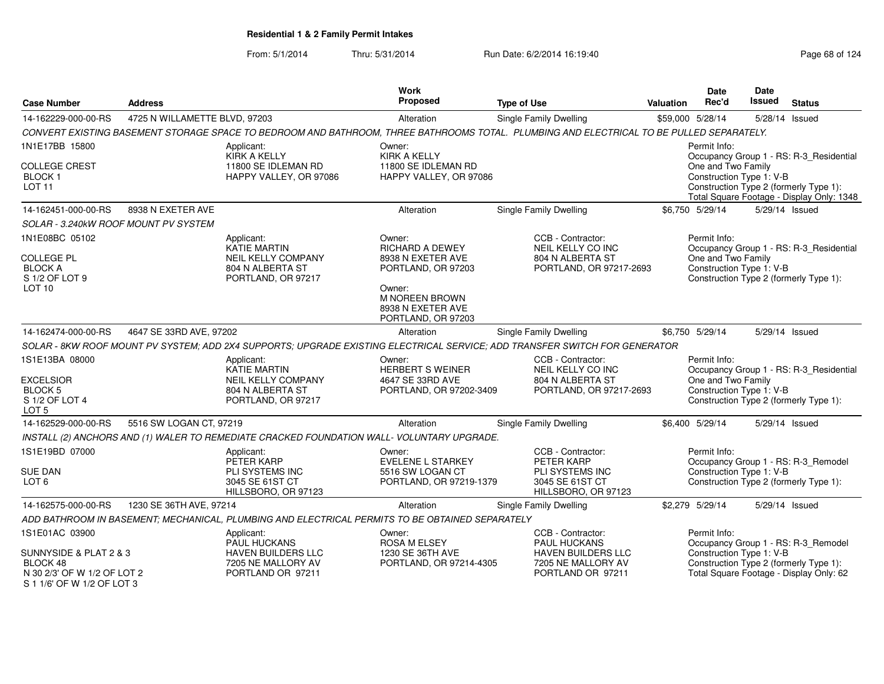**Residential 1 & 2 Family Permit Intakes**

From: 5/1/2014 Thru: 5/31/2014 Run Date: 6/2/2014 16:19:40

| Case Number | Address | Work Proposed | Type of Use | Valuation | Date Rec'd | Date Issued | Status |
|---|---|---|---|---|---|---|---|
| 14-162229-000-00-RS | 4725 N WILLAMETTE BLVD, 97203 | Alteration | Single Family Dwelling | $59,000 | 5/28/14 | 5/28/14 | Issued |

*CONVERT EXISTING BASEMENT STORAGE SPACE TO BEDROOM AND BATHROOM, THREE BATHROOMS TOTAL. PLUMBING AND ELECTRICAL TO BE PULLED SEPARATELY.*

1N1E17BB 15800
COLLEGE CREST
BLOCK 1
LOT 11

Applicant: KIRK A KELLY, 11800 SE IDLEMAN RD, HAPPY VALLEY, OR 97086

Owner: KIRK A KELLY, 11800 SE IDLEMAN RD, HAPPY VALLEY, OR 97086

Permit Info: Occupancy Group 1 - RS: R-3_Residential One and Two Family; Construction Type 1: V-B; Construction Type 2 (formerly Type 1):; Total Square Footage - Display Only: 1348

| Case Number | Address | Work Proposed | Type of Use | Valuation | Date Rec'd | Date Issued | Status |
|---|---|---|---|---|---|---|---|
| 14-162451-000-00-RS | 8938 N EXETER AVE | Alteration | Single Family Dwelling | $6,750 | 5/29/14 | 5/29/14 | Issued |

*SOLAR - 3.240kW ROOF MOUNT PV SYSTEM*

1N1E08BC 05102
COLLEGE PL
BLOCK A
S 1/2 OF LOT 9
LOT 10

Applicant: KATIE MARTIN, NEIL KELLY COMPANY, 804 N ALBERTA ST, PORTLAND, OR 97217

Owner: RICHARD A DEWEY, 8938 N EXETER AVE, PORTLAND, OR 97203

Owner: M NOREEN BROWN, 8938 N EXETER AVE, PORTLAND, OR 97203

CCB - Contractor: NEIL KELLY CO INC, 804 N ALBERTA ST, PORTLAND, OR 97217-2693

Permit Info: Occupancy Group 1 - RS: R-3_Residential One and Two Family; Construction Type 1: V-B; Construction Type 2 (formerly Type 1):

| Case Number | Address | Work Proposed | Type of Use | Valuation | Date Rec'd | Date Issued | Status |
|---|---|---|---|---|---|---|---|
| 14-162474-000-00-RS | 4647 SE 33RD AVE, 97202 | Alteration | Single Family Dwelling | $6,750 | 5/29/14 | 5/29/14 | Issued |

*SOLAR - 8KW ROOF MOUNT PV SYSTEM; ADD 2X4 SUPPORTS; UPGRADE EXISTING ELECTRICAL SERVICE; ADD TRANSFER SWITCH FOR GENERATOR*

1S1E13BA 08000
EXCELSIOR
BLOCK 5
S 1/2 OF LOT 4
LOT 5

Applicant: KATIE MARTIN, NEIL KELLY COMPANY, 804 N ALBERTA ST, PORTLAND, OR 97217

Owner: HERBERT S WEINER, 4647 SE 33RD AVE, PORTLAND, OR 97202-3409

CCB - Contractor: NEIL KELLY CO INC, 804 N ALBERTA ST, PORTLAND, OR 97217-2693

Permit Info: Occupancy Group 1 - RS: R-3_Residential One and Two Family; Construction Type 1: V-B; Construction Type 2 (formerly Type 1):

| Case Number | Address | Work Proposed | Type of Use | Valuation | Date Rec'd | Date Issued | Status |
|---|---|---|---|---|---|---|---|
| 14-162529-000-00-RS | 5516 SW LOGAN CT, 97219 | Alteration | Single Family Dwelling | $6,400 | 5/29/14 | 5/29/14 | Issued |

*INSTALL (2) ANCHORS AND (1) WALER TO REMEDIATE CRACKED FOUNDATION WALL- VOLUNTARY UPGRADE.*

1S1E19BD 07000
SUE DAN
LOT 6

Applicant: PETER KARP, PLI SYSTEMS INC, 3045 SE 61ST CT, HILLSBORO, OR 97123

Owner: EVELENE L STARKEY, 5516 SW LOGAN CT, PORTLAND, OR 97219-1379

CCB - Contractor: PETER KARP, PLI SYSTEMS INC, 3045 SE 61ST CT, HILLSBORO, OR 97123

Permit Info: Occupancy Group 1 - RS: R-3_Remodel; Construction Type 1: V-B; Construction Type 2 (formerly Type 1):

| Case Number | Address | Work Proposed | Type of Use | Valuation | Date Rec'd | Date Issued | Status |
|---|---|---|---|---|---|---|---|
| 14-162575-000-00-RS | 1230 SE 36TH AVE, 97214 | Alteration | Single Family Dwelling | $2,279 | 5/29/14 | 5/29/14 | Issued |

*ADD BATHROOM IN BASEMENT; MECHANICAL, PLUMBING AND ELECTRICAL PERMITS TO BE OBTAINED SEPARATELY*

1S1E01AC 03900
SUNNYSIDE & PLAT 2 & 3
BLOCK 48
N 30 2/3' OF W 1/2 OF LOT 2
S 1 1/6' OF W 1/2 OF LOT 3

Applicant: PAUL HUCKANS, HAVEN BUILDERS LLC, 7205 NE MALLORY AV, PORTLAND OR 97211

Owner: ROSA M ELSEY, 1230 SE 36TH AVE, PORTLAND, OR 97214-4305

CCB - Contractor: PAUL HUCKANS, HAVEN BUILDERS LLC, 7205 NE MALLORY AV, PORTLAND OR 97211

Permit Info: Occupancy Group 1 - RS: R-3_Remodel; Construction Type 1: V-B; Construction Type 2 (formerly Type 1):; Total Square Footage - Display Only: 62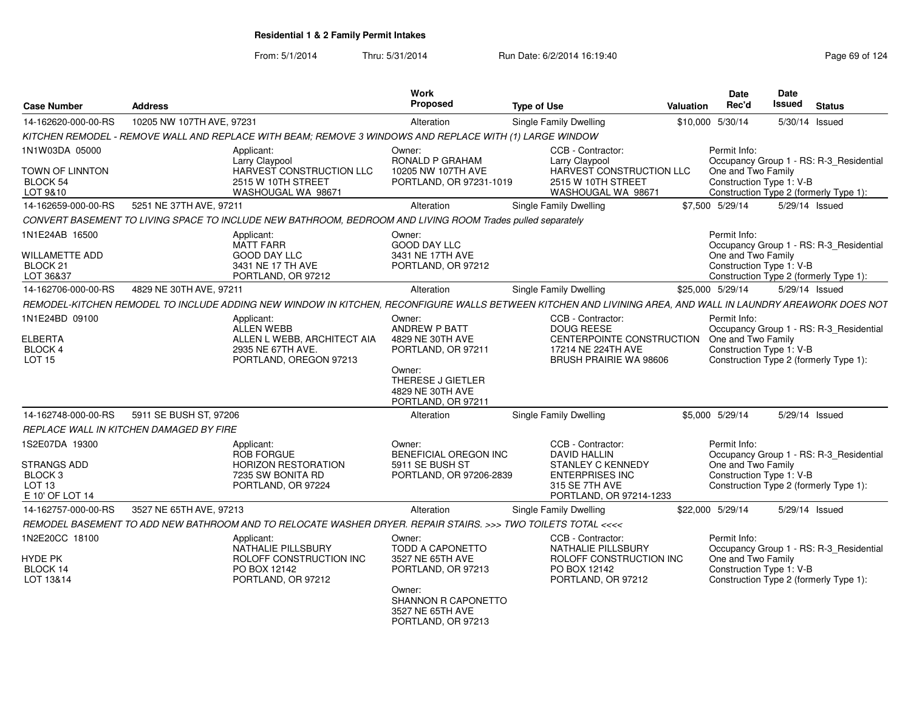**Residential 1 & 2 Family Permit Intakes**

From: 5/1/2014 Thru: 5/31/2014 Run Date: 6/2/2014 16:19:40

| Case Number | Address | Work Proposed | Type of Use | Valuation | Date Rec'd | Date Issued | Status |
|---|---|---|---|---|---|---|---|
| 14-162620-000-00-RS | 10205 NW 107TH AVE, 97231 | Alteration | Single Family Dwelling | $10,000 | 5/30/14 | 5/30/14 | Issued |

*KITCHEN REMODEL - REMOVE WALL AND REPLACE WITH BEAM; REMOVE 3 WINDOWS AND REPLACE WITH (1) LARGE WINDOW*

1N1W03DA 05000
TOWN OF LINNTON
BLOCK 54
LOT 9&10

Applicant: Larry Claypool, HARVEST CONSTRUCTION LLC, 2515 W 10TH STREET, WASHOUGAL WA 98671

Owner: RONALD P GRAHAM, 10205 NW 107TH AVE, PORTLAND, OR 97231-1019

CCB - Contractor: Larry Claypool, HARVEST CONSTRUCTION LLC, 2515 W 10TH STREET, WASHOUGAL WA 98671

Permit Info: Occupancy Group 1 - RS: R-3_Residential One and Two Family; Construction Type 1: V-B; Construction Type 2 (formerly Type 1):

| Case Number | Address | Work Proposed | Type of Use | Valuation | Date Rec'd | Date Issued | Status |
|---|---|---|---|---|---|---|---|
| 14-162659-000-00-RS | 5251 NE 37TH AVE, 97211 | Alteration | Single Family Dwelling | $7,500 | 5/29/14 | 5/29/14 | Issued |

*CONVERT BASEMENT TO LIVING SPACE TO INCLUDE NEW BATHROOM, BEDROOM AND LIVING ROOM Trades pulled separately*

1N1E24AB 16500
WILLAMETTE ADD
BLOCK 21
LOT 36&37

Applicant: MATT FARR, GOOD DAY LLC, 3431 NE 17 TH AVE, PORTLAND, OR 97212

Owner: GOOD DAY LLC, 3431 NE 17TH AVE, PORTLAND, OR 97212

Permit Info: Occupancy Group 1 - RS: R-3_Residential One and Two Family; Construction Type 1: V-B; Construction Type 2 (formerly Type 1):

| Case Number | Address | Work Proposed | Type of Use | Valuation | Date Rec'd | Date Issued | Status |
|---|---|---|---|---|---|---|---|
| 14-162706-000-00-RS | 4829 NE 30TH AVE, 97211 | Alteration | Single Family Dwelling | $25,000 | 5/29/14 | 5/29/14 | Issued |

*REMODEL-KITCHEN REMODEL TO INCLUDE ADDING NEW WINDOW IN KITCHEN, RECONFIGURE WALLS BETWEEN KITCHEN AND LIVINING AREA, AND WALL IN LAUNDRY AREAWORK DOES NOT*

1N1E24BD 09100
ELBERTA
BLOCK 4
LOT 15

Applicant: ALLEN WEBB, ALLEN L WEBB, ARCHITECT AIA, 2935 NE 67TH AVE., PORTLAND, OREGON 97213

Owner: ANDREW P BATT, 4829 NE 30TH AVE, PORTLAND, OR 97211

Owner: THERESE J GIETLER, 4829 NE 30TH AVE, PORTLAND, OR 97211

CCB - Contractor: DOUG REESE, CENTERPOINTE CONSTRUCTION, 17214 NE 224TH AVE, BRUSH PRAIRIE WA 98606

Permit Info: Occupancy Group 1 - RS: R-3_Residential One and Two Family; Construction Type 1: V-B; Construction Type 2 (formerly Type 1):

| Case Number | Address | Work Proposed | Type of Use | Valuation | Date Rec'd | Date Issued | Status |
|---|---|---|---|---|---|---|---|
| 14-162748-000-00-RS | 5911 SE BUSH ST, 97206 | Alteration | Single Family Dwelling | $5,000 | 5/29/14 | 5/29/14 | Issued |

*REPLACE WALL IN KITCHEN DAMAGED BY FIRE*

1S2E07DA 19300
STRANGS ADD
BLOCK 3
LOT 13
E 10' OF LOT 14

Applicant: ROB FORGUE, HORIZON RESTORATION, 7235 SW BONITA RD, PORTLAND, OR 97224

Owner: BENEFICIAL OREGON INC, 5911 SE BUSH ST, PORTLAND, OR 97206-2839

CCB - Contractor: DAVID HALLIN, STANLEY C KENNEDY ENTERPRISES INC, 315 SE 7TH AVE, PORTLAND, OR 97214-1233

Permit Info: Occupancy Group 1 - RS: R-3_Residential One and Two Family; Construction Type 1: V-B; Construction Type 2 (formerly Type 1):

| Case Number | Address | Work Proposed | Type of Use | Valuation | Date Rec'd | Date Issued | Status |
|---|---|---|---|---|---|---|---|
| 14-162757-000-00-RS | 3527 NE 65TH AVE, 97213 | Alteration | Single Family Dwelling | $22,000 | 5/29/14 | 5/29/14 | Issued |

*REMODEL BASEMENT TO ADD NEW BATHROOM AND TO RELOCATE WASHER DRYER. REPAIR STAIRS. >>> TWO TOILETS TOTAL <<<<*

1N2E20CC 18100
HYDE PK
BLOCK 14
LOT 13&14

Applicant: NATHALIE PILLSBURY, ROLOFF CONSTRUCTION INC, PO BOX 12142, PORTLAND, OR 97212

Owner: TODD A CAPONETTO, 3527 NE 65TH AVE, PORTLAND, OR 97213

Owner: SHANNON R CAPONETTO, 3527 NE 65TH AVE, PORTLAND, OR 97213

CCB - Contractor: NATHALIE PILLSBURY, ROLOFF CONSTRUCTION INC, PO BOX 12142, PORTLAND, OR 97212

Permit Info: Occupancy Group 1 - RS: R-3_Residential One and Two Family; Construction Type 1: V-B; Construction Type 2 (formerly Type 1):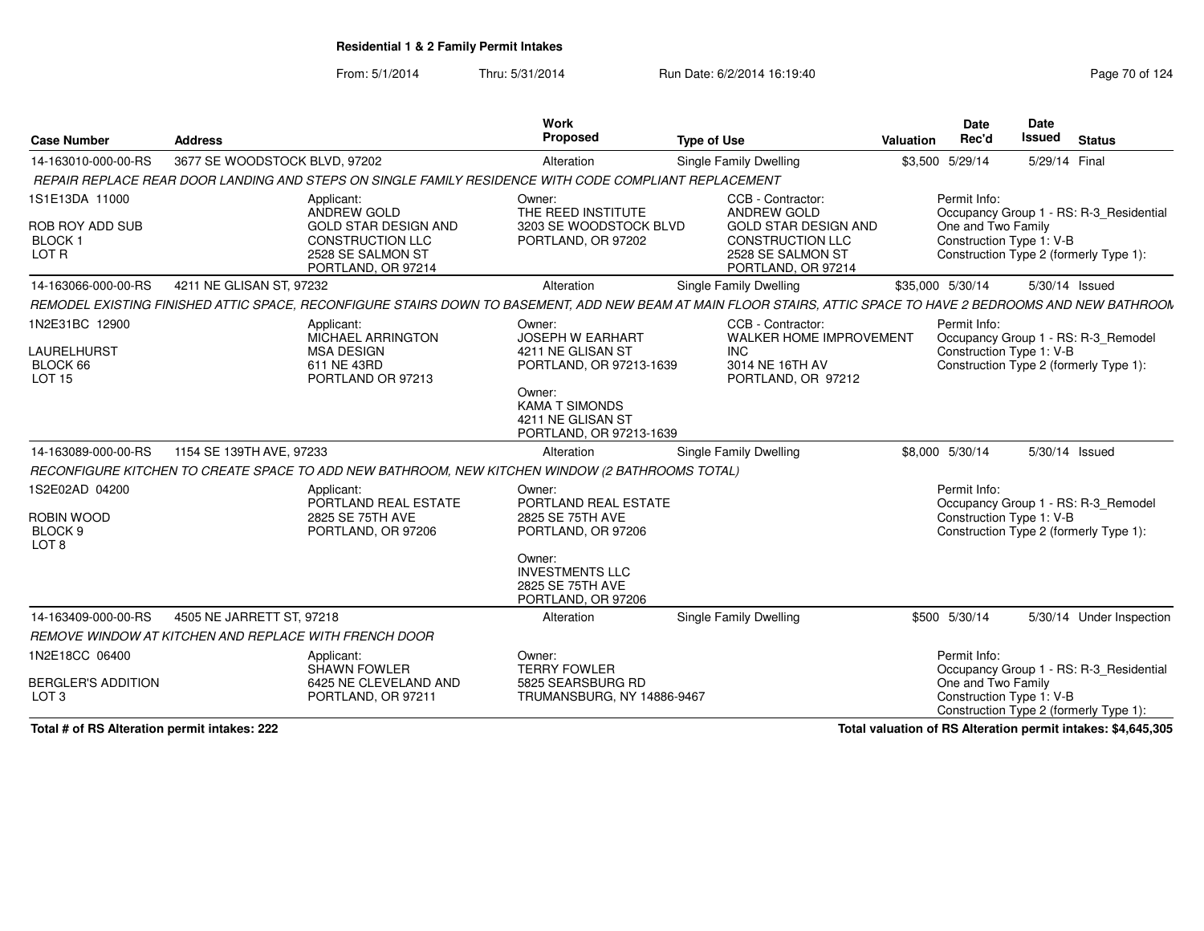**Residential 1 & 2 Family Permit Intakes**

From: 5/1/2014 Thru: 5/31/2014 Run Date: 6/2/2014 16:19:40

| Case Number | Address | Work Proposed | Type of Use | Valuation | Date Rec'd | Date Issued | Status |
|---|---|---|---|---|---|---|---|
| 14-163010-000-00-RS | 3677 SE WOODSTOCK BLVD, 97202 | Alteration | Single Family Dwelling | $3,500 | 5/29/14 | 5/29/14 | Final |

*REPAIR REPLACE REAR DOOR LANDING AND STEPS ON SINGLE FAMILY RESIDENCE WITH CODE COMPLIANT REPLACEMENT*

1S1E13DA 11000
ROB ROY ADD SUB
BLOCK 1
LOT R

Applicant: ANDREW GOLD, GOLD STAR DESIGN AND CONSTRUCTION LLC, 2528 SE SALMON ST, PORTLAND, OR 97214

Owner: THE REED INSTITUTE, 3203 SE WOODSTOCK BLVD, PORTLAND, OR 97202

CCB - Contractor: ANDREW GOLD, GOLD STAR DESIGN AND CONSTRUCTION LLC, 2528 SE SALMON ST, PORTLAND, OR 97214

Permit Info: Occupancy Group 1 - RS: R-3_Residential One and Two Family; Construction Type 1: V-B; Construction Type 2 (formerly Type 1):

| Case Number | Address | Work Proposed | Type of Use | Valuation | Date Rec'd | Date Issued | Status |
|---|---|---|---|---|---|---|---|
| 14-163066-000-00-RS | 4211 NE GLISAN ST, 97232 | Alteration | Single Family Dwelling | $35,000 | 5/30/14 | 5/30/14 | Issued |

*REMODEL EXISTING FINISHED ATTIC SPACE, RECONFIGURE STAIRS DOWN TO BASEMENT, ADD NEW BEAM AT MAIN FLOOR STAIRS, ATTIC SPACE TO HAVE 2 BEDROOMS AND NEW BATHROOM*

1N2E31BC 12900
LAURELHURST
BLOCK 66
LOT 15

Applicant: MICHAEL ARRINGTON, MSA DESIGN, 611 NE 43RD, PORTLAND OR 97213

Owner: JOSEPH W EARHART, 4211 NE GLISAN ST, PORTLAND, OR 97213-1639

Owner: KAMA T SIMONDS, 4211 NE GLISAN ST, PORTLAND, OR 97213-1639

CCB - Contractor: WALKER HOME IMPROVEMENT INC, 3014 NE 16TH AV, PORTLAND, OR 97212

Permit Info: Occupancy Group 1 - RS: R-3_Remodel; Construction Type 1: V-B; Construction Type 2 (formerly Type 1):

| Case Number | Address | Work Proposed | Type of Use | Valuation | Date Rec'd | Date Issued | Status |
|---|---|---|---|---|---|---|---|
| 14-163089-000-00-RS | 1154 SE 139TH AVE, 97233 | Alteration | Single Family Dwelling | $8,000 | 5/30/14 | 5/30/14 | Issued |

*RECONFIGURE KITCHEN TO CREATE SPACE TO ADD NEW BATHROOM, NEW KITCHEN WINDOW (2 BATHROOMS TOTAL)*

1S2E02AD 04200
ROBIN WOOD
BLOCK 9
LOT 8

Applicant: PORTLAND REAL ESTATE, 2825 SE 75TH AVE, PORTLAND, OR 97206

Owner: PORTLAND REAL ESTATE, 2825 SE 75TH AVE, PORTLAND, OR 97206

Owner: INVESTMENTS LLC, 2825 SE 75TH AVE, PORTLAND, OR 97206

Permit Info: Occupancy Group 1 - RS: R-3_Remodel; Construction Type 1: V-B; Construction Type 2 (formerly Type 1):

| Case Number | Address | Work Proposed | Type of Use | Valuation | Date Rec'd | Date Issued | Status |
|---|---|---|---|---|---|---|---|
| 14-163409-000-00-RS | 4505 NE JARRETT ST, 97218 | Alteration | Single Family Dwelling | $500 | 5/30/14 | 5/30/14 | Under Inspection |

*REMOVE WINDOW AT KITCHEN AND REPLACE WITH FRENCH DOOR*

1N2E18CC 06400
BERGLER'S ADDITION
LOT 3

Applicant: SHAWN FOWLER, 6425 NE CLEVELAND AND, PORTLAND, OR 97211

Owner: TERRY FOWLER, 5825 SEARSBURG RD, TRUMANSBURG, NY 14886-9467

Permit Info: Occupancy Group 1 - RS: R-3_Residential One and Two Family; Construction Type 1: V-B; Construction Type 2 (formerly Type 1):

**Total # of RS Alteration permit intakes: 222**

**Total valuation of RS Alteration permit intakes: $4,645,305**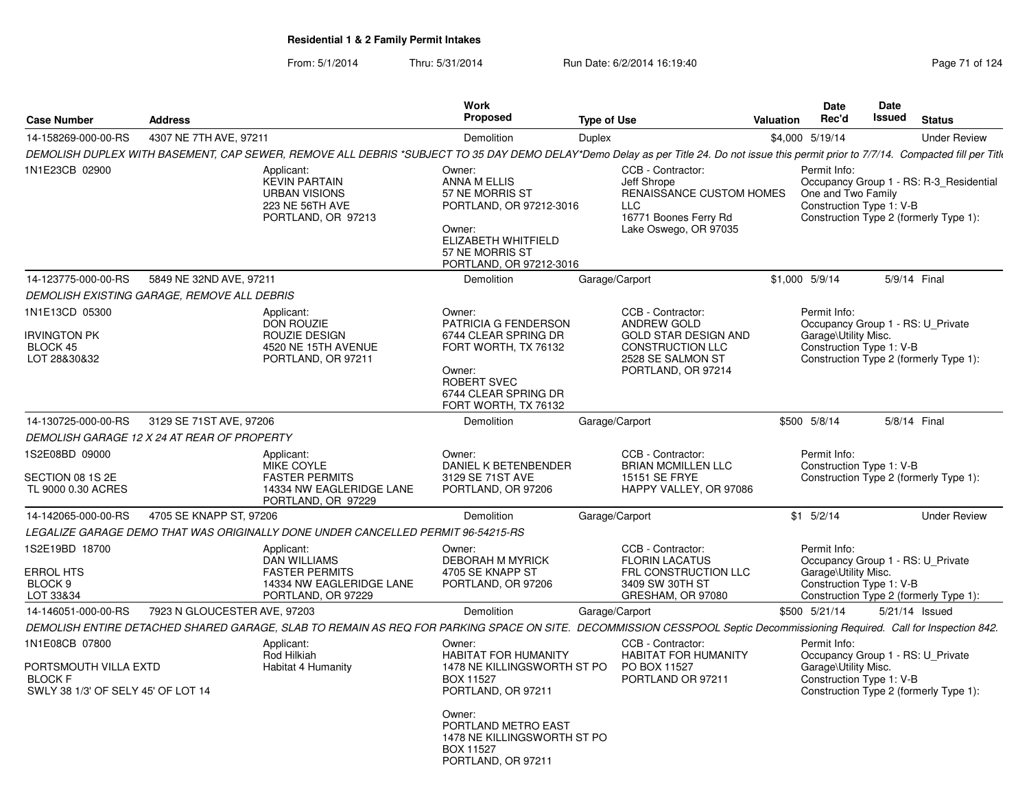## Residential 1 & 2 Family Permit Intakes

From: 5/1/2014 Thru: 5/31/2014 Run Date: 6/2/2014 16:19:40

| Case Number | Address | Work Proposed | Type of Use | Valuation | Date Rec'd | Date Issued | Status |
|---|---|---|---|---|---|---|---|
| 14-158269-000-00-RS | 4307 NE 7TH AVE, 97211 | Demolition | Duplex | $4,000 | 5/19/14 | | Under Review |

*DEMOLISH DUPLEX WITH BASEMENT, CAP SEWER, REMOVE ALL DEBRIS *SUBJECT TO 35 DAY DEMO DELAY*Demo Delay as per Title 24. Do not issue this permit prior to 7/7/14. Compacted fill per Title*

1N1E23CB 02900

Applicant: KEVIN PARTAIN, URBAN VISIONS, 223 NE 56TH AVE, PORTLAND, OR 97213

Owner: ANNA M ELLIS, 57 NE MORRIS ST, PORTLAND, OR 97212-3016

Owner: ELIZABETH WHITFIELD, 57 NE MORRIS ST, PORTLAND, OR 97212-3016

CCB - Contractor: Jeff Shrope, RENAISSANCE CUSTOM HOMES LLC, 16771 Boones Ferry Rd, Lake Oswego, OR 97035

Permit Info: Occupancy Group 1 - RS: R-3_Residential One and Two Family; Construction Type 1: V-B; Construction Type 2 (formerly Type 1):

| Case Number | Address | Work Proposed | Type of Use | Valuation | Date Rec'd | Date Issued | Status |
|---|---|---|---|---|---|---|---|
| 14-123775-000-00-RS | 5849 NE 32ND AVE, 97211 | Demolition | Garage/Carport | $1,000 | 5/9/14 | 5/9/14 | Final |

*DEMOLISH EXISTING GARAGE, REMOVE ALL DEBRIS*

1N1E13CD 05300; IRVINGTON PK; BLOCK 45; LOT 28&30&32

Applicant: DON ROUZIE, ROUZIE DESIGN, 4520 NE 15TH AVENUE, PORTLAND, OR 97211

Owner: PATRICIA G FENDERSON, 6744 CLEAR SPRING DR, FORT WORTH, TX 76132

Owner: ROBERT SVEC, 6744 CLEAR SPRING DR, FORT WORTH, TX 76132

CCB - Contractor: ANDREW GOLD, GOLD STAR DESIGN AND CONSTRUCTION LLC, 2528 SE SALMON ST, PORTLAND, OR 97214

Permit Info: Occupancy Group 1 - RS: U_Private Garage\Utility Misc.; Construction Type 1: V-B; Construction Type 2 (formerly Type 1):

| Case Number | Address | Work Proposed | Type of Use | Valuation | Date Rec'd | Date Issued | Status |
|---|---|---|---|---|---|---|---|
| 14-130725-000-00-RS | 3129 SE 71ST AVE, 97206 | Demolition | Garage/Carport | $500 | 5/8/14 | 5/8/14 | Final |

*DEMOLISH GARAGE 12 X 24 AT REAR OF PROPERTY*

1S2E08BD 09000; SECTION 08 1S 2E; TL 9000 0.30 ACRES

Applicant: MIKE COYLE, FASTER PERMITS, 14334 NW EAGLERIDGE LANE, PORTLAND, OR 97229

Owner: DANIEL K BETENBENDER, 3129 SE 71ST AVE, PORTLAND, OR 97206

CCB - Contractor: BRIAN MCMILLEN LLC, 15151 SE FRYE, HAPPY VALLEY, OR 97086

Permit Info: Construction Type 1: V-B; Construction Type 2 (formerly Type 1):

| Case Number | Address | Work Proposed | Type of Use | Valuation | Date Rec'd | Date Issued | Status |
|---|---|---|---|---|---|---|---|
| 14-142065-000-00-RS | 4705 SE KNAPP ST, 97206 | Demolition | Garage/Carport | $1 | 5/2/14 | | Under Review |

*LEGALIZE GARAGE DEMO THAT WAS ORIGINALLY DONE UNDER CANCELLED PERMIT 96-54215-RS*

1S2E19BD 18700; ERROL HTS; BLOCK 9; LOT 33&34

Applicant: DAN WILLIAMS, FASTER PERMITS, 14334 NW EAGLERIDGE LANE, PORTLAND, OR 97229

Owner: DEBORAH M MYRICK, 4705 SE KNAPP ST, PORTLAND, OR 97206

CCB - Contractor: FLORIN LACATUS, FRL CONSTRUCTION LLC, 3409 SW 30TH ST, GRESHAM, OR 97080

Permit Info: Occupancy Group 1 - RS: U_Private Garage\Utility Misc.; Construction Type 1: V-B; Construction Type 2 (formerly Type 1):

| Case Number | Address | Work Proposed | Type of Use | Valuation | Date Rec'd | Date Issued | Status |
|---|---|---|---|---|---|---|---|
| 14-146051-000-00-RS | 7923 N GLOUCESTER AVE, 97203 | Demolition | Garage/Carport | $500 | 5/21/14 | 5/21/14 | Issued |

*DEMOLISH ENTIRE DETACHED SHARED GARAGE, SLAB TO REMAIN AS REQ FOR PARKING SPACE ON SITE. DECOMMISSION CESSPOOL Septic Decommissioning Required. Call for Inspection 842.*

1N1E08CB 07800; PORTSMOUTH VILLA EXTD; BLOCK F; SWLY 38 1/3' OF SELY 45' OF LOT 14

Applicant: Rod Hilkiah, Habitat 4 Humanity

Owner: HABITAT FOR HUMANITY, 1478 NE KILLINGSWORTH ST PO BOX 11527, PORTLAND, OR 97211

Owner: PORTLAND METRO EAST, 1478 NE KILLINGSWORTH ST PO BOX 11527, PORTLAND, OR 97211

CCB - Contractor: HABITAT FOR HUMANITY, PO BOX 11527, PORTLAND OR 97211

Permit Info: Occupancy Group 1 - RS: U_Private Garage\Utility Misc.; Construction Type 1: V-B; Construction Type 2 (formerly Type 1):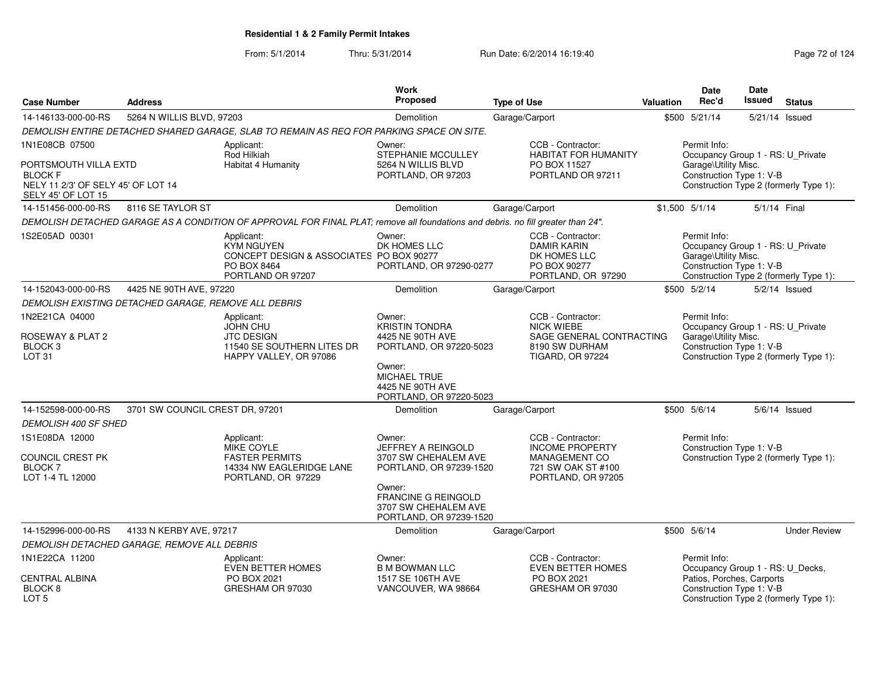## Residential 1 & 2 Family Permit Intakes

From: 5/1/2014 Thru: 5/31/2014 Run Date: 6/2/2014 16:19:40

| Case Number | Address | Work Proposed | Type of Use | Valuation | Date Rec'd | Date Issued | Status |
|---|---|---|---|---|---|---|---|
| 14-146133-000-00-RS | 5264 N WILLIS BLVD, 97203 | Demolition | Garage/Carport | $500 | 5/21/14 | 5/21/14 | Issued |

DEMOLISH ENTIRE DETACHED SHARED GARAGE, SLAB TO REMAIN AS REQ FOR PARKING SPACE ON SITE.

1N1E08CB 07500
PORTSMOUTH VILLA EXTD
BLOCK F
NELY 11 2/3' OF SELY 45' OF LOT 14
SELY 45' OF LOT 15

Applicant: Rod Hilkiah, Habitat 4 Humanity

Owner: STEPHANIE MCCULLEY, 5264 N WILLIS BLVD, PORTLAND, OR 97203

CCB - Contractor: HABITAT FOR HUMANITY, PO BOX 11527, PORTLAND OR 97211

Permit Info: Occupancy Group 1 - RS: U_Private Garage\Utility Misc. Construction Type 1: V-B Construction Type 2 (formerly Type 1):

| Case Number | Address | Work Proposed | Type of Use | Valuation | Date Rec'd | Date Issued | Status |
|---|---|---|---|---|---|---|---|
| 14-151456-000-00-RS | 8116 SE TAYLOR ST | Demolition | Garage/Carport | $1,500 | 5/1/14 | 5/1/14 | Final |

DEMOLISH DETACHED GARAGE AS A CONDITION OF APPROVAL FOR FINAL PLAT; remove all foundations and debris. no fill greater than 24".

1S2E05AD 00301

Applicant: KYM NGUYEN, CONCEPT DESIGN & ASSOCIATES, PO BOX 8464, PORTLAND OR 97207

Owner: DK HOMES LLC, PO BOX 90277, PORTLAND, OR 97290-0277

CCB - Contractor: DAMIR KARIN, DK HOMES LLC, PO BOX 90277, PORTLAND, OR 97290

Permit Info: Occupancy Group 1 - RS: U_Private Garage\Utility Misc. Construction Type 1: V-B Construction Type 2 (formerly Type 1):

| Case Number | Address | Work Proposed | Type of Use | Valuation | Date Rec'd | Date Issued | Status |
|---|---|---|---|---|---|---|---|
| 14-152043-000-00-RS | 4425 NE 90TH AVE, 97220 | Demolition | Garage/Carport | $500 | 5/2/14 | 5/2/14 | Issued |

DEMOLISH EXISTING DETACHED GARAGE, REMOVE ALL DEBRIS

1N2E21CA 04000
ROSEWAY & PLAT 2
BLOCK 3
LOT 31

Applicant: JOHN CHU, JTC DESIGN, 11540 SE SOUTHERN LITES DR, HAPPY VALLEY, OR 97086

Owner: KRISTIN TONDRA, 4425 NE 90TH AVE, PORTLAND, OR 97220-5023

Owner: MICHAEL TRUE, 4425 NE 90TH AVE, PORTLAND, OR 97220-5023

CCB - Contractor: NICK WIEBE, SAGE GENERAL CONTRACTING, 8190 SW DURHAM, TIGARD, OR 97224

Permit Info: Occupancy Group 1 - RS: U_Private Garage\Utility Misc. Construction Type 1: V-B Construction Type 2 (formerly Type 1):

| Case Number | Address | Work Proposed | Type of Use | Valuation | Date Rec'd | Date Issued | Status |
|---|---|---|---|---|---|---|---|
| 14-152598-000-00-RS | 3701 SW COUNCIL CREST DR, 97201 | Demolition | Garage/Carport | $500 | 5/6/14 | 5/6/14 | Issued |

DEMOLISH 400 SF SHED

1S1E08DA 12000
COUNCIL CREST PK
BLOCK 7
LOT 1-4 TL 12000

Applicant: MIKE COYLE, FASTER PERMITS, 14334 NW EAGLERIDGE LANE, PORTLAND, OR 97229

Owner: JEFFREY A REINGOLD, 3707 SW CHEHALEM AVE, PORTLAND, OR 97239-1520

Owner: FRANCINE G REINGOLD, 3707 SW CHEHALEM AVE, PORTLAND, OR 97239-1520

CCB - Contractor: INCOME PROPERTY MANAGEMENT CO, 721 SW OAK ST #100, PORTLAND, OR 97205

Permit Info: Construction Type 1: V-B Construction Type 2 (formerly Type 1):

| Case Number | Address | Work Proposed | Type of Use | Valuation | Date Rec'd | Date Issued | Status |
|---|---|---|---|---|---|---|---|
| 14-152996-000-00-RS | 4133 N KERBY AVE, 97217 | Demolition | Garage/Carport | $500 | 5/6/14 | | Under Review |

DEMOLISH DETACHED GARAGE, REMOVE ALL DEBRIS

1N1E22CA 11200
CENTRAL ALBINA
BLOCK 8
LOT 5

Applicant: EVEN BETTER HOMES, PO BOX 2021, GRESHAM OR 97030

Owner: B M BOWMAN LLC, 1517 SE 106TH AVE, VANCOUVER, WA 98664

CCB - Contractor: EVEN BETTER HOMES, PO BOX 2021, GRESHAM OR 97030

Permit Info: Occupancy Group 1 - RS: U_Decks, Patios, Porches, Carports Construction Type 1: V-B Construction Type 2 (formerly Type 1):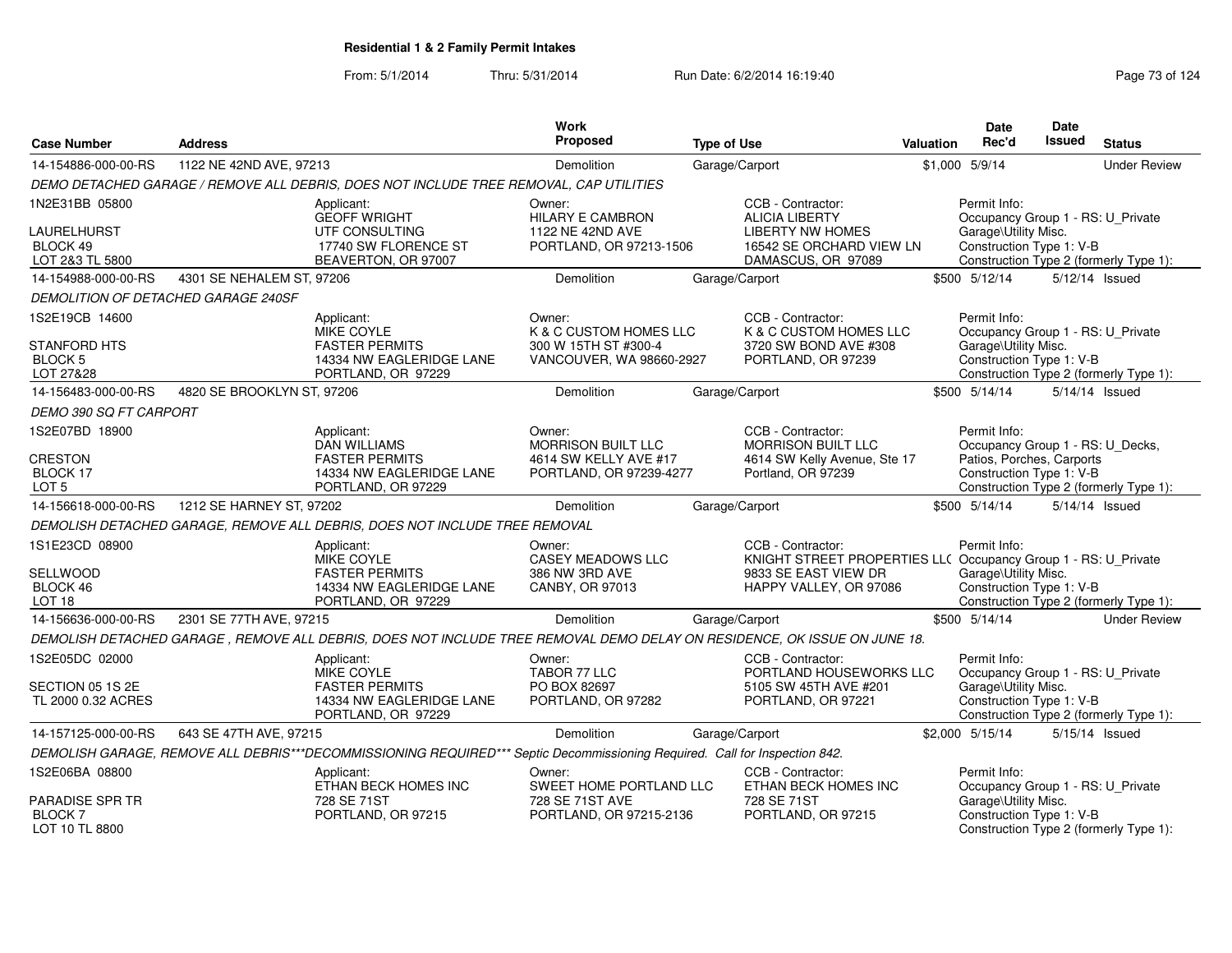# Residential 1 & 2 Family Permit Intakes

From: 5/1/2014 Thru: 5/31/2014 Run Date: 6/2/2014 16:19:40

| Case Number | Address | Work Proposed | Type of Use | Valuation | Date Rec'd | Date Issued | Status |
|---|---|---|---|---|---|---|---|
| 14-154886-000-00-RS | 1122 NE 42ND AVE, 97213 | Demolition | Garage/Carport | $1,000 | 5/9/14 | | Under Review |

DEMO DETACHED GARAGE / REMOVE ALL DEBRIS, DOES NOT INCLUDE TREE REMOVAL, CAP UTILITIES

1N2E31BB 05800
LAURELHURST
BLOCK 49
LOT 2&3 TL 5800

Applicant: GEOFF WRIGHT, UTF CONSULTING, 17740 SW FLORENCE ST, BEAVERTON, OR 97007

Owner: HILARY E CAMBRON, 1122 NE 42ND AVE, PORTLAND, OR 97213-1506

CCB - Contractor: ALICIA LIBERTY, LIBERTY NW HOMES, 16542 SE ORCHARD VIEW LN, DAMASCUS, OR 97089

Permit Info: Occupancy Group 1 - RS: U_Private Garage\Utility Misc. Construction Type 1: V-B Construction Type 2 (formerly Type 1):

| Case Number | Address | Work Proposed | Type of Use | Valuation | Date Rec'd | Date Issued | Status |
|---|---|---|---|---|---|---|---|
| 14-154988-000-00-RS | 4301 SE NEHALEM ST, 97206 | Demolition | Garage/Carport | $500 | 5/12/14 | 5/12/14 | Issued |

DEMOLITION OF DETACHED GARAGE 240SF

1S2E19CB 14600
STANFORD HTS
BLOCK 5
LOT 27&28

Applicant: MIKE COYLE, FASTER PERMITS, 14334 NW EAGLERIDGE LANE, PORTLAND, OR 97229

Owner: K & C CUSTOM HOMES LLC, 300 W 15TH ST #300-4, VANCOUVER, WA 98660-2927

CCB - Contractor: K & C CUSTOM HOMES LLC, 3720 SW BOND AVE #308, PORTLAND, OR 97239

Permit Info: Occupancy Group 1 - RS: U_Private Garage\Utility Misc. Construction Type 1: V-B Construction Type 2 (formerly Type 1):

| Case Number | Address | Work Proposed | Type of Use | Valuation | Date Rec'd | Date Issued | Status |
|---|---|---|---|---|---|---|---|
| 14-156483-000-00-RS | 4820 SE BROOKLYN ST, 97206 | Demolition | Garage/Carport | $500 | 5/14/14 | 5/14/14 | Issued |

DEMO 390 SQ FT CARPORT

1S2E07BD 18900
CRESTON
BLOCK 17
LOT 5

Applicant: DAN WILLIAMS, FASTER PERMITS, 14334 NW EAGLERIDGE LANE, PORTLAND, OR 97229

Owner: MORRISON BUILT LLC, 4614 SW KELLY AVE #17, PORTLAND, OR 97239-4277

CCB - Contractor: MORRISON BUILT LLC, 4614 SW Kelly Avenue, Ste 17, Portland, OR 97239

Permit Info: Occupancy Group 1 - RS: U_Decks, Patios, Porches, Carports Construction Type 1: V-B Construction Type 2 (formerly Type 1):

| Case Number | Address | Work Proposed | Type of Use | Valuation | Date Rec'd | Date Issued | Status |
|---|---|---|---|---|---|---|---|
| 14-156618-000-00-RS | 1212 SE HARNEY ST, 97202 | Demolition | Garage/Carport | $500 | 5/14/14 | 5/14/14 | Issued |

DEMOLISH DETACHED GARAGE, REMOVE ALL DEBRIS, DOES NOT INCLUDE TREE REMOVAL

1S1E23CD 08900
SELLWOOD
BLOCK 46
LOT 18

Applicant: MIKE COYLE, FASTER PERMITS, 14334 NW EAGLERIDGE LANE, PORTLAND, OR 97229

Owner: CASEY MEADOWS LLC, 386 NW 3RD AVE, CANBY, OR 97013

CCB - Contractor: KNIGHT STREET PROPERTIES LLC, 9833 SE EAST VIEW DR, HAPPY VALLEY, OR 97086

Permit Info: Occupancy Group 1 - RS: U_Private Garage\Utility Misc. Construction Type 1: V-B Construction Type 2 (formerly Type 1):

| Case Number | Address | Work Proposed | Type of Use | Valuation | Date Rec'd | Date Issued | Status |
|---|---|---|---|---|---|---|---|
| 14-156636-000-00-RS | 2301 SE 77TH AVE, 97215 | Demolition | Garage/Carport | $500 | 5/14/14 | | Under Review |

DEMOLISH DETACHED GARAGE , REMOVE ALL DEBRIS, DOES NOT INCLUDE TREE REMOVAL DEMO DELAY ON RESIDENCE, OK ISSUE ON JUNE 18.

1S2E05DC 02000
SECTION 05 1S 2E
TL 2000 0.32 ACRES

Applicant: MIKE COYLE, FASTER PERMITS, 14334 NW EAGLERIDGE LANE, PORTLAND, OR 97229

Owner: TABOR 77 LLC, PO BOX 82697, PORTLAND, OR 97282

CCB - Contractor: PORTLAND HOUSEWORKS LLC, 5105 SW 45TH AVE #201, PORTLAND, OR 97221

Permit Info: Occupancy Group 1 - RS: U_Private Garage\Utility Misc. Construction Type 1: V-B Construction Type 2 (formerly Type 1):

| Case Number | Address | Work Proposed | Type of Use | Valuation | Date Rec'd | Date Issued | Status |
|---|---|---|---|---|---|---|---|
| 14-157125-000-00-RS | 643 SE 47TH AVE, 97215 | Demolition | Garage/Carport | $2,000 | 5/15/14 | 5/15/14 | Issued |

DEMOLISH GARAGE, REMOVE ALL DEBRIS***DECOMMISSIONING REQUIRED*** Septic Decommissioning Required. Call for Inspection 842.

1S2E06BA 08800
PARADISE SPR TR
BLOCK 7
LOT 10 TL 8800

Applicant: ETHAN BECK HOMES INC, 728 SE 71ST, PORTLAND, OR 97215

Owner: SWEET HOME PORTLAND LLC, 728 SE 71ST AVE, PORTLAND, OR 97215-2136

CCB - Contractor: ETHAN BECK HOMES INC, 728 SE 71ST, PORTLAND, OR 97215

Permit Info: Occupancy Group 1 - RS: U_Private Garage\Utility Misc. Construction Type 1: V-B Construction Type 2 (formerly Type 1):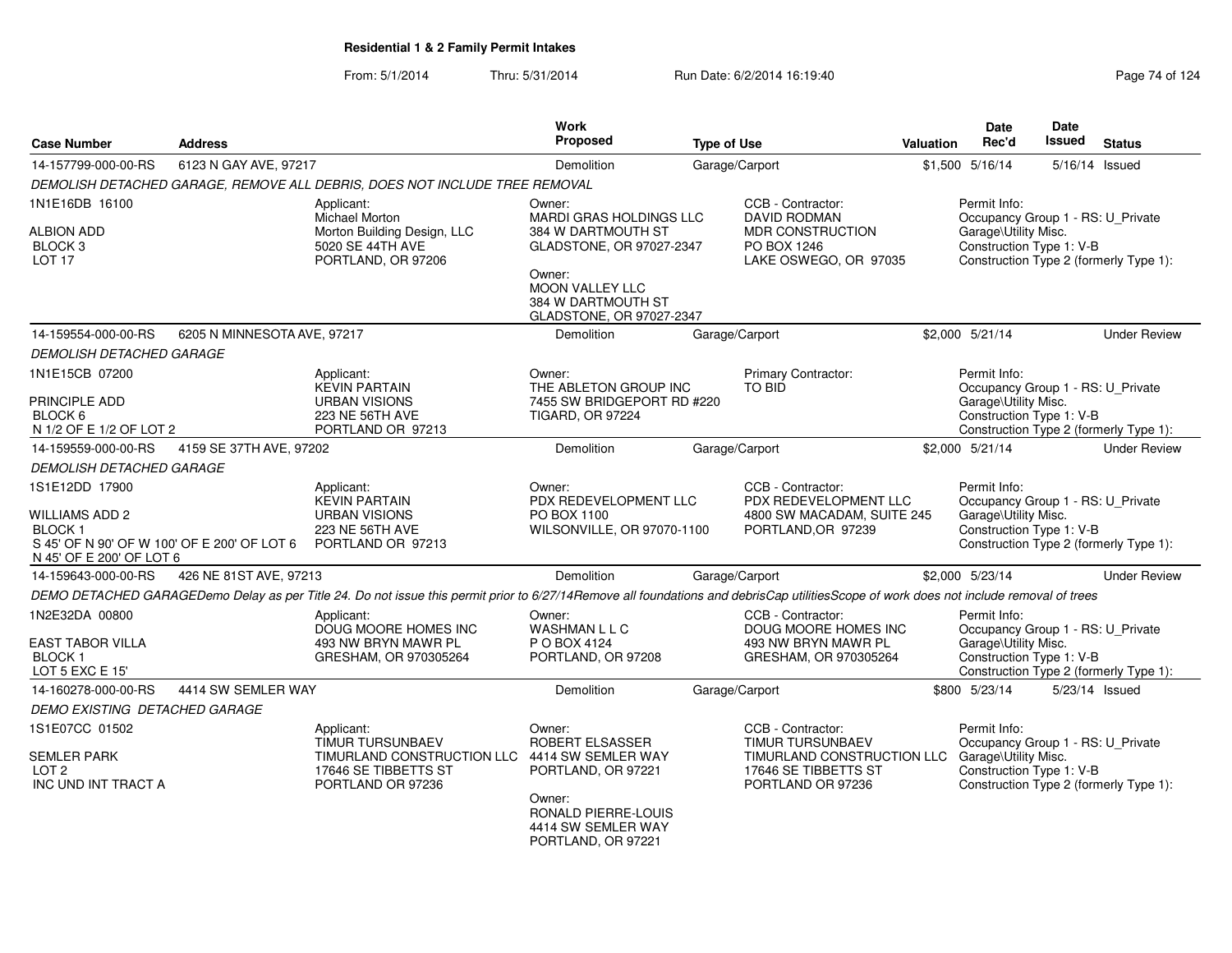**Residential 1 & 2 Family Permit Intakes**

From: 5/1/2014 Thru: 5/31/2014 Run Date: 6/2/2014 16:19:40

| Case Number | Address | Work Proposed | Type of Use | Valuation | Date Rec'd | Date Issued | Status |
|---|---|---|---|---|---|---|---|
| 14-157799-000-00-RS | 6123 N GAY AVE, 97217 | Demolition | Garage/Carport | $1,500 | 5/16/14 | 5/16/14 | Issued |

*DEMOLISH DETACHED GARAGE, REMOVE ALL DEBRIS, DOES NOT INCLUDE TREE REMOVAL*

1N1E16DB 16100
ALBION ADD
BLOCK 3
LOT 17

Applicant:
Michael Morton
Morton Building Design, LLC
5020 SE 44TH AVE
PORTLAND, OR 97206

Owner:
MARDI GRAS HOLDINGS LLC
384 W DARTMOUTH ST
GLADSTONE, OR 97027-2347

Owner:
MOON VALLEY LLC
384 W DARTMOUTH ST
GLADSTONE, OR 97027-2347

CCB - Contractor:
DAVID RODMAN
MDR CONSTRUCTION
PO BOX 1246
LAKE OSWEGO, OR 97035

Permit Info:
Occupancy Group 1 - RS: U_Private Garage\Utility Misc.
Construction Type 1: V-B
Construction Type 2 (formerly Type 1):

| Case Number | Address | Work Proposed | Type of Use | Valuation | Date Rec'd | Date Issued | Status |
|---|---|---|---|---|---|---|---|
| 14-159554-000-00-RS | 6205 N MINNESOTA AVE, 97217 | Demolition | Garage/Carport | $2,000 | 5/21/14 | | Under Review |

*DEMOLISH DETACHED GARAGE*

1N1E15CB 07200
PRINCIPLE ADD
BLOCK 6
N 1/2 OF E 1/2 OF LOT 2

Applicant:
KEVIN PARTAIN
URBAN VISIONS
223 NE 56TH AVE
PORTLAND OR 97213

Owner:
THE ABLETON GROUP INC
7455 SW BRIDGEPORT RD #220
TIGARD, OR 97224

Primary Contractor:
TO BID

Permit Info:
Occupancy Group 1 - RS: U_Private Garage\Utility Misc.
Construction Type 1: V-B
Construction Type 2 (formerly Type 1):

| Case Number | Address | Work Proposed | Type of Use | Valuation | Date Rec'd | Date Issued | Status |
|---|---|---|---|---|---|---|---|
| 14-159559-000-00-RS | 4159 SE 37TH AVE, 97202 | Demolition | Garage/Carport | $2,000 | 5/21/14 | | Under Review |

*DEMOLISH DETACHED GARAGE*

1S1E12DD 17900
WILLIAMS ADD 2
BLOCK 1
S 45' OF N 90' OF W 100' OF E 200' OF LOT 6
N 45' OF E 200' OF LOT 6

Applicant:
KEVIN PARTAIN
URBAN VISIONS
223 NE 56TH AVE
PORTLAND OR 97213

Owner:
PDX REDEVELOPMENT LLC
PO BOX 1100
WILSONVILLE, OR 97070-1100

CCB - Contractor:
PDX REDEVELOPMENT LLC
4800 SW MACADAM, SUITE 245
PORTLAND,OR 97239

Permit Info:
Occupancy Group 1 - RS: U_Private Garage\Utility Misc.
Construction Type 1: V-B
Construction Type 2 (formerly Type 1):

| Case Number | Address | Work Proposed | Type of Use | Valuation | Date Rec'd | Date Issued | Status |
|---|---|---|---|---|---|---|---|
| 14-159643-000-00-RS | 426 NE 81ST AVE, 97213 | Demolition | Garage/Carport | $2,000 | 5/23/14 | | Under Review |

*DEMO DETACHED GARAGEDemo Delay as per Title 24. Do not issue this permit prior to 6/27/14Remove all foundations and debrisCap utilitiesScope of work does not include removal of trees*

1N2E32DA 00800
EAST TABOR VILLA
BLOCK 1
LOT 5 EXC E 15'

Applicant:
DOUG MOORE HOMES INC
493 NW BRYN MAWR PL
GRESHAM, OR 970305264

Owner:
WASHMAN L L C
P O BOX 4124
PORTLAND, OR 97208

CCB - Contractor:
DOUG MOORE HOMES INC
493 NW BRYN MAWR PL
GRESHAM, OR 970305264

Permit Info:
Occupancy Group 1 - RS: U_Private Garage\Utility Misc.
Construction Type 1: V-B
Construction Type 2 (formerly Type 1):

| Case Number | Address | Work Proposed | Type of Use | Valuation | Date Rec'd | Date Issued | Status |
|---|---|---|---|---|---|---|---|
| 14-160278-000-00-RS | 4414 SW SEMLER WAY | Demolition | Garage/Carport | $800 | 5/23/14 | 5/23/14 | Issued |

*DEMO EXISTING DETACHED GARAGE*

1S1E07CC 01502
SEMLER PARK
LOT 2
INC UND INT TRACT A

Applicant:
TIMUR TURSUNBAEV
TIMURLAND CONSTRUCTION LLC
17646 SE TIBBETTS ST
PORTLAND OR 97236

Owner:
ROBERT ELSASSER
4414 SW SEMLER WAY
PORTLAND, OR 97221

Owner:
RONALD PIERRE-LOUIS
4414 SW SEMLER WAY
PORTLAND, OR 97221

CCB - Contractor:
TIMUR TURSUNBAEV
TIMURLAND CONSTRUCTION LLC
17646 SE TIBBETTS ST
PORTLAND OR 97236

Permit Info:
Occupancy Group 1 - RS: U_Private Garage\Utility Misc.
Construction Type 1: V-B
Construction Type 2 (formerly Type 1):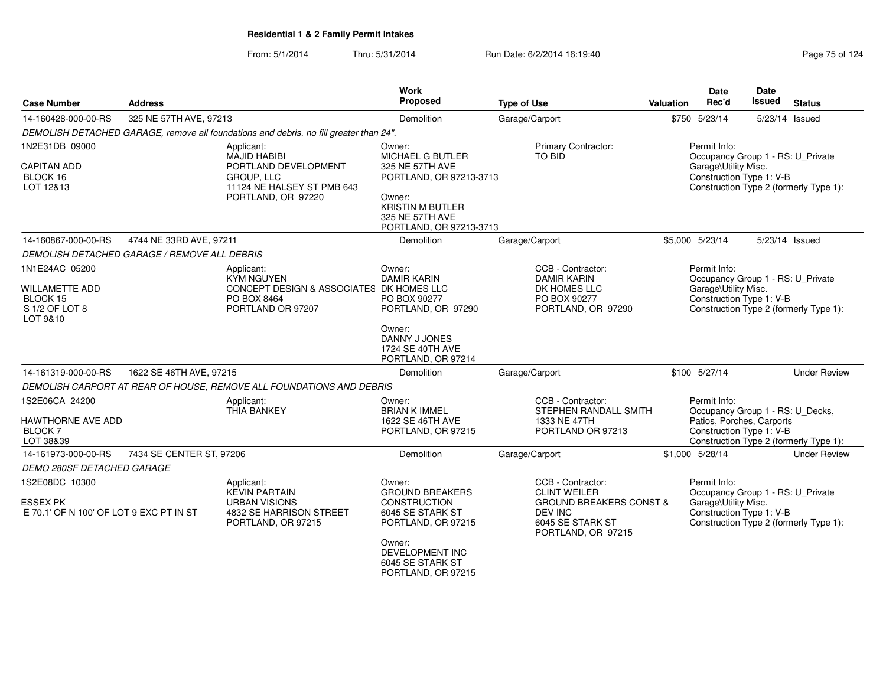# Residential 1 & 2 Family Permit Intakes

From: 5/1/2014 Thru: 5/31/2014 Run Date: 6/2/2014 16:19:40

| Case Number | Address | Work Proposed | Type of Use | Valuation | Date Rec'd | Date Issued | Status |
|---|---|---|---|---|---|---|---|
| 14-160428-000-00-RS | 325 NE 57TH AVE, 97213 | Demolition | Garage/Carport | $750 | 5/23/14 | 5/23/14 | Issued |

DEMOLISH DETACHED GARAGE, remove all foundations and debris. no fill greater than 24".

1N2E31DB 09000
CAPITAN ADD
BLOCK 16
LOT 12&13

Applicant:
MAJID HABIBI
PORTLAND DEVELOPMENT GROUP, LLC
11124 NE HALSEY ST PMB 643
PORTLAND, OR 97220

Owner:
MICHAEL G BUTLER
325 NE 57TH AVE
PORTLAND, OR 97213-3713

Owner:
KRISTIN M BUTLER
325 NE 57TH AVE
PORTLAND, OR 97213-3713

Primary Contractor:
TO BID

Permit Info:
Occupancy Group 1 - RS: U_Private Garage\Utility Misc.
Construction Type 1: V-B
Construction Type 2 (formerly Type 1):

| Case Number | Address | Work Proposed | Type of Use | Valuation | Date Rec'd | Date Issued | Status |
|---|---|---|---|---|---|---|---|
| 14-160867-000-00-RS | 4744 NE 33RD AVE, 97211 | Demolition | Garage/Carport | $5,000 | 5/23/14 | 5/23/14 | Issued |

DEMOLISH DETACHED GARAGE / REMOVE ALL DEBRIS

1N1E24AC 05200
WILLAMETTE ADD
BLOCK 15
S 1/2 OF LOT 8
LOT 9&10

Applicant:
KYM NGUYEN
CONCEPT DESIGN & ASSOCIATES
PO BOX 8464
PORTLAND OR 97207

Owner:
DAMIR KARIN
DK HOMES LLC
PO BOX 90277
PORTLAND, OR 97290

Owner:
DANNY J JONES
1724 SE 40TH AVE
PORTLAND, OR 97214

CCB - Contractor:
DAMIR KARIN
DK HOMES LLC
PO BOX 90277
PORTLAND, OR 97290

Permit Info:
Occupancy Group 1 - RS: U_Private Garage\Utility Misc.
Construction Type 1: V-B
Construction Type 2 (formerly Type 1):

| Case Number | Address | Work Proposed | Type of Use | Valuation | Date Rec'd | Date Issued | Status |
|---|---|---|---|---|---|---|---|
| 14-161319-000-00-RS | 1622 SE 46TH AVE, 97215 | Demolition | Garage/Carport | $100 | 5/27/14 | | Under Review |

DEMOLISH CARPORT AT REAR OF HOUSE, REMOVE ALL FOUNDATIONS AND DEBRIS

1S2E06CA 24200
HAWTHORNE AVE ADD
BLOCK 7
LOT 38&39

Applicant:
THIA BANKEY

Owner:
BRIAN K IMMEL
1622 SE 46TH AVE
PORTLAND, OR 97215

CCB - Contractor:
STEPHEN RANDALL SMITH
1333 NE 47TH
PORTLAND OR 97213

Permit Info:
Occupancy Group 1 - RS: U_Decks, Patios, Porches, Carports
Construction Type 1: V-B
Construction Type 2 (formerly Type 1):

| Case Number | Address | Work Proposed | Type of Use | Valuation | Date Rec'd | Date Issued | Status |
|---|---|---|---|---|---|---|---|
| 14-161973-000-00-RS | 7434 SE CENTER ST, 97206 | Demolition | Garage/Carport | $1,000 | 5/28/14 | | Under Review |

DEMO 280SF DETACHED GARAGE

1S2E08DC 10300
ESSEX PK
E 70.1' OF N 100' OF LOT 9 EXC PT IN ST

Applicant:
KEVIN PARTAIN
URBAN VISIONS
4832 SE HARRISON STREET
PORTLAND, OR 97215

Owner:
GROUND BREAKERS CONSTRUCTION
6045 SE STARK ST
PORTLAND, OR 97215

Owner:
DEVELOPMENT INC
6045 SE STARK ST
PORTLAND, OR 97215

CCB - Contractor:
CLINT WEILER
GROUND BREAKERS CONST & DEV INC
6045 SE STARK ST
PORTLAND, OR 97215

Permit Info:
Occupancy Group 1 - RS: U_Private Garage\Utility Misc.
Construction Type 1: V-B
Construction Type 2 (formerly Type 1):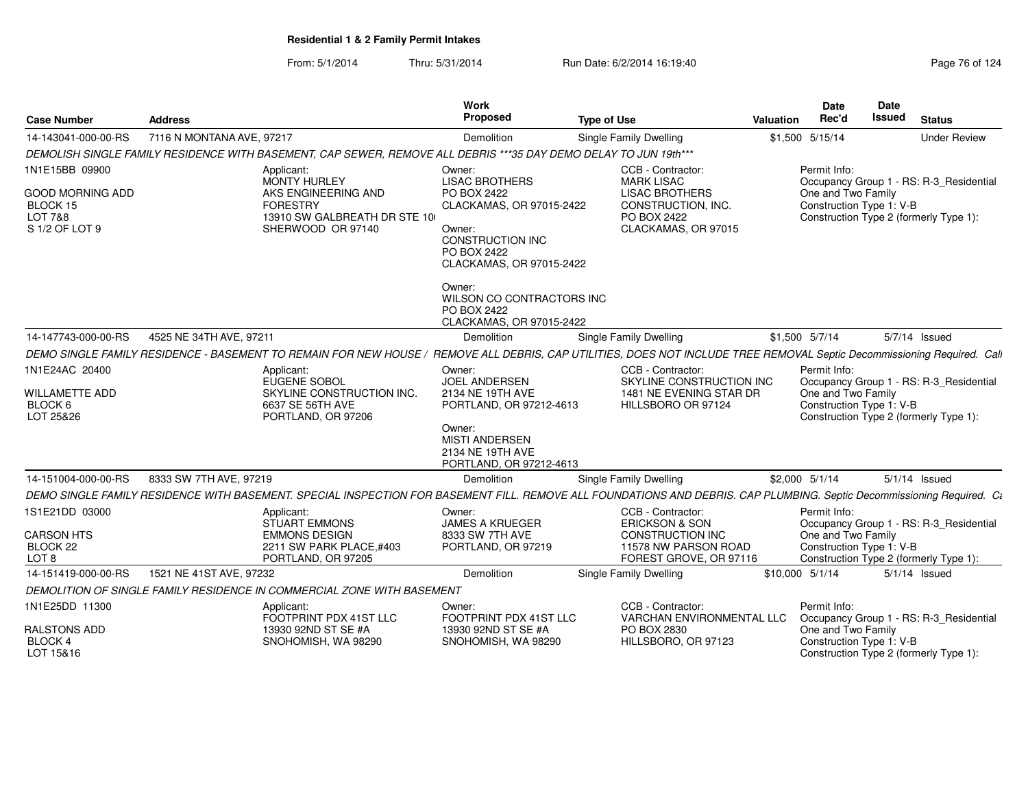**Residential 1 & 2 Family Permit Intakes**

From: 5/1/2014 Thru: 5/31/2014 Run Date: 6/2/2014 16:19:40

| Case Number | Address | Work Proposed | Type of Use | Valuation | Date Rec'd | Date Issued | Status |
|---|---|---|---|---|---|---|---|
| 14-143041-000-00-RS | 7116 N MONTANA AVE, 97217 | Demolition | Single Family Dwelling | $1,500 | 5/15/14 | | Under Review |

DEMOLISH SINGLE FAMILY RESIDENCE WITH BASEMENT, CAP SEWER, REMOVE ALL DEBRIS ***35 DAY DEMO DELAY TO JUN 19th***

1N1E15BB 09900
GOOD MORNING ADD
BLOCK 15
LOT 7&8
S 1/2 OF LOT 9

Applicant:
MONTY HURLEY
AKS ENGINEERING AND FORESTRY
13910 SW GALBREATH DR STE 10(
SHERWOOD OR 97140

Owner:
LISAC BROTHERS
PO BOX 2422
CLACKAMAS, OR 97015-2422

Owner:
CONSTRUCTION INC
PO BOX 2422
CLACKAMAS, OR 97015-2422

Owner:
WILSON CO CONTRACTORS INC
PO BOX 2422
CLACKAMAS, OR 97015-2422

CCB - Contractor:
MARK LISAC
LISAC BROTHERS CONSTRUCTION, INC.
PO BOX 2422
CLACKAMAS, OR 97015

Permit Info:
Occupancy Group 1 - RS: R-3_Residential One and Two Family
Construction Type 1: V-B
Construction Type 2 (formerly Type 1):

| Case Number | Address | Work Proposed | Type of Use | Valuation | Date Rec'd | Date Issued | Status |
|---|---|---|---|---|---|---|---|
| 14-147743-000-00-RS | 4525 NE 34TH AVE, 97211 | Demolition | Single Family Dwelling | $1,500 | 5/7/14 | 5/7/14 | Issued |

DEMO SINGLE FAMILY RESIDENCE - BASEMENT TO REMAIN FOR NEW HOUSE / REMOVE ALL DEBRIS, CAP UTILITIES, DOES NOT INCLUDE TREE REMOVAL Septic Decommissioning Required. Call

1N1E24AC 20400
WILLAMETTE ADD
BLOCK 6
LOT 25&26

Applicant:
EUGENE SOBOL
SKYLINE CONSTRUCTION INC.
6637 SE 56TH AVE
PORTLAND, OR 97206

Owner:
JOEL ANDERSEN
2134 NE 19TH AVE
PORTLAND, OR 97212-4613

Owner:
MISTI ANDERSEN
2134 NE 19TH AVE
PORTLAND, OR 97212-4613

CCB - Contractor:
SKYLINE CONSTRUCTION INC
1481 NE EVENING STAR DR
HILLSBORO OR 97124

Permit Info:
Occupancy Group 1 - RS: R-3_Residential One and Two Family
Construction Type 1: V-B
Construction Type 2 (formerly Type 1):

| Case Number | Address | Work Proposed | Type of Use | Valuation | Date Rec'd | Date Issued | Status |
|---|---|---|---|---|---|---|---|
| 14-151004-000-00-RS | 8333 SW 7TH AVE, 97219 | Demolition | Single Family Dwelling | $2,000 | 5/1/14 | 5/1/14 | Issued |

DEMO SINGLE FAMILY RESIDENCE WITH BASEMENT. SPECIAL INSPECTION FOR BASEMENT FILL. REMOVE ALL FOUNDATIONS AND DEBRIS. CAP PLUMBING. Septic Decommissioning Required. Ca

1S1E21DD 03000
CARSON HTS
BLOCK 22
LOT 8

Applicant:
STUART EMMONS
EMMONS DESIGN
2211 SW PARK PLACE,#403
PORTLAND, OR 97205

Owner:
JAMES A KRUEGER
8333 SW 7TH AVE
PORTLAND, OR 97219

CCB - Contractor:
ERICKSON & SON CONSTRUCTION INC
11578 NW PARSON ROAD
FOREST GROVE, OR 97116

Permit Info:
Occupancy Group 1 - RS: R-3_Residential One and Two Family
Construction Type 1: V-B
Construction Type 2 (formerly Type 1):

| Case Number | Address | Work Proposed | Type of Use | Valuation | Date Rec'd | Date Issued | Status |
|---|---|---|---|---|---|---|---|
| 14-151419-000-00-RS | 1521 NE 41ST AVE, 97232 | Demolition | Single Family Dwelling | $10,000 | 5/1/14 | 5/1/14 | Issued |

DEMOLITION OF SINGLE FAMILY RESIDENCE IN COMMERCIAL ZONE WITH BASEMENT

1N1E25DD 11300
RALSTONS ADD
BLOCK 4
LOT 15&16

Applicant:
FOOTPRINT PDX 41ST LLC
13930 92ND ST SE #A
SNOHOMISH, WA 98290

Owner:
FOOTPRINT PDX 41ST LLC
13930 92ND ST SE #A
SNOHOMISH, WA 98290

CCB - Contractor:
VARCHAN ENVIRONMENTAL LLC
PO BOX 2830
HILLSBORO, OR 97123

Permit Info:
Occupancy Group 1 - RS: R-3_Residential One and Two Family
Construction Type 1: V-B
Construction Type 2 (formerly Type 1):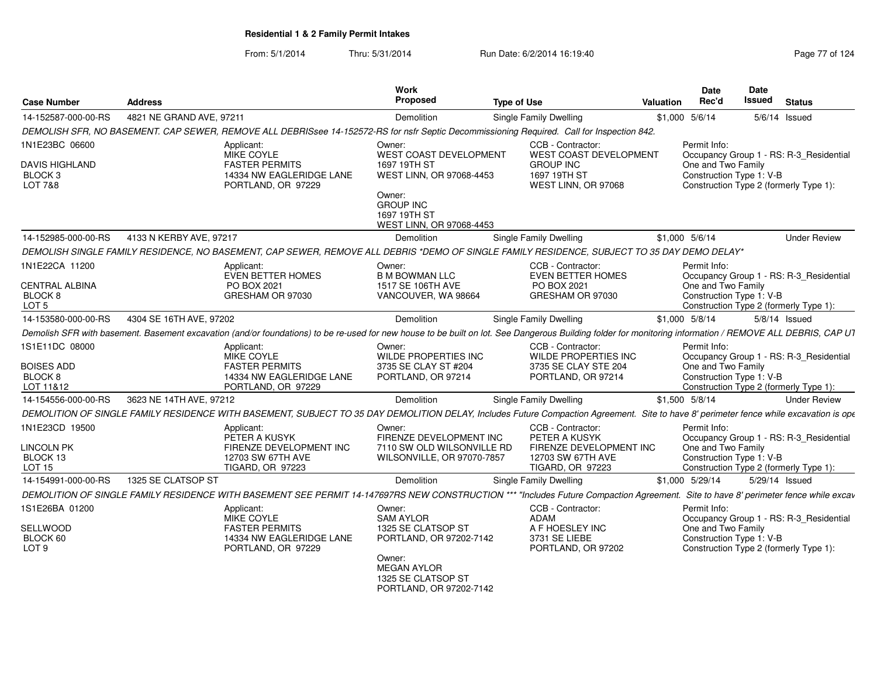**Residential 1 & 2 Family Permit Intakes**

From: 5/1/2014 Thru: 5/31/2014 Run Date: 6/2/2014 16:19:40

| Case Number | Address | Work Proposed | Type of Use | Valuation | Date Rec'd | Date Issued | Status |
|---|---|---|---|---|---|---|---|
| 14-152587-000-00-RS | 4821 NE GRAND AVE, 97211 | Demolition | Single Family Dwelling | $1,000 | 5/6/14 | 5/6/14 | Issued |

*DEMOLISH SFR, NO BASEMENT. CAP SEWER, REMOVE ALL DEBRISsee 14-152572-RS for nsfr Septic Decommissioning Required. Call for Inspection 842.*

1N1E23BC 06600
DAVIS HIGHLAND
BLOCK 3
LOT 7&8

Applicant:
MIKE COYLE
FASTER PERMITS
14334 NW EAGLERIDGE LANE
PORTLAND, OR 97229

Owner:
WEST COAST DEVELOPMENT
1697 19TH ST
WEST LINN, OR 97068-4453

Owner:
GROUP INC
1697 19TH ST
WEST LINN, OR 97068-4453

CCB - Contractor:
WEST COAST DEVELOPMENT
GROUP INC
1697 19TH ST
WEST LINN, OR 97068

Permit Info:
Occupancy Group 1 - RS: R-3_Residential One and Two Family
Construction Type 1: V-B
Construction Type 2 (formerly Type 1):

| Case Number | Address | Work Proposed | Type of Use | Valuation | Date Rec'd | Date Issued | Status |
|---|---|---|---|---|---|---|---|
| 14-152985-000-00-RS | 4133 N KERBY AVE, 97217 | Demolition | Single Family Dwelling | $1,000 | 5/6/14 | | Under Review |

*DEMOLISH SINGLE FAMILY RESIDENCE, NO BASEMENT, CAP SEWER, REMOVE ALL DEBRIS \*DEMO OF SINGLE FAMILY RESIDENCE, SUBJECT TO 35 DAY DEMO DELAY\**

1N1E22CA 11200
CENTRAL ALBINA
BLOCK 8
LOT 5

Applicant:
EVEN BETTER HOMES
PO BOX 2021
GRESHAM OR 97030

Owner:
B M BOWMAN LLC
1517 SE 106TH AVE
VANCOUVER, WA 98664

CCB - Contractor:
EVEN BETTER HOMES
PO BOX 2021
GRESHAM OR 97030

Permit Info:
Occupancy Group 1 - RS: R-3_Residential One and Two Family
Construction Type 1: V-B
Construction Type 2 (formerly Type 1):

| Case Number | Address | Work Proposed | Type of Use | Valuation | Date Rec'd | Date Issued | Status |
|---|---|---|---|---|---|---|---|
| 14-153580-000-00-RS | 4304 SE 16TH AVE, 97202 | Demolition | Single Family Dwelling | $1,000 | 5/8/14 | 5/8/14 | Issued |

*Demolish SFR with basement. Basement excavation (and/or foundations) to be re-used for new house to be built on lot. See Dangerous Building folder for monitoring information / REMOVE ALL DEBRIS, CAP UT*

1S1E11DC 08000
BOISES ADD
BLOCK 8
LOT 11&12

Applicant:
MIKE COYLE
FASTER PERMITS
14334 NW EAGLERIDGE LANE
PORTLAND, OR 97229

Owner:
WILDE PROPERTIES INC
3735 SE CLAY ST #204
PORTLAND, OR 97214

CCB - Contractor:
WILDE PROPERTIES INC
3735 SE CLAY STE 204
PORTLAND, OR 97214

Permit Info:
Occupancy Group 1 - RS: R-3_Residential One and Two Family
Construction Type 1: V-B
Construction Type 2 (formerly Type 1):

| Case Number | Address | Work Proposed | Type of Use | Valuation | Date Rec'd | Date Issued | Status |
|---|---|---|---|---|---|---|---|
| 14-154556-000-00-RS | 3623 NE 14TH AVE, 97212 | Demolition | Single Family Dwelling | $1,500 | 5/8/14 | | Under Review |

*DEMOLITION OF SINGLE FAMILY RESIDENCE WITH BASEMENT, SUBJECT TO 35 DAY DEMOLITION DELAY, Includes Future Compaction Agreement. Site to have 8' perimeter fence while excavation is ope*

1N1E23CD 19500
LINCOLN PK
BLOCK 13
LOT 15

Applicant:
PETER A KUSYK
FIRENZE DEVELOPMENT INC
12703 SW 67TH AVE
TIGARD, OR 97223

Owner:
FIRENZE DEVELOPMENT INC
7110 SW OLD WILSONVILLE RD
WILSONVILLE, OR 97070-7857

CCB - Contractor:
PETER A KUSYK
FIRENZE DEVELOPMENT INC
12703 SW 67TH AVE
TIGARD, OR 97223

Permit Info:
Occupancy Group 1 - RS: R-3_Residential One and Two Family
Construction Type 1: V-B
Construction Type 2 (formerly Type 1):

| Case Number | Address | Work Proposed | Type of Use | Valuation | Date Rec'd | Date Issued | Status |
|---|---|---|---|---|---|---|---|
| 14-154991-000-00-RS | 1325 SE CLATSOP ST | Demolition | Single Family Dwelling | $1,000 | 5/29/14 | 5/29/14 | Issued |

*DEMOLITION OF SINGLE FAMILY RESIDENCE WITH BASEMENT SEE PERMIT 14-147697RS NEW CONSTRUCTION \*\*\* "Includes Future Compaction Agreement. Site to have 8' perimeter fence while excav*

1S1E26BA 01200
SELLWOOD
BLOCK 60
LOT 9

Applicant:
MIKE COYLE
FASTER PERMITS
14334 NW EAGLERIDGE LANE
PORTLAND, OR 97229

Owner:
SAM AYLOR
1325 SE CLATSOP ST
PORTLAND, OR 97202-7142

Owner:
MEGAN AYLOR
1325 SE CLATSOP ST
PORTLAND, OR 97202-7142

CCB - Contractor:
ADAM
A F HOESLEY INC
3731 SE LIEBE
PORTLAND, OR 97202

Permit Info:
Occupancy Group 1 - RS: R-3_Residential One and Two Family
Construction Type 1: V-B
Construction Type 2 (formerly Type 1):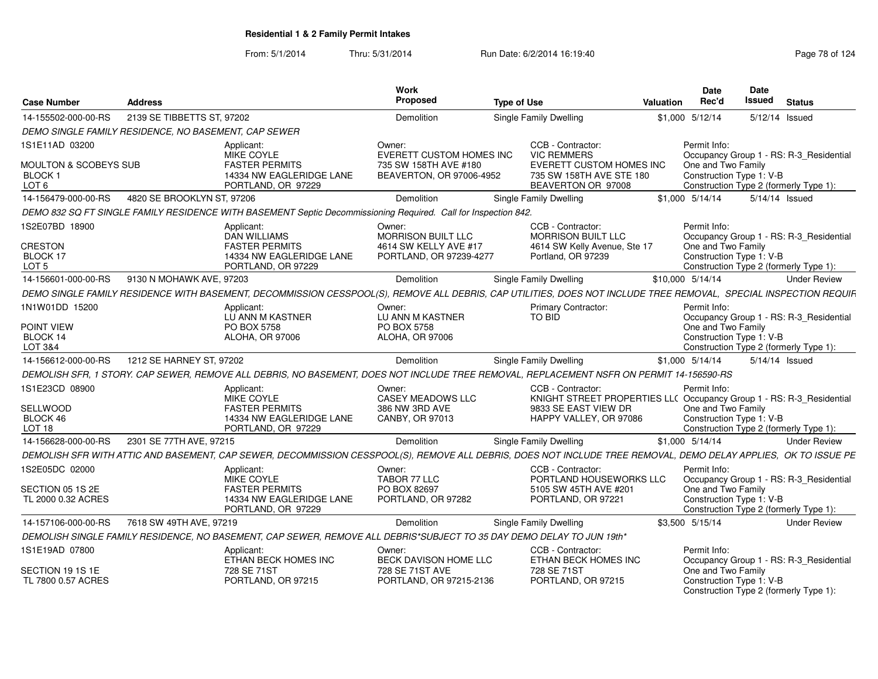## Residential 1 & 2 Family Permit Intakes

From: 5/1/2014 Thru: 5/31/2014 Run Date: 6/2/2014 16:19:40

| Case Number | Address | Work Proposed | Type of Use | Valuation | Date Rec'd | Date Issued | Status |
|---|---|---|---|---|---|---|---|
| 14-155502-000-00-RS | 2139 SE TIBBETTS ST, 97202 | Demolition | Single Family Dwelling | $1,000 | 5/12/14 | 5/12/14 | Issued |

DEMO SINGLE FAMILY RESIDENCE, NO BASEMENT, CAP SEWER

1S1E11AD 03200
MOULTON & SCOBEYS SUB
BLOCK 1
LOT 6

Applicant: MIKE COYLE, FASTER PERMITS, 14334 NW EAGLERIDGE LANE, PORTLAND, OR 97229

Owner: EVERETT CUSTOM HOMES INC, 735 SW 158TH AVE #180, BEAVERTON, OR 97006-4952

CCB - Contractor: VIC REMMERS, EVERETT CUSTOM HOMES INC, 735 SW 158TH AVE STE 180, BEAVERTON OR 97008

Permit Info: Occupancy Group 1 - RS: R-3_Residential One and Two Family; Construction Type 1: V-B; Construction Type 2 (formerly Type 1):

| Case Number | Address | Work Proposed | Type of Use | Valuation | Date Rec'd | Date Issued | Status |
|---|---|---|---|---|---|---|---|
| 14-156479-000-00-RS | 4820 SE BROOKLYN ST, 97206 | Demolition | Single Family Dwelling | $1,000 | 5/14/14 | 5/14/14 | Issued |

DEMO 832 SQ FT SINGLE FAMILY RESIDENCE WITH BASEMENT Septic Decommissioning Required. Call for Inspection 842.

1S2E07BD 18900
CRESTON
BLOCK 17
LOT 5

Applicant: DAN WILLIAMS, FASTER PERMITS, 14334 NW EAGLERIDGE LANE, PORTLAND, OR 97229

Owner: MORRISON BUILT LLC, 4614 SW KELLY AVE #17, PORTLAND, OR 97239-4277

CCB - Contractor: MORRISON BUILT LLC, 4614 SW Kelly Avenue, Ste 17, Portland, OR 97239

Permit Info: Occupancy Group 1 - RS: R-3_Residential One and Two Family; Construction Type 1: V-B; Construction Type 2 (formerly Type 1):

| Case Number | Address | Work Proposed | Type of Use | Valuation | Date Rec'd | Date Issued | Status |
|---|---|---|---|---|---|---|---|
| 14-156601-000-00-RS | 9130 N MOHAWK AVE, 97203 | Demolition | Single Family Dwelling | $10,000 | 5/14/14 | | Under Review |

DEMO SINGLE FAMILY RESIDENCE WITH BASEMENT, DECOMMISSION CESSPOOL(S), REMOVE ALL DEBRIS, CAP UTILITIES, DOES NOT INCLUDE TREE REMOVAL, SPECIAL INSPECTION REQUIR

1N1W01DD 15200
POINT VIEW
BLOCK 14
LOT 3&4

Applicant: LU ANN M KASTNER, PO BOX 5758, ALOHA, OR 97006

Owner: LU ANN M KASTNER, PO BOX 5758, ALOHA, OR 97006

Primary Contractor: TO BID

Permit Info: Occupancy Group 1 - RS: R-3_Residential One and Two Family; Construction Type 1: V-B; Construction Type 2 (formerly Type 1):

| Case Number | Address | Work Proposed | Type of Use | Valuation | Date Rec'd | Date Issued | Status |
|---|---|---|---|---|---|---|---|
| 14-156612-000-00-RS | 1212 SE HARNEY ST, 97202 | Demolition | Single Family Dwelling | $1,000 | 5/14/14 | 5/14/14 | Issued |

DEMOLISH SFR, 1 STORY. CAP SEWER, REMOVE ALL DEBRIS, NO BASEMENT, DOES NOT INCLUDE TREE REMOVAL, REPLACEMENT NSFR ON PERMIT 14-156590-RS

1S1E23CD 08900
SELLWOOD
BLOCK 46
LOT 18

Applicant: MIKE COYLE, FASTER PERMITS, 14334 NW EAGLERIDGE LANE, PORTLAND, OR 97229

Owner: CASEY MEADOWS LLC, 386 NW 3RD AVE, CANBY, OR 97013

CCB - Contractor: KNIGHT STREET PROPERTIES LLC, 9833 SE EAST VIEW DR, HAPPY VALLEY, OR 97086

Permit Info: Occupancy Group 1 - RS: R-3_Residential One and Two Family; Construction Type 1: V-B; Construction Type 2 (formerly Type 1):

| Case Number | Address | Work Proposed | Type of Use | Valuation | Date Rec'd | Date Issued | Status |
|---|---|---|---|---|---|---|---|
| 14-156628-000-00-RS | 2301 SE 77TH AVE, 97215 | Demolition | Single Family Dwelling | $1,000 | 5/14/14 | | Under Review |

DEMOLISH SFR WITH ATTIC AND BASEMENT, CAP SEWER, DECOMMISSION CESSPOOL(S), REMOVE ALL DEBRIS, DOES NOT INCLUDE TREE REMOVAL, DEMO DELAY APPLIES, OK TO ISSUE PE

1S2E05DC 02000
SECTION 05 1S 2E
TL 2000 0.32 ACRES

Applicant: MIKE COYLE, FASTER PERMITS, 14334 NW EAGLERIDGE LANE, PORTLAND, OR 97229

Owner: TABOR 77 LLC, PO BOX 82697, PORTLAND, OR 97282

CCB - Contractor: PORTLAND HOUSEWORKS LLC, 5105 SW 45TH AVE #201, PORTLAND, OR 97221

Permit Info: Occupancy Group 1 - RS: R-3_Residential One and Two Family; Construction Type 1: V-B; Construction Type 2 (formerly Type 1):

| Case Number | Address | Work Proposed | Type of Use | Valuation | Date Rec'd | Date Issued | Status |
|---|---|---|---|---|---|---|---|
| 14-157106-000-00-RS | 7618 SW 49TH AVE, 97219 | Demolition | Single Family Dwelling | $3,500 | 5/15/14 | | Under Review |

DEMOLISH SINGLE FAMILY RESIDENCE, NO BASEMENT, CAP SEWER, REMOVE ALL DEBRIS*SUBJECT TO 35 DAY DEMO DELAY TO JUN 19th*

1S1E19AD 07800
SECTION 19 1S 1E
TL 7800 0.57 ACRES

Applicant: ETHAN BECK HOMES INC, 728 SE 71ST, PORTLAND, OR 97215

Owner: BECK DAVISON HOME LLC, 728 SE 71ST AVE, PORTLAND, OR 97215-2136

CCB - Contractor: ETHAN BECK HOMES INC, 728 SE 71ST, PORTLAND, OR 97215

Permit Info: Occupancy Group 1 - RS: R-3_Residential One and Two Family; Construction Type 1: V-B; Construction Type 2 (formerly Type 1):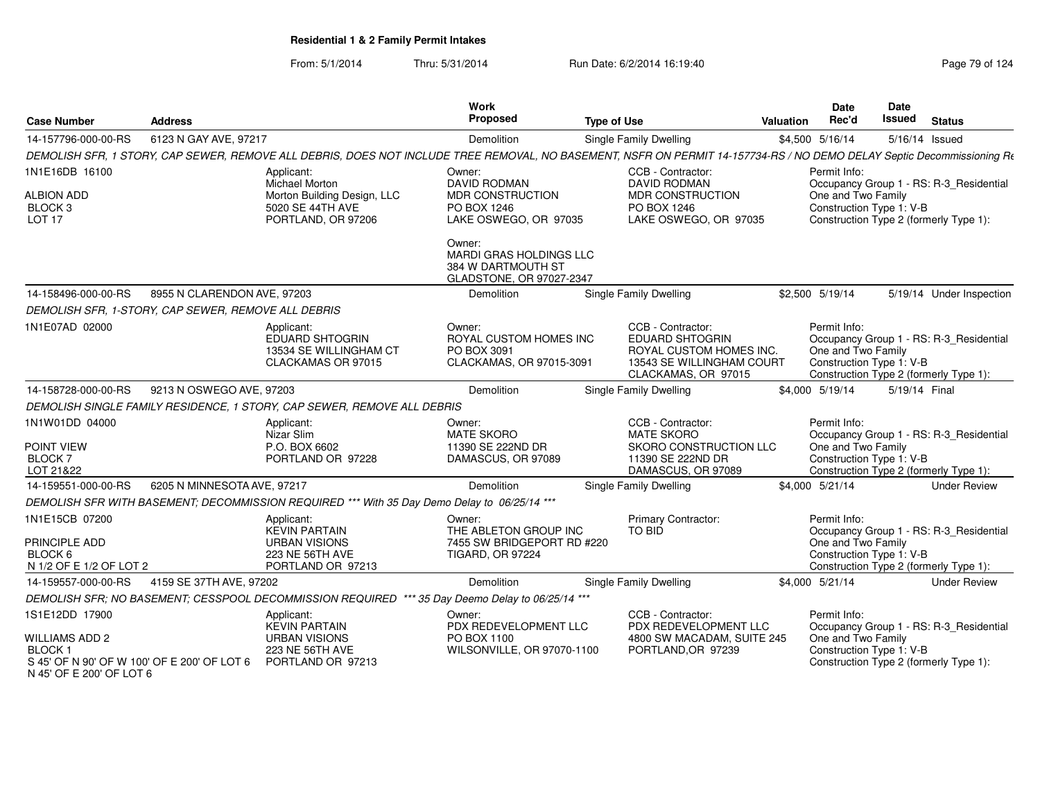**Residential 1 & 2 Family Permit Intakes**

From: 5/1/2014 Thru: 5/31/2014 Run Date: 6/2/2014 16:19:40

| Case Number | Address | Work Proposed | Type of Use | Valuation | Date Rec'd | Date Issued | Status |
|---|---|---|---|---|---|---|---|
| 14-157796-000-00-RS | 6123 N GAY AVE, 97217 | Demolition | Single Family Dwelling | $4,500 | 5/16/14 | 5/16/14 | Issued |

*DEMOLISH SFR, 1 STORY, CAP SEWER, REMOVE ALL DEBRIS, DOES NOT INCLUDE TREE REMOVAL, NO BASEMENT, NSFR ON PERMIT 14-157734-RS / NO DEMO DELAY Septic Decommissioning Re*

1N1E16DB 16100
ALBION ADD
BLOCK 3
LOT 17

Applicant: Michael Morton, Morton Building Design, LLC, 5020 SE 44TH AVE, PORTLAND, OR 97206

Owner: DAVID RODMAN, MDR CONSTRUCTION, PO BOX 1246, LAKE OSWEGO, OR 97035

Owner: MARDI GRAS HOLDINGS LLC, 384 W DARTMOUTH ST, GLADSTONE, OR 97027-2347

CCB - Contractor: DAVID RODMAN, MDR CONSTRUCTION, PO BOX 1246, LAKE OSWEGO, OR 97035

Permit Info: Occupancy Group 1 - RS: R-3_Residential One and Two Family; Construction Type 1: V-B; Construction Type 2 (formerly Type 1):

| Case Number | Address | Work Proposed | Type of Use | Valuation | Date Rec'd | Date Issued | Status |
|---|---|---|---|---|---|---|---|
| 14-158496-000-00-RS | 8955 N CLARENDON AVE, 97203 | Demolition | Single Family Dwelling | $2,500 | 5/19/14 | 5/19/14 | Under Inspection |

*DEMOLISH SFR, 1-STORY, CAP SEWER, REMOVE ALL DEBRIS*

1N1E07AD 02000

Applicant: EDUARD SHTOGRIN, 13534 SE WILLINGHAM CT, CLACKAMAS OR 97015

Owner: ROYAL CUSTOM HOMES INC, PO BOX 3091, CLACKAMAS, OR 97015-3091

CCB - Contractor: EDUARD SHTOGRIN, ROYAL CUSTOM HOMES INC., 13543 SE WILLINGHAM COURT, CLACKAMAS, OR 97015

Permit Info: Occupancy Group 1 - RS: R-3_Residential One and Two Family; Construction Type 1: V-B; Construction Type 2 (formerly Type 1):

| Case Number | Address | Work Proposed | Type of Use | Valuation | Date Rec'd | Date Issued | Status |
|---|---|---|---|---|---|---|---|
| 14-158728-000-00-RS | 9213 N OSWEGO AVE, 97203 | Demolition | Single Family Dwelling | $4,000 | 5/19/14 | 5/19/14 | Final |

*DEMOLISH SINGLE FAMILY RESIDENCE, 1 STORY, CAP SEWER, REMOVE ALL DEBRIS*

1N1W01DD 04000
POINT VIEW
BLOCK 7
LOT 21&22

Applicant: Nizar Slim, P.O. BOX 6602, PORTLAND OR 97228

Owner: MATE SKORO, 11390 SE 222ND DR, DAMASCUS, OR 97089

CCB - Contractor: MATE SKORO, SKORO CONSTRUCTION LLC, 11390 SE 222ND DR, DAMASCUS, OR 97089

Permit Info: Occupancy Group 1 - RS: R-3_Residential One and Two Family; Construction Type 1: V-B; Construction Type 2 (formerly Type 1):

| Case Number | Address | Work Proposed | Type of Use | Valuation | Date Rec'd | Date Issued | Status |
|---|---|---|---|---|---|---|---|
| 14-159551-000-00-RS | 6205 N MINNESOTA AVE, 97217 | Demolition | Single Family Dwelling | $4,000 | 5/21/14 | | Under Review |

*DEMOLISH SFR WITH BASEMENT; DECOMMISSION REQUIRED \*\*\* With 35 Day Demo Delay to 06/25/14 \*\*\**

1N1E15CB 07200
PRINCIPLE ADD
BLOCK 6
N 1/2 OF E 1/2 OF LOT 2

Applicant: KEVIN PARTAIN, URBAN VISIONS, 223 NE 56TH AVE, PORTLAND OR 97213

Owner: THE ABLETON GROUP INC, 7455 SW BRIDGEPORT RD #220, TIGARD, OR 97224

Primary Contractor: TO BID

Permit Info: Occupancy Group 1 - RS: R-3_Residential One and Two Family; Construction Type 1: V-B; Construction Type 2 (formerly Type 1):

| Case Number | Address | Work Proposed | Type of Use | Valuation | Date Rec'd | Date Issued | Status |
|---|---|---|---|---|---|---|---|
| 14-159557-000-00-RS | 4159 SE 37TH AVE, 97202 | Demolition | Single Family Dwelling | $4,000 | 5/21/14 | | Under Review |

*DEMOLISH SFR; NO BASEMENT; CESSPOOL DECOMMISSION REQUIRED \*\*\* 35 Day Deemo Delay to 06/25/14 \*\*\**

1S1E12DD 17900
WILLIAMS ADD 2
BLOCK 1
S 45' OF N 90' OF W 100' OF E 200' OF LOT 6
N 45' OF E 200' OF LOT 6

Applicant: KEVIN PARTAIN, URBAN VISIONS, 223 NE 56TH AVE, PORTLAND OR 97213

Owner: PDX REDEVELOPMENT LLC, PO BOX 1100, WILSONVILLE, OR 97070-1100

CCB - Contractor: PDX REDEVELOPMENT LLC, 4800 SW MACADAM, SUITE 245, PORTLAND,OR 97239

Permit Info: Occupancy Group 1 - RS: R-3_Residential One and Two Family; Construction Type 1: V-B; Construction Type 2 (formerly Type 1):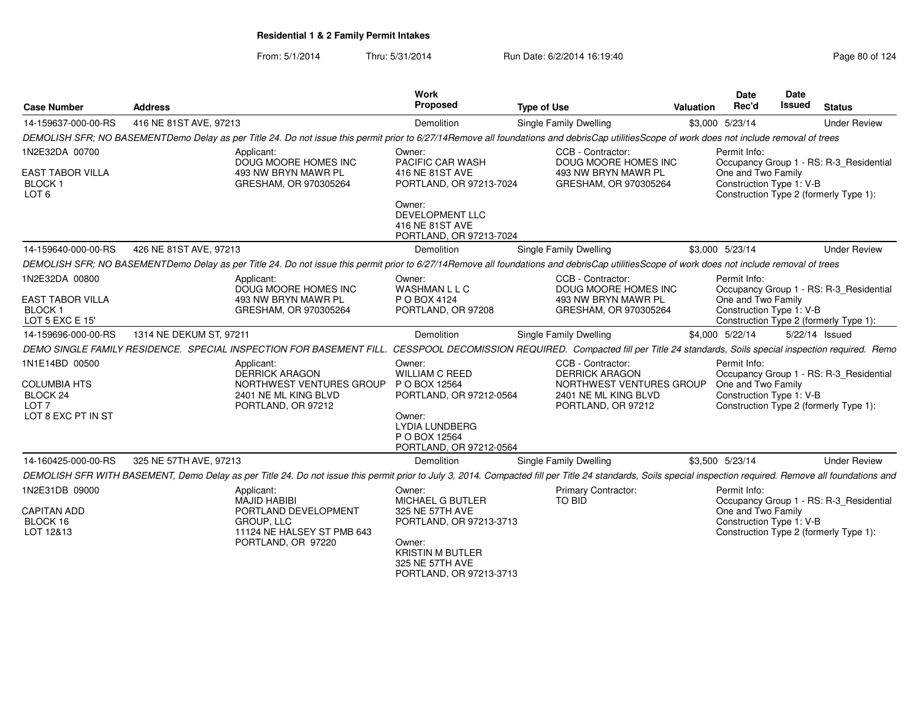**Residential 1 & 2 Family Permit Intakes**

From: 5/1/2014 Thru: 5/31/2014 Run Date: 6/2/2014 16:19:40

| Case Number | Address | Work Proposed | Type of Use | Valuation | Date Rec'd | Date Issued | Status |
|---|---|---|---|---|---|---|---|
| 14-159637-000-00-RS | 416 NE 81ST AVE, 97213 | Demolition | Single Family Dwelling | $3,000 | 5/23/14 | | Under Review |

DEMOLISH SFR; NO BASEMENTDemo Delay as per Title 24. Do not issue this permit prior to 6/27/14Remove all foundations and debrisCap utilitiesScope of work does not include removal of trees

1N2E32DA 00700

EAST TABOR VILLA
BLOCK 1
LOT 6

Applicant:
DOUG MOORE HOMES INC
493 NW BRYN MAWR PL
GRESHAM, OR 970305264

Owner:
PACIFIC CAR WASH
416 NE 81ST AVE
PORTLAND, OR 97213-7024

Owner:
DEVELOPMENT LLC
416 NE 81ST AVE
PORTLAND, OR 97213-7024

CCB - Contractor:
DOUG MOORE HOMES INC
493 NW BRYN MAWR PL
GRESHAM, OR 970305264

Permit Info:
Occupancy Group 1 - RS: R-3_Residential One and Two Family
Construction Type 1: V-B
Construction Type 2 (formerly Type 1):

| Case Number | Address | Work Proposed | Type of Use | Valuation | Date Rec'd | Date Issued | Status |
|---|---|---|---|---|---|---|---|
| 14-159640-000-00-RS | 426 NE 81ST AVE, 97213 | Demolition | Single Family Dwelling | $3,000 | 5/23/14 | | Under Review |

DEMOLISH SFR; NO BASEMENTDemo Delay as per Title 24. Do not issue this permit prior to 6/27/14Remove all foundations and debrisCap utilitiesScope of work does not include removal of trees

1N2E32DA 00800

EAST TABOR VILLA
BLOCK 1
LOT 5 EXC E 15'

Applicant:
DOUG MOORE HOMES INC
493 NW BRYN MAWR PL
GRESHAM, OR 970305264

Owner:
WASHMAN L L C
P O BOX 4124
PORTLAND, OR 97208

CCB - Contractor:
DOUG MOORE HOMES INC
493 NW BRYN MAWR PL
GRESHAM, OR 970305264

Permit Info:
Occupancy Group 1 - RS: R-3_Residential One and Two Family
Construction Type 1: V-B
Construction Type 2 (formerly Type 1):

| Case Number | Address | Work Proposed | Type of Use | Valuation | Date Rec'd | Date Issued | Status |
|---|---|---|---|---|---|---|---|
| 14-159696-000-00-RS | 1314 NE DEKUM ST, 97211 | Demolition | Single Family Dwelling | $4,000 | 5/22/14 | 5/22/14 | Issued |

DEMO SINGLE FAMILY RESIDENCE. SPECIAL INSPECTION FOR BASEMENT FILL. CESSPOOL DECOMISSION REQUIRED. Compacted fill per Title 24 standards, Soils special inspection required. Remo

1N1E14BD 00500

COLUMBIA HTS
BLOCK 24
LOT 7
LOT 8 EXC PT IN ST

Applicant:
DERRICK ARAGON
NORTHWEST VENTURES GROUP
2401 NE ML KING BLVD
PORTLAND, OR 97212

Owner:
WILLIAM C REED
P O BOX 12564
PORTLAND, OR 97212-0564

Owner:
LYDIA LUNDBERG
P O BOX 12564
PORTLAND, OR 97212-0564

CCB - Contractor:
DERRICK ARAGON
NORTHWEST VENTURES GROUP
2401 NE ML KING BLVD
PORTLAND, OR 97212

Permit Info:
Occupancy Group 1 - RS: R-3_Residential One and Two Family
Construction Type 1: V-B
Construction Type 2 (formerly Type 1):

| Case Number | Address | Work Proposed | Type of Use | Valuation | Date Rec'd | Date Issued | Status |
|---|---|---|---|---|---|---|---|
| 14-160425-000-00-RS | 325 NE 57TH AVE, 97213 | Demolition | Single Family Dwelling | $3,500 | 5/23/14 | | Under Review |

DEMOLISH SFR WITH BASEMENT, Demo Delay as per Title 24. Do not issue this permit prior to July 3, 2014. Compacted fill per Title 24 standards, Soils special inspection required. Remove all foundations and

1N2E31DB 09000

CAPITAN ADD
BLOCK 16
LOT 12&13

Applicant:
MAJID HABIBI
PORTLAND DEVELOPMENT GROUP, LLC
11124 NE HALSEY ST PMB 643
PORTLAND, OR 97220

Owner:
MICHAEL G BUTLER
325 NE 57TH AVE
PORTLAND, OR 97213-3713

Owner:
KRISTIN M BUTLER
325 NE 57TH AVE
PORTLAND, OR 97213-3713

Primary Contractor:
TO BID

Permit Info:
Occupancy Group 1 - RS: R-3_Residential One and Two Family
Construction Type 1: V-B
Construction Type 2 (formerly Type 1):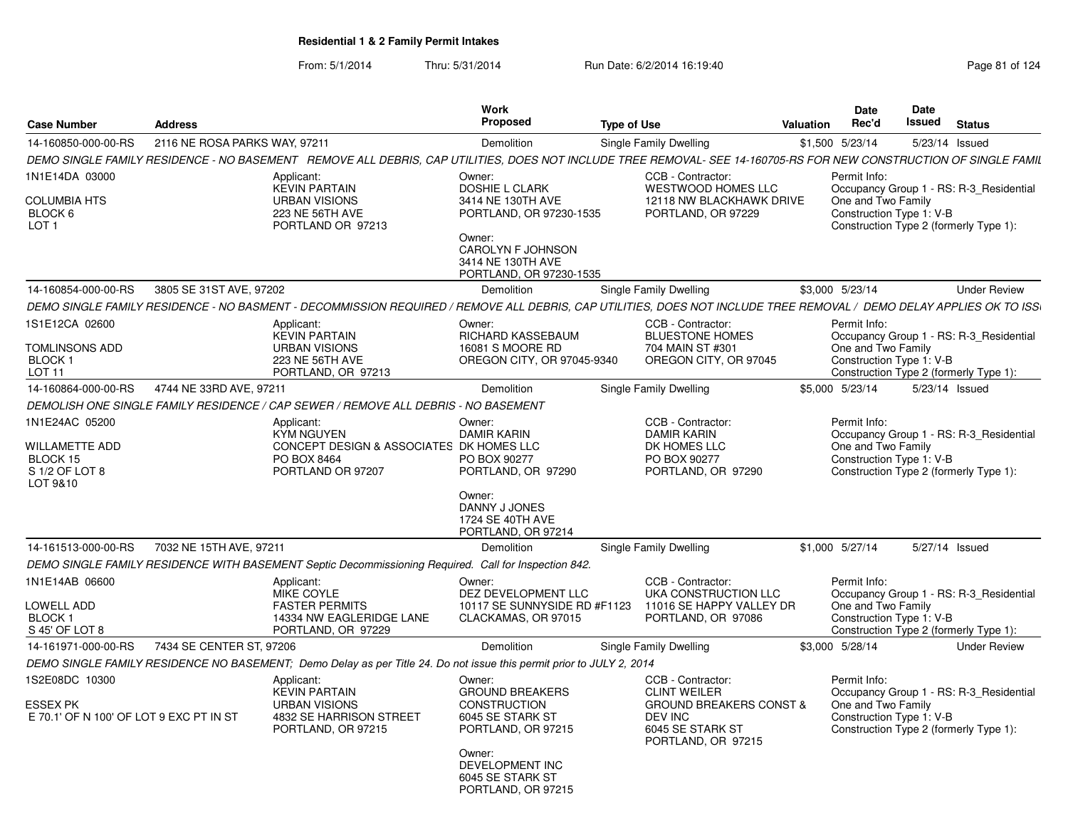**Residential 1 & 2 Family Permit Intakes**

From: 5/1/2014 Thru: 5/31/2014 Run Date: 6/2/2014 16:19:40

| Case Number | Address | Work Proposed | Type of Use | Valuation | Date Rec'd | Date Issued | Status |
|---|---|---|---|---|---|---|---|
| 14-160850-000-00-RS | 2116 NE ROSA PARKS WAY, 97211 | Demolition | Single Family Dwelling | $1,500 | 5/23/14 | 5/23/14 | Issued |

*DEMO SINGLE FAMILY RESIDENCE - NO BASEMENT REMOVE ALL DEBRIS, CAP UTILITIES, DOES NOT INCLUDE TREE REMOVAL- SEE 14-160705-RS FOR NEW CONSTRUCTION OF SINGLE FAMIL*

1N1E14DA 03000
COLUMBIA HTS
BLOCK 6
LOT 1

Applicant: KEVIN PARTAIN, URBAN VISIONS, 223 NE 56TH AVE, PORTLAND OR 97213

Owner: DOSHIE L CLARK, 3414 NE 130TH AVE, PORTLAND, OR 97230-1535

Owner: CAROLYN F JOHNSON, 3414 NE 130TH AVE, PORTLAND, OR 97230-1535

CCB - Contractor: WESTWOOD HOMES LLC, 12118 NW BLACKHAWK DRIVE, PORTLAND, OR 97229

Permit Info: Occupancy Group 1 - RS: R-3_Residential One and Two Family; Construction Type 1: V-B; Construction Type 2 (formerly Type 1):

| Case Number | Address | Work Proposed | Type of Use | Valuation | Date Rec'd | Date Issued | Status |
|---|---|---|---|---|---|---|---|
| 14-160854-000-00-RS | 3805 SE 31ST AVE, 97202 | Demolition | Single Family Dwelling | $3,000 | 5/23/14 | | Under Review |

*DEMO SINGLE FAMILY RESIDENCE - NO BASMENT - DECOMMISSION REQUIRED / REMOVE ALL DEBRIS, CAP UTILITIES, DOES NOT INCLUDE TREE REMOVAL / DEMO DELAY APPLIES OK TO ISS*

1S1E12CA 02600
TOMLINSONS ADD
BLOCK 1
LOT 11

Applicant: KEVIN PARTAIN, URBAN VISIONS, 223 NE 56TH AVE, PORTLAND, OR 97213

Owner: RICHARD KASSEBAUM, 16081 S MOORE RD, OREGON CITY, OR 97045-9340

CCB - Contractor: BLUESTONE HOMES, 704 MAIN ST #301, OREGON CITY, OR 97045

Permit Info: Occupancy Group 1 - RS: R-3_Residential One and Two Family; Construction Type 1: V-B; Construction Type 2 (formerly Type 1):

| Case Number | Address | Work Proposed | Type of Use | Valuation | Date Rec'd | Date Issued | Status |
|---|---|---|---|---|---|---|---|
| 14-160864-000-00-RS | 4744 NE 33RD AVE, 97211 | Demolition | Single Family Dwelling | $5,000 | 5/23/14 | 5/23/14 | Issued |

*DEMOLISH ONE SINGLE FAMILY RESIDENCE / CAP SEWER / REMOVE ALL DEBRIS - NO BASEMENT*

1N1E24AC 05200
WILLAMETTE ADD
BLOCK 15
S 1/2 OF LOT 8
LOT 9&10

Applicant: KYM NGUYEN, CONCEPT DESIGN & ASSOCIATES, PO BOX 8464, PORTLAND OR 97207

Owner: DAMIR KARIN, DK HOMES LLC, PO BOX 90277, PORTLAND, OR 97290

Owner: DANNY J JONES, 1724 SE 40TH AVE, PORTLAND, OR 97214

CCB - Contractor: DAMIR KARIN, DK HOMES LLC, PO BOX 90277, PORTLAND, OR 97290

Permit Info: Occupancy Group 1 - RS: R-3_Residential One and Two Family; Construction Type 1: V-B; Construction Type 2 (formerly Type 1):

| Case Number | Address | Work Proposed | Type of Use | Valuation | Date Rec'd | Date Issued | Status |
|---|---|---|---|---|---|---|---|
| 14-161513-000-00-RS | 7032 NE 15TH AVE, 97211 | Demolition | Single Family Dwelling | $1,000 | 5/27/14 | 5/27/14 | Issued |

*DEMO SINGLE FAMILY RESIDENCE WITH BASEMENT Septic Decommissioning Required. Call for Inspection 842.*

1N1E14AB 06600
LOWELL ADD
BLOCK 1
S 45' OF LOT 8

Applicant: MIKE COYLE, FASTER PERMITS, 14334 NW EAGLERIDGE LANE, PORTLAND, OR 97229

Owner: DEZ DEVELOPMENT LLC, 10117 SE SUNNYSIDE RD #F1123, CLACKAMAS, OR 97015

CCB - Contractor: UKA CONSTRUCTION LLC, 11016 SE HAPPY VALLEY DR, PORTLAND, OR 97086

Permit Info: Occupancy Group 1 - RS: R-3_Residential One and Two Family; Construction Type 1: V-B; Construction Type 2 (formerly Type 1):

| Case Number | Address | Work Proposed | Type of Use | Valuation | Date Rec'd | Date Issued | Status |
|---|---|---|---|---|---|---|---|
| 14-161971-000-00-RS | 7434 SE CENTER ST, 97206 | Demolition | Single Family Dwelling | $3,000 | 5/28/14 | | Under Review |

*DEMO SINGLE FAMILY RESIDENCE NO BASEMENT; Demo Delay as per Title 24. Do not issue this permit prior to JULY 2, 2014*

1S2E08DC 10300
ESSEX PK
E 70.1' OF N 100' OF LOT 9 EXC PT IN ST

Applicant: KEVIN PARTAIN, URBAN VISIONS, 4832 SE HARRISON STREET, PORTLAND, OR 97215

Owner: GROUND BREAKERS CONSTRUCTION, 6045 SE STARK ST, PORTLAND, OR 97215

Owner: DEVELOPMENT INC, 6045 SE STARK ST, PORTLAND, OR 97215

CCB - Contractor: CLINT WEILER, GROUND BREAKERS CONST & DEV INC, 6045 SE STARK ST, PORTLAND, OR 97215

Permit Info: Occupancy Group 1 - RS: R-3_Residential One and Two Family; Construction Type 1: V-B; Construction Type 2 (formerly Type 1):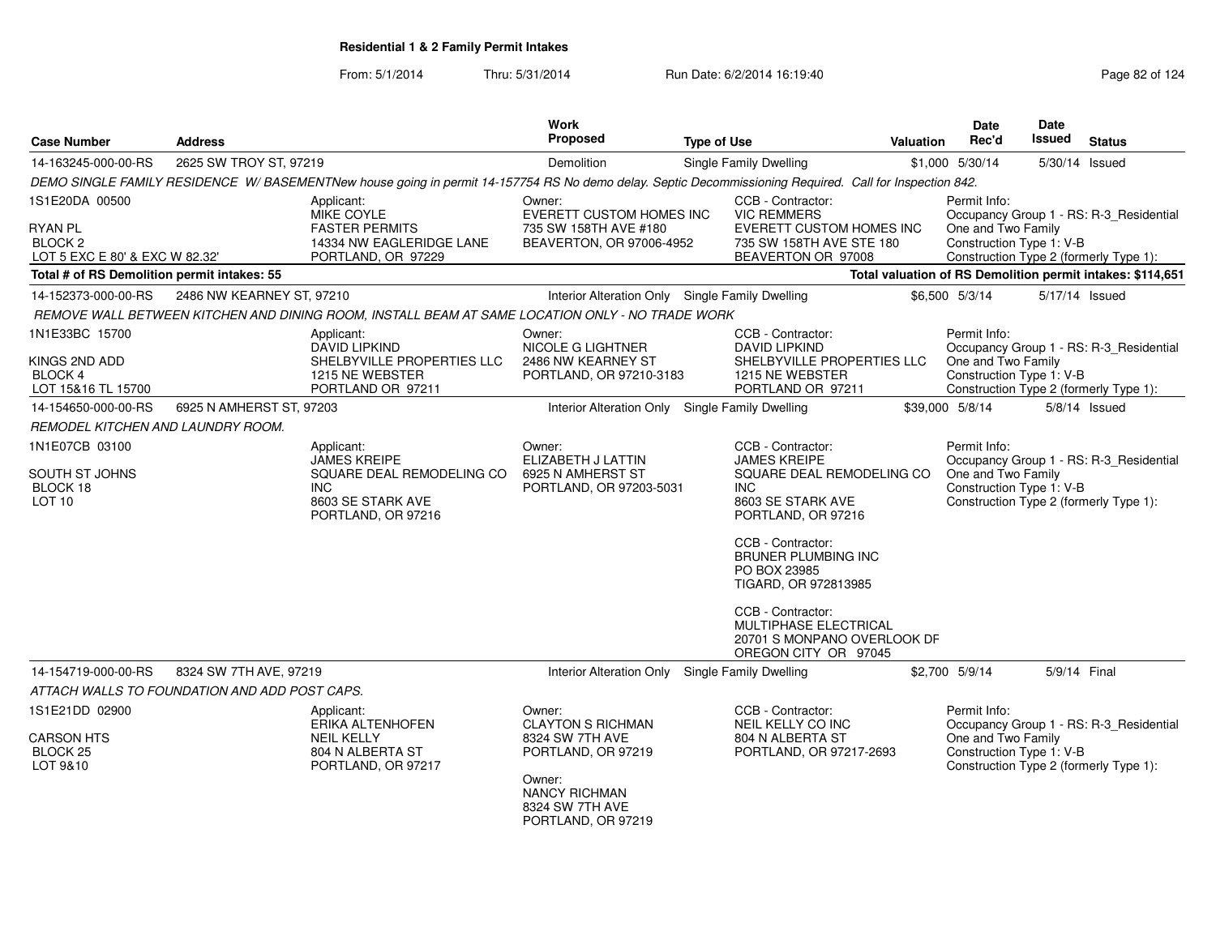# Residential 1 & 2 Family Permit Intakes

From: 5/1/2014 Thru: 5/31/2014 Run Date: 6/2/2014 16:19:40

| Case Number | Address | Work Proposed | Type of Use | Valuation | Date Rec'd | Date Issued | Status |
|---|---|---|---|---|---|---|---|
| 14-163245-000-00-RS | 2625 SW TROY ST, 97219 | Demolition | Single Family Dwelling | $1,000 | 5/30/14 | 5/30/14 | Issued |

*DEMO SINGLE FAMILY RESIDENCE W/ BASEMENTNew house going in permit 14-157754 RS No demo delay. Septic Decommissioning Required. Call for Inspection 842.*

1S1E20DA 00500
RYAN PL
BLOCK 2
LOT 5 EXC E 80' & EXC W 82.32'

Applicant: MIKE COYLE, FASTER PERMITS, 14334 NW EAGLERIDGE LANE, PORTLAND, OR 97229

Owner: EVERETT CUSTOM HOMES INC, 735 SW 158TH AVE #180, BEAVERTON, OR 97006-4952

CCB - Contractor: VIC REMMERS, EVERETT CUSTOM HOMES INC, 735 SW 158TH AVE STE 180, BEAVERTON OR 97008

Permit Info: Occupancy Group 1 - RS: R-3_Residential One and Two Family; Construction Type 1: V-B; Construction Type 2 (formerly Type 1):

**Total # of RS Demolition permit intakes: 55**

**Total valuation of RS Demolition permit intakes: $114,651**

| Case Number | Address | Work Proposed | Type of Use | Valuation | Date Rec'd | Date Issued | Status |
|---|---|---|---|---|---|---|---|
| 14-152373-000-00-RS | 2486 NW KEARNEY ST, 97210 | Interior Alteration Only | Single Family Dwelling | $6,500 | 5/3/14 | 5/17/14 | Issued |

*REMOVE WALL BETWEEN KITCHEN AND DINING ROOM, INSTALL BEAM AT SAME LOCATION ONLY - NO TRADE WORK*

1N1E33BC 15700
KINGS 2ND ADD
BLOCK 4
LOT 15&16 TL 15700

Applicant: DAVID LIPKIND, SHELBYVILLE PROPERTIES LLC, 1215 NE WEBSTER, PORTLAND OR 97211

Owner: NICOLE G LIGHTNER, 2486 NW KEARNEY ST, PORTLAND, OR 97210-3183

CCB - Contractor: DAVID LIPKIND, SHELBYVILLE PROPERTIES LLC, 1215 NE WEBSTER, PORTLAND OR 97211

Permit Info: Occupancy Group 1 - RS: R-3_Residential One and Two Family; Construction Type 1: V-B; Construction Type 2 (formerly Type 1):

| Case Number | Address | Work Proposed | Type of Use | Valuation | Date Rec'd | Date Issued | Status |
|---|---|---|---|---|---|---|---|
| 14-154650-000-00-RS | 6925 N AMHERST ST, 97203 | Interior Alteration Only | Single Family Dwelling | $39,000 | 5/8/14 | 5/8/14 | Issued |

*REMODEL KITCHEN AND LAUNDRY ROOM.*

1N1E07CB 03100
SOUTH ST JOHNS
BLOCK 18
LOT 10

Applicant: JAMES KREIPE, SQUARE DEAL REMODELING CO INC, 8603 SE STARK AVE, PORTLAND, OR 97216

Owner: ELIZABETH J LATTIN, 6925 N AMHERST ST, PORTLAND, OR 97203-5031

CCB - Contractor: JAMES KREIPE, SQUARE DEAL REMODELING CO INC, 8603 SE STARK AVE, PORTLAND, OR 97216

CCB - Contractor: BRUNER PLUMBING INC, PO BOX 23985, TIGARD, OR 972813985

CCB - Contractor: MULTIPHASE ELECTRICAL, 20701 S MONPANO OVERLOOK DF, OREGON CITY OR 97045

Permit Info: Occupancy Group 1 - RS: R-3_Residential One and Two Family; Construction Type 1: V-B; Construction Type 2 (formerly Type 1):

| Case Number | Address | Work Proposed | Type of Use | Valuation | Date Rec'd | Date Issued | Status |
|---|---|---|---|---|---|---|---|
| 14-154719-000-00-RS | 8324 SW 7TH AVE, 97219 | Interior Alteration Only | Single Family Dwelling | $2,700 | 5/9/14 | 5/9/14 | Final |

*ATTACH WALLS TO FOUNDATION AND ADD POST CAPS.*

1S1E21DD 02900
CARSON HTS
BLOCK 25
LOT 9&10

Applicant: ERIKA ALTENHOFEN, NEIL KELLY, 804 N ALBERTA ST, PORTLAND, OR 97217

Owner: CLAYTON S RICHMAN, 8324 SW 7TH AVE, PORTLAND, OR 97219

Owner: NANCY RICHMAN, 8324 SW 7TH AVE, PORTLAND, OR 97219

CCB - Contractor: NEIL KELLY CO INC, 804 N ALBERTA ST, PORTLAND, OR 97217-2693

Permit Info: Occupancy Group 1 - RS: R-3_Residential One and Two Family; Construction Type 1: V-B; Construction Type 2 (formerly Type 1):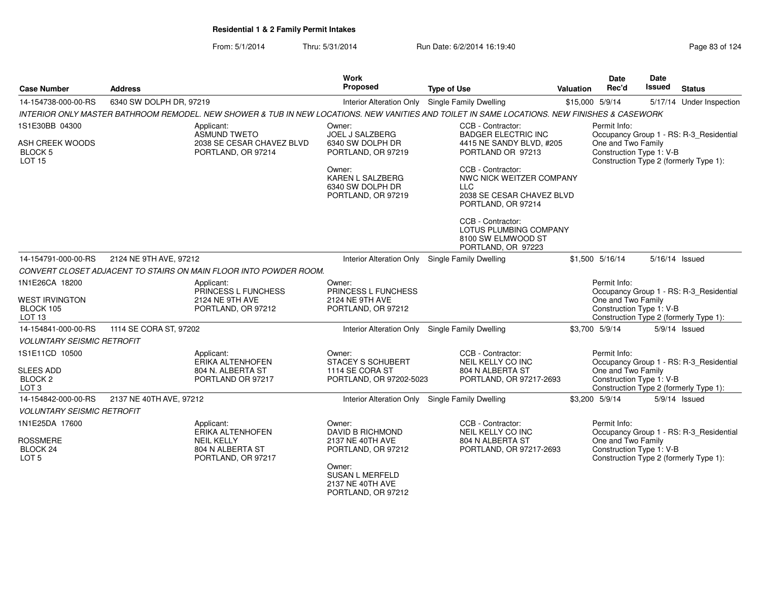**Residential 1 & 2 Family Permit Intakes**

From: 5/1/2014 Thru: 5/31/2014 Run Date: 6/2/2014 16:19:40

| Case Number | Address | Work Proposed | Type of Use | Valuation | Date Rec'd | Date Issued | Status |
|---|---|---|---|---|---|---|---|
| 14-154738-000-00-RS | 6340 SW DOLPH DR, 97219 | Interior Alteration Only | Single Family Dwelling | $15,000 | 5/9/14 | 5/17/14 | Under Inspection |

*INTERIOR ONLY MASTER BATHROOM REMODEL. NEW SHOWER & TUB IN NEW LOCATIONS. NEW VANITIES AND TOILET IN SAME LOCATIONS. NEW FINISHES & CASEWORK*

1S1E30BB 04300
ASH CREEK WOODS
BLOCK 5
LOT 15

Applicant:
ASMUND TWETO
2038 SE CESAR CHAVEZ BLVD
PORTLAND, OR 97214

Owner:
JOEL J SALZBERG
6340 SW DOLPH DR
PORTLAND, OR 97219

Owner:
KAREN L SALZBERG
6340 SW DOLPH DR
PORTLAND, OR 97219

CCB - Contractor:
BADGER ELECTRIC INC
4415 NE SANDY BLVD, #205
PORTLAND OR 97213

CCB - Contractor:
NWC NICK WEITZER COMPANY LLC
2038 SE CESAR CHAVEZ BLVD
PORTLAND, OR 97214

CCB - Contractor:
LOTUS PLUMBING COMPANY
8100 SW ELMWOOD ST
PORTLAND, OR 97223

Permit Info:
Occupancy Group 1 - RS: R-3_Residential One and Two Family
Construction Type 1: V-B
Construction Type 2 (formerly Type 1):

| Case Number | Address | Work Proposed | Type of Use | Valuation | Date Rec'd | Date Issued | Status |
|---|---|---|---|---|---|---|---|
| 14-154791-000-00-RS | 2124 NE 9TH AVE, 97212 | Interior Alteration Only | Single Family Dwelling | $1,500 | 5/16/14 | 5/16/14 | Issued |

*CONVERT CLOSET ADJACENT TO STAIRS ON MAIN FLOOR INTO POWDER ROOM.*

1N1E26CA 18200
WEST IRVINGTON
BLOCK 105
LOT 13

Applicant:
PRINCESS L FUNCHESS
2124 NE 9TH AVE
PORTLAND, OR 97212

Owner:
PRINCESS L FUNCHESS
2124 NE 9TH AVE
PORTLAND, OR 97212

Permit Info:
Occupancy Group 1 - RS: R-3_Residential One and Two Family
Construction Type 1: V-B
Construction Type 2 (formerly Type 1):

| Case Number | Address | Work Proposed | Type of Use | Valuation | Date Rec'd | Date Issued | Status |
|---|---|---|---|---|---|---|---|
| 14-154841-000-00-RS | 1114 SE CORA ST, 97202 | Interior Alteration Only | Single Family Dwelling | $3,700 | 5/9/14 | 5/9/14 | Issued |

*VOLUNTARY SEISMIC RETROFIT*

1S1E11CD 10500
SLEES ADD
BLOCK 2
LOT 3

Applicant:
ERIKA ALTENHOFEN
804 N. ALBERTA ST
PORTLAND OR 97217

Owner:
STACEY S SCHUBERT
1114 SE CORA ST
PORTLAND, OR 97202-5023

CCB - Contractor:
NEIL KELLY CO INC
804 N ALBERTA ST
PORTLAND, OR 97217-2693

Permit Info:
Occupancy Group 1 - RS: R-3_Residential One and Two Family
Construction Type 1: V-B
Construction Type 2 (formerly Type 1):

| Case Number | Address | Work Proposed | Type of Use | Valuation | Date Rec'd | Date Issued | Status |
|---|---|---|---|---|---|---|---|
| 14-154842-000-00-RS | 2137 NE 40TH AVE, 97212 | Interior Alteration Only | Single Family Dwelling | $3,200 | 5/9/14 | 5/9/14 | Issued |

*VOLUNTARY SEISMIC RETROFIT*

1N1E25DA 17600
ROSSMERE
BLOCK 24
LOT 5

Applicant:
ERIKA ALTENHOFEN
NEIL KELLY
804 N ALBERTA ST
PORTLAND, OR 97217

Owner:
DAVID B RICHMOND
2137 NE 40TH AVE
PORTLAND, OR 97212

Owner:
SUSAN L MERFELD
2137 NE 40TH AVE
PORTLAND, OR 97212

CCB - Contractor:
NEIL KELLY CO INC
804 N ALBERTA ST
PORTLAND, OR 97217-2693

Permit Info:
Occupancy Group 1 - RS: R-3_Residential One and Two Family
Construction Type 1: V-B
Construction Type 2 (formerly Type 1):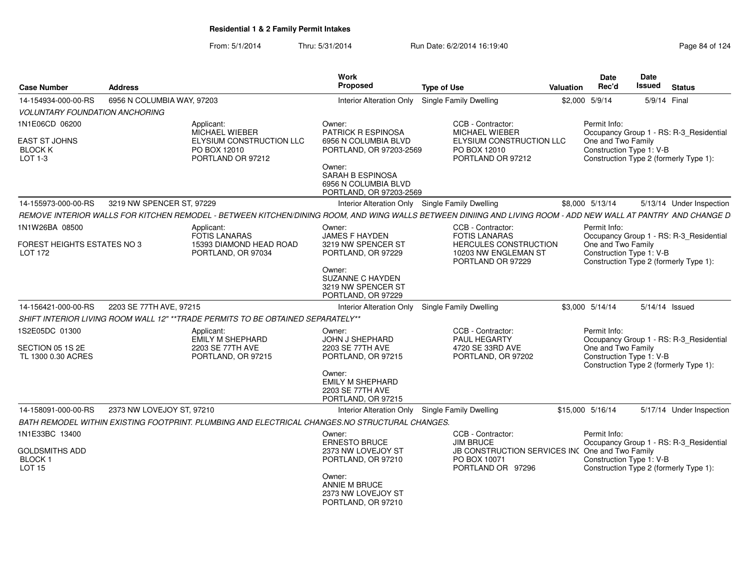# Residential 1 & 2 Family Permit Intakes

From: 5/1/2014 Thru: 5/31/2014 Run Date: 6/2/2014 16:19:40

| Case Number | Address | Work Proposed | Type of Use | Valuation | Date Rec'd | Date Issued | Status |
|---|---|---|---|---|---|---|---|
| 14-154934-000-00-RS | 6956 N COLUMBIA WAY, 97203 | Interior Alteration Only | Single Family Dwelling | $2,000 | 5/9/14 | 5/9/14 | Final |

*VOLUNTARY FOUNDATION ANCHORING*

1N1E06CD 06200
EAST ST JOHNS
BLOCK K
LOT 1-3

Applicant:
MICHAEL WIEBER
ELYSIUM CONSTRUCTION LLC
PO BOX 12010
PORTLAND OR 97212

Owner:
PATRICK R ESPINOSA
6956 N COLUMBIA BLVD
PORTLAND, OR 97203-2569

Owner:
SARAH B ESPINOSA
6956 N COLUMBIA BLVD
PORTLAND, OR 97203-2569

CCB - Contractor:
MICHAEL WIEBER
ELYSIUM CONSTRUCTION LLC
PO BOX 12010
PORTLAND OR 97212

Permit Info:
Occupancy Group 1 - RS: R-3_Residential One and Two Family
Construction Type 1: V-B
Construction Type 2 (formerly Type 1):

| Case Number | Address | Work Proposed | Type of Use | Valuation | Date Rec'd | Date Issued | Status |
|---|---|---|---|---|---|---|---|
| 14-155973-000-00-RS | 3219 NW SPENCER ST, 97229 | Interior Alteration Only | Single Family Dwelling | $8,000 | 5/13/14 | 5/13/14 | Under Inspection |

*REMOVE INTERIOR WALLS FOR KITCHEN REMODEL - BETWEEN KITCHEN/DINING ROOM, AND WING WALLS BETWEEN DINIING AND LIVING ROOM - ADD NEW WALL AT PANTRY AND CHANGE D*

1N1W26BA 08500
FOREST HEIGHTS ESTATES NO 3
LOT 172

Applicant:
FOTIS LANARAS
15393 DIAMOND HEAD ROAD
PORTLAND, OR 97034

Owner:
JAMES F HAYDEN
3219 NW SPENCER ST
PORTLAND, OR 97229

Owner:
SUZANNE C HAYDEN
3219 NW SPENCER ST
PORTLAND, OR 97229

CCB - Contractor:
FOTIS LANARAS
HERCULES CONSTRUCTION
10203 NW ENGLEMAN ST
PORTLAND OR 97229

Permit Info:
Occupancy Group 1 - RS: R-3_Residential One and Two Family
Construction Type 1: V-B
Construction Type 2 (formerly Type 1):

| Case Number | Address | Work Proposed | Type of Use | Valuation | Date Rec'd | Date Issued | Status |
|---|---|---|---|---|---|---|---|
| 14-156421-000-00-RS | 2203 SE 77TH AVE, 97215 | Interior Alteration Only | Single Family Dwelling | $3,000 | 5/14/14 | 5/14/14 | Issued |

*SHIFT INTERIOR LIVING ROOM WALL 12" **TRADE PERMITS TO BE OBTAINED SEPARATELY***

1S2E05DC 01300
SECTION 05 1S 2E
TL 1300 0.30 ACRES

Applicant:
EMILY M SHEPHARD
2203 SE 77TH AVE
PORTLAND, OR 97215

Owner:
JOHN J SHEPHARD
2203 SE 77TH AVE
PORTLAND, OR 97215

Owner:
EMILY M SHEPHARD
2203 SE 77TH AVE
PORTLAND, OR 97215

CCB - Contractor:
PAUL HEGARTY
4720 SE 33RD AVE
PORTLAND, OR 97202

Permit Info:
Occupancy Group 1 - RS: R-3_Residential One and Two Family
Construction Type 1: V-B
Construction Type 2 (formerly Type 1):

| Case Number | Address | Work Proposed | Type of Use | Valuation | Date Rec'd | Date Issued | Status |
|---|---|---|---|---|---|---|---|
| 14-158091-000-00-RS | 2373 NW LOVEJOY ST, 97210 | Interior Alteration Only | Single Family Dwelling | $15,000 | 5/16/14 | 5/17/14 | Under Inspection |

*BATH REMODEL WITHIN EXISTING FOOTPRINT. PLUMBING AND ELECTRICAL CHANGES.NO STRUCTURAL CHANGES.*

1N1E33BC 13400
GOLDSMITHS ADD
BLOCK 1
LOT 15

Owner:
ERNESTO BRUCE
2373 NW LOVEJOY ST
PORTLAND, OR 97210

Owner:
ANNIE M BRUCE
2373 NW LOVEJOY ST
PORTLAND, OR 97210

CCB - Contractor:
JIM BRUCE
JB CONSTRUCTION SERVICES INC
PO BOX 10071
PORTLAND OR 97296

Permit Info:
Occupancy Group 1 - RS: R-3_Residential One and Two Family
Construction Type 1: V-B
Construction Type 2 (formerly Type 1):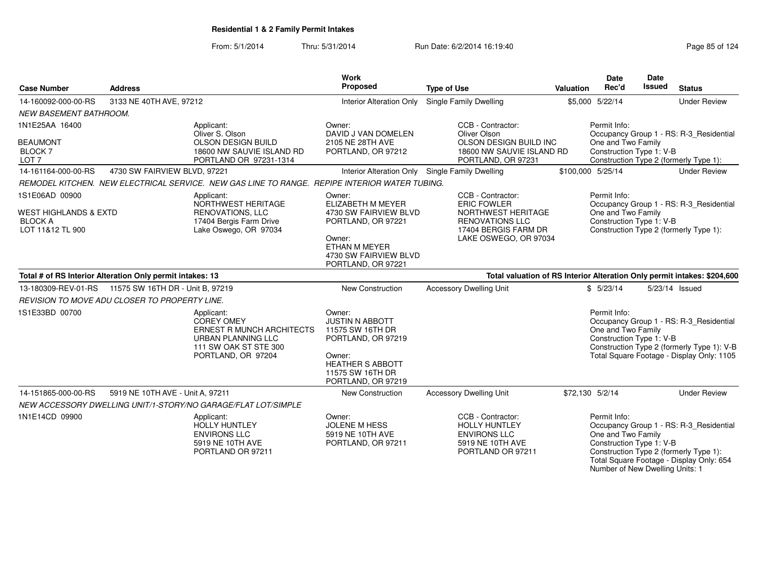## Residential 1 & 2 Family Permit Intakes

From: 5/1/2014 Thru: 5/31/2014 Run Date: 6/2/2014 16:19:40

| Case Number | Address | Work Proposed | Type of Use | Valuation | Date Rec'd | Date Issued | Status |
|---|---|---|---|---|---|---|---|
| 14-160092-000-00-RS | 3133 NE 40TH AVE, 97212 | Interior Alteration Only | Single Family Dwelling | $5,000 | 5/22/14 | | Under Review |

*NEW BASEMENT BATHROOM.*

1N1E25AA 16400
BEAUMONT
BLOCK 7
LOT 7

Applicant:
Oliver S. Olson
OLSON DESIGN BUILD
18600 NW SAUVIE ISLAND RD
PORTLAND OR 97231-1314

Owner:
DAVID J VAN DOMELEN
2105 NE 28TH AVE
PORTLAND, OR 97212

CCB - Contractor:
Oliver Olson
OLSON DESIGN BUILD INC
18600 NW SAUVIE ISLAND RD
PORTLAND, OR 97231

Permit Info:
Occupancy Group 1 - RS: R-3_Residential One and Two Family
Construction Type 1: V-B
Construction Type 2 (formerly Type 1):

| Case Number | Address | Work Proposed | Type of Use | Valuation | Date Rec'd | Date Issued | Status |
|---|---|---|---|---|---|---|---|
| 14-161164-000-00-RS | 4730 SW FAIRVIEW BLVD, 97221 | Interior Alteration Only | Single Family Dwelling | $100,000 | 5/25/14 | | Under Review |

*REMODEL KITCHEN. NEW ELECTRICAL SERVICE. NEW GAS LINE TO RANGE. REPIPE INTERIOR WATER TUBING.*

1S1E06AD 00900
WEST HIGHLANDS & EXTD
BLOCK A
LOT 11&12 TL 900

Applicant:
NORTHWEST HERITAGE RENOVATIONS, LLC
17404 Bergis Farm Drive
Lake Oswego, OR 97034

Owner:
ELIZABETH M MEYER
4730 SW FAIRVIEW BLVD
PORTLAND, OR 97221

Owner:
ETHAN M MEYER
4730 SW FAIRVIEW BLVD
PORTLAND, OR 97221

CCB - Contractor:
ERIC FOWLER
NORTHWEST HERITAGE RENOVATIONS LLC
17404 BERGIS FARM DR
LAKE OSWEGO, OR 97034

Permit Info:
Occupancy Group 1 - RS: R-3_Residential One and Two Family
Construction Type 1: V-B
Construction Type 2 (formerly Type 1):

**Total # of RS Interior Alteration Only permit intakes: 13** — **Total valuation of RS Interior Alteration Only permit intakes: $204,600**

| Case Number | Address | Work Proposed | Type of Use | Valuation | Date Rec'd | Date Issued | Status |
|---|---|---|---|---|---|---|---|
| 13-180309-REV-01-RS | 11575 SW 16TH DR - Unit B, 97219 | New Construction | Accessory Dwelling Unit | $ | 5/23/14 | 5/23/14 | Issued |

*REVISION TO MOVE ADU CLOSER TO PROPERTY LINE.*

1S1E33BD 00700

Applicant:
COREY OMEY
ERNEST R MUNCH ARCHITECTS URBAN PLANNING LLC
111 SW OAK ST STE 300
PORTLAND, OR 97204

Owner:
JUSTIN N ABBOTT
11575 SW 16TH DR
PORTLAND, OR 97219

Owner:
HEATHER S ABBOTT
11575 SW 16TH DR
PORTLAND, OR 97219

Permit Info:
Occupancy Group 1 - RS: R-3_Residential One and Two Family
Construction Type 1: V-B
Construction Type 2 (formerly Type 1): V-B
Total Square Footage - Display Only: 1105

| Case Number | Address | Work Proposed | Type of Use | Valuation | Date Rec'd | Date Issued | Status |
|---|---|---|---|---|---|---|---|
| 14-151865-000-00-RS | 5919 NE 10TH AVE - Unit A, 97211 | New Construction | Accessory Dwelling Unit | $72,130 | 5/2/14 | | Under Review |

*NEW ACCESSORY DWELLING UNIT/1-STORY/NO GARAGE/FLAT LOT/SIMPLE*

1N1E14CD 09900

Applicant:
HOLLY HUNTLEY
ENVIRONS LLC
5919 NE 10TH AVE
PORTLAND OR 97211

Owner:
JOLENE M HESS
5919 NE 10TH AVE
PORTLAND, OR 97211

CCB - Contractor:
HOLLY HUNTLEY
ENVIRONS LLC
5919 NE 10TH AVE
PORTLAND OR 97211

Permit Info:
Occupancy Group 1 - RS: R-3_Residential One and Two Family
Construction Type 1: V-B
Construction Type 2 (formerly Type 1):
Total Square Footage - Display Only: 654
Number of New Dwelling Units: 1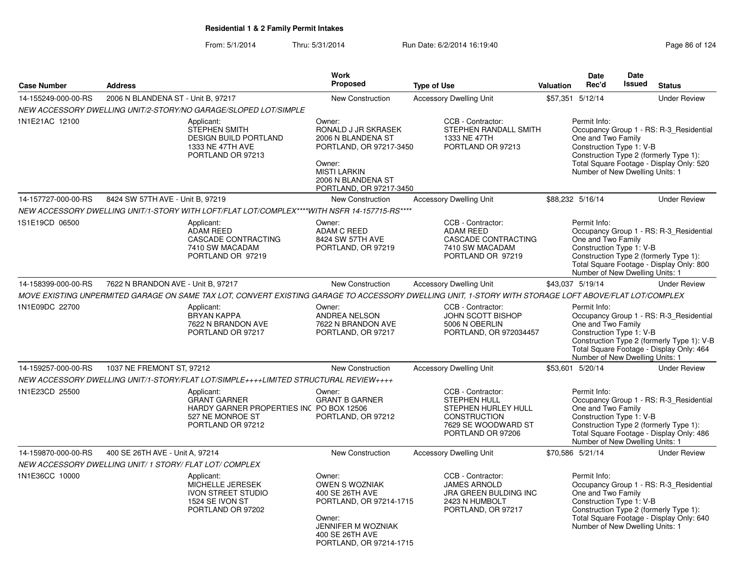**Residential 1 & 2 Family Permit Intakes**

From: 5/1/2014 Thru: 5/31/2014 Run Date: 6/2/2014 16:19:40

| Case Number | Address | Work Proposed | Type of Use | Valuation | Date Rec'd | Date Issued | Status |
|---|---|---|---|---|---|---|---|
| 14-155249-000-00-RS | 2006 N BLANDENA ST - Unit B, 97217 | New Construction | Accessory Dwelling Unit | $57,351 | 5/12/14 | | Under Review |
| | *NEW ACCESSORY DWELLING UNIT/2-STORY/NO GARAGE/SLOPED LOT/SIMPLE* | | | | | | |
| 1N1E21AC 12100 | Applicant: STEPHEN SMITH DESIGN BUILD PORTLAND 1333 NE 47TH AVE PORTLAND OR 97213 | Owner: RONALD J JR SKRASEK 2006 N BLANDENA ST PORTLAND, OR 97217-3450 Owner: MISTI LARKIN 2006 N BLANDENA ST PORTLAND, OR 97217-3450 | CCB - Contractor: STEPHEN RANDALL SMITH 1333 NE 47TH PORTLAND OR 97213 | | Permit Info: Occupancy Group 1 - RS: R-3_Residential One and Two Family Construction Type 1: V-B Construction Type 2 (formerly Type 1): Total Square Footage - Display Only: 520 Number of New Dwelling Units: 1 | | |
| 14-157727-000-00-RS | 8424 SW 57TH AVE - Unit B, 97219 | New Construction | Accessory Dwelling Unit | $88,232 | 5/16/14 | | Under Review |
| | *NEW ACCESSORY DWELLING UNIT/1-STORY WITH LOFT/FLAT LOT/COMPLEX****WITH NSFR 14-157715-RS**** | | | | | | |
| 1S1E19CD 06500 | Applicant: ADAM REED CASCADE CONTRACTING 7410 SW MACADAM PORTLAND OR 97219 | Owner: ADAM C REED 8424 SW 57TH AVE PORTLAND, OR 97219 | CCB - Contractor: ADAM REED CASCADE CONTRACTING 7410 SW MACADAM PORTLAND OR 97219 | | Permit Info: Occupancy Group 1 - RS: R-3_Residential One and Two Family Construction Type 1: V-B Construction Type 2 (formerly Type 1): Total Square Footage - Display Only: 800 Number of New Dwelling Units: 1 | | |
| 14-158399-000-00-RS | 7622 N BRANDON AVE - Unit B, 97217 | New Construction | Accessory Dwelling Unit | $43,037 | 5/19/14 | | Under Review |
| | *MOVE EXISTING UNPERMITED GARAGE ON SAME TAX LOT, CONVERT EXISTING GARAGE TO ACCESSORY DWELLING UNIT, 1-STORY WITH STORAGE LOFT ABOVE/FLAT LOT/COMPLEX* | | | | | | |
| 1N1E09DC 22700 | Applicant: BRYAN KAPPA 7622 N BRANDON AVE PORTLAND OR 97217 | Owner: ANDREA NELSON 7622 N BRANDON AVE PORTLAND, OR 97217 | CCB - Contractor: JOHN SCOTT BISHOP 5006 N OBERLIN PORTLAND, OR 972034457 | | Permit Info: Occupancy Group 1 - RS: R-3_Residential One and Two Family Construction Type 1: V-B Construction Type 2 (formerly Type 1): V-B Total Square Footage - Display Only: 464 Number of New Dwelling Units: 1 | | |
| 14-159257-000-00-RS | 1037 NE FREMONT ST, 97212 | New Construction | Accessory Dwelling Unit | $53,601 | 5/20/14 | | Under Review |
| | *NEW ACCESSORY DWELLING UNIT/1-STORY/FLAT LOT/SIMPLE++++LIMITED STRUCTURAL REVIEW++++* | | | | | | |
| 1N1E23CD 25500 | Applicant: GRANT GARNER HARDY GARNER PROPERTIES INC 527 NE MONROE ST PORTLAND OR 97212 | Owner: GRANT B GARNER PO BOX 12506 PORTLAND, OR 97212 | CCB - Contractor: STEPHEN HULL STEPHEN HURLEY HULL CONSTRUCTION 7629 SE WOODWARD ST PORTLAND OR 97206 | | Permit Info: Occupancy Group 1 - RS: R-3_Residential One and Two Family Construction Type 1: V-B Construction Type 2 (formerly Type 1): Total Square Footage - Display Only: 486 Number of New Dwelling Units: 1 | | |
| 14-159870-000-00-RS | 400 SE 26TH AVE - Unit A, 97214 | New Construction | Accessory Dwelling Unit | $70,586 | 5/21/14 | | Under Review |
| | *NEW ACCESSORY DWELLING UNIT/ 1 STORY/ FLAT LOT/ COMPLEX* | | | | | | |
| 1N1E36CC 10000 | Applicant: MICHELLE JERESEK IVON STREET STUDIO 1524 SE IVON ST PORTLAND OR 97202 | Owner: OWEN S WOZNIAK 400 SE 26TH AVE PORTLAND, OR 97214-1715 Owner: JENNIFER M WOZNIAK 400 SE 26TH AVE PORTLAND, OR 97214-1715 | CCB - Contractor: JAMES ARNOLD JRA GREEN BULDING INC 2423 N HUMBOLT PORTLAND, OR 97217 | | Permit Info: Occupancy Group 1 - RS: R-3_Residential One and Two Family Construction Type 1: V-B Construction Type 2 (formerly Type 1): Total Square Footage - Display Only: 640 Number of New Dwelling Units: 1 | | |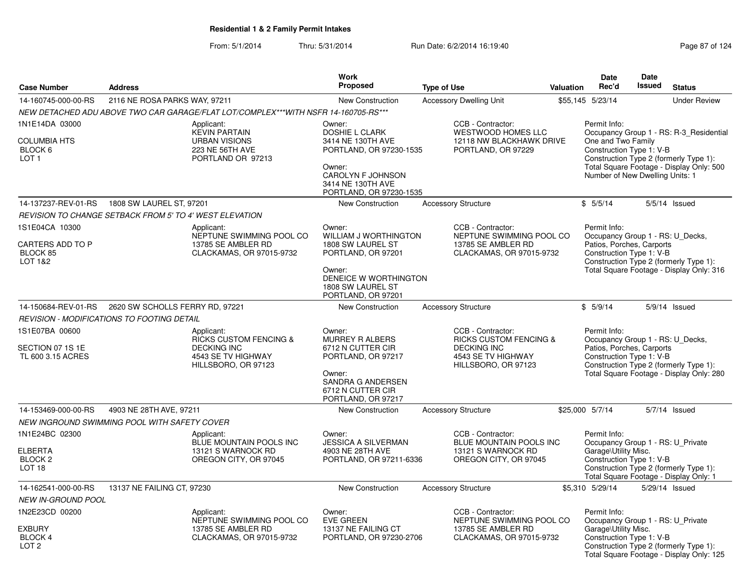**Residential 1 & 2 Family Permit Intakes**

From: 5/1/2014 Thru: 5/31/2014 Run Date: 6/2/2014 16:19:40

| Case Number | Address | Work Proposed | Type of Use | Valuation | Date Rec'd | Date Issued | Status |
|---|---|---|---|---|---|---|---|
| 14-160745-000-00-RS | 2116 NE ROSA PARKS WAY, 97211 | New Construction | Accessory Dwelling Unit | $55,145 | 5/23/14 | | Under Review |

*NEW DETACHED ADU ABOVE TWO CAR GARAGE/FLAT LOT/COMPLEX***WITH NSFR 14-160705-RS****

1N1E14DA 03000
COLUMBIA HTS
BLOCK 6
LOT 1

Applicant:
KEVIN PARTAIN
URBAN VISIONS
223 NE 56TH AVE
PORTLAND OR 97213

Owner:
DOSHIE L CLARK
3414 NE 130TH AVE
PORTLAND, OR 97230-1535

Owner:
CAROLYN F JOHNSON
3414 NE 130TH AVE
PORTLAND, OR 97230-1535

CCB - Contractor:
WESTWOOD HOMES LLC
12118 NW BLACKHAWK DRIVE
PORTLAND, OR 97229

Permit Info:
Occupancy Group 1 - RS: R-3_Residential One and Two Family
Construction Type 1: V-B
Construction Type 2 (formerly Type 1):
Total Square Footage - Display Only: 500
Number of New Dwelling Units: 1

---

| Case Number | Address | Work Proposed | Type of Use | Valuation | Date Rec'd | Date Issued | Status |
|---|---|---|---|---|---|---|---|
| 14-137237-REV-01-RS | 1808 SW LAUREL ST, 97201 | New Construction | Accessory Structure | $ | 5/5/14 | 5/5/14 | Issued |

*REVISION TO CHANGE SETBACK FROM 5' TO 4' WEST ELEVATION*

1S1E04CA 10300
CARTERS ADD TO P
BLOCK 85
LOT 1&2

Applicant:
NEPTUNE SWIMMING POOL CO
13785 SE AMBLER RD
CLACKAMAS, OR 97015-9732

Owner:
WILLIAM J WORTHINGTON
1808 SW LAUREL ST
PORTLAND, OR 97201

Owner:
DENEICE W WORTHINGTON
1808 SW LAUREL ST
PORTLAND, OR 97201

CCB - Contractor:
NEPTUNE SWIMMING POOL CO
13785 SE AMBLER RD
CLACKAMAS, OR 97015-9732

Permit Info:
Occupancy Group 1 - RS: U_Decks, Patios, Porches, Carports
Construction Type 1: V-B
Construction Type 2 (formerly Type 1):
Total Square Footage - Display Only: 316

---

| Case Number | Address | Work Proposed | Type of Use | Valuation | Date Rec'd | Date Issued | Status |
|---|---|---|---|---|---|---|---|
| 14-150684-REV-01-RS | 2620 SW SCHOLLS FERRY RD, 97221 | New Construction | Accessory Structure | $ | 5/9/14 | 5/9/14 | Issued |

*REVISION - MODIFICATIONS TO FOOTING DETAIL*

1S1E07BA 00600
SECTION 07 1S 1E
TL 600 3.15 ACRES

Applicant:
RICKS CUSTOM FENCING & DECKING INC
4543 SE TV HIGHWAY
HILLSBORO, OR 97123

Owner:
MURREY R ALBERS
6712 N CUTTER CIR
PORTLAND, OR 97217

Owner:
SANDRA G ANDERSEN
6712 N CUTTER CIR
PORTLAND, OR 97217

CCB - Contractor:
RICKS CUSTOM FENCING & DECKING INC
4543 SE TV HIGHWAY
HILLSBORO, OR 97123

Permit Info:
Occupancy Group 1 - RS: U_Decks, Patios, Porches, Carports
Construction Type 1: V-B
Construction Type 2 (formerly Type 1):
Total Square Footage - Display Only: 280

---

| Case Number | Address | Work Proposed | Type of Use | Valuation | Date Rec'd | Date Issued | Status |
|---|---|---|---|---|---|---|---|
| 14-153469-000-00-RS | 4903 NE 28TH AVE, 97211 | New Construction | Accessory Structure | $25,000 | 5/7/14 | 5/7/14 | Issued |

*NEW INGROUND SWIMMING POOL WITH SAFETY COVER*

1N1E24BC 02300
ELBERTA
BLOCK 2
LOT 18

Applicant:
BLUE MOUNTAIN POOLS INC
13121 S WARNOCK RD
OREGON CITY, OR 97045

Owner:
JESSICA A SILVERMAN
4903 NE 28TH AVE
PORTLAND, OR 97211-6336

CCB - Contractor:
BLUE MOUNTAIN POOLS INC
13121 S WARNOCK RD
OREGON CITY, OR 97045

Permit Info:
Occupancy Group 1 - RS: U_Private Garage\Utility Misc.
Construction Type 1: V-B
Construction Type 2 (formerly Type 1):
Total Square Footage - Display Only: 1

---

| Case Number | Address | Work Proposed | Type of Use | Valuation | Date Rec'd | Date Issued | Status |
|---|---|---|---|---|---|---|---|
| 14-162541-000-00-RS | 13137 NE FAILING CT, 97230 | New Construction | Accessory Structure | $5,310 | 5/29/14 | 5/29/14 | Issued |

*NEW IN-GROUND POOL*

1N2E23CD 00200
EXBURY
BLOCK 4
LOT 2

Applicant:
NEPTUNE SWIMMING POOL CO
13785 SE AMBLER RD
CLACKAMAS, OR 97015-9732

Owner:
EVE GREEN
13137 NE FAILING CT
PORTLAND, OR 97230-2706

CCB - Contractor:
NEPTUNE SWIMMING POOL CO
13785 SE AMBLER RD
CLACKAMAS, OR 97015-9732

Permit Info:
Occupancy Group 1 - RS: U_Private Garage\Utility Misc.
Construction Type 1: V-B
Construction Type 2 (formerly Type 1):
Total Square Footage - Display Only: 125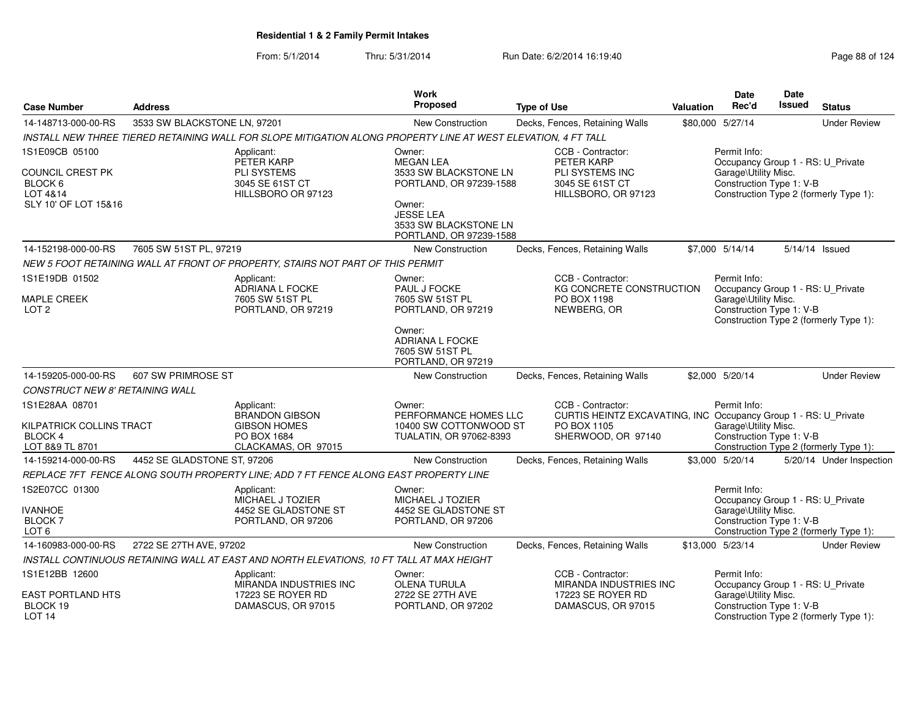# Residential 1 & 2 Family Permit Intakes

From: 5/1/2014 Thru: 5/31/2014 Run Date: 6/2/2014 16:19:40

| Case Number | Address | Work Proposed | Type of Use | Valuation | Date Rec'd | Date Issued | Status |
|---|---|---|---|---|---|---|---|
| 14-148713-000-00-RS | 3533 SW BLACKSTONE LN, 97201 | New Construction | Decks, Fences, Retaining Walls | $80,000 | 5/27/14 | | Under Review |

INSTALL NEW THREE TIERED RETAINING WALL FOR SLOPE MITIGATION ALONG PROPERTY LINE AT WEST ELEVATION, 4 FT TALL

1S1E09CB 05100
COUNCIL CREST PK
BLOCK 6
LOT 4&14
SLY 10' OF LOT 15&16

Applicant: PETER KARP, PLI SYSTEMS, 3045 SE 61ST CT, HILLSBORO OR 97123

Owner: MEGAN LEA, 3533 SW BLACKSTONE LN, PORTLAND, OR 97239-1588
Owner: JESSE LEA, 3533 SW BLACKSTONE LN, PORTLAND, OR 97239-1588

CCB - Contractor: PETER KARP, PLI SYSTEMS INC, 3045 SE 61ST CT, HILLSBORO, OR 97123

Permit Info: Occupancy Group 1 - RS: U_Private Garage\Utility Misc. Construction Type 1: V-B Construction Type 2 (formerly Type 1):

| Case Number | Address | Work Proposed | Type of Use | Valuation | Date Rec'd | Date Issued | Status |
|---|---|---|---|---|---|---|---|
| 14-152198-000-00-RS | 7605 SW 51ST PL, 97219 | New Construction | Decks, Fences, Retaining Walls | $7,000 | 5/14/14 | 5/14/14 | Issued |

NEW 5 FOOT RETAINING WALL AT FRONT OF PROPERTY, STAIRS NOT PART OF THIS PERMIT

1S1E19DB 01502
MAPLE CREEK
LOT 2

Applicant: ADRIANA L FOCKE, 7605 SW 51ST PL, PORTLAND, OR 97219

Owner: PAUL J FOCKE, 7605 SW 51ST PL, PORTLAND, OR 97219
Owner: ADRIANA L FOCKE, 7605 SW 51ST PL, PORTLAND, OR 97219

CCB - Contractor: KG CONCRETE CONSTRUCTION, PO BOX 1198, NEWBERG, OR

Permit Info: Occupancy Group 1 - RS: U_Private Garage\Utility Misc. Construction Type 1: V-B Construction Type 2 (formerly Type 1):

| Case Number | Address | Work Proposed | Type of Use | Valuation | Date Rec'd | Date Issued | Status |
|---|---|---|---|---|---|---|---|
| 14-159205-000-00-RS | 607 SW PRIMROSE ST | New Construction | Decks, Fences, Retaining Walls | $2,000 | 5/20/14 | | Under Review |

CONSTRUCT NEW 8' RETAINING WALL

1S1E28AA 08701
KILPATRICK COLLINS TRACT
BLOCK 4
LOT 8&9 TL 8701

Applicant: BRANDON GIBSON, GIBSON HOMES, PO BOX 1684, CLACKAMAS, OR 97015

Owner: PERFORMANCE HOMES LLC, 10400 SW COTTONWOOD ST, TUALATIN, OR 97062-8393

CCB - Contractor: CURTIS HEINTZ EXCAVATING, INC, PO BOX 1105, SHERWOOD, OR 97140

Permit Info: Occupancy Group 1 - RS: U_Private Garage\Utility Misc. Construction Type 1: V-B Construction Type 2 (formerly Type 1):

| Case Number | Address | Work Proposed | Type of Use | Valuation | Date Rec'd | Date Issued | Status |
|---|---|---|---|---|---|---|---|
| 14-159214-000-00-RS | 4452 SE GLADSTONE ST, 97206 | New Construction | Decks, Fences, Retaining Walls | $3,000 | 5/20/14 | 5/20/14 | Under Inspection |

REPLACE 7FT FENCE ALONG SOUTH PROPERTY LINE; ADD 7 FT FENCE ALONG EAST PROPERTY LINE

1S2E07CC 01300
IVANHOE
BLOCK 7
LOT 6

Applicant: MICHAEL J TOZIER, 4452 SE GLADSTONE ST, PORTLAND, OR 97206

Owner: MICHAEL J TOZIER, 4452 SE GLADSTONE ST, PORTLAND, OR 97206

Permit Info: Occupancy Group 1 - RS: U_Private Garage\Utility Misc. Construction Type 1: V-B Construction Type 2 (formerly Type 1):

| Case Number | Address | Work Proposed | Type of Use | Valuation | Date Rec'd | Date Issued | Status |
|---|---|---|---|---|---|---|---|
| 14-160983-000-00-RS | 2722 SE 27TH AVE, 97202 | New Construction | Decks, Fences, Retaining Walls | $13,000 | 5/23/14 | | Under Review |

INSTALL CONTINUOUS RETAINING WALL AT EAST AND NORTH ELEVATIONS, 10 FT TALL AT MAX HEIGHT

1S1E12BB 12600
EAST PORTLAND HTS
BLOCK 19
LOT 14

Applicant: MIRANDA INDUSTRIES INC, 17223 SE ROYER RD, DAMASCUS, OR 97015

Owner: OLENA TURULA, 2722 SE 27TH AVE, PORTLAND, OR 97202

CCB - Contractor: MIRANDA INDUSTRIES INC, 17223 SE ROYER RD, DAMASCUS, OR 97015

Permit Info: Occupancy Group 1 - RS: U_Private Garage\Utility Misc. Construction Type 1: V-B Construction Type 2 (formerly Type 1):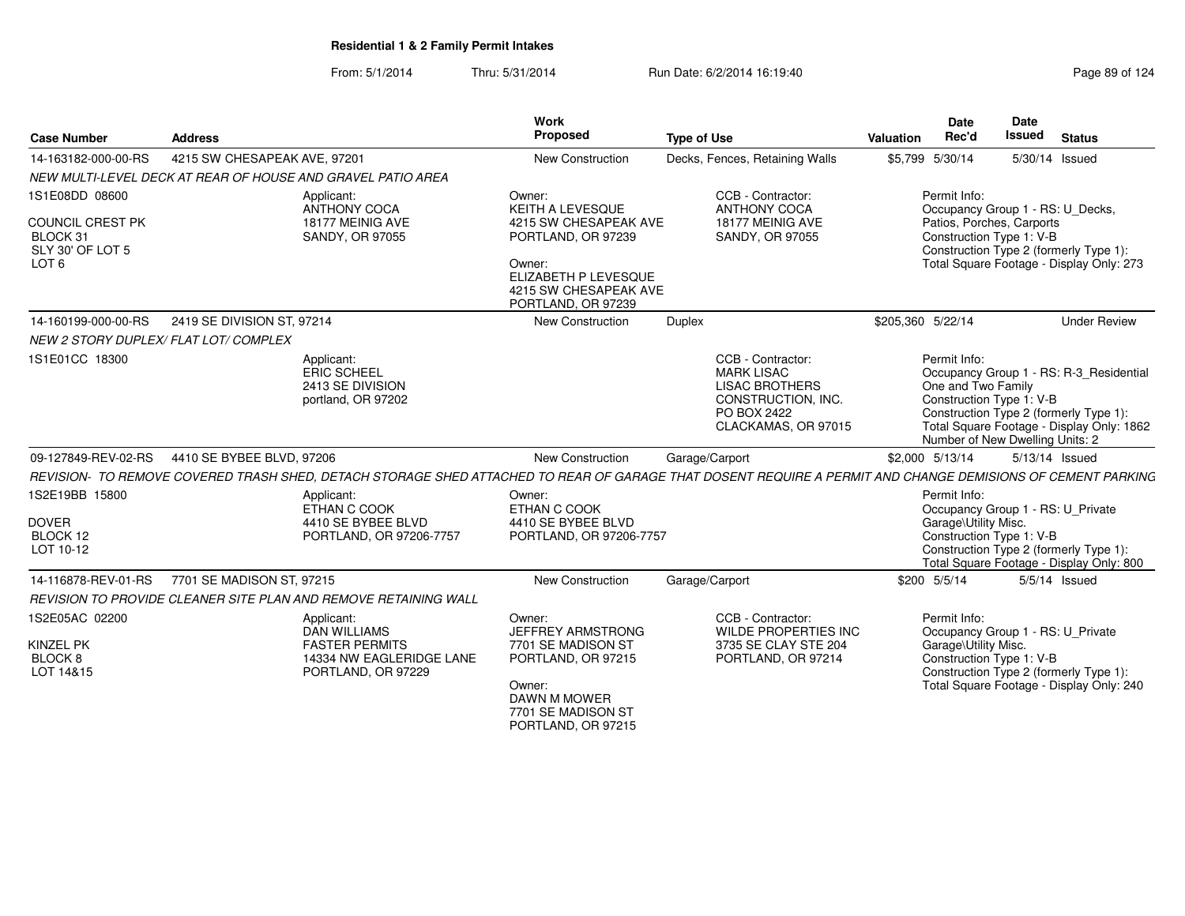**Residential 1 & 2 Family Permit Intakes**

From: 5/1/2014 Thru: 5/31/2014 Run Date: 6/2/2014 16:19:40

| Case Number | Address | Work Proposed | Type of Use | Valuation | Date Rec'd | Date Issued | Status |
|---|---|---|---|---|---|---|---|
| 14-163182-000-00-RS | 4215 SW CHESAPEAK AVE, 97201 | New Construction | Decks, Fences, Retaining Walls | $5,799 | 5/30/14 | 5/30/14 | Issued |
| *NEW MULTI-LEVEL DECK AT REAR OF HOUSE AND GRAVEL PATIO AREA* | | | | | | | |
| 1S1E08DD 08600<br><br>COUNCIL CREST PK<br>BLOCK 31<br>SLY 30' OF LOT 5<br>LOT 6 | Applicant:<br>ANTHONY COCA<br>18177 MEINIG AVE<br>SANDY, OR 97055 | Owner:<br>KEITH A LEVESQUE<br>4215 SW CHESAPEAK AVE<br>PORTLAND, OR 97239<br><br>Owner:<br>ELIZABETH P LEVESQUE<br>4215 SW CHESAPEAK AVE<br>PORTLAND, OR 97239 | CCB - Contractor:<br>ANTHONY COCA<br>18177 MEINIG AVE<br>SANDY, OR 97055 | | Permit Info:<br>Occupancy Group 1 - RS: U_Decks, Patios, Porches, Carports<br>Construction Type 1: V-B<br>Construction Type 2 (formerly Type 1):<br>Total Square Footage - Display Only: 273 | | |
| 14-160199-000-00-RS | 2419 SE DIVISION ST, 97214 | New Construction | Duplex | $205,360 | 5/22/14 | | Under Review |
| *NEW 2 STORY DUPLEX/ FLAT LOT/ COMPLEX* | | | | | | | |
| 1S1E01CC 18300 | Applicant:<br>ERIC SCHEEL<br>2413 SE DIVISION<br>portland, OR 97202 | | CCB - Contractor:<br>MARK LISAC<br>LISAC BROTHERS CONSTRUCTION, INC.<br>PO BOX 2422<br>CLACKAMAS, OR 97015 | | Permit Info:<br>Occupancy Group 1 - RS: R-3_Residential One and Two Family<br>Construction Type 1: V-B<br>Construction Type 2 (formerly Type 1):<br>Total Square Footage - Display Only: 1862<br>Number of New Dwelling Units: 2 | | |
| 09-127849-REV-02-RS | 4410 SE BYBEE BLVD, 97206 | New Construction | Garage/Carport | $2,000 | 5/13/14 | 5/13/14 | Issued |
| *REVISION- TO REMOVE COVERED TRASH SHED, DETACH STORAGE SHED ATTACHED TO REAR OF GARAGE THAT DOSENT REQUIRE A PERMIT AND CHANGE DEMISIONS OF CEMENT PARKING* | | | | | | | |
| 1S2E19BB 15800<br><br>DOVER<br>BLOCK 12<br>LOT 10-12 | Applicant:<br>ETHAN C COOK<br>4410 SE BYBEE BLVD<br>PORTLAND, OR 97206-7757 | Owner:<br>ETHAN C COOK<br>4410 SE BYBEE BLVD<br>PORTLAND, OR 97206-7757 | | | Permit Info:<br>Occupancy Group 1 - RS: U_Private Garage\Utility Misc.<br>Construction Type 1: V-B<br>Construction Type 2 (formerly Type 1):<br>Total Square Footage - Display Only: 800 | | |
| 14-116878-REV-01-RS | 7701 SE MADISON ST, 97215 | New Construction | Garage/Carport | $200 | 5/5/14 | 5/5/14 | Issued |
| *REVISION TO PROVIDE CLEANER SITE PLAN AND REMOVE RETAINING WALL* | | | | | | | |
| 1S2E05AC 02200<br><br>KINZEL PK<br>BLOCK 8<br>LOT 14&15 | Applicant:<br>DAN WILLIAMS<br>FASTER PERMITS<br>14334 NW EAGLERIDGE LANE<br>PORTLAND, OR 97229 | Owner:<br>JEFFREY ARMSTRONG<br>7701 SE MADISON ST<br>PORTLAND, OR 97215<br><br>Owner:<br>DAWN M MOWER<br>7701 SE MADISON ST<br>PORTLAND, OR 97215 | CCB - Contractor:<br>WILDE PROPERTIES INC<br>3735 SE CLAY STE 204<br>PORTLAND, OR 97214 | | Permit Info:<br>Occupancy Group 1 - RS: U_Private Garage\Utility Misc.<br>Construction Type 1: V-B<br>Construction Type 2 (formerly Type 1):<br>Total Square Footage - Display Only: 240 | | |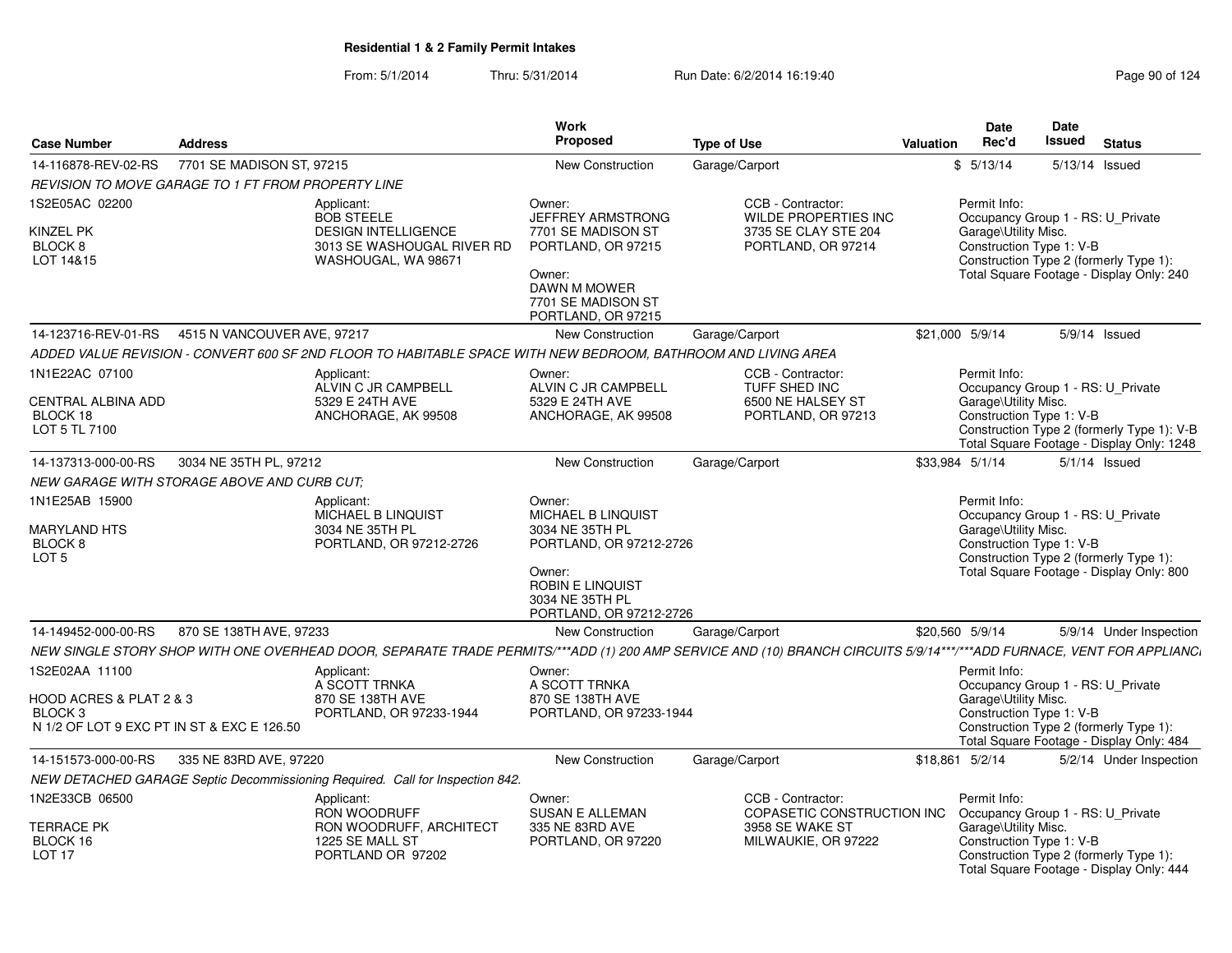**Residential 1 & 2 Family Permit Intakes**

From: 5/1/2014 Thru: 5/31/2014 Run Date: 6/2/2014 16:19:40

| Case Number | Address | Work Proposed | Type of Use | Valuation | Date Rec'd | Date Issued | Status |
|---|---|---|---|---|---|---|---|
| 14-116878-REV-02-RS | 7701 SE MADISON ST, 97215 | New Construction | Garage/Carport | $ | 5/13/14 | 5/13/14 | Issued |

*REVISION TO MOVE GARAGE TO 1 FT FROM PROPERTY LINE*

1S2E05AC 02200
KINZEL PK
BLOCK 8
LOT 14&15

Applicant:
BOB STEELE
DESIGN INTELLIGENCE
3013 SE WASHOUGAL RIVER RD
WASHOUGAL, WA 98671

Owner:
JEFFREY ARMSTRONG
7701 SE MADISON ST
PORTLAND, OR 97215

Owner:
DAWN M MOWER
7701 SE MADISON ST
PORTLAND, OR 97215

CCB - Contractor:
WILDE PROPERTIES INC
3735 SE CLAY STE 204
PORTLAND, OR 97214

Permit Info:
Occupancy Group 1 - RS: U_Private Garage\Utility Misc.
Construction Type 1: V-B
Construction Type 2 (formerly Type 1):
Total Square Footage - Display Only: 240

| Case Number | Address | Work Proposed | Type of Use | Valuation | Date Rec'd | Date Issued | Status |
|---|---|---|---|---|---|---|---|
| 14-123716-REV-01-RS | 4515 N VANCOUVER AVE, 97217 | New Construction | Garage/Carport | $21,000 | 5/9/14 | 5/9/14 | Issued |

*ADDED VALUE REVISION - CONVERT 600 SF 2ND FLOOR TO HABITABLE SPACE WITH NEW BEDROOM, BATHROOM AND LIVING AREA*

1N1E22AC 07100
CENTRAL ALBINA ADD
BLOCK 18
LOT 5 TL 7100

Applicant:
ALVIN C JR CAMPBELL
5329 E 24TH AVE
ANCHORAGE, AK 99508

Owner:
ALVIN C JR CAMPBELL
5329 E 24TH AVE
ANCHORAGE, AK 99508

CCB - Contractor:
TUFF SHED INC
6500 NE HALSEY ST
PORTLAND, OR 97213

Permit Info:
Occupancy Group 1 - RS: U_Private Garage\Utility Misc.
Construction Type 1: V-B
Construction Type 2 (formerly Type 1): V-B
Total Square Footage - Display Only: 1248

| Case Number | Address | Work Proposed | Type of Use | Valuation | Date Rec'd | Date Issued | Status |
|---|---|---|---|---|---|---|---|
| 14-137313-000-00-RS | 3034 NE 35TH PL, 97212 | New Construction | Garage/Carport | $33,984 | 5/1/14 | 5/1/14 | Issued |

*NEW GARAGE WITH STORAGE ABOVE AND CURB CUT;*

1N1E25AB 15900
MARYLAND HTS
BLOCK 8
LOT 5

Applicant:
MICHAEL B LINQUIST
3034 NE 35TH PL
PORTLAND, OR 97212-2726

Owner:
MICHAEL B LINQUIST
3034 NE 35TH PL
PORTLAND, OR 97212-2726

Owner:
ROBIN E LINQUIST
3034 NE 35TH PL
PORTLAND, OR 97212-2726

Permit Info:
Occupancy Group 1 - RS: U_Private Garage\Utility Misc.
Construction Type 1: V-B
Construction Type 2 (formerly Type 1):
Total Square Footage - Display Only: 800

| Case Number | Address | Work Proposed | Type of Use | Valuation | Date Rec'd | Date Issued | Status |
|---|---|---|---|---|---|---|---|
| 14-149452-000-00-RS | 870 SE 138TH AVE, 97233 | New Construction | Garage/Carport | $20,560 | 5/9/14 | 5/9/14 | Under Inspection |

*NEW SINGLE STORY SHOP WITH ONE OVERHEAD DOOR, SEPARATE TRADE PERMITS/\*\*\*ADD (1) 200 AMP SERVICE AND (10) BRANCH CIRCUITS 5/9/14\*\*\*/\*\*\*ADD FURNACE, VENT FOR APPLIANC*

1S2E02AA 11100
HOOD ACRES & PLAT 2 & 3
BLOCK 3
N 1/2 OF LOT 9 EXC PT IN ST & EXC E 126.50

Applicant:
A SCOTT TRNKA
870 SE 138TH AVE
PORTLAND, OR 97233-1944

Owner:
A SCOTT TRNKA
870 SE 138TH AVE
PORTLAND, OR 97233-1944

Permit Info:
Occupancy Group 1 - RS: U_Private Garage\Utility Misc.
Construction Type 1: V-B
Construction Type 2 (formerly Type 1):
Total Square Footage - Display Only: 484

| Case Number | Address | Work Proposed | Type of Use | Valuation | Date Rec'd | Date Issued | Status |
|---|---|---|---|---|---|---|---|
| 14-151573-000-00-RS | 335 NE 83RD AVE, 97220 | New Construction | Garage/Carport | $18,861 | 5/2/14 | 5/2/14 | Under Inspection |

*NEW DETACHED GARAGE Septic Decommissioning Required. Call for Inspection 842.*

1N2E33CB 06500
TERRACE PK
BLOCK 16
LOT 17

Applicant:
RON WOODRUFF
RON WOODRUFF, ARCHITECT
1225 SE MALL ST
PORTLAND OR 97202

Owner:
SUSAN E ALLEMAN
335 NE 83RD AVE
PORTLAND, OR 97220

CCB - Contractor:
COPASETIC CONSTRUCTION INC
3958 SE WAKE ST
MILWAUKIE, OR 97222

Permit Info:
Occupancy Group 1 - RS: U_Private Garage\Utility Misc.
Construction Type 1: V-B
Construction Type 2 (formerly Type 1):
Total Square Footage - Display Only: 444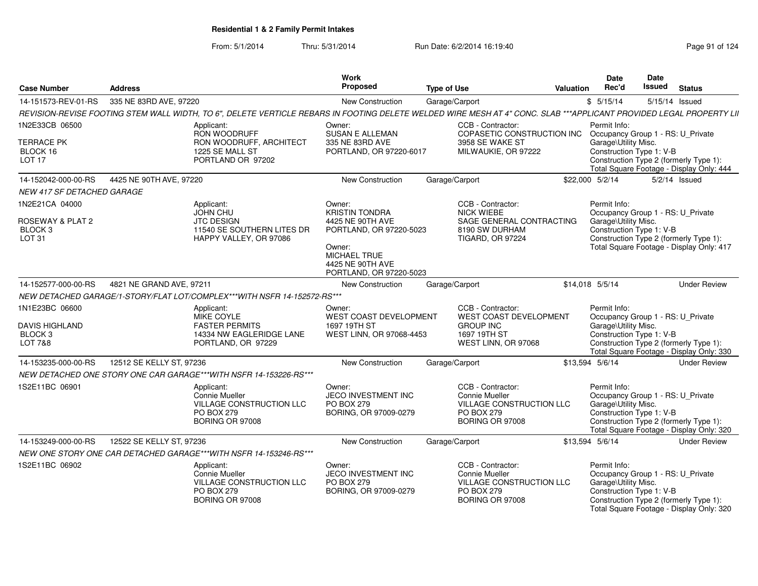**Residential 1 & 2 Family Permit Intakes**

From: 5/1/2014 Thru: 5/31/2014 Run Date: 6/2/2014 16:19:40

| Case Number | Address | Work Proposed | Type of Use | Valuation | Date Rec'd | Date Issued | Status |
|---|---|---|---|---|---|---|---|
| 14-151573-REV-01-RS | 335 NE 83RD AVE, 97220 | New Construction | Garage/Carport | $ | 5/15/14 | 5/15/14 | Issued |

REVISION-REVISE FOOTING STEM WALL WIDTH, TO 6", DELETE VERTICLE REBARS IN FOOTING DELETE WELDED WIRE MESH AT 4" CONC. SLAB ***APPLICANT PROVIDED LEGAL PROPERTY LI

1N2E33CB 06500
TERRACE PK
BLOCK 16
LOT 17

Applicant: RON WOODRUFF, RON WOODRUFF, ARCHITECT, 1225 SE MALL ST, PORTLAND OR 97202

Owner: SUSAN E ALLEMAN, 335 NE 83RD AVE, PORTLAND, OR 97220-6017

CCB - Contractor: COPASETIC CONSTRUCTION INC, 3958 SE WAKE ST, MILWAUKIE, OR 97222

Permit Info: Occupancy Group 1 - RS: U_Private Garage\Utility Misc. Construction Type 1: V-B Construction Type 2 (formerly Type 1): Total Square Footage - Display Only: 444

| Case Number | Address | Work Proposed | Type of Use | Valuation | Date Rec'd | Date Issued | Status |
|---|---|---|---|---|---|---|---|
| 14-152042-000-00-RS | 4425 NE 90TH AVE, 97220 | New Construction | Garage/Carport | $22,000 | 5/2/14 | 5/2/14 | Issued |

NEW 417 SF DETACHED GARAGE

1N2E21CA 04000
ROSEWAY & PLAT 2
BLOCK 3
LOT 31

Applicant: JOHN CHU, JTC DESIGN, 11540 SE SOUTHERN LITES DR, HAPPY VALLEY, OR 97086

Owner: KRISTIN TONDRA, 4425 NE 90TH AVE, PORTLAND, OR 97220-5023

Owner: MICHAEL TRUE, 4425 NE 90TH AVE, PORTLAND, OR 97220-5023

CCB - Contractor: NICK WIEBE, SAGE GENERAL CONTRACTING, 8190 SW DURHAM, TIGARD, OR 97224

Permit Info: Occupancy Group 1 - RS: U_Private Garage\Utility Misc. Construction Type 1: V-B Construction Type 2 (formerly Type 1): Total Square Footage - Display Only: 417

| Case Number | Address | Work Proposed | Type of Use | Valuation | Date Rec'd | Date Issued | Status |
|---|---|---|---|---|---|---|---|
| 14-152577-000-00-RS | 4821 NE GRAND AVE, 97211 | New Construction | Garage/Carport | $14,018 | 5/5/14 | | Under Review |

NEW DETACHED GARAGE/1-STORY/FLAT LOT/COMPLEX***WITH NSFR 14-152572-RS***

1N1E23BC 06600
DAVIS HIGHLAND
BLOCK 3
LOT 7&8

Applicant: MIKE COYLE, FASTER PERMITS, 14334 NW EAGLERIDGE LANE, PORTLAND, OR 97229

Owner: WEST COAST DEVELOPMENT, 1697 19TH ST, WEST LINN, OR 97068-4453

CCB - Contractor: WEST COAST DEVELOPMENT GROUP INC, 1697 19TH ST, WEST LINN, OR 97068

Permit Info: Occupancy Group 1 - RS: U_Private Garage\Utility Misc. Construction Type 1: V-B Construction Type 2 (formerly Type 1): Total Square Footage - Display Only: 330

| Case Number | Address | Work Proposed | Type of Use | Valuation | Date Rec'd | Date Issued | Status |
|---|---|---|---|---|---|---|---|
| 14-153235-000-00-RS | 12512 SE KELLY ST, 97236 | New Construction | Garage/Carport | $13,594 | 5/6/14 | | Under Review |

NEW DETACHED ONE STORY ONE CAR GARAGE***WITH NSFR 14-153226-RS***

1S2E11BC 06901

Applicant: Connie Mueller, VILLAGE CONSTRUCTION LLC, PO BOX 279, BORING OR 97008

Owner: JECO INVESTMENT INC, PO BOX 279, BORING, OR 97009-0279

CCB - Contractor: Connie Mueller, VILLAGE CONSTRUCTION LLC, PO BOX 279, BORING OR 97008

Permit Info: Occupancy Group 1 - RS: U_Private Garage\Utility Misc. Construction Type 1: V-B Construction Type 2 (formerly Type 1): Total Square Footage - Display Only: 320

| Case Number | Address | Work Proposed | Type of Use | Valuation | Date Rec'd | Date Issued | Status |
|---|---|---|---|---|---|---|---|
| 14-153249-000-00-RS | 12522 SE KELLY ST, 97236 | New Construction | Garage/Carport | $13,594 | 5/6/14 | | Under Review |

NEW ONE STORY ONE CAR DETACHED GARAGE***WITH NSFR 14-153246-RS***

1S2E11BC 06902

Applicant: Connie Mueller, VILLAGE CONSTRUCTION LLC, PO BOX 279, BORING OR 97008

Owner: JECO INVESTMENT INC, PO BOX 279, BORING, OR 97009-0279

CCB - Contractor: Connie Mueller, VILLAGE CONSTRUCTION LLC, PO BOX 279, BORING OR 97008

Permit Info: Occupancy Group 1 - RS: U_Private Garage\Utility Misc. Construction Type 1: V-B Construction Type 2 (formerly Type 1): Total Square Footage - Display Only: 320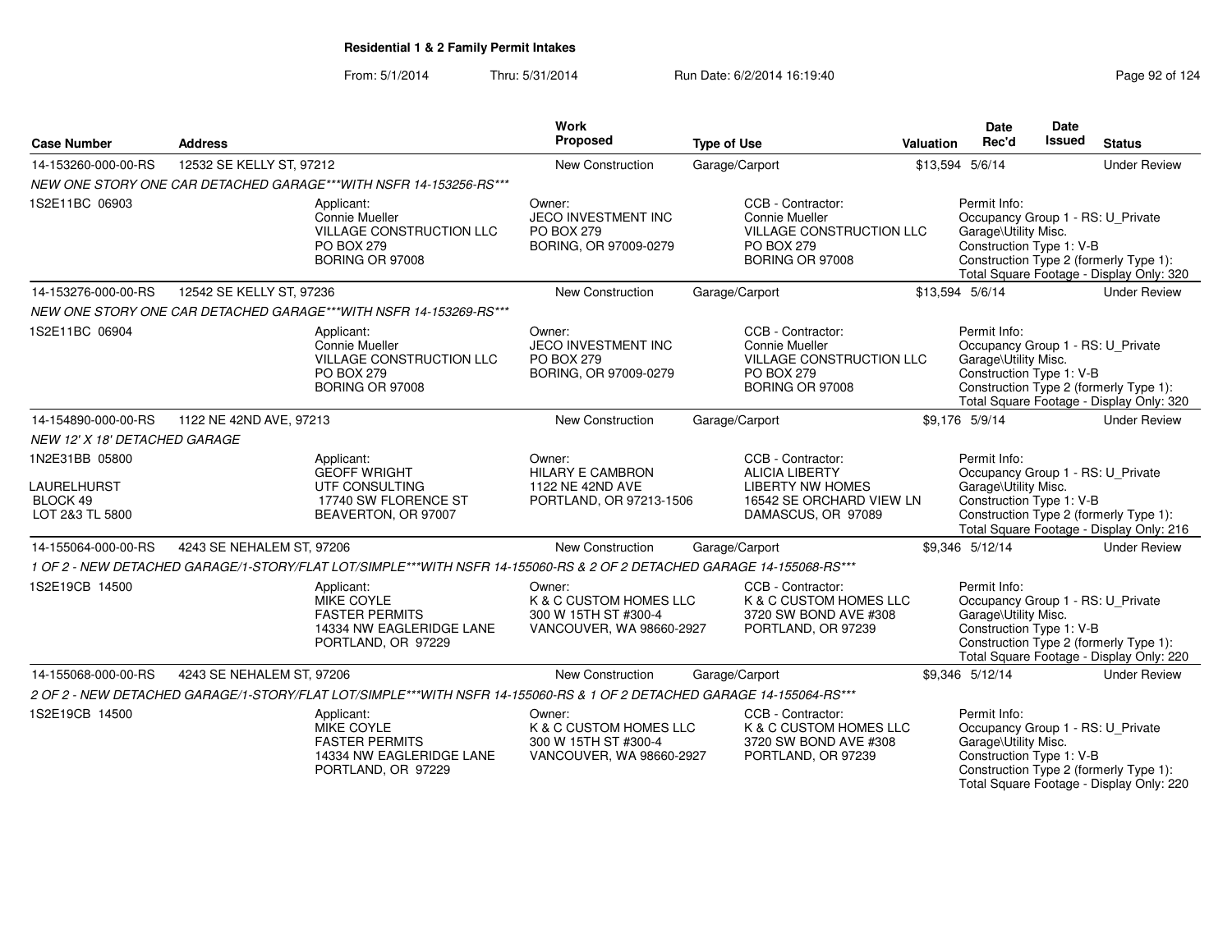**Residential 1 & 2 Family Permit Intakes**

From: 5/1/2014 Thru: 5/31/2014 Run Date: 6/2/2014 16:19:40

| Case Number | Address | Work Proposed | Type of Use | Valuation | Date Rec'd | Date Issued | Status |
|---|---|---|---|---|---|---|---|
| 14-153260-000-00-RS | 12532 SE KELLY ST, 97212 | New Construction | Garage/Carport | $13,594 | 5/6/14 | | Under Review |

*NEW ONE STORY ONE CAR DETACHED GARAGE\*\*\*WITH NSFR 14-153256-RS\*\*\**

1S2E11BC 06903

Applicant: Connie Mueller, VILLAGE CONSTRUCTION LLC, PO BOX 279, BORING OR 97008

Owner: JECO INVESTMENT INC, PO BOX 279, BORING, OR 97009-0279

CCB - Contractor: Connie Mueller, VILLAGE CONSTRUCTION LLC, PO BOX 279, BORING OR 97008

Permit Info: Occupancy Group 1 - RS: U_Private Garage\Utility Misc. Construction Type 1: V-B Construction Type 2 (formerly Type 1): Total Square Footage - Display Only: 320

| Case Number | Address | Work Proposed | Type of Use | Valuation | Date Rec'd | Date Issued | Status |
|---|---|---|---|---|---|---|---|
| 14-153276-000-00-RS | 12542 SE KELLY ST, 97236 | New Construction | Garage/Carport | $13,594 | 5/6/14 | | Under Review |

*NEW ONE STORY ONE CAR DETACHED GARAGE\*\*\*WITH NSFR 14-153269-RS\*\*\**

1S2E11BC 06904

Applicant: Connie Mueller, VILLAGE CONSTRUCTION LLC, PO BOX 279, BORING OR 97008

Owner: JECO INVESTMENT INC, PO BOX 279, BORING, OR 97009-0279

CCB - Contractor: Connie Mueller, VILLAGE CONSTRUCTION LLC, PO BOX 279, BORING OR 97008

Permit Info: Occupancy Group 1 - RS: U_Private Garage\Utility Misc. Construction Type 1: V-B Construction Type 2 (formerly Type 1): Total Square Footage - Display Only: 320

| Case Number | Address | Work Proposed | Type of Use | Valuation | Date Rec'd | Date Issued | Status |
|---|---|---|---|---|---|---|---|
| 14-154890-000-00-RS | 1122 NE 42ND AVE, 97213 | New Construction | Garage/Carport | $9,176 | 5/9/14 | | Under Review |

*NEW 12' X 18' DETACHED GARAGE*

1N2E31BB 05800

LAURELHURST
BLOCK 49
LOT 2&3 TL 5800

Applicant: GEOFF WRIGHT, UTF CONSULTING, 17740 SW FLORENCE ST, BEAVERTON, OR 97007

Owner: HILARY E CAMBRON, 1122 NE 42ND AVE, PORTLAND, OR 97213-1506

CCB - Contractor: ALICIA LIBERTY, LIBERTY NW HOMES, 16542 SE ORCHARD VIEW LN, DAMASCUS, OR 97089

Permit Info: Occupancy Group 1 - RS: U_Private Garage\Utility Misc. Construction Type 1: V-B Construction Type 2 (formerly Type 1): Total Square Footage - Display Only: 216

| Case Number | Address | Work Proposed | Type of Use | Valuation | Date Rec'd | Date Issued | Status |
|---|---|---|---|---|---|---|---|
| 14-155064-000-00-RS | 4243 SE NEHALEM ST, 97206 | New Construction | Garage/Carport | $9,346 | 5/12/14 | | Under Review |

*1 OF 2 - NEW DETACHED GARAGE/1-STORY/FLAT LOT/SIMPLE\*\*\*WITH NSFR 14-155060-RS & 2 OF 2 DETACHED GARAGE 14-155068-RS\*\*\**

1S2E19CB 14500

Applicant: MIKE COYLE, FASTER PERMITS, 14334 NW EAGLERIDGE LANE, PORTLAND, OR 97229

Owner: K & C CUSTOM HOMES LLC, 300 W 15TH ST #300-4, VANCOUVER, WA 98660-2927

CCB - Contractor: K & C CUSTOM HOMES LLC, 3720 SW BOND AVE #308, PORTLAND, OR 97239

Permit Info: Occupancy Group 1 - RS: U_Private Garage\Utility Misc. Construction Type 1: V-B Construction Type 2 (formerly Type 1): Total Square Footage - Display Only: 220

| Case Number | Address | Work Proposed | Type of Use | Valuation | Date Rec'd | Date Issued | Status |
|---|---|---|---|---|---|---|---|
| 14-155068-000-00-RS | 4243 SE NEHALEM ST, 97206 | New Construction | Garage/Carport | $9,346 | 5/12/14 | | Under Review |

*2 OF 2 - NEW DETACHED GARAGE/1-STORY/FLAT LOT/SIMPLE\*\*\*WITH NSFR 14-155060-RS & 1 OF 2 DETACHED GARAGE 14-155064-RS\*\*\**

1S2E19CB 14500

Applicant: MIKE COYLE, FASTER PERMITS, 14334 NW EAGLERIDGE LANE, PORTLAND, OR 97229

Owner: K & C CUSTOM HOMES LLC, 300 W 15TH ST #300-4, VANCOUVER, WA 98660-2927

CCB - Contractor: K & C CUSTOM HOMES LLC, 3720 SW BOND AVE #308, PORTLAND, OR 97239

Permit Info: Occupancy Group 1 - RS: U_Private Garage\Utility Misc. Construction Type 1: V-B Construction Type 2 (formerly Type 1): Total Square Footage - Display Only: 220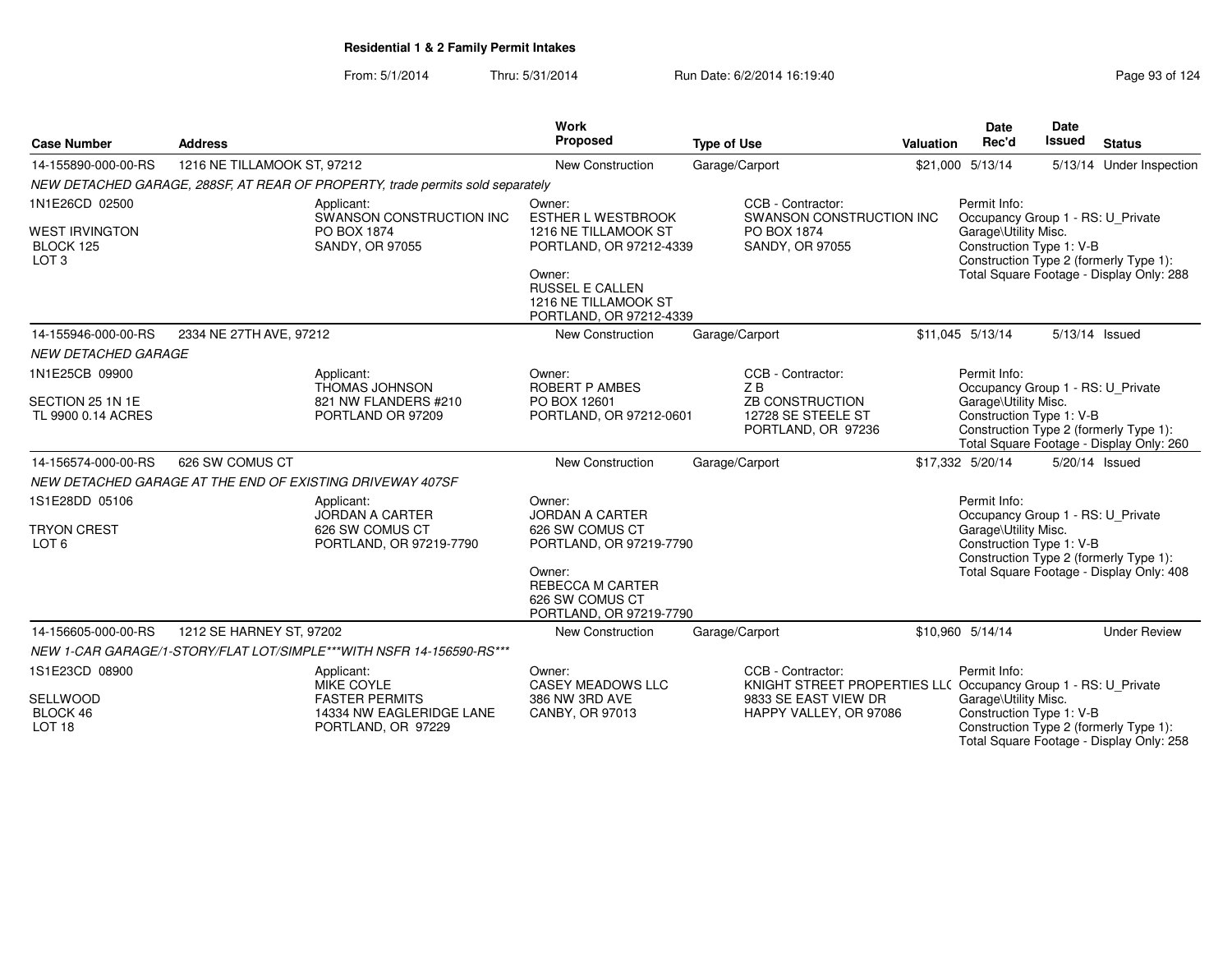## Residential 1 & 2 Family Permit Intakes

From: 5/1/2014 Thru: 5/31/2014 Run Date: 6/2/2014 16:19:40

| Case Number | Address | Work Proposed | Type of Use | Valuation | Date Rec'd | Date Issued | Status |
|---|---|---|---|---|---|---|---|
| 14-155890-000-00-RS | 1216 NE TILLAMOOK ST, 97212 | New Construction | Garage/Carport | $21,000 | 5/13/14 | 5/13/14 | Under Inspection |

*NEW DETACHED GARAGE, 288SF, AT REAR OF PROPERTY, trade permits sold separately*

1N1E26CD 02500
WEST IRVINGTON
BLOCK 125
LOT 3

Applicant:
SWANSON CONSTRUCTION INC
PO BOX 1874
SANDY, OR 97055

Owner:
ESTHER L WESTBROOK
1216 NE TILLAMOOK ST
PORTLAND, OR 97212-4339

Owner:
RUSSEL E CALLEN
1216 NE TILLAMOOK ST
PORTLAND, OR 97212-4339

CCB - Contractor:
SWANSON CONSTRUCTION INC
PO BOX 1874
SANDY, OR 97055

Permit Info:
Occupancy Group 1 - RS: U_Private Garage\Utility Misc.
Construction Type 1: V-B
Construction Type 2 (formerly Type 1):
Total Square Footage - Display Only: 288

| Case Number | Address | Work Proposed | Type of Use | Valuation | Date Rec'd | Date Issued | Status |
|---|---|---|---|---|---|---|---|
| 14-155946-000-00-RS | 2334 NE 27TH AVE, 97212 | New Construction | Garage/Carport | $11,045 | 5/13/14 | 5/13/14 | Issued |

*NEW DETACHED GARAGE*

1N1E25CB 09900
SECTION 25 1N 1E
TL 9900 0.14 ACRES

Applicant:
THOMAS JOHNSON
821 NW FLANDERS #210
PORTLAND OR 97209

Owner:
ROBERT P AMBES
PO BOX 12601
PORTLAND, OR 97212-0601

CCB - Contractor:
Z B
ZB CONSTRUCTION
12728 SE STEELE ST
PORTLAND, OR 97236

Permit Info:
Occupancy Group 1 - RS: U_Private Garage\Utility Misc.
Construction Type 1: V-B
Construction Type 2 (formerly Type 1):
Total Square Footage - Display Only: 260

| Case Number | Address | Work Proposed | Type of Use | Valuation | Date Rec'd | Date Issued | Status |
|---|---|---|---|---|---|---|---|
| 14-156574-000-00-RS | 626 SW COMUS CT | New Construction | Garage/Carport | $17,332 | 5/20/14 | 5/20/14 | Issued |

*NEW DETACHED GARAGE AT THE END OF EXISTING DRIVEWAY 407SF*

1S1E28DD 05106
TRYON CREST
LOT 6

Applicant:
JORDAN A CARTER
626 SW COMUS CT
PORTLAND, OR 97219-7790

Owner:
JORDAN A CARTER
626 SW COMUS CT
PORTLAND, OR 97219-7790

Owner:
REBECCA M CARTER
626 SW COMUS CT
PORTLAND, OR 97219-7790

Permit Info:
Occupancy Group 1 - RS: U_Private Garage\Utility Misc.
Construction Type 1: V-B
Construction Type 2 (formerly Type 1):
Total Square Footage - Display Only: 408

| Case Number | Address | Work Proposed | Type of Use | Valuation | Date Rec'd | Date Issued | Status |
|---|---|---|---|---|---|---|---|
| 14-156605-000-00-RS | 1212 SE HARNEY ST, 97202 | New Construction | Garage/Carport | $10,960 | 5/14/14 | | Under Review |

*NEW 1-CAR GARAGE/1-STORY/FLAT LOT/SIMPLE***WITH NSFR 14-156590-RS****

1S1E23CD 08900
SELLWOOD
BLOCK 46
LOT 18

Applicant:
MIKE COYLE
FASTER PERMITS
14334 NW EAGLERIDGE LANE
PORTLAND, OR 97229

Owner:
CASEY MEADOWS LLC
386 NW 3RD AVE
CANBY, OR 97013

CCB - Contractor:
KNIGHT STREET PROPERTIES LLC
9833 SE EAST VIEW DR
HAPPY VALLEY, OR 97086

Permit Info:
Occupancy Group 1 - RS: U_Private Garage\Utility Misc.
Construction Type 1: V-B
Construction Type 2 (formerly Type 1):
Total Square Footage - Display Only: 258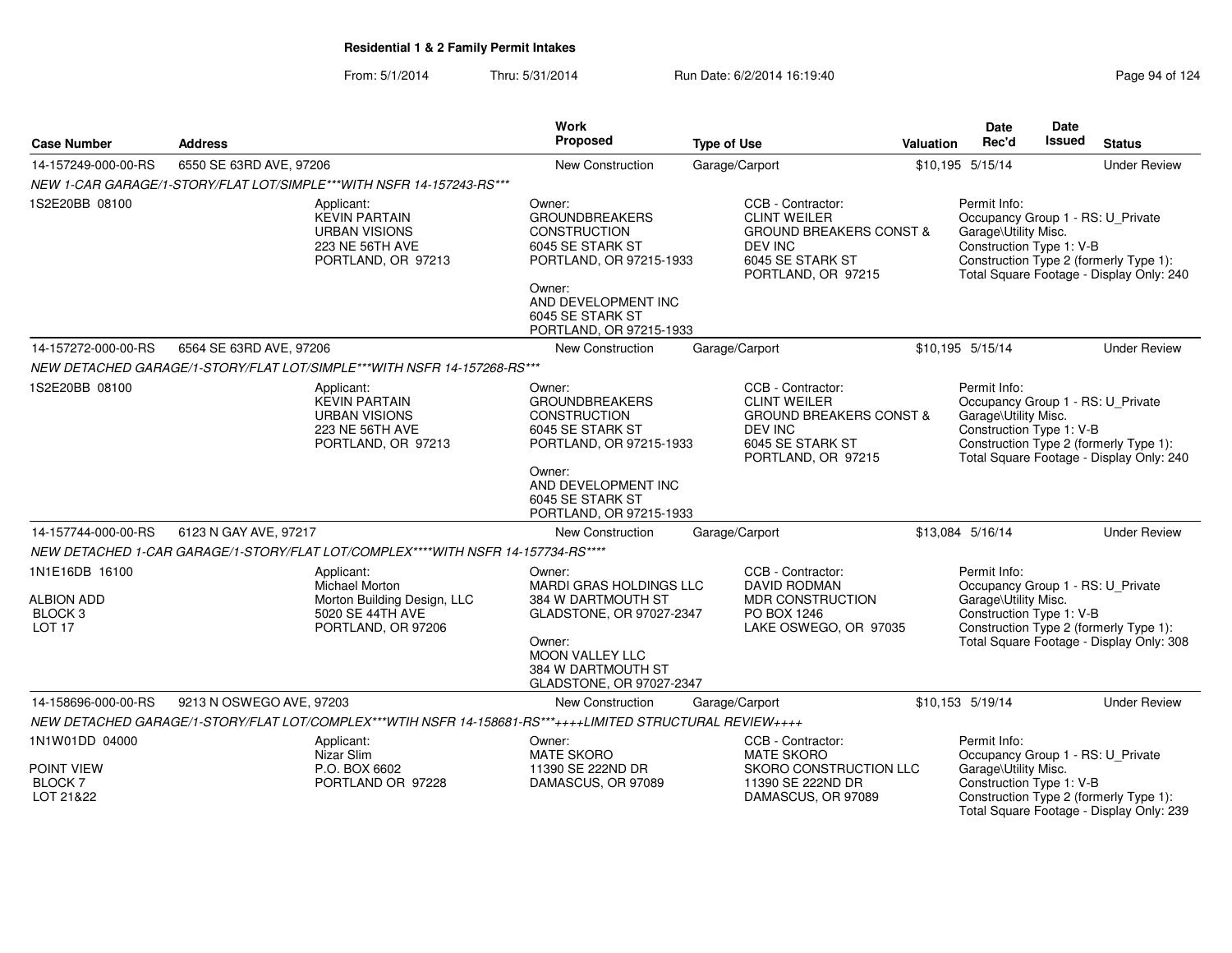**Residential 1 & 2 Family Permit Intakes**

From: 5/1/2014 Thru: 5/31/2014 Run Date: 6/2/2014 16:19:40

| Case Number | Address | Work Proposed | Type of Use | Valuation | Date Rec'd | Date Issued | Status |
|---|---|---|---|---|---|---|---|
| 14-157249-000-00-RS | 6550 SE 63RD AVE, 97206 | New Construction | Garage/Carport | $10,195 | 5/15/14 | | Under Review |

*NEW 1-CAR GARAGE/1-STORY/FLAT LOT/SIMPLE***WITH NSFR 14-157243-RS****

1S2E20BB 08100

Applicant: KEVIN PARTAIN, URBAN VISIONS, 223 NE 56TH AVE, PORTLAND, OR 97213

Owner: GROUNDBREAKERS CONSTRUCTION, 6045 SE STARK ST, PORTLAND, OR 97215-1933

Owner: AND DEVELOPMENT INC, 6045 SE STARK ST, PORTLAND, OR 97215-1933

CCB - Contractor: CLINT WEILER, GROUND BREAKERS CONST & DEV INC, 6045 SE STARK ST, PORTLAND, OR 97215

Permit Info: Occupancy Group 1 - RS: U_Private Garage\Utility Misc. Construction Type 1: V-B Construction Type 2 (formerly Type 1): Total Square Footage - Display Only: 240

| Case Number | Address | Work Proposed | Type of Use | Valuation | Date Rec'd | Date Issued | Status |
|---|---|---|---|---|---|---|---|
| 14-157272-000-00-RS | 6564 SE 63RD AVE, 97206 | New Construction | Garage/Carport | $10,195 | 5/15/14 | | Under Review |

*NEW DETACHED GARAGE/1-STORY/FLAT LOT/SIMPLE***WITH NSFR 14-157268-RS****

1S2E20BB 08100

Applicant: KEVIN PARTAIN, URBAN VISIONS, 223 NE 56TH AVE, PORTLAND, OR 97213

Owner: GROUNDBREAKERS CONSTRUCTION, 6045 SE STARK ST, PORTLAND, OR 97215-1933

Owner: AND DEVELOPMENT INC, 6045 SE STARK ST, PORTLAND, OR 97215-1933

CCB - Contractor: CLINT WEILER, GROUND BREAKERS CONST & DEV INC, 6045 SE STARK ST, PORTLAND, OR 97215

Permit Info: Occupancy Group 1 - RS: U_Private Garage\Utility Misc. Construction Type 1: V-B Construction Type 2 (formerly Type 1): Total Square Footage - Display Only: 240

| Case Number | Address | Work Proposed | Type of Use | Valuation | Date Rec'd | Date Issued | Status |
|---|---|---|---|---|---|---|---|
| 14-157744-000-00-RS | 6123 N GAY AVE, 97217 | New Construction | Garage/Carport | $13,084 | 5/16/14 | | Under Review |

*NEW DETACHED 1-CAR GARAGE/1-STORY/FLAT LOT/COMPLEX****WITH NSFR 14-157734-RS*****

1N1E16DB 16100, ALBION ADD, BLOCK 3, LOT 17

Applicant: Michael Morton, Morton Building Design, LLC, 5020 SE 44TH AVE, PORTLAND, OR 97206

Owner: MARDI GRAS HOLDINGS LLC, 384 W DARTMOUTH ST, GLADSTONE, OR 97027-2347

Owner: MOON VALLEY LLC, 384 W DARTMOUTH ST, GLADSTONE, OR 97027-2347

CCB - Contractor: DAVID RODMAN, MDR CONSTRUCTION, PO BOX 1246, LAKE OSWEGO, OR 97035

Permit Info: Occupancy Group 1 - RS: U_Private Garage\Utility Misc. Construction Type 1: V-B Construction Type 2 (formerly Type 1): Total Square Footage - Display Only: 308

| Case Number | Address | Work Proposed | Type of Use | Valuation | Date Rec'd | Date Issued | Status |
|---|---|---|---|---|---|---|---|
| 14-158696-000-00-RS | 9213 N OSWEGO AVE, 97203 | New Construction | Garage/Carport | $10,153 | 5/19/14 | | Under Review |

*NEW DETACHED GARAGE/1-STORY/FLAT LOT/COMPLEX***WTIH NSFR 14-158681-RS***++++LIMITED STRUCTURAL REVIEW++++*

1N1W01DD 04000, POINT VIEW, BLOCK 7, LOT 21&22

Applicant: Nizar Slim, P.O. BOX 6602, PORTLAND OR 97228

Owner: MATE SKORO, 11390 SE 222ND DR, DAMASCUS, OR 97089

CCB - Contractor: MATE SKORO, SKORO CONSTRUCTION LLC, 11390 SE 222ND DR, DAMASCUS, OR 97089

Permit Info: Occupancy Group 1 - RS: U_Private Garage\Utility Misc. Construction Type 1: V-B Construction Type 2 (formerly Type 1): Total Square Footage - Display Only: 239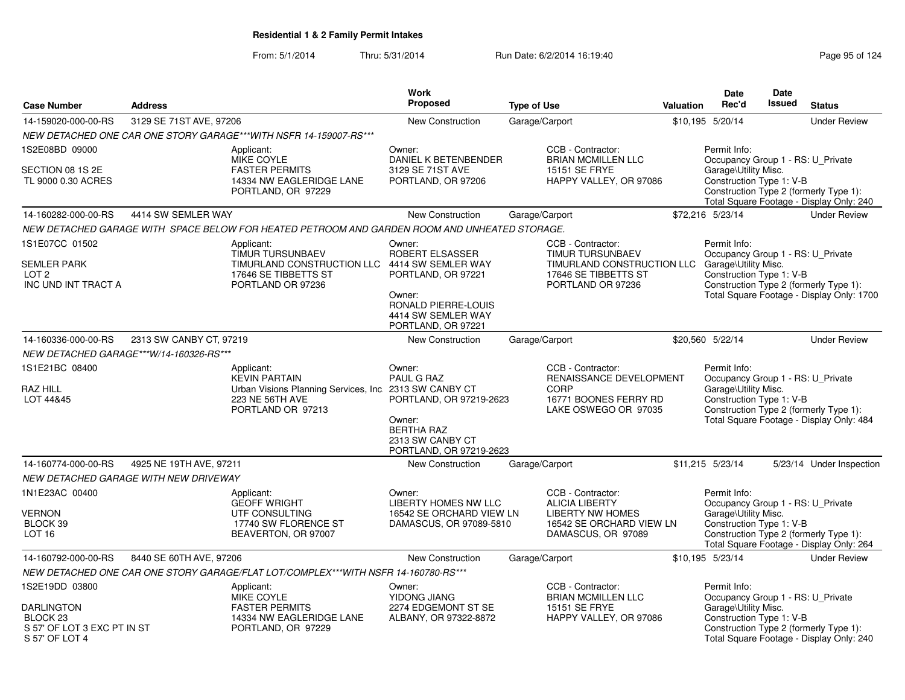## Residential 1 & 2 Family Permit Intakes

From: 5/1/2014 Thru: 5/31/2014 Run Date: 6/2/2014 16:19:40

| Case Number | Address | Work Proposed | Type of Use | Valuation | Date Rec'd | Date Issued | Status |
|---|---|---|---|---|---|---|---|
| 14-159020-000-00-RS | 3129 SE 71ST AVE, 97206 | New Construction | Garage/Carport | $10,195 | 5/20/14 | | Under Review |

*NEW DETACHED ONE CAR ONE STORY GARAGE***WITH NSFR 14-159007-RS****

1S2E08BD 09000
SECTION 08 1S 2E
TL 9000 0.30 ACRES

Applicant: MIKE COYLE, FASTER PERMITS, 14334 NW EAGLERIDGE LANE, PORTLAND, OR 97229

Owner: DANIEL K BETENBENDER, 3129 SE 71ST AVE, PORTLAND, OR 97206

CCB - Contractor: BRIAN MCMILLEN LLC, 15151 SE FRYE, HAPPY VALLEY, OR 97086

Permit Info: Occupancy Group 1 - RS: U_Private Garage\Utility Misc. Construction Type 1: V-B Construction Type 2 (formerly Type 1): Total Square Footage - Display Only: 240

| Case Number | Address | Work Proposed | Type of Use | Valuation | Date Rec'd | Date Issued | Status |
|---|---|---|---|---|---|---|---|
| 14-160282-000-00-RS | 4414 SW SEMLER WAY | New Construction | Garage/Carport | $72,216 | 5/23/14 | | Under Review |

*NEW DETACHED GARAGE WITH SPACE BELOW FOR HEATED PETROOM AND GARDEN ROOM AND UNHEATED STORAGE.*

1S1E07CC 01502
SEMLER PARK
LOT 2
INC UND INT TRACT A

Applicant: TIMUR TURSUNBAEV, TIMURLAND CONSTRUCTION LLC, 17646 SE TIBBETTS ST, PORTLAND OR 97236

Owner: ROBERT ELSASSER, 4414 SW SEMLER WAY, PORTLAND, OR 97221

Owner: RONALD PIERRE-LOUIS, 4414 SW SEMLER WAY, PORTLAND, OR 97221

CCB - Contractor: TIMUR TURSUNBAEV, TIMURLAND CONSTRUCTION LLC, 17646 SE TIBBETTS ST, PORTLAND OR 97236

Permit Info: Occupancy Group 1 - RS: U_Private Garage\Utility Misc. Construction Type 1: V-B Construction Type 2 (formerly Type 1): Total Square Footage - Display Only: 1700

| Case Number | Address | Work Proposed | Type of Use | Valuation | Date Rec'd | Date Issued | Status |
|---|---|---|---|---|---|---|---|
| 14-160336-000-00-RS | 2313 SW CANBY CT, 97219 | New Construction | Garage/Carport | $20,560 | 5/22/14 | | Under Review |

*NEW DETACHED GARAGE***W/14-160326-RS****

1S1E21BC 08400
RAZ HILL
LOT 44&45

Applicant: KEVIN PARTAIN, Urban Visions Planning Services, Inc., 223 NE 56TH AVE, PORTLAND OR 97213

Owner: PAUL G RAZ, 2313 SW CANBY CT, PORTLAND, OR 97219-2623

Owner: BERTHA RAZ, 2313 SW CANBY CT, PORTLAND, OR 97219-2623

CCB - Contractor: RENAISSANCE DEVELOPMENT CORP, 16771 BOONES FERRY RD, LAKE OSWEGO OR 97035

Permit Info: Occupancy Group 1 - RS: U_Private Garage\Utility Misc. Construction Type 1: V-B Construction Type 2 (formerly Type 1): Total Square Footage - Display Only: 484

| Case Number | Address | Work Proposed | Type of Use | Valuation | Date Rec'd | Date Issued | Status |
|---|---|---|---|---|---|---|---|
| 14-160774-000-00-RS | 4925 NE 19TH AVE, 97211 | New Construction | Garage/Carport | $11,215 | 5/23/14 | 5/23/14 | Under Inspection |

*NEW DETACHED GARAGE WITH NEW DRIVEWAY*

1N1E23AC 00400
VERNON
BLOCK 39
LOT 16

Applicant: GEOFF WRIGHT, UTF CONSULTING, 17740 SW FLORENCE ST, BEAVERTON, OR 97007

Owner: LIBERTY HOMES NW LLC, 16542 SE ORCHARD VIEW LN, DAMASCUS, OR 97089-5810

CCB - Contractor: ALICIA LIBERTY, LIBERTY NW HOMES, 16542 SE ORCHARD VIEW LN, DAMASCUS, OR 97089

Permit Info: Occupancy Group 1 - RS: U_Private Garage\Utility Misc. Construction Type 1: V-B Construction Type 2 (formerly Type 1): Total Square Footage - Display Only: 264

| Case Number | Address | Work Proposed | Type of Use | Valuation | Date Rec'd | Date Issued | Status |
|---|---|---|---|---|---|---|---|
| 14-160792-000-00-RS | 8440 SE 60TH AVE, 97206 | New Construction | Garage/Carport | $10,195 | 5/23/14 | | Under Review |

*NEW DETACHED ONE CAR ONE STORY GARAGE/FLAT LOT/COMPLEX***WITH NSFR 14-160780-RS****

1S2E19DD 03800
DARLINGTON
BLOCK 23
S 57' OF LOT 3 EXC PT IN ST
S 57' OF LOT 4

Applicant: MIKE COYLE, FASTER PERMITS, 14334 NW EAGLERIDGE LANE, PORTLAND, OR 97229

Owner: YIDONG JIANG, 2274 EDGEMONT ST SE, ALBANY, OR 97322-8872

CCB - Contractor: BRIAN MCMILLEN LLC, 15151 SE FRYE, HAPPY VALLEY, OR 97086

Permit Info: Occupancy Group 1 - RS: U_Private Garage\Utility Misc. Construction Type 1: V-B Construction Type 2 (formerly Type 1): Total Square Footage - Display Only: 240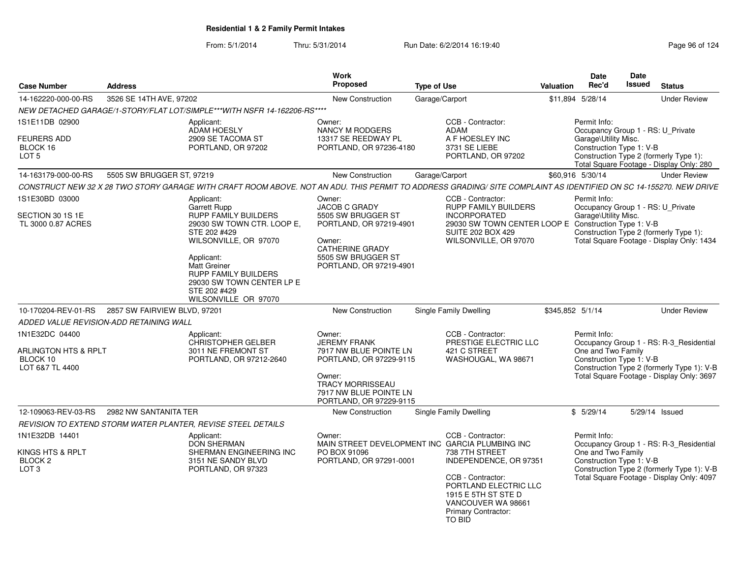**Residential 1 & 2 Family Permit Intakes**

From: 5/1/2014 Thru: 5/31/2014 Run Date: 6/2/2014 16:19:40

| Case Number | Address | Work Proposed | Type of Use | Valuation | Date Rec'd | Date Issued | Status |
|---|---|---|---|---|---|---|---|
| 14-162220-000-00-RS | 3526 SE 14TH AVE, 97202 | New Construction | Garage/Carport | $11,894 | 5/28/14 | | Under Review |

NEW DETACHED GARAGE/1-STORY/FLAT LOT/SIMPLE***WITH NSFR 14-162206-RS****

1S1E11DB 02900
FEURERS ADD
BLOCK 16
LOT 5

Applicant: ADAM HOESLY, 2909 SE TACOMA ST, PORTLAND, OR 97202

Owner: NANCY M RODGERS, 13317 SE REEDWAY PL, PORTLAND, OR 97236-4180

CCB - Contractor: ADAM, A F HOESLEY INC, 3731 SE LIEBE, PORTLAND, OR 97202

Permit Info: Occupancy Group 1 - RS: U_Private Garage\Utility Misc. Construction Type 1: V-B Construction Type 2 (formerly Type 1): Total Square Footage - Display Only: 280

| Case Number | Address | Work Proposed | Type of Use | Valuation | Date Rec'd | Date Issued | Status |
|---|---|---|---|---|---|---|---|
| 14-163179-000-00-RS | 5505 SW BRUGGER ST, 97219 | New Construction | Garage/Carport | $60,916 | 5/30/14 | | Under Review |

CONSTRUCT NEW 32 X 28 TWO STORY GARAGE WITH CRAFT ROOM ABOVE. NOT AN ADU. THIS PERMIT TO ADDRESS GRADING/ SITE COMPLAINT AS IDENTIFIED ON SC 14-155270. NEW DRIVE

1S1E30BD 03000
SECTION 30 1S 1E
TL 3000 0.87 ACRES

Applicant: Garrett Rupp, RUPP FAMILY BUILDERS, 29030 SW TOWN CTR. LOOP E, STE 202 #429, WILSONVILLE, OR 97070

Applicant: Matt Greiner, RUPP FAMILY BUILDERS, 29030 SW TOWN CENTER LP E, STE 202 #429, WILSONVILLE OR 97070

Owner: JACOB C GRADY, 5505 SW BRUGGER ST, PORTLAND, OR 97219-4901

Owner: CATHERINE GRADY, 5505 SW BRUGGER ST, PORTLAND, OR 97219-4901

CCB - Contractor: RUPP FAMILY BUILDERS INCORPORATED, 29030 SW TOWN CENTER LOOP E, SUITE 202 BOX 429, WILSONVILLE, OR 97070

Permit Info: Occupancy Group 1 - RS: U_Private Garage\Utility Misc. Construction Type 1: V-B Construction Type 2 (formerly Type 1): Total Square Footage - Display Only: 1434

| Case Number | Address | Work Proposed | Type of Use | Valuation | Date Rec'd | Date Issued | Status |
|---|---|---|---|---|---|---|---|
| 10-170204-REV-01-RS | 2857 SW FAIRVIEW BLVD, 97201 | New Construction | Single Family Dwelling | $345,852 | 5/1/14 | | Under Review |

ADDED VALUE REVISION-ADD RETAINING WALL

1N1E32DC 04400
ARLINGTON HTS & RPLT
BLOCK 10
LOT 6&7 TL 4400

Applicant: CHRISTOPHER GELBER, 3011 NE FREMONT ST, PORTLAND, OR 97212-2640

Owner: JEREMY FRANK, 7917 NW BLUE POINTE LN, PORTLAND, OR 97229-9115

Owner: TRACY MORRISSEAU, 7917 NW BLUE POINTE LN, PORTLAND, OR 97229-9115

CCB - Contractor: PRESTIGE ELECTRIC LLC, 421 C STREET, WASHOUGAL, WA 98671

Permit Info: Occupancy Group 1 - RS: R-3_Residential One and Two Family Construction Type 1: V-B Construction Type 2 (formerly Type 1): V-B Total Square Footage - Display Only: 3697

| Case Number | Address | Work Proposed | Type of Use | Valuation | Date Rec'd | Date Issued | Status |
|---|---|---|---|---|---|---|---|
| 12-109063-REV-03-RS | 2982 NW SANTANITA TER | New Construction | Single Family Dwelling | $ | 5/29/14 | 5/29/14 | Issued |

REVISION TO EXTEND STORM WATER PLANTER, REVISE STEEL DETAILS

1N1E32DB 14401
KINGS HTS & RPLT
BLOCK 2
LOT 3

Applicant: DON SHERMAN, SHERMAN ENGINEERING INC, 3151 NE SANDY BLVD, PORTLAND, OR 97323

Owner: MAIN STREET DEVELOPMENT INC, PO BOX 91096, PORTLAND, OR 97291-0001

CCB - Contractor: GARCIA PLUMBING INC, 738 7TH STREET, INDEPENDENCE, OR 97351

CCB - Contractor: PORTLAND ELECTRIC LLC, 1915 E 5TH ST STE D, VANCOUVER WA 98661

Primary Contractor: TO BID

Permit Info: Occupancy Group 1 - RS: R-3_Residential One and Two Family Construction Type 1: V-B Construction Type 2 (formerly Type 1): V-B Total Square Footage - Display Only: 4097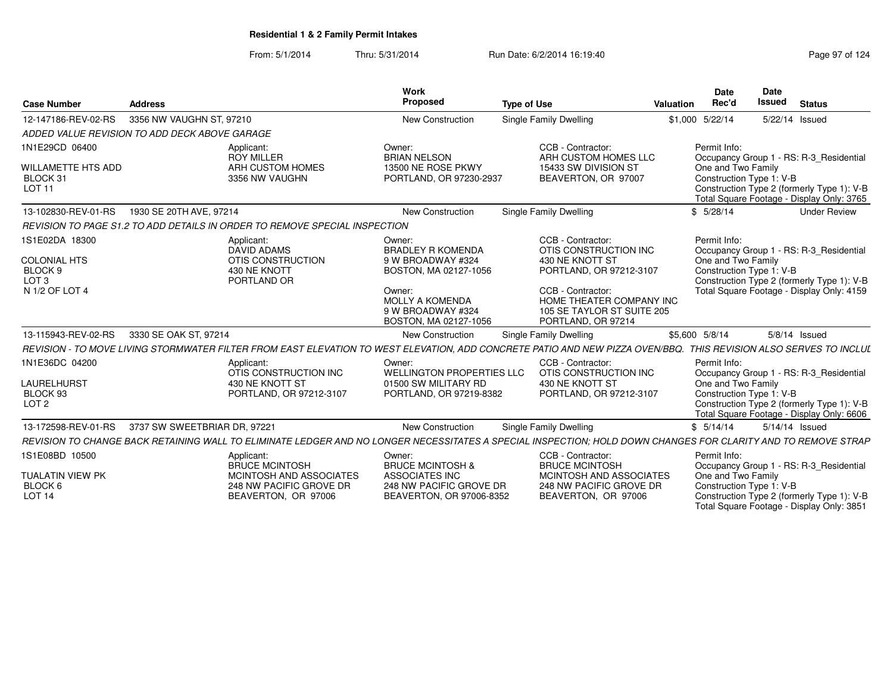**Residential 1 & 2 Family Permit Intakes**

From: 5/1/2014 Thru: 5/31/2014 Run Date: 6/2/2014 16:19:40

| Case Number | Address | Work Proposed | Type of Use | Valuation | Date Rec'd | Date Issued | Status |
|---|---|---|---|---|---|---|---|
| 12-147186-REV-02-RS | 3356 NW VAUGHN ST, 97210 | New Construction | Single Family Dwelling | $1,000 | 5/22/14 | 5/22/14 | Issued |

*ADDED VALUE REVISION TO ADD DECK ABOVE GARAGE*

1N1E29CD 06400
WILLAMETTE HTS ADD
BLOCK 31
LOT 11

Applicant:
ROY MILLER
ARH CUSTOM HOMES
3356 NW VAUGHN

Owner:
BRIAN NELSON
13500 NE ROSE PKWY
PORTLAND, OR 97230-2937

CCB - Contractor:
ARH CUSTOM HOMES LLC
15433 SW DIVISION ST
BEAVERTON, OR 97007

Permit Info:
Occupancy Group 1 - RS: R-3_Residential One and Two Family
Construction Type 1: V-B
Construction Type 2 (formerly Type 1): V-B
Total Square Footage - Display Only: 3765

| Case Number | Address | Work Proposed | Type of Use | Valuation | Date Rec'd | Date Issued | Status |
|---|---|---|---|---|---|---|---|
| 13-102830-REV-01-RS | 1930 SE 20TH AVE, 97214 | New Construction | Single Family Dwelling | $ | 5/28/14 | | Under Review |

*REVISION TO PAGE S1.2 TO ADD DETAILS IN ORDER TO REMOVE SPECIAL INSPECTION*

1S1E02DA 18300
COLONIAL HTS
BLOCK 9
LOT 3
N 1/2 OF LOT 4

Applicant:
DAVID ADAMS
OTIS CONSTRUCTION
430 NE KNOTT
PORTLAND OR

Owner:
BRADLEY R KOMENDA
9 W BROADWAY #324
BOSTON, MA 02127-1056

Owner:
MOLLY A KOMENDA
9 W BROADWAY #324
BOSTON, MA 02127-1056

CCB - Contractor:
OTIS CONSTRUCTION INC
430 NE KNOTT ST
PORTLAND, OR 97212-3107

CCB - Contractor:
HOME THEATER COMPANY INC
105 SE TAYLOR ST SUITE 205
PORTLAND, OR 97214

Permit Info:
Occupancy Group 1 - RS: R-3_Residential One and Two Family
Construction Type 1: V-B
Construction Type 2 (formerly Type 1): V-B
Total Square Footage - Display Only: 4159

| Case Number | Address | Work Proposed | Type of Use | Valuation | Date Rec'd | Date Issued | Status |
|---|---|---|---|---|---|---|---|
| 13-115943-REV-02-RS | 3330 SE OAK ST, 97214 | New Construction | Single Family Dwelling | $5,600 | 5/8/14 | 5/8/14 | Issued |

*REVISION - TO MOVE LIVING STORMWATER FILTER FROM EAST ELEVATION TO WEST ELEVATION, ADD CONCRETE PATIO AND NEW PIZZA OVEN/BBQ. THIS REVISION ALSO SERVES TO INCLUL*

1N1E36DC 04200
LAURELHURST
BLOCK 93
LOT 2

Applicant:
OTIS CONSTRUCTION INC
430 NE KNOTT ST
PORTLAND, OR 97212-3107

Owner:
WELLINGTON PROPERTIES LLC
01500 SW MILITARY RD
PORTLAND, OR 97219-8382

CCB - Contractor:
OTIS CONSTRUCTION INC
430 NE KNOTT ST
PORTLAND, OR 97212-3107

Permit Info:
Occupancy Group 1 - RS: R-3_Residential One and Two Family
Construction Type 1: V-B
Construction Type 2 (formerly Type 1): V-B
Total Square Footage - Display Only: 6606

| Case Number | Address | Work Proposed | Type of Use | Valuation | Date Rec'd | Date Issued | Status |
|---|---|---|---|---|---|---|---|
| 13-172598-REV-01-RS | 3737 SW SWEETBRIAR DR, 97221 | New Construction | Single Family Dwelling | $ | 5/14/14 | 5/14/14 | Issued |

*REVISION TO CHANGE BACK RETAINING WALL TO ELIMINATE LEDGER AND NO LONGER NECESSITATES A SPECIAL INSPECTION; HOLD DOWN CHANGES FOR CLARITY AND TO REMOVE STRAP*

1S1E08BD 10500
TUALATIN VIEW PK
BLOCK 6
LOT 14

Applicant:
BRUCE MCINTOSH
MCINTOSH AND ASSOCIATES
248 NW PACIFIC GROVE DR
BEAVERTON, OR 97006

Owner:
BRUCE MCINTOSH &
ASSOCIATES INC
248 NW PACIFIC GROVE DR
BEAVERTON, OR 97006-8352

CCB - Contractor:
BRUCE MCINTOSH
MCINTOSH AND ASSOCIATES
248 NW PACIFIC GROVE DR
BEAVERTON, OR 97006

Permit Info:
Occupancy Group 1 - RS: R-3_Residential One and Two Family
Construction Type 1: V-B
Construction Type 2 (formerly Type 1): V-B
Total Square Footage - Display Only: 3851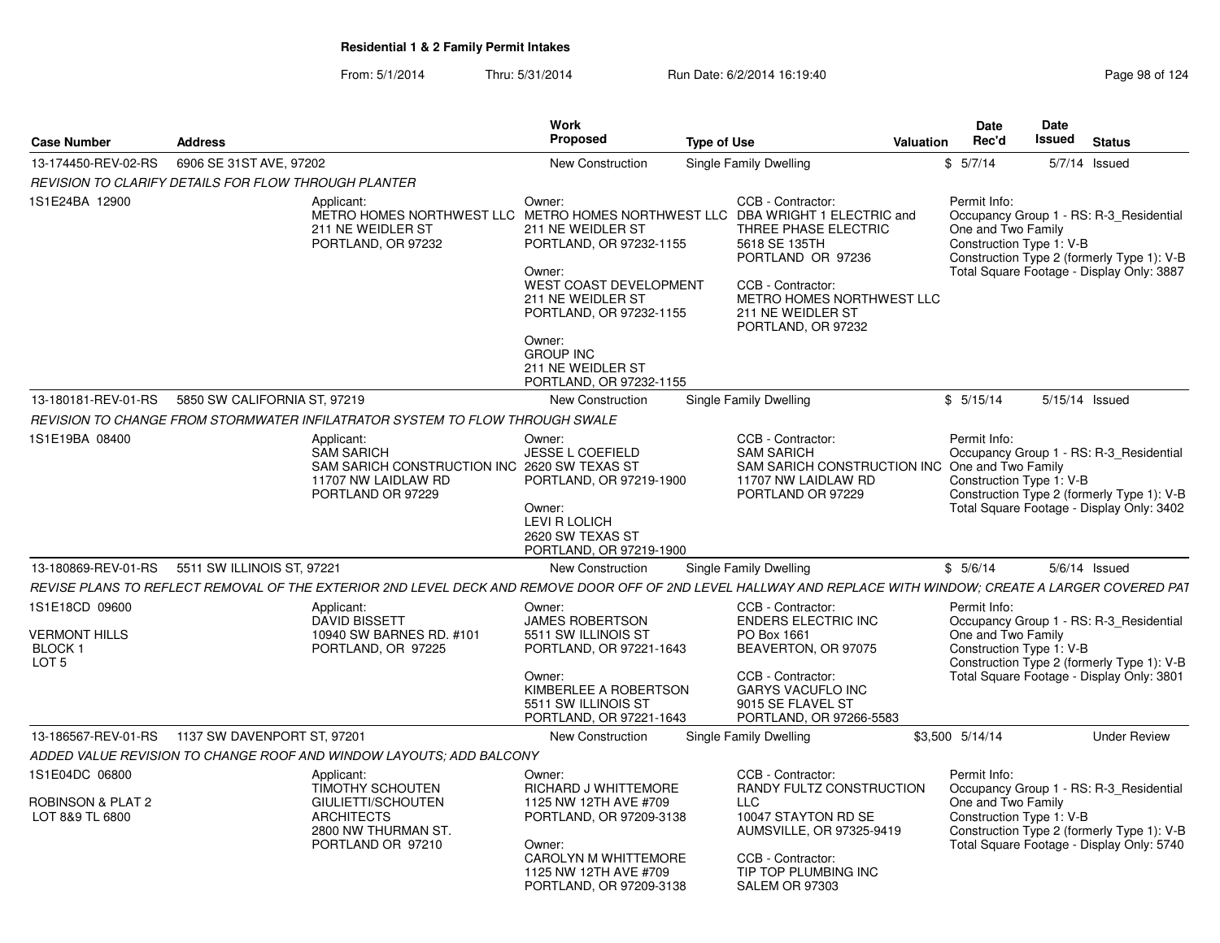**Residential 1 & 2 Family Permit Intakes**

From: 5/1/2014 Thru: 5/31/2014 Run Date: 6/2/2014 16:19:40

| Case Number | Address | Work Proposed | Type of Use | Valuation | Date Rec'd | Date Issued | Status |
|---|---|---|---|---|---|---|---|
| 13-174450-REV-02-RS | 6906 SE 31ST AVE, 97202 | New Construction | Single Family Dwelling | $ | 5/7/14 | 5/7/14 | Issued |

*REVISION TO CLARIFY DETAILS FOR FLOW THROUGH PLANTER*

1S1E24BA 12900

Applicant:
METRO HOMES NORTHWEST LLC
211 NE WEIDLER ST
PORTLAND, OR 97232

Owner:
METRO HOMES NORTHWEST LLC
211 NE WEIDLER ST
PORTLAND, OR 97232-1155

Owner:
WEST COAST DEVELOPMENT
211 NE WEIDLER ST
PORTLAND, OR 97232-1155

Owner:
GROUP INC
211 NE WEIDLER ST
PORTLAND, OR 97232-1155

CCB - Contractor:
DBA WRIGHT 1 ELECTRIC and THREE PHASE ELECTRIC
5618 SE 135TH
PORTLAND OR 97236

CCB - Contractor:
METRO HOMES NORTHWEST LLC
211 NE WEIDLER ST
PORTLAND, OR 97232

Permit Info:
Occupancy Group 1 - RS: R-3_Residential One and Two Family
Construction Type 1: V-B
Construction Type 2 (formerly Type 1): V-B
Total Square Footage - Display Only: 3887

| Case Number | Address | Work Proposed | Type of Use | Valuation | Date Rec'd | Date Issued | Status |
|---|---|---|---|---|---|---|---|
| 13-180181-REV-01-RS | 5850 SW CALIFORNIA ST, 97219 | New Construction | Single Family Dwelling | $ | 5/15/14 | 5/15/14 | Issued |

*REVISION TO CHANGE FROM STORMWATER INFILATRATOR SYSTEM TO FLOW THROUGH SWALE*

1S1E19BA 08400

Applicant:
SAM SARICH
SAM SARICH CONSTRUCTION INC
11707 NW LAIDLAW RD
PORTLAND OR 97229

Owner:
JESSE L COEFIELD
2620 SW TEXAS ST
PORTLAND, OR 97219-1900

Owner:
LEVI R LOLICH
2620 SW TEXAS ST
PORTLAND, OR 97219-1900

CCB - Contractor:
SAM SARICH
SAM SARICH CONSTRUCTION INC
11707 NW LAIDLAW RD
PORTLAND OR 97229

Permit Info:
Occupancy Group 1 - RS: R-3_Residential One and Two Family
Construction Type 1: V-B
Construction Type 2 (formerly Type 1): V-B
Total Square Footage - Display Only: 3402

| Case Number | Address | Work Proposed | Type of Use | Valuation | Date Rec'd | Date Issued | Status |
|---|---|---|---|---|---|---|---|
| 13-180869-REV-01-RS | 5511 SW ILLINOIS ST, 97221 | New Construction | Single Family Dwelling | $ | 5/6/14 | 5/6/14 | Issued |

*REVISE PLANS TO REFLECT REMOVAL OF THE EXTERIOR 2ND LEVEL DECK AND REMOVE DOOR OFF OF 2ND LEVEL HALLWAY AND REPLACE WITH WINDOW; CREATE A LARGER COVERED PAT*

1S1E18CD 09600

VERMONT HILLS
BLOCK 1
LOT 5

Applicant:
DAVID BISSETT
10940 SW BARNES RD. #101
PORTLAND, OR 97225

Owner:
JAMES ROBERTSON
5511 SW ILLINOIS ST
PORTLAND, OR 97221-1643

Owner:
KIMBERLEE A ROBERTSON
5511 SW ILLINOIS ST
PORTLAND, OR 97221-1643

CCB - Contractor:
ENDERS ELECTRIC INC
PO Box 1661
BEAVERTON, OR 97075

CCB - Contractor:
GARYS VACUFLO INC
9015 SE FLAVEL ST
PORTLAND, OR 97266-5583

Permit Info:
Occupancy Group 1 - RS: R-3_Residential One and Two Family
Construction Type 1: V-B
Construction Type 2 (formerly Type 1): V-B
Total Square Footage - Display Only: 3801

| Case Number | Address | Work Proposed | Type of Use | Valuation | Date Rec'd | Date Issued | Status |
|---|---|---|---|---|---|---|---|
| 13-186567-REV-01-RS | 1137 SW DAVENPORT ST, 97201 | New Construction | Single Family Dwelling | $3,500 | 5/14/14 | | Under Review |

*ADDED VALUE REVISION TO CHANGE ROOF AND WINDOW LAYOUTS; ADD BALCONY*

1S1E04DC 06800

ROBINSON & PLAT 2
LOT 8&9 TL 6800

Applicant:
TIMOTHY SCHOUTEN
GIULIETTI/SCHOUTEN ARCHITECTS
2800 NW THURMAN ST.
PORTLAND OR 97210

Owner:
RICHARD J WHITTEMORE
1125 NW 12TH AVE #709
PORTLAND, OR 97209-3138

Owner:
CAROLYN M WHITTEMORE
1125 NW 12TH AVE #709
PORTLAND, OR 97209-3138

CCB - Contractor:
RANDY FULTZ CONSTRUCTION LLC
10047 STAYTON RD SE
AUMSVILLE, OR 97325-9419

CCB - Contractor:
TIP TOP PLUMBING INC
SALEM OR 97303

Permit Info:
Occupancy Group 1 - RS: R-3_Residential One and Two Family
Construction Type 1: V-B
Construction Type 2 (formerly Type 1): V-B
Total Square Footage - Display Only: 5740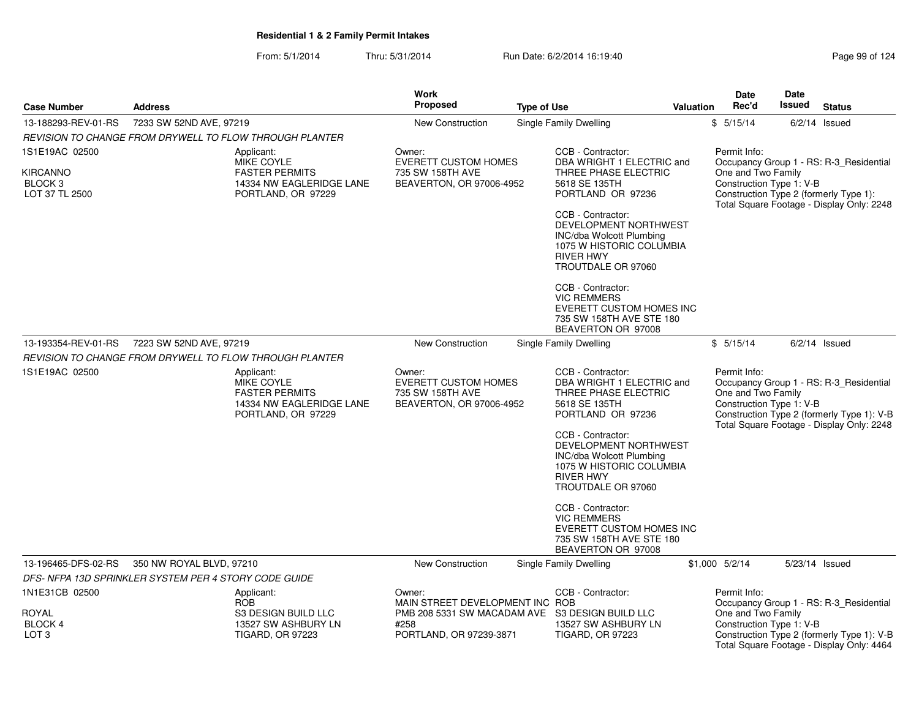**Residential 1 & 2 Family Permit Intakes**

From: 5/1/2014 Thru: 5/31/2014 Run Date: 6/2/2014 16:19:40

| Case Number | Address | Work Proposed | Type of Use | Valuation | Date Rec'd | Date Issued | Status |
|---|---|---|---|---|---|---|---|
| 13-188293-REV-01-RS | 7233 SW 52ND AVE, 97219 | New Construction | Single Family Dwelling | $ | 5/15/14 | 6/2/14 | Issued |

*REVISION TO CHANGE FROM DRYWELL TO FLOW THROUGH PLANTER*

1S1E19AC 02500

KIRCANNO
BLOCK 3
LOT 37 TL 2500

Applicant:
MIKE COYLE
FASTER PERMITS
14334 NW EAGLERIDGE LANE
PORTLAND, OR 97229

Owner:
EVERETT CUSTOM HOMES
735 SW 158TH AVE
BEAVERTON, OR 97006-4952

CCB - Contractor:
DBA WRIGHT 1 ELECTRIC and THREE PHASE ELECTRIC
5618 SE 135TH
PORTLAND OR 97236

CCB - Contractor:
DEVELOPMENT NORTHWEST INC/dba Wolcott Plumbing
1075 W HISTORIC COLUMBIA RIVER HWY
TROUTDALE OR 97060

CCB - Contractor:
VIC REMMERS
EVERETT CUSTOM HOMES INC
735 SW 158TH AVE STE 180
BEAVERTON OR 97008

Permit Info:
Occupancy Group 1 - RS: R-3_Residential One and Two Family
Construction Type 1: V-B
Construction Type 2 (formerly Type 1):
Total Square Footage - Display Only: 2248

| Case Number | Address | Work Proposed | Type of Use | Valuation | Date Rec'd | Date Issued | Status |
|---|---|---|---|---|---|---|---|
| 13-193354-REV-01-RS | 7223 SW 52ND AVE, 97219 | New Construction | Single Family Dwelling | $ | 5/15/14 | 6/2/14 | Issued |

*REVISION TO CHANGE FROM DRYWELL TO FLOW THROUGH PLANTER*

1S1E19AC 02500

Applicant:
MIKE COYLE
FASTER PERMITS
14334 NW EAGLERIDGE LANE
PORTLAND, OR 97229

Owner:
EVERETT CUSTOM HOMES
735 SW 158TH AVE
BEAVERTON, OR 97006-4952

CCB - Contractor:
DBA WRIGHT 1 ELECTRIC and THREE PHASE ELECTRIC
5618 SE 135TH
PORTLAND OR 97236

CCB - Contractor:
DEVELOPMENT NORTHWEST INC/dba Wolcott Plumbing
1075 W HISTORIC COLUMBIA RIVER HWY
TROUTDALE OR 97060

CCB - Contractor:
VIC REMMERS
EVERETT CUSTOM HOMES INC
735 SW 158TH AVE STE 180
BEAVERTON OR 97008

Permit Info:
Occupancy Group 1 - RS: R-3_Residential One and Two Family
Construction Type 1: V-B
Construction Type 2 (formerly Type 1): V-B
Total Square Footage - Display Only: 2248

| Case Number | Address | Work Proposed | Type of Use | Valuation | Date Rec'd | Date Issued | Status |
|---|---|---|---|---|---|---|---|
| 13-196465-DFS-02-RS | 350 NW ROYAL BLVD, 97210 | New Construction | Single Family Dwelling | $1,000 | 5/2/14 | 5/23/14 | Issued |

*DFS- NFPA 13D SPRINKLER SYSTEM PER 4 STORY CODE GUIDE*

1N1E31CB 02500

ROYAL
BLOCK 4
LOT 3

Applicant:
ROB
S3 DESIGN BUILD LLC
13527 SW ASHBURY LN
TIGARD, OR 97223

Owner:
MAIN STREET DEVELOPMENT INC
PMB 208 5331 SW MACADAM AVE #258
PORTLAND, OR 97239-3871

CCB - Contractor:
ROB
S3 DESIGN BUILD LLC
13527 SW ASHBURY LN
TIGARD, OR 97223

Permit Info:
Occupancy Group 1 - RS: R-3_Residential One and Two Family
Construction Type 1: V-B
Construction Type 2 (formerly Type 1): V-B
Total Square Footage - Display Only: 4464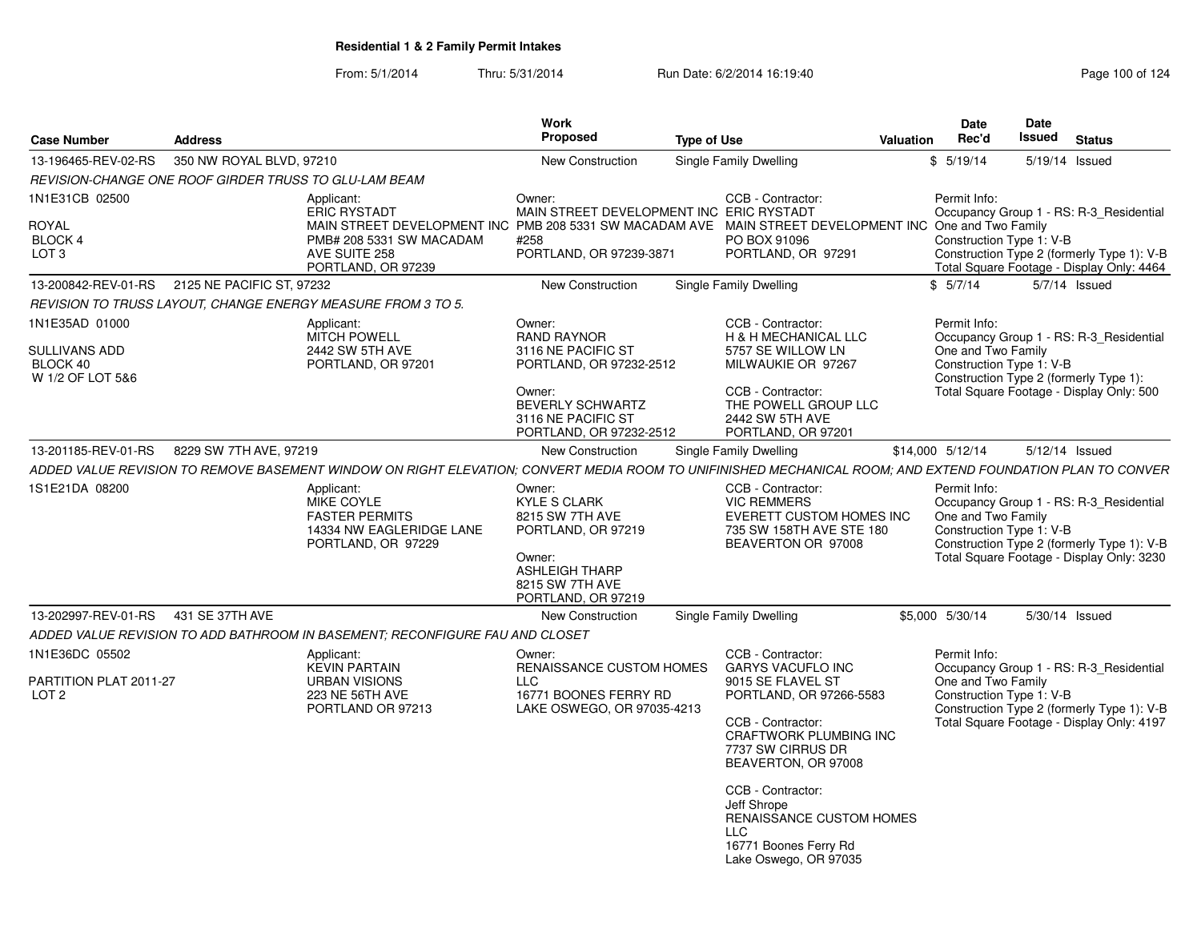**Residential 1 & 2 Family Permit Intakes**

From: 5/1/2014 Thru: 5/31/2014 Run Date: 6/2/2014 16:19:40

| Case Number | Address | Work Proposed | Type of Use | Valuation | Date Rec'd | Date Issued | Status |
|---|---|---|---|---|---|---|---|
| 13-196465-REV-02-RS | 350 NW ROYAL BLVD, 97210 | New Construction | Single Family Dwelling | $ | 5/19/14 | 5/19/14 | Issued |

REVISION-CHANGE ONE ROOF GIRDER TRUSS TO GLU-LAM BEAM

1N1E31CB 02500

ROYAL
BLOCK 4
LOT 3

Applicant:
ERIC RYSTADT
MAIN STREET DEVELOPMENT INC
PMB# 208 5331 SW MACADAM
AVE SUITE 258
PORTLAND, OR 97239

Owner:
MAIN STREET DEVELOPMENT INC
PMB 208 5331 SW MACADAM AVE
#258
PORTLAND, OR 97239-3871

CCB - Contractor:
ERIC RYSTADT
MAIN STREET DEVELOPMENT INC
PO BOX 91096
PORTLAND, OR 97291

Permit Info:
Occupancy Group 1 - RS: R-3_Residential
One and Two Family
Construction Type 1: V-B
Construction Type 2 (formerly Type 1): V-B
Total Square Footage - Display Only: 4464

| Case Number | Address | Work Proposed | Type of Use | Valuation | Date Rec'd | Date Issued | Status |
|---|---|---|---|---|---|---|---|
| 13-200842-REV-01-RS | 2125 NE PACIFIC ST, 97232 | New Construction | Single Family Dwelling | $ | 5/7/14 | 5/7/14 | Issued |

REVISION TO TRUSS LAYOUT, CHANGE ENERGY MEASURE FROM 3 TO 5.

1N1E35AD 01000

SULLIVANS ADD
BLOCK 40
W 1/2 OF LOT 5&6

Applicant:
MITCH POWELL
2442 SW 5TH AVE
PORTLAND, OR 97201

Owner:
RAND RAYNOR
3116 NE PACIFIC ST
PORTLAND, OR 97232-2512

Owner:
BEVERLY SCHWARTZ
3116 NE PACIFIC ST
PORTLAND, OR 97232-2512

CCB - Contractor:
H & H MECHANICAL LLC
5757 SE WILLOW LN
MILWAUKIE OR 97267

CCB - Contractor:
THE POWELL GROUP LLC
2442 SW 5TH AVE
PORTLAND, OR 97201

Permit Info:
Occupancy Group 1 - RS: R-3_Residential
One and Two Family
Construction Type 1: V-B
Construction Type 2 (formerly Type 1):
Total Square Footage - Display Only: 500

| Case Number | Address | Work Proposed | Type of Use | Valuation | Date Rec'd | Date Issued | Status |
|---|---|---|---|---|---|---|---|
| 13-201185-REV-01-RS | 8229 SW 7TH AVE, 97219 | New Construction | Single Family Dwelling | $14,000 | 5/12/14 | 5/12/14 | Issued |

ADDED VALUE REVISION TO REMOVE BASEMENT WINDOW ON RIGHT ELEVATION; CONVERT MEDIA ROOM TO UNIFINISHED MECHANICAL ROOM; AND EXTEND FOUNDATION PLAN TO CONVER

1S1E21DA 08200

Applicant:
MIKE COYLE
FASTER PERMITS
14334 NW EAGLERIDGE LANE
PORTLAND, OR 97229

Owner:
KYLE S CLARK
8215 SW 7TH AVE
PORTLAND, OR 97219

Owner:
ASHLEIGH THARP
8215 SW 7TH AVE
PORTLAND, OR 97219

CCB - Contractor:
VIC REMMERS
EVERETT CUSTOM HOMES INC
735 SW 158TH AVE STE 180
BEAVERTON OR 97008

Permit Info:
Occupancy Group 1 - RS: R-3_Residential
One and Two Family
Construction Type 1: V-B
Construction Type 2 (formerly Type 1): V-B
Total Square Footage - Display Only: 3230

| Case Number | Address | Work Proposed | Type of Use | Valuation | Date Rec'd | Date Issued | Status |
|---|---|---|---|---|---|---|---|
| 13-202997-REV-01-RS | 431 SE 37TH AVE | New Construction | Single Family Dwelling | $5,000 | 5/30/14 | 5/30/14 | Issued |

ADDED VALUE REVISION TO ADD BATHROOM IN BASEMENT; RECONFIGURE FAU AND CLOSET

1N1E36DC 05502

PARTITION PLAT 2011-27
LOT 2

Applicant:
KEVIN PARTAIN
URBAN VISIONS
223 NE 56TH AVE
PORTLAND OR 97213

Owner:
RENAISSANCE CUSTOM HOMES
LLC
16771 BOONES FERRY RD
LAKE OSWEGO, OR 97035-4213

CCB - Contractor:
GARYS VACUFLO INC
9015 SE FLAVEL ST
PORTLAND, OR 97266-5583

CCB - Contractor:
CRAFTWORK PLUMBING INC
7737 SW CIRRUS DR
BEAVERTON, OR 97008

CCB - Contractor:
Jeff Shrope
RENAISSANCE CUSTOM HOMES
LLC
16771 Boones Ferry Rd
Lake Oswego, OR 97035

Permit Info:
Occupancy Group 1 - RS: R-3_Residential
One and Two Family
Construction Type 1: V-B
Construction Type 2 (formerly Type 1): V-B
Total Square Footage - Display Only: 4197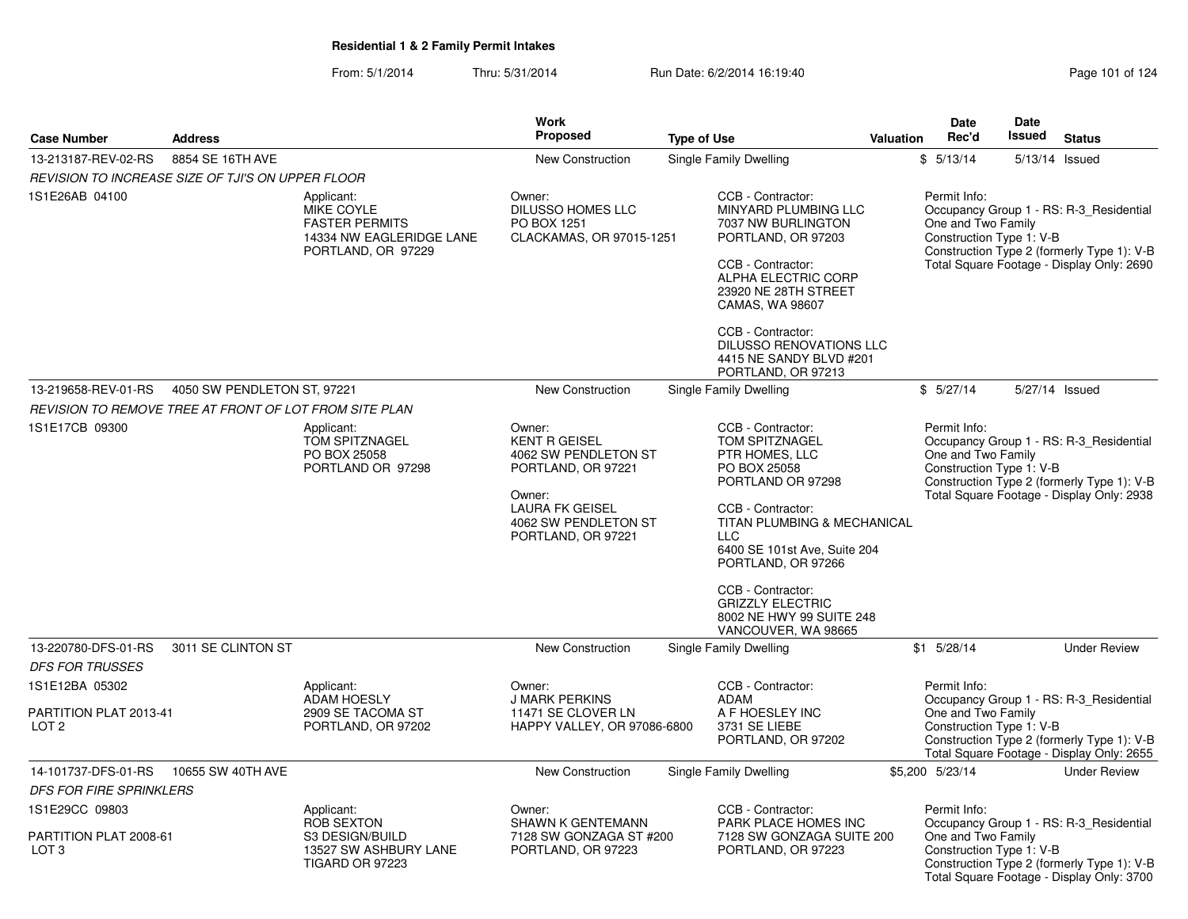## Residential 1 & 2 Family Permit Intakes

From: 5/1/2014 Thru: 5/31/2014 Run Date: 6/2/2014 16:19:40

| Case Number | Address | Work Proposed | Type of Use | Valuation | Date Rec'd | Date Issued | Status |
|---|---|---|---|---|---|---|---|
| 13-213187-REV-02-RS | 8854 SE 16TH AVE | New Construction | Single Family Dwelling | $ | 5/13/14 | 5/13/14 | Issued |

*REVISION TO INCREASE SIZE OF TJI'S ON UPPER FLOOR*

1S1E26AB 04100

Applicant:
MIKE COYLE
FASTER PERMITS
14334 NW EAGLERIDGE LANE
PORTLAND, OR 97229

Owner:
DILUSSO HOMES LLC
PO BOX 1251
CLACKAMAS, OR 97015-1251

CCB - Contractor:
MINYARD PLUMBING LLC
7037 NW BURLINGTON
PORTLAND, OR 97203

CCB - Contractor:
ALPHA ELECTRIC CORP
23920 NE 28TH STREET
CAMAS, WA 98607

CCB - Contractor:
DILUSSO RENOVATIONS LLC
4415 NE SANDY BLVD #201
PORTLAND, OR 97213

Permit Info:
Occupancy Group 1 - RS: R-3_Residential One and Two Family
Construction Type 1: V-B
Construction Type 2 (formerly Type 1): V-B
Total Square Footage - Display Only: 2690

| Case Number | Address | Work Proposed | Type of Use | Valuation | Date Rec'd | Date Issued | Status |
|---|---|---|---|---|---|---|---|
| 13-219658-REV-01-RS | 4050 SW PENDLETON ST, 97221 | New Construction | Single Family Dwelling | $ | 5/27/14 | 5/27/14 | Issued |

*REVISION TO REMOVE TREE AT FRONT OF LOT FROM SITE PLAN*

1S1E17CB 09300

Applicant:
TOM SPITZNAGEL
PO BOX 25058
PORTLAND OR 97298

Owner:
KENT R GEISEL
4062 SW PENDLETON ST
PORTLAND, OR 97221

Owner:
LAURA FK GEISEL
4062 SW PENDLETON ST
PORTLAND, OR 97221

CCB - Contractor:
TOM SPITZNAGEL
PTR HOMES, LLC
PO BOX 25058
PORTLAND OR 97298

CCB - Contractor:
TITAN PLUMBING & MECHANICAL LLC
6400 SE 101st Ave, Suite 204
PORTLAND, OR 97266

CCB - Contractor:
GRIZZLY ELECTRIC
8002 NE HWY 99 SUITE 248
VANCOUVER, WA 98665

Permit Info:
Occupancy Group 1 - RS: R-3_Residential One and Two Family
Construction Type 1: V-B
Construction Type 2 (formerly Type 1): V-B
Total Square Footage - Display Only: 2938

| Case Number | Address | Work Proposed | Type of Use | Valuation | Date Rec'd | Date Issued | Status |
|---|---|---|---|---|---|---|---|
| 13-220780-DFS-01-RS | 3011 SE CLINTON ST | New Construction | Single Family Dwelling | $1 | 5/28/14 | | Under Review |

*DFS FOR TRUSSES*

1S1E12BA 05302

PARTITION PLAT 2013-41
LOT 2

Applicant:
ADAM HOESLY
2909 SE TACOMA ST
PORTLAND, OR 97202

Owner:
J MARK PERKINS
11471 SE CLOVER LN
HAPPY VALLEY, OR 97086-6800

CCB - Contractor:
ADAM
A F HOESLEY INC
3731 SE LIEBE
PORTLAND, OR 97202

Permit Info:
Occupancy Group 1 - RS: R-3_Residential One and Two Family
Construction Type 1: V-B
Construction Type 2 (formerly Type 1): V-B
Total Square Footage - Display Only: 2655

| Case Number | Address | Work Proposed | Type of Use | Valuation | Date Rec'd | Date Issued | Status |
|---|---|---|---|---|---|---|---|
| 14-101737-DFS-01-RS | 10655 SW 40TH AVE | New Construction | Single Family Dwelling | $5,200 | 5/23/14 | | Under Review |

*DFS FOR FIRE SPRINKLERS*

1S1E29CC 09803

PARTITION PLAT 2008-61
LOT 3

Applicant:
ROB SEXTON
S3 DESIGN/BUILD
13527 SW ASHBURY LANE
TIGARD OR 97223

Owner:
SHAWN K GENTEMANN
7128 SW GONZAGA ST #200
PORTLAND, OR 97223

CCB - Contractor:
PARK PLACE HOMES INC
7128 SW GONZAGA SUITE 200
PORTLAND, OR 97223

Permit Info:
Occupancy Group 1 - RS: R-3_Residential One and Two Family
Construction Type 1: V-B
Construction Type 2 (formerly Type 1): V-B
Total Square Footage - Display Only: 3700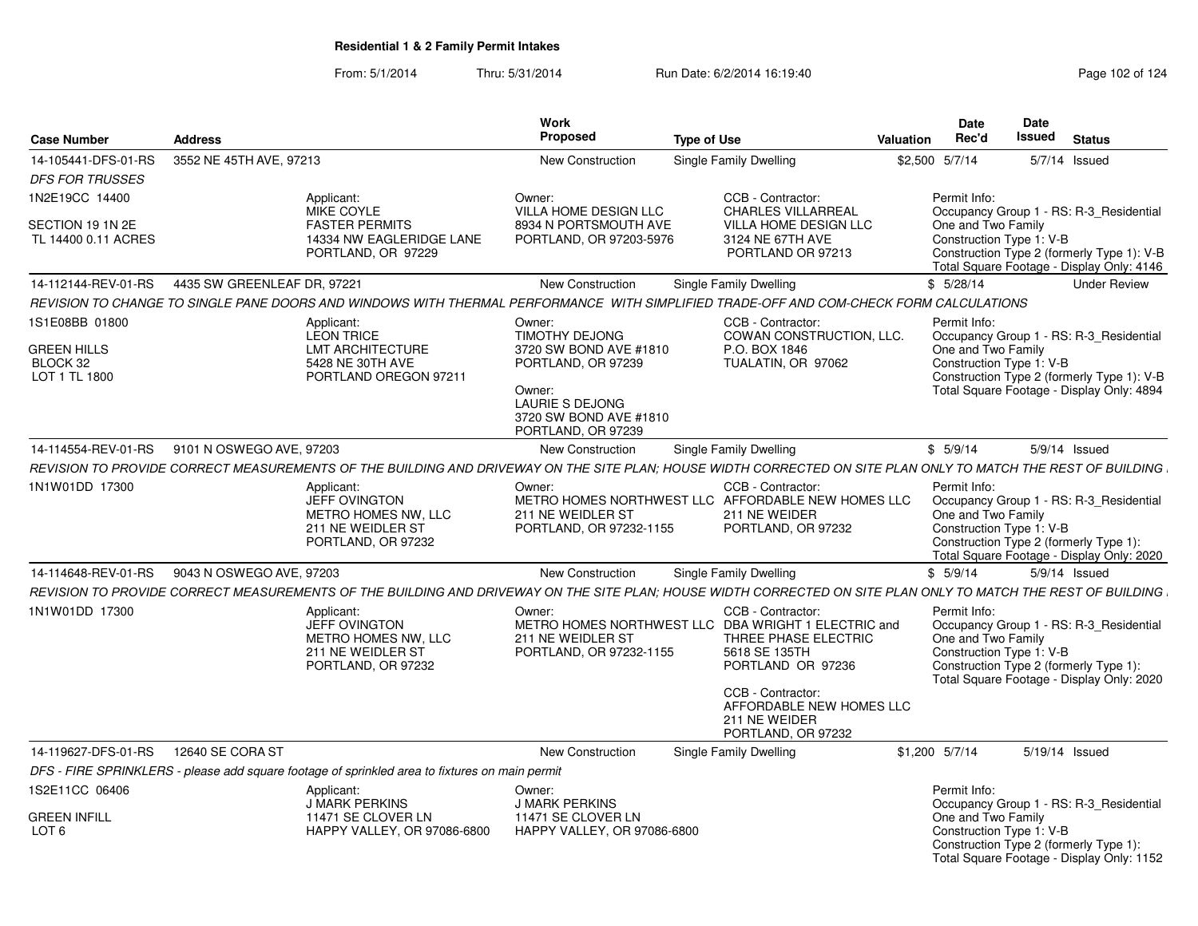# Residential 1 & 2 Family Permit Intakes

From: 5/1/2014 Thru: 5/31/2014 Run Date: 6/2/2014 16:19:40

| Case Number | Address | Work Proposed | Type of Use | Valuation | Date Rec'd | Date Issued | Status |
|---|---|---|---|---|---|---|---|
| 14-105441-DFS-01-RS | 3552 NE 45TH AVE, 97213 | New Construction | Single Family Dwelling | $2,500 | 5/7/14 | 5/7/14 | Issued |
| 14-112144-REV-01-RS | 4435 SW GREENLEAF DR, 97221 | New Construction | Single Family Dwelling | $ | 5/28/14 | | Under Review |
| 14-114554-REV-01-RS | 9101 N OSWEGO AVE, 97203 | New Construction | Single Family Dwelling | $ | 5/9/14 | 5/9/14 | Issued |
| 14-114648-REV-01-RS | 9043 N OSWEGO AVE, 97203 | New Construction | Single Family Dwelling | $ | 5/9/14 | 5/9/14 | Issued |
| 14-119627-DFS-01-RS | 12640 SE CORA ST | New Construction | Single Family Dwelling | $1,200 | 5/7/14 | 5/19/14 | Issued |

**14-105441-DFS-01-RS** — *DFS FOR TRUSSES*

1N2E19CC 14400
SECTION 19 1N 2E
TL 14400 0.11 ACRES

Applicant: MIKE COYLE, FASTER PERMITS, 14334 NW EAGLERIDGE LANE, PORTLAND, OR 97229

Owner: VILLA HOME DESIGN LLC, 8934 N PORTSMOUTH AVE, PORTLAND, OR 97203-5976

CCB - Contractor: CHARLES VILLARREAL, VILLA HOME DESIGN LLC, 3124 NE 67TH AVE, PORTLAND OR 97213

Permit Info: Occupancy Group 1 - RS: R-3_Residential One and Two Family; Construction Type 1: V-B; Construction Type 2 (formerly Type 1): V-B; Total Square Footage - Display Only: 4146

**14-112144-REV-01-RS** — REVISION TO CHANGE TO SINGLE PANE DOORS AND WINDOWS WITH THERMAL PERFORMANCE WITH SIMPLIFIED TRADE-OFF AND COM-CHECK FORM CALCULATIONS

1S1E08BB 01800
GREEN HILLS
BLOCK 32
LOT 1 TL 1800

Applicant: LEON TRICE, LMT ARCHITECTURE, 5428 NE 30TH AVE, PORTLAND OREGON 97211

Owner: TIMOTHY DEJONG, 3720 SW BOND AVE #1810, PORTLAND, OR 97239

Owner: LAURIE S DEJONG, 3720 SW BOND AVE #1810, PORTLAND, OR 97239

CCB - Contractor: COWAN CONSTRUCTION, LLC., P.O. BOX 1846, TUALATIN, OR 97062

Permit Info: Occupancy Group 1 - RS: R-3_Residential One and Two Family; Construction Type 1: V-B; Construction Type 2 (formerly Type 1): V-B; Total Square Footage - Display Only: 4894

**14-114554-REV-01-RS** — REVISION TO PROVIDE CORRECT MEASUREMENTS OF THE BUILDING AND DRIVEWAY ON THE SITE PLAN; HOUSE WIDTH CORRECTED ON SITE PLAN ONLY TO MATCH THE REST OF BUILDING

1N1W01DD 17300

Applicant: JEFF OVINGTON, METRO HOMES NW, LLC, 211 NE WEIDLER ST, PORTLAND, OR 97232

Owner: METRO HOMES NORTHWEST LLC, 211 NE WEIDLER ST, PORTLAND, OR 97232-1155

CCB - Contractor: AFFORDABLE NEW HOMES LLC, 211 NE WEIDER, PORTLAND, OR 97232

Permit Info: Occupancy Group 1 - RS: R-3_Residential One and Two Family; Construction Type 1: V-B; Construction Type 2 (formerly Type 1):; Total Square Footage - Display Only: 2020

**14-114648-REV-01-RS** — REVISION TO PROVIDE CORRECT MEASUREMENTS OF THE BUILDING AND DRIVEWAY ON THE SITE PLAN; HOUSE WIDTH CORRECTED ON SITE PLAN ONLY TO MATCH THE REST OF BUILDING

1N1W01DD 17300

Applicant: JEFF OVINGTON, METRO HOMES NW, LLC, 211 NE WEIDLER ST, PORTLAND, OR 97232

Owner: METRO HOMES NORTHWEST LLC, 211 NE WEIDLER ST, PORTLAND, OR 97232-1155

CCB - Contractor: DBA WRIGHT 1 ELECTRIC and THREE PHASE ELECTRIC, 5618 SE 135TH, PORTLAND OR 97236

CCB - Contractor: AFFORDABLE NEW HOMES LLC, 211 NE WEIDER, PORTLAND, OR 97232

Permit Info: Occupancy Group 1 - RS: R-3_Residential One and Two Family; Construction Type 1: V-B; Construction Type 2 (formerly Type 1):; Total Square Footage - Display Only: 2020

**14-119627-DFS-01-RS** — DFS - FIRE SPRINKLERS - please add square footage of sprinkled area to fixtures on main permit

1S2E11CC 06406
GREEN INFILL
LOT 6

Applicant: J MARK PERKINS, 11471 SE CLOVER LN, HAPPY VALLEY, OR 97086-6800

Owner: J MARK PERKINS, 11471 SE CLOVER LN, HAPPY VALLEY, OR 97086-6800

Permit Info: Occupancy Group 1 - RS: R-3_Residential One and Two Family; Construction Type 1: V-B; Construction Type 2 (formerly Type 1):; Total Square Footage - Display Only: 1152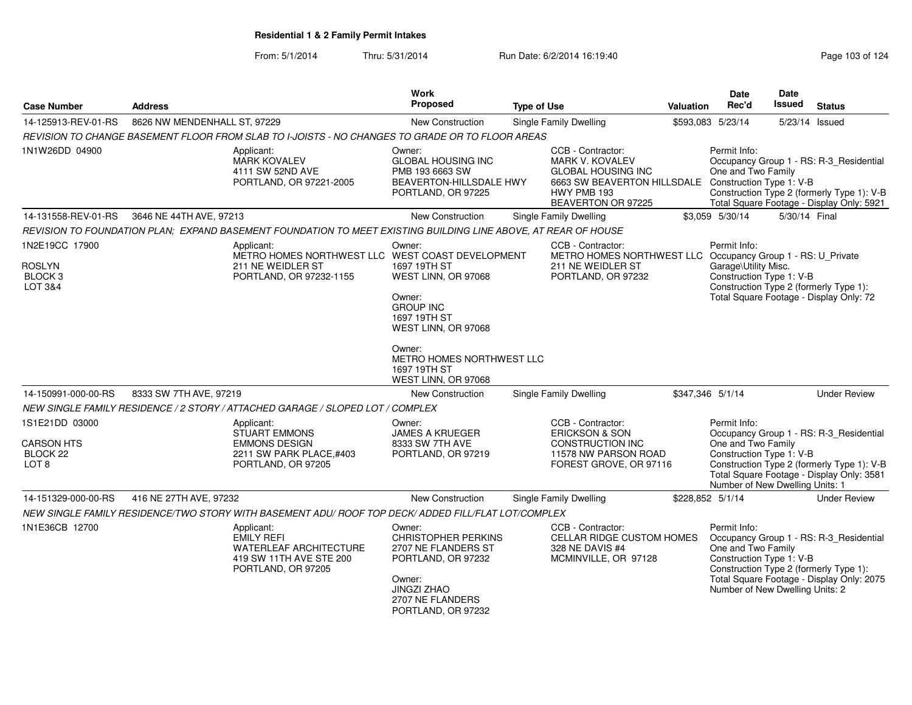**Residential 1 & 2 Family Permit Intakes**

From: 5/1/2014 Thru: 5/31/2014 Run Date: 6/2/2014 16:19:40

| Case Number | Address | Work Proposed | Type of Use | Valuation | Date Rec'd | Date Issued | Status |
|---|---|---|---|---|---|---|---|
| 14-125913-REV-01-RS | 8626 NW MENDENHALL ST, 97229 | New Construction | Single Family Dwelling | $593,083 | 5/23/14 | 5/23/14 | Issued |

*REVISION TO CHANGE BASEMENT FLOOR FROM SLAB TO I-JOISTS - NO CHANGES TO GRADE OR TO FLOOR AREAS*

1N1W26DD 04900

Applicant: MARK KOVALEV, 4111 SW 52ND AVE, PORTLAND, OR 97221-2005

Owner: GLOBAL HOUSING INC, PMB 193 6663 SW BEAVERTON-HILLSDALE HWY, PORTLAND, OR 97225

CCB - Contractor: MARK V. KOVALEV, GLOBAL HOUSING INC, 6663 SW BEAVERTON HILLSDALE HWY PMB 193, BEAVERTON OR 97225

Permit Info: Occupancy Group 1 - RS: R-3_Residential One and Two Family; Construction Type 1: V-B; Construction Type 2 (formerly Type 1): V-B; Total Square Footage - Display Only: 5921

| Case Number | Address | Work Proposed | Type of Use | Valuation | Date Rec'd | Date Issued | Status |
|---|---|---|---|---|---|---|---|
| 14-131558-REV-01-RS | 3646 NE 44TH AVE, 97213 | New Construction | Single Family Dwelling | $3,059 | 5/30/14 | 5/30/14 | Final |

*REVISION TO FOUNDATION PLAN; EXPAND BASEMENT FOUNDATION TO MEET EXISTING BUILDING LINE ABOVE, AT REAR OF HOUSE*

1N2E19CC 17900
ROSLYN
BLOCK 3
LOT 3&4

Applicant: METRO HOMES NORTHWEST LLC, 211 NE WEIDLER ST, PORTLAND, OR 97232-1155

Owner: WEST COAST DEVELOPMENT, 1697 19TH ST, WEST LINN, OR 97068

Owner: GROUP INC, 1697 19TH ST, WEST LINN, OR 97068

Owner: METRO HOMES NORTHWEST LLC, 1697 19TH ST, WEST LINN, OR 97068

CCB - Contractor: METRO HOMES NORTHWEST LLC, 211 NE WEIDLER ST, PORTLAND, OR 97232

Permit Info: Occupancy Group 1 - RS: U_Private Garage\Utility Misc.; Construction Type 1: V-B; Construction Type 2 (formerly Type 1):; Total Square Footage - Display Only: 72

| Case Number | Address | Work Proposed | Type of Use | Valuation | Date Rec'd | Date Issued | Status |
|---|---|---|---|---|---|---|---|
| 14-150991-000-00-RS | 8333 SW 7TH AVE, 97219 | New Construction | Single Family Dwelling | $347,346 | 5/1/14 | | Under Review |

*NEW SINGLE FAMILY RESIDENCE / 2 STORY / ATTACHED GARAGE / SLOPED LOT / COMPLEX*

1S1E21DD 03000
CARSON HTS
BLOCK 22
LOT 8

Applicant: STUART EMMONS, EMMONS DESIGN, 2211 SW PARK PLACE,#403, PORTLAND, OR 97205

Owner: JAMES A KRUEGER, 8333 SW 7TH AVE, PORTLAND, OR 97219

CCB - Contractor: ERICKSON & SON CONSTRUCTION INC, 11578 NW PARSON ROAD, FOREST GROVE, OR 97116

Permit Info: Occupancy Group 1 - RS: R-3_Residential One and Two Family; Construction Type 1: V-B; Construction Type 2 (formerly Type 1): V-B; Total Square Footage - Display Only: 3581; Number of New Dwelling Units: 1

| Case Number | Address | Work Proposed | Type of Use | Valuation | Date Rec'd | Date Issued | Status |
|---|---|---|---|---|---|---|---|
| 14-151329-000-00-RS | 416 NE 27TH AVE, 97232 | New Construction | Single Family Dwelling | $228,852 | 5/1/14 | | Under Review |

*NEW SINGLE FAMILY RESIDENCE/TWO STORY WITH BASEMENT ADU/ ROOF TOP DECK/ ADDED FILL/FLAT LOT/COMPLEX*

1N1E36CB 12700

Applicant: EMILY REFI, WATERLEAF ARCHITECTURE, 419 SW 11TH AVE STE 200, PORTLAND, OR 97205

Owner: CHRISTOPHER PERKINS, 2707 NE FLANDERS ST, PORTLAND, OR 97232

Owner: JINGZI ZHAO, 2707 NE FLANDERS, PORTLAND, OR 97232

CCB - Contractor: CELLAR RIDGE CUSTOM HOMES, 328 NE DAVIS #4, MCMINVILLE, OR 97128

Permit Info: Occupancy Group 1 - RS: R-3_Residential One and Two Family; Construction Type 1: V-B; Construction Type 2 (formerly Type 1):; Total Square Footage - Display Only: 2075; Number of New Dwelling Units: 2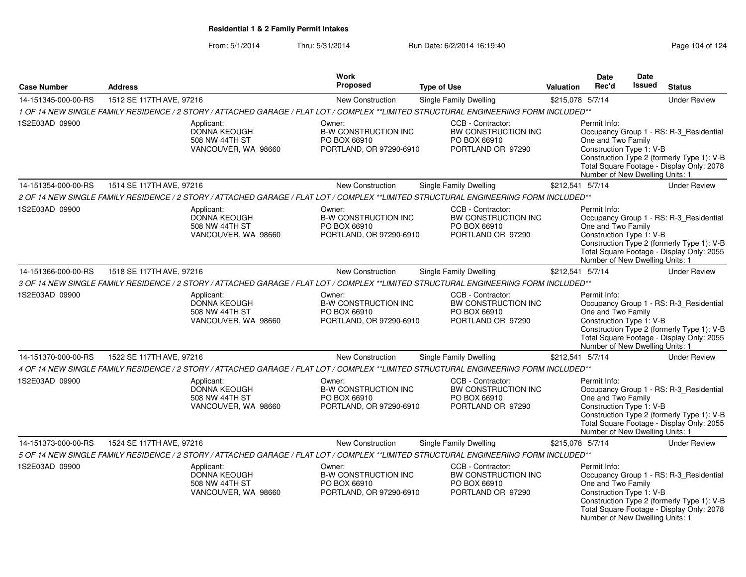## Residential 1 & 2 Family Permit Intakes

From: 5/1/2014 Thru: 5/31/2014 Run Date: 6/2/2014 16:19:40

| Case Number | Address | Work Proposed | Type of Use | Valuation | Date Rec'd | Date Issued | Status |
|---|---|---|---|---|---|---|---|
| 14-151345-000-00-RS | 1512 SE 117TH AVE, 97216 | New Construction | Single Family Dwelling | $215,078 | 5/7/14 | | Under Review |
| 1 OF 14 NEW SINGLE FAMILY RESIDENCE / 2 STORY / ATTACHED GARAGE / FLAT LOT / COMPLEX **LIMITED STRUCTURAL ENGINEERING FORM INCLUDED** | | | | | | | |
| 1S2E03AD 09900 | Applicant: DONNA KEOUGH 508 NW 44TH ST VANCOUVER, WA 98660 | Owner: B-W CONSTRUCTION INC PO BOX 66910 PORTLAND, OR 97290-6910 | CCB - Contractor: BW CONSTRUCTION INC PO BOX 66910 PORTLAND OR 97290 | | Permit Info: Occupancy Group 1 - RS: R-3_Residential One and Two Family Construction Type 1: V-B Construction Type 2 (formerly Type 1): V-B Total Square Footage - Display Only: 2078 Number of New Dwelling Units: 1 | | |
| 14-151354-000-00-RS | 1514 SE 117TH AVE, 97216 | New Construction | Single Family Dwelling | $212,541 | 5/7/14 | | Under Review |
| 2 OF 14 NEW SINGLE FAMILY RESIDENCE / 2 STORY / ATTACHED GARAGE / FLAT LOT / COMPLEX **LIMITED STRUCTURAL ENGINEERING FORM INCLUDED** | | | | | | | |
| 1S2E03AD 09900 | Applicant: DONNA KEOUGH 508 NW 44TH ST VANCOUVER, WA 98660 | Owner: B-W CONSTRUCTION INC PO BOX 66910 PORTLAND, OR 97290-6910 | CCB - Contractor: BW CONSTRUCTION INC PO BOX 66910 PORTLAND OR 97290 | | Permit Info: Occupancy Group 1 - RS: R-3_Residential One and Two Family Construction Type 1: V-B Construction Type 2 (formerly Type 1): V-B Total Square Footage - Display Only: 2055 Number of New Dwelling Units: 1 | | |
| 14-151366-000-00-RS | 1518 SE 117TH AVE, 97216 | New Construction | Single Family Dwelling | $212,541 | 5/7/14 | | Under Review |
| 3 OF 14 NEW SINGLE FAMILY RESIDENCE / 2 STORY / ATTACHED GARAGE / FLAT LOT / COMPLEX **LIMITED STRUCTURAL ENGINEERING FORM INCLUDED** | | | | | | | |
| 1S2E03AD 09900 | Applicant: DONNA KEOUGH 508 NW 44TH ST VANCOUVER, WA 98660 | Owner: B-W CONSTRUCTION INC PO BOX 66910 PORTLAND, OR 97290-6910 | CCB - Contractor: BW CONSTRUCTION INC PO BOX 66910 PORTLAND OR 97290 | | Permit Info: Occupancy Group 1 - RS: R-3_Residential One and Two Family Construction Type 1: V-B Construction Type 2 (formerly Type 1): V-B Total Square Footage - Display Only: 2055 Number of New Dwelling Units: 1 | | |
| 14-151370-000-00-RS | 1522 SE 117TH AVE, 97216 | New Construction | Single Family Dwelling | $212,541 | 5/7/14 | | Under Review |
| 4 OF 14 NEW SINGLE FAMILY RESIDENCE / 2 STORY / ATTACHED GARAGE / FLAT LOT / COMPLEX **LIMITED STRUCTURAL ENGINEERING FORM INCLUDED** | | | | | | | |
| 1S2E03AD 09900 | Applicant: DONNA KEOUGH 508 NW 44TH ST VANCOUVER, WA 98660 | Owner: B-W CONSTRUCTION INC PO BOX 66910 PORTLAND, OR 97290-6910 | CCB - Contractor: BW CONSTRUCTION INC PO BOX 66910 PORTLAND OR 97290 | | Permit Info: Occupancy Group 1 - RS: R-3_Residential One and Two Family Construction Type 1: V-B Construction Type 2 (formerly Type 1): V-B Total Square Footage - Display Only: 2055 Number of New Dwelling Units: 1 | | |
| 14-151373-000-00-RS | 1524 SE 117TH AVE, 97216 | New Construction | Single Family Dwelling | $215,078 | 5/7/14 | | Under Review |
| 5 OF 14 NEW SINGLE FAMILY RESIDENCE / 2 STORY / ATTACHED GARAGE / FLAT LOT / COMPLEX **LIMITED STRUCTURAL ENGINEERING FORM INCLUDED** | | | | | | | |
| 1S2E03AD 09900 | Applicant: DONNA KEOUGH 508 NW 44TH ST VANCOUVER, WA 98660 | Owner: B-W CONSTRUCTION INC PO BOX 66910 PORTLAND, OR 97290-6910 | CCB - Contractor: BW CONSTRUCTION INC PO BOX 66910 PORTLAND OR 97290 | | Permit Info: Occupancy Group 1 - RS: R-3_Residential One and Two Family Construction Type 1: V-B Construction Type 2 (formerly Type 1): V-B Total Square Footage - Display Only: 2078 Number of New Dwelling Units: 1 | | |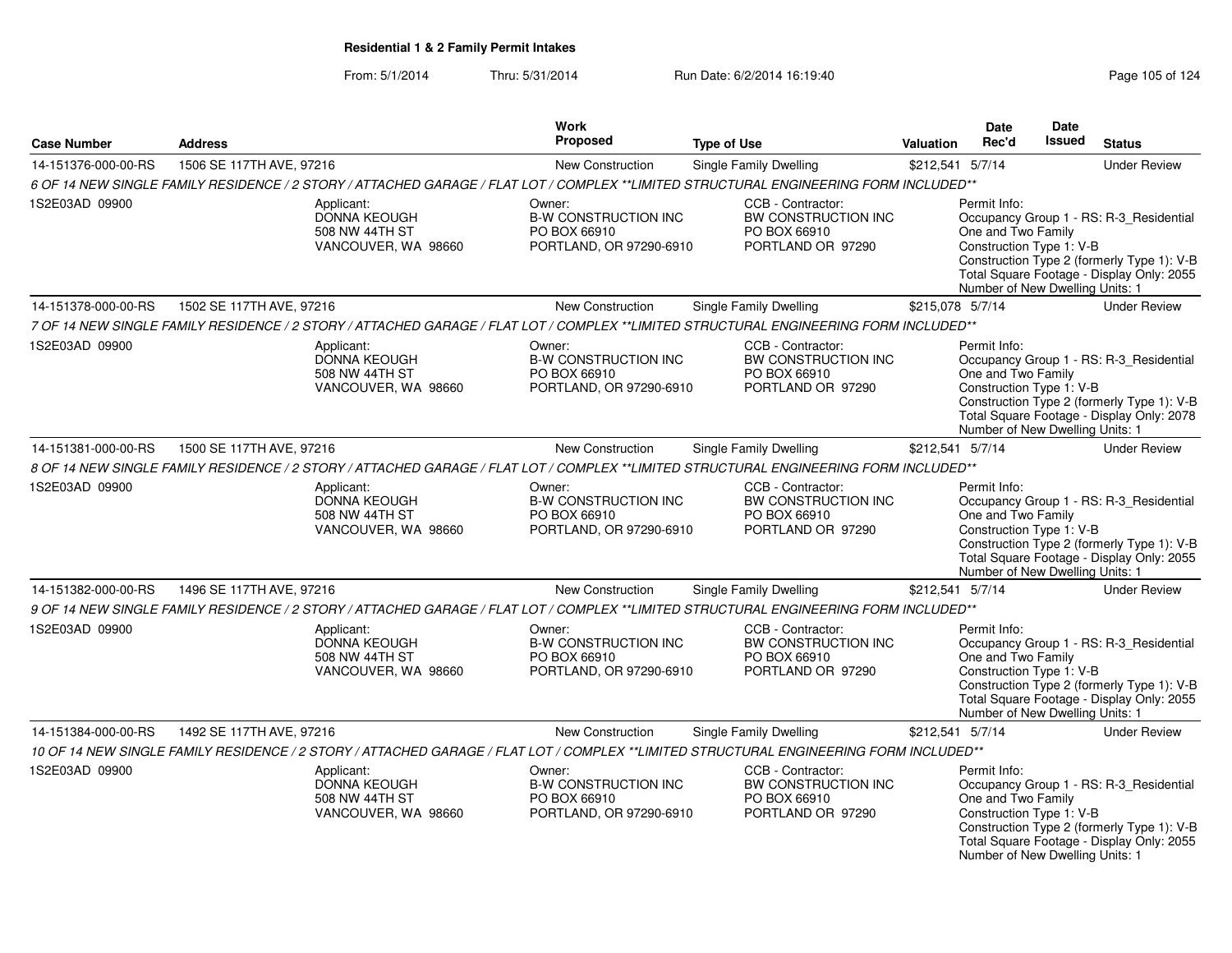**Residential 1 & 2 Family Permit Intakes**

From: 5/1/2014 Thru: 5/31/2014 Run Date: 6/2/2014 16:19:40

| Case Number | Address | Work Proposed | Type of Use | Valuation | Date Rec'd | Date Issued | Status |
|---|---|---|---|---|---|---|---|
| 14-151376-000-00-RS | 1506 SE 117TH AVE, 97216 | New Construction | Single Family Dwelling | $212,541 | 5/7/14 | | Under Review |
| 6 OF 14 NEW SINGLE FAMILY RESIDENCE / 2 STORY / ATTACHED GARAGE / FLAT LOT / COMPLEX **LIMITED STRUCTURAL ENGINEERING FORM INCLUDED** | | | | | | | |
| 1S2E03AD 09900 | Applicant: DONNA KEOUGH 508 NW 44TH ST VANCOUVER, WA 98660 | Owner: B-W CONSTRUCTION INC PO BOX 66910 PORTLAND, OR 97290-6910 | CCB - Contractor: BW CONSTRUCTION INC PO BOX 66910 PORTLAND OR 97290 | | Permit Info: Occupancy Group 1 - RS: R-3_Residential One and Two Family; Construction Type 1: V-B; Construction Type 2 (formerly Type 1): V-B; Total Square Footage - Display Only: 2055; Number of New Dwelling Units: 1 | | |
| 14-151378-000-00-RS | 1502 SE 117TH AVE, 97216 | New Construction | Single Family Dwelling | $215,078 | 5/7/14 | | Under Review |
| 7 OF 14 NEW SINGLE FAMILY RESIDENCE / 2 STORY / ATTACHED GARAGE / FLAT LOT / COMPLEX **LIMITED STRUCTURAL ENGINEERING FORM INCLUDED** | | | | | | | |
| 1S2E03AD 09900 | Applicant: DONNA KEOUGH 508 NW 44TH ST VANCOUVER, WA 98660 | Owner: B-W CONSTRUCTION INC PO BOX 66910 PORTLAND, OR 97290-6910 | CCB - Contractor: BW CONSTRUCTION INC PO BOX 66910 PORTLAND OR 97290 | | Permit Info: Occupancy Group 1 - RS: R-3_Residential One and Two Family; Construction Type 1: V-B; Construction Type 2 (formerly Type 1): V-B; Total Square Footage - Display Only: 2078; Number of New Dwelling Units: 1 | | |
| 14-151381-000-00-RS | 1500 SE 117TH AVE, 97216 | New Construction | Single Family Dwelling | $212,541 | 5/7/14 | | Under Review |
| 8 OF 14 NEW SINGLE FAMILY RESIDENCE / 2 STORY / ATTACHED GARAGE / FLAT LOT / COMPLEX **LIMITED STRUCTURAL ENGINEERING FORM INCLUDED** | | | | | | | |
| 1S2E03AD 09900 | Applicant: DONNA KEOUGH 508 NW 44TH ST VANCOUVER, WA 98660 | Owner: B-W CONSTRUCTION INC PO BOX 66910 PORTLAND, OR 97290-6910 | CCB - Contractor: BW CONSTRUCTION INC PO BOX 66910 PORTLAND OR 97290 | | Permit Info: Occupancy Group 1 - RS: R-3_Residential One and Two Family; Construction Type 1: V-B; Construction Type 2 (formerly Type 1): V-B; Total Square Footage - Display Only: 2055; Number of New Dwelling Units: 1 | | |
| 14-151382-000-00-RS | 1496 SE 117TH AVE, 97216 | New Construction | Single Family Dwelling | $212,541 | 5/7/14 | | Under Review |
| 9 OF 14 NEW SINGLE FAMILY RESIDENCE / 2 STORY / ATTACHED GARAGE / FLAT LOT / COMPLEX **LIMITED STRUCTURAL ENGINEERING FORM INCLUDED** | | | | | | | |
| 1S2E03AD 09900 | Applicant: DONNA KEOUGH 508 NW 44TH ST VANCOUVER, WA 98660 | Owner: B-W CONSTRUCTION INC PO BOX 66910 PORTLAND, OR 97290-6910 | CCB - Contractor: BW CONSTRUCTION INC PO BOX 66910 PORTLAND OR 97290 | | Permit Info: Occupancy Group 1 - RS: R-3_Residential One and Two Family; Construction Type 1: V-B; Construction Type 2 (formerly Type 1): V-B; Total Square Footage - Display Only: 2055; Number of New Dwelling Units: 1 | | |
| 14-151384-000-00-RS | 1492 SE 117TH AVE, 97216 | New Construction | Single Family Dwelling | $212,541 | 5/7/14 | | Under Review |
| 10 OF 14 NEW SINGLE FAMILY RESIDENCE / 2 STORY / ATTACHED GARAGE / FLAT LOT / COMPLEX **LIMITED STRUCTURAL ENGINEERING FORM INCLUDED** | | | | | | | |
| 1S2E03AD 09900 | Applicant: DONNA KEOUGH 508 NW 44TH ST VANCOUVER, WA 98660 | Owner: B-W CONSTRUCTION INC PO BOX 66910 PORTLAND, OR 97290-6910 | CCB - Contractor: BW CONSTRUCTION INC PO BOX 66910 PORTLAND OR 97290 | | Permit Info: Occupancy Group 1 - RS: R-3_Residential One and Two Family; Construction Type 1: V-B; Construction Type 2 (formerly Type 1): V-B; Total Square Footage - Display Only: 2055; Number of New Dwelling Units: 1 | | |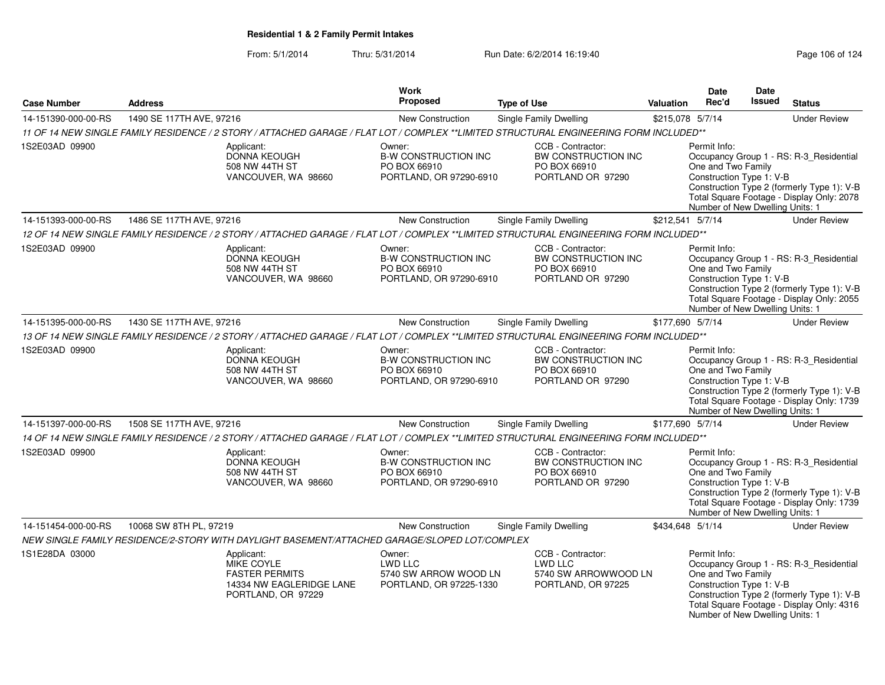**Residential 1 & 2 Family Permit Intakes**

From: 5/1/2014 Thru: 5/31/2014 Run Date: 6/2/2014 16:19:40

| Case Number | Address | Work Proposed | Type of Use | Valuation | Date Rec'd | Date Issued | Status |
|---|---|---|---|---|---|---|---|
| 14-151390-000-00-RS | 1490 SE 117TH AVE, 97216 | New Construction | Single Family Dwelling | $215,078 | 5/7/14 | | Under Review |

11 OF 14 NEW SINGLE FAMILY RESIDENCE / 2 STORY / ATTACHED GARAGE / FLAT LOT / COMPLEX **LIMITED STRUCTURAL ENGINEERING FORM INCLUDED**

1S2E03AD 09900

Applicant: DONNA KEOUGH, 508 NW 44TH ST, VANCOUVER, WA 98660

Owner: B-W CONSTRUCTION INC, PO BOX 66910, PORTLAND, OR 97290-6910

CCB - Contractor: BW CONSTRUCTION INC, PO BOX 66910, PORTLAND OR 97290

Permit Info: Occupancy Group 1 - RS: R-3_Residential One and Two Family; Construction Type 1: V-B; Construction Type 2 (formerly Type 1): V-B; Total Square Footage - Display Only: 2078; Number of New Dwelling Units: 1

| Case Number | Address | Work Proposed | Type of Use | Valuation | Date Rec'd | Date Issued | Status |
|---|---|---|---|---|---|---|---|
| 14-151393-000-00-RS | 1486 SE 117TH AVE, 97216 | New Construction | Single Family Dwelling | $212,541 | 5/7/14 | | Under Review |

12 OF 14 NEW SINGLE FAMILY RESIDENCE / 2 STORY / ATTACHED GARAGE / FLAT LOT / COMPLEX **LIMITED STRUCTURAL ENGINEERING FORM INCLUDED**

1S2E03AD 09900

Applicant: DONNA KEOUGH, 508 NW 44TH ST, VANCOUVER, WA 98660

Owner: B-W CONSTRUCTION INC, PO BOX 66910, PORTLAND, OR 97290-6910

CCB - Contractor: BW CONSTRUCTION INC, PO BOX 66910, PORTLAND OR 97290

Permit Info: Occupancy Group 1 - RS: R-3_Residential One and Two Family; Construction Type 1: V-B; Construction Type 2 (formerly Type 1): V-B; Total Square Footage - Display Only: 2055; Number of New Dwelling Units: 1

| Case Number | Address | Work Proposed | Type of Use | Valuation | Date Rec'd | Date Issued | Status |
|---|---|---|---|---|---|---|---|
| 14-151395-000-00-RS | 1430 SE 117TH AVE, 97216 | New Construction | Single Family Dwelling | $177,690 | 5/7/14 | | Under Review |

13 OF 14 NEW SINGLE FAMILY RESIDENCE / 2 STORY / ATTACHED GARAGE / FLAT LOT / COMPLEX **LIMITED STRUCTURAL ENGINEERING FORM INCLUDED**

1S2E03AD 09900

Applicant: DONNA KEOUGH, 508 NW 44TH ST, VANCOUVER, WA 98660

Owner: B-W CONSTRUCTION INC, PO BOX 66910, PORTLAND, OR 97290-6910

CCB - Contractor: BW CONSTRUCTION INC, PO BOX 66910, PORTLAND OR 97290

Permit Info: Occupancy Group 1 - RS: R-3_Residential One and Two Family; Construction Type 1: V-B; Construction Type 2 (formerly Type 1): V-B; Total Square Footage - Display Only: 1739; Number of New Dwelling Units: 1

| Case Number | Address | Work Proposed | Type of Use | Valuation | Date Rec'd | Date Issued | Status |
|---|---|---|---|---|---|---|---|
| 14-151397-000-00-RS | 1508 SE 117TH AVE, 97216 | New Construction | Single Family Dwelling | $177,690 | 5/7/14 | | Under Review |

14 OF 14 NEW SINGLE FAMILY RESIDENCE / 2 STORY / ATTACHED GARAGE / FLAT LOT / COMPLEX **LIMITED STRUCTURAL ENGINEERING FORM INCLUDED**

1S2E03AD 09900

Applicant: DONNA KEOUGH, 508 NW 44TH ST, VANCOUVER, WA 98660

Owner: B-W CONSTRUCTION INC, PO BOX 66910, PORTLAND, OR 97290-6910

CCB - Contractor: BW CONSTRUCTION INC, PO BOX 66910, PORTLAND OR 97290

Permit Info: Occupancy Group 1 - RS: R-3_Residential One and Two Family; Construction Type 1: V-B; Construction Type 2 (formerly Type 1): V-B; Total Square Footage - Display Only: 1739; Number of New Dwelling Units: 1

| Case Number | Address | Work Proposed | Type of Use | Valuation | Date Rec'd | Date Issued | Status |
|---|---|---|---|---|---|---|---|
| 14-151454-000-00-RS | 10068 SW 8TH PL, 97219 | New Construction | Single Family Dwelling | $434,648 | 5/1/14 | | Under Review |

NEW SINGLE FAMILY RESIDENCE/2-STORY WITH DAYLIGHT BASEMENT/ATTACHED GARAGE/SLOPED LOT/COMPLEX

1S1E28DA 03000

Applicant: MIKE COYLE, FASTER PERMITS, 14334 NW EAGLERIDGE LANE, PORTLAND, OR 97229

Owner: LWD LLC, 5740 SW ARROW WOOD LN, PORTLAND, OR 97225-1330

CCB - Contractor: LWD LLC, 5740 SW ARROWWOOD LN, PORTLAND, OR 97225

Permit Info: Occupancy Group 1 - RS: R-3_Residential One and Two Family; Construction Type 1: V-B; Construction Type 2 (formerly Type 1): V-B; Total Square Footage - Display Only: 4316; Number of New Dwelling Units: 1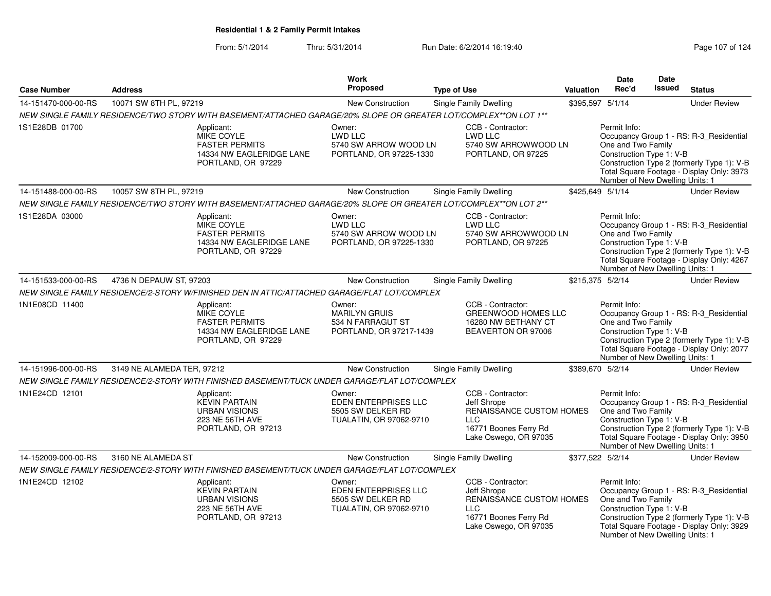## Residential 1 & 2 Family Permit Intakes

From: 5/1/2014 Thru: 5/31/2014 Run Date: 6/2/2014 16:19:40

| Case Number | Address | Work Proposed | Type of Use | Valuation | Date Rec'd | Date Issued | Status |
|---|---|---|---|---|---|---|---|
| 14-151470-000-00-RS | 10071 SW 8TH PL, 97219 | New Construction | Single Family Dwelling | $395,597 | 5/1/14 | | Under Review |
| NEW SINGLE FAMILY RESIDENCE/TWO STORY WITH BASEMENT/ATTACHED GARAGE/20% SLOPE OR GREATER LOT/COMPLEX**ON LOT 1** | | | | | | | |
| 1S1E28DB 01700 | Applicant: MIKE COYLE FASTER PERMITS 14334 NW EAGLERIDGE LANE PORTLAND, OR 97229 | Owner: LWD LLC 5740 SW ARROW WOOD LN PORTLAND, OR 97225-1330 | CCB - Contractor: LWD LLC 5740 SW ARROWWOOD LN PORTLAND, OR 97225 | | Permit Info: Occupancy Group 1 - RS: R-3_Residential One and Two Family Construction Type 1: V-B Construction Type 2 (formerly Type 1): V-B Total Square Footage - Display Only: 3973 Number of New Dwelling Units: 1 | | |
| 14-151488-000-00-RS | 10057 SW 8TH PL, 97219 | New Construction | Single Family Dwelling | $425,649 | 5/1/14 | | Under Review |
| NEW SINGLE FAMILY RESIDENCE/TWO STORY WITH BASEMENT/ATTACHED GARAGE/20% SLOPE OR GREATER LOT/COMPLEX**ON LOT 2** | | | | | | | |
| 1S1E28DA 03000 | Applicant: MIKE COYLE FASTER PERMITS 14334 NW EAGLERIDGE LANE PORTLAND, OR 97229 | Owner: LWD LLC 5740 SW ARROW WOOD LN PORTLAND, OR 97225-1330 | CCB - Contractor: LWD LLC 5740 SW ARROWWOOD LN PORTLAND, OR 97225 | | Permit Info: Occupancy Group 1 - RS: R-3_Residential One and Two Family Construction Type 1: V-B Construction Type 2 (formerly Type 1): V-B Total Square Footage - Display Only: 4267 Number of New Dwelling Units: 1 | | |
| 14-151533-000-00-RS | 4736 N DEPAUW ST, 97203 | New Construction | Single Family Dwelling | $215,375 | 5/2/14 | | Under Review |
| NEW SINGLE FAMILY RESIDENCE/2-STORY W/FINISHED DEN IN ATTIC/ATTACHED GARAGE/FLAT LOT/COMPLEX | | | | | | | |
| 1N1E08CD 11400 | Applicant: MIKE COYLE FASTER PERMITS 14334 NW EAGLERIDGE LANE PORTLAND, OR 97229 | Owner: MARILYN GRUIS 534 N FARRAGUT ST PORTLAND, OR 97217-1439 | CCB - Contractor: GREENWOOD HOMES LLC 16280 NW BETHANY CT BEAVERTON OR 97006 | | Permit Info: Occupancy Group 1 - RS: R-3_Residential One and Two Family Construction Type 1: V-B Construction Type 2 (formerly Type 1): V-B Total Square Footage - Display Only: 2077 Number of New Dwelling Units: 1 | | |
| 14-151996-000-00-RS | 3149 NE ALAMEDA TER, 97212 | New Construction | Single Family Dwelling | $389,670 | 5/2/14 | | Under Review |
| NEW SINGLE FAMILY RESIDENCE/2-STORY WITH FINISHED BASEMENT/TUCK UNDER GARAGE/FLAT LOT/COMPLEX | | | | | | | |
| 1N1E24CD 12101 | Applicant: KEVIN PARTAIN URBAN VISIONS 223 NE 56TH AVE PORTLAND, OR 97213 | Owner: EDEN ENTERPRISES LLC 5505 SW DELKER RD TUALATIN, OR 97062-9710 | CCB - Contractor: Jeff Shrope RENAISSANCE CUSTOM HOMES LLC 16771 Boones Ferry Rd Lake Oswego, OR 97035 | | Permit Info: Occupancy Group 1 - RS: R-3_Residential One and Two Family Construction Type 1: V-B Construction Type 2 (formerly Type 1): V-B Total Square Footage - Display Only: 3950 Number of New Dwelling Units: 1 | | |
| 14-152009-000-00-RS | 3160 NE ALAMEDA ST | New Construction | Single Family Dwelling | $377,522 | 5/2/14 | | Under Review |
| NEW SINGLE FAMILY RESIDENCE/2-STORY WITH FINISHED BASEMENT/TUCK UNDER GARAGE/FLAT LOT/COMPLEX | | | | | | | |
| 1N1E24CD 12102 | Applicant: KEVIN PARTAIN URBAN VISIONS 223 NE 56TH AVE PORTLAND, OR 97213 | Owner: EDEN ENTERPRISES LLC 5505 SW DELKER RD TUALATIN, OR 97062-9710 | CCB - Contractor: Jeff Shrope RENAISSANCE CUSTOM HOMES LLC 16771 Boones Ferry Rd Lake Oswego, OR 97035 | | Permit Info: Occupancy Group 1 - RS: R-3_Residential One and Two Family Construction Type 1: V-B Construction Type 2 (formerly Type 1): V-B Total Square Footage - Display Only: 3929 Number of New Dwelling Units: 1 | | |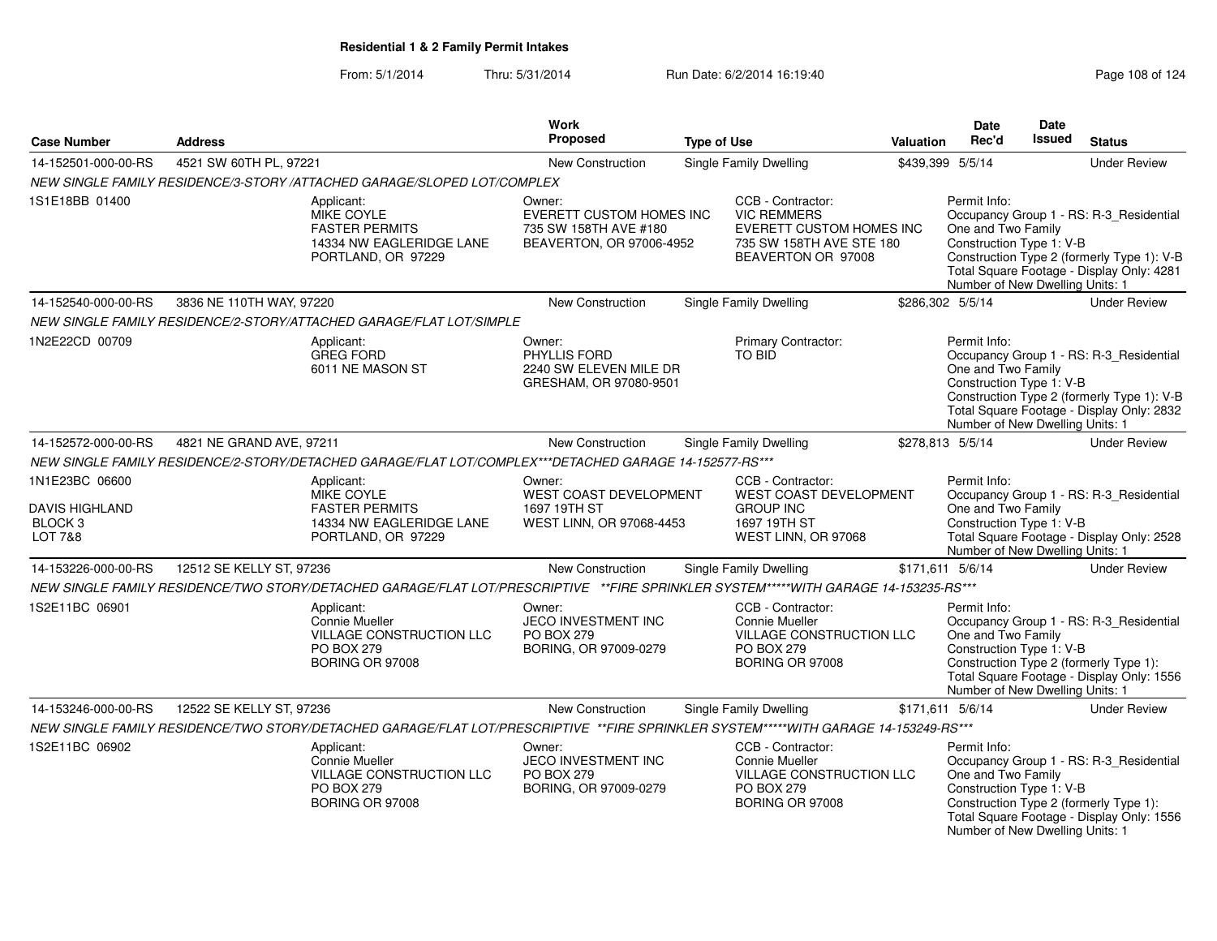**Residential 1 & 2 Family Permit Intakes**

From: 5/1/2014 Thru: 5/31/2014 Run Date: 6/2/2014 16:19:40

| Case Number | Address | Work Proposed | Type of Use | Valuation | Date Rec'd | Date Issued | Status |
|---|---|---|---|---|---|---|---|
| 14-152501-000-00-RS | 4521 SW 60TH PL, 97221 | New Construction | Single Family Dwelling | $439,399 | 5/5/14 | | Under Review |

NEW SINGLE FAMILY RESIDENCE/3-STORY /ATTACHED GARAGE/SLOPED LOT/COMPLEX

1S1E18BB 01400

Applicant: MIKE COYLE, FASTER PERMITS, 14334 NW EAGLERIDGE LANE, PORTLAND, OR 97229

Owner: EVERETT CUSTOM HOMES INC, 735 SW 158TH AVE #180, BEAVERTON, OR 97006-4952

CCB - Contractor: VIC REMMERS, EVERETT CUSTOM HOMES INC, 735 SW 158TH AVE STE 180, BEAVERTON OR 97008

Permit Info: Occupancy Group 1 - RS: R-3_Residential One and Two Family; Construction Type 1: V-B; Construction Type 2 (formerly Type 1): V-B; Total Square Footage - Display Only: 4281; Number of New Dwelling Units: 1

| Case Number | Address | Work Proposed | Type of Use | Valuation | Date Rec'd | Date Issued | Status |
|---|---|---|---|---|---|---|---|
| 14-152540-000-00-RS | 3836 NE 110TH WAY, 97220 | New Construction | Single Family Dwelling | $286,302 | 5/5/14 | | Under Review |

NEW SINGLE FAMILY RESIDENCE/2-STORY/ATTACHED GARAGE/FLAT LOT/SIMPLE

1N2E22CD 00709

Applicant: GREG FORD, 6011 NE MASON ST

Owner: PHYLLIS FORD, 2240 SW ELEVEN MILE DR, GRESHAM, OR 97080-9501

Primary Contractor: TO BID

Permit Info: Occupancy Group 1 - RS: R-3_Residential One and Two Family; Construction Type 1: V-B; Construction Type 2 (formerly Type 1): V-B; Total Square Footage - Display Only: 2832; Number of New Dwelling Units: 1

| Case Number | Address | Work Proposed | Type of Use | Valuation | Date Rec'd | Date Issued | Status |
|---|---|---|---|---|---|---|---|
| 14-152572-000-00-RS | 4821 NE GRAND AVE, 97211 | New Construction | Single Family Dwelling | $278,813 | 5/5/14 | | Under Review |

NEW SINGLE FAMILY RESIDENCE/2-STORY/DETACHED GARAGE/FLAT LOT/COMPLEX***DETACHED GARAGE 14-152577-RS***

1N1E23BC 06600, DAVIS HIGHLAND, BLOCK 3, LOT 7&8

Applicant: MIKE COYLE, FASTER PERMITS, 14334 NW EAGLERIDGE LANE, PORTLAND, OR 97229

Owner: WEST COAST DEVELOPMENT, 1697 19TH ST, WEST LINN, OR 97068-4453

CCB - Contractor: WEST COAST DEVELOPMENT GROUP INC, 1697 19TH ST, WEST LINN, OR 97068

Permit Info: Occupancy Group 1 - RS: R-3_Residential One and Two Family; Construction Type 1: V-B; Total Square Footage - Display Only: 2528; Number of New Dwelling Units: 1

| Case Number | Address | Work Proposed | Type of Use | Valuation | Date Rec'd | Date Issued | Status |
|---|---|---|---|---|---|---|---|
| 14-153226-000-00-RS | 12512 SE KELLY ST, 97236 | New Construction | Single Family Dwelling | $171,611 | 5/6/14 | | Under Review |

NEW SINGLE FAMILY RESIDENCE/TWO STORY/DETACHED GARAGE/FLAT LOT/PRESCRIPTIVE **FIRE SPRINKLER SYSTEM*****WITH GARAGE 14-153235-RS***

1S2E11BC 06901

Applicant: Connie Mueller, VILLAGE CONSTRUCTION LLC, PO BOX 279, BORING OR 97008

Owner: JECO INVESTMENT INC, PO BOX 279, BORING, OR 97009-0279

CCB - Contractor: Connie Mueller, VILLAGE CONSTRUCTION LLC, PO BOX 279, BORING OR 97008

Permit Info: Occupancy Group 1 - RS: R-3_Residential One and Two Family; Construction Type 1: V-B; Construction Type 2 (formerly Type 1):; Total Square Footage - Display Only: 1556; Number of New Dwelling Units: 1

| Case Number | Address | Work Proposed | Type of Use | Valuation | Date Rec'd | Date Issued | Status |
|---|---|---|---|---|---|---|---|
| 14-153246-000-00-RS | 12522 SE KELLY ST, 97236 | New Construction | Single Family Dwelling | $171,611 | 5/6/14 | | Under Review |

NEW SINGLE FAMILY RESIDENCE/TWO STORY/DETACHED GARAGE/FLAT LOT/PRESCRIPTIVE **FIRE SPRINKLER SYSTEM*****WITH GARAGE 14-153249-RS***

1S2E11BC 06902

Applicant: Connie Mueller, VILLAGE CONSTRUCTION LLC, PO BOX 279, BORING OR 97008

Owner: JECO INVESTMENT INC, PO BOX 279, BORING, OR 97009-0279

CCB - Contractor: Connie Mueller, VILLAGE CONSTRUCTION LLC, PO BOX 279, BORING OR 97008

Permit Info: Occupancy Group 1 - RS: R-3_Residential One and Two Family; Construction Type 1: V-B; Construction Type 2 (formerly Type 1):; Total Square Footage - Display Only: 1556; Number of New Dwelling Units: 1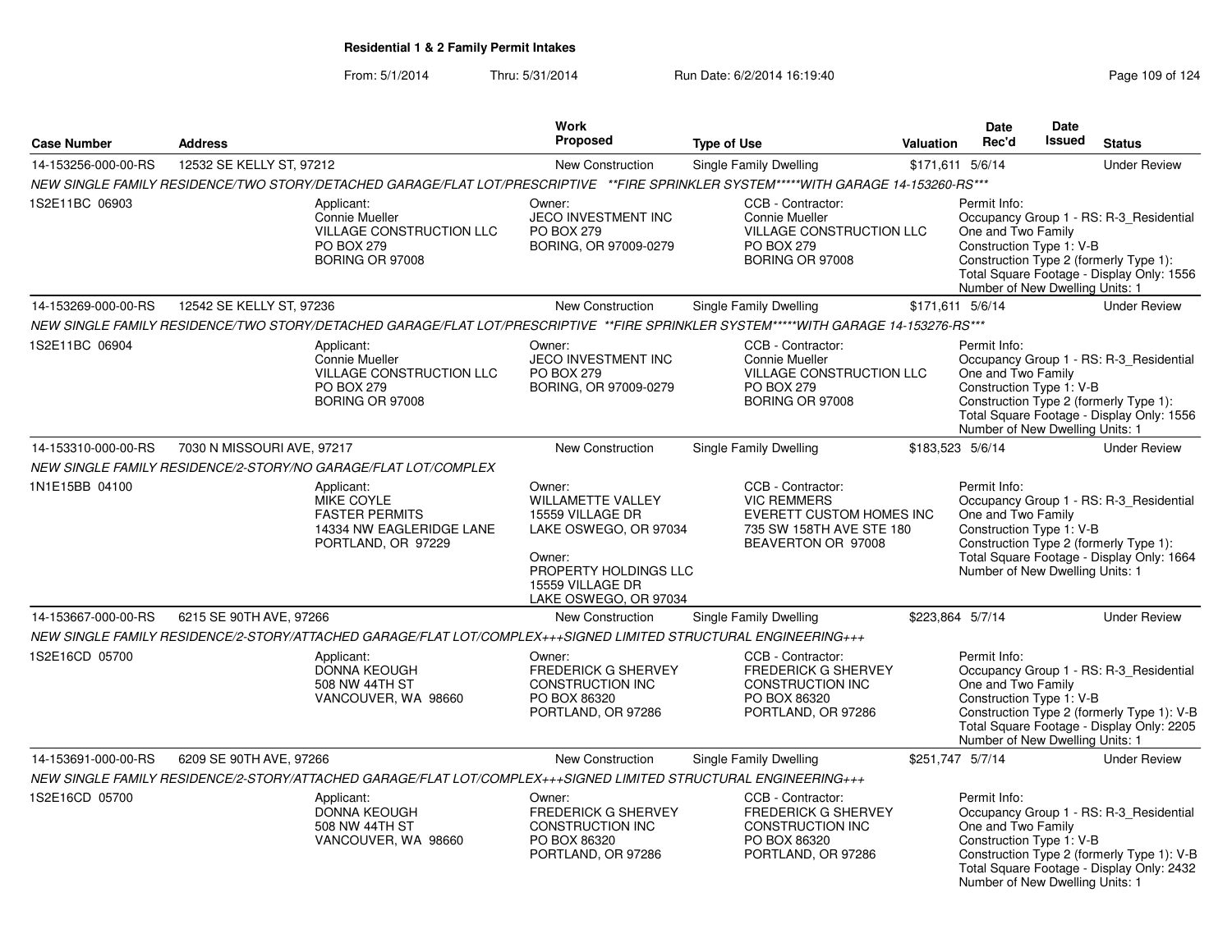## Residential 1 & 2 Family Permit Intakes

From: 5/1/2014 Thru: 5/31/2014 Run Date: 6/2/2014 16:19:40

| Case Number | Address | Work Proposed | Type of Use | Valuation | Date Rec'd | Date Issued | Status |
|---|---|---|---|---|---|---|---|
| 14-153256-000-00-RS | 12532 SE KELLY ST, 97212 | New Construction | Single Family Dwelling | $171,611 | 5/6/14 | | Under Review |

NEW SINGLE FAMILY RESIDENCE/TWO STORY/DETACHED GARAGE/FLAT LOT/PRESCRIPTIVE **FIRE SPRINKLER SYSTEM*****WITH GARAGE 14-153260-RS***

1S2E11BC 06903

Applicant: Connie Mueller, VILLAGE CONSTRUCTION LLC, PO BOX 279, BORING OR 97008

Owner: JECO INVESTMENT INC, PO BOX 279, BORING, OR 97009-0279

CCB - Contractor: Connie Mueller, VILLAGE CONSTRUCTION LLC, PO BOX 279, BORING OR 97008

Permit Info: Occupancy Group 1 - RS: R-3_Residential One and Two Family; Construction Type 1: V-B; Construction Type 2 (formerly Type 1):; Total Square Footage - Display Only: 1556; Number of New Dwelling Units: 1

| Case Number | Address | Work Proposed | Type of Use | Valuation | Date Rec'd | Date Issued | Status |
|---|---|---|---|---|---|---|---|
| 14-153269-000-00-RS | 12542 SE KELLY ST, 97236 | New Construction | Single Family Dwelling | $171,611 | 5/6/14 | | Under Review |

NEW SINGLE FAMILY RESIDENCE/TWO STORY/DETACHED GARAGE/FLAT LOT/PRESCRIPTIVE **FIRE SPRINKLER SYSTEM*****WITH GARAGE 14-153276-RS***

1S2E11BC 06904

Applicant: Connie Mueller, VILLAGE CONSTRUCTION LLC, PO BOX 279, BORING OR 97008

Owner: JECO INVESTMENT INC, PO BOX 279, BORING, OR 97009-0279

CCB - Contractor: Connie Mueller, VILLAGE CONSTRUCTION LLC, PO BOX 279, BORING OR 97008

Permit Info: Occupancy Group 1 - RS: R-3_Residential One and Two Family; Construction Type 1: V-B; Construction Type 2 (formerly Type 1):; Total Square Footage - Display Only: 1556; Number of New Dwelling Units: 1

| Case Number | Address | Work Proposed | Type of Use | Valuation | Date Rec'd | Date Issued | Status |
|---|---|---|---|---|---|---|---|
| 14-153310-000-00-RS | 7030 N MISSOURI AVE, 97217 | New Construction | Single Family Dwelling | $183,523 | 5/6/14 | | Under Review |

NEW SINGLE FAMILY RESIDENCE/2-STORY/NO GARAGE/FLAT LOT/COMPLEX

1N1E15BB 04100

Applicant: MIKE COYLE, FASTER PERMITS, 14334 NW EAGLERIDGE LANE, PORTLAND, OR 97229

Owner: WILLAMETTE VALLEY, 15559 VILLAGE DR, LAKE OSWEGO, OR 97034

Owner: PROPERTY HOLDINGS LLC, 15559 VILLAGE DR, LAKE OSWEGO, OR 97034

CCB - Contractor: VIC REMMERS, EVERETT CUSTOM HOMES INC, 735 SW 158TH AVE STE 180, BEAVERTON OR 97008

Permit Info: Occupancy Group 1 - RS: R-3_Residential One and Two Family; Construction Type 1: V-B; Construction Type 2 (formerly Type 1):; Total Square Footage - Display Only: 1664; Number of New Dwelling Units: 1

| Case Number | Address | Work Proposed | Type of Use | Valuation | Date Rec'd | Date Issued | Status |
|---|---|---|---|---|---|---|---|
| 14-153667-000-00-RS | 6215 SE 90TH AVE, 97266 | New Construction | Single Family Dwelling | $223,864 | 5/7/14 | | Under Review |

NEW SINGLE FAMILY RESIDENCE/2-STORY/ATTACHED GARAGE/FLAT LOT/COMPLEX+++SIGNED LIMITED STRUCTURAL ENGINEERING+++

1S2E16CD 05700

Applicant: DONNA KEOUGH, 508 NW 44TH ST, VANCOUVER, WA 98660

Owner: FREDERICK G SHERVEY CONSTRUCTION INC, PO BOX 86320, PORTLAND, OR 97286

CCB - Contractor: FREDERICK G SHERVEY CONSTRUCTION INC, PO BOX 86320, PORTLAND, OR 97286

Permit Info: Occupancy Group 1 - RS: R-3_Residential One and Two Family; Construction Type 1: V-B; Construction Type 2 (formerly Type 1): V-B; Total Square Footage - Display Only: 2205; Number of New Dwelling Units: 1

| Case Number | Address | Work Proposed | Type of Use | Valuation | Date Rec'd | Date Issued | Status |
|---|---|---|---|---|---|---|---|
| 14-153691-000-00-RS | 6209 SE 90TH AVE, 97266 | New Construction | Single Family Dwelling | $251,747 | 5/7/14 | | Under Review |

NEW SINGLE FAMILY RESIDENCE/2-STORY/ATTACHED GARAGE/FLAT LOT/COMPLEX+++SIGNED LIMITED STRUCTURAL ENGINEERING+++

1S2E16CD 05700

Applicant: DONNA KEOUGH, 508 NW 44TH ST, VANCOUVER, WA 98660

Owner: FREDERICK G SHERVEY CONSTRUCTION INC, PO BOX 86320, PORTLAND, OR 97286

CCB - Contractor: FREDERICK G SHERVEY CONSTRUCTION INC, PO BOX 86320, PORTLAND, OR 97286

Permit Info: Occupancy Group 1 - RS: R-3_Residential One and Two Family; Construction Type 1: V-B; Construction Type 2 (formerly Type 1): V-B; Total Square Footage - Display Only: 2432; Number of New Dwelling Units: 1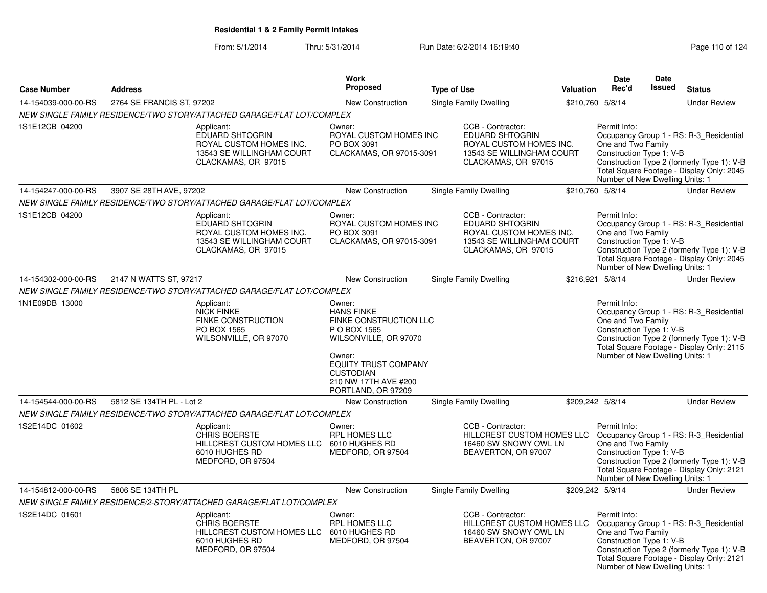**Residential 1 & 2 Family Permit Intakes**

From: 5/1/2014 Thru: 5/31/2014 Run Date: 6/2/2014 16:19:40

| Case Number | Address | Work Proposed | Type of Use | Valuation | Date Rec'd | Date Issued | Status |
|---|---|---|---|---|---|---|---|
| 14-154039-000-00-RS | 2764 SE FRANCIS ST, 97202 | New Construction | Single Family Dwelling | $210,760 | 5/8/14 | | Under Review |

NEW SINGLE FAMILY RESIDENCE/TWO STORY/ATTACHED GARAGE/FLAT LOT/COMPLEX

1S1E12CB 04200

Applicant:
EDUARD SHTOGRIN
ROYAL CUSTOM HOMES INC.
13543 SE WILLINGHAM COURT
CLACKAMAS, OR 97015

Owner:
ROYAL CUSTOM HOMES INC
PO BOX 3091
CLACKAMAS, OR 97015-3091

CCB - Contractor:
EDUARD SHTOGRIN
ROYAL CUSTOM HOMES INC.
13543 SE WILLINGHAM COURT
CLACKAMAS, OR 97015

Permit Info:
Occupancy Group 1 - RS: R-3_Residential One and Two Family
Construction Type 1: V-B
Construction Type 2 (formerly Type 1): V-B
Total Square Footage - Display Only: 2045
Number of New Dwelling Units: 1

| Case Number | Address | Work Proposed | Type of Use | Valuation | Date Rec'd | Date Issued | Status |
|---|---|---|---|---|---|---|---|
| 14-154247-000-00-RS | 3907 SE 28TH AVE, 97202 | New Construction | Single Family Dwelling | $210,760 | 5/8/14 | | Under Review |

NEW SINGLE FAMILY RESIDENCE/TWO STORY/ATTACHED GARAGE/FLAT LOT/COMPLEX

1S1E12CB 04200

Applicant:
EDUARD SHTOGRIN
ROYAL CUSTOM HOMES INC.
13543 SE WILLINGHAM COURT
CLACKAMAS, OR 97015

Owner:
ROYAL CUSTOM HOMES INC
PO BOX 3091
CLACKAMAS, OR 97015-3091

CCB - Contractor:
EDUARD SHTOGRIN
ROYAL CUSTOM HOMES INC.
13543 SE WILLINGHAM COURT
CLACKAMAS, OR 97015

Permit Info:
Occupancy Group 1 - RS: R-3_Residential One and Two Family
Construction Type 1: V-B
Construction Type 2 (formerly Type 1): V-B
Total Square Footage - Display Only: 2045
Number of New Dwelling Units: 1

| Case Number | Address | Work Proposed | Type of Use | Valuation | Date Rec'd | Date Issued | Status |
|---|---|---|---|---|---|---|---|
| 14-154302-000-00-RS | 2147 N WATTS ST, 97217 | New Construction | Single Family Dwelling | $216,921 | 5/8/14 | | Under Review |

NEW SINGLE FAMILY RESIDENCE/TWO STORY/ATTACHED GARAGE/FLAT LOT/COMPLEX

1N1E09DB 13000

Applicant:
NICK FINKE
FINKE CONSTRUCTION
PO BOX 1565
WILSONVILLE, OR 97070

Owner:
HANS FINKE
FINKE CONSTRUCTION LLC
P O BOX 1565
WILSONVILLE, OR 97070

Owner:
EQUITY TRUST COMPANY CUSTODIAN
210 NW 17TH AVE #200
PORTLAND, OR 97209

Permit Info:
Occupancy Group 1 - RS: R-3_Residential One and Two Family
Construction Type 1: V-B
Construction Type 2 (formerly Type 1): V-B
Total Square Footage - Display Only: 2115
Number of New Dwelling Units: 1

| Case Number | Address | Work Proposed | Type of Use | Valuation | Date Rec'd | Date Issued | Status |
|---|---|---|---|---|---|---|---|
| 14-154544-000-00-RS | 5812 SE 134TH PL - Lot 2 | New Construction | Single Family Dwelling | $209,242 | 5/8/14 | | Under Review |

NEW SINGLE FAMILY RESIDENCE/TWO STORY/ATTACHED GARAGE/FLAT LOT/COMPLEX

1S2E14DC 01602

Applicant:
CHRIS BOERSTE
HILLCREST CUSTOM HOMES LLC
6010 HUGHES RD
MEDFORD, OR 97504

Owner:
RPL HOMES LLC
6010 HUGHES RD
MEDFORD, OR 97504

CCB - Contractor:
HILLCREST CUSTOM HOMES LLC
16460 SW SNOWY OWL LN
BEAVERTON, OR 97007

Permit Info:
Occupancy Group 1 - RS: R-3_Residential One and Two Family
Construction Type 1: V-B
Construction Type 2 (formerly Type 1): V-B
Total Square Footage - Display Only: 2121
Number of New Dwelling Units: 1

| Case Number | Address | Work Proposed | Type of Use | Valuation | Date Rec'd | Date Issued | Status |
|---|---|---|---|---|---|---|---|
| 14-154812-000-00-RS | 5806 SE 134TH PL | New Construction | Single Family Dwelling | $209,242 | 5/9/14 | | Under Review |

NEW SINGLE FAMILY RESIDENCE/2-STORY/ATTACHED GARAGE/FLAT LOT/COMPLEX

1S2E14DC 01601

Applicant:
CHRIS BOERSTE
HILLCREST CUSTOM HOMES LLC
6010 HUGHES RD
MEDFORD, OR 97504

Owner:
RPL HOMES LLC
6010 HUGHES RD
MEDFORD, OR 97504

CCB - Contractor:
HILLCREST CUSTOM HOMES LLC
16460 SW SNOWY OWL LN
BEAVERTON, OR 97007

Permit Info:
Occupancy Group 1 - RS: R-3_Residential One and Two Family
Construction Type 1: V-B
Construction Type 2 (formerly Type 1): V-B
Total Square Footage - Display Only: 2121
Number of New Dwelling Units: 1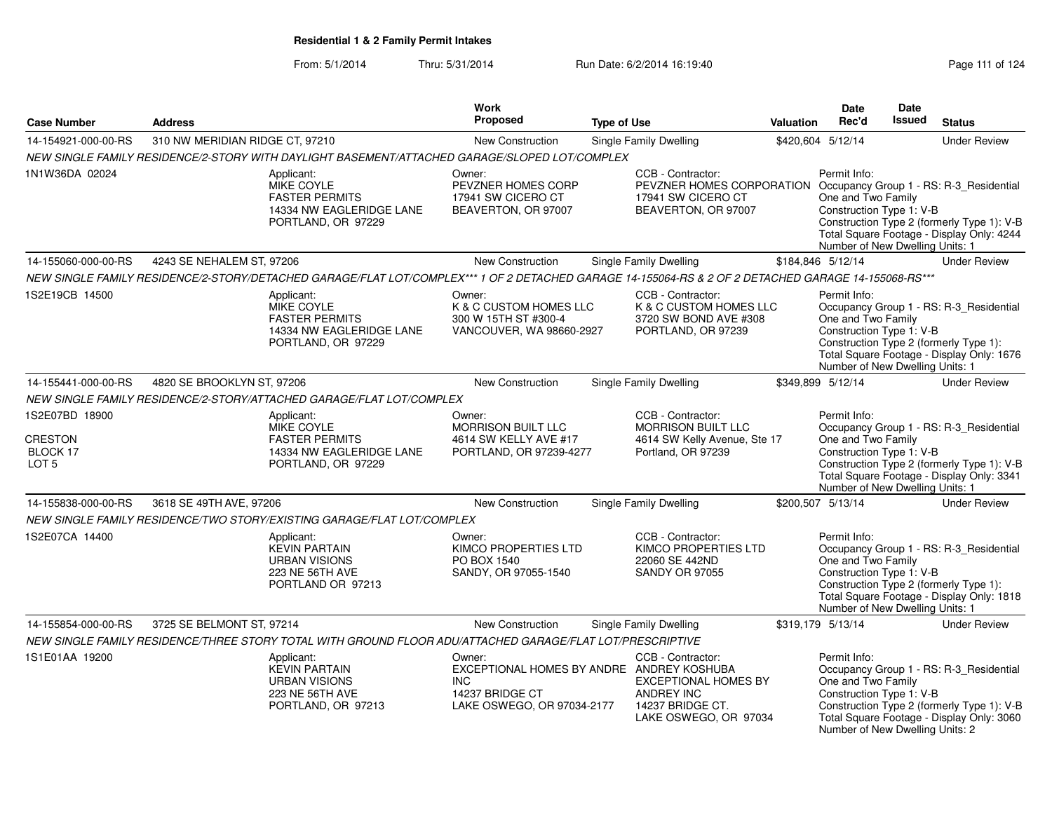**Residential 1 & 2 Family Permit Intakes**

From: 5/1/2014 Thru: 5/31/2014 Run Date: 6/2/2014 16:19:40

| Case Number | Address | Work Proposed | Type of Use | Valuation | Date Rec'd | Date Issued | Status |
|---|---|---|---|---|---|---|---|
| 14-154921-000-00-RS | 310 NW MERIDIAN RIDGE CT, 97210 | New Construction | Single Family Dwelling | $420,604 | 5/12/14 | | Under Review |

NEW SINGLE FAMILY RESIDENCE/2-STORY WITH DAYLIGHT BASEMENT/ATTACHED GARAGE/SLOPED LOT/COMPLEX

1N1W36DA 02024

Applicant: MIKE COYLE, FASTER PERMITS, 14334 NW EAGLERIDGE LANE, PORTLAND, OR 97229

Owner: PEVZNER HOMES CORP, 17941 SW CICERO CT, BEAVERTON, OR 97007

CCB - Contractor: PEVZNER HOMES CORPORATION, 17941 SW CICERO CT, BEAVERTON, OR 97007

Permit Info: Occupancy Group 1 - RS: R-3_Residential One and Two Family; Construction Type 1: V-B; Construction Type 2 (formerly Type 1): V-B; Total Square Footage - Display Only: 4244; Number of New Dwelling Units: 1

| Case Number | Address | Work Proposed | Type of Use | Valuation | Date Rec'd | Date Issued | Status |
|---|---|---|---|---|---|---|---|
| 14-155060-000-00-RS | 4243 SE NEHALEM ST, 97206 | New Construction | Single Family Dwelling | $184,846 | 5/12/14 | | Under Review |

NEW SINGLE FAMILY RESIDENCE/2-STORY/DETACHED GARAGE/FLAT LOT/COMPLEX*** 1 OF 2 DETACHED GARAGE 14-155064-RS & 2 OF 2 DETACHED GARAGE 14-155068-RS***

1S2E19CB 14500

Applicant: MIKE COYLE, FASTER PERMITS, 14334 NW EAGLERIDGE LANE, PORTLAND, OR 97229

Owner: K & C CUSTOM HOMES LLC, 300 W 15TH ST #300-4, VANCOUVER, WA 98660-2927

CCB - Contractor: K & C CUSTOM HOMES LLC, 3720 SW BOND AVE #308, PORTLAND, OR 97239

Permit Info: Occupancy Group 1 - RS: R-3_Residential One and Two Family; Construction Type 1: V-B; Construction Type 2 (formerly Type 1):; Total Square Footage - Display Only: 1676; Number of New Dwelling Units: 1

| Case Number | Address | Work Proposed | Type of Use | Valuation | Date Rec'd | Date Issued | Status |
|---|---|---|---|---|---|---|---|
| 14-155441-000-00-RS | 4820 SE BROOKLYN ST, 97206 | New Construction | Single Family Dwelling | $349,899 | 5/12/14 | | Under Review |

NEW SINGLE FAMILY RESIDENCE/2-STORY/ATTACHED GARAGE/FLAT LOT/COMPLEX

1S2E07BD 18900

CRESTON
BLOCK 17
LOT 5

Applicant: MIKE COYLE, FASTER PERMITS, 14334 NW EAGLERIDGE LANE, PORTLAND, OR 97229

Owner: MORRISON BUILT LLC, 4614 SW KELLY AVE #17, PORTLAND, OR 97239-4277

CCB - Contractor: MORRISON BUILT LLC, 4614 SW Kelly Avenue, Ste 17, Portland, OR 97239

Permit Info: Occupancy Group 1 - RS: R-3_Residential One and Two Family; Construction Type 1: V-B; Construction Type 2 (formerly Type 1): V-B; Total Square Footage - Display Only: 3341; Number of New Dwelling Units: 1

| Case Number | Address | Work Proposed | Type of Use | Valuation | Date Rec'd | Date Issued | Status |
|---|---|---|---|---|---|---|---|
| 14-155838-000-00-RS | 3618 SE 49TH AVE, 97206 | New Construction | Single Family Dwelling | $200,507 | 5/13/14 | | Under Review |

NEW SINGLE FAMILY RESIDENCE/TWO STORY/EXISTING GARAGE/FLAT LOT/COMPLEX

1S2E07CA 14400

Applicant: KEVIN PARTAIN, URBAN VISIONS, 223 NE 56TH AVE, PORTLAND OR 97213

Owner: KIMCO PROPERTIES LTD, PO BOX 1540, SANDY, OR 97055-1540

CCB - Contractor: KIMCO PROPERTIES LTD, 22060 SE 442ND, SANDY OR 97055

Permit Info: Occupancy Group 1 - RS: R-3_Residential One and Two Family; Construction Type 1: V-B; Construction Type 2 (formerly Type 1):; Total Square Footage - Display Only: 1818; Number of New Dwelling Units: 1

| Case Number | Address | Work Proposed | Type of Use | Valuation | Date Rec'd | Date Issued | Status |
|---|---|---|---|---|---|---|---|
| 14-155854-000-00-RS | 3725 SE BELMONT ST, 97214 | New Construction | Single Family Dwelling | $319,179 | 5/13/14 | | Under Review |

NEW SINGLE FAMILY RESIDENCE/THREE STORY TOTAL WITH GROUND FLOOR ADU/ATTACHED GARAGE/FLAT LOT/PRESCRIPTIVE

1S1E01AA 19200

Applicant: KEVIN PARTAIN, URBAN VISIONS, 223 NE 56TH AVE, PORTLAND, OR 97213

Owner: EXCEPTIONAL HOMES BY ANDRE INC, 14237 BRIDGE CT, LAKE OSWEGO, OR 97034-2177

CCB - Contractor: ANDREY KOSHUBA, EXCEPTIONAL HOMES BY ANDREY INC, 14237 BRIDGE CT., LAKE OSWEGO, OR 97034

Permit Info: Occupancy Group 1 - RS: R-3_Residential One and Two Family; Construction Type 1: V-B; Construction Type 2 (formerly Type 1): V-B; Total Square Footage - Display Only: 3060; Number of New Dwelling Units: 2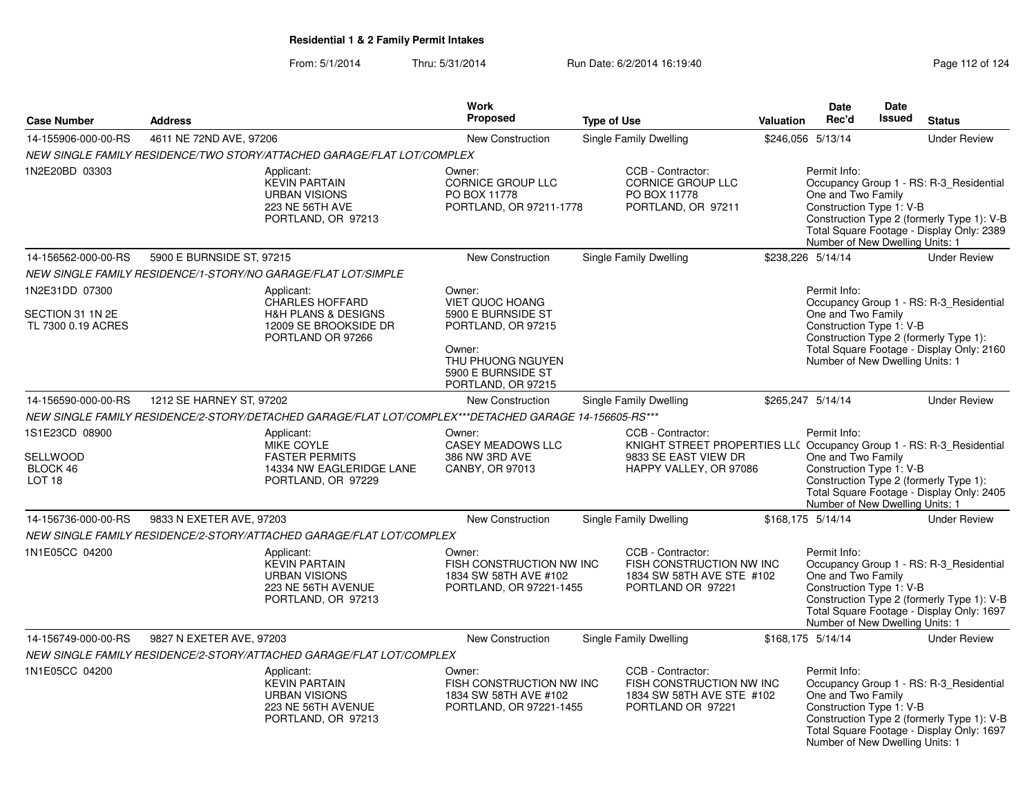## Residential 1 & 2 Family Permit Intakes

From: 5/1/2014 Thru: 5/31/2014 Run Date: 6/2/2014 16:19:40

| Case Number | Address | Work Proposed | Type of Use | Valuation | Date Rec'd | Date Issued | Status |
|---|---|---|---|---|---|---|---|
| 14-155906-000-00-RS | 4611 NE 72ND AVE, 97206 | New Construction | Single Family Dwelling | $246,056 | 5/13/14 | | Under Review |
| NEW SINGLE FAMILY RESIDENCE/TWO STORY/ATTACHED GARAGE/FLAT LOT/COMPLEX | | | | | | | |
| 1N2E20BD 03303 | Applicant: KEVIN PARTAIN URBAN VISIONS 223 NE 56TH AVE PORTLAND, OR 97213 | Owner: CORNICE GROUP LLC PO BOX 11778 PORTLAND, OR 97211-1778 | CCB - Contractor: CORNICE GROUP LLC PO BOX 11778 PORTLAND, OR 97211 | | Permit Info: Occupancy Group 1 - RS: R-3_Residential One and Two Family; Construction Type 1: V-B; Construction Type 2 (formerly Type 1): V-B; Total Square Footage - Display Only: 2389; Number of New Dwelling Units: 1 | | |
| 14-156562-000-00-RS | 5900 E BURNSIDE ST, 97215 | New Construction | Single Family Dwelling | $238,226 | 5/14/14 | | Under Review |
| NEW SINGLE FAMILY RESIDENCE/1-STORY/NO GARAGE/FLAT LOT/SIMPLE | | | | | | | |
| 1N2E31DD 07300 SECTION 31 1N 2E TL 7300 0.19 ACRES | Applicant: CHARLES HOFFARD H&H PLANS & DESIGNS 12009 SE BROOKSIDE DR PORTLAND OR 97266 | Owner: VIET QUOC HOANG 5900 E BURNSIDE ST PORTLAND, OR 97215; Owner: THU PHUONG NGUYEN 5900 E BURNSIDE ST PORTLAND, OR 97215 | | | Permit Info: Occupancy Group 1 - RS: R-3_Residential One and Two Family; Construction Type 1: V-B; Construction Type 2 (formerly Type 1):; Total Square Footage - Display Only: 2160; Number of New Dwelling Units: 1 | | |
| 14-156590-000-00-RS | 1212 SE HARNEY ST, 97202 | New Construction | Single Family Dwelling | $265,247 | 5/14/14 | | Under Review |
| NEW SINGLE FAMILY RESIDENCE/2-STORY/DETACHED GARAGE/FLAT LOT/COMPLEX***DETACHED GARAGE 14-156605-RS*** | | | | | | | |
| 1S1E23CD 08900 SELLWOOD BLOCK 46 LOT 18 | Applicant: MIKE COYLE FASTER PERMITS 14334 NW EAGLERIDGE LANE PORTLAND, OR 97229 | Owner: CASEY MEADOWS LLC 386 NW 3RD AVE CANBY, OR 97013 | CCB - Contractor: KNIGHT STREET PROPERTIES LLC 9833 SE EAST VIEW DR HAPPY VALLEY, OR 97086 | | Permit Info: Occupancy Group 1 - RS: R-3_Residential One and Two Family; Construction Type 1: V-B; Construction Type 2 (formerly Type 1):; Total Square Footage - Display Only: 2405; Number of New Dwelling Units: 1 | | |
| 14-156736-000-00-RS | 9833 N EXETER AVE, 97203 | New Construction | Single Family Dwelling | $168,175 | 5/14/14 | | Under Review |
| NEW SINGLE FAMILY RESIDENCE/2-STORY/ATTACHED GARAGE/FLAT LOT/COMPLEX | | | | | | | |
| 1N1E05CC 04200 | Applicant: KEVIN PARTAIN URBAN VISIONS 223 NE 56TH AVENUE PORTLAND, OR 97213 | Owner: FISH CONSTRUCTION NW INC 1834 SW 58TH AVE #102 PORTLAND, OR 97221-1455 | CCB - Contractor: FISH CONSTRUCTION NW INC 1834 SW 58TH AVE STE #102 PORTLAND OR 97221 | | Permit Info: Occupancy Group 1 - RS: R-3_Residential One and Two Family; Construction Type 1: V-B; Construction Type 2 (formerly Type 1): V-B; Total Square Footage - Display Only: 1697; Number of New Dwelling Units: 1 | | |
| 14-156749-000-00-RS | 9827 N EXETER AVE, 97203 | New Construction | Single Family Dwelling | $168,175 | 5/14/14 | | Under Review |
| NEW SINGLE FAMILY RESIDENCE/2-STORY/ATTACHED GARAGE/FLAT LOT/COMPLEX | | | | | | | |
| 1N1E05CC 04200 | Applicant: KEVIN PARTAIN URBAN VISIONS 223 NE 56TH AVENUE PORTLAND, OR 97213 | Owner: FISH CONSTRUCTION NW INC 1834 SW 58TH AVE #102 PORTLAND, OR 97221-1455 | CCB - Contractor: FISH CONSTRUCTION NW INC 1834 SW 58TH AVE STE #102 PORTLAND OR 97221 | | Permit Info: Occupancy Group 1 - RS: R-3_Residential One and Two Family; Construction Type 1: V-B; Construction Type 2 (formerly Type 1): V-B; Total Square Footage - Display Only: 1697; Number of New Dwelling Units: 1 | | |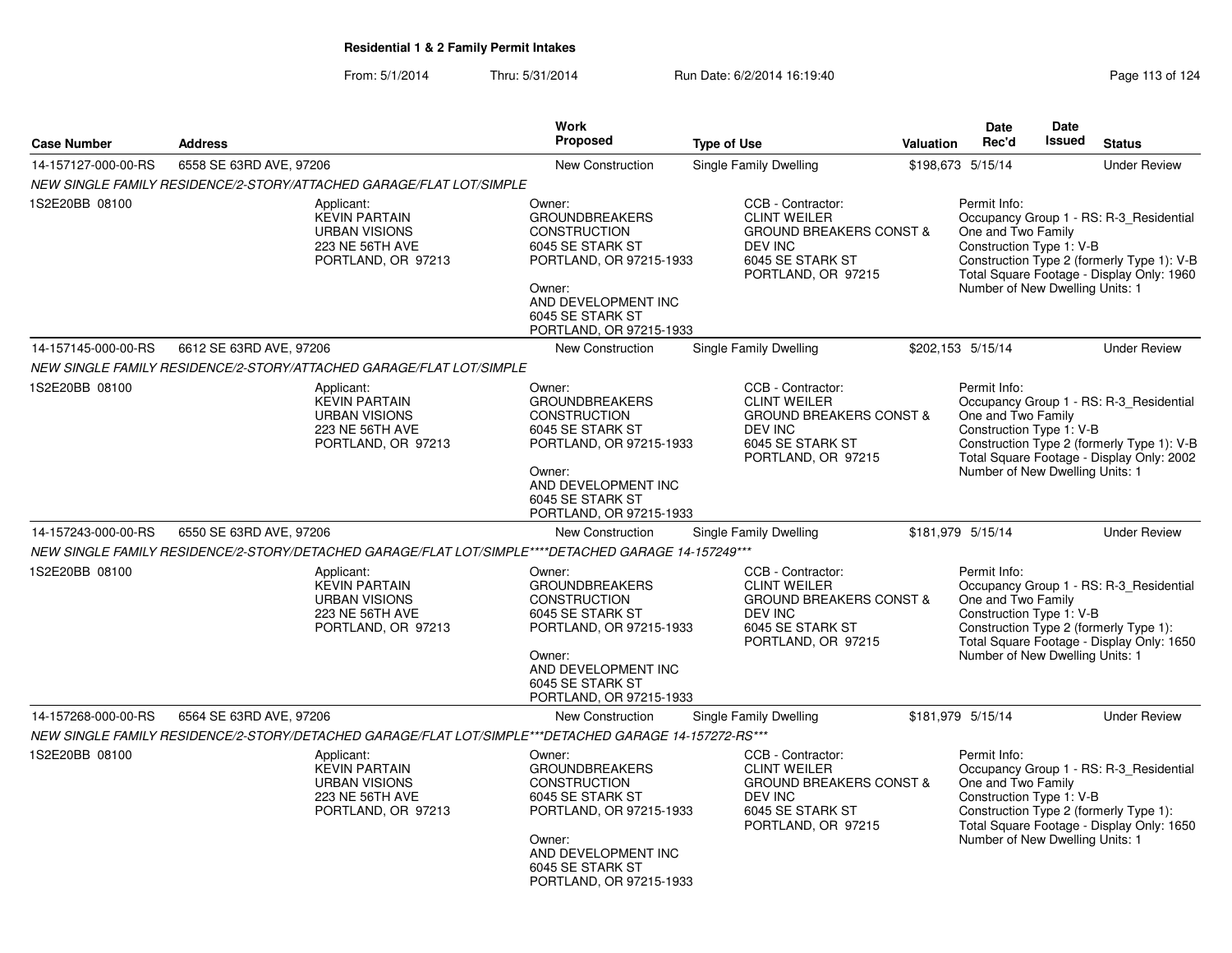**Residential 1 & 2 Family Permit Intakes**

From: 5/1/2014 Thru: 5/31/2014 Run Date: 6/2/2014 16:19:40

| Case Number | Address | Work Proposed | Type of Use | Valuation | Date Rec'd | Date Issued | Status |
|---|---|---|---|---|---|---|---|
| 14-157127-000-00-RS | 6558 SE 63RD AVE, 97206 | New Construction | Single Family Dwelling | $198,673 | 5/15/14 | | Under Review |

*NEW SINGLE FAMILY RESIDENCE/2-STORY/ATTACHED GARAGE/FLAT LOT/SIMPLE*

1S2E20BB 08100

Applicant: KEVIN PARTAIN, URBAN VISIONS, 223 NE 56TH AVE, PORTLAND, OR 97213

Owner: GROUNDBREAKERS CONSTRUCTION, 6045 SE STARK ST, PORTLAND, OR 97215-1933

Owner: AND DEVELOPMENT INC, 6045 SE STARK ST, PORTLAND, OR 97215-1933

CCB - Contractor: CLINT WEILER, GROUND BREAKERS CONST & DEV INC, 6045 SE STARK ST, PORTLAND, OR 97215

Permit Info: Occupancy Group 1 - RS: R-3_Residential One and Two Family; Construction Type 1: V-B; Construction Type 2 (formerly Type 1): V-B; Total Square Footage - Display Only: 1960; Number of New Dwelling Units: 1

| Case Number | Address | Work Proposed | Type of Use | Valuation | Date Rec'd | Date Issued | Status |
|---|---|---|---|---|---|---|---|
| 14-157145-000-00-RS | 6612 SE 63RD AVE, 97206 | New Construction | Single Family Dwelling | $202,153 | 5/15/14 | | Under Review |

*NEW SINGLE FAMILY RESIDENCE/2-STORY/ATTACHED GARAGE/FLAT LOT/SIMPLE*

1S2E20BB 08100

Applicant: KEVIN PARTAIN, URBAN VISIONS, 223 NE 56TH AVE, PORTLAND, OR 97213

Owner: GROUNDBREAKERS CONSTRUCTION, 6045 SE STARK ST, PORTLAND, OR 97215-1933

Owner: AND DEVELOPMENT INC, 6045 SE STARK ST, PORTLAND, OR 97215-1933

CCB - Contractor: CLINT WEILER, GROUND BREAKERS CONST & DEV INC, 6045 SE STARK ST, PORTLAND, OR 97215

Permit Info: Occupancy Group 1 - RS: R-3_Residential One and Two Family; Construction Type 1: V-B; Construction Type 2 (formerly Type 1): V-B; Total Square Footage - Display Only: 2002; Number of New Dwelling Units: 1

| Case Number | Address | Work Proposed | Type of Use | Valuation | Date Rec'd | Date Issued | Status |
|---|---|---|---|---|---|---|---|
| 14-157243-000-00-RS | 6550 SE 63RD AVE, 97206 | New Construction | Single Family Dwelling | $181,979 | 5/15/14 | | Under Review |

*NEW SINGLE FAMILY RESIDENCE/2-STORY/DETACHED GARAGE/FLAT LOT/SIMPLE****DETACHED GARAGE 14-157249****

1S2E20BB 08100

Applicant: KEVIN PARTAIN, URBAN VISIONS, 223 NE 56TH AVE, PORTLAND, OR 97213

Owner: GROUNDBREAKERS CONSTRUCTION, 6045 SE STARK ST, PORTLAND, OR 97215-1933

Owner: AND DEVELOPMENT INC, 6045 SE STARK ST, PORTLAND, OR 97215-1933

CCB - Contractor: CLINT WEILER, GROUND BREAKERS CONST & DEV INC, 6045 SE STARK ST, PORTLAND, OR 97215

Permit Info: Occupancy Group 1 - RS: R-3_Residential One and Two Family; Construction Type 1: V-B; Construction Type 2 (formerly Type 1):; Total Square Footage - Display Only: 1650; Number of New Dwelling Units: 1

| Case Number | Address | Work Proposed | Type of Use | Valuation | Date Rec'd | Date Issued | Status |
|---|---|---|---|---|---|---|---|
| 14-157268-000-00-RS | 6564 SE 63RD AVE, 97206 | New Construction | Single Family Dwelling | $181,979 | 5/15/14 | | Under Review |

*NEW SINGLE FAMILY RESIDENCE/2-STORY/DETACHED GARAGE/FLAT LOT/SIMPLE***DETACHED GARAGE 14-157272-RS****

1S2E20BB 08100

Applicant: KEVIN PARTAIN, URBAN VISIONS, 223 NE 56TH AVE, PORTLAND, OR 97213

Owner: GROUNDBREAKERS CONSTRUCTION, 6045 SE STARK ST, PORTLAND, OR 97215-1933

Owner: AND DEVELOPMENT INC, 6045 SE STARK ST, PORTLAND, OR 97215-1933

CCB - Contractor: CLINT WEILER, GROUND BREAKERS CONST & DEV INC, 6045 SE STARK ST, PORTLAND, OR 97215

Permit Info: Occupancy Group 1 - RS: R-3_Residential One and Two Family; Construction Type 1: V-B; Construction Type 2 (formerly Type 1):; Total Square Footage - Display Only: 1650; Number of New Dwelling Units: 1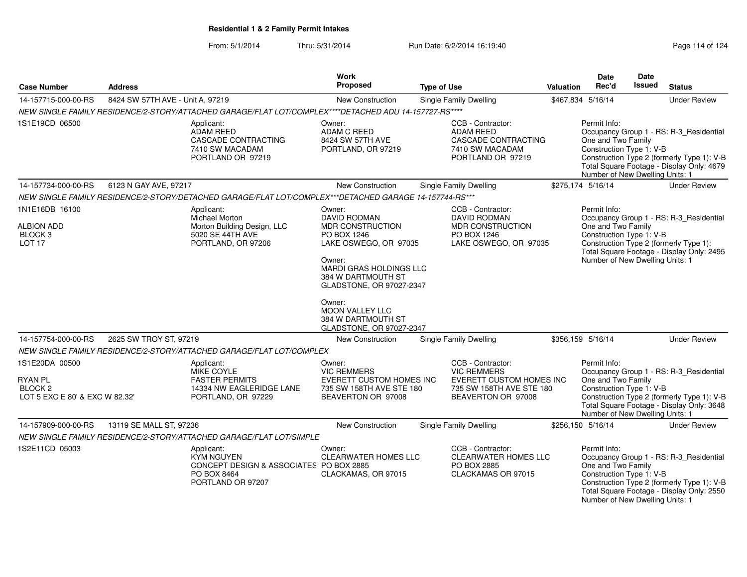**Residential 1 & 2 Family Permit Intakes**

From: 5/1/2014 Thru: 5/31/2014 Run Date: 6/2/2014 16:19:40

| Case Number | Address | Work Proposed | Type of Use | Valuation | Date Rec'd | Date Issued | Status |
|---|---|---|---|---|---|---|---|
| 14-157715-000-00-RS | 8424 SW 57TH AVE - Unit A, 97219 | New Construction | Single Family Dwelling | $467,834 | 5/16/14 | | Under Review |

NEW SINGLE FAMILY RESIDENCE/2-STORY/ATTACHED GARAGE/FLAT LOT/COMPLEX****DETACHED ADU 14-157727-RS****

1S1E19CD 06500

Applicant: ADAM REED, CASCADE CONTRACTING, 7410 SW MACADAM, PORTLAND OR 97219

Owner: ADAM C REED, 8424 SW 57TH AVE, PORTLAND, OR 97219

CCB - Contractor: ADAM REED, CASCADE CONTRACTING, 7410 SW MACADAM, PORTLAND OR 97219

Permit Info: Occupancy Group 1 - RS: R-3_Residential One and Two Family; Construction Type 1: V-B; Construction Type 2 (formerly Type 1): V-B; Total Square Footage - Display Only: 4679; Number of New Dwelling Units: 1

| Case Number | Address | Work Proposed | Type of Use | Valuation | Date Rec'd | Date Issued | Status |
|---|---|---|---|---|---|---|---|
| 14-157734-000-00-RS | 6123 N GAY AVE, 97217 | New Construction | Single Family Dwelling | $275,174 | 5/16/14 | | Under Review |

NEW SINGLE FAMILY RESIDENCE/2-STORY/DETACHED GARAGE/FLAT LOT/COMPLEX***DETACHED GARAGE 14-157744-RS***

1N1E16DB 16100

ALBION ADD
BLOCK 3
LOT 17

Applicant: Michael Morton, Morton Building Design, LLC, 5020 SE 44TH AVE, PORTLAND, OR 97206

Owner: DAVID RODMAN, MDR CONSTRUCTION, PO BOX 1246, LAKE OSWEGO, OR 97035

Owner: MARDI GRAS HOLDINGS LLC, 384 W DARTMOUTH ST, GLADSTONE, OR 97027-2347

Owner: MOON VALLEY LLC, 384 W DARTMOUTH ST, GLADSTONE, OR 97027-2347

CCB - Contractor: DAVID RODMAN, MDR CONSTRUCTION, PO BOX 1246, LAKE OSWEGO, OR 97035

Permit Info: Occupancy Group 1 - RS: R-3_Residential One and Two Family; Construction Type 1: V-B; Construction Type 2 (formerly Type 1):; Total Square Footage - Display Only: 2495; Number of New Dwelling Units: 1

| Case Number | Address | Work Proposed | Type of Use | Valuation | Date Rec'd | Date Issued | Status |
|---|---|---|---|---|---|---|---|
| 14-157754-000-00-RS | 2625 SW TROY ST, 97219 | New Construction | Single Family Dwelling | $356,159 | 5/16/14 | | Under Review |

NEW SINGLE FAMILY RESIDENCE/2-STORY/ATTACHED GARAGE/FLAT LOT/COMPLEX

1S1E20DA 00500

RYAN PL
BLOCK 2
LOT 5 EXC E 80' & EXC W 82.32'

Applicant: MIKE COYLE, FASTER PERMITS, 14334 NW EAGLERIDGE LANE, PORTLAND, OR 97229

Owner: VIC REMMERS, EVERETT CUSTOM HOMES INC, 735 SW 158TH AVE STE 180, BEAVERTON OR 97008

CCB - Contractor: VIC REMMERS, EVERETT CUSTOM HOMES INC, 735 SW 158TH AVE STE 180, BEAVERTON OR 97008

Permit Info: Occupancy Group 1 - RS: R-3_Residential One and Two Family; Construction Type 1: V-B; Construction Type 2 (formerly Type 1): V-B; Total Square Footage - Display Only: 3648; Number of New Dwelling Units: 1

| Case Number | Address | Work Proposed | Type of Use | Valuation | Date Rec'd | Date Issued | Status |
|---|---|---|---|---|---|---|---|
| 14-157909-000-00-RS | 13119 SE MALL ST, 97236 | New Construction | Single Family Dwelling | $256,150 | 5/16/14 | | Under Review |

NEW SINGLE FAMILY RESIDENCE/2-STORY/ATTACHED GARAGE/FLAT LOT/SIMPLE

1S2E11CD 05003

Applicant: KYM NGUYEN, CONCEPT DESIGN & ASSOCIATES, PO BOX 8464, PORTLAND OR 97207

Owner: CLEARWATER HOMES LLC, PO BOX 2885, CLACKAMAS, OR 97015

CCB - Contractor: CLEARWATER HOMES LLC, PO BOX 2885, CLACKAMAS OR 97015

Permit Info: Occupancy Group 1 - RS: R-3_Residential One and Two Family; Construction Type 1: V-B; Construction Type 2 (formerly Type 1): V-B; Total Square Footage - Display Only: 2550; Number of New Dwelling Units: 1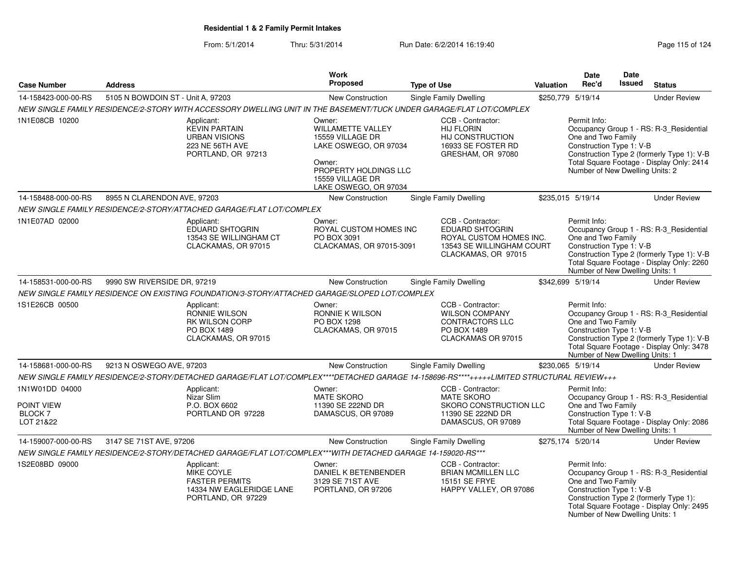**Residential 1 & 2 Family Permit Intakes**

From: 5/1/2014 Thru: 5/31/2014 Run Date: 6/2/2014 16:19:40

| Case Number | Address | Work Proposed | Type of Use | Valuation | Date Rec'd | Date Issued | Status |
|---|---|---|---|---|---|---|---|
| 14-158423-000-00-RS | 5105 N BOWDOIN ST - Unit A, 97203 | New Construction | Single Family Dwelling | $250,779 | 5/19/14 | | Under Review |

NEW SINGLE FAMILY RESIDENCE/2-STORY WITH ACCESSORY DWELLING UNIT IN THE BASEMENT/TUCK UNDER GARAGE/FLAT LOT/COMPLEX

1N1E08CB 10200

Applicant: KEVIN PARTAIN, URBAN VISIONS, 223 NE 56TH AVE, PORTLAND, OR 97213

Owner: WILLAMETTE VALLEY, 15559 VILLAGE DR, LAKE OSWEGO, OR 97034

Owner: PROPERTY HOLDINGS LLC, 15559 VILLAGE DR, LAKE OSWEGO, OR 97034

CCB - Contractor: HIJ FLORIN, HIJ CONSTRUCTION, 16933 SE FOSTER RD, GRESHAM, OR 97080

Permit Info:
Occupancy Group 1 - RS: R-3_Residential One and Two Family
Construction Type 1: V-B
Construction Type 2 (formerly Type 1): V-B
Total Square Footage - Display Only: 2414
Number of New Dwelling Units: 2

| Case Number | Address | Work Proposed | Type of Use | Valuation | Date Rec'd | Date Issued | Status |
|---|---|---|---|---|---|---|---|
| 14-158488-000-00-RS | 8955 N CLARENDON AVE, 97203 | New Construction | Single Family Dwelling | $235,015 | 5/19/14 | | Under Review |

NEW SINGLE FAMILY RESIDENCE/2-STORY/ATTACHED GARAGE/FLAT LOT/COMPLEX

1N1E07AD 02000

Applicant: EDUARD SHTOGRIN, 13543 SE WILLINGHAM CT, CLACKAMAS, OR 97015

Owner: ROYAL CUSTOM HOMES INC, PO BOX 3091, CLACKAMAS, OR 97015-3091

CCB - Contractor: EDUARD SHTOGRIN, ROYAL CUSTOM HOMES INC., 13543 SE WILLINGHAM COURT, CLACKAMAS, OR 97015

Permit Info:
Occupancy Group 1 - RS: R-3_Residential One and Two Family
Construction Type 1: V-B
Construction Type 2 (formerly Type 1): V-B
Total Square Footage - Display Only: 2260
Number of New Dwelling Units: 1

| Case Number | Address | Work Proposed | Type of Use | Valuation | Date Rec'd | Date Issued | Status |
|---|---|---|---|---|---|---|---|
| 14-158531-000-00-RS | 9990 SW RIVERSIDE DR, 97219 | New Construction | Single Family Dwelling | $342,699 | 5/19/14 | | Under Review |

NEW SINGLE FAMILY RESIDENCE ON EXISTING FOUNDATION/3-STORY/ATTACHED GARAGE/SLOPED LOT/COMPLEX

1S1E26CB 00500

Applicant: RONNIE WILSON, RK WILSON CORP, PO BOX 1489, CLACKAMAS, OR 97015

Owner: RONNIE K WILSON, PO BOX 1298, CLACKAMAS, OR 97015

CCB - Contractor: WILSON COMPANY CONTRACTORS LLC, PO BOX 1489, CLACKAMAS OR 97015

Permit Info:
Occupancy Group 1 - RS: R-3_Residential One and Two Family
Construction Type 1: V-B
Construction Type 2 (formerly Type 1): V-B
Total Square Footage - Display Only: 3478
Number of New Dwelling Units: 1

| Case Number | Address | Work Proposed | Type of Use | Valuation | Date Rec'd | Date Issued | Status |
|---|---|---|---|---|---|---|---|
| 14-158681-000-00-RS | 9213 N OSWEGO AVE, 97203 | New Construction | Single Family Dwelling | $230,065 | 5/19/14 | | Under Review |

NEW SINGLE FAMILY RESIDENCE/2-STORY/DETACHED GARAGE/FLAT LOT/COMPLEX****DETACHED GARAGE 14-158696-RS****+++++LIMITED STRUCTURAL REVIEW+++

1N1W01DD 04000

POINT VIEW
BLOCK 7
LOT 21&22

Applicant: Nizar Slim, P.O. BOX 6602, PORTLAND OR 97228

Owner: MATE SKORO, 11390 SE 222ND DR, DAMASCUS, OR 97089

CCB - Contractor: MATE SKORO, SKORO CONSTRUCTION LLC, 11390 SE 222ND DR, DAMASCUS, OR 97089

Permit Info:
Occupancy Group 1 - RS: R-3_Residential One and Two Family
Construction Type 1: V-B
Total Square Footage - Display Only: 2086
Number of New Dwelling Units: 1

| Case Number | Address | Work Proposed | Type of Use | Valuation | Date Rec'd | Date Issued | Status |
|---|---|---|---|---|---|---|---|
| 14-159007-000-00-RS | 3147 SE 71ST AVE, 97206 | New Construction | Single Family Dwelling | $275,174 | 5/20/14 | | Under Review |

NEW SINGLE FAMILY RESIDENCE/2-STORY/DETACHED GARAGE/FLAT LOT/COMPLEX***WITH DETACHED GARAGE 14-159020-RS***

1S2E08BD 09000

Applicant: MIKE COYLE, FASTER PERMITS, 14334 NW EAGLERIDGE LANE, PORTLAND, OR 97229

Owner: DANIEL K BETENBENDER, 3129 SE 71ST AVE, PORTLAND, OR 97206

CCB - Contractor: BRIAN MCMILLEN LLC, 15151 SE FRYE, HAPPY VALLEY, OR 97086

Permit Info:
Occupancy Group 1 - RS: R-3_Residential One and Two Family
Construction Type 1: V-B
Construction Type 2 (formerly Type 1):
Total Square Footage - Display Only: 2495
Number of New Dwelling Units: 1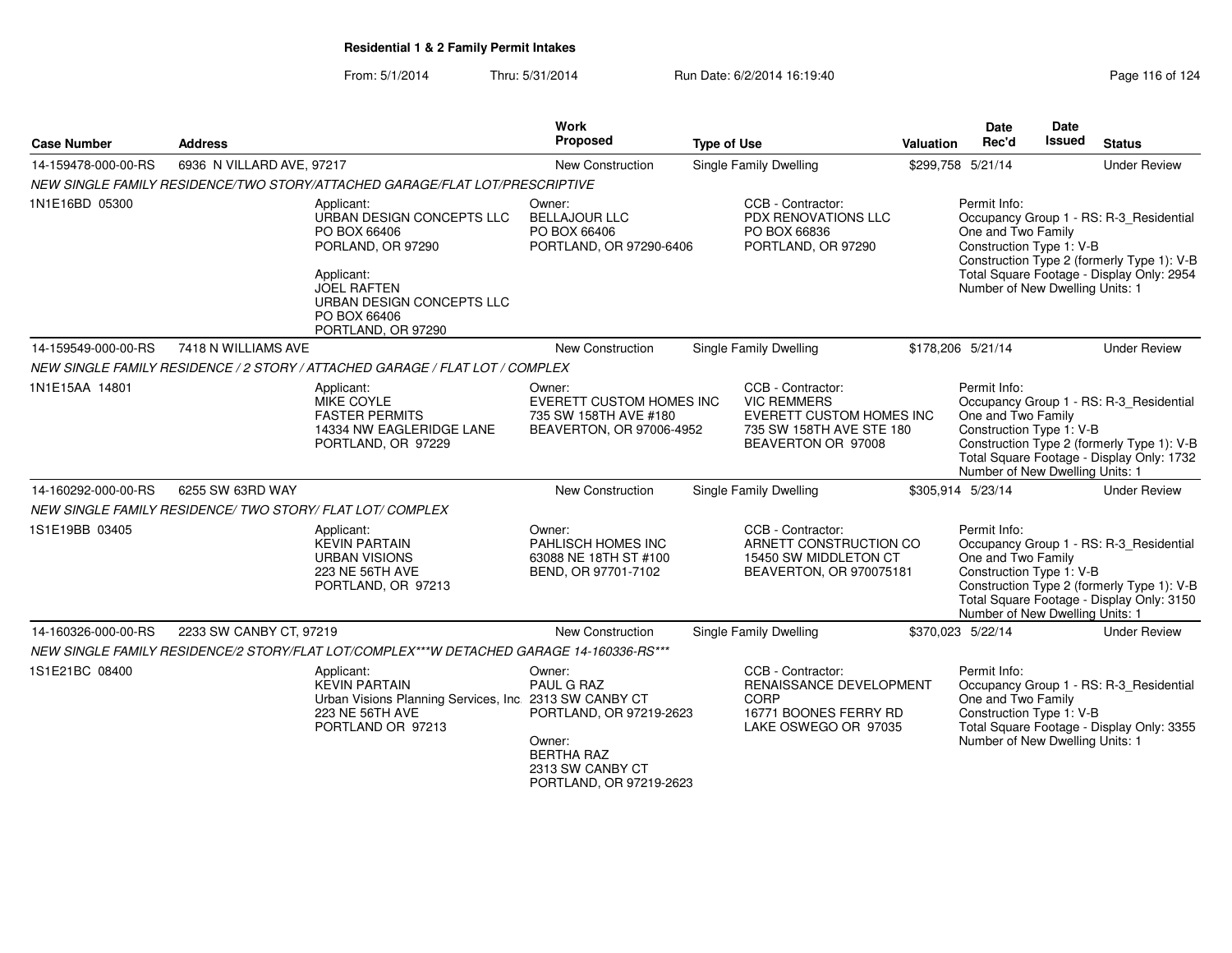**Residential 1 & 2 Family Permit Intakes**

From: 5/1/2014 Thru: 5/31/2014 Run Date: 6/2/2014 16:19:40

| Case Number | Address | Work Proposed | Type of Use | Valuation | Date Rec'd | Date Issued | Status |
|---|---|---|---|---|---|---|---|
| 14-159478-000-00-RS | 6936 N VILLARD AVE, 97217 | New Construction | Single Family Dwelling | $299,758 | 5/21/14 | | Under Review |
| NEW SINGLE FAMILY RESIDENCE/TWO STORY/ATTACHED GARAGE/FLAT LOT/PRESCRIPTIVE | | | | | | | |
| 1N1E16BD 05300 | Applicant: URBAN DESIGN CONCEPTS LLC PO BOX 66406 PORLAND, OR 97290<br>Applicant: JOEL RAFTEN URBAN DESIGN CONCEPTS LLC PO BOX 66406 PORTLAND, OR 97290 | Owner: BELLAJOUR LLC PO BOX 66406 PORTLAND, OR 97290-6406 | CCB - Contractor: PDX RENOVATIONS LLC PO BOX 66836 PORTLAND, OR 97290 | | Permit Info: Occupancy Group 1 - RS: R-3_Residential One and Two Family Construction Type 1: V-B Construction Type 2 (formerly Type 1): V-B Total Square Footage - Display Only: 2954 Number of New Dwelling Units: 1 | | |
| 14-159549-000-00-RS | 7418 N WILLIAMS AVE | New Construction | Single Family Dwelling | $178,206 | 5/21/14 | | Under Review |
| NEW SINGLE FAMILY RESIDENCE / 2 STORY / ATTACHED GARAGE / FLAT LOT / COMPLEX | | | | | | | |
| 1N1E15AA 14801 | Applicant: MIKE COYLE FASTER PERMITS 14334 NW EAGLERIDGE LANE PORTLAND, OR 97229 | Owner: EVERETT CUSTOM HOMES INC 735 SW 158TH AVE #180 BEAVERTON, OR 97006-4952 | CCB - Contractor: VIC REMMERS EVERETT CUSTOM HOMES INC 735 SW 158TH AVE STE 180 BEAVERTON OR 97008 | | Permit Info: Occupancy Group 1 - RS: R-3_Residential One and Two Family Construction Type 1: V-B Construction Type 2 (formerly Type 1): V-B Total Square Footage - Display Only: 1732 Number of New Dwelling Units: 1 | | |
| 14-160292-000-00-RS | 6255 SW 63RD WAY | New Construction | Single Family Dwelling | $305,914 | 5/23/14 | | Under Review |
| NEW SINGLE FAMILY RESIDENCE/ TWO STORY/ FLAT LOT/ COMPLEX | | | | | | | |
| 1S1E19BB 03405 | Applicant: KEVIN PARTAIN URBAN VISIONS 223 NE 56TH AVE PORTLAND, OR 97213 | Owner: PAHLISCH HOMES INC 63088 NE 18TH ST #100 BEND, OR 97701-7102 | CCB - Contractor: ARNETT CONSTRUCTION CO 15450 SW MIDDLETON CT BEAVERTON, OR 970075181 | | Permit Info: Occupancy Group 1 - RS: R-3_Residential One and Two Family Construction Type 1: V-B Construction Type 2 (formerly Type 1): V-B Total Square Footage - Display Only: 3150 Number of New Dwelling Units: 1 | | |
| 14-160326-000-00-RS | 2233 SW CANBY CT, 97219 | New Construction | Single Family Dwelling | $370,023 | 5/22/14 | | Under Review |
| NEW SINGLE FAMILY RESIDENCE/2 STORY/FLAT LOT/COMPLEX***W DETACHED GARAGE 14-160336-RS*** | | | | | | | |
| 1S1E21BC 08400 | Applicant: KEVIN PARTAIN Urban Visions Planning Services, Inc. 223 NE 56TH AVE PORTLAND OR 97213 | Owner: PAUL G RAZ 2313 SW CANBY CT PORTLAND, OR 97219-2623<br>Owner: BERTHA RAZ 2313 SW CANBY CT PORTLAND, OR 97219-2623 | CCB - Contractor: RENAISSANCE DEVELOPMENT CORP 16771 BOONES FERRY RD LAKE OSWEGO OR 97035 | | Permit Info: Occupancy Group 1 - RS: R-3_Residential One and Two Family Construction Type 1: V-B Total Square Footage - Display Only: 3355 Number of New Dwelling Units: 1 | | |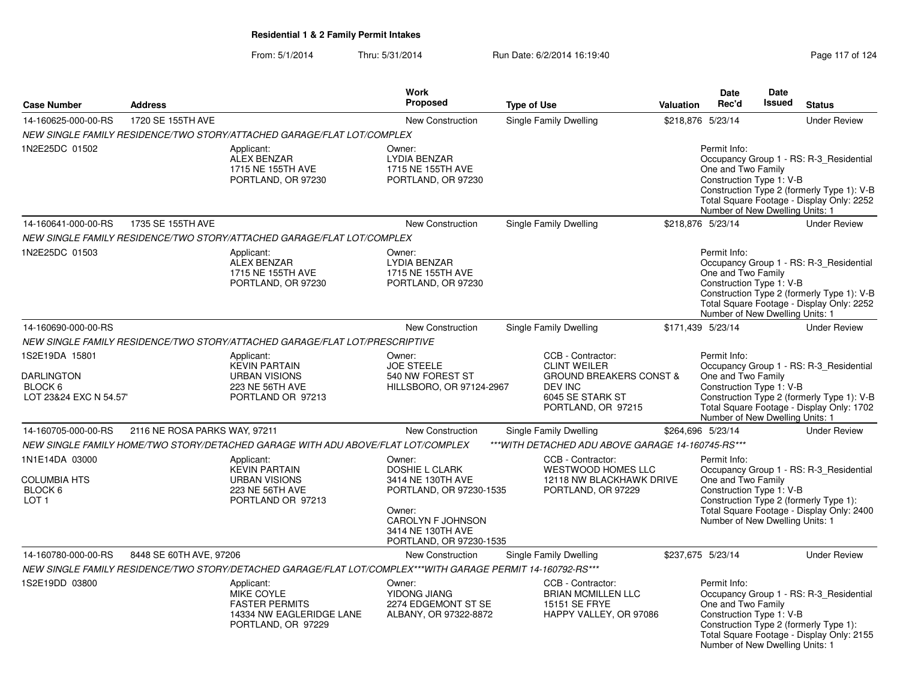# Residential 1 & 2 Family Permit Intakes

From: 5/1/2014 Thru: 5/31/2014 Run Date: 6/2/2014 16:19:40

| Case Number | Address | Work Proposed | Type of Use | Valuation | Date Rec'd | Date Issued | Status |
|---|---|---|---|---|---|---|---|
| 14-160625-000-00-RS | 1720 SE 155TH AVE | New Construction | Single Family Dwelling | $218,876 | 5/23/14 | | Under Review |
| | *NEW SINGLE FAMILY RESIDENCE/TWO STORY/ATTACHED GARAGE/FLAT LOT/COMPLEX* | | | | | | |
| 1N2E25DC 01502 | Applicant: ALEX BENZAR 1715 NE 155TH AVE PORTLAND, OR 97230 | Owner: LYDIA BENZAR 1715 NE 155TH AVE PORTLAND, OR 97230 | | | Permit Info: Occupancy Group 1 - RS: R-3_Residential One and Two Family Construction Type 1: V-B Construction Type 2 (formerly Type 1): V-B Total Square Footage - Display Only: 2252 Number of New Dwelling Units: 1 | | |
| 14-160641-000-00-RS | 1735 SE 155TH AVE | New Construction | Single Family Dwelling | $218,876 | 5/23/14 | | Under Review |
| | *NEW SINGLE FAMILY RESIDENCE/TWO STORY/ATTACHED GARAGE/FLAT LOT/COMPLEX* | | | | | | |
| 1N2E25DC 01503 | Applicant: ALEX BENZAR 1715 NE 155TH AVE PORTLAND, OR 97230 | Owner: LYDIA BENZAR 1715 NE 155TH AVE PORTLAND, OR 97230 | | | Permit Info: Occupancy Group 1 - RS: R-3_Residential One and Two Family Construction Type 1: V-B Construction Type 2 (formerly Type 1): V-B Total Square Footage - Display Only: 2252 Number of New Dwelling Units: 1 | | |
| 14-160690-000-00-RS | | New Construction | Single Family Dwelling | $171,439 | 5/23/14 | | Under Review |
| | *NEW SINGLE FAMILY RESIDENCE/TWO STORY/ATTACHED GARAGE/FLAT LOT/PRESCRIPTIVE* | | | | | | |
| 1S2E19DA 15801 DARLINGTON BLOCK 6 LOT 23&24 EXC N 54.57' | Applicant: KEVIN PARTAIN URBAN VISIONS 223 NE 56TH AVE PORTLAND OR 97213 | Owner: JOE STEELE 540 NW FOREST ST HILLSBORO, OR 97124-2967 | CCB - Contractor: CLINT WEILER GROUND BREAKERS CONST & DEV INC 6045 SE STARK ST PORTLAND, OR 97215 | | Permit Info: Occupancy Group 1 - RS: R-3_Residential One and Two Family Construction Type 1: V-B Construction Type 2 (formerly Type 1): V-B Total Square Footage - Display Only: 1702 Number of New Dwelling Units: 1 | | |
| 14-160705-000-00-RS | 2116 NE ROSA PARKS WAY, 97211 | New Construction | Single Family Dwelling | $264,696 | 5/23/14 | | Under Review |
| | *NEW SINGLE FAMILY HOME/TWO STORY/DETACHED GARAGE WITH ADU ABOVE/FLAT LOT/COMPLEX* | | *\*\*\*WITH DETACHED ADU ABOVE GARAGE 14-160745-RS\*\*\** | | | | |
| 1N1E14DA 03000 COLUMBIA HTS BLOCK 6 LOT 1 | Applicant: KEVIN PARTAIN URBAN VISIONS 223 NE 56TH AVE PORTLAND OR 97213 | Owner: DOSHIE L CLARK 3414 NE 130TH AVE PORTLAND, OR 97230-1535 Owner: CAROLYN F JOHNSON 3414 NE 130TH AVE PORTLAND, OR 97230-1535 | CCB - Contractor: WESTWOOD HOMES LLC 12118 NW BLACKHAWK DRIVE PORTLAND, OR 97229 | | Permit Info: Occupancy Group 1 - RS: R-3_Residential One and Two Family Construction Type 1: V-B Construction Type 2 (formerly Type 1): Total Square Footage - Display Only: 2400 Number of New Dwelling Units: 1 | | |
| 14-160780-000-00-RS | 8448 SE 60TH AVE, 97206 | New Construction | Single Family Dwelling | $237,675 | 5/23/14 | | Under Review |
| | *NEW SINGLE FAMILY RESIDENCE/TWO STORY/DETACHED GARAGE/FLAT LOT/COMPLEX\*\*\*WITH GARAGE PERMIT 14-160792-RS\*\*\** | | | | | | |
| 1S2E19DD 03800 | Applicant: MIKE COYLE FASTER PERMITS 14334 NW EAGLERIDGE LANE PORTLAND, OR 97229 | Owner: YIDONG JIANG 2274 EDGEMONT ST SE ALBANY, OR 97322-8872 | CCB - Contractor: BRIAN MCMILLEN LLC 15151 SE FRYE HAPPY VALLEY, OR 97086 | | Permit Info: Occupancy Group 1 - RS: R-3_Residential One and Two Family Construction Type 1: V-B Construction Type 2 (formerly Type 1): Total Square Footage - Display Only: 2155 Number of New Dwelling Units: 1 | | |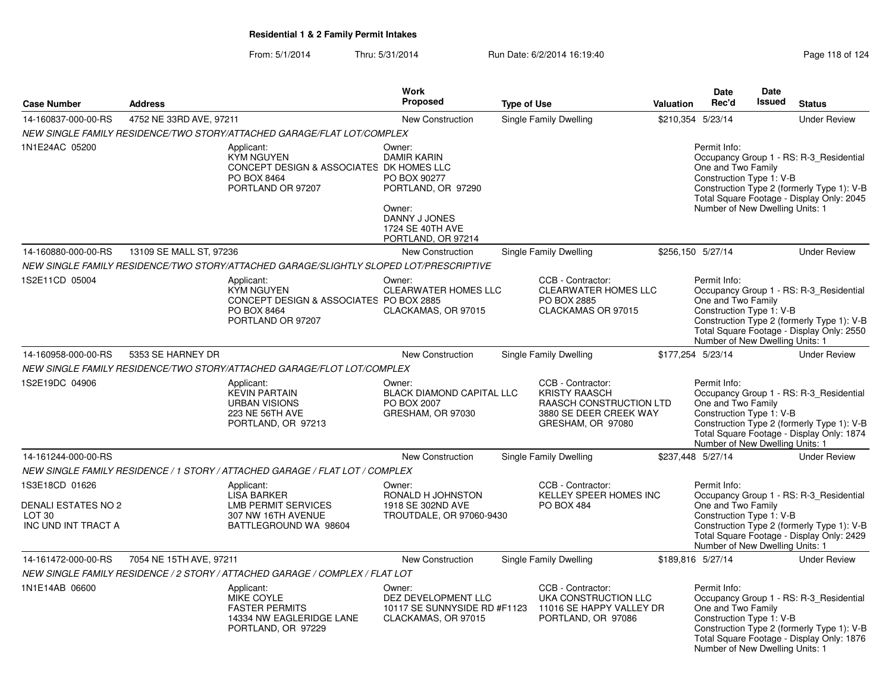## Residential 1 & 2 Family Permit Intakes

From: 5/1/2014 Thru: 5/31/2014 Run Date: 6/2/2014 16:19:40

| Case Number | Address | Work Proposed | Type of Use | Valuation | Date Rec'd | Date Issued | Status |
|---|---|---|---|---|---|---|---|
| 14-160837-000-00-RS | 4752 NE 33RD AVE, 97211 | New Construction | Single Family Dwelling | $210,354 | 5/23/14 | | Under Review |
| | NEW SINGLE FAMILY RESIDENCE/TWO STORY/ATTACHED GARAGE/FLAT LOT/COMPLEX | | | | | | |
| 1N1E24AC 05200 | Applicant: KYM NGUYEN CONCEPT DESIGN & ASSOCIATES PO BOX 8464 PORTLAND OR 97207 | Owner: DAMIR KARIN DK HOMES LLC PO BOX 90277 PORTLAND, OR 97290<br>Owner: DANNY J JONES 1724 SE 40TH AVE PORTLAND, OR 97214 | | | Permit Info: Occupancy Group 1 - RS: R-3_Residential One and Two Family Construction Type 1: V-B Construction Type 2 (formerly Type 1): V-B Total Square Footage - Display Only: 2045 Number of New Dwelling Units: 1 | | |
| 14-160880-000-00-RS | 13109 SE MALL ST, 97236 | New Construction | Single Family Dwelling | $256,150 | 5/27/14 | | Under Review |
| | NEW SINGLE FAMILY RESIDENCE/TWO STORY/ATTACHED GARAGE/SLIGHTLY SLOPED LOT/PRESCRIPTIVE | | | | | | |
| 1S2E11CD 05004 | Applicant: KYM NGUYEN CONCEPT DESIGN & ASSOCIATES PO BOX 8464 PORTLAND OR 97207 | Owner: CLEARWATER HOMES LLC PO BOX 2885 CLACKAMAS, OR 97015 | CCB - Contractor: CLEARWATER HOMES LLC PO BOX 2885 CLACKAMAS OR 97015 | | Permit Info: Occupancy Group 1 - RS: R-3_Residential One and Two Family Construction Type 1: V-B Construction Type 2 (formerly Type 1): V-B Total Square Footage - Display Only: 2550 Number of New Dwelling Units: 1 | | |
| 14-160958-000-00-RS | 5353 SE HARNEY DR | New Construction | Single Family Dwelling | $177,254 | 5/23/14 | | Under Review |
| | NEW SINGLE FAMILY RESIDENCE/TWO STORY/ATTACHED GARAGE/FLOT LOT/COMPLEX | | | | | | |
| 1S2E19DC 04906 | Applicant: KEVIN PARTAIN URBAN VISIONS 223 NE 56TH AVE PORTLAND, OR 97213 | Owner: BLACK DIAMOND CAPITAL LLC PO BOX 2007 GRESHAM, OR 97030 | CCB - Contractor: KRISTY RAASCH RAASCH CONSTRUCTION LTD 3880 SE DEER CREEK WAY GRESHAM, OR 97080 | | Permit Info: Occupancy Group 1 - RS: R-3_Residential One and Two Family Construction Type 1: V-B Construction Type 2 (formerly Type 1): V-B Total Square Footage - Display Only: 1874 Number of New Dwelling Units: 1 | | |
| 14-161244-000-00-RS | | New Construction | Single Family Dwelling | $237,448 | 5/27/14 | | Under Review |
| | NEW SINGLE FAMILY RESIDENCE / 1 STORY / ATTACHED GARAGE / FLAT LOT / COMPLEX | | | | | | |
| 1S3E18CD 01626<br>DENALI ESTATES NO 2 LOT 30 INC UND INT TRACT A | Applicant: LISA BARKER LMB PERMIT SERVICES 307 NW 16TH AVENUE BATTLEGROUND WA 98604 | Owner: RONALD H JOHNSTON 1918 SE 302ND AVE TROUTDALE, OR 97060-9430 | CCB - Contractor: KELLEY SPEER HOMES INC PO BOX 484 | | Permit Info: Occupancy Group 1 - RS: R-3_Residential One and Two Family Construction Type 1: V-B Construction Type 2 (formerly Type 1): V-B Total Square Footage - Display Only: 2429 Number of New Dwelling Units: 1 | | |
| 14-161472-000-00-RS | 7054 NE 15TH AVE, 97211 | New Construction | Single Family Dwelling | $189,816 | 5/27/14 | | Under Review |
| | NEW SINGLE FAMILY RESIDENCE / 2 STORY / ATTACHED GARAGE / COMPLEX / FLAT LOT | | | | | | |
| 1N1E14AB 06600 | Applicant: MIKE COYLE FASTER PERMITS 14334 NW EAGLERIDGE LANE PORTLAND, OR 97229 | Owner: DEZ DEVELOPMENT LLC 10117 SE SUNNYSIDE RD #F1123 CLACKAMAS, OR 97015 | CCB - Contractor: UKA CONSTRUCTION LLC 11016 SE HAPPY VALLEY DR PORTLAND, OR 97086 | | Permit Info: Occupancy Group 1 - RS: R-3_Residential One and Two Family Construction Type 1: V-B Construction Type 2 (formerly Type 1): V-B Total Square Footage - Display Only: 1876 Number of New Dwelling Units: 1 | | |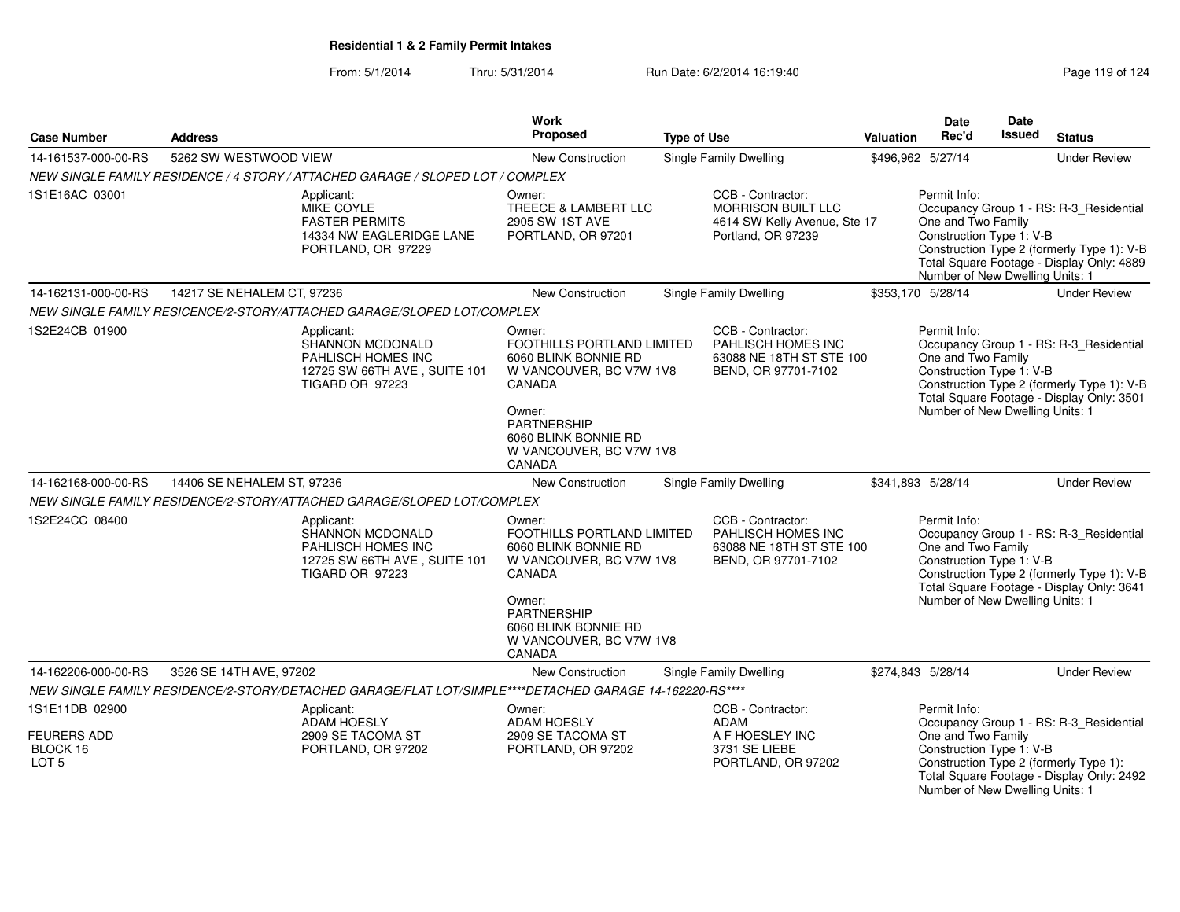**Residential 1 & 2 Family Permit Intakes**

From: 5/1/2014 Thru: 5/31/2014 Run Date: 6/2/2014 16:19:40

| Case Number | Address | Work Proposed | Type of Use | Valuation | Date Rec'd | Date Issued | Status |
|---|---|---|---|---|---|---|---|
| 14-161537-000-00-RS | 5262 SW WESTWOOD VIEW | New Construction | Single Family Dwelling | $496,962 | 5/27/14 | | Under Review |

NEW SINGLE FAMILY RESIDENCE / 4 STORY / ATTACHED GARAGE / SLOPED LOT / COMPLEX

1S1E16AC 03001

Applicant: MIKE COYLE, FASTER PERMITS, 14334 NW EAGLERIDGE LANE, PORTLAND, OR 97229

Owner: TREECE & LAMBERT LLC, 2905 SW 1ST AVE, PORTLAND, OR 97201

CCB - Contractor: MORRISON BUILT LLC, 4614 SW Kelly Avenue, Ste 17, Portland, OR 97239

Permit Info:
Occupancy Group 1 - RS: R-3_Residential One and Two Family
Construction Type 1: V-B
Construction Type 2 (formerly Type 1): V-B
Total Square Footage - Display Only: 4889
Number of New Dwelling Units: 1

| Case Number | Address | Work Proposed | Type of Use | Valuation | Date Rec'd | Date Issued | Status |
|---|---|---|---|---|---|---|---|
| 14-162131-000-00-RS | 14217 SE NEHALEM CT, 97236 | New Construction | Single Family Dwelling | $353,170 | 5/28/14 | | Under Review |

NEW SINGLE FAMILY RESICENCE/2-STORY/ATTACHED GARAGE/SLOPED LOT/COMPLEX

1S2E24CB 01900

Applicant: SHANNON MCDONALD, PAHLISCH HOMES INC, 12725 SW 66TH AVE , SUITE 101, TIGARD OR 97223

Owner: FOOTHILLS PORTLAND LIMITED, 6060 BLINK BONNIE RD, W VANCOUVER, BC V7W 1V8, CANADA

Owner: PARTNERSHIP, 6060 BLINK BONNIE RD, W VANCOUVER, BC V7W 1V8, CANADA

CCB - Contractor: PAHLISCH HOMES INC, 63088 NE 18TH ST STE 100, BEND, OR 97701-7102

Permit Info:
Occupancy Group 1 - RS: R-3_Residential One and Two Family
Construction Type 1: V-B
Construction Type 2 (formerly Type 1): V-B
Total Square Footage - Display Only: 3501
Number of New Dwelling Units: 1

| Case Number | Address | Work Proposed | Type of Use | Valuation | Date Rec'd | Date Issued | Status |
|---|---|---|---|---|---|---|---|
| 14-162168-000-00-RS | 14406 SE NEHALEM ST, 97236 | New Construction | Single Family Dwelling | $341,893 | 5/28/14 | | Under Review |

NEW SINGLE FAMILY RESIDENCE/2-STORY/ATTACHED GARAGE/SLOPED LOT/COMPLEX

1S2E24CC 08400

Applicant: SHANNON MCDONALD, PAHLISCH HOMES INC, 12725 SW 66TH AVE , SUITE 101, TIGARD OR 97223

Owner: FOOTHILLS PORTLAND LIMITED, 6060 BLINK BONNIE RD, W VANCOUVER, BC V7W 1V8, CANADA

Owner: PARTNERSHIP, 6060 BLINK BONNIE RD, W VANCOUVER, BC V7W 1V8, CANADA

CCB - Contractor: PAHLISCH HOMES INC, 63088 NE 18TH ST STE 100, BEND, OR 97701-7102

Permit Info:
Occupancy Group 1 - RS: R-3_Residential One and Two Family
Construction Type 1: V-B
Construction Type 2 (formerly Type 1): V-B
Total Square Footage - Display Only: 3641
Number of New Dwelling Units: 1

| Case Number | Address | Work Proposed | Type of Use | Valuation | Date Rec'd | Date Issued | Status |
|---|---|---|---|---|---|---|---|
| 14-162206-000-00-RS | 3526 SE 14TH AVE, 97202 | New Construction | Single Family Dwelling | $274,843 | 5/28/14 | | Under Review |

NEW SINGLE FAMILY RESIDENCE/2-STORY/DETACHED GARAGE/FLAT LOT/SIMPLE****DETACHED GARAGE 14-162220-RS****

1S1E11DB 02900
FEURERS ADD
BLOCK 16
LOT 5

Applicant: ADAM HOESLY, 2909 SE TACOMA ST, PORTLAND, OR 97202

Owner: ADAM HOESLY, 2909 SE TACOMA ST, PORTLAND, OR 97202

CCB - Contractor: ADAM, A F HOESLEY INC, 3731 SE LIEBE, PORTLAND, OR 97202

Permit Info:
Occupancy Group 1 - RS: R-3_Residential One and Two Family
Construction Type 1: V-B
Construction Type 2 (formerly Type 1):
Total Square Footage - Display Only: 2492
Number of New Dwelling Units: 1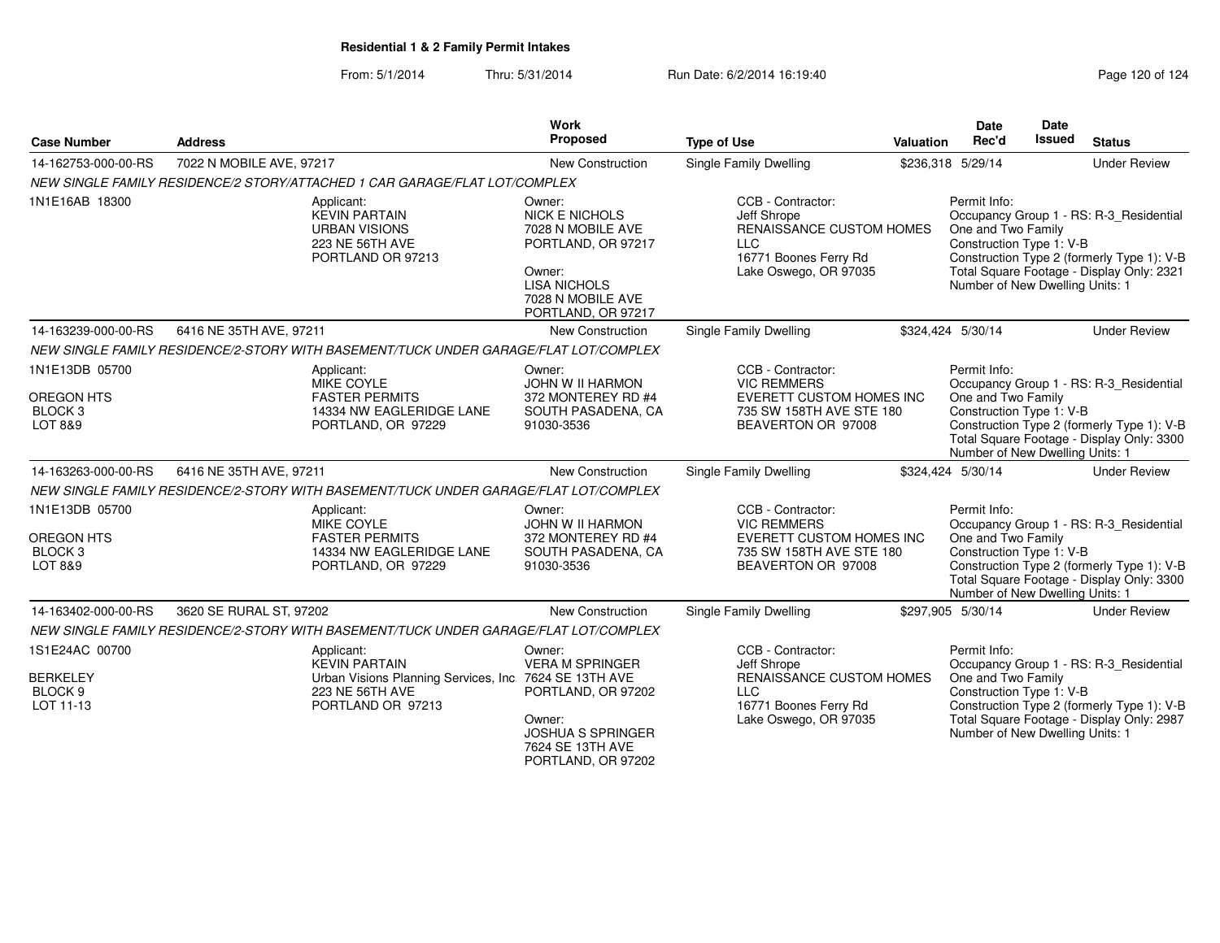**Residential 1 & 2 Family Permit Intakes**

From: 5/1/2014 Thru: 5/31/2014 Run Date: 6/2/2014 16:19:40

| Case Number | Address | Work Proposed | Type of Use | Valuation | Date Rec'd | Date Issued | Status |
|---|---|---|---|---|---|---|---|
| 14-162753-000-00-RS | 7022 N MOBILE AVE, 97217 | New Construction | Single Family Dwelling | $236,318 | 5/29/14 | | Under Review |
| *NEW SINGLE FAMILY RESIDENCE/2 STORY/ATTACHED 1 CAR GARAGE/FLAT LOT/COMPLEX* | | | | | | | |
| 1N1E16AB 18300 | Applicant: KEVIN PARTAIN URBAN VISIONS 223 NE 56TH AVE PORTLAND OR 97213 | Owner: NICK E NICHOLS 7028 N MOBILE AVE PORTLAND, OR 97217 Owner: LISA NICHOLS 7028 N MOBILE AVE PORTLAND, OR 97217 | CCB - Contractor: Jeff Shrope RENAISSANCE CUSTOM HOMES LLC 16771 Boones Ferry Rd Lake Oswego, OR 97035 | | Permit Info: Occupancy Group 1 - RS: R-3_Residential One and Two Family Construction Type 1: V-B Construction Type 2 (formerly Type 1): V-B Total Square Footage - Display Only: 2321 Number of New Dwelling Units: 1 | | |
| 14-163239-000-00-RS | 6416 NE 35TH AVE, 97211 | New Construction | Single Family Dwelling | $324,424 | 5/30/14 | | Under Review |
| *NEW SINGLE FAMILY RESIDENCE/2-STORY WITH BASEMENT/TUCK UNDER GARAGE/FLAT LOT/COMPLEX* | | | | | | | |
| 1N1E13DB 05700 OREGON HTS BLOCK 3 LOT 8&9 | Applicant: MIKE COYLE FASTER PERMITS 14334 NW EAGLERIDGE LANE PORTLAND, OR 97229 | Owner: JOHN W II HARMON 372 MONTEREY RD #4 SOUTH PASADENA, CA 91030-3536 | CCB - Contractor: VIC REMMERS EVERETT CUSTOM HOMES INC 735 SW 158TH AVE STE 180 BEAVERTON OR 97008 | | Permit Info: Occupancy Group 1 - RS: R-3_Residential One and Two Family Construction Type 1: V-B Construction Type 2 (formerly Type 1): V-B Total Square Footage - Display Only: 3300 Number of New Dwelling Units: 1 | | |
| 14-163263-000-00-RS | 6416 NE 35TH AVE, 97211 | New Construction | Single Family Dwelling | $324,424 | 5/30/14 | | Under Review |
| *NEW SINGLE FAMILY RESIDENCE/2-STORY WITH BASEMENT/TUCK UNDER GARAGE/FLAT LOT/COMPLEX* | | | | | | | |
| 1N1E13DB 05700 OREGON HTS BLOCK 3 LOT 8&9 | Applicant: MIKE COYLE FASTER PERMITS 14334 NW EAGLERIDGE LANE PORTLAND, OR 97229 | Owner: JOHN W II HARMON 372 MONTEREY RD #4 SOUTH PASADENA, CA 91030-3536 | CCB - Contractor: VIC REMMERS EVERETT CUSTOM HOMES INC 735 SW 158TH AVE STE 180 BEAVERTON OR 97008 | | Permit Info: Occupancy Group 1 - RS: R-3_Residential One and Two Family Construction Type 1: V-B Construction Type 2 (formerly Type 1): V-B Total Square Footage - Display Only: 3300 Number of New Dwelling Units: 1 | | |
| 14-163402-000-00-RS | 3620 SE RURAL ST, 97202 | New Construction | Single Family Dwelling | $297,905 | 5/30/14 | | Under Review |
| *NEW SINGLE FAMILY RESIDENCE/2-STORY WITH BASEMENT/TUCK UNDER GARAGE/FLAT LOT/COMPLEX* | | | | | | | |
| 1S1E24AC 00700 BERKELEY BLOCK 9 LOT 11-13 | Applicant: KEVIN PARTAIN Urban Visions Planning Services, Inc. 223 NE 56TH AVE PORTLAND OR 97213 | Owner: VERA M SPRINGER 7624 SE 13TH AVE PORTLAND, OR 97202 Owner: JOSHUA S SPRINGER 7624 SE 13TH AVE PORTLAND, OR 97202 | CCB - Contractor: Jeff Shrope RENAISSANCE CUSTOM HOMES LLC 16771 Boones Ferry Rd Lake Oswego, OR 97035 | | Permit Info: Occupancy Group 1 - RS: R-3_Residential One and Two Family Construction Type 1: V-B Construction Type 2 (formerly Type 1): V-B Total Square Footage - Display Only: 2987 Number of New Dwelling Units: 1 | | |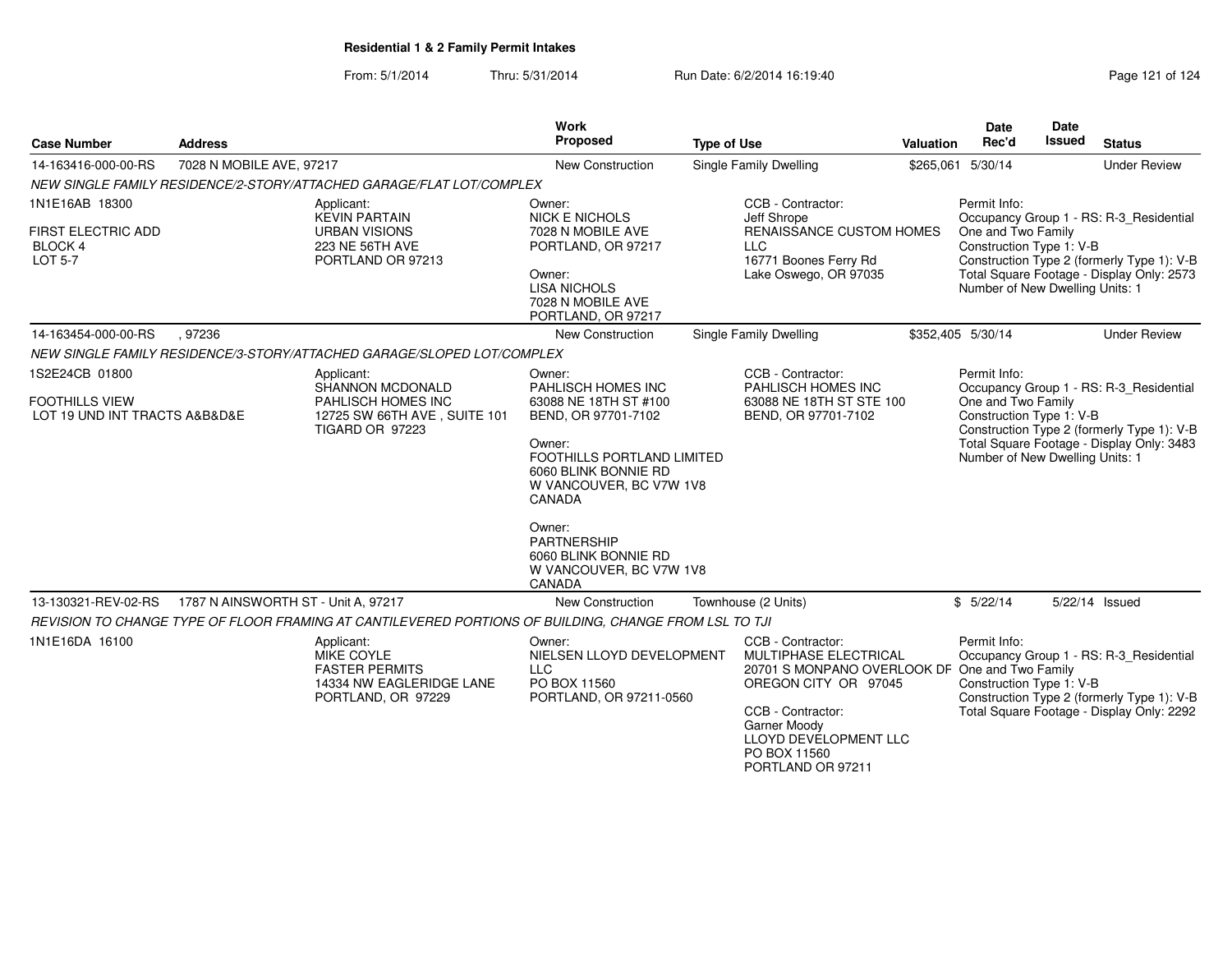**Residential 1 & 2 Family Permit Intakes**

From: 5/1/2014 Thru: 5/31/2014 Run Date: 6/2/2014 16:19:40

| Case Number | Address | Work Proposed | Type of Use | Valuation | Date Rec'd | Date Issued | Status |
|---|---|---|---|---|---|---|---|
| 14-163416-000-00-RS | 7028 N MOBILE AVE, 97217 | New Construction | Single Family Dwelling | $265,061 | 5/30/14 | | Under Review |

*NEW SINGLE FAMILY RESIDENCE/2-STORY/ATTACHED GARAGE/FLAT LOT/COMPLEX*

1N1E16AB 18300
FIRST ELECTRIC ADD
BLOCK 4
LOT 5-7

Applicant:
KEVIN PARTAIN
URBAN VISIONS
223 NE 56TH AVE
PORTLAND OR 97213

Owner:
NICK E NICHOLS
7028 N MOBILE AVE
PORTLAND, OR 97217

Owner:
LISA NICHOLS
7028 N MOBILE AVE
PORTLAND, OR 97217

CCB - Contractor:
Jeff Shrope
RENAISSANCE CUSTOM HOMES LLC
16771 Boones Ferry Rd
Lake Oswego, OR 97035

Permit Info:
Occupancy Group 1 - RS: R-3_Residential One and Two Family
Construction Type 1: V-B
Construction Type 2 (formerly Type 1): V-B
Total Square Footage - Display Only: 2573
Number of New Dwelling Units: 1

| Case Number | Address | Work Proposed | Type of Use | Valuation | Date Rec'd | Date Issued | Status |
|---|---|---|---|---|---|---|---|
| 14-163454-000-00-RS | , 97236 | New Construction | Single Family Dwelling | $352,405 | 5/30/14 | | Under Review |

*NEW SINGLE FAMILY RESIDENCE/3-STORY/ATTACHED GARAGE/SLOPED LOT/COMPLEX*

1S2E24CB 01800
FOOTHILLS VIEW
LOT 19 UND INT TRACTS A&B&D&E

Applicant:
SHANNON MCDONALD
PAHLISCH HOMES INC
12725 SW 66TH AVE , SUITE 101
TIGARD OR 97223

Owner:
PAHLISCH HOMES INC
63088 NE 18TH ST #100
BEND, OR 97701-7102

Owner:
FOOTHILLS PORTLAND LIMITED
6060 BLINK BONNIE RD
W VANCOUVER, BC V7W 1V8
CANADA

Owner:
PARTNERSHIP
6060 BLINK BONNIE RD
W VANCOUVER, BC V7W 1V8
CANADA

CCB - Contractor:
PAHLISCH HOMES INC
63088 NE 18TH ST STE 100
BEND, OR 97701-7102

Permit Info:
Occupancy Group 1 - RS: R-3_Residential One and Two Family
Construction Type 1: V-B
Construction Type 2 (formerly Type 1): V-B
Total Square Footage - Display Only: 3483
Number of New Dwelling Units: 1

| Case Number | Address | Work Proposed | Type of Use | Valuation | Date Rec'd | Date Issued | Status |
|---|---|---|---|---|---|---|---|
| 13-130321-REV-02-RS | 1787 N AINSWORTH ST - Unit A, 97217 | New Construction | Townhouse (2 Units) | $ | 5/22/14 | 5/22/14 | Issued |

*REVISION TO CHANGE TYPE OF FLOOR FRAMING AT CANTILEVERED PORTIONS OF BUILDING, CHANGE FROM LSL TO TJI*

1N1E16DA 16100

Applicant:
MIKE COYLE
FASTER PERMITS
14334 NW EAGLERIDGE LANE
PORTLAND, OR 97229

Owner:
NIELSEN LLOYD DEVELOPMENT LLC
PO BOX 11560
PORTLAND, OR 97211-0560

CCB - Contractor:
MULTIPHASE ELECTRICAL
20701 S MONPANO OVERLOOK DR
OREGON CITY OR 97045

CCB - Contractor:
Garner Moody
LLOYD DEVELOPMENT LLC
PO BOX 11560
PORTLAND OR 97211

Permit Info:
Occupancy Group 1 - RS: R-3_Residential One and Two Family
Construction Type 1: V-B
Construction Type 2 (formerly Type 1): V-B
Total Square Footage - Display Only: 2292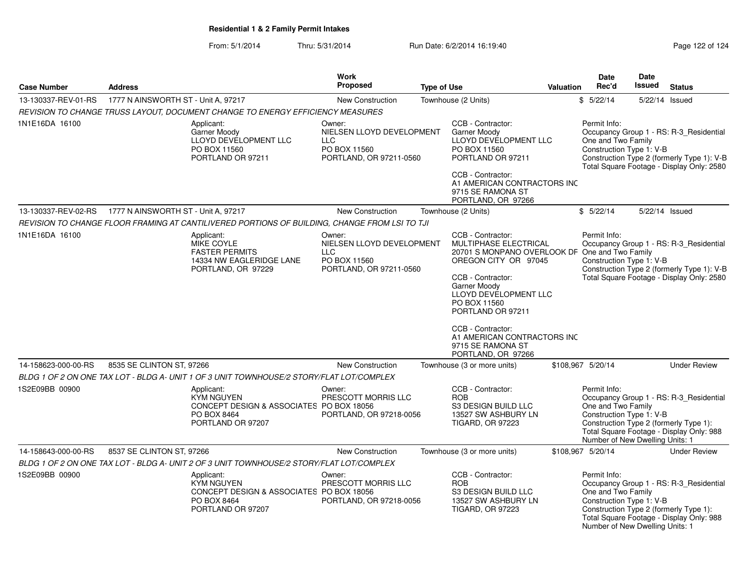**Residential 1 & 2 Family Permit Intakes**

From: 5/1/2014 Thru: 5/31/2014 Run Date: 6/2/2014 16:19:40

| Case Number | Address | Work Proposed | Type of Use | Valuation | Date Rec'd | Date Issued | Status |
|---|---|---|---|---|---|---|---|
| 13-130337-REV-01-RS | 1777 N AINSWORTH ST - Unit A, 97217 | New Construction | Townhouse (2 Units) | $ | 5/22/14 | 5/22/14 | Issued |

*REVISION TO CHANGE TRUSS LAYOUT, DOCUMENT CHANGE TO ENERGY EFFICIENCY MEASURES*

1N1E16DA 16100

Applicant: Garner Moody, LLOYD DEVELOPMENT LLC, PO BOX 11560, PORTLAND OR 97211

Owner: NIELSEN LLOYD DEVELOPMENT LLC, PO BOX 11560, PORTLAND, OR 97211-0560

CCB - Contractor: Garner Moody, LLOYD DEVELOPMENT LLC, PO BOX 11560, PORTLAND OR 97211

CCB - Contractor: A1 AMERICAN CONTRACTORS INC, 9715 SE RAMONA ST, PORTLAND, OR 97266

Permit Info: Occupancy Group 1 - RS: R-3_Residential One and Two Family; Construction Type 1: V-B; Construction Type 2 (formerly Type 1): V-B; Total Square Footage - Display Only: 2580

| Case Number | Address | Work Proposed | Type of Use | Valuation | Date Rec'd | Date Issued | Status |
|---|---|---|---|---|---|---|---|
| 13-130337-REV-02-RS | 1777 N AINSWORTH ST - Unit A, 97217 | New Construction | Townhouse (2 Units) | $ | 5/22/14 | 5/22/14 | Issued |

*REVISION TO CHANGE FLOOR FRAMING AT CANTILIVERED PORTIONS OF BUILDING, CHANGE FROM LSI TO TJI*

1N1E16DA 16100

Applicant: MIKE COYLE, FASTER PERMITS, 14334 NW EAGLERIDGE LANE, PORTLAND, OR 97229

Owner: NIELSEN LLOYD DEVELOPMENT LLC, PO BOX 11560, PORTLAND, OR 97211-0560

CCB - Contractor: MULTIPHASE ELECTRICAL, 20701 S MONPANO OVERLOOK DF, OREGON CITY OR 97045

CCB - Contractor: Garner Moody, LLOYD DEVELOPMENT LLC, PO BOX 11560, PORTLAND OR 97211

CCB - Contractor: A1 AMERICAN CONTRACTORS INC, 9715 SE RAMONA ST, PORTLAND, OR 97266

Permit Info: Occupancy Group 1 - RS: R-3_Residential One and Two Family; Construction Type 1: V-B; Construction Type 2 (formerly Type 1): V-B; Total Square Footage - Display Only: 2580

| Case Number | Address | Work Proposed | Type of Use | Valuation | Date Rec'd | Date Issued | Status |
|---|---|---|---|---|---|---|---|
| 14-158623-000-00-RS | 8535 SE CLINTON ST, 97266 | New Construction | Townhouse (3 or more units) | $108,967 | 5/20/14 | | Under Review |

*BLDG 1 OF 2 ON ONE TAX LOT - BLDG A- UNIT 1 OF 3 UNIT TOWNHOUSE/2 STORY/FLAT LOT/COMPLEX*

1S2E09BB 00900

Applicant: KYM NGUYEN, CONCEPT DESIGN & ASSOCIATES, PO BOX 8464, PORTLAND OR 97207

Owner: PRESCOTT MORRIS LLC, PO BOX 18056, PORTLAND, OR 97218-0056

CCB - Contractor: ROB, S3 DESIGN BUILD LLC, 13527 SW ASHBURY LN, TIGARD, OR 97223

Permit Info: Occupancy Group 1 - RS: R-3_Residential One and Two Family; Construction Type 1: V-B; Construction Type 2 (formerly Type 1):; Total Square Footage - Display Only: 988; Number of New Dwelling Units: 1

| Case Number | Address | Work Proposed | Type of Use | Valuation | Date Rec'd | Date Issued | Status |
|---|---|---|---|---|---|---|---|
| 14-158643-000-00-RS | 8537 SE CLINTON ST, 97266 | New Construction | Townhouse (3 or more units) | $108,967 | 5/20/14 | | Under Review |

*BLDG 1 OF 2 ON ONE TAX LOT - BLDG A- UNIT 2 OF 3 UNIT TOWNHOUSE/2 STORY/FLAT LOT/COMPLEX*

1S2E09BB 00900

Applicant: KYM NGUYEN, CONCEPT DESIGN & ASSOCIATES, PO BOX 8464, PORTLAND OR 97207

Owner: PRESCOTT MORRIS LLC, PO BOX 18056, PORTLAND, OR 97218-0056

CCB - Contractor: ROB, S3 DESIGN BUILD LLC, 13527 SW ASHBURY LN, TIGARD, OR 97223

Permit Info: Occupancy Group 1 - RS: R-3_Residential One and Two Family; Construction Type 1: V-B; Construction Type 2 (formerly Type 1):; Total Square Footage - Display Only: 988; Number of New Dwelling Units: 1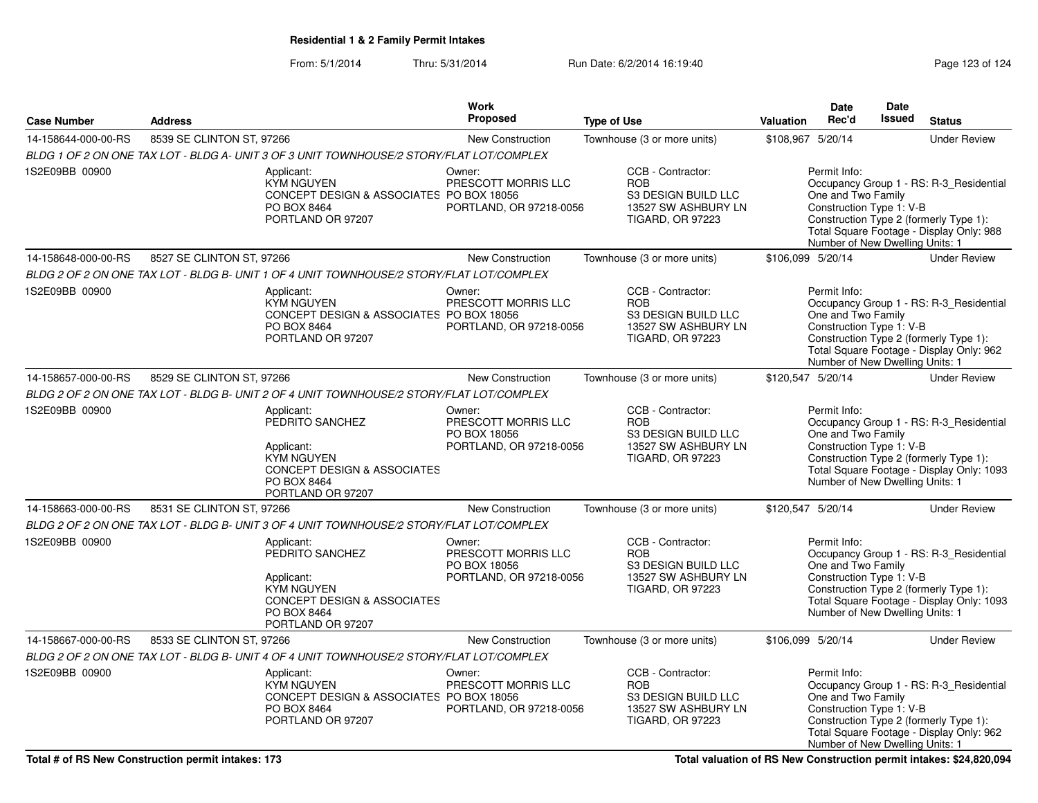## Residential 1 & 2 Family Permit Intakes

From: 5/1/2014 Thru: 5/31/2014 Run Date: 6/2/2014 16:19:40

| Case Number | Address | Work Proposed | Type of Use | Valuation | Date Rec'd | Date Issued | Status |
|---|---|---|---|---|---|---|---|
| 14-158644-000-00-RS | 8539 SE CLINTON ST, 97266 | New Construction | Townhouse (3 or more units) | $108,967 | 5/20/14 | | Under Review |

*BLDG 1 OF 2 ON ONE TAX LOT - BLDG A- UNIT 3 OF 3 UNIT TOWNHOUSE/2 STORY/FLAT LOT/COMPLEX*

1S2E09BB 00900

Applicant:
KYM NGUYEN
CONCEPT DESIGN & ASSOCIATES
PO BOX 8464
PORTLAND OR 97207

Owner:
PRESCOTT MORRIS LLC
PO BOX 18056
PORTLAND, OR 97218-0056

CCB - Contractor:
ROB
S3 DESIGN BUILD LLC
13527 SW ASHBURY LN
TIGARD, OR 97223

Permit Info:
Occupancy Group 1 - RS: R-3_Residential One and Two Family
Construction Type 1: V-B
Construction Type 2 (formerly Type 1):
Total Square Footage - Display Only: 988
Number of New Dwelling Units: 1

| Case Number | Address | Work Proposed | Type of Use | Valuation | Date Rec'd | Date Issued | Status |
|---|---|---|---|---|---|---|---|
| 14-158648-000-00-RS | 8527 SE CLINTON ST, 97266 | New Construction | Townhouse (3 or more units) | $106,099 | 5/20/14 | | Under Review |

*BLDG 2 OF 2 ON ONE TAX LOT - BLDG B- UNIT 1 OF 4 UNIT TOWNHOUSE/2 STORY/FLAT LOT/COMPLEX*

1S2E09BB 00900

Applicant:
KYM NGUYEN
CONCEPT DESIGN & ASSOCIATES
PO BOX 8464
PORTLAND OR 97207

Owner:
PRESCOTT MORRIS LLC
PO BOX 18056
PORTLAND, OR 97218-0056

CCB - Contractor:
ROB
S3 DESIGN BUILD LLC
13527 SW ASHBURY LN
TIGARD, OR 97223

Permit Info:
Occupancy Group 1 - RS: R-3_Residential One and Two Family
Construction Type 1: V-B
Construction Type 2 (formerly Type 1):
Total Square Footage - Display Only: 962
Number of New Dwelling Units: 1

| Case Number | Address | Work Proposed | Type of Use | Valuation | Date Rec'd | Date Issued | Status |
|---|---|---|---|---|---|---|---|
| 14-158657-000-00-RS | 8529 SE CLINTON ST, 97266 | New Construction | Townhouse (3 or more units) | $120,547 | 5/20/14 | | Under Review |

*BLDG 2 OF 2 ON ONE TAX LOT - BLDG B- UNIT 2 OF 4 UNIT TOWNHOUSE/2 STORY/FLAT LOT/COMPLEX*

1S2E09BB 00900

Applicant:
PEDRITO SANCHEZ

Applicant:
KYM NGUYEN
CONCEPT DESIGN & ASSOCIATES
PO BOX 8464
PORTLAND OR 97207

Owner:
PRESCOTT MORRIS LLC
PO BOX 18056
PORTLAND, OR 97218-0056

CCB - Contractor:
ROB
S3 DESIGN BUILD LLC
13527 SW ASHBURY LN
TIGARD, OR 97223

Permit Info:
Occupancy Group 1 - RS: R-3_Residential One and Two Family
Construction Type 1: V-B
Construction Type 2 (formerly Type 1):
Total Square Footage - Display Only: 1093
Number of New Dwelling Units: 1

| Case Number | Address | Work Proposed | Type of Use | Valuation | Date Rec'd | Date Issued | Status |
|---|---|---|---|---|---|---|---|
| 14-158663-000-00-RS | 8531 SE CLINTON ST, 97266 | New Construction | Townhouse (3 or more units) | $120,547 | 5/20/14 | | Under Review |

*BLDG 2 OF 2 ON ONE TAX LOT - BLDG B- UNIT 3 OF 4 UNIT TOWNHOUSE/2 STORY/FLAT LOT/COMPLEX*

1S2E09BB 00900

Applicant:
PEDRITO SANCHEZ

Applicant:
KYM NGUYEN
CONCEPT DESIGN & ASSOCIATES
PO BOX 8464
PORTLAND OR 97207

Owner:
PRESCOTT MORRIS LLC
PO BOX 18056
PORTLAND, OR 97218-0056

CCB - Contractor:
ROB
S3 DESIGN BUILD LLC
13527 SW ASHBURY LN
TIGARD, OR 97223

Permit Info:
Occupancy Group 1 - RS: R-3_Residential One and Two Family
Construction Type 1: V-B
Construction Type 2 (formerly Type 1):
Total Square Footage - Display Only: 1093
Number of New Dwelling Units: 1

| Case Number | Address | Work Proposed | Type of Use | Valuation | Date Rec'd | Date Issued | Status |
|---|---|---|---|---|---|---|---|
| 14-158667-000-00-RS | 8533 SE CLINTON ST, 97266 | New Construction | Townhouse (3 or more units) | $106,099 | 5/20/14 | | Under Review |

*BLDG 2 OF 2 ON ONE TAX LOT - BLDG B- UNIT 4 OF 4 UNIT TOWNHOUSE/2 STORY/FLAT LOT/COMPLEX*

1S2E09BB 00900

Applicant:
KYM NGUYEN
CONCEPT DESIGN & ASSOCIATES
PO BOX 8464
PORTLAND OR 97207

Owner:
PRESCOTT MORRIS LLC
PO BOX 18056
PORTLAND, OR 97218-0056

CCB - Contractor:
ROB
S3 DESIGN BUILD LLC
13527 SW ASHBURY LN
TIGARD, OR 97223

Permit Info:
Occupancy Group 1 - RS: R-3_Residential One and Two Family
Construction Type 1: V-B
Construction Type 2 (formerly Type 1):
Total Square Footage - Display Only: 962
Number of New Dwelling Units: 1

**Total # of RS New Construction permit intakes: 173**

**Total valuation of RS New Construction permit intakes: $24,820,094**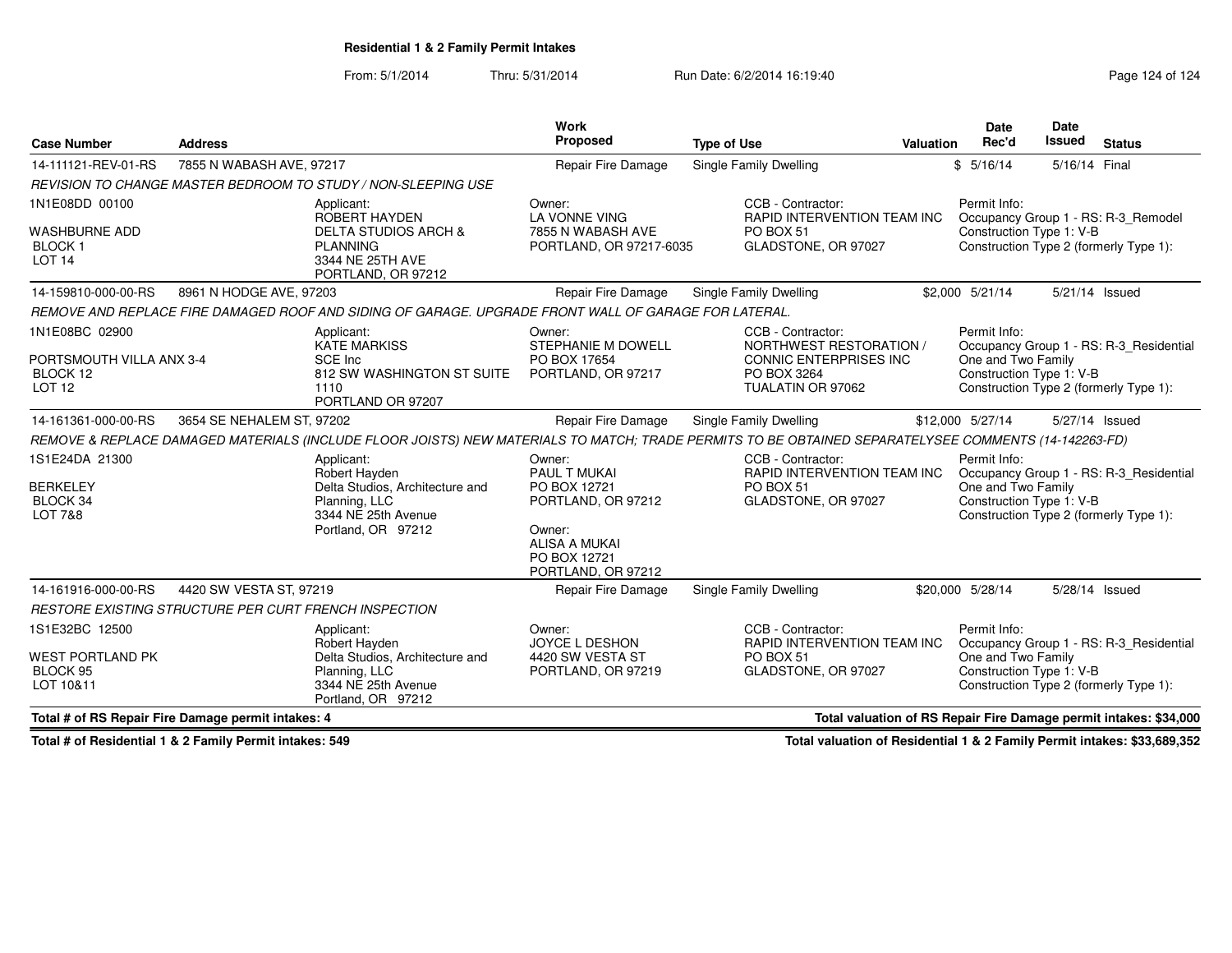**Residential 1 & 2 Family Permit Intakes**

From: 5/1/2014 Thru: 5/31/2014 Run Date: 6/2/2014 16:19:40

| Case Number | Address | | Work Proposed | Type of Use | Valuation | Date Rec'd | Date Issued | Status |
|---|---|---|---|---|---|---|---|---|
| 14-111121-REV-01-RS | 7855 N WABASH AVE, 97217 | | Repair Fire Damage | Single Family Dwelling | $ | 5/16/14 | 5/16/14 | Final |
| REVISION TO CHANGE MASTER BEDROOM TO STUDY / NON-SLEEPING USE | | | | | | | | |
| 1N1E08DD 00100<br>WASHBURNE ADD<br>BLOCK 1<br>LOT 14 | | Applicant:<br>ROBERT HAYDEN<br>DELTA STUDIOS ARCH & PLANNING<br>3344 NE 25TH AVE<br>PORTLAND, OR 97212 | Owner:<br>LA VONNE VING<br>7855 N WABASH AVE<br>PORTLAND, OR 97217-6035 | CCB - Contractor:<br>RAPID INTERVENTION TEAM INC<br>PO BOX 51<br>GLADSTONE, OR 97027 | | Permit Info:<br>Occupancy Group 1 - RS: R-3_Remodel<br>Construction Type 1: V-B<br>Construction Type 2 (formerly Type 1): | | |
| 14-159810-000-00-RS | 8961 N HODGE AVE, 97203 | | Repair Fire Damage | Single Family Dwelling | $2,000 | 5/21/14 | 5/21/14 | Issued |
| REMOVE AND REPLACE FIRE DAMAGED ROOF AND SIDING OF GARAGE. UPGRADE FRONT WALL OF GARAGE FOR LATERAL. | | | | | | | | |
| 1N1E08BC 02900<br>PORTSMOUTH VILLA ANX 3-4<br>BLOCK 12<br>LOT 12 | | Applicant:<br>KATE MARKISS<br>SCE Inc<br>812 SW WASHINGTON ST SUITE 1110<br>PORTLAND OR 97207 | Owner:<br>STEPHANIE M DOWELL<br>PO BOX 17654<br>PORTLAND, OR 97217 | CCB - Contractor:<br>NORTHWEST RESTORATION / CONNIC ENTERPRISES INC<br>PO BOX 3264<br>TUALATIN OR 97062 | | Permit Info:<br>Occupancy Group 1 - RS: R-3_Residential One and Two Family<br>Construction Type 1: V-B<br>Construction Type 2 (formerly Type 1): | | |
| 14-161361-000-00-RS | 3654 SE NEHALEM ST, 97202 | | Repair Fire Damage | Single Family Dwelling | $12,000 | 5/27/14 | 5/27/14 | Issued |
| REMOVE & REPLACE DAMAGED MATERIALS (INCLUDE FLOOR JOISTS) NEW MATERIALS TO MATCH; TRADE PERMITS TO BE OBTAINED SEPARATELYSEE COMMENTS (14-142263-FD) | | | | | | | | |
| 1S1E24DA 21300<br>BERKELEY<br>BLOCK 34<br>LOT 7&8 | | Applicant:<br>Robert Hayden<br>Delta Studios, Architecture and Planning, LLC<br>3344 NE 25th Avenue<br>Portland, OR 97212 | Owner:<br>PAUL T MUKAI<br>PO BOX 12721<br>PORTLAND, OR 97212<br>Owner:<br>ALISA A MUKAI<br>PO BOX 12721<br>PORTLAND, OR 97212 | CCB - Contractor:<br>RAPID INTERVENTION TEAM INC<br>PO BOX 51<br>GLADSTONE, OR 97027 | | Permit Info:<br>Occupancy Group 1 - RS: R-3_Residential One and Two Family<br>Construction Type 1: V-B<br>Construction Type 2 (formerly Type 1): | | |
| 14-161916-000-00-RS | 4420 SW VESTA ST, 97219 | | Repair Fire Damage | Single Family Dwelling | $20,000 | 5/28/14 | 5/28/14 | Issued |
| RESTORE EXISTING STRUCTURE PER CURT FRENCH INSPECTION | | | | | | | | |
| 1S1E32BC 12500<br>WEST PORTLAND PK<br>BLOCK 95<br>LOT 10&11 | | Applicant:<br>Robert Hayden<br>Delta Studios, Architecture and Planning, LLC<br>3344 NE 25th Avenue<br>Portland, OR 97212 | Owner:<br>JOYCE L DESHON<br>4420 SW VESTA ST<br>PORTLAND, OR 97219 | CCB - Contractor:<br>RAPID INTERVENTION TEAM INC<br>PO BOX 51<br>GLADSTONE, OR 97027 | | Permit Info:<br>Occupancy Group 1 - RS: R-3_Residential One and Two Family<br>Construction Type 1: V-B<br>Construction Type 2 (formerly Type 1): | | |

**Total # of RS Repair Fire Damage permit intakes: 4**

**Total valuation of RS Repair Fire Damage permit intakes: $34,000**

**Total # of Residential 1 & 2 Family Permit intakes: 549**

**Total valuation of Residential 1 & 2 Family Permit intakes: $33,689,352**